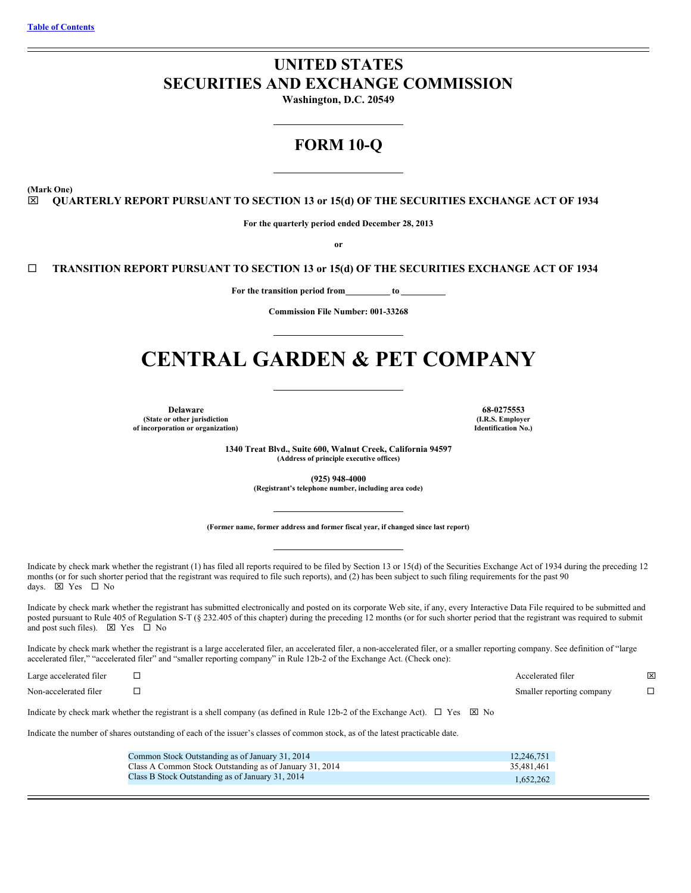[Table of Contents](#)

# UNITED STATES
# SECURITIES AND EXCHANGE COMMISSION

**Washington, D.C. 20549**

## FORM 10-Q

**(Mark One)**

☒ **QUARTERLY REPORT PURSUANT TO SECTION 13 or 15(d) OF THE SECURITIES EXCHANGE ACT OF 1934**

**For the quarterly period ended December 28, 2013**

**or**

☐ **TRANSITION REPORT PURSUANT TO SECTION 13 or 15(d) OF THE SECURITIES EXCHANGE ACT OF 1934**

**For the transition period from \_\_\_\_\_\_\_\_\_\_ to \_\_\_\_\_\_\_\_\_\_**

**Commission File Number: 001-33268**

# CENTRAL GARDEN & PET COMPANY

| **Delaware** | **68-0275553** |
|---|---|
| **(State or other jurisdiction of incorporation or organization)** | **(I.R.S. Employer Identification No.)** |

**1340 Treat Blvd., Suite 600, Walnut Creek, California 94597**
**(Address of principle executive offices)**

**(925) 948-4000**
**(Registrant's telephone number, including area code)**

**(Former name, former address and former fiscal year, if changed since last report)**

Indicate by check mark whether the registrant (1) has filed all reports required to be filed by Section 13 or 15(d) of the Securities Exchange Act of 1934 during the preceding 12 months (or for such shorter period that the registrant was required to file such reports), and (2) has been subject to such filing requirements for the past 90 days. ☒ Yes ☐ No

Indicate by check mark whether the registrant has submitted electronically and posted on its corporate Web site, if any, every Interactive Data File required to be submitted and posted pursuant to Rule 405 of Regulation S-T (§ 232.405 of this chapter) during the preceding 12 months (or for such shorter period that the registrant was required to submit and post such files). ☒ Yes ☐ No

Indicate by check mark whether the registrant is a large accelerated filer, an accelerated filer, a non-accelerated filer, or a smaller reporting company. See definition of "large accelerated filer," "accelerated filer" and "smaller reporting company" in Rule 12b-2 of the Exchange Act. (Check one):

| | | | |
|---|---|---|---|
| Large accelerated filer | ☐ | Accelerated filer | ☒ |
| Non-accelerated filer | ☐ | Smaller reporting company | ☐ |

Indicate by check mark whether the registrant is a shell company (as defined in Rule 12b-2 of the Exchange Act). ☐ Yes ☒ No

Indicate the number of shares outstanding of each of the issuer's classes of common stock, as of the latest practicable date.

| | |
|---|---|
| Common Stock Outstanding as of January 31, 2014 | 12,246,751 |
| Class A Common Stock Outstanding as of January 31, 2014 | 35,481,461 |
| Class B Stock Outstanding as of January 31, 2014 | 1,652,262 |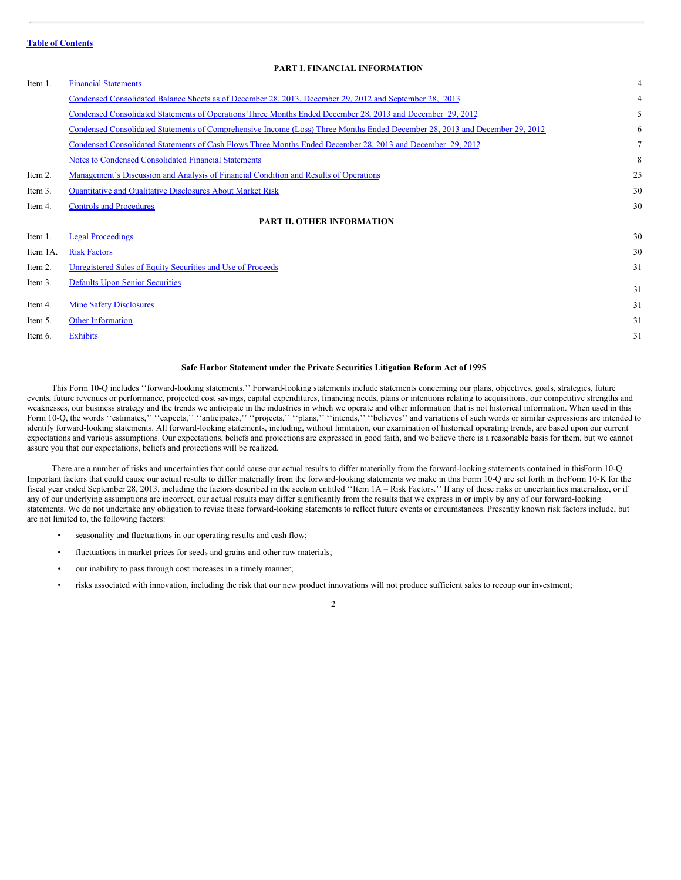**Table of Contents**

## PART I. FINANCIAL INFORMATION

| | | |
|---|---|---|
| Item 1. | Financial Statements | 4 |
| | Condensed Consolidated Balance Sheets as of December 28, 2013, December 29, 2012 and September 28, 2013 | 4 |
| | Condensed Consolidated Statements of Operations Three Months Ended December 28, 2013 and December 29, 2012 | 5 |
| | Condensed Consolidated Statements of Comprehensive Income (Loss) Three Months Ended December 28, 2013 and December 29, 2012 | 6 |
| | Condensed Consolidated Statements of Cash Flows Three Months Ended December 28, 2013 and December 29, 2012 | 7 |
| | Notes to Condensed Consolidated Financial Statements | 8 |
| Item 2. | Management's Discussion and Analysis of Financial Condition and Results of Operations | 25 |
| Item 3. | Quantitative and Qualitative Disclosures About Market Risk | 30 |
| Item 4. | Controls and Procedures | 30 |

## PART II. OTHER INFORMATION

| | | |
|---|---|---|
| Item 1. | Legal Proceedings | 30 |
| Item 1A. | Risk Factors | 30 |
| Item 2. | Unregistered Sales of Equity Securities and Use of Proceeds | 31 |
| Item 3. | Defaults Upon Senior Securities | 31 |
| Item 4. | Mine Safety Disclosures | 31 |
| Item 5. | Other Information | 31 |
| Item 6. | Exhibits | 31 |

### Safe Harbor Statement under the Private Securities Litigation Reform Act of 1995

This Form 10-Q includes ''forward-looking statements.'' Forward-looking statements include statements concerning our plans, objectives, goals, strategies, future events, future revenues or performance, projected cost savings, capital expenditures, financing needs, plans or intentions relating to acquisitions, our competitive strengths and weaknesses, our business strategy and the trends we anticipate in the industries in which we operate and other information that is not historical information. When used in this Form 10-Q, the words ''estimates,'' ''expects,'' ''anticipates,'' ''projects,'' ''plans,'' ''intends,'' ''believes'' and variations of such words or similar expressions are intended to identify forward-looking statements. All forward-looking statements, including, without limitation, our examination of historical operating trends, are based upon our current expectations and various assumptions. Our expectations, beliefs and projections are expressed in good faith, and we believe there is a reasonable basis for them, but we cannot assure you that our expectations, beliefs and projections will be realized.

There are a number of risks and uncertainties that could cause our actual results to differ materially from the forward-looking statements contained in this Form 10-Q. Important factors that could cause our actual results to differ materially from the forward-looking statements we make in this Form 10-Q are set forth in the Form 10-K for the fiscal year ended September 28, 2013, including the factors described in the section entitled ''Item 1A – Risk Factors.'' If any of these risks or uncertainties materialize, or if any of our underlying assumptions are incorrect, our actual results may differ significantly from the results that we express in or imply by any of our forward-looking statements. We do not undertake any obligation to revise these forward-looking statements to reflect future events or circumstances. Presently known risk factors include, but are not limited to, the following factors:

- seasonality and fluctuations in our operating results and cash flow;
- fluctuations in market prices for seeds and grains and other raw materials;
- our inability to pass through cost increases in a timely manner;
- risks associated with innovation, including the risk that our new product innovations will not produce sufficient sales to recoup our investment;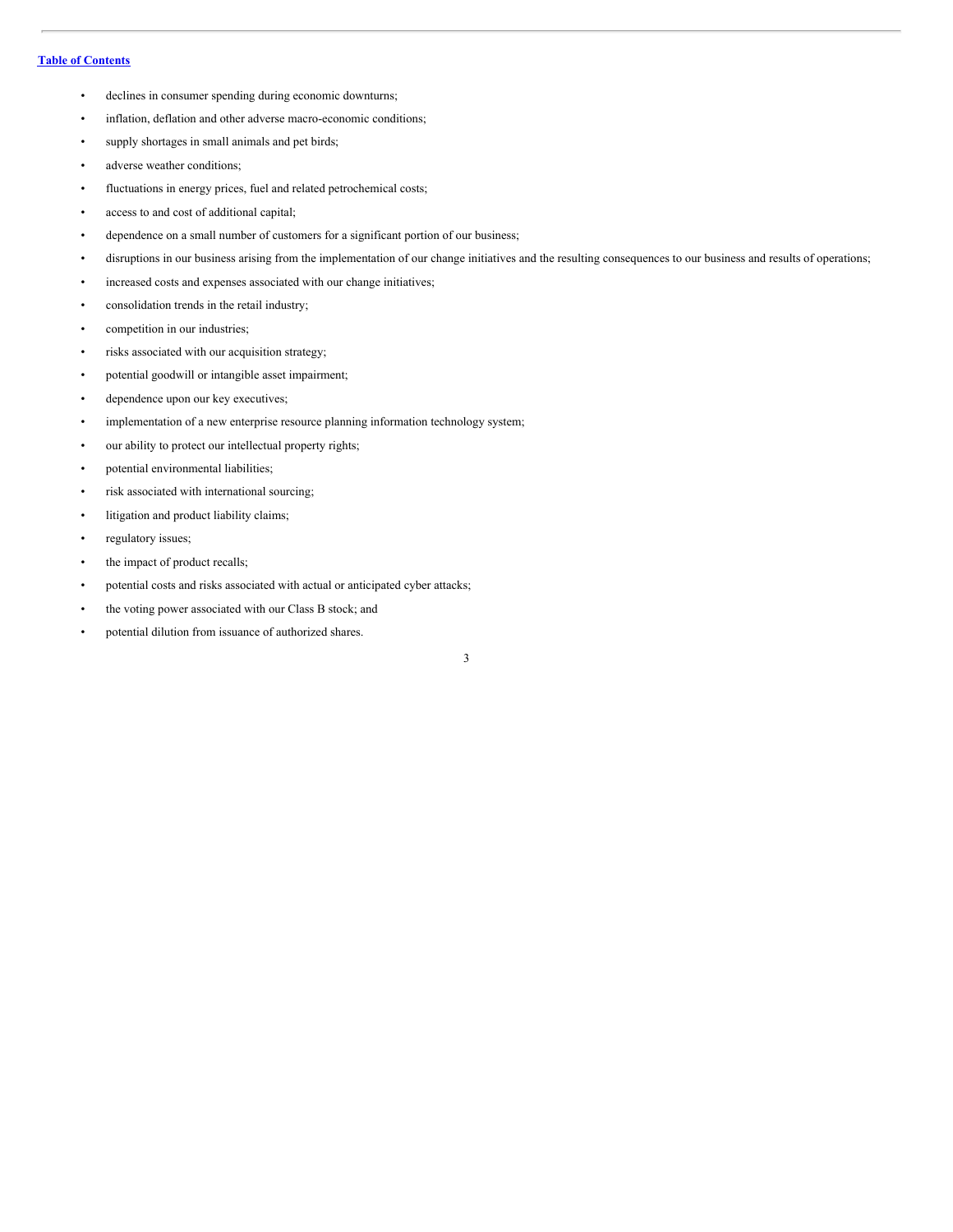- declines in consumer spending during economic downturns;
- inflation, deflation and other adverse macro-economic conditions;
- supply shortages in small animals and pet birds;
- adverse weather conditions;
- fluctuations in energy prices, fuel and related petrochemical costs;
- access to and cost of additional capital;
- dependence on a small number of customers for a significant portion of our business;
- disruptions in our business arising from the implementation of our change initiatives and the resulting consequences to our business and results of operations;
- increased costs and expenses associated with our change initiatives;
- consolidation trends in the retail industry;
- competition in our industries;
- risks associated with our acquisition strategy;
- potential goodwill or intangible asset impairment;
- dependence upon our key executives;
- implementation of a new enterprise resource planning information technology system;
- our ability to protect our intellectual property rights;
- potential environmental liabilities;
- risk associated with international sourcing;
- litigation and product liability claims;
- regulatory issues;
- the impact of product recalls;
- potential costs and risks associated with actual or anticipated cyber attacks;
- the voting power associated with our Class B stock; and
- potential dilution from issuance of authorized shares.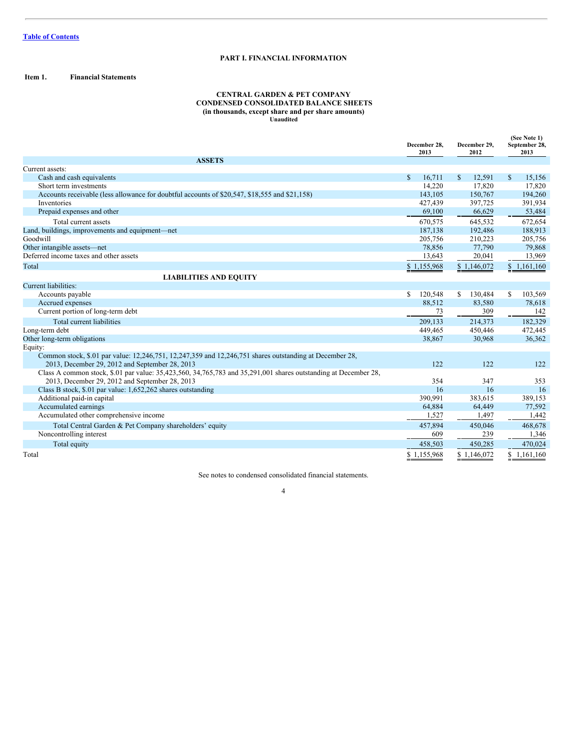[Table of Contents](#)

# PART I. FINANCIAL INFORMATION

## Item 1. Financial Statements

### CENTRAL GARDEN & PET COMPANY
### CONDENSED CONSOLIDATED BALANCE SHEETS
### (in thousands, except share and per share amounts)
**Unaudited**

| | December 28, 2013 | December 29, 2012 | (See Note 1) September 28, 2013 |
|---|---|---|---|
| **ASSETS** | | | |
| Current assets: | | | |
| Cash and cash equivalents | $ 16,711 | $ 12,591 | $ 15,156 |
| Short term investments | 14,220 | 17,820 | 17,820 |
| Accounts receivable (less allowance for doubtful accounts of $20,547, $18,555 and $21,158) | 143,105 | 150,767 | 194,260 |
| Inventories | 427,439 | 397,725 | 391,934 |
| Prepaid expenses and other | 69,100 | 66,629 | 53,484 |
| Total current assets | 670,575 | 645,532 | 672,654 |
| Land, buildings, improvements and equipment—net | 187,138 | 192,486 | 188,913 |
| Goodwill | 205,756 | 210,223 | 205,756 |
| Other intangible assets—net | 78,856 | 77,790 | 79,868 |
| Deferred income taxes and other assets | 13,643 | 20,041 | 13,969 |
| Total | $ 1,155,968 | $ 1,146,072 | $ 1,161,160 |
| **LIABILITIES AND EQUITY** | | | |
| Current liabilities: | | | |
| Accounts payable | $ 120,548 | $ 130,484 | $ 103,569 |
| Accrued expenses | 88,512 | 83,580 | 78,618 |
| Current portion of long-term debt | 73 | 309 | 142 |
| Total current liabilities | 209,133 | 214,373 | 182,329 |
| Long-term debt | 449,465 | 450,446 | 472,445 |
| Other long-term obligations | 38,867 | 30,968 | 36,362 |
| Equity: | | | |
| Common stock, $.01 par value: 12,246,751, 12,247,359 and 12,246,751 shares outstanding at December 28, 2013, December 29, 2012 and September 28, 2013 | 122 | 122 | 122 |
| Class A common stock, $.01 par value: 35,423,560, 34,765,783 and 35,291,001 shares outstanding at December 28, 2013, December 29, 2012 and September 28, 2013 | 354 | 347 | 353 |
| Class B stock, $.01 par value: 1,652,262 shares outstanding | 16 | 16 | 16 |
| Additional paid-in capital | 390,991 | 383,615 | 389,153 |
| Accumulated earnings | 64,884 | 64,449 | 77,592 |
| Accumulated other comprehensive income | 1,527 | 1,497 | 1,442 |
| Total Central Garden & Pet Company shareholders' equity | 457,894 | 450,046 | 468,678 |
| Noncontrolling interest | 609 | 239 | 1,346 |
| Total equity | 458,503 | 450,285 | 470,024 |
| Total | $ 1,155,968 | $ 1,146,072 | $ 1,161,160 |

See notes to condensed consolidated financial statements.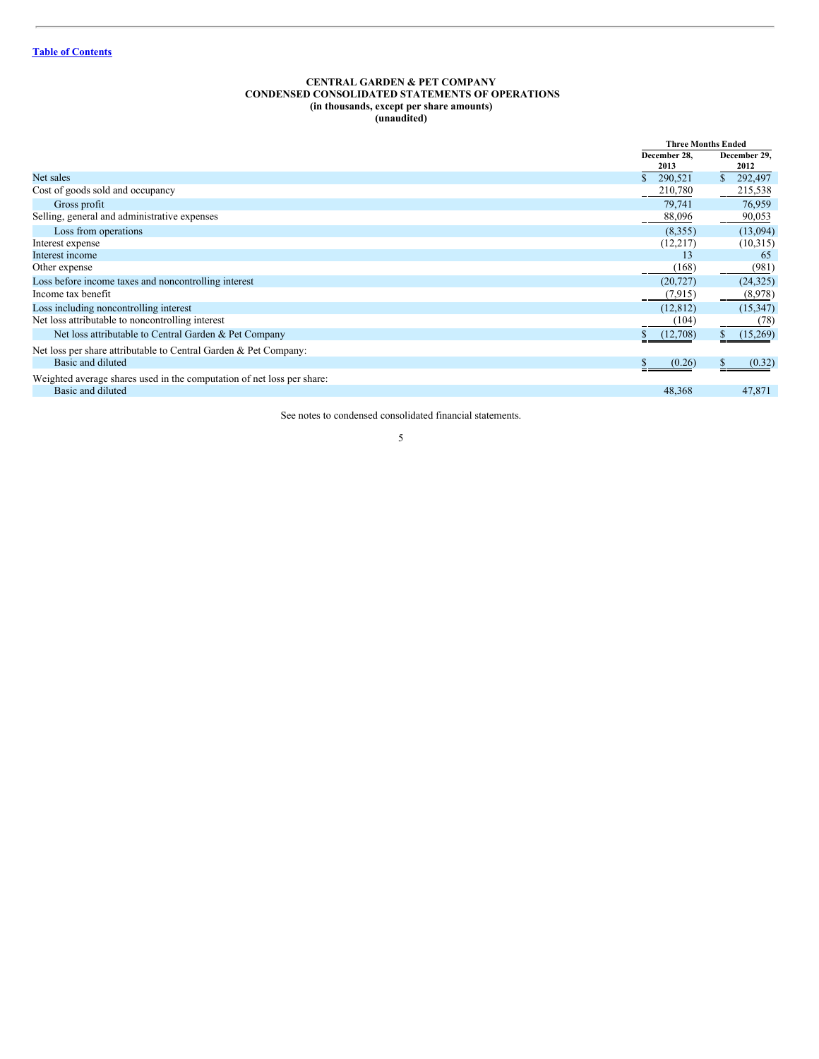[Table of Contents](#)

**CENTRAL GARDEN & PET COMPANY**
**CONDENSED CONSOLIDATED STATEMENTS OF OPERATIONS**
**(in thousands, except per share amounts)**
**(unaudited)**

| | Three Months Ended | |
|---|---|---|
| | December 28, 2013 | December 29, 2012 |
| Net sales | $ 290,521 | $ 292,497 |
| Cost of goods sold and occupancy | 210,780 | 215,538 |
| Gross profit | 79,741 | 76,959 |
| Selling, general and administrative expenses | 88,096 | 90,053 |
| Loss from operations | (8,355) | (13,094) |
| Interest expense | (12,217) | (10,315) |
| Interest income | 13 | 65 |
| Other expense | (168) | (981) |
| Loss before income taxes and noncontrolling interest | (20,727) | (24,325) |
| Income tax benefit | (7,915) | (8,978) |
| Loss including noncontrolling interest | (12,812) | (15,347) |
| Net loss attributable to noncontrolling interest | (104) | (78) |
| Net loss attributable to Central Garden & Pet Company | $ (12,708) | $ (15,269) |
| Net loss per share attributable to Central Garden & Pet Company: | | |
| Basic and diluted | $ (0.26) | $ (0.32) |
| Weighted average shares used in the computation of net loss per share: | | |
| Basic and diluted | 48,368 | 47,871 |

See notes to condensed consolidated financial statements.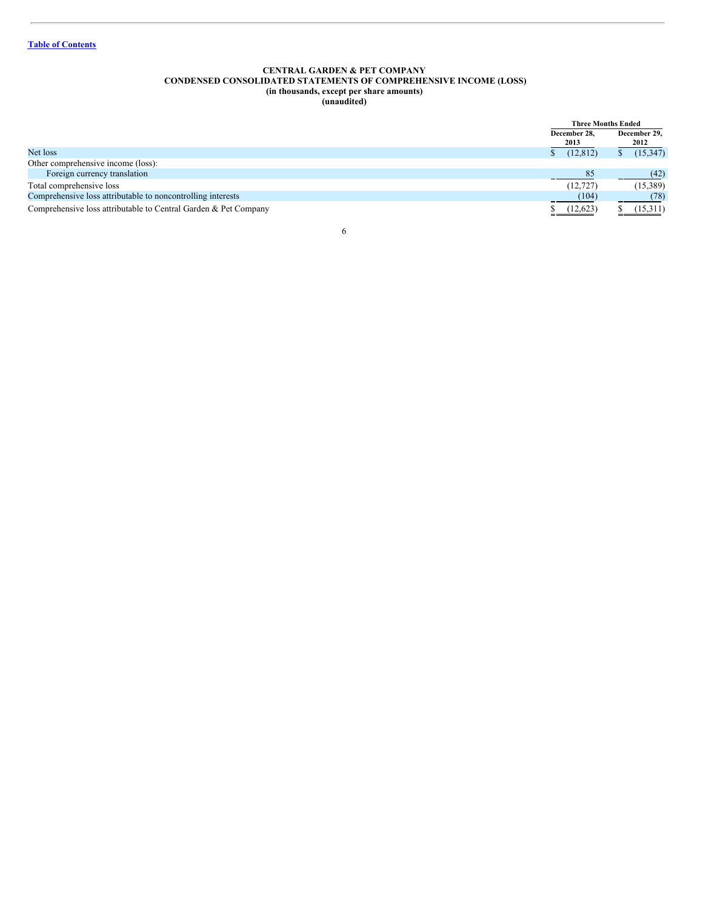[Table of Contents](#)

**CENTRAL GARDEN & PET COMPANY**
**CONDENSED CONSOLIDATED STATEMENTS OF COMPREHENSIVE INCOME (LOSS)**
**(in thousands, except per share amounts)**
**(unaudited)**

| | Three Months Ended | |
|---|---|---|
| | December 28, 2013 | December 29, 2012 |
| Net loss | $ (12,812) | $ (15,347) |
| Other comprehensive income (loss): | | |
| Foreign currency translation | 85 | (42) |
| Total comprehensive loss | (12,727) | (15,389) |
| Comprehensive loss attributable to noncontrolling interests | (104) | (78) |
| Comprehensive loss attributable to Central Garden & Pet Company | $ (12,623) | $ (15,311) |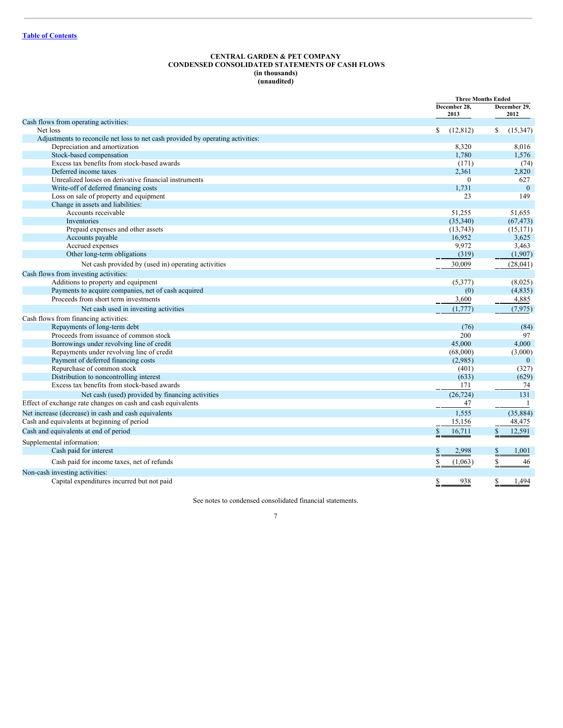[Table of Contents](#)

# CENTRAL GARDEN & PET COMPANY
## CONDENSED CONSOLIDATED STATEMENTS OF CASH FLOWS
**(in thousands)**
**(unaudited)**

| | Three Months Ended | |
|---|---|---|
| | December 28, 2013 | December 29, 2012 |
| Cash flows from operating activities: | | |
| Net loss | $ (12,812) | $ (15,347) |
| Adjustments to reconcile net loss to net cash provided by operating activities: | | |
| Depreciation and amortization | 8,320 | 8,016 |
| Stock-based compensation | 1,780 | 1,576 |
| Excess tax benefits from stock-based awards | (171) | (74) |
| Deferred income taxes | 2,361 | 2,820 |
| Unrealized losses on derivative financial instruments | 0 | 627 |
| Write-off of deferred financing costs | 1,731 | 0 |
| Loss on sale of property and equipment | 23 | 149 |
| Change in assets and liabilities: | | |
| Accounts receivable | 51,255 | 51,655 |
| Inventories | (35,340) | (67,473) |
| Prepaid expenses and other assets | (13,743) | (15,171) |
| Accounts payable | 16,952 | 3,625 |
| Accrued expenses | 9,972 | 3,463 |
| Other long-term obligations | (319) | (1,907) |
| Net cash provided by (used in) operating activities | 30,009 | (28,041) |
| Cash flows from investing activities: | | |
| Additions to property and equipment | (5,377) | (8,025) |
| Payments to acquire companies, net of cash acquired | (0) | (4,835) |
| Proceeds from short term investments | 3,600 | 4,885 |
| Net cash used in investing activities | (1,777) | (7,975) |
| Cash flows from financing activities: | | |
| Repayments of long-term debt | (76) | (84) |
| Proceeds from issuance of common stock | 200 | 97 |
| Borrowings under revolving line of credit | 45,000 | 4,000 |
| Repayments under revolving line of credit | (68,000) | (3,000) |
| Payment of deferred financing costs | (2,985) | 0 |
| Repurchase of common stock | (401) | (327) |
| Distribution to noncontrolling interest | (633) | (629) |
| Excess tax benefits from stock-based awards | 171 | 74 |
| Net cash (used) provided by financing activities | (26,724) | 131 |
| Effect of exchange rate changes on cash and cash equivalents | 47 | 1 |
| Net increase (decrease) in cash and cash equivalents | 1,555 | (35,884) |
| Cash and equivalents at beginning of period | 15,156 | 48,475 |
| Cash and equivalents at end of period | $ 16,711 | $ 12,591 |
| Supplemental information: | | |
| Cash paid for interest | $ 2,998 | $ 1,001 |
| Cash paid for income taxes, net of refunds | $ (1,063) | $ 46 |
| Non-cash investing activities: | | |
| Capital expenditures incurred but not paid | $ 938 | $ 1,494 |

See notes to condensed consolidated financial statements.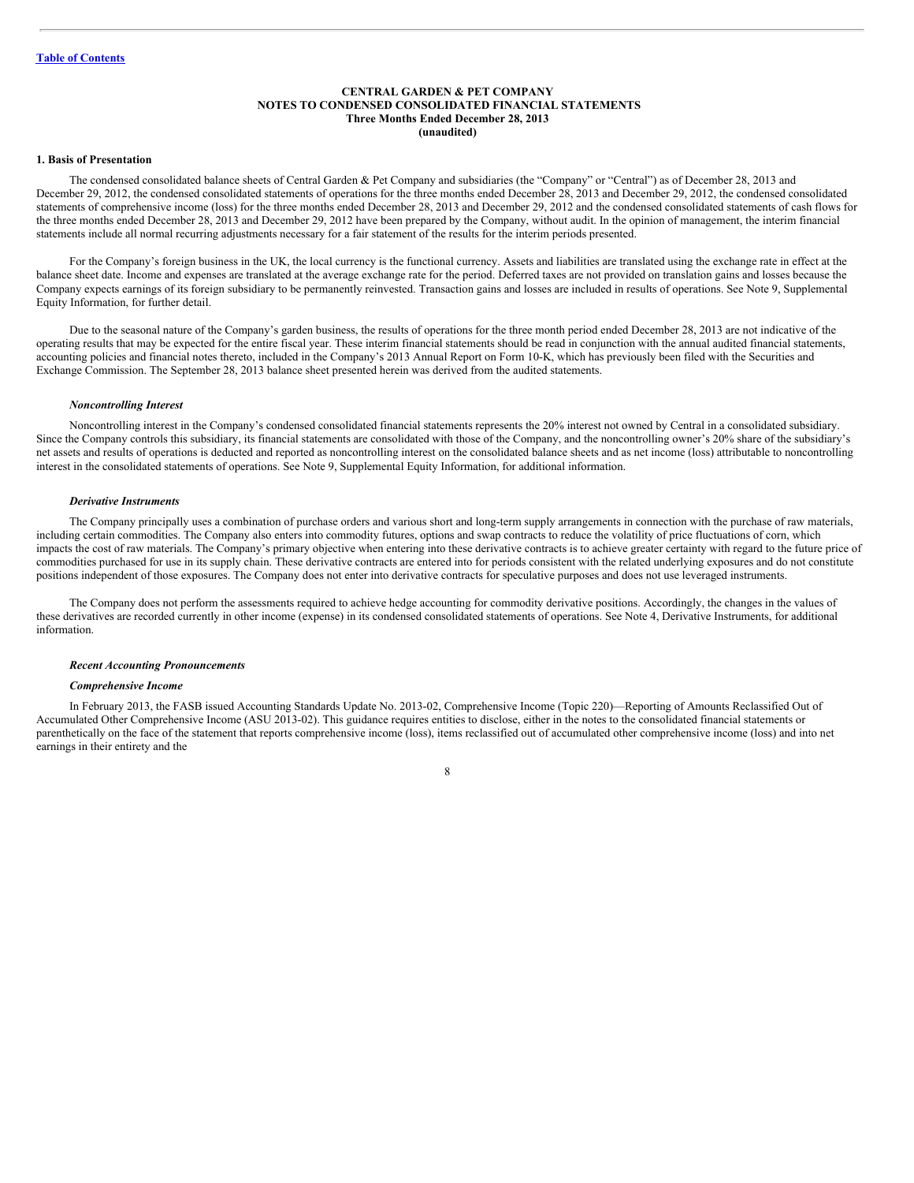**CENTRAL GARDEN & PET COMPANY**
**NOTES TO CONDENSED CONSOLIDATED FINANCIAL STATEMENTS**
**Three Months Ended December 28, 2013**
**(unaudited)**

### 1. Basis of Presentation

The condensed consolidated balance sheets of Central Garden & Pet Company and subsidiaries (the "Company" or "Central") as of December 28, 2013 and December 29, 2012, the condensed consolidated statements of operations for the three months ended December 28, 2013 and December 29, 2012, the condensed consolidated statements of comprehensive income (loss) for the three months ended December 28, 2013 and December 29, 2012 and the condensed consolidated statements of cash flows for the three months ended December 28, 2013 and December 29, 2012 have been prepared by the Company, without audit. In the opinion of management, the interim financial statements include all normal recurring adjustments necessary for a fair statement of the results for the interim periods presented.

For the Company's foreign business in the UK, the local currency is the functional currency. Assets and liabilities are translated using the exchange rate in effect at the balance sheet date. Income and expenses are translated at the average exchange rate for the period. Deferred taxes are not provided on translation gains and losses because the Company expects earnings of its foreign subsidiary to be permanently reinvested. Transaction gains and losses are included in results of operations. See Note 9, Supplemental Equity Information, for further detail.

Due to the seasonal nature of the Company's garden business, the results of operations for the three month period ended December 28, 2013 are not indicative of the operating results that may be expected for the entire fiscal year. These interim financial statements should be read in conjunction with the annual audited financial statements, accounting policies and financial notes thereto, included in the Company's 2013 Annual Report on Form 10-K, which has previously been filed with the Securities and Exchange Commission. The September 28, 2013 balance sheet presented herein was derived from the audited statements.

#### *Noncontrolling Interest*

Noncontrolling interest in the Company's condensed consolidated financial statements represents the 20% interest not owned by Central in a consolidated subsidiary. Since the Company controls this subsidiary, its financial statements are consolidated with those of the Company, and the noncontrolling owner's 20% share of the subsidiary's net assets and results of operations is deducted and reported as noncontrolling interest on the consolidated balance sheets and as net income (loss) attributable to noncontrolling interest in the consolidated statements of operations. See Note 9, Supplemental Equity Information, for additional information.

#### *Derivative Instruments*

The Company principally uses a combination of purchase orders and various short and long-term supply arrangements in connection with the purchase of raw materials, including certain commodities. The Company also enters into commodity futures, options and swap contracts to reduce the volatility of price fluctuations of corn, which impacts the cost of raw materials. The Company's primary objective when entering into these derivative contracts is to achieve greater certainty with regard to the future price of commodities purchased for use in its supply chain. These derivative contracts are entered into for periods consistent with the related underlying exposures and do not constitute positions independent of those exposures. The Company does not enter into derivative contracts for speculative purposes and does not use leveraged instruments.

The Company does not perform the assessments required to achieve hedge accounting for commodity derivative positions. Accordingly, the changes in the values of these derivatives are recorded currently in other income (expense) in its condensed consolidated statements of operations. See Note 4, Derivative Instruments, for additional information.

#### *Recent Accounting Pronouncements*

#### *Comprehensive Income*

In February 2013, the FASB issued Accounting Standards Update No. 2013-02, Comprehensive Income (Topic 220)—Reporting of Amounts Reclassified Out of Accumulated Other Comprehensive Income (ASU 2013-02). This guidance requires entities to disclose, either in the notes to the consolidated financial statements or parenthetically on the face of the statement that reports comprehensive income (loss), items reclassified out of accumulated other comprehensive income (loss) and into net earnings in their entirety and the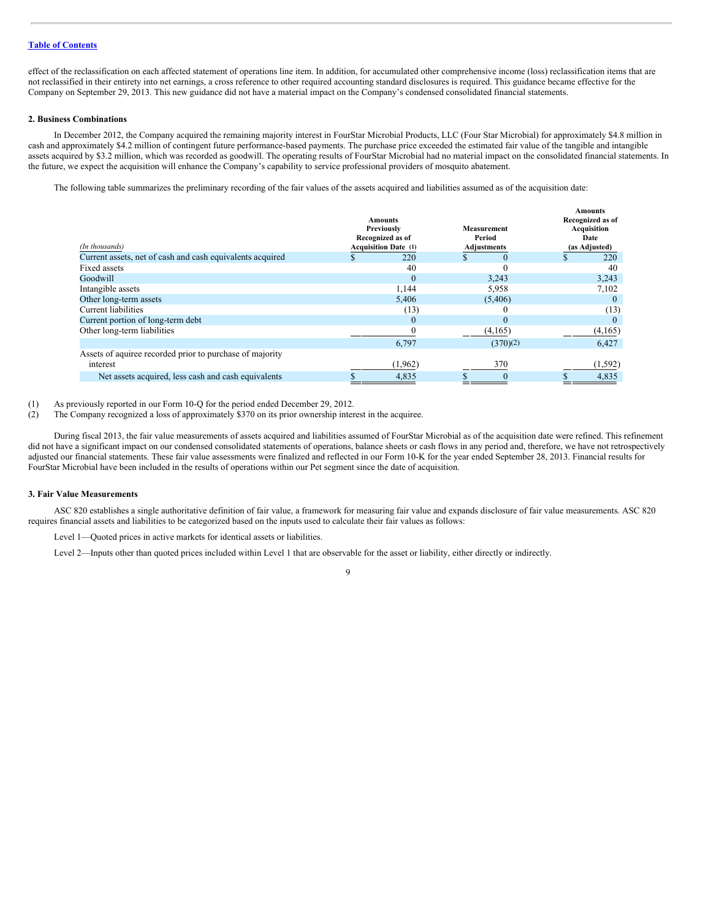Table of Contents

effect of the reclassification on each affected statement of operations line item. In addition, for accumulated other comprehensive income (loss) reclassification items that are not reclassified in their entirety into net earnings, a cross reference to other required accounting standard disclosures is required. This guidance became effective for the Company on September 29, 2013. This new guidance did not have a material impact on the Company's condensed consolidated financial statements.

**2. Business Combinations**

In December 2012, the Company acquired the remaining majority interest in FourStar Microbial Products, LLC (Four Star Microbial) for approximately $4.8 million in cash and approximately $4.2 million of contingent future performance-based payments. The purchase price exceeded the estimated fair value of the tangible and intangible assets acquired by $3.2 million, which was recorded as goodwill. The operating results of FourStar Microbial had no material impact on the consolidated financial statements. In the future, we expect the acquisition will enhance the Company's capability to service professional providers of mosquito abatement.

The following table summarizes the preliminary recording of the fair values of the assets acquired and liabilities assumed as of the acquisition date:

| *(In thousands)* | Amounts Previously Recognized as of Acquisition Date (1) | Measurement Period Adjustments | Amounts Recognized as of Acquisition Date (as Adjusted) |
|---|---|---|---|
| Current assets, net of cash and cash equivalents acquired | $ 220 | $ 0 | $ 220 |
| Fixed assets | 40 | 0 | 40 |
| Goodwill | 0 | 3,243 | 3,243 |
| Intangible assets | 1,144 | 5,958 | 7,102 |
| Other long-term assets | 5,406 | (5,406) | 0 |
| Current liabilities | (13) | 0 | (13) |
| Current portion of long-term debt | 0 | 0 | 0 |
| Other long-term liabilities | 0 | (4,165) | (4,165) |
| | 6,797 | (370)(2) | 6,427 |
| Assets of aquiree recorded prior to purchase of majority interest | (1,962) | 370 | (1,592) |
| Net assets acquired, less cash and cash equivalents | $ 4,835 | $ 0 | $ 4,835 |

(1) As previously reported in our Form 10-Q for the period ended December 29, 2012.
(2) The Company recognized a loss of approximately $370 on its prior ownership interest in the acquiree.

During fiscal 2013, the fair value measurements of assets acquired and liabilities assumed of FourStar Microbial as of the acquisition date were refined. This refinement did not have a significant impact on our condensed consolidated statements of operations, balance sheets or cash flows in any period and, therefore, we have not retrospectively adjusted our financial statements. These fair value assessments were finalized and reflected in our Form 10-K for the year ended September 28, 2013. Financial results for FourStar Microbial have been included in the results of operations within our Pet segment since the date of acquisition.

**3. Fair Value Measurements**

ASC 820 establishes a single authoritative definition of fair value, a framework for measuring fair value and expands disclosure of fair value measurements. ASC 820 requires financial assets and liabilities to be categorized based on the inputs used to calculate their fair values as follows:

Level 1—Quoted prices in active markets for identical assets or liabilities.

Level 2—Inputs other than quoted prices included within Level 1 that are observable for the asset or liability, either directly or indirectly.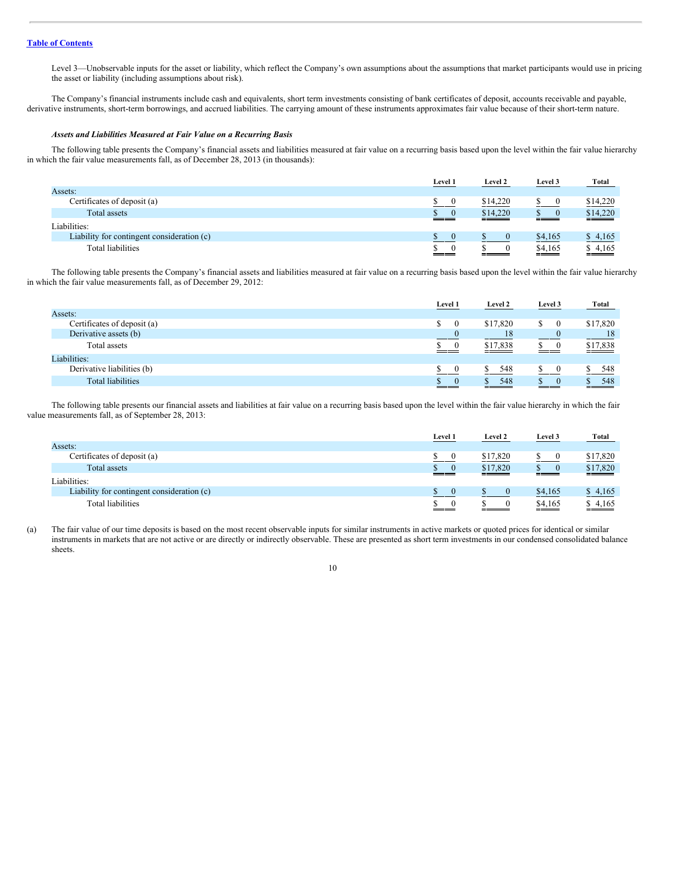Level 3—Unobservable inputs for the asset or liability, which reflect the Company's own assumptions about the assumptions that market participants would use in pricing the asset or liability (including assumptions about risk).

The Company's financial instruments include cash and equivalents, short term investments consisting of bank certificates of deposit, accounts receivable and payable, derivative instruments, short-term borrowings, and accrued liabilities. The carrying amount of these instruments approximates fair value because of their short-term nature.

***Assets and Liabilities Measured at Fair Value on a Recurring Basis***

The following table presents the Company's financial assets and liabilities measured at fair value on a recurring basis based upon the level within the fair value hierarchy in which the fair value measurements fall, as of December 28, 2013 (in thousands):

| | Level 1 | Level 2 | Level 3 | Total |
|---|---|---|---|---|
| Assets: | | | | |
| Certificates of deposit (a) | $ 0 | $14,220 | $ 0 | $14,220 |
| Total assets | $ 0 | $14,220 | $ 0 | $14,220 |
| Liabilities: | | | | |
| Liability for contingent consideration (c) | $ 0 | $ 0 | $4,165 | $ 4,165 |
| Total liabilities | $ 0 | $ 0 | $4,165 | $ 4,165 |

The following table presents the Company's financial assets and liabilities measured at fair value on a recurring basis based upon the level within the fair value hierarchy in which the fair value measurements fall, as of December 29, 2012:

| | Level 1 | Level 2 | Level 3 | Total |
|---|---|---|---|---|
| Assets: | | | | |
| Certificates of deposit (a) | $ 0 | $17,820 | $ 0 | $17,820 |
| Derivative assets (b) | 0 | 18 | 0 | 18 |
| Total assets | $ 0 | $17,838 | $ 0 | $17,838 |
| Liabilities: | | | | |
| Derivative liabilities (b) | $ 0 | $ 548 | $ 0 | $ 548 |
| Total liabilities | $ 0 | $ 548 | $ 0 | $ 548 |

The following table presents our financial assets and liabilities at fair value on a recurring basis based upon the level within the fair value hierarchy in which the fair value measurements fall, as of September 28, 2013:

| | Level 1 | Level 2 | Level 3 | Total |
|---|---|---|---|---|
| Assets: | | | | |
| Certificates of deposit (a) | $ 0 | $17,820 | $ 0 | $17,820 |
| Total assets | $ 0 | $17,820 | $ 0 | $17,820 |
| Liabilities: | | | | |
| Liability for contingent consideration (c) | $ 0 | $ 0 | $4,165 | $ 4,165 |
| Total liabilities | $ 0 | $ 0 | $4,165 | $ 4,165 |

(a) The fair value of our time deposits is based on the most recent observable inputs for similar instruments in active markets or quoted prices for identical or similar instruments in markets that are not active or are directly or indirectly observable. These are presented as short term investments in our condensed consolidated balance sheets.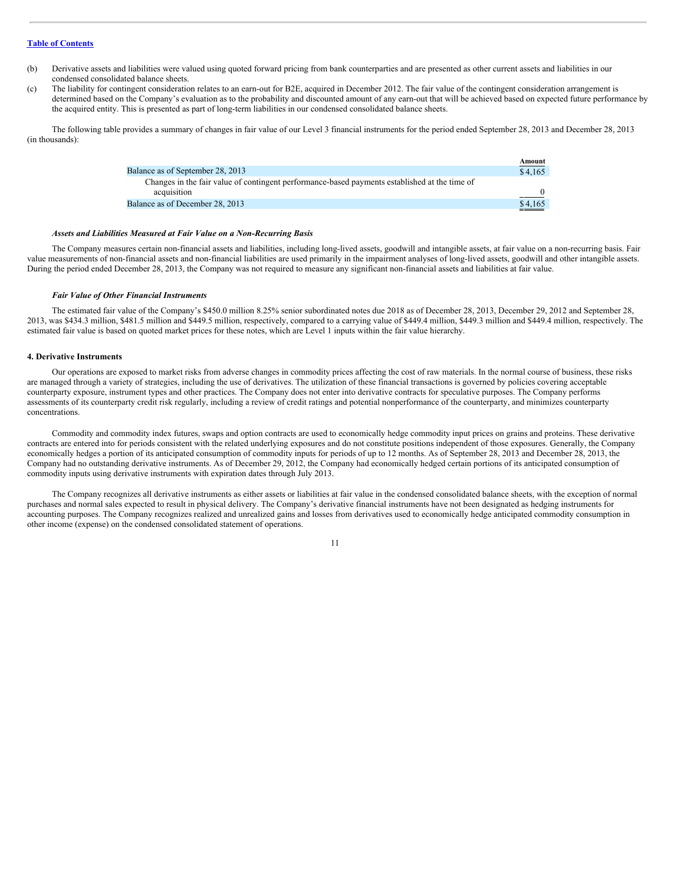[Table of Contents](#)

(b) Derivative assets and liabilities were valued using quoted forward pricing from bank counterparties and are presented as other current assets and liabilities in our condensed consolidated balance sheets.

(c) The liability for contingent consideration relates to an earn-out for B2E, acquired in December 2012. The fair value of the contingent consideration arrangement is determined based on the Company's evaluation as to the probability and discounted amount of any earn-out that will be achieved based on expected future performance by the acquired entity. This is presented as part of long-term liabilities in our condensed consolidated balance sheets.

The following table provides a summary of changes in fair value of our Level 3 financial instruments for the period ended September 28, 2013 and December 28, 2013 (in thousands):

| | Amount |
|---|---|
| Balance as of September 28, 2013 | $4,165 |
| Changes in the fair value of contingent performance-based payments established at the time of acquisition | 0 |
| Balance as of December 28, 2013 | $4,165 |

#### *Assets and Liabilities Measured at Fair Value on a Non-Recurring Basis*

The Company measures certain non-financial assets and liabilities, including long-lived assets, goodwill and intangible assets, at fair value on a non-recurring basis. Fair value measurements of non-financial assets and non-financial liabilities are used primarily in the impairment analyses of long-lived assets, goodwill and other intangible assets. During the period ended December 28, 2013, the Company was not required to measure any significant non-financial assets and liabilities at fair value.

#### *Fair Value of Other Financial Instruments*

The estimated fair value of the Company's $450.0 million 8.25% senior subordinated notes due 2018 as of December 28, 2013, December 29, 2012 and September 28, 2013, was $434.3 million, $481.5 million and $449.5 million, respectively, compared to a carrying value of $449.4 million, $449.3 million and $449.4 million, respectively. The estimated fair value is based on quoted market prices for these notes, which are Level 1 inputs within the fair value hierarchy.

### 4. Derivative Instruments

Our operations are exposed to market risks from adverse changes in commodity prices affecting the cost of raw materials. In the normal course of business, these risks are managed through a variety of strategies, including the use of derivatives. The utilization of these financial transactions is governed by policies covering acceptable counterparty exposure, instrument types and other practices. The Company does not enter into derivative contracts for speculative purposes. The Company performs assessments of its counterparty credit risk regularly, including a review of credit ratings and potential nonperformance of the counterparty, and minimizes counterparty concentrations.

Commodity and commodity index futures, swaps and option contracts are used to economically hedge commodity input prices on grains and proteins. These derivative contracts are entered into for periods consistent with the related underlying exposures and do not constitute positions independent of those exposures. Generally, the Company economically hedges a portion of its anticipated consumption of commodity inputs for periods of up to 12 months. As of September 28, 2013 and December 28, 2013, the Company had no outstanding derivative instruments. As of December 29, 2012, the Company had economically hedged certain portions of its anticipated consumption of commodity inputs using derivative instruments with expiration dates through July 2013.

The Company recognizes all derivative instruments as either assets or liabilities at fair value in the condensed consolidated balance sheets, with the exception of normal purchases and normal sales expected to result in physical delivery. The Company's derivative financial instruments have not been designated as hedging instruments for accounting purposes. The Company recognizes realized and unrealized gains and losses from derivatives used to economically hedge anticipated commodity consumption in other income (expense) on the condensed consolidated statement of operations.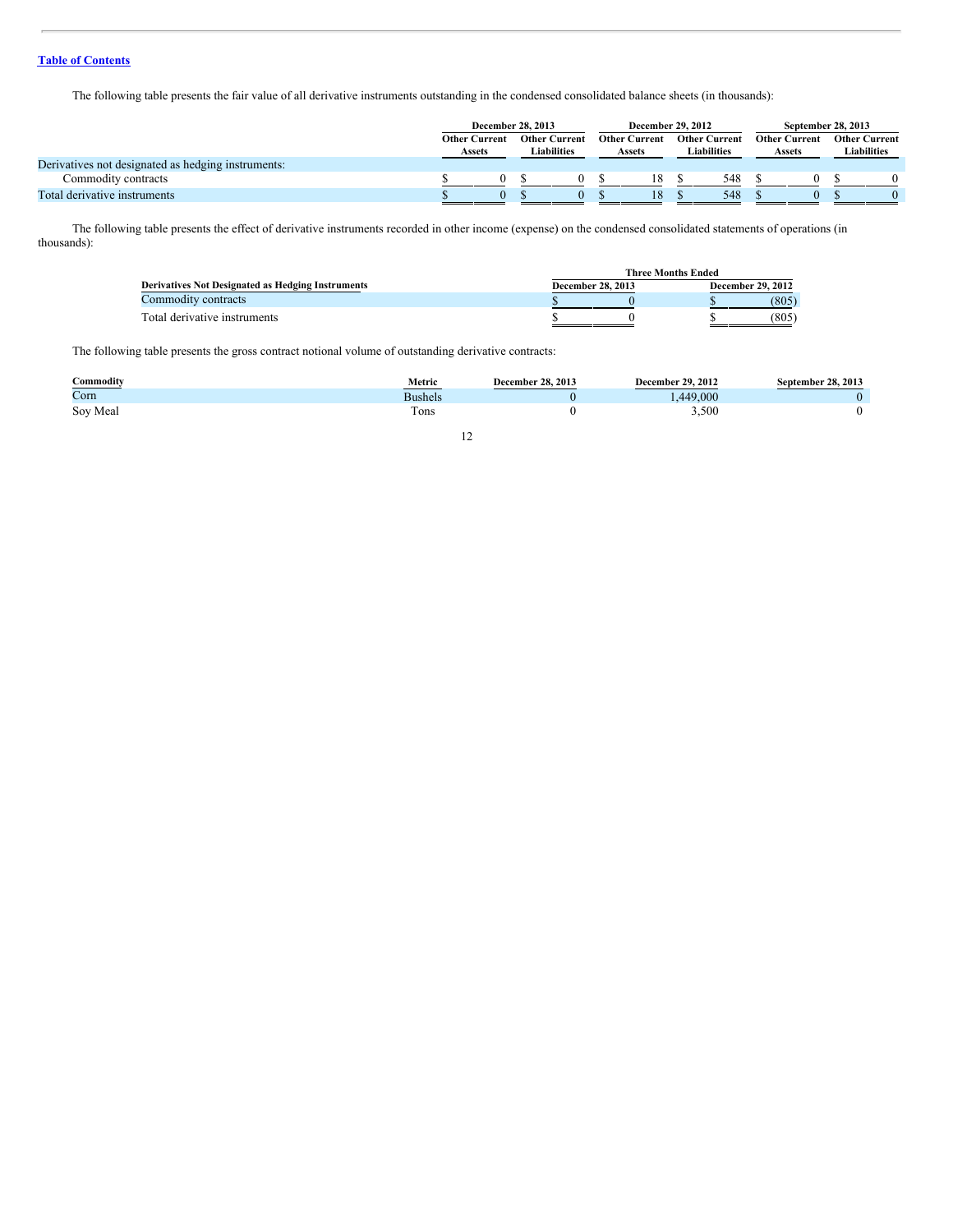The following table presents the fair value of all derivative instruments outstanding in the condensed consolidated balance sheets (in thousands):

| | December 28, 2013 | | December 29, 2012 | | September 28, 2013 | |
|---|---|---|---|---|---|---|
| | Other Current Assets | Other Current Liabilities | Other Current Assets | Other Current Liabilities | Other Current Assets | Other Current Liabilities |
| Derivatives not designated as hedging instruments: | | | | | | |
| Commodity contracts | $ 0 | $ 0 | $ 18 | $ 548 | $ 0 | $ 0 |
| Total derivative instruments | $ 0 | $ 0 | $ 18 | $ 548 | $ 0 | $ 0 |

The following table presents the effect of derivative instruments recorded in other income (expense) on the condensed consolidated statements of operations (in thousands):

| | Three Months Ended | |
|---|---|---|
| Derivatives Not Designated as Hedging Instruments | December 28, 2013 | December 29, 2012 |
| Commodity contracts | $ 0 | $ (805) |
| Total derivative instruments | $ 0 | $ (805) |

The following table presents the gross contract notional volume of outstanding derivative contracts:

| Commodity | Metric | December 28, 2013 | December 29, 2012 | September 28, 2013 |
|---|---|---|---|---|
| Corn | Bushels | 0 | 1,449,000 | 0 |
| Soy Meal | Tons | 0 | 3,500 | 0 |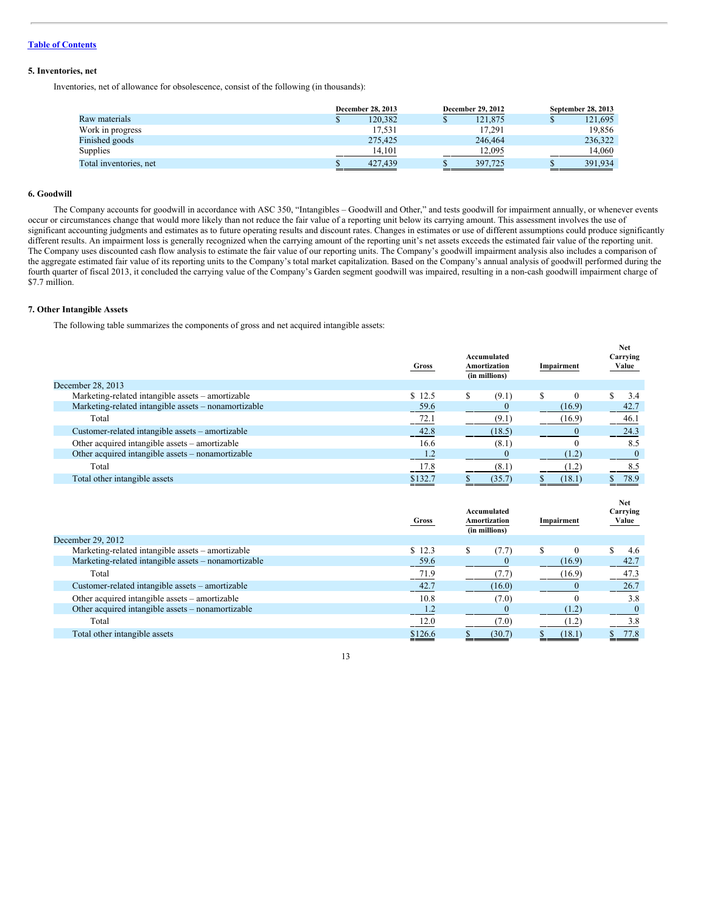[Table of Contents](#)

### 5. Inventories, net

Inventories, net of allowance for obsolescence, consist of the following (in thousands):

| | December 28, 2013 | December 29, 2012 | September 28, 2013 |
|---|---|---|---|
| Raw materials | $ 120,382 | $ 121,875 | $ 121,695 |
| Work in progress | 17,531 | 17,291 | 19,856 |
| Finished goods | 275,425 | 246,464 | 236,322 |
| Supplies | 14,101 | 12,095 | 14,060 |
| Total inventories, net | $ 427,439 | $ 397,725 | $ 391,934 |

### 6. Goodwill

The Company accounts for goodwill in accordance with ASC 350, "Intangibles – Goodwill and Other," and tests goodwill for impairment annually, or whenever events occur or circumstances change that would more likely than not reduce the fair value of a reporting unit below its carrying amount. This assessment involves the use of significant accounting judgments and estimates as to future operating results and discount rates. Changes in estimates or use of different assumptions could produce significantly different results. An impairment loss is generally recognized when the carrying amount of the reporting unit's net assets exceeds the estimated fair value of the reporting unit. The Company uses discounted cash flow analysis to estimate the fair value of our reporting units. The Company's goodwill impairment analysis also includes a comparison of the aggregate estimated fair value of its reporting units to the Company's total market capitalization. Based on the Company's annual analysis of goodwill performed during the fourth quarter of fiscal 2013, it concluded the carrying value of the Company's Garden segment goodwill was impaired, resulting in a non-cash goodwill impairment charge of $7.7 million.

### 7. Other Intangible Assets

The following table summarizes the components of gross and net acquired intangible assets:

| | Gross | Accumulated Amortization (in millions) | Impairment | Net Carrying Value |
|---|---|---|---|---|
| December 28, 2013 | | | | |
| Marketing-related intangible assets – amortizable | $ 12.5 | $ (9.1) | $ 0 | $ 3.4 |
| Marketing-related intangible assets – nonamortizable | 59.6 | 0 | (16.9) | 42.7 |
| Total | 72.1 | (9.1) | (16.9) | 46.1 |
| Customer-related intangible assets – amortizable | 42.8 | (18.5) | 0 | 24.3 |
| Other acquired intangible assets – amortizable | 16.6 | (8.1) | 0 | 8.5 |
| Other acquired intangible assets – nonamortizable | 1.2 | 0 | (1.2) | 0 |
| Total | 17.8 | (8.1) | (1.2) | 8.5 |
| Total other intangible assets | $132.7 | $ (35.7) | $ (18.1) | $ 78.9 |

| | Gross | Accumulated Amortization (in millions) | Impairment | Net Carrying Value |
|---|---|---|---|---|
| December 29, 2012 | | | | |
| Marketing-related intangible assets – amortizable | $ 12.3 | $ (7.7) | $ 0 | $ 4.6 |
| Marketing-related intangible assets – nonamortizable | 59.6 | 0 | (16.9) | 42.7 |
| Total | 71.9 | (7.7) | (16.9) | 47.3 |
| Customer-related intangible assets – amortizable | 42.7 | (16.0) | 0 | 26.7 |
| Other acquired intangible assets – amortizable | 10.8 | (7.0) | 0 | 3.8 |
| Other acquired intangible assets – nonamortizable | 1.2 | 0 | (1.2) | 0 |
| Total | 12.0 | (7.0) | (1.2) | 3.8 |
| Total other intangible assets | $126.6 | $ (30.7) | $ (18.1) | $ 77.8 |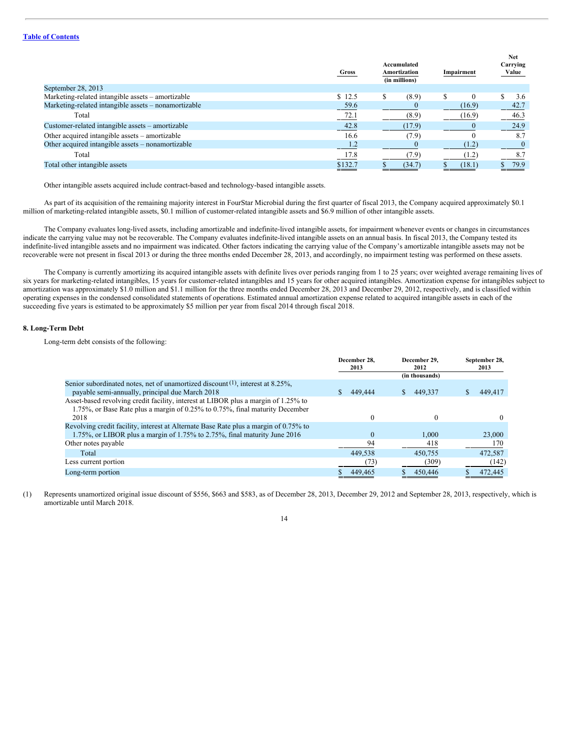| | Gross | Accumulated Amortization (in millions) | Impairment | Net Carrying Value |
|---|---|---|---|---|
| September 28, 2013 | | | | |
| Marketing-related intangible assets – amortizable | $ 12.5 | $ (8.9) | $ 0 | $ 3.6 |
| Marketing-related intangible assets – nonamortizable | 59.6 | 0 | (16.9) | 42.7 |
| Total | 72.1 | (8.9) | (16.9) | 46.3 |
| Customer-related intangible assets – amortizable | 42.8 | (17.9) | 0 | 24.9 |
| Other acquired intangible assets – amortizable | 16.6 | (7.9) | 0 | 8.7 |
| Other acquired intangible assets – nonamortizable | 1.2 | 0 | (1.2) | 0 |
| Total | 17.8 | (7.9) | (1.2) | 8.7 |
| Total other intangible assets | $132.7 | $ (34.7) | $ (18.1) | $ 79.9 |

Other intangible assets acquired include contract-based and technology-based intangible assets.

As part of its acquisition of the remaining majority interest in FourStar Microbial during the first quarter of fiscal 2013, the Company acquired approximately $0.1 million of marketing-related intangible assets, $0.1 million of customer-related intangible assets and $6.9 million of other intangible assets.

The Company evaluates long-lived assets, including amortizable and indefinite-lived intangible assets, for impairment whenever events or changes in circumstances indicate the carrying value may not be recoverable. The Company evaluates indefinite-lived intangible assets on an annual basis. In fiscal 2013, the Company tested its indefinite-lived intangible assets and no impairment was indicated. Other factors indicating the carrying value of the Company's amortizable intangible assets may not be recoverable were not present in fiscal 2013 or during the three months ended December 28, 2013, and accordingly, no impairment testing was performed on these assets.

The Company is currently amortizing its acquired intangible assets with definite lives over periods ranging from 1 to 25 years; over weighted average remaining lives of six years for marketing-related intangibles, 15 years for customer-related intangibles and 15 years for other acquired intangibles. Amortization expense for intangibles subject to amortization was approximately $1.0 million and $1.1 million for the three months ended December 28, 2013 and December 29, 2012, respectively, and is classified within operating expenses in the condensed consolidated statements of operations. Estimated annual amortization expense related to acquired intangible assets in each of the succeeding five years is estimated to be approximately $5 million per year from fiscal 2014 through fiscal 2018.

**8. Long-Term Debt**

Long-term debt consists of the following:

| | December 28, 2013 | December 29, 2012 (in thousands) | September 28, 2013 |
|---|---|---|---|
| Senior subordinated notes, net of unamortized discount [1], interest at 8.25%, payable semi-annually, principal due March 2018 | $ 449,444 | $ 449,337 | $ 449,417 |
| Asset-based revolving credit facility, interest at LIBOR plus a margin of 1.25% to 1.75%, or Base Rate plus a margin of 0.25% to 0.75%, final maturity December 2018 | 0 | 0 | 0 |
| Revolving credit facility, interest at Alternate Base Rate plus a margin of 0.75% to 1.75%, or LIBOR plus a margin of 1.75% to 2.75%, final maturity June 2016 | 0 | 1,000 | 23,000 |
| Other notes payable | 94 | 418 | 170 |
| Total | 449,538 | 450,755 | 472,587 |
| Less current portion | (73) | (309) | (142) |
| Long-term portion | $ 449,465 | $ 450,446 | $ 472,445 |

(1) Represents unamortized original issue discount of $556, $663 and $583, as of December 28, 2013, December 29, 2012 and September 28, 2013, respectively, which is amortizable until March 2018.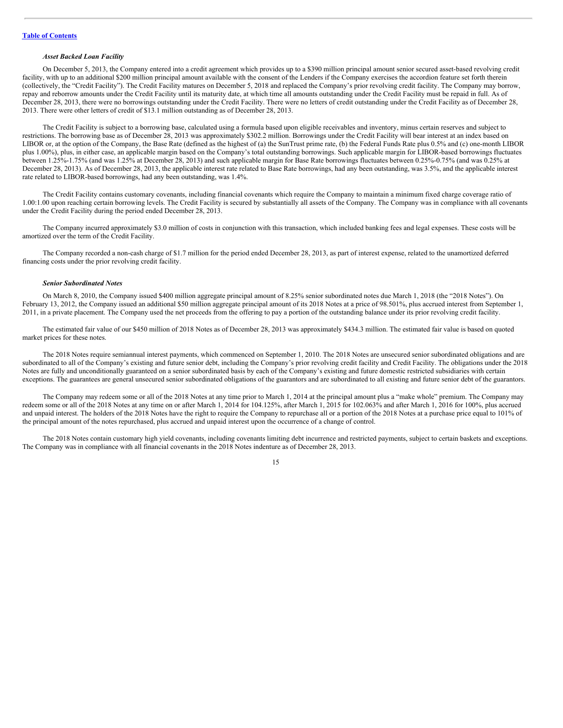[Table of Contents](#)

### *Asset Backed Loan Facility*

On December 5, 2013, the Company entered into a credit agreement which provides up to a $390 million principal amount senior secured asset-based revolving credit facility, with up to an additional $200 million principal amount available with the consent of the Lenders if the Company exercises the accordion feature set forth therein (collectively, the "Credit Facility"). The Credit Facility matures on December 5, 2018 and replaced the Company's prior revolving credit facility. The Company may borrow, repay and reborrow amounts under the Credit Facility until its maturity date, at which time all amounts outstanding under the Credit Facility must be repaid in full. As of December 28, 2013, there were no borrowings outstanding under the Credit Facility. There were no letters of credit outstanding under the Credit Facility as of December 28, 2013. There were other letters of credit of $13.1 million outstanding as of December 28, 2013.

The Credit Facility is subject to a borrowing base, calculated using a formula based upon eligible receivables and inventory, minus certain reserves and subject to restrictions. The borrowing base as of December 28, 2013 was approximately $302.2 million. Borrowings under the Credit Facility will bear interest at an index based on LIBOR or, at the option of the Company, the Base Rate (defined as the highest of (a) the SunTrust prime rate, (b) the Federal Funds Rate plus 0.5% and (c) one-month LIBOR plus 1.00%), plus, in either case, an applicable margin based on the Company's total outstanding borrowings. Such applicable margin for LIBOR-based borrowings fluctuates between 1.25%-1.75% (and was 1.25% at December 28, 2013) and such applicable margin for Base Rate borrowings fluctuates between 0.25%-0.75% (and was 0.25% at December 28, 2013). As of December 28, 2013, the applicable interest rate related to Base Rate borrowings, had any been outstanding, was 3.5%, and the applicable interest rate related to LIBOR-based borrowings, had any been outstanding, was 1.4%.

The Credit Facility contains customary covenants, including financial covenants which require the Company to maintain a minimum fixed charge coverage ratio of 1.00:1.00 upon reaching certain borrowing levels. The Credit Facility is secured by substantially all assets of the Company. The Company was in compliance with all covenants under the Credit Facility during the period ended December 28, 2013.

The Company incurred approximately $3.0 million of costs in conjunction with this transaction, which included banking fees and legal expenses. These costs will be amortized over the term of the Credit Facility.

The Company recorded a non-cash charge of $1.7 million for the period ended December 28, 2013, as part of interest expense, related to the unamortized deferred financing costs under the prior revolving credit facility.

### *Senior Subordinated Notes*

On March 8, 2010, the Company issued $400 million aggregate principal amount of 8.25% senior subordinated notes due March 1, 2018 (the "2018 Notes"). On February 13, 2012, the Company issued an additional $50 million aggregate principal amount of its 2018 Notes at a price of 98.501%, plus accrued interest from September 1, 2011, in a private placement. The Company used the net proceeds from the offering to pay a portion of the outstanding balance under its prior revolving credit facility.

The estimated fair value of our $450 million of 2018 Notes as of December 28, 2013 was approximately $434.3 million. The estimated fair value is based on quoted market prices for these notes.

The 2018 Notes require semiannual interest payments, which commenced on September 1, 2010. The 2018 Notes are unsecured senior subordinated obligations and are subordinated to all of the Company's existing and future senior debt, including the Company's prior revolving credit facility and Credit Facility. The obligations under the 2018 Notes are fully and unconditionally guaranteed on a senior subordinated basis by each of the Company's existing and future domestic restricted subsidiaries with certain exceptions. The guarantees are general unsecured senior subordinated obligations of the guarantors and are subordinated to all existing and future senior debt of the guarantors.

The Company may redeem some or all of the 2018 Notes at any time prior to March 1, 2014 at the principal amount plus a "make whole" premium. The Company may redeem some or all of the 2018 Notes at any time on or after March 1, 2014 for 104.125%, after March 1, 2015 for 102.063% and after March 1, 2016 for 100%, plus accrued and unpaid interest. The holders of the 2018 Notes have the right to require the Company to repurchase all or a portion of the 2018 Notes at a purchase price equal to 101% of the principal amount of the notes repurchased, plus accrued and unpaid interest upon the occurrence of a change of control.

The 2018 Notes contain customary high yield covenants, including covenants limiting debt incurrence and restricted payments, subject to certain baskets and exceptions. The Company was in compliance with all financial covenants in the 2018 Notes indenture as of December 28, 2013.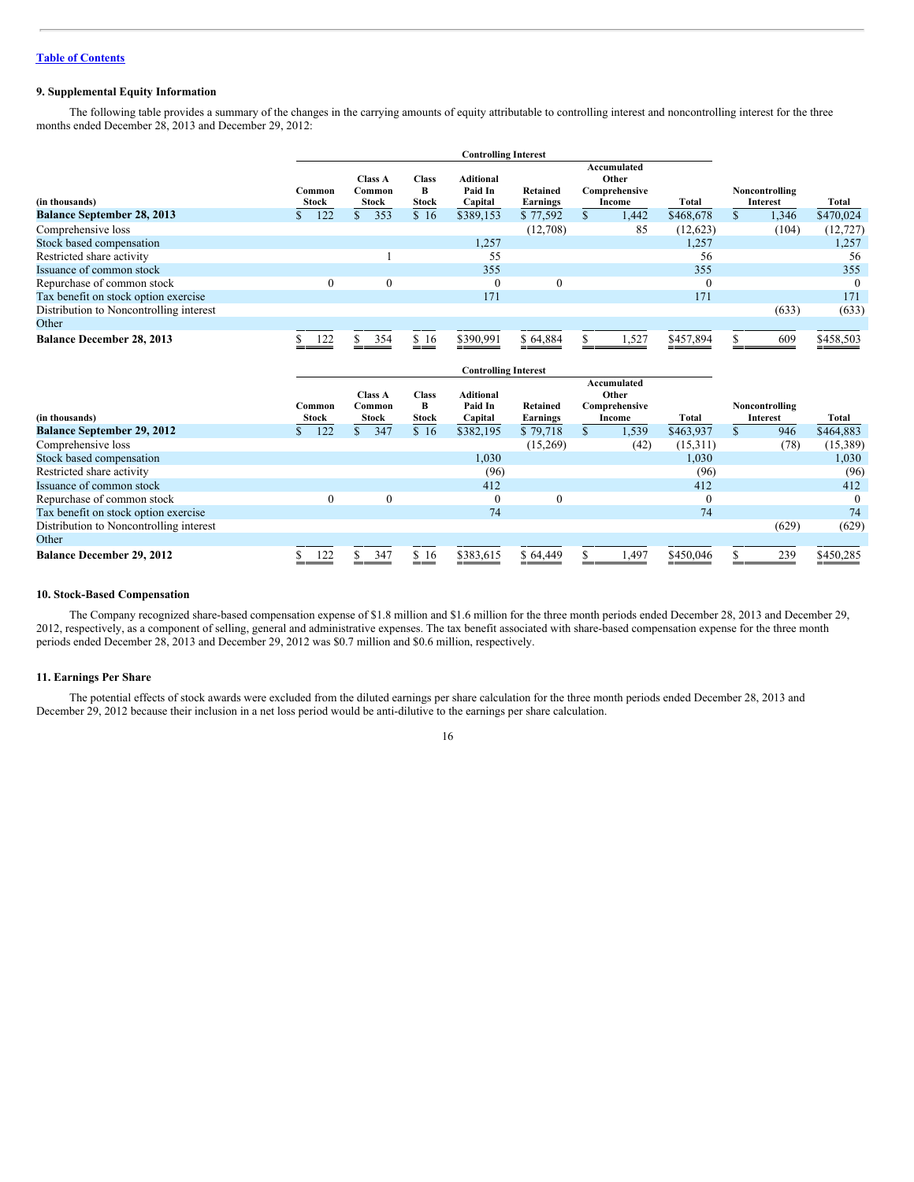[Table of Contents](#)

### 9. Supplemental Equity Information

The following table provides a summary of the changes in the carrying amounts of equity attributable to controlling interest and noncontrolling interest for the three months ended December 28, 2013 and December 29, 2012:

| | Controlling Interest | | | | | | | | |
|---|---|---|---|---|---|---|---|---|---|
| (in thousands) | Common Stock | Class A Common Stock | Class B Stock | Aditional Paid In Capital | Retained Earnings | Accumulated Other Comprehensive Income | Total | Noncontrolling Interest | Total |
| **Balance September 28, 2013** | $ 122 | $ 353 | $ 16 | $389,153 | $ 77,592 | $ 1,442 | $468,678 | $ 1,346 | $470,024 |
| Comprehensive loss | | | | | (12,708) | 85 | (12,623) | (104) | (12,727) |
| Stock based compensation | | | | 1,257 | | | 1,257 | | 1,257 |
| Restricted share activity | | 1 | | 55 | | | 56 | | 56 |
| Issuance of common stock | | | | 355 | | | 355 | | 355 |
| Repurchase of common stock | 0 | 0 | | 0 | 0 | | 0 | | 0 |
| Tax benefit on stock option exercise | | | | 171 | | | 171 | | 171 |
| Distribution to Noncontrolling interest | | | | | | | | (633) | (633) |
| Other | | | | | | | | | |
| **Balance December 28, 2013** | $ 122 | $ 354 | $ 16 | $390,991 | $ 64,884 | $ 1,527 | $457,894 | $ 609 | $458,503 |

| | Controlling Interest | | | | | | | | |
|---|---|---|---|---|---|---|---|---|---|
| (in thousands) | Common Stock | Class A Common Stock | Class B Stock | Aditional Paid In Capital | Retained Earnings | Accumulated Other Comprehensive Income | Total | Noncontrolling Interest | Total |
| **Balance September 29, 2012** | $ 122 | $ 347 | $ 16 | $382,195 | $ 79,718 | $ 1,539 | $463,937 | $ 946 | $464,883 |
| Comprehensive loss | | | | | (15,269) | (42) | (15,311) | (78) | (15,389) |
| Stock based compensation | | | | 1,030 | | | 1,030 | | 1,030 |
| Restricted share activity | | | | (96) | | | (96) | | (96) |
| Issuance of common stock | | | | 412 | | | 412 | | 412 |
| Repurchase of common stock | 0 | 0 | | 0 | 0 | | 0 | | 0 |
| Tax benefit on stock option exercise | | | | 74 | | | 74 | | 74 |
| Distribution to Noncontrolling interest | | | | | | | | (629) | (629) |
| Other | | | | | | | | | |
| **Balance December 29, 2012** | $ 122 | $ 347 | $ 16 | $383,615 | $ 64,449 | $ 1,497 | $450,046 | $ 239 | $450,285 |

### 10. Stock-Based Compensation

The Company recognized share-based compensation expense of $1.8 million and $1.6 million for the three month periods ended December 28, 2013 and December 29, 2012, respectively, as a component of selling, general and administrative expenses. The tax benefit associated with share-based compensation expense for the three month periods ended December 28, 2013 and December 29, 2012 was $0.7 million and $0.6 million, respectively.

### 11. Earnings Per Share

The potential effects of stock awards were excluded from the diluted earnings per share calculation for the three month periods ended December 28, 2013 and December 29, 2012 because their inclusion in a net loss period would be anti-dilutive to the earnings per share calculation.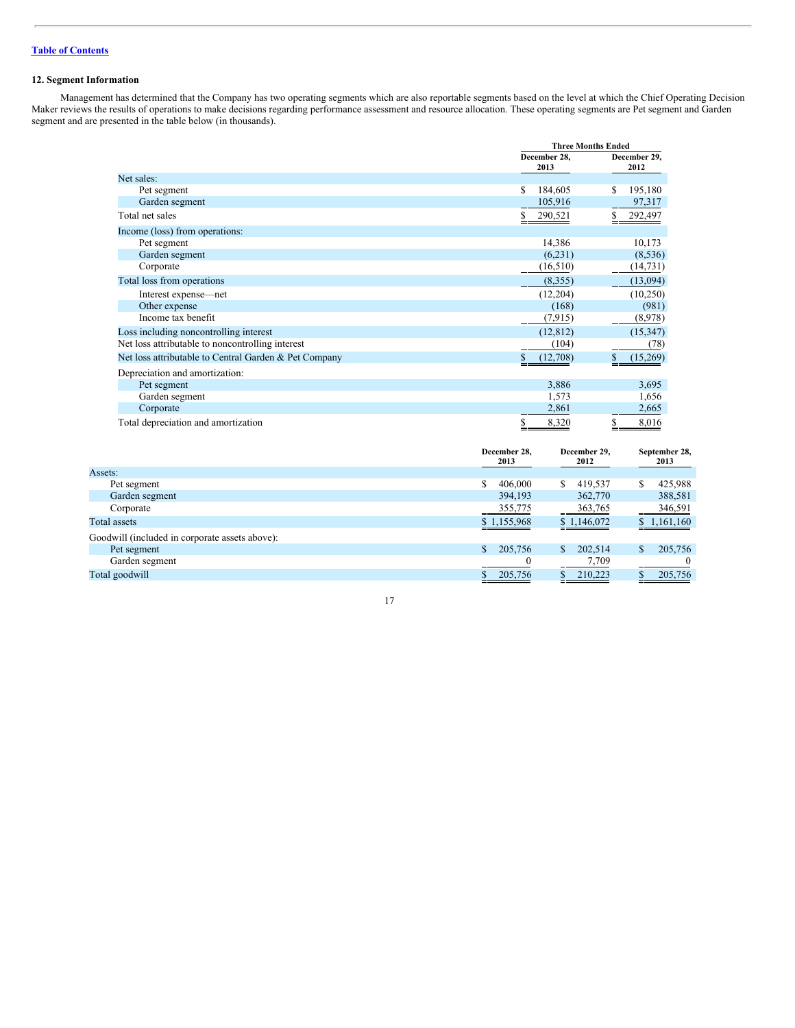## 12. Segment Information

Management has determined that the Company has two operating segments which are also reportable segments based on the level at which the Chief Operating Decision Maker reviews the results of operations to make decisions regarding performance assessment and resource allocation. These operating segments are Pet segment and Garden segment and are presented in the table below (in thousands).

| | Three Months Ended | |
|---|---|---|
| | December 28, 2013 | December 29, 2012 |
| Net sales: | | |
| Pet segment | $ 184,605 | $ 195,180 |
| Garden segment | 105,916 | 97,317 |
| Total net sales | $ 290,521 | $ 292,497 |
| Income (loss) from operations: | | |
| Pet segment | 14,386 | 10,173 |
| Garden segment | (6,231) | (8,536) |
| Corporate | (16,510) | (14,731) |
| Total loss from operations | (8,355) | (13,094) |
| Interest expense—net | (12,204) | (10,250) |
| Other expense | (168) | (981) |
| Income tax benefit | (7,915) | (8,978) |
| Loss including noncontrolling interest | (12,812) | (15,347) |
| Net loss attributable to noncontrolling interest | (104) | (78) |
| Net loss attributable to Central Garden & Pet Company | $ (12,708) | $ (15,269) |
| Depreciation and amortization: | | |
| Pet segment | 3,886 | 3,695 |
| Garden segment | 1,573 | 1,656 |
| Corporate | 2,861 | 2,665 |
| Total depreciation and amortization | $ 8,320 | $ 8,016 |

| | December 28, 2013 | December 29, 2012 | September 28, 2013 |
|---|---|---|---|
| Assets: | | | |
| Pet segment | $ 406,000 | $ 419,537 | $ 425,988 |
| Garden segment | 394,193 | 362,770 | 388,581 |
| Corporate | 355,775 | 363,765 | 346,591 |
| Total assets | $ 1,155,968 | $ 1,146,072 | $ 1,161,160 |
| Goodwill (included in corporate assets above): | | | |
| Pet segment | $ 205,756 | $ 202,514 | $ 205,756 |
| Garden segment | 0 | 7,709 | 0 |
| Total goodwill | $ 205,756 | $ 210,223 | $ 205,756 |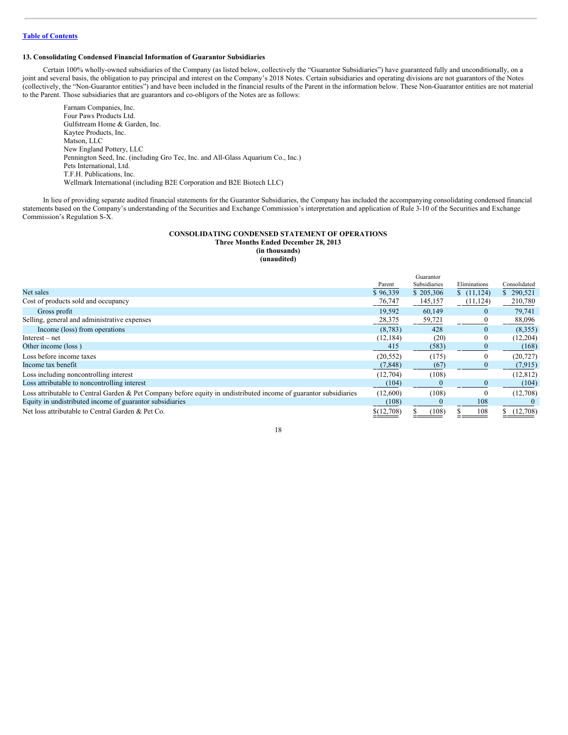[Table of Contents](#)

### 13. Consolidating Condensed Financial Information of Guarantor Subsidiaries

Certain 100% wholly-owned subsidiaries of the Company (as listed below, collectively the "Guarantor Subsidiaries") have guaranteed fully and unconditionally, on a joint and several basis, the obligation to pay principal and interest on the Company's 2018 Notes. Certain subsidiaries and operating divisions are not guarantors of the Notes (collectively, the "Non-Guarantor entities") and have been included in the financial results of the Parent in the information below. These Non-Guarantor entities are not material to the Parent. Those subsidiaries that are guarantors and co-obligors of the Notes are as follows:

Farnam Companies, Inc.
Four Paws Products Ltd.
Gulfstream Home & Garden, Inc.
Kaytee Products, Inc.
Matson, LLC
New England Pottery, LLC
Pennington Seed, Inc. (including Gro Tec, Inc. and All-Glass Aquarium Co., Inc.)
Pets International, Ltd.
T.F.H. Publications, Inc.
Wellmark International (including B2E Corporation and B2E Biotech LLC)

In lieu of providing separate audited financial statements for the Guarantor Subsidiaries, the Company has included the accompanying consolidating condensed financial statements based on the Company's understanding of the Securities and Exchange Commission's interpretation and application of Rule 3-10 of the Securities and Exchange Commission's Regulation S-X.

**CONSOLIDATING CONDENSED STATEMENT OF OPERATIONS**
**Three Months Ended December 28, 2013**
**(in thousands)**
**(unaudited)**

| | Parent | Guarantor Subsidiaries | Eliminations | Consolidated |
|---|---|---|---|---|
| Net sales | $ 96,339 | $ 205,306 | $ (11,124) | $ 290,521 |
| Cost of products sold and occupancy | 76,747 | 145,157 | (11,124) | 210,780 |
| Gross profit | 19,592 | 60,149 | 0 | 79,741 |
| Selling, general and administrative expenses | 28,375 | 59,721 | 0 | 88,096 |
| Income (loss) from operations | (8,783) | 428 | 0 | (8,355) |
| Interest – net | (12,184) | (20) | 0 | (12,204) |
| Other income (loss ) | 415 | (583) | 0 | (168) |
| Loss before income taxes | (20,552) | (175) | 0 | (20,727) |
| Income tax benefit | (7,848) | (67) | 0 | (7,915) |
| Loss including noncontrolling interest | (12,704) | (108) | | (12,812) |
| Loss attributable to noncontrolling interest | (104) | 0 | 0 | (104) |
| Loss attributable to Central Garden & Pet Company before equity in undistributed income of guarantor subsidiaries | (12,600) | (108) | 0 | (12,708) |
| Equity in undistributed income of guarantor subsidiaries | (108) | 0 | 108 | 0 |
| Net loss attributable to Central Garden & Pet Co. | $(12,708) | $ (108) | $ 108 | $ (12,708) |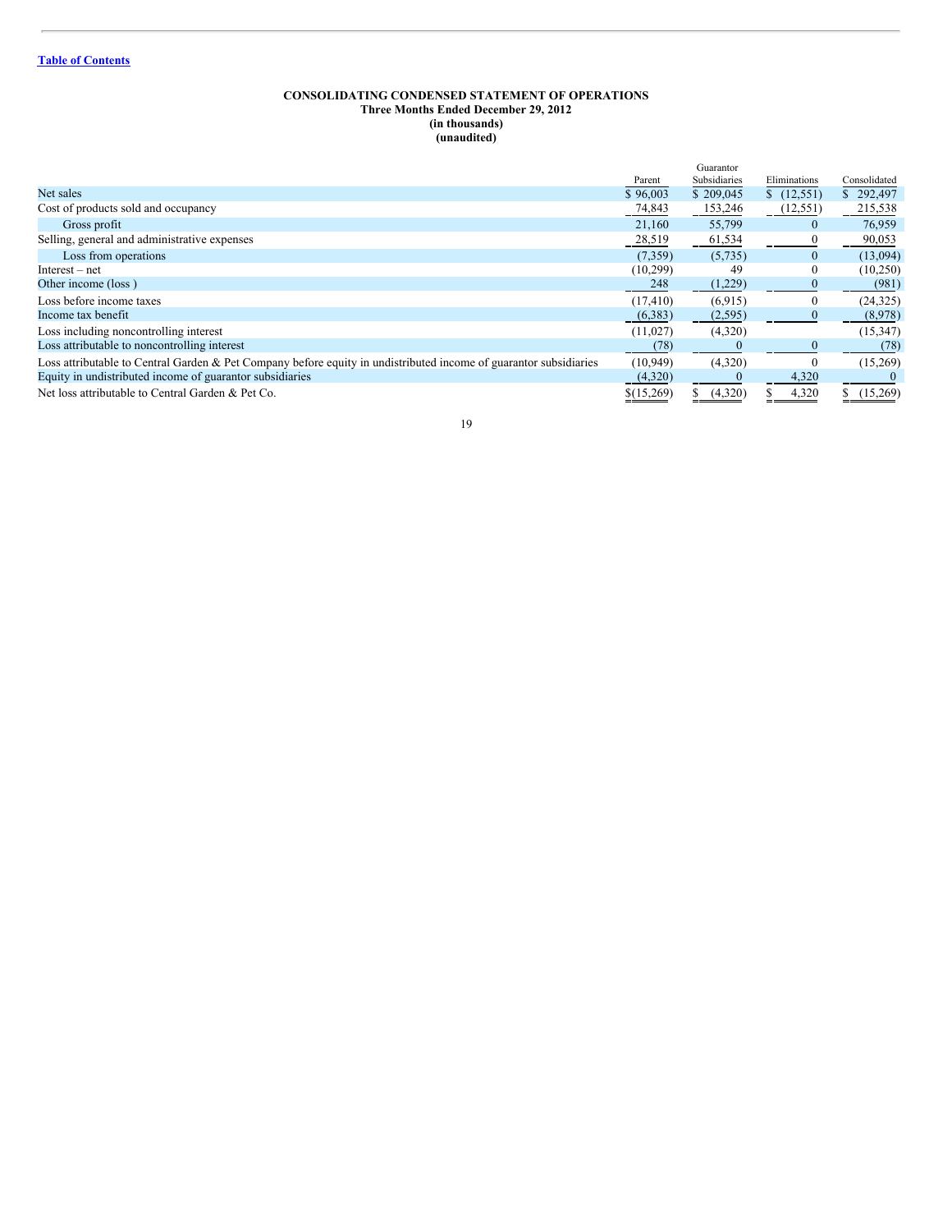[Table of Contents](#)

**CONSOLIDATING CONDENSED STATEMENT OF OPERATIONS**
**Three Months Ended December 29, 2012**
**(in thousands)**
**(unaudited)**

| | Parent | Guarantor Subsidiaries | Eliminations | Consolidated |
|---|---|---|---|---|
| Net sales | $ 96,003 | $ 209,045 | $ (12,551) | $ 292,497 |
| Cost of products sold and occupancy | 74,843 | 153,246 | (12,551) | 215,538 |
| Gross profit | 21,160 | 55,799 | 0 | 76,959 |
| Selling, general and administrative expenses | 28,519 | 61,534 | 0 | 90,053 |
| Loss from operations | (7,359) | (5,735) | 0 | (13,094) |
| Interest – net | (10,299) | 49 | 0 | (10,250) |
| Other income (loss ) | 248 | (1,229) | 0 | (981) |
| Loss before income taxes | (17,410) | (6,915) | 0 | (24,325) |
| Income tax benefit | (6,383) | (2,595) | 0 | (8,978) |
| Loss including noncontrolling interest | (11,027) | (4,320) | | (15,347) |
| Loss attributable to noncontrolling interest | (78) | 0 | 0 | (78) |
| Loss attributable to Central Garden & Pet Company before equity in undistributed income of guarantor subsidiaries | (10,949) | (4,320) | 0 | (15,269) |
| Equity in undistributed income of guarantor subsidiaries | (4,320) | 0 | 4,320 | 0 |
| Net loss attributable to Central Garden & Pet Co. | $(15,269) | $ (4,320) | $ 4,320 | $ (15,269) |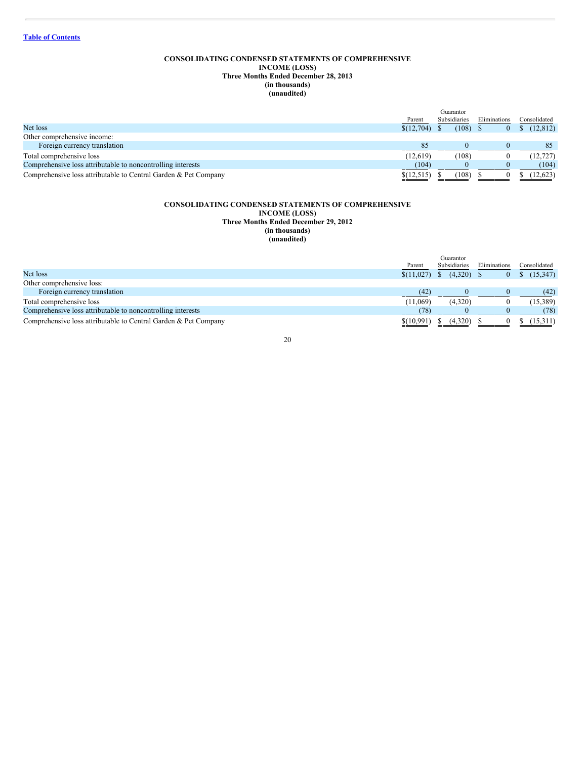**CONSOLIDATING CONDENSED STATEMENTS OF COMPREHENSIVE INCOME (LOSS)**
**Three Months Ended December 28, 2013**
**(in thousands)**
**(unaudited)**

| | Parent | Guarantor Subsidiaries | Eliminations | Consolidated |
|---|---|---|---|---|
| Net loss | $(12,704) | $ (108) | $ 0 | $ (12,812) |
| Other comprehensive income: | | | | |
| Foreign currency translation | 85 | 0 | 0 | 85 |
| Total comprehensive loss | (12,619) | (108) | 0 | (12,727) |
| Comprehensive loss attributable to noncontrolling interests | (104) | 0 | 0 | (104) |
| Comprehensive loss attributable to Central Garden & Pet Company | $(12,515) | $ (108) | $ 0 | $ (12,623) |

**CONSOLIDATING CONDENSED STATEMENTS OF COMPREHENSIVE INCOME (LOSS)**
**Three Months Ended December 29, 2012**
**(in thousands)**
**(unaudited)**

| | Parent | Guarantor Subsidiaries | Eliminations | Consolidated |
|---|---|---|---|---|
| Net loss | $(11,027) | $ (4,320) | $ 0 | $ (15,347) |
| Other comprehensive loss: | | | | |
| Foreign currency translation | (42) | 0 | 0 | (42) |
| Total comprehensive loss | (11,069) | (4,320) | 0 | (15,389) |
| Comprehensive loss attributable to noncontrolling interests | (78) | 0 | 0 | (78) |
| Comprehensive loss attributable to Central Garden & Pet Company | $(10,991) | $ (4,320) | $ 0 | $ (15,311) |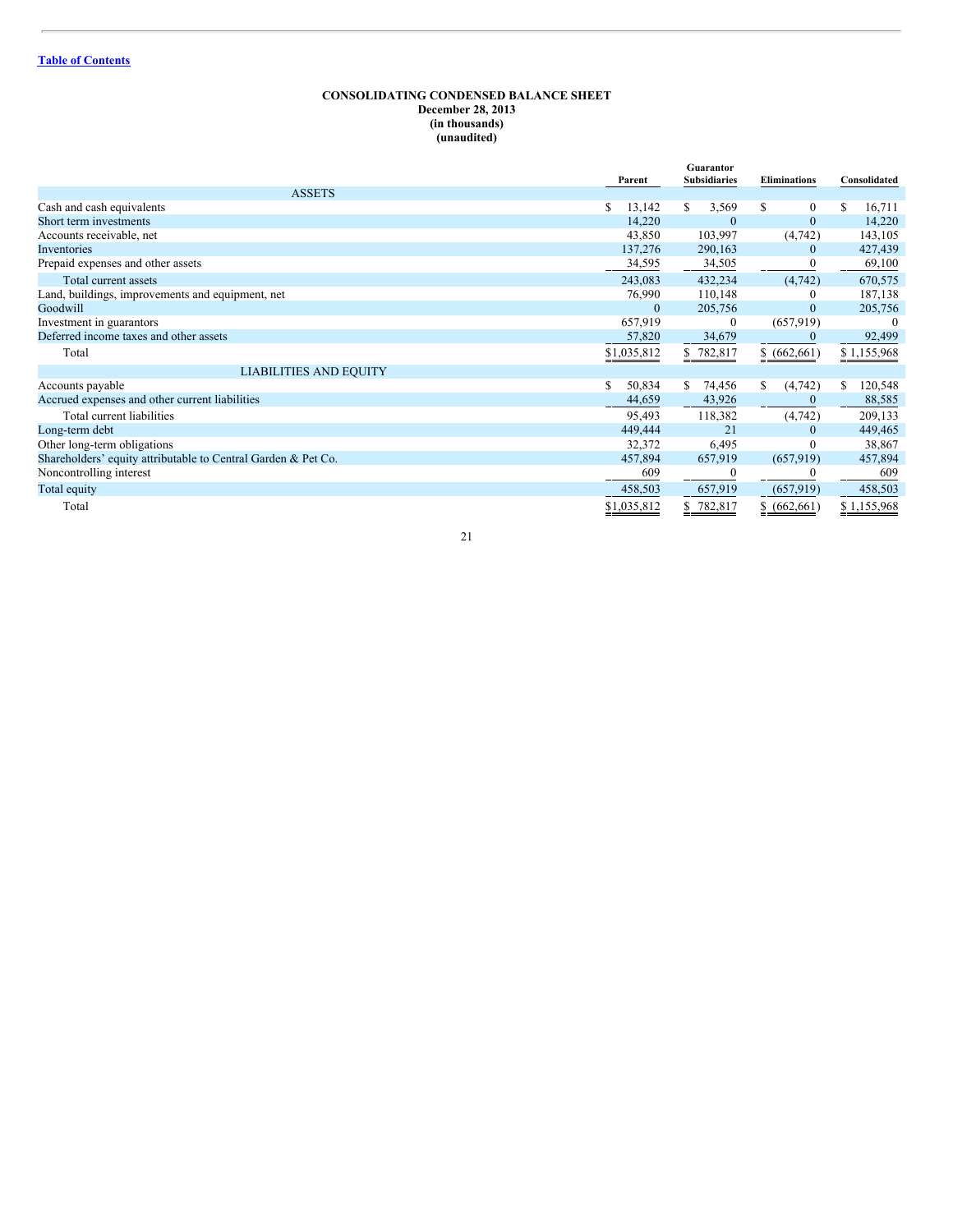[Table of Contents](#)

**CONSOLIDATING CONDENSED BALANCE SHEET**
**December 28, 2013**
**(in thousands)**
**(unaudited)**

| | Parent | Guarantor Subsidiaries | Eliminations | Consolidated |
|---|---|---|---|---|
| ASSETS | | | | |
| Cash and cash equivalents | $ 13,142 | $ 3,569 | $ 0 | $ 16,711 |
| Short term investments | 14,220 | 0 | 0 | 14,220 |
| Accounts receivable, net | 43,850 | 103,997 | (4,742) | 143,105 |
| Inventories | 137,276 | 290,163 | 0 | 427,439 |
| Prepaid expenses and other assets | 34,595 | 34,505 | 0 | 69,100 |
| Total current assets | 243,083 | 432,234 | (4,742) | 670,575 |
| Land, buildings, improvements and equipment, net | 76,990 | 110,148 | 0 | 187,138 |
| Goodwill | 0 | 205,756 | 0 | 205,756 |
| Investment in guarantors | 657,919 | 0 | (657,919) | 0 |
| Deferred income taxes and other assets | 57,820 | 34,679 | 0 | 92,499 |
| Total | $1,035,812 | $ 782,817 | $ (662,661) | $ 1,155,968 |
| LIABILITIES AND EQUITY | | | | |
| Accounts payable | $ 50,834 | $ 74,456 | $ (4,742) | $ 120,548 |
| Accrued expenses and other current liabilities | 44,659 | 43,926 | 0 | 88,585 |
| Total current liabilities | 95,493 | 118,382 | (4,742) | 209,133 |
| Long-term debt | 449,444 | 21 | 0 | 449,465 |
| Other long-term obligations | 32,372 | 6,495 | 0 | 38,867 |
| Shareholders' equity attributable to Central Garden & Pet Co. | 457,894 | 657,919 | (657,919) | 457,894 |
| Noncontrolling interest | 609 | 0 | 0 | 609 |
| Total equity | 458,503 | 657,919 | (657,919) | 458,503 |
| Total | $1,035,812 | $ 782,817 | $ (662,661) | $ 1,155,968 |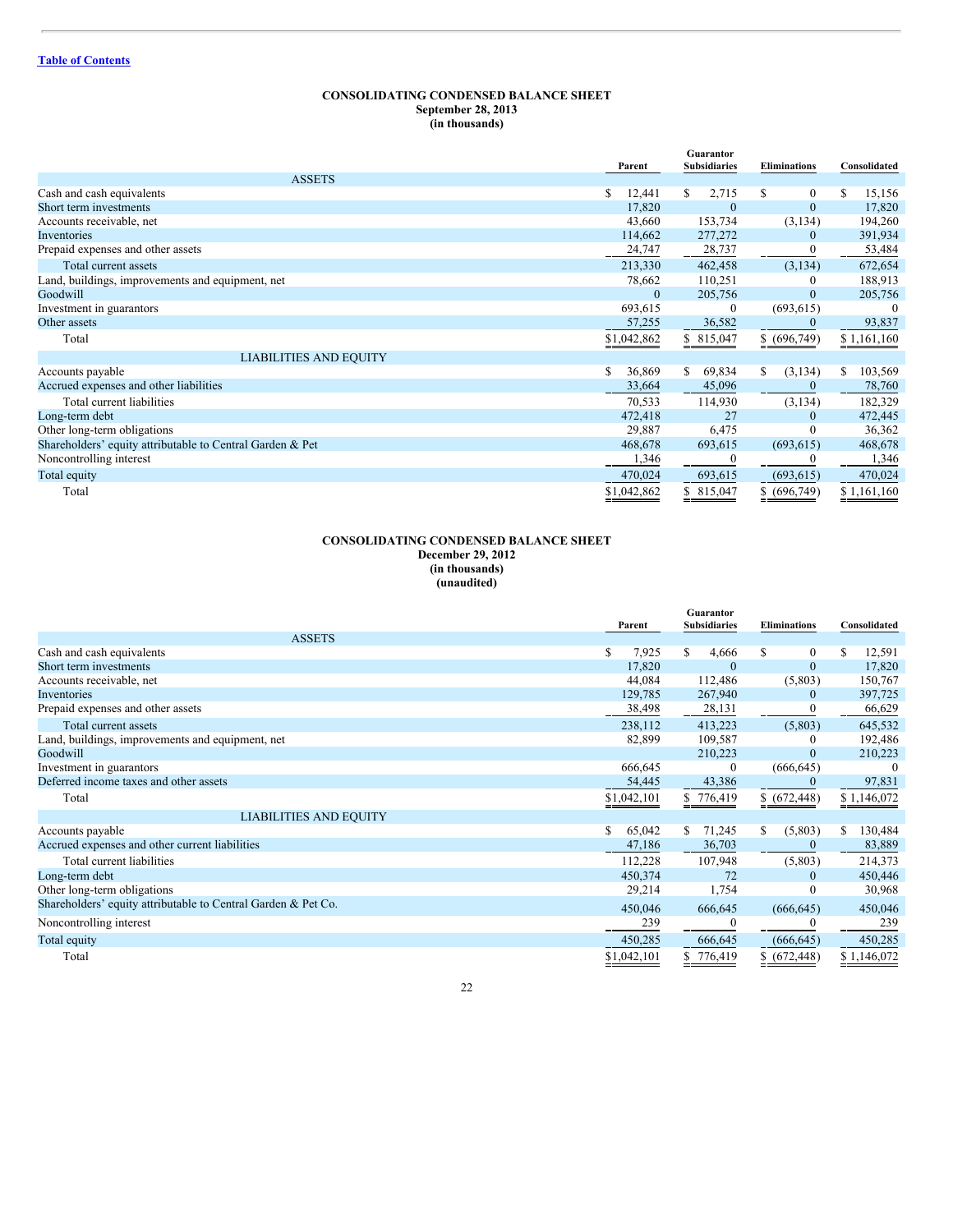[Table of Contents](#)

**CONSOLIDATING CONDENSED BALANCE SHEET**
**September 28, 2013**
**(in thousands)**

| | Parent | Guarantor Subsidiaries | Eliminations | Consolidated |
|---|---|---|---|---|
| **ASSETS** | | | | |
| Cash and cash equivalents | $ 12,441 | $ 2,715 | $ 0 | $ 15,156 |
| Short term investments | 17,820 | 0 | 0 | 17,820 |
| Accounts receivable, net | 43,660 | 153,734 | (3,134) | 194,260 |
| Inventories | 114,662 | 277,272 | 0 | 391,934 |
| Prepaid expenses and other assets | 24,747 | 28,737 | 0 | 53,484 |
| Total current assets | 213,330 | 462,458 | (3,134) | 672,654 |
| Land, buildings, improvements and equipment, net | 78,662 | 110,251 | 0 | 188,913 |
| Goodwill | 0 | 205,756 | 0 | 205,756 |
| Investment in guarantors | 693,615 | 0 | (693,615) | 0 |
| Other assets | 57,255 | 36,582 | 0 | 93,837 |
| Total | $1,042,862 | $ 815,047 | $ (696,749) | $ 1,161,160 |
| **LIABILITIES AND EQUITY** | | | | |
| Accounts payable | $ 36,869 | $ 69,834 | $ (3,134) | $ 103,569 |
| Accrued expenses and other liabilities | 33,664 | 45,096 | 0 | 78,760 |
| Total current liabilities | 70,533 | 114,930 | (3,134) | 182,329 |
| Long-term debt | 472,418 | 27 | 0 | 472,445 |
| Other long-term obligations | 29,887 | 6,475 | 0 | 36,362 |
| Shareholders' equity attributable to Central Garden & Pet | 468,678 | 693,615 | (693,615) | 468,678 |
| Noncontrolling interest | 1,346 | 0 | 0 | 1,346 |
| Total equity | 470,024 | 693,615 | (693,615) | 470,024 |
| Total | $1,042,862 | $ 815,047 | $ (696,749) | $ 1,161,160 |

**CONSOLIDATING CONDENSED BALANCE SHEET**
**December 29, 2012**
**(in thousands)**
**(unaudited)**

| | Parent | Guarantor Subsidiaries | Eliminations | Consolidated |
|---|---|---|---|---|
| **ASSETS** | | | | |
| Cash and cash equivalents | $ 7,925 | $ 4,666 | $ 0 | $ 12,591 |
| Short term investments | 17,820 | 0 | 0 | 17,820 |
| Accounts receivable, net | 44,084 | 112,486 | (5,803) | 150,767 |
| Inventories | 129,785 | 267,940 | 0 | 397,725 |
| Prepaid expenses and other assets | 38,498 | 28,131 | 0 | 66,629 |
| Total current assets | 238,112 | 413,223 | (5,803) | 645,532 |
| Land, buildings, improvements and equipment, net | 82,899 | 109,587 | 0 | 192,486 |
| Goodwill | | 210,223 | 0 | 210,223 |
| Investment in guarantors | 666,645 | 0 | (666,645) | 0 |
| Deferred income taxes and other assets | 54,445 | 43,386 | 0 | 97,831 |
| Total | $1,042,101 | $ 776,419 | $ (672,448) | $ 1,146,072 |
| **LIABILITIES AND EQUITY** | | | | |
| Accounts payable | $ 65,042 | $ 71,245 | $ (5,803) | $ 130,484 |
| Accrued expenses and other current liabilities | 47,186 | 36,703 | 0 | 83,889 |
| Total current liabilities | 112,228 | 107,948 | (5,803) | 214,373 |
| Long-term debt | 450,374 | 72 | 0 | 450,446 |
| Other long-term obligations | 29,214 | 1,754 | 0 | 30,968 |
| Shareholders' equity attributable to Central Garden & Pet Co. | 450,046 | 666,645 | (666,645) | 450,046 |
| Noncontrolling interest | 239 | 0 | 0 | 239 |
| Total equity | 450,285 | 666,645 | (666,645) | 450,285 |
| Total | $1,042,101 | $ 776,419 | $ (672,448) | $ 1,146,072 |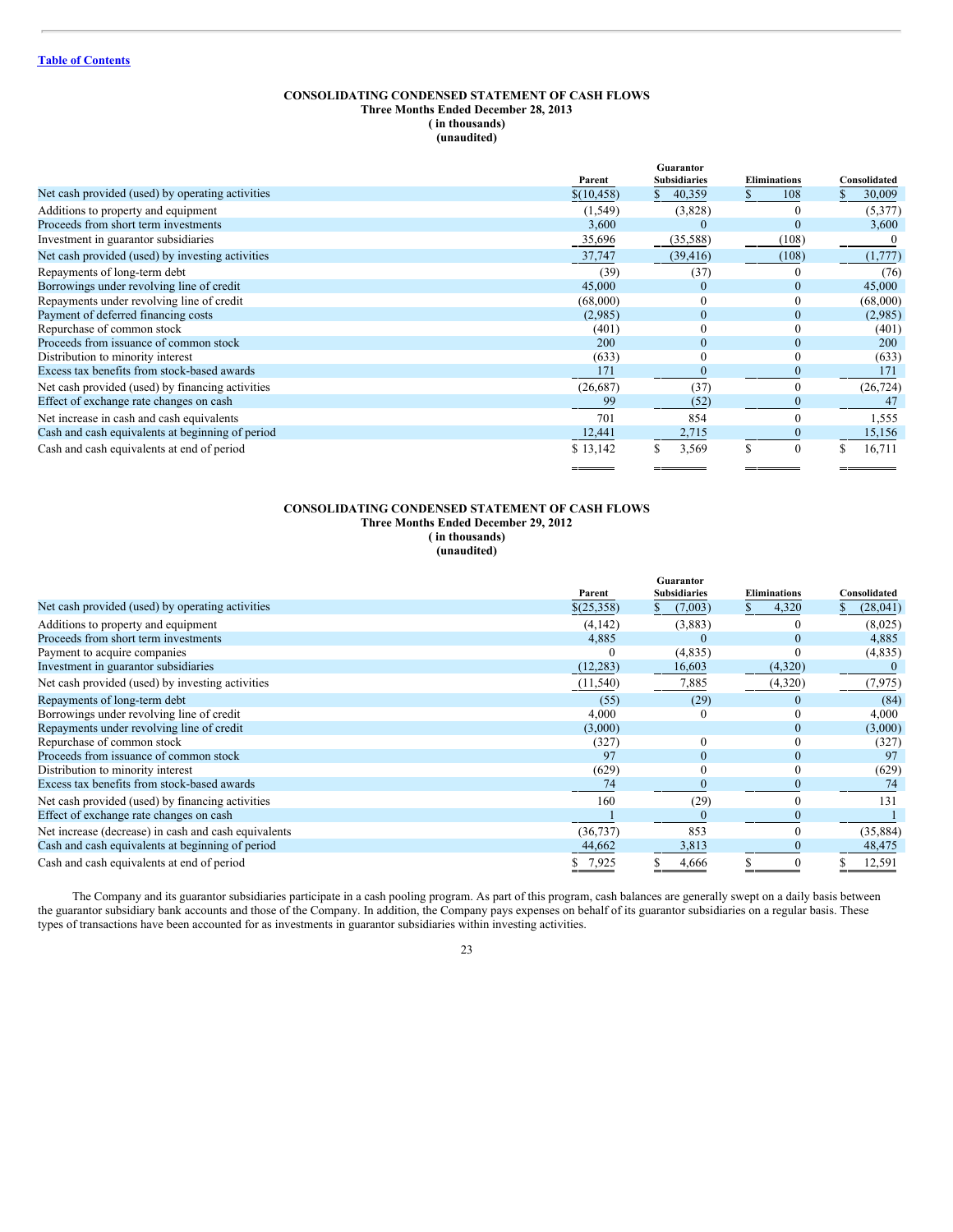[Table of Contents](#)

**CONSOLIDATING CONDENSED STATEMENT OF CASH FLOWS**
**Three Months Ended December 28, 2013**
**( in thousands)**
**(unaudited)**

| | Parent | Guarantor Subsidiaries | Eliminations | Consolidated |
|---|---|---|---|---|
| Net cash provided (used) by operating activities | $(10,458) | $ 40,359 | $ 108 | $ 30,009 |
| Additions to property and equipment | (1,549) | (3,828) | 0 | (5,377) |
| Proceeds from short term investments | 3,600 | 0 | 0 | 3,600 |
| Investment in guarantor subsidiaries | 35,696 | (35,588) | (108) | 0 |
| Net cash provided (used) by investing activities | 37,747 | (39,416) | (108) | (1,777) |
| Repayments of long-term debt | (39) | (37) | 0 | (76) |
| Borrowings under revolving line of credit | 45,000 | 0 | 0 | 45,000 |
| Repayments under revolving line of credit | (68,000) | 0 | 0 | (68,000) |
| Payment of deferred financing costs | (2,985) | 0 | 0 | (2,985) |
| Repurchase of common stock | (401) | 0 | 0 | (401) |
| Proceeds from issuance of common stock | 200 | 0 | 0 | 200 |
| Distribution to minority interest | (633) | 0 | 0 | (633) |
| Excess tax benefits from stock-based awards | 171 | 0 | 0 | 171 |
| Net cash provided (used) by financing activities | (26,687) | (37) | 0 | (26,724) |
| Effect of exchange rate changes on cash | 99 | (52) | 0 | 47 |
| Net increase in cash and cash equivalents | 701 | 854 | 0 | 1,555 |
| Cash and cash equivalents at beginning of period | 12,441 | 2,715 | 0 | 15,156 |
| Cash and cash equivalents at end of period | $ 13,142 | $ 3,569 | $ 0 | $ 16,711 |

**CONSOLIDATING CONDENSED STATEMENT OF CASH FLOWS**
**Three Months Ended December 29, 2012**
**( in thousands)**
**(unaudited)**

| | Parent | Guarantor Subsidiaries | Eliminations | Consolidated |
|---|---|---|---|---|
| Net cash provided (used) by operating activities | $(25,358) | $ (7,003) | $ 4,320 | $ (28,041) |
| Additions to property and equipment | (4,142) | (3,883) | 0 | (8,025) |
| Proceeds from short term investments | 4,885 | 0 | 0 | 4,885 |
| Payment to acquire companies | 0 | (4,835) | 0 | (4,835) |
| Investment in guarantor subsidiaries | (12,283) | 16,603 | (4,320) | 0 |
| Net cash provided (used) by investing activities | (11,540) | 7,885 | (4,320) | (7,975) |
| Repayments of long-term debt | (55) | (29) | 0 | (84) |
| Borrowings under revolving line of credit | 4,000 | 0 | 0 | 4,000 |
| Repayments under revolving line of credit | (3,000) | | 0 | (3,000) |
| Repurchase of common stock | (327) | 0 | 0 | (327) |
| Proceeds from issuance of common stock | 97 | 0 | 0 | 97 |
| Distribution to minority interest | (629) | 0 | 0 | (629) |
| Excess tax benefits from stock-based awards | 74 | 0 | 0 | 74 |
| Net cash provided (used) by financing activities | 160 | (29) | 0 | 131 |
| Effect of exchange rate changes on cash | 1 | 0 | 0 | 1 |
| Net increase (decrease) in cash and cash equivalents | (36,737) | 853 | 0 | (35,884) |
| Cash and cash equivalents at beginning of period | 44,662 | 3,813 | 0 | 48,475 |
| Cash and cash equivalents at end of period | $ 7,925 | $ 4,666 | $ 0 | $ 12,591 |

The Company and its guarantor subsidiaries participate in a cash pooling program. As part of this program, cash balances are generally swept on a daily basis between the guarantor subsidiary bank accounts and those of the Company. In addition, the Company pays expenses on behalf of its guarantor subsidiaries on a regular basis. These types of transactions have been accounted for as investments in guarantor subsidiaries within investing activities.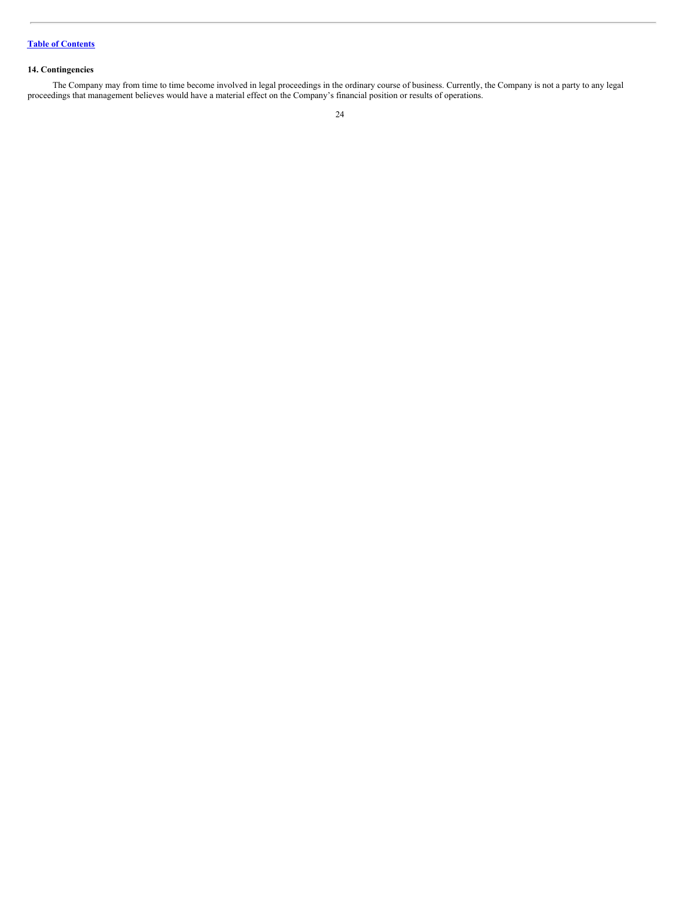### 14. Contingencies

The Company may from time to time become involved in legal proceedings in the ordinary course of business. Currently, the Company is not a party to any legal proceedings that management believes would have a material effect on the Company's financial position or results of operations.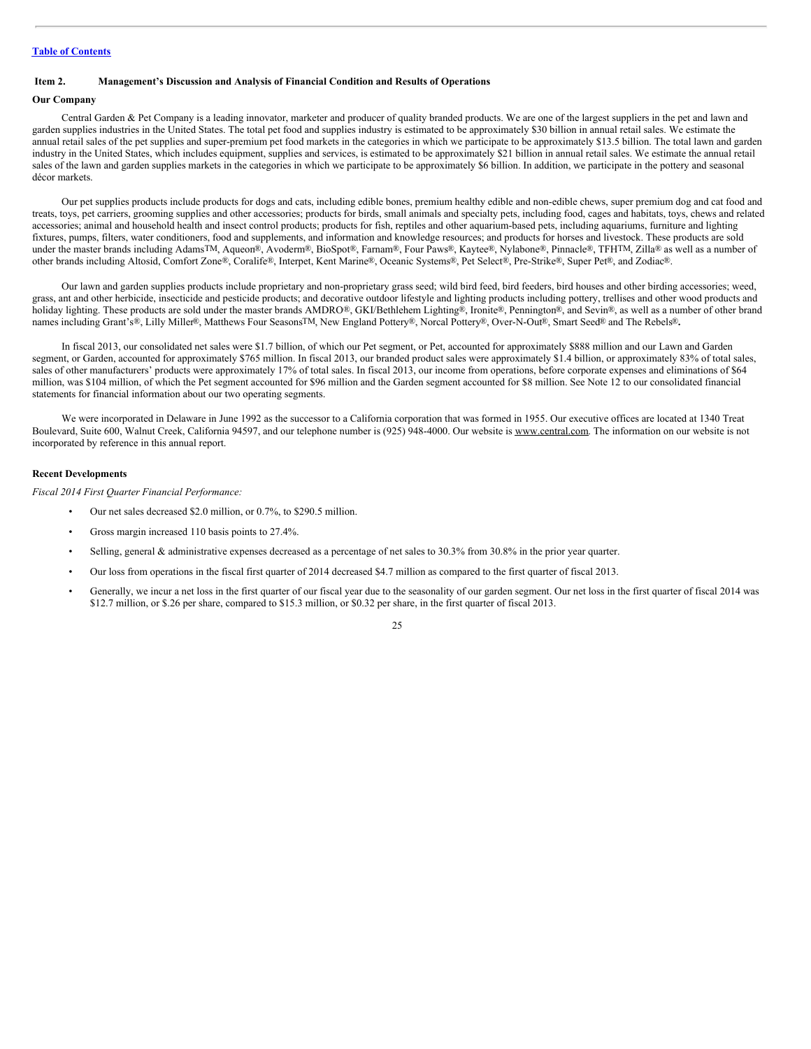[Table of Contents](#)

## Item 2. Management's Discussion and Analysis of Financial Condition and Results of Operations

### Our Company

Central Garden & Pet Company is a leading innovator, marketer and producer of quality branded products. We are one of the largest suppliers in the pet and lawn and garden supplies industries in the United States. The total pet food and supplies industry is estimated to be approximately $30 billion in annual retail sales. We estimate the annual retail sales of the pet supplies and super-premium pet food markets in the categories in which we participate to be approximately $13.5 billion. The total lawn and garden industry in the United States, which includes equipment, supplies and services, is estimated to be approximately $21 billion in annual retail sales. We estimate the annual retail sales of the lawn and garden supplies markets in the categories in which we participate to be approximately $6 billion. In addition, we participate in the pottery and seasonal décor markets.

Our pet supplies products include products for dogs and cats, including edible bones, premium healthy edible and non-edible chews, super premium dog and cat food and treats, toys, pet carriers, grooming supplies and other accessories; products for birds, small animals and specialty pets, including food, cages and habitats, toys, chews and related accessories; animal and household health and insect control products; products for fish, reptiles and other aquarium-based pets, including aquariums, furniture and lighting fixtures, pumps, filters, water conditioners, food and supplements, and information and knowledge resources; and products for horses and livestock. These products are sold under the master brands including Adams™, Aqueon®, Avoderm®, BioSpot®, Farnam®, Four Paws®, Kaytee®, Nylabone®, Pinnacle®, TFH™, Zilla® as well as a number of other brands including Altosid, Comfort Zone®, Coralife®, Interpet, Kent Marine®, Oceanic Systems®, Pet Select®, Pre-Strike®, Super Pet®, and Zodiac®.

Our lawn and garden supplies products include proprietary and non-proprietary grass seed; wild bird feed, bird feeders, bird houses and other birding accessories; weed, grass, ant and other herbicide, insecticide and pesticide products; and decorative outdoor lifestyle and lighting products including pottery, trellises and other wood products and holiday lighting. These products are sold under the master brands AMDRO®, GKI/Bethlehem Lighting®, Ironite®, Pennington®, and Sevin®, as well as a number of other brand names including Grant's®, Lilly Miller®, Matthews Four Seasons™, New England Pottery®, Norcal Pottery®, Over-N-Out®, Smart Seed® and The Rebels®.

In fiscal 2013, our consolidated net sales were $1.7 billion, of which our Pet segment, or Pet, accounted for approximately $888 million and our Lawn and Garden segment, or Garden, accounted for approximately $765 million. In fiscal 2013, our branded product sales were approximately $1.4 billion, or approximately 83% of total sales, sales of other manufacturers' products were approximately 17% of total sales. In fiscal 2013, our income from operations, before corporate expenses and eliminations of $64 million, was $104 million, of which the Pet segment accounted for $96 million and the Garden segment accounted for $8 million. See Note 12 to our consolidated financial statements for financial information about our two operating segments.

We were incorporated in Delaware in June 1992 as the successor to a California corporation that was formed in 1955. Our executive offices are located at 1340 Treat Boulevard, Suite 600, Walnut Creek, California 94597, and our telephone number is (925) 948-4000. Our website is www.central.com. The information on our website is not incorporated by reference in this annual report.

### Recent Developments

*Fiscal 2014 First Quarter Financial Performance:*

- Our net sales decreased $2.0 million, or 0.7%, to $290.5 million.
- Gross margin increased 110 basis points to 27.4%.
- Selling, general & administrative expenses decreased as a percentage of net sales to 30.3% from 30.8% in the prior year quarter.
- Our loss from operations in the fiscal first quarter of 2014 decreased $4.7 million as compared to the first quarter of fiscal 2013.
- Generally, we incur a net loss in the first quarter of our fiscal year due to the seasonality of our garden segment. Our net loss in the first quarter of fiscal 2014 was $12.7 million, or $.26 per share, compared to $15.3 million, or $0.32 per share, in the first quarter of fiscal 2013.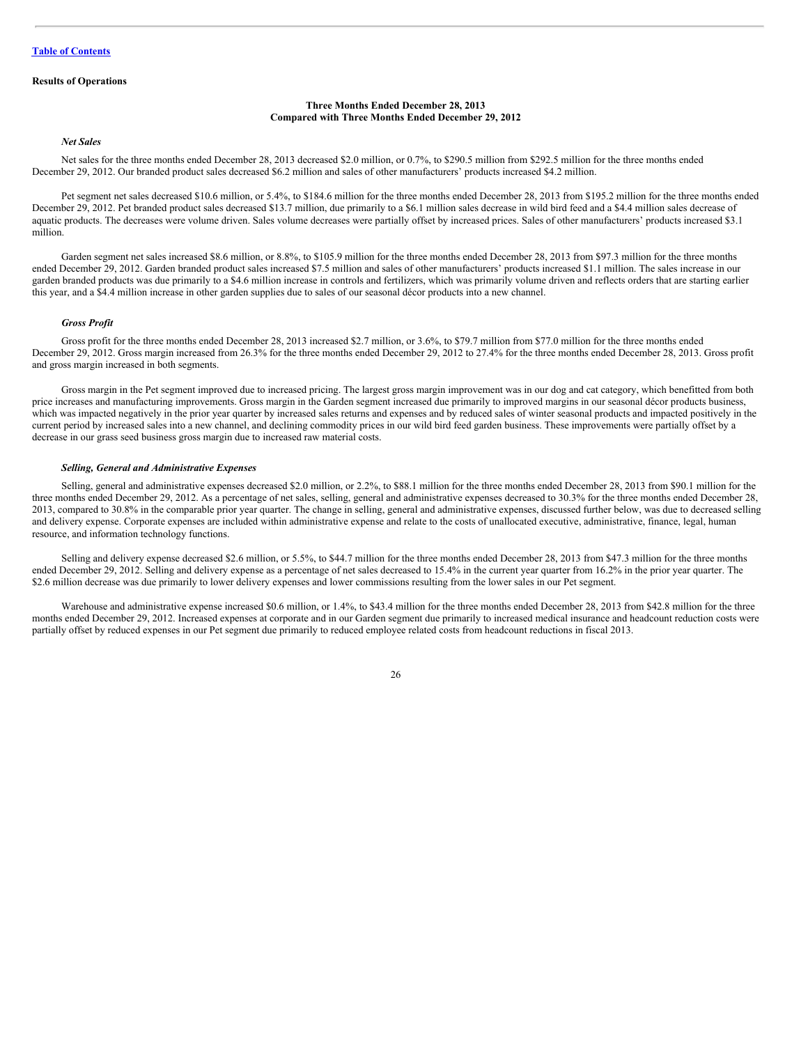## Results of Operations

**Three Months Ended December 28, 2013**
**Compared with Three Months Ended December 29, 2012**

### *Net Sales*

Net sales for the three months ended December 28, 2013 decreased $2.0 million, or 0.7%, to $290.5 million from $292.5 million for the three months ended December 29, 2012. Our branded product sales decreased $6.2 million and sales of other manufacturers' products increased $4.2 million.

Pet segment net sales decreased $10.6 million, or 5.4%, to $184.6 million for the three months ended December 28, 2013 from $195.2 million for the three months ended December 29, 2012. Pet branded product sales decreased $13.7 million, due primarily to a $6.1 million sales decrease in wild bird feed and a $4.4 million sales decrease of aquatic products. The decreases were volume driven. Sales volume decreases were partially offset by increased prices. Sales of other manufacturers' products increased $3.1 million.

Garden segment net sales increased $8.6 million, or 8.8%, to $105.9 million for the three months ended December 28, 2013 from $97.3 million for the three months ended December 29, 2012. Garden branded product sales increased $7.5 million and sales of other manufacturers' products increased $1.1 million. The sales increase in our garden branded products was due primarily to a $4.6 million increase in controls and fertilizers, which was primarily volume driven and reflects orders that are starting earlier this year, and a $4.4 million increase in other garden supplies due to sales of our seasonal décor products into a new channel.

### *Gross Profit*

Gross profit for the three months ended December 28, 2013 increased $2.7 million, or 3.6%, to $79.7 million from $77.0 million for the three months ended December 29, 2012. Gross margin increased from 26.3% for the three months ended December 29, 2012 to 27.4% for the three months ended December 28, 2013. Gross profit and gross margin increased in both segments.

Gross margin in the Pet segment improved due to increased pricing. The largest gross margin improvement was in our dog and cat category, which benefitted from both price increases and manufacturing improvements. Gross margin in the Garden segment increased due primarily to improved margins in our seasonal décor products business, which was impacted negatively in the prior year quarter by increased sales returns and expenses and by reduced sales of winter seasonal products and impacted positively in the current period by increased sales into a new channel, and declining commodity prices in our wild bird feed garden business. These improvements were partially offset by a decrease in our grass seed business gross margin due to increased raw material costs.

### *Selling, General and Administrative Expenses*

Selling, general and administrative expenses decreased $2.0 million, or 2.2%, to $88.1 million for the three months ended December 28, 2013 from $90.1 million for the three months ended December 29, 2012. As a percentage of net sales, selling, general and administrative expenses decreased to 30.3% for the three months ended December 28, 2013, compared to 30.8% in the comparable prior year quarter. The change in selling, general and administrative expenses, discussed further below, was due to decreased selling and delivery expense. Corporate expenses are included within administrative expense and relate to the costs of unallocated executive, administrative, finance, legal, human resource, and information technology functions.

Selling and delivery expense decreased $2.6 million, or 5.5%, to $44.7 million for the three months ended December 28, 2013 from $47.3 million for the three months ended December 29, 2012. Selling and delivery expense as a percentage of net sales decreased to 15.4% in the current year quarter from 16.2% in the prior year quarter. The $2.6 million decrease was due primarily to lower delivery expenses and lower commissions resulting from the lower sales in our Pet segment.

Warehouse and administrative expense increased $0.6 million, or 1.4%, to $43.4 million for the three months ended December 28, 2013 from $42.8 million for the three months ended December 29, 2012. Increased expenses at corporate and in our Garden segment due primarily to increased medical insurance and headcount reduction costs were partially offset by reduced expenses in our Pet segment due primarily to reduced employee related costs from headcount reductions in fiscal 2013.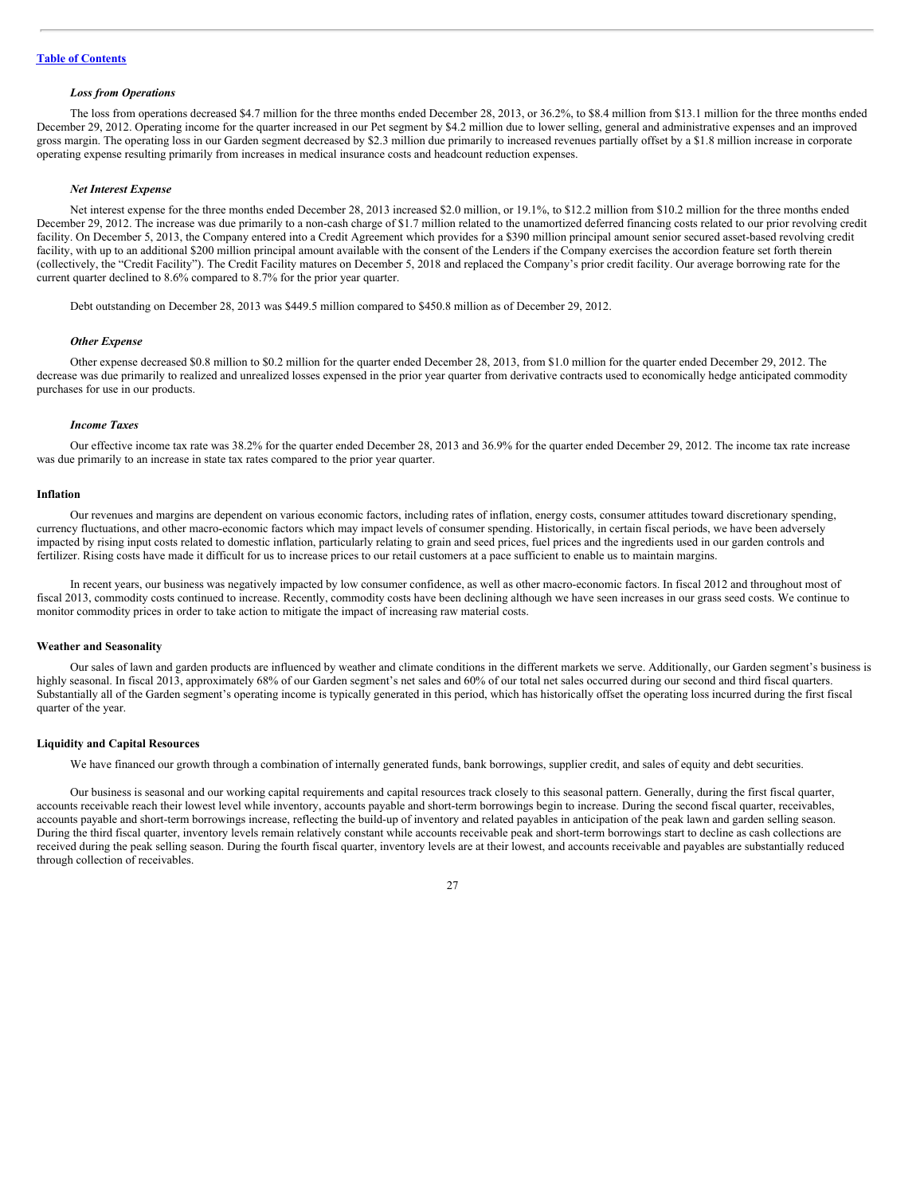[Table of Contents](#)

***Loss from Operations***

The loss from operations decreased $4.7 million for the three months ended December 28, 2013, or 36.2%, to $8.4 million from $13.1 million for the three months ended December 29, 2012. Operating income for the quarter increased in our Pet segment by $4.2 million due to lower selling, general and administrative expenses and an improved gross margin. The operating loss in our Garden segment decreased by $2.3 million due primarily to increased revenues partially offset by a $1.8 million increase in corporate operating expense resulting primarily from increases in medical insurance costs and headcount reduction expenses.

***Net Interest Expense***

Net interest expense for the three months ended December 28, 2013 increased $2.0 million, or 19.1%, to $12.2 million from $10.2 million for the three months ended December 29, 2012. The increase was due primarily to a non-cash charge of $1.7 million related to the unamortized deferred financing costs related to our prior revolving credit facility. On December 5, 2013, the Company entered into a Credit Agreement which provides for a $390 million principal amount senior secured asset-based revolving credit facility, with up to an additional $200 million principal amount available with the consent of the Lenders if the Company exercises the accordion feature set forth therein (collectively, the "Credit Facility"). The Credit Facility matures on December 5, 2018 and replaced the Company's prior credit facility. Our average borrowing rate for the current quarter declined to 8.6% compared to 8.7% for the prior year quarter.

Debt outstanding on December 28, 2013 was $449.5 million compared to $450.8 million as of December 29, 2012.

***Other Expense***

Other expense decreased $0.8 million to $0.2 million for the quarter ended December 28, 2013, from $1.0 million for the quarter ended December 29, 2012. The decrease was due primarily to realized and unrealized losses expensed in the prior year quarter from derivative contracts used to economically hedge anticipated commodity purchases for use in our products.

***Income Taxes***

Our effective income tax rate was 38.2% for the quarter ended December 28, 2013 and 36.9% for the quarter ended December 29, 2012. The income tax rate increase was due primarily to an increase in state tax rates compared to the prior year quarter.

**Inflation**

Our revenues and margins are dependent on various economic factors, including rates of inflation, energy costs, consumer attitudes toward discretionary spending, currency fluctuations, and other macro-economic factors which may impact levels of consumer spending. Historically, in certain fiscal periods, we have been adversely impacted by rising input costs related to domestic inflation, particularly relating to grain and seed prices, fuel prices and the ingredients used in our garden controls and fertilizer. Rising costs have made it difficult for us to increase prices to our retail customers at a pace sufficient to enable us to maintain margins.

In recent years, our business was negatively impacted by low consumer confidence, as well as other macro-economic factors. In fiscal 2012 and throughout most of fiscal 2013, commodity costs continued to increase. Recently, commodity costs have been declining although we have seen increases in our grass seed costs. We continue to monitor commodity prices in order to take action to mitigate the impact of increasing raw material costs.

**Weather and Seasonality**

Our sales of lawn and garden products are influenced by weather and climate conditions in the different markets we serve. Additionally, our Garden segment's business is highly seasonal. In fiscal 2013, approximately 68% of our Garden segment's net sales and 60% of our total net sales occurred during our second and third fiscal quarters. Substantially all of the Garden segment's operating income is typically generated in this period, which has historically offset the operating loss incurred during the first fiscal quarter of the year.

**Liquidity and Capital Resources**

We have financed our growth through a combination of internally generated funds, bank borrowings, supplier credit, and sales of equity and debt securities.

Our business is seasonal and our working capital requirements and capital resources track closely to this seasonal pattern. Generally, during the first fiscal quarter, accounts receivable reach their lowest level while inventory, accounts payable and short-term borrowings begin to increase. During the second fiscal quarter, receivables, accounts payable and short-term borrowings increase, reflecting the build-up of inventory and related payables in anticipation of the peak lawn and garden selling season. During the third fiscal quarter, inventory levels remain relatively constant while accounts receivable peak and short-term borrowings start to decline as cash collections are received during the peak selling season. During the fourth fiscal quarter, inventory levels are at their lowest, and accounts receivable and payables are substantially reduced through collection of receivables.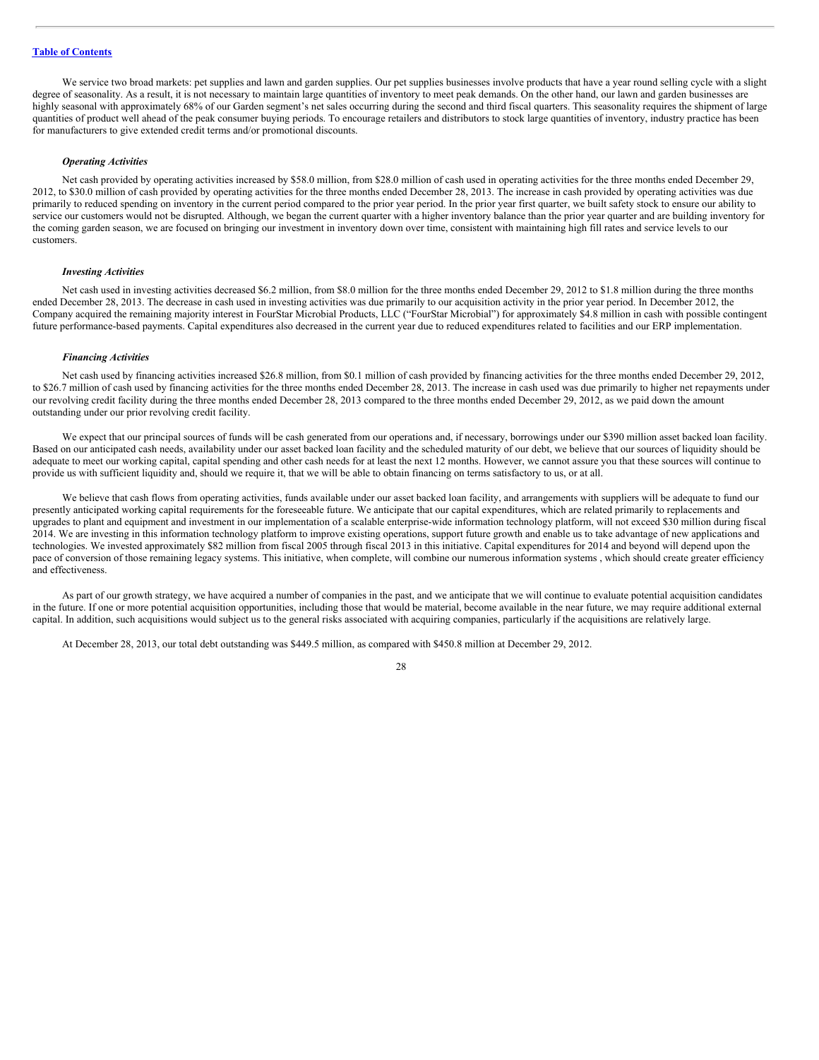We service two broad markets: pet supplies and lawn and garden supplies. Our pet supplies businesses involve products that have a year round selling cycle with a slight degree of seasonality. As a result, it is not necessary to maintain large quantities of inventory to meet peak demands. On the other hand, our lawn and garden businesses are highly seasonal with approximately 68% of our Garden segment's net sales occurring during the second and third fiscal quarters. This seasonality requires the shipment of large quantities of product well ahead of the peak consumer buying periods. To encourage retailers and distributors to stock large quantities of inventory, industry practice has been for manufacturers to give extended credit terms and/or promotional discounts.

***Operating Activities***

Net cash provided by operating activities increased by $58.0 million, from $28.0 million of cash used in operating activities for the three months ended December 29, 2012, to $30.0 million of cash provided by operating activities for the three months ended December 28, 2013. The increase in cash provided by operating activities was due primarily to reduced spending on inventory in the current period compared to the prior year period. In the prior year first quarter, we built safety stock to ensure our ability to service our customers would not be disrupted. Although, we began the current quarter with a higher inventory balance than the prior year quarter and are building inventory for the coming garden season, we are focused on bringing our investment in inventory down over time, consistent with maintaining high fill rates and service levels to our customers.

***Investing Activities***

Net cash used in investing activities decreased $6.2 million, from $8.0 million for the three months ended December 29, 2012 to $1.8 million during the three months ended December 28, 2013. The decrease in cash used in investing activities was due primarily to our acquisition activity in the prior year period. In December 2012, the Company acquired the remaining majority interest in FourStar Microbial Products, LLC ("FourStar Microbial") for approximately $4.8 million in cash with possible contingent future performance-based payments. Capital expenditures also decreased in the current year due to reduced expenditures related to facilities and our ERP implementation.

***Financing Activities***

Net cash used by financing activities increased $26.8 million, from $0.1 million of cash provided by financing activities for the three months ended December 29, 2012, to $26.7 million of cash used by financing activities for the three months ended December 28, 2013. The increase in cash used was due primarily to higher net repayments under our revolving credit facility during the three months ended December 28, 2013 compared to the three months ended December 29, 2012, as we paid down the amount outstanding under our prior revolving credit facility.

We expect that our principal sources of funds will be cash generated from our operations and, if necessary, borrowings under our $390 million asset backed loan facility. Based on our anticipated cash needs, availability under our asset backed loan facility and the scheduled maturity of our debt, we believe that our sources of liquidity should be adequate to meet our working capital, capital spending and other cash needs for at least the next 12 months. However, we cannot assure you that these sources will continue to provide us with sufficient liquidity and, should we require it, that we will be able to obtain financing on terms satisfactory to us, or at all.

We believe that cash flows from operating activities, funds available under our asset backed loan facility, and arrangements with suppliers will be adequate to fund our presently anticipated working capital requirements for the foreseeable future. We anticipate that our capital expenditures, which are related primarily to replacements and upgrades to plant and equipment and investment in our implementation of a scalable enterprise-wide information technology platform, will not exceed $30 million during fiscal 2014. We are investing in this information technology platform to improve existing operations, support future growth and enable us to take advantage of new applications and technologies. We invested approximately $82 million from fiscal 2005 through fiscal 2013 in this initiative. Capital expenditures for 2014 and beyond will depend upon the pace of conversion of those remaining legacy systems. This initiative, when complete, will combine our numerous information systems , which should create greater efficiency and effectiveness.

As part of our growth strategy, we have acquired a number of companies in the past, and we anticipate that we will continue to evaluate potential acquisition candidates in the future. If one or more potential acquisition opportunities, including those that would be material, become available in the near future, we may require additional external capital. In addition, such acquisitions would subject us to the general risks associated with acquiring companies, particularly if the acquisitions are relatively large.

At December 28, 2013, our total debt outstanding was $449.5 million, as compared with $450.8 million at December 29, 2012.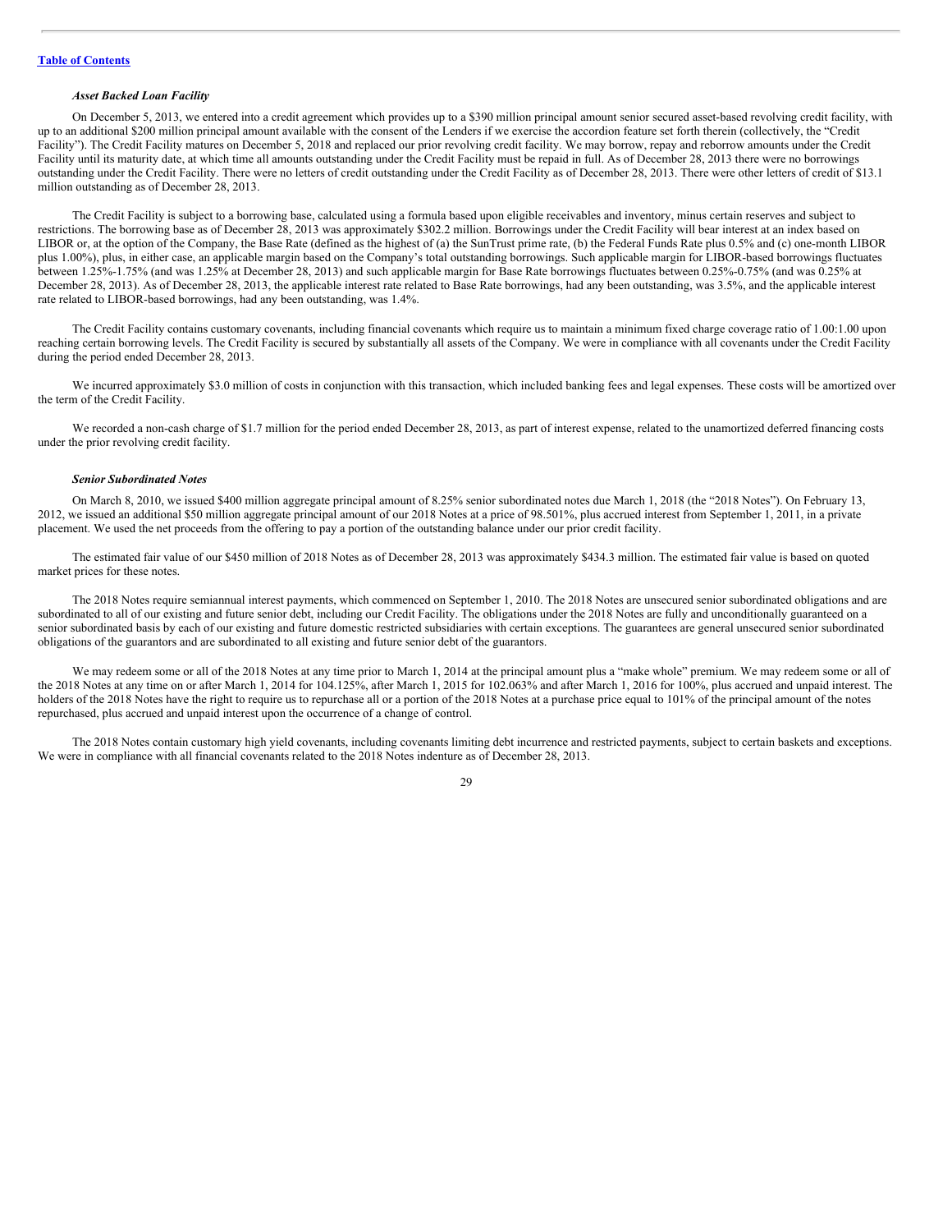[Table of Contents](#)

### *Asset Backed Loan Facility*

On December 5, 2013, we entered into a credit agreement which provides up to a $390 million principal amount senior secured asset-based revolving credit facility, with up to an additional $200 million principal amount available with the consent of the Lenders if we exercise the accordion feature set forth therein (collectively, the "Credit Facility"). The Credit Facility matures on December 5, 2018 and replaced our prior revolving credit facility. We may borrow, repay and reborrow amounts under the Credit Facility until its maturity date, at which time all amounts outstanding under the Credit Facility must be repaid in full. As of December 28, 2013 there were no borrowings outstanding under the Credit Facility. There were no letters of credit outstanding under the Credit Facility as of December 28, 2013. There were other letters of credit of $13.1 million outstanding as of December 28, 2013.

The Credit Facility is subject to a borrowing base, calculated using a formula based upon eligible receivables and inventory, minus certain reserves and subject to restrictions. The borrowing base as of December 28, 2013 was approximately $302.2 million. Borrowings under the Credit Facility will bear interest at an index based on LIBOR or, at the option of the Company, the Base Rate (defined as the highest of (a) the SunTrust prime rate, (b) the Federal Funds Rate plus 0.5% and (c) one-month LIBOR plus 1.00%), plus, in either case, an applicable margin based on the Company's total outstanding borrowings. Such applicable margin for LIBOR-based borrowings fluctuates between 1.25%-1.75% (and was 1.25% at December 28, 2013) and such applicable margin for Base Rate borrowings fluctuates between 0.25%-0.75% (and was 0.25% at December 28, 2013). As of December 28, 2013, the applicable interest rate related to Base Rate borrowings, had any been outstanding, was 3.5%, and the applicable interest rate related to LIBOR-based borrowings, had any been outstanding, was 1.4%.

The Credit Facility contains customary covenants, including financial covenants which require us to maintain a minimum fixed charge coverage ratio of 1.00:1.00 upon reaching certain borrowing levels. The Credit Facility is secured by substantially all assets of the Company. We were in compliance with all covenants under the Credit Facility during the period ended December 28, 2013.

We incurred approximately $3.0 million of costs in conjunction with this transaction, which included banking fees and legal expenses. These costs will be amortized over the term of the Credit Facility.

We recorded a non-cash charge of $1.7 million for the period ended December 28, 2013, as part of interest expense, related to the unamortized deferred financing costs under the prior revolving credit facility.

### *Senior Subordinated Notes*

On March 8, 2010, we issued $400 million aggregate principal amount of 8.25% senior subordinated notes due March 1, 2018 (the "2018 Notes"). On February 13, 2012, we issued an additional $50 million aggregate principal amount of our 2018 Notes at a price of 98.501%, plus accrued interest from September 1, 2011, in a private placement. We used the net proceeds from the offering to pay a portion of the outstanding balance under our prior credit facility.

The estimated fair value of our $450 million of 2018 Notes as of December 28, 2013 was approximately $434.3 million. The estimated fair value is based on quoted market prices for these notes.

The 2018 Notes require semiannual interest payments, which commenced on September 1, 2010. The 2018 Notes are unsecured senior subordinated obligations and are subordinated to all of our existing and future senior debt, including our Credit Facility. The obligations under the 2018 Notes are fully and unconditionally guaranteed on a senior subordinated basis by each of our existing and future domestic restricted subsidiaries with certain exceptions. The guarantees are general unsecured senior subordinated obligations of the guarantors and are subordinated to all existing and future senior debt of the guarantors.

We may redeem some or all of the 2018 Notes at any time prior to March 1, 2014 at the principal amount plus a "make whole" premium. We may redeem some or all of the 2018 Notes at any time on or after March 1, 2014 for 104.125%, after March 1, 2015 for 102.063% and after March 1, 2016 for 100%, plus accrued and unpaid interest. The holders of the 2018 Notes have the right to require us to repurchase all or a portion of the 2018 Notes at a purchase price equal to 101% of the principal amount of the notes repurchased, plus accrued and unpaid interest upon the occurrence of a change of control.

The 2018 Notes contain customary high yield covenants, including covenants limiting debt incurrence and restricted payments, subject to certain baskets and exceptions. We were in compliance with all financial covenants related to the 2018 Notes indenture as of December 28, 2013.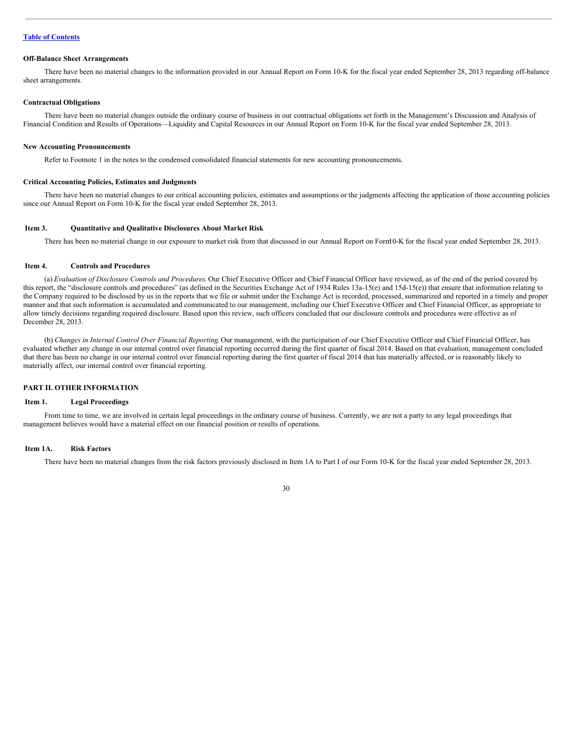### Off-Balance Sheet Arrangements

There have been no material changes to the information provided in our Annual Report on Form 10-K for the fiscal year ended September 28, 2013 regarding off-balance sheet arrangements.

### Contractual Obligations

There have been no material changes outside the ordinary course of business in our contractual obligations set forth in the Management's Discussion and Analysis of Financial Condition and Results of Operations—Liquidity and Capital Resources in our Annual Report on Form 10-K for the fiscal year ended September 28, 2013.

### New Accounting Pronouncements

Refer to Footnote 1 in the notes to the condensed consolidated financial statements for new accounting pronouncements.

### Critical Accounting Policies, Estimates and Judgments

There have been no material changes to our critical accounting policies, estimates and assumptions or the judgments affecting the application of those accounting policies since our Annual Report on Form 10-K for the fiscal year ended September 28, 2013.

## Item 3. Quantitative and Qualitative Disclosures About Market Risk

There has been no material change in our exposure to market risk from that discussed in our Annual Report on Form 10-K for the fiscal year ended September 28, 2013.

## Item 4. Controls and Procedures

(a) *Evaluation of Disclosure Controls and Procedures*. Our Chief Executive Officer and Chief Financial Officer have reviewed, as of the end of the period covered by this report, the "disclosure controls and procedures" (as defined in the Securities Exchange Act of 1934 Rules 13a-15(e) and 15d-15(e)) that ensure that information relating to the Company required to be disclosed by us in the reports that we file or submit under the Exchange Act is recorded, processed, summarized and reported in a timely and proper manner and that such information is accumulated and communicated to our management, including our Chief Executive Officer and Chief Financial Officer, as appropriate to allow timely decisions regarding required disclosure. Based upon this review, such officers concluded that our disclosure controls and procedures were effective as of December 28, 2013.

(b) *Changes in Internal Control Over Financial Reporting*. Our management, with the participation of our Chief Executive Officer and Chief Financial Officer, has evaluated whether any change in our internal control over financial reporting occurred during the first quarter of fiscal 2014. Based on that evaluation, management concluded that there has been no change in our internal control over financial reporting during the first quarter of fiscal 2014 that has materially affected, or is reasonably likely to materially affect, our internal control over financial reporting.

# PART II. OTHER INFORMATION

## Item 1. Legal Proceedings

From time to time, we are involved in certain legal proceedings in the ordinary course of business. Currently, we are not a party to any legal proceedings that management believes would have a material effect on our financial position or results of operations.

## Item 1A. Risk Factors

There have been no material changes from the risk factors previously disclosed in Item 1A to Part I of our Form 10-K for the fiscal year ended September 28, 2013.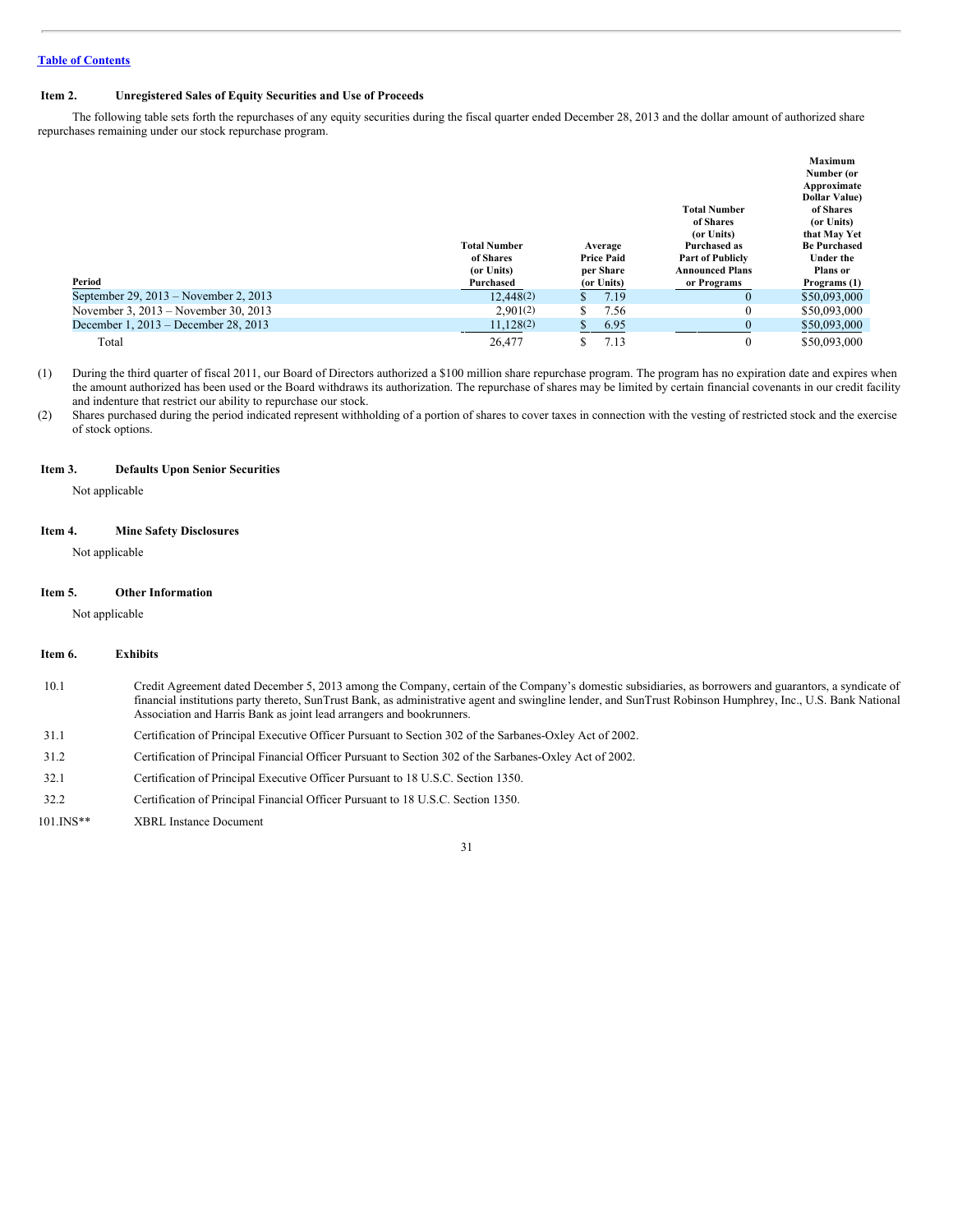Table of Contents

## Item 2. Unregistered Sales of Equity Securities and Use of Proceeds

The following table sets forth the repurchases of any equity securities during the fiscal quarter ended December 28, 2013 and the dollar amount of authorized share repurchases remaining under our stock repurchase program.

| Period | Total Number of Shares (or Units) Purchased | Average Price Paid per Share (or Units) | Total Number of Shares (or Units) Purchased as Part of Publicly Announced Plans or Programs | Maximum Number (or Approximate Dollar Value) of Shares (or Units) that May Yet Be Purchased Under the Plans or Programs (1) |
|---|---|---|---|---|
| September 29, 2013 – November 2, 2013 | 12,448(2) | $ 7.19 | 0 | $50,093,000 |
| November 3, 2013 – November 30, 2013 | 2,901(2) | $ 7.56 | 0 | $50,093,000 |
| December 1, 2013 – December 28, 2013 | 11,128(2) | $ 6.95 | 0 | $50,093,000 |
| Total | 26,477 | $ 7.13 | 0 | $50,093,000 |

(1) During the third quarter of fiscal 2011, our Board of Directors authorized a $100 million share repurchase program. The program has no expiration date and expires when the amount authorized has been used or the Board withdraws its authorization. The repurchase of shares may be limited by certain financial covenants in our credit facility and indenture that restrict our ability to repurchase our stock.

(2) Shares purchased during the period indicated represent withholding of a portion of shares to cover taxes in connection with the vesting of restricted stock and the exercise of stock options.

## Item 3. Defaults Upon Senior Securities

Not applicable

## Item 4. Mine Safety Disclosures

Not applicable

## Item 5. Other Information

Not applicable

## Item 6. Exhibits

| | |
|---|---|
| 10.1 | Credit Agreement dated December 5, 2013 among the Company, certain of the Company's domestic subsidiaries, as borrowers and guarantors, a syndicate of financial institutions party thereto, SunTrust Bank, as administrative agent and swingline lender, and SunTrust Robinson Humphrey, Inc., U.S. Bank National Association and Harris Bank as joint lead arrangers and bookrunners. |
| 31.1 | Certification of Principal Executive Officer Pursuant to Section 302 of the Sarbanes-Oxley Act of 2002. |
| 31.2 | Certification of Principal Financial Officer Pursuant to Section 302 of the Sarbanes-Oxley Act of 2002. |
| 32.1 | Certification of Principal Executive Officer Pursuant to 18 U.S.C. Section 1350. |
| 32.2 | Certification of Principal Financial Officer Pursuant to 18 U.S.C. Section 1350. |
| 101.INS** | XBRL Instance Document |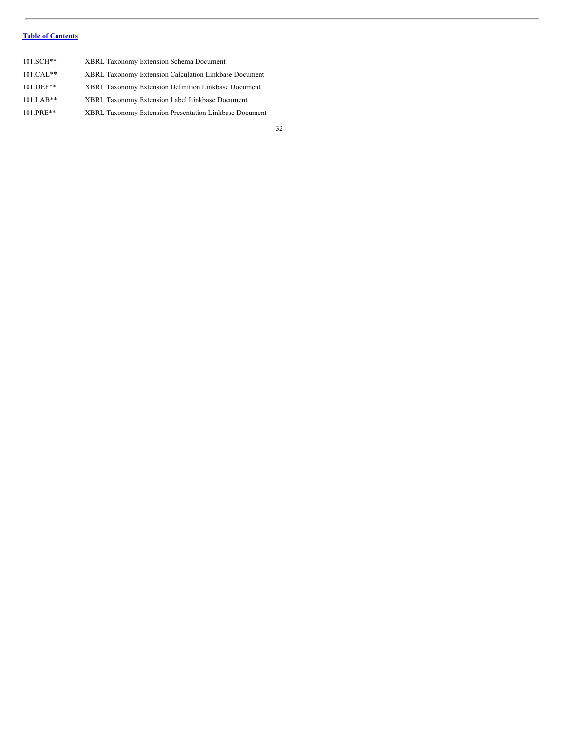[Table of Contents](#)

| | |
|---|---|
| 101.SCH** | XBRL Taxonomy Extension Schema Document |
| 101.CAL** | XBRL Taxonomy Extension Calculation Linkbase Document |
| 101.DEF** | XBRL Taxonomy Extension Definition Linkbase Document |
| 101.LAB** | XBRL Taxonomy Extension Label Linkbase Document |
| 101.PRE** | XBRL Taxonomy Extension Presentation Linkbase Document |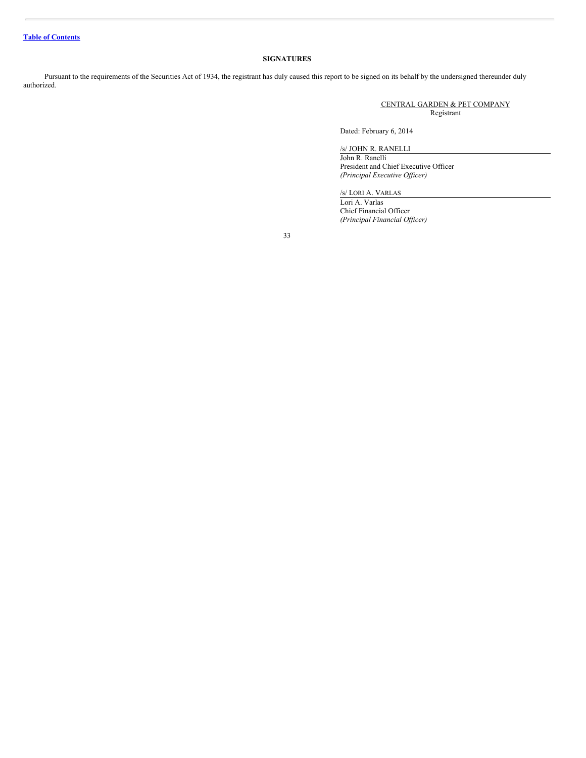[Table of Contents]

## SIGNATURES

Pursuant to the requirements of the Securities Act of 1934, the registrant has duly caused this report to be signed on its behalf by the undersigned thereunder duly authorized.

CENTRAL GARDEN & PET COMPANY
Registrant

Dated: February 6, 2014

/s/ JOHN R. RANELLI
John R. Ranelli
President and Chief Executive Officer
*(Principal Executive Officer)*

/s/ LORI A. VARLAS
Lori A. Varlas
Chief Financial Officer
*(Principal Financial Officer)*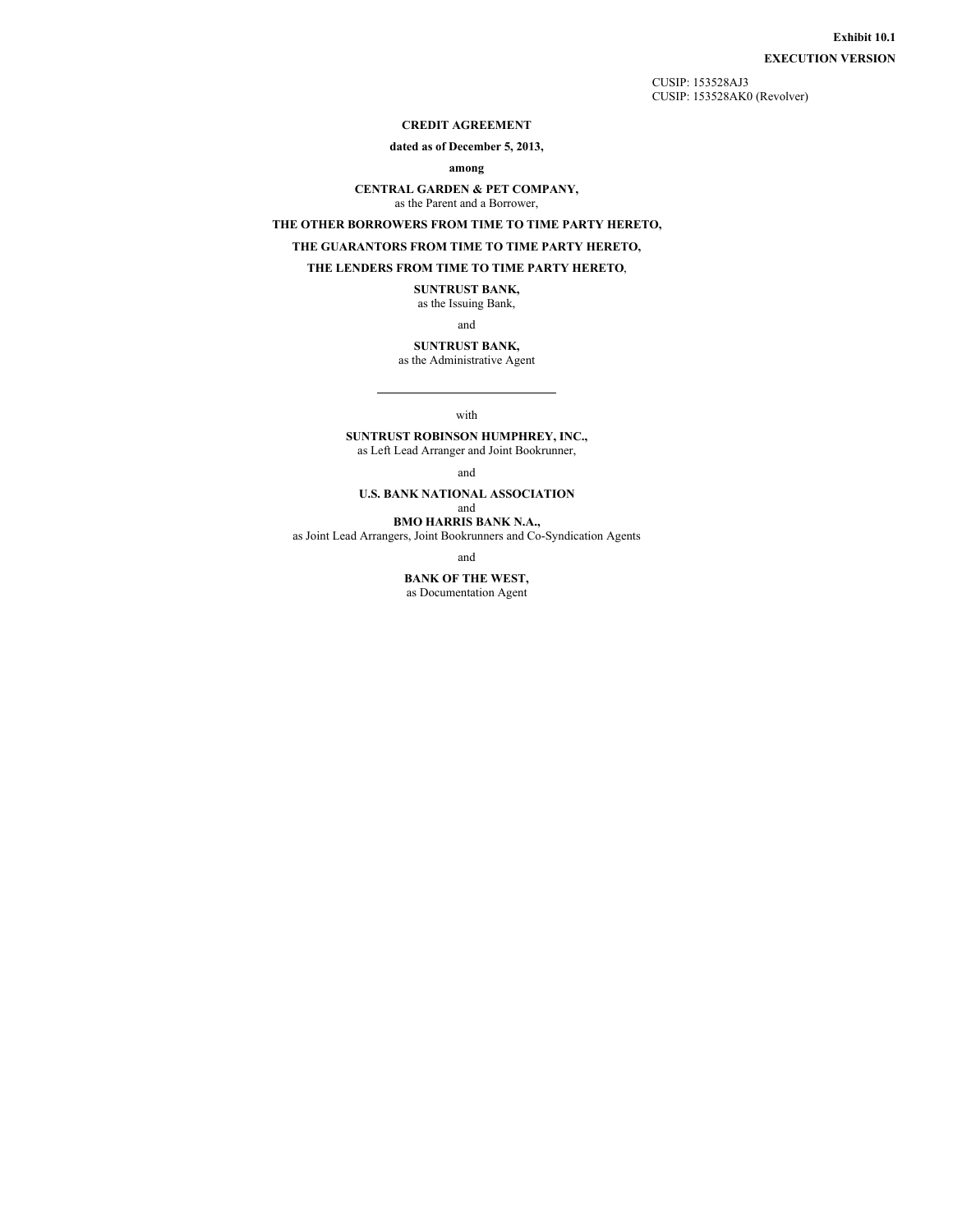**Exhibit 10.1**

**EXECUTION VERSION**

CUSIP: 153528AJ3
CUSIP: 153528AK0 (Revolver)

**CREDIT AGREEMENT**

**dated as of December 5, 2013,**

**among**

**CENTRAL GARDEN & PET COMPANY,**
as the Parent and a Borrower,

**THE OTHER BORROWERS FROM TIME TO TIME PARTY HERETO,**

**THE GUARANTORS FROM TIME TO TIME PARTY HERETO,**

**THE LENDERS FROM TIME TO TIME PARTY HERETO**,

**SUNTRUST BANK,**
as the Issuing Bank,

and

**SUNTRUST BANK,**
as the Administrative Agent

---

with

**SUNTRUST ROBINSON HUMPHREY, INC.,**
as Left Lead Arranger and Joint Bookrunner,

and

**U.S. BANK NATIONAL ASSOCIATION**
and
**BMO HARRIS BANK N.A.,**
as Joint Lead Arrangers, Joint Bookrunners and Co-Syndication Agents

and

**BANK OF THE WEST,**
as Documentation Agent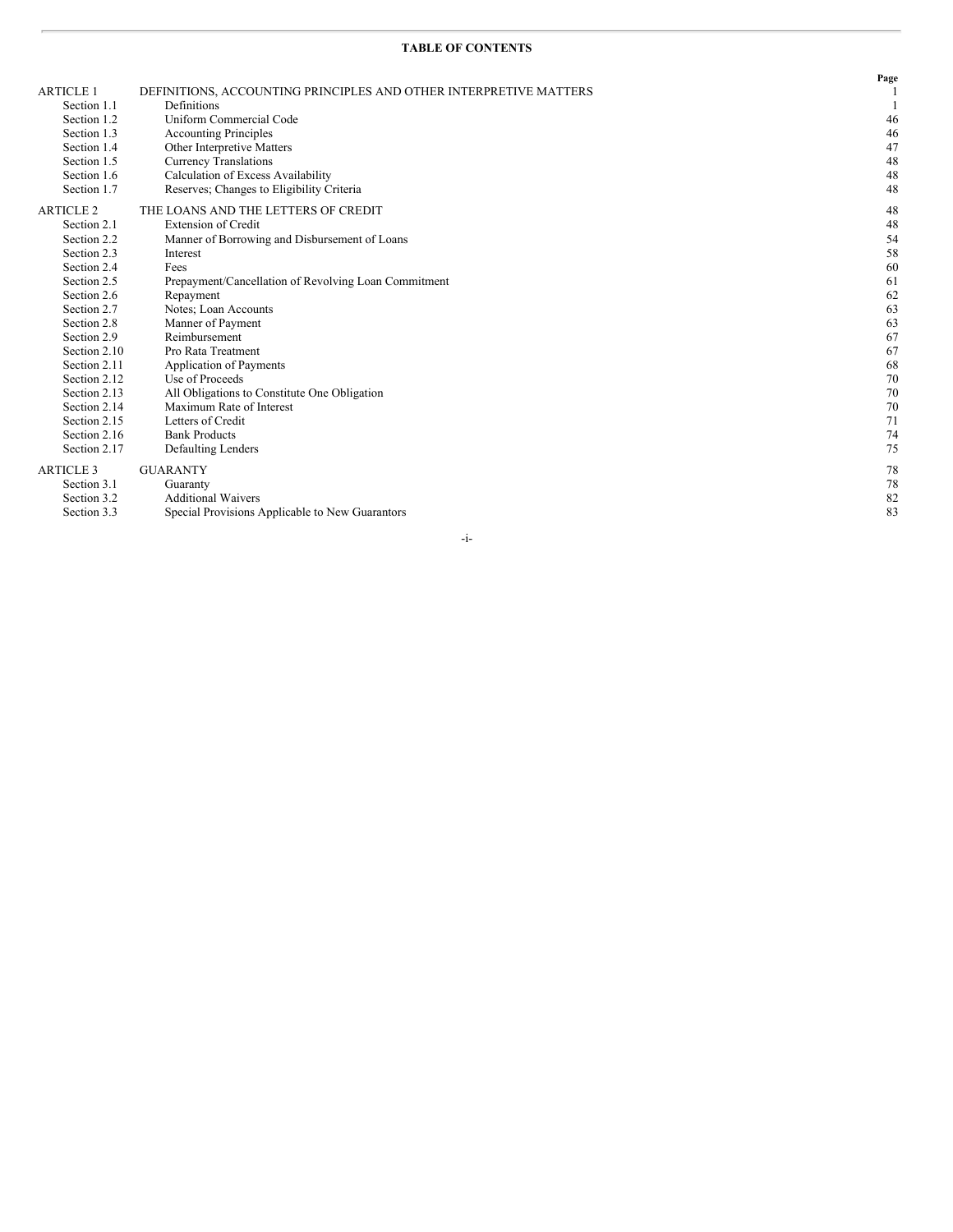**TABLE OF CONTENTS**

| | | Page |
|---|---|---|
| ARTICLE 1 | DEFINITIONS, ACCOUNTING PRINCIPLES AND OTHER INTERPRETIVE MATTERS | 1 |
| Section 1.1 | Definitions | 1 |
| Section 1.2 | Uniform Commercial Code | 46 |
| Section 1.3 | Accounting Principles | 46 |
| Section 1.4 | Other Interpretive Matters | 47 |
| Section 1.5 | Currency Translations | 48 |
| Section 1.6 | Calculation of Excess Availability | 48 |
| Section 1.7 | Reserves; Changes to Eligibility Criteria | 48 |
| ARTICLE 2 | THE LOANS AND THE LETTERS OF CREDIT | 48 |
| Section 2.1 | Extension of Credit | 48 |
| Section 2.2 | Manner of Borrowing and Disbursement of Loans | 54 |
| Section 2.3 | Interest | 58 |
| Section 2.4 | Fees | 60 |
| Section 2.5 | Prepayment/Cancellation of Revolving Loan Commitment | 61 |
| Section 2.6 | Repayment | 62 |
| Section 2.7 | Notes; Loan Accounts | 63 |
| Section 2.8 | Manner of Payment | 63 |
| Section 2.9 | Reimbursement | 67 |
| Section 2.10 | Pro Rata Treatment | 67 |
| Section 2.11 | Application of Payments | 68 |
| Section 2.12 | Use of Proceeds | 70 |
| Section 2.13 | All Obligations to Constitute One Obligation | 70 |
| Section 2.14 | Maximum Rate of Interest | 70 |
| Section 2.15 | Letters of Credit | 71 |
| Section 2.16 | Bank Products | 74 |
| Section 2.17 | Defaulting Lenders | 75 |
| ARTICLE 3 | GUARANTY | 78 |
| Section 3.1 | Guaranty | 78 |
| Section 3.2 | Additional Waivers | 82 |
| Section 3.3 | Special Provisions Applicable to New Guarantors | 83 |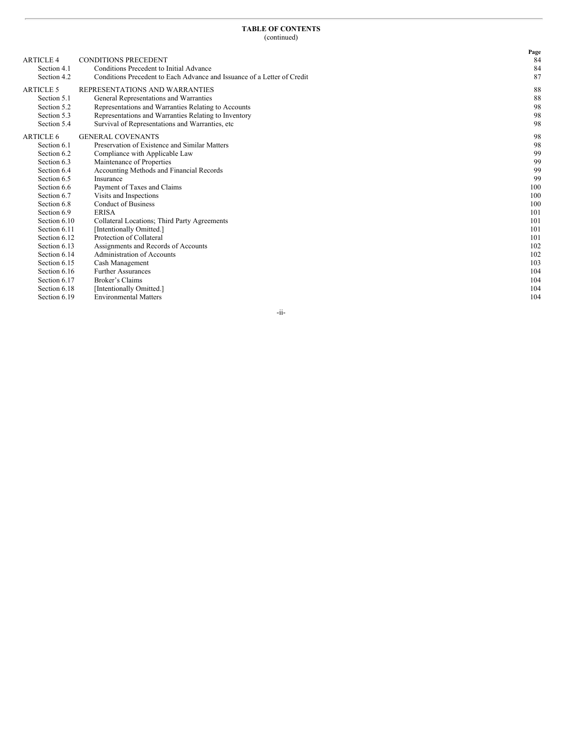**TABLE OF CONTENTS**
(continued)

| | | Page |
|---|---|---|
| ARTICLE 4 | CONDITIONS PRECEDENT | 84 |
| Section 4.1 | Conditions Precedent to Initial Advance | 84 |
| Section 4.2 | Conditions Precedent to Each Advance and Issuance of a Letter of Credit | 87 |
| ARTICLE 5 | REPRESENTATIONS AND WARRANTIES | 88 |
| Section 5.1 | General Representations and Warranties | 88 |
| Section 5.2 | Representations and Warranties Relating to Accounts | 98 |
| Section 5.3 | Representations and Warranties Relating to Inventory | 98 |
| Section 5.4 | Survival of Representations and Warranties, etc | 98 |
| ARTICLE 6 | GENERAL COVENANTS | 98 |
| Section 6.1 | Preservation of Existence and Similar Matters | 98 |
| Section 6.2 | Compliance with Applicable Law | 99 |
| Section 6.3 | Maintenance of Properties | 99 |
| Section 6.4 | Accounting Methods and Financial Records | 99 |
| Section 6.5 | Insurance | 99 |
| Section 6.6 | Payment of Taxes and Claims | 100 |
| Section 6.7 | Visits and Inspections | 100 |
| Section 6.8 | Conduct of Business | 100 |
| Section 6.9 | ERISA | 101 |
| Section 6.10 | Collateral Locations; Third Party Agreements | 101 |
| Section 6.11 | [Intentionally Omitted.] | 101 |
| Section 6.12 | Protection of Collateral | 101 |
| Section 6.13 | Assignments and Records of Accounts | 102 |
| Section 6.14 | Administration of Accounts | 102 |
| Section 6.15 | Cash Management | 103 |
| Section 6.16 | Further Assurances | 104 |
| Section 6.17 | Broker's Claims | 104 |
| Section 6.18 | [Intentionally Omitted.] | 104 |
| Section 6.19 | Environmental Matters | 104 |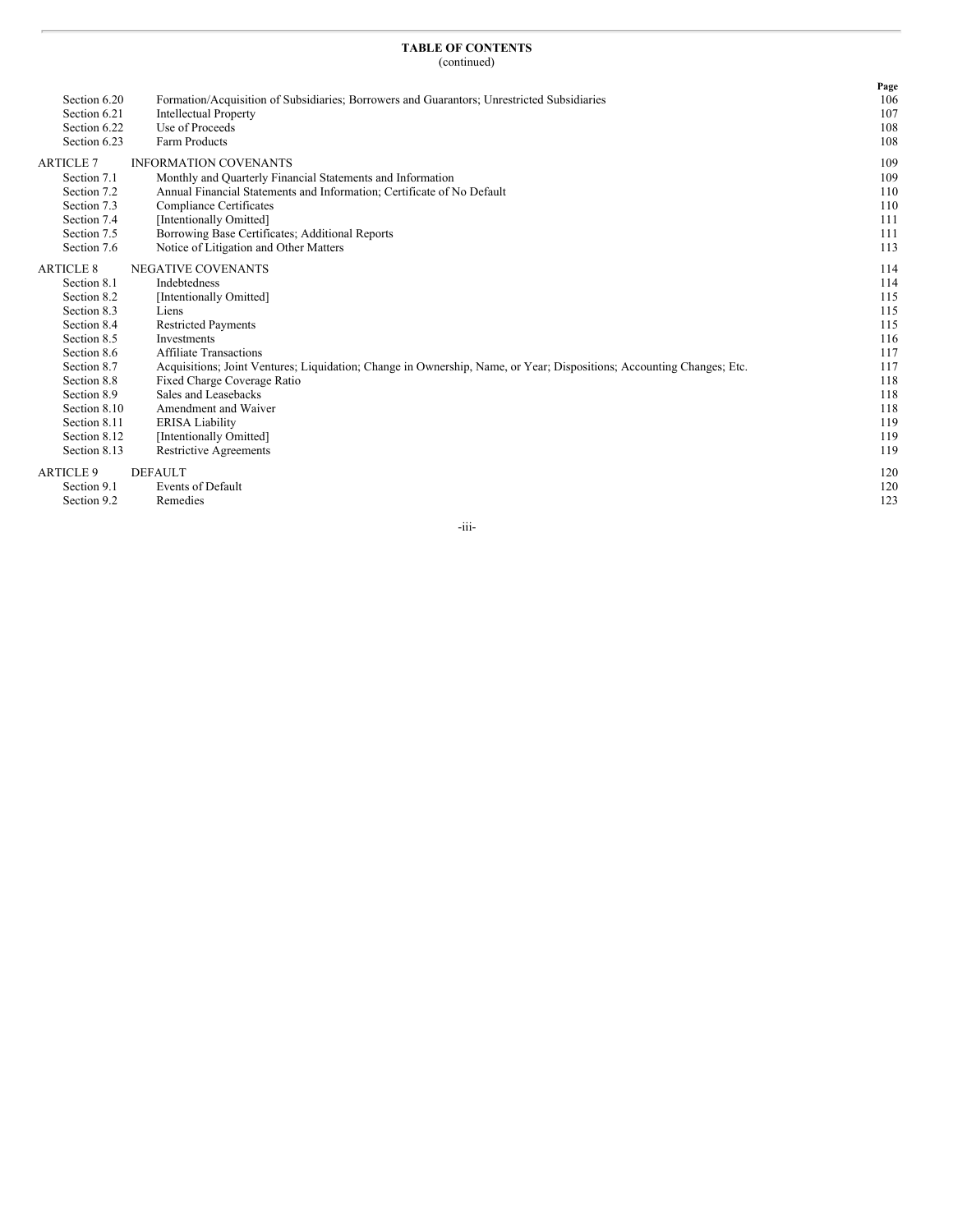**TABLE OF CONTENTS**
(continued)

| | | Page |
|---|---|---|
| Section 6.20 | Formation/Acquisition of Subsidiaries; Borrowers and Guarantors; Unrestricted Subsidiaries | 106 |
| Section 6.21 | Intellectual Property | 107 |
| Section 6.22 | Use of Proceeds | 108 |
| Section 6.23 | Farm Products | 108 |
| ARTICLE 7 | INFORMATION COVENANTS | 109 |
| Section 7.1 | Monthly and Quarterly Financial Statements and Information | 109 |
| Section 7.2 | Annual Financial Statements and Information; Certificate of No Default | 110 |
| Section 7.3 | Compliance Certificates | 110 |
| Section 7.4 | [Intentionally Omitted] | 111 |
| Section 7.5 | Borrowing Base Certificates; Additional Reports | 111 |
| Section 7.6 | Notice of Litigation and Other Matters | 113 |
| ARTICLE 8 | NEGATIVE COVENANTS | 114 |
| Section 8.1 | Indebtedness | 114 |
| Section 8.2 | [Intentionally Omitted] | 115 |
| Section 8.3 | Liens | 115 |
| Section 8.4 | Restricted Payments | 115 |
| Section 8.5 | Investments | 116 |
| Section 8.6 | Affiliate Transactions | 117 |
| Section 8.7 | Acquisitions; Joint Ventures; Liquidation; Change in Ownership, Name, or Year; Dispositions; Accounting Changes; Etc. | 117 |
| Section 8.8 | Fixed Charge Coverage Ratio | 118 |
| Section 8.9 | Sales and Leasebacks | 118 |
| Section 8.10 | Amendment and Waiver | 118 |
| Section 8.11 | ERISA Liability | 119 |
| Section 8.12 | [Intentionally Omitted] | 119 |
| Section 8.13 | Restrictive Agreements | 119 |
| ARTICLE 9 | DEFAULT | 120 |
| Section 9.1 | Events of Default | 120 |
| Section 9.2 | Remedies | 123 |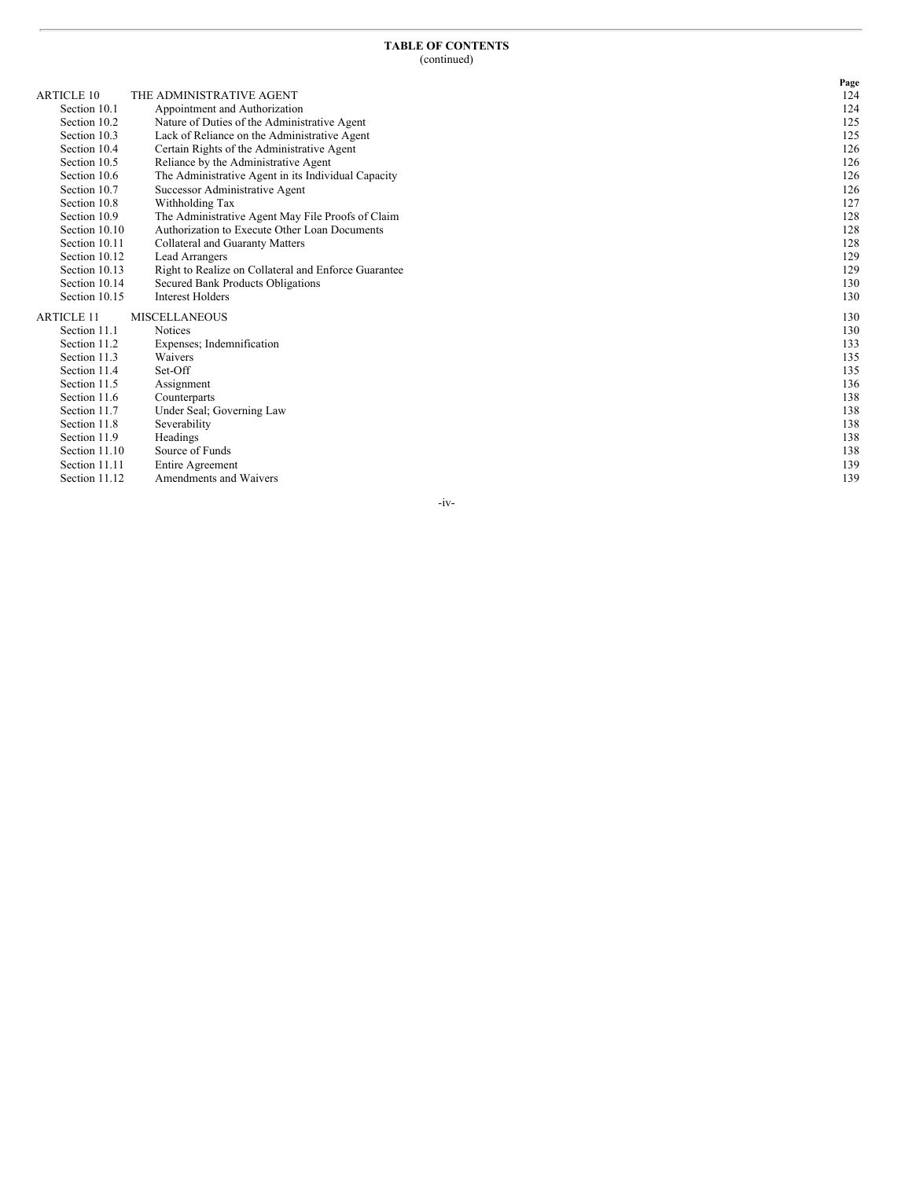**TABLE OF CONTENTS**
(continued)

| | | Page |
|---|---|---|
| ARTICLE 10 | THE ADMINISTRATIVE AGENT | 124 |
| Section 10.1 | Appointment and Authorization | 124 |
| Section 10.2 | Nature of Duties of the Administrative Agent | 125 |
| Section 10.3 | Lack of Reliance on the Administrative Agent | 125 |
| Section 10.4 | Certain Rights of the Administrative Agent | 126 |
| Section 10.5 | Reliance by the Administrative Agent | 126 |
| Section 10.6 | The Administrative Agent in its Individual Capacity | 126 |
| Section 10.7 | Successor Administrative Agent | 126 |
| Section 10.8 | Withholding Tax | 127 |
| Section 10.9 | The Administrative Agent May File Proofs of Claim | 128 |
| Section 10.10 | Authorization to Execute Other Loan Documents | 128 |
| Section 10.11 | Collateral and Guaranty Matters | 128 |
| Section 10.12 | Lead Arrangers | 129 |
| Section 10.13 | Right to Realize on Collateral and Enforce Guarantee | 129 |
| Section 10.14 | Secured Bank Products Obligations | 130 |
| Section 10.15 | Interest Holders | 130 |
| ARTICLE 11 | MISCELLANEOUS | 130 |
| Section 11.1 | Notices | 130 |
| Section 11.2 | Expenses; Indemnification | 133 |
| Section 11.3 | Waivers | 135 |
| Section 11.4 | Set-Off | 135 |
| Section 11.5 | Assignment | 136 |
| Section 11.6 | Counterparts | 138 |
| Section 11.7 | Under Seal; Governing Law | 138 |
| Section 11.8 | Severability | 138 |
| Section 11.9 | Headings | 138 |
| Section 11.10 | Source of Funds | 138 |
| Section 11.11 | Entire Agreement | 139 |
| Section 11.12 | Amendments and Waivers | 139 |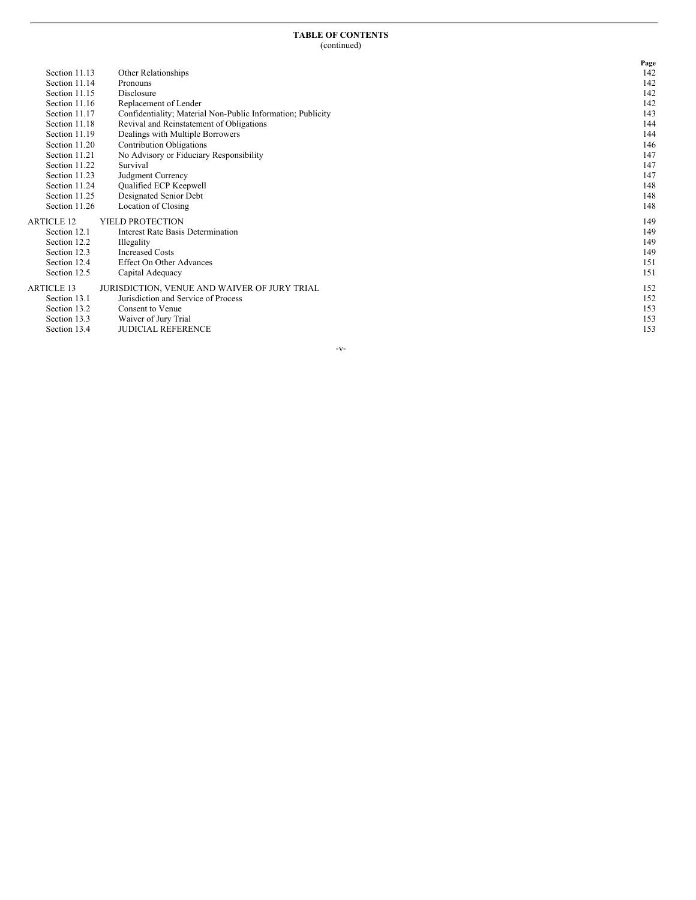**TABLE OF CONTENTS**
(continued)

| | | Page |
|---|---|---|
| Section 11.13 | Other Relationships | 142 |
| Section 11.14 | Pronouns | 142 |
| Section 11.15 | Disclosure | 142 |
| Section 11.16 | Replacement of Lender | 142 |
| Section 11.17 | Confidentiality; Material Non-Public Information; Publicity | 143 |
| Section 11.18 | Revival and Reinstatement of Obligations | 144 |
| Section 11.19 | Dealings with Multiple Borrowers | 144 |
| Section 11.20 | Contribution Obligations | 146 |
| Section 11.21 | No Advisory or Fiduciary Responsibility | 147 |
| Section 11.22 | Survival | 147 |
| Section 11.23 | Judgment Currency | 147 |
| Section 11.24 | Qualified ECP Keepwell | 148 |
| Section 11.25 | Designated Senior Debt | 148 |
| Section 11.26 | Location of Closing | 148 |
| ARTICLE 12 | YIELD PROTECTION | 149 |
| Section 12.1 | Interest Rate Basis Determination | 149 |
| Section 12.2 | Illegality | 149 |
| Section 12.3 | Increased Costs | 149 |
| Section 12.4 | Effect On Other Advances | 151 |
| Section 12.5 | Capital Adequacy | 151 |
| ARTICLE 13 | JURISDICTION, VENUE AND WAIVER OF JURY TRIAL | 152 |
| Section 13.1 | Jurisdiction and Service of Process | 152 |
| Section 13.2 | Consent to Venue | 153 |
| Section 13.3 | Waiver of Jury Trial | 153 |
| Section 13.4 | JUDICIAL REFERENCE | 153 |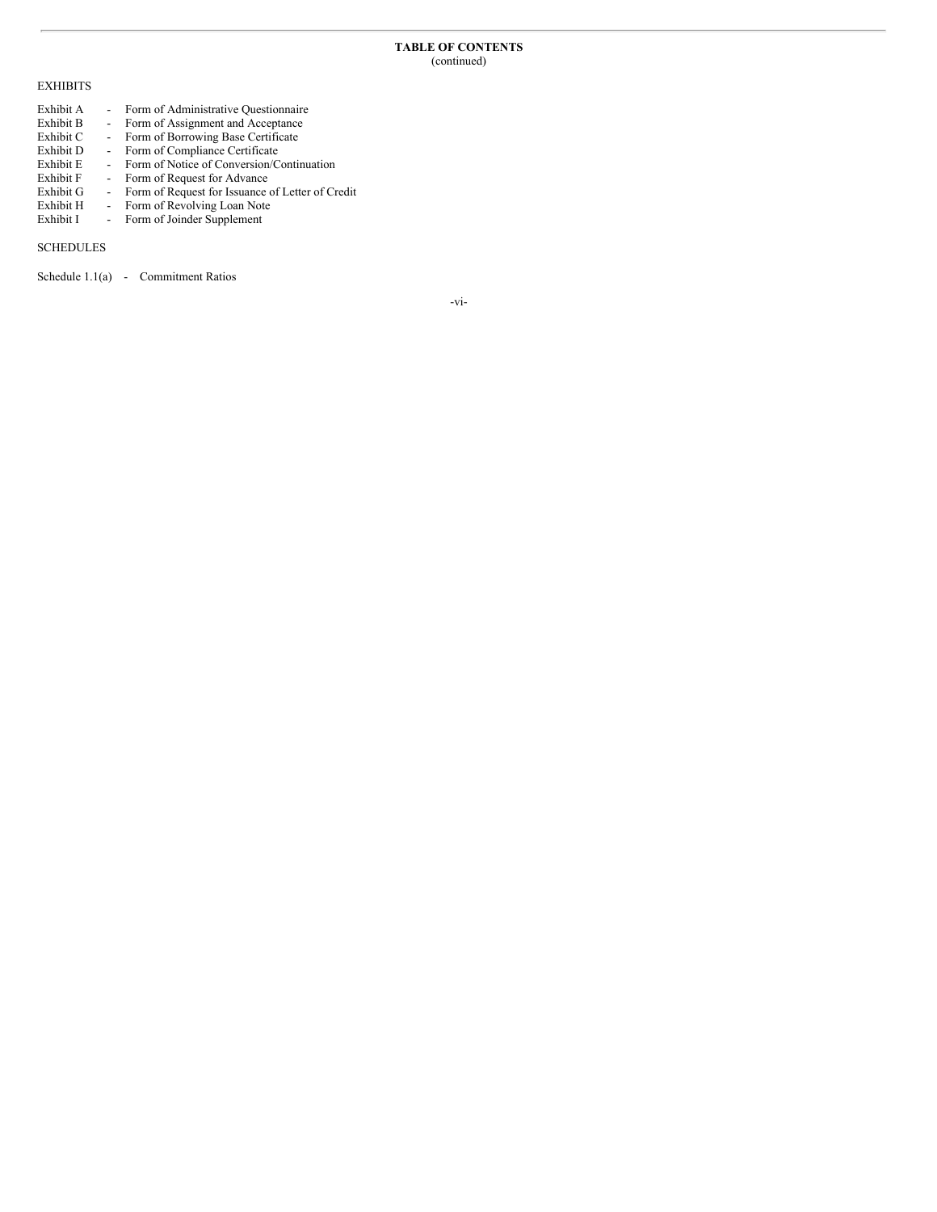**TABLE OF CONTENTS**
(continued)

EXHIBITS

| | | |
|---|---|---|
| Exhibit A | - | Form of Administrative Questionnaire |
| Exhibit B | - | Form of Assignment and Acceptance |
| Exhibit C | - | Form of Borrowing Base Certificate |
| Exhibit D | - | Form of Compliance Certificate |
| Exhibit E | - | Form of Notice of Conversion/Continuation |
| Exhibit F | - | Form of Request for Advance |
| Exhibit G | - | Form of Request for Issuance of Letter of Credit |
| Exhibit H | - | Form of Revolving Loan Note |
| Exhibit I | - | Form of Joinder Supplement |

SCHEDULES

| | | |
|---|---|---|
| Schedule 1.1(a) | - | Commitment Ratios |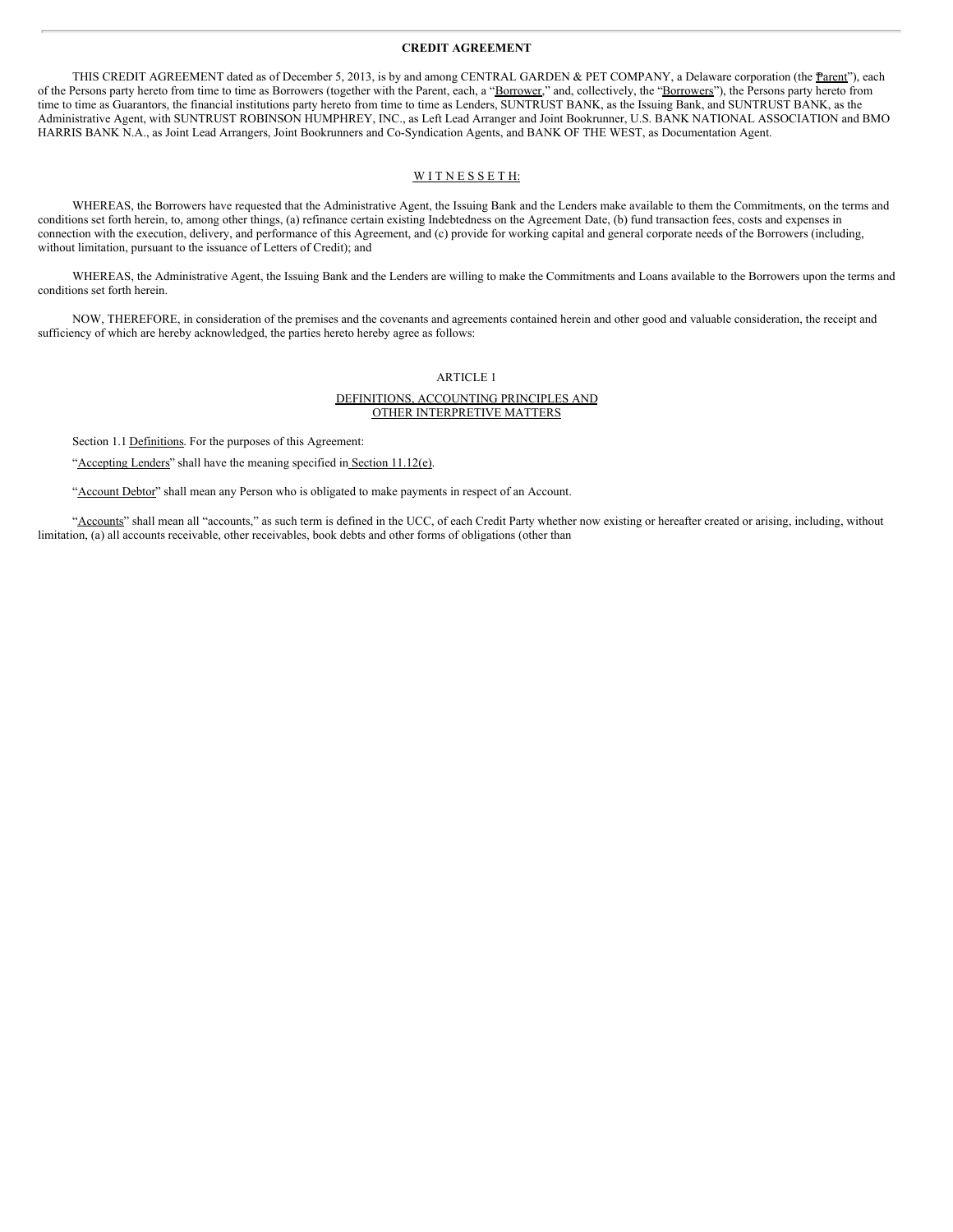**CREDIT AGREEMENT**

THIS CREDIT AGREEMENT dated as of December 5, 2013, is by and among CENTRAL GARDEN & PET COMPANY, a Delaware corporation (the "Parent"), each of the Persons party hereto from time to time as Borrowers (together with the Parent, each, a "Borrower," and, collectively, the "Borrowers"), the Persons party hereto from time to time as Guarantors, the financial institutions party hereto from time to time as Lenders, SUNTRUST BANK, as the Issuing Bank, and SUNTRUST BANK, as the Administrative Agent, with SUNTRUST ROBINSON HUMPHREY, INC., as Left Lead Arranger and Joint Bookrunner, U.S. BANK NATIONAL ASSOCIATION and BMO HARRIS BANK N.A., as Joint Lead Arrangers, Joint Bookrunners and Co-Syndication Agents, and BANK OF THE WEST, as Documentation Agent.

W I T N E S S E T H:

WHEREAS, the Borrowers have requested that the Administrative Agent, the Issuing Bank and the Lenders make available to them the Commitments, on the terms and conditions set forth herein, to, among other things, (a) refinance certain existing Indebtedness on the Agreement Date, (b) fund transaction fees, costs and expenses in connection with the execution, delivery, and performance of this Agreement, and (c) provide for working capital and general corporate needs of the Borrowers (including, without limitation, pursuant to the issuance of Letters of Credit); and

WHEREAS, the Administrative Agent, the Issuing Bank and the Lenders are willing to make the Commitments and Loans available to the Borrowers upon the terms and conditions set forth herein.

NOW, THEREFORE, in consideration of the premises and the covenants and agreements contained herein and other good and valuable consideration, the receipt and sufficiency of which are hereby acknowledged, the parties hereto hereby agree as follows:

ARTICLE 1

DEFINITIONS, ACCOUNTING PRINCIPLES AND OTHER INTERPRETIVE MATTERS

Section 1.1 Definitions. For the purposes of this Agreement:

"Accepting Lenders" shall have the meaning specified in Section 11.12(e).

"Account Debtor" shall mean any Person who is obligated to make payments in respect of an Account.

"Accounts" shall mean all "accounts," as such term is defined in the UCC, of each Credit Party whether now existing or hereafter created or arising, including, without limitation, (a) all accounts receivable, other receivables, book debts and other forms of obligations (other than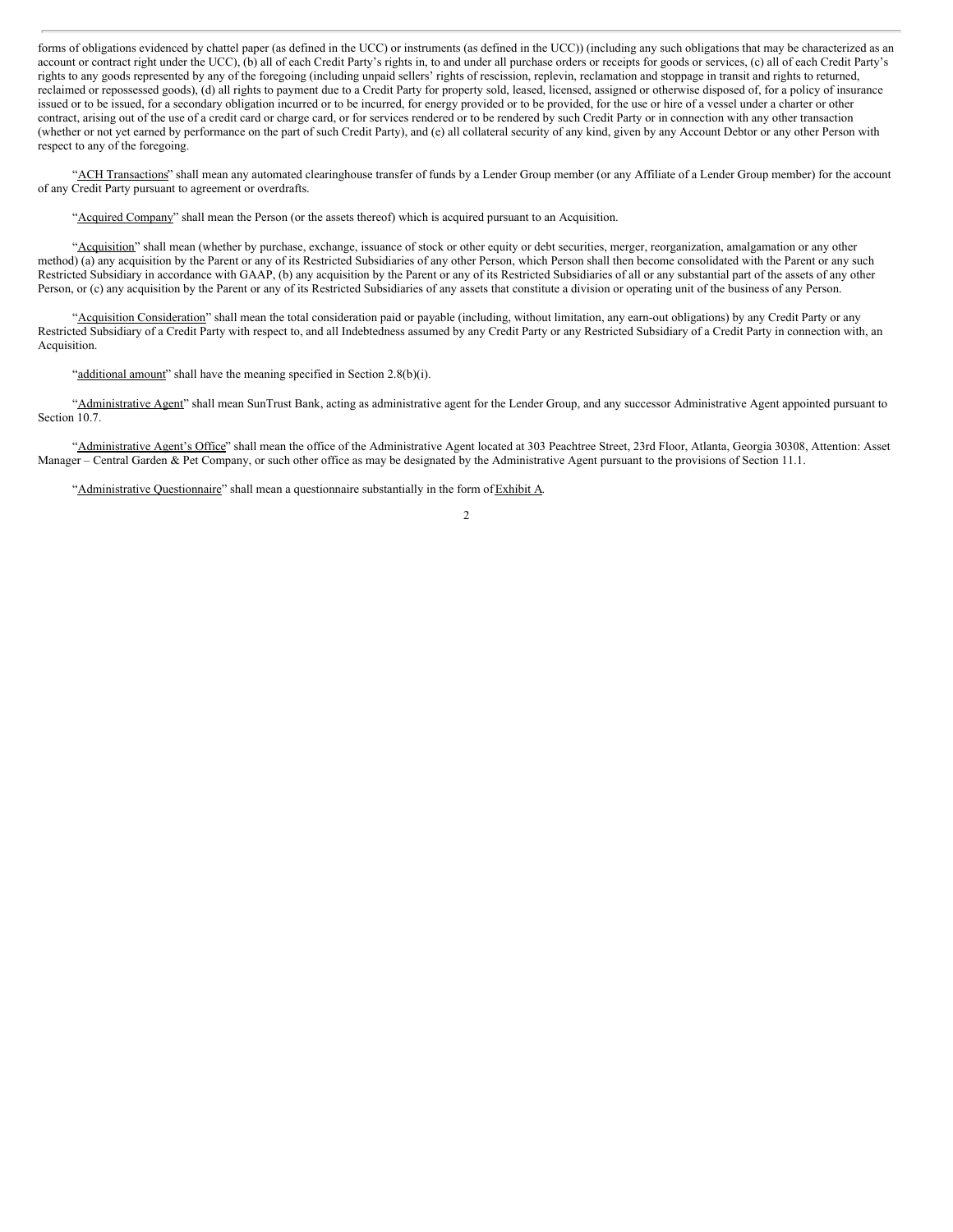forms of obligations evidenced by chattel paper (as defined in the UCC) or instruments (as defined in the UCC)) (including any such obligations that may be characterized as an account or contract right under the UCC), (b) all of each Credit Party's rights in, to and under all purchase orders or receipts for goods or services, (c) all of each Credit Party's rights to any goods represented by any of the foregoing (including unpaid sellers' rights of rescission, replevin, reclamation and stoppage in transit and rights to returned, reclaimed or repossessed goods), (d) all rights to payment due to a Credit Party for property sold, leased, licensed, assigned or otherwise disposed of, for a policy of insurance issued or to be issued, for a secondary obligation incurred or to be incurred, for energy provided or to be provided, for the use or hire of a vessel under a charter or other contract, arising out of the use of a credit card or charge card, or for services rendered or to be rendered by such Credit Party or in connection with any other transaction (whether or not yet earned by performance on the part of such Credit Party), and (e) all collateral security of any kind, given by any Account Debtor or any other Person with respect to any of the foregoing.

"ACH Transactions" shall mean any automated clearinghouse transfer of funds by a Lender Group member (or any Affiliate of a Lender Group member) for the account of any Credit Party pursuant to agreement or overdrafts.

"Acquired Company" shall mean the Person (or the assets thereof) which is acquired pursuant to an Acquisition.

"Acquisition" shall mean (whether by purchase, exchange, issuance of stock or other equity or debt securities, merger, reorganization, amalgamation or any other method) (a) any acquisition by the Parent or any of its Restricted Subsidiaries of any other Person, which Person shall then become consolidated with the Parent or any such Restricted Subsidiary in accordance with GAAP, (b) any acquisition by the Parent or any of its Restricted Subsidiaries of all or any substantial part of the assets of any other Person, or (c) any acquisition by the Parent or any of its Restricted Subsidiaries of any assets that constitute a division or operating unit of the business of any Person.

"Acquisition Consideration" shall mean the total consideration paid or payable (including, without limitation, any earn-out obligations) by any Credit Party or any Restricted Subsidiary of a Credit Party with respect to, and all Indebtedness assumed by any Credit Party or any Restricted Subsidiary of a Credit Party in connection with, an Acquisition.

"additional amount" shall have the meaning specified in Section 2.8(b)(i).

"Administrative Agent" shall mean SunTrust Bank, acting as administrative agent for the Lender Group, and any successor Administrative Agent appointed pursuant to Section 10.7.

"Administrative Agent's Office" shall mean the office of the Administrative Agent located at 303 Peachtree Street, 23rd Floor, Atlanta, Georgia 30308, Attention: Asset Manager – Central Garden & Pet Company, or such other office as may be designated by the Administrative Agent pursuant to the provisions of Section 11.1.

"Administrative Questionnaire" shall mean a questionnaire substantially in the form of Exhibit A.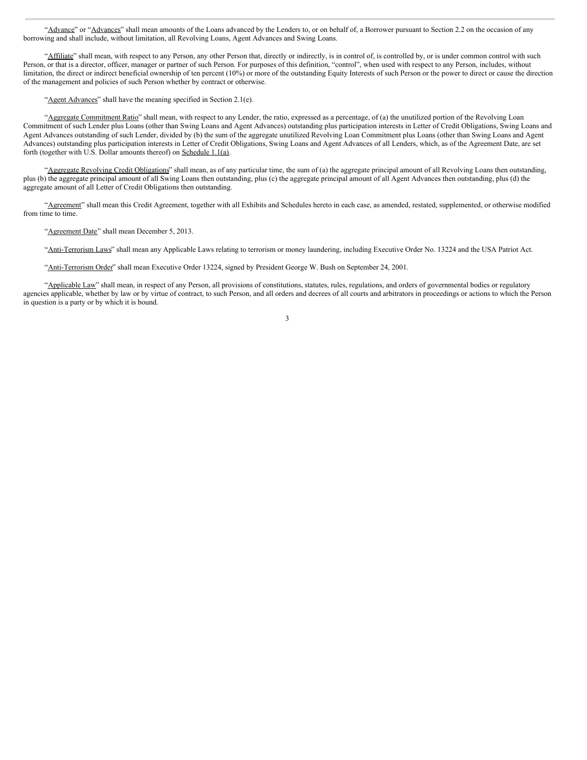"Advance" or "Advances" shall mean amounts of the Loans advanced by the Lenders to, or on behalf of, a Borrower pursuant to Section 2.2 on the occasion of any borrowing and shall include, without limitation, all Revolving Loans, Agent Advances and Swing Loans.

"Affiliate" shall mean, with respect to any Person, any other Person that, directly or indirectly, is in control of, is controlled by, or is under common control with such Person, or that is a director, officer, manager or partner of such Person. For purposes of this definition, "control", when used with respect to any Person, includes, without limitation, the direct or indirect beneficial ownership of ten percent (10%) or more of the outstanding Equity Interests of such Person or the power to direct or cause the direction of the management and policies of such Person whether by contract or otherwise.

"Agent Advances" shall have the meaning specified in Section 2.1(e).

"Aggregate Commitment Ratio" shall mean, with respect to any Lender, the ratio, expressed as a percentage, of (a) the unutilized portion of the Revolving Loan Commitment of such Lender plus Loans (other than Swing Loans and Agent Advances) outstanding plus participation interests in Letter of Credit Obligations, Swing Loans and Agent Advances outstanding of such Lender, divided by (b) the sum of the aggregate unutilized Revolving Loan Commitment plus Loans (other than Swing Loans and Agent Advances) outstanding plus participation interests in Letter of Credit Obligations, Swing Loans and Agent Advances of all Lenders, which, as of the Agreement Date, are set forth (together with U.S. Dollar amounts thereof) on Schedule 1.1(a).

"Aggregate Revolving Credit Obligations" shall mean, as of any particular time, the sum of (a) the aggregate principal amount of all Revolving Loans then outstanding, plus (b) the aggregate principal amount of all Swing Loans then outstanding, plus (c) the aggregate principal amount of all Agent Advances then outstanding, plus (d) the aggregate amount of all Letter of Credit Obligations then outstanding.

"Agreement" shall mean this Credit Agreement, together with all Exhibits and Schedules hereto in each case, as amended, restated, supplemented, or otherwise modified from time to time.

"Agreement Date" shall mean December 5, 2013.

"Anti-Terrorism Laws" shall mean any Applicable Laws relating to terrorism or money laundering, including Executive Order No. 13224 and the USA Patriot Act.

"Anti-Terrorism Order" shall mean Executive Order 13224, signed by President George W. Bush on September 24, 2001.

"Applicable Law" shall mean, in respect of any Person, all provisions of constitutions, statutes, rules, regulations, and orders of governmental bodies or regulatory agencies applicable, whether by law or by virtue of contract, to such Person, and all orders and decrees of all courts and arbitrators in proceedings or actions to which the Person in question is a party or by which it is bound.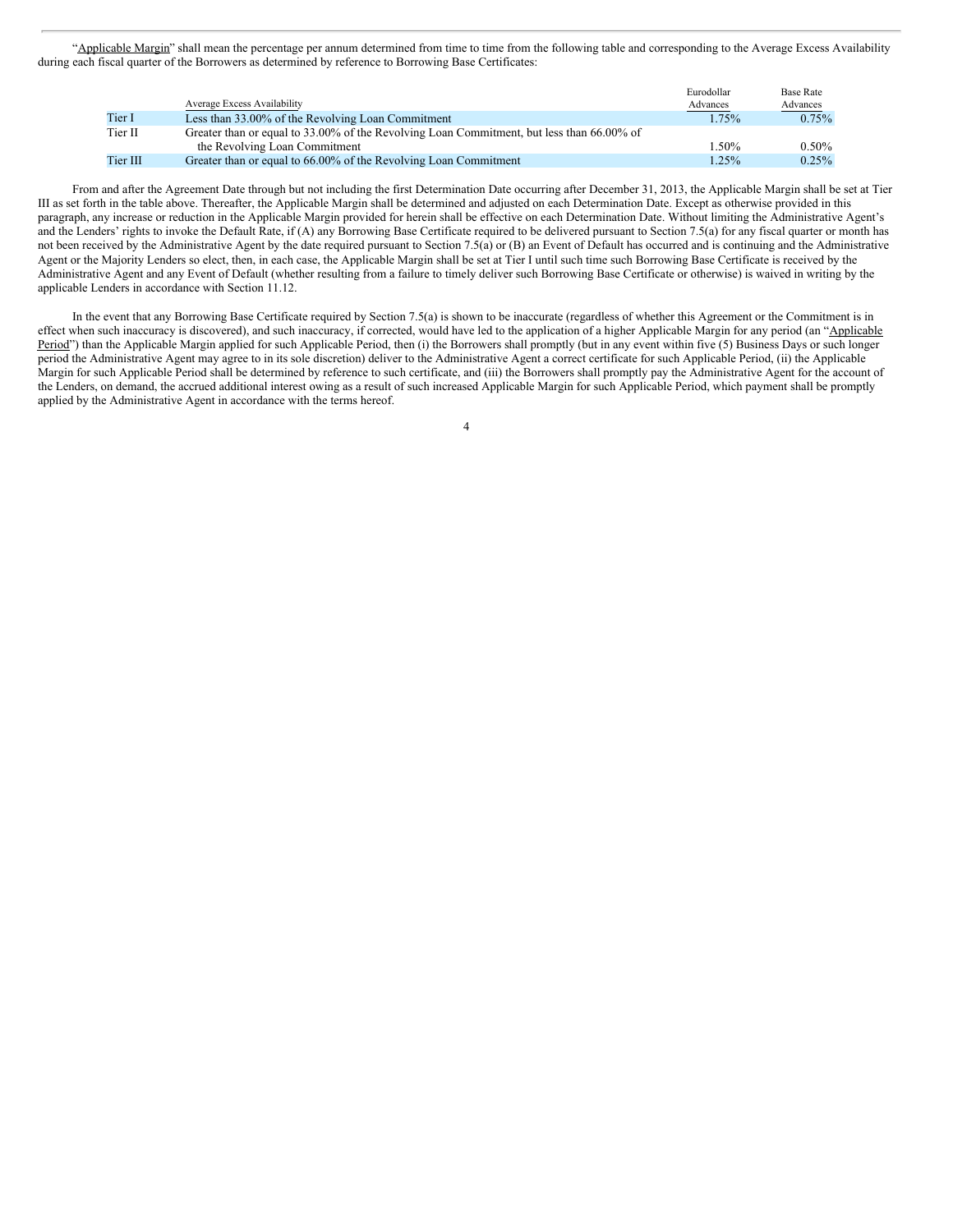"Applicable Margin" shall mean the percentage per annum determined from time to time from the following table and corresponding to the Average Excess Availability during each fiscal quarter of the Borrowers as determined by reference to Borrowing Base Certificates:

| | Average Excess Availability | Eurodollar Advances | Base Rate Advances |
|---|---|---|---|
| Tier I | Less than 33.00% of the Revolving Loan Commitment | 1.75% | 0.75% |
| Tier II | Greater than or equal to 33.00% of the Revolving Loan Commitment, but less than 66.00% of the Revolving Loan Commitment | 1.50% | 0.50% |
| Tier III | Greater than or equal to 66.00% of the Revolving Loan Commitment | 1.25% | 0.25% |

From and after the Agreement Date through but not including the first Determination Date occurring after December 31, 2013, the Applicable Margin shall be set at Tier III as set forth in the table above. Thereafter, the Applicable Margin shall be determined and adjusted on each Determination Date. Except as otherwise provided in this paragraph, any increase or reduction in the Applicable Margin provided for herein shall be effective on each Determination Date. Without limiting the Administrative Agent's and the Lenders' rights to invoke the Default Rate, if (A) any Borrowing Base Certificate required to be delivered pursuant to Section 7.5(a) for any fiscal quarter or month has not been received by the Administrative Agent by the date required pursuant to Section 7.5(a) or (B) an Event of Default has occurred and is continuing and the Administrative Agent or the Majority Lenders so elect, then, in each case, the Applicable Margin shall be set at Tier I until such time such Borrowing Base Certificate is received by the Administrative Agent and any Event of Default (whether resulting from a failure to timely deliver such Borrowing Base Certificate or otherwise) is waived in writing by the applicable Lenders in accordance with Section 11.12.

In the event that any Borrowing Base Certificate required by Section 7.5(a) is shown to be inaccurate (regardless of whether this Agreement or the Commitment is in effect when such inaccuracy is discovered), and such inaccuracy, if corrected, would have led to the application of a higher Applicable Margin for any period (an "Applicable Period") than the Applicable Margin applied for such Applicable Period, then (i) the Borrowers shall promptly (but in any event within five (5) Business Days or such longer period the Administrative Agent may agree to in its sole discretion) deliver to the Administrative Agent a correct certificate for such Applicable Period, (ii) the Applicable Margin for such Applicable Period shall be determined by reference to such certificate, and (iii) the Borrowers shall promptly pay the Administrative Agent for the account of the Lenders, on demand, the accrued additional interest owing as a result of such increased Applicable Margin for such Applicable Period, which payment shall be promptly applied by the Administrative Agent in accordance with the terms hereof.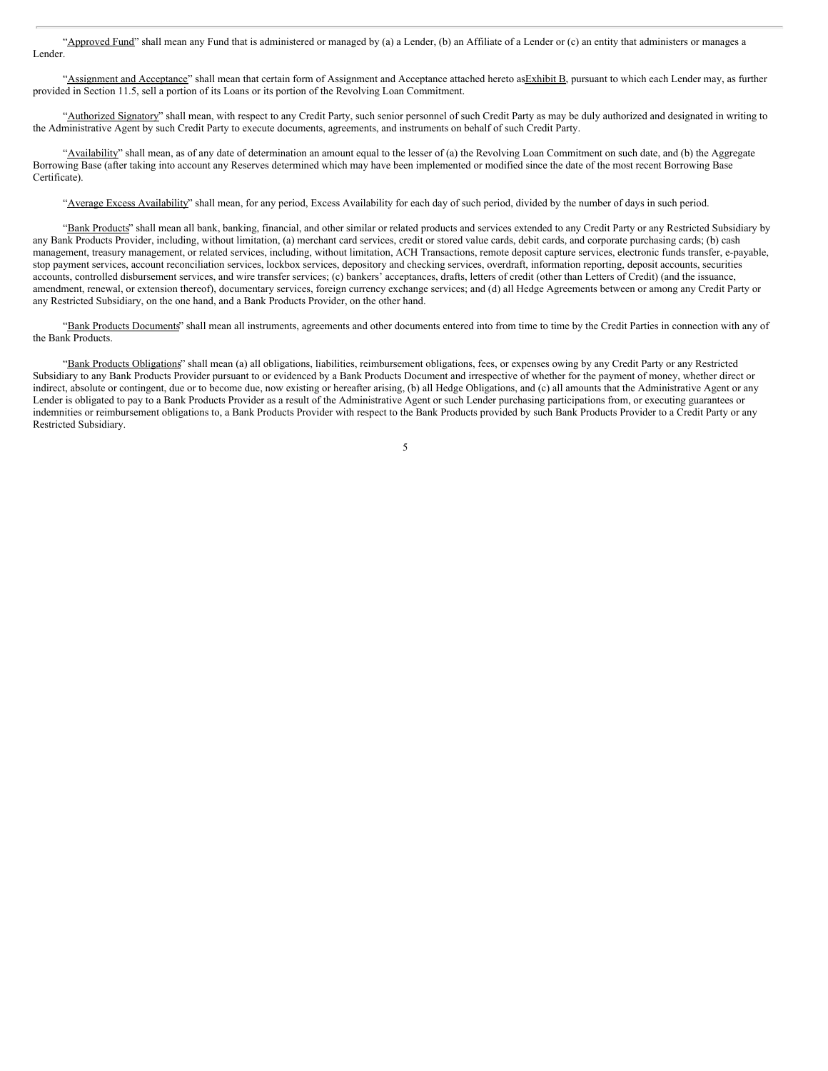"Approved Fund" shall mean any Fund that is administered or managed by (a) a Lender, (b) an Affiliate of a Lender or (c) an entity that administers or manages a Lender.

"Assignment and Acceptance" shall mean that certain form of Assignment and Acceptance attached hereto as Exhibit B, pursuant to which each Lender may, as further provided in Section 11.5, sell a portion of its Loans or its portion of the Revolving Loan Commitment.

"Authorized Signatory" shall mean, with respect to any Credit Party, such senior personnel of such Credit Party as may be duly authorized and designated in writing to the Administrative Agent by such Credit Party to execute documents, agreements, and instruments on behalf of such Credit Party.

"Availability" shall mean, as of any date of determination an amount equal to the lesser of (a) the Revolving Loan Commitment on such date, and (b) the Aggregate Borrowing Base (after taking into account any Reserves determined which may have been implemented or modified since the date of the most recent Borrowing Base Certificate).

"Average Excess Availability" shall mean, for any period, Excess Availability for each day of such period, divided by the number of days in such period.

"Bank Products" shall mean all bank, banking, financial, and other similar or related products and services extended to any Credit Party or any Restricted Subsidiary by any Bank Products Provider, including, without limitation, (a) merchant card services, credit or stored value cards, debit cards, and corporate purchasing cards; (b) cash management, treasury management, or related services, including, without limitation, ACH Transactions, remote deposit capture services, electronic funds transfer, e-payable, stop payment services, account reconciliation services, lockbox services, depository and checking services, overdraft, information reporting, deposit accounts, securities accounts, controlled disbursement services, and wire transfer services; (c) bankers' acceptances, drafts, letters of credit (other than Letters of Credit) (and the issuance, amendment, renewal, or extension thereof), documentary services, foreign currency exchange services; and (d) all Hedge Agreements between or among any Credit Party or any Restricted Subsidiary, on the one hand, and a Bank Products Provider, on the other hand.

"Bank Products Documents" shall mean all instruments, agreements and other documents entered into from time to time by the Credit Parties in connection with any of the Bank Products.

"Bank Products Obligations" shall mean (a) all obligations, liabilities, reimbursement obligations, fees, or expenses owing by any Credit Party or any Restricted Subsidiary to any Bank Products Provider pursuant to or evidenced by a Bank Products Document and irrespective of whether for the payment of money, whether direct or indirect, absolute or contingent, due or to become due, now existing or hereafter arising, (b) all Hedge Obligations, and (c) all amounts that the Administrative Agent or any Lender is obligated to pay to a Bank Products Provider as a result of the Administrative Agent or such Lender purchasing participations from, or executing guarantees or indemnities or reimbursement obligations to, a Bank Products Provider with respect to the Bank Products provided by such Bank Products Provider to a Credit Party or any Restricted Subsidiary.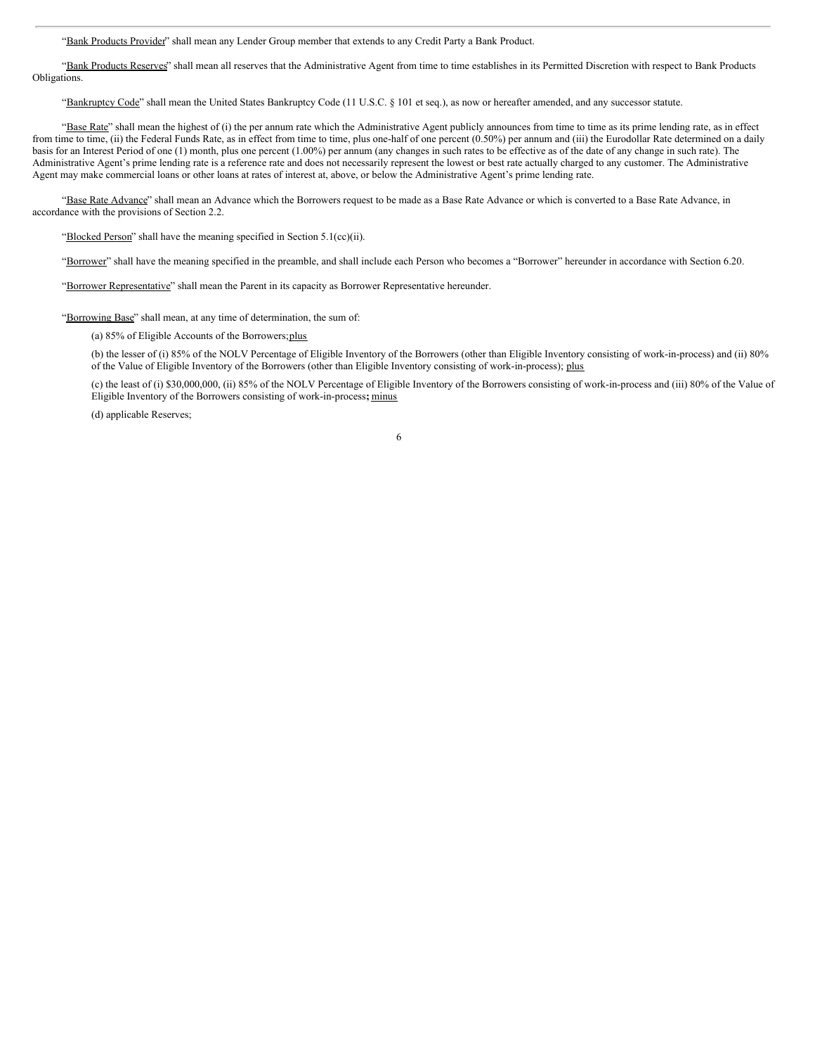"Bank Products Provider" shall mean any Lender Group member that extends to any Credit Party a Bank Product.

"Bank Products Reserves" shall mean all reserves that the Administrative Agent from time to time establishes in its Permitted Discretion with respect to Bank Products Obligations.

"Bankruptcy Code" shall mean the United States Bankruptcy Code (11 U.S.C. § 101 et seq.), as now or hereafter amended, and any successor statute.

"Base Rate" shall mean the highest of (i) the per annum rate which the Administrative Agent publicly announces from time to time as its prime lending rate, as in effect from time to time, (ii) the Federal Funds Rate, as in effect from time to time, plus one-half of one percent (0.50%) per annum and (iii) the Eurodollar Rate determined on a daily basis for an Interest Period of one (1) month, plus one percent (1.00%) per annum (any changes in such rates to be effective as of the date of any change in such rate). The Administrative Agent's prime lending rate is a reference rate and does not necessarily represent the lowest or best rate actually charged to any customer. The Administrative Agent may make commercial loans or other loans at rates of interest at, above, or below the Administrative Agent's prime lending rate.

"Base Rate Advance" shall mean an Advance which the Borrowers request to be made as a Base Rate Advance or which is converted to a Base Rate Advance, in accordance with the provisions of Section 2.2.

"Blocked Person" shall have the meaning specified in Section 5.1(cc)(ii).

"Borrower" shall have the meaning specified in the preamble, and shall include each Person who becomes a "Borrower" hereunder in accordance with Section 6.20.

"Borrower Representative" shall mean the Parent in its capacity as Borrower Representative hereunder.

"Borrowing Base" shall mean, at any time of determination, the sum of:

(a) 85% of Eligible Accounts of the Borrowers; plus

(b) the lesser of (i) 85% of the NOLV Percentage of Eligible Inventory of the Borrowers (other than Eligible Inventory consisting of work-in-process) and (ii) 80% of the Value of Eligible Inventory of the Borrowers (other than Eligible Inventory consisting of work-in-process); plus

(c) the least of (i) $30,000,000, (ii) 85% of the NOLV Percentage of Eligible Inventory of the Borrowers consisting of work-in-process and (iii) 80% of the Value of Eligible Inventory of the Borrowers consisting of work-in-process; minus

(d) applicable Reserves;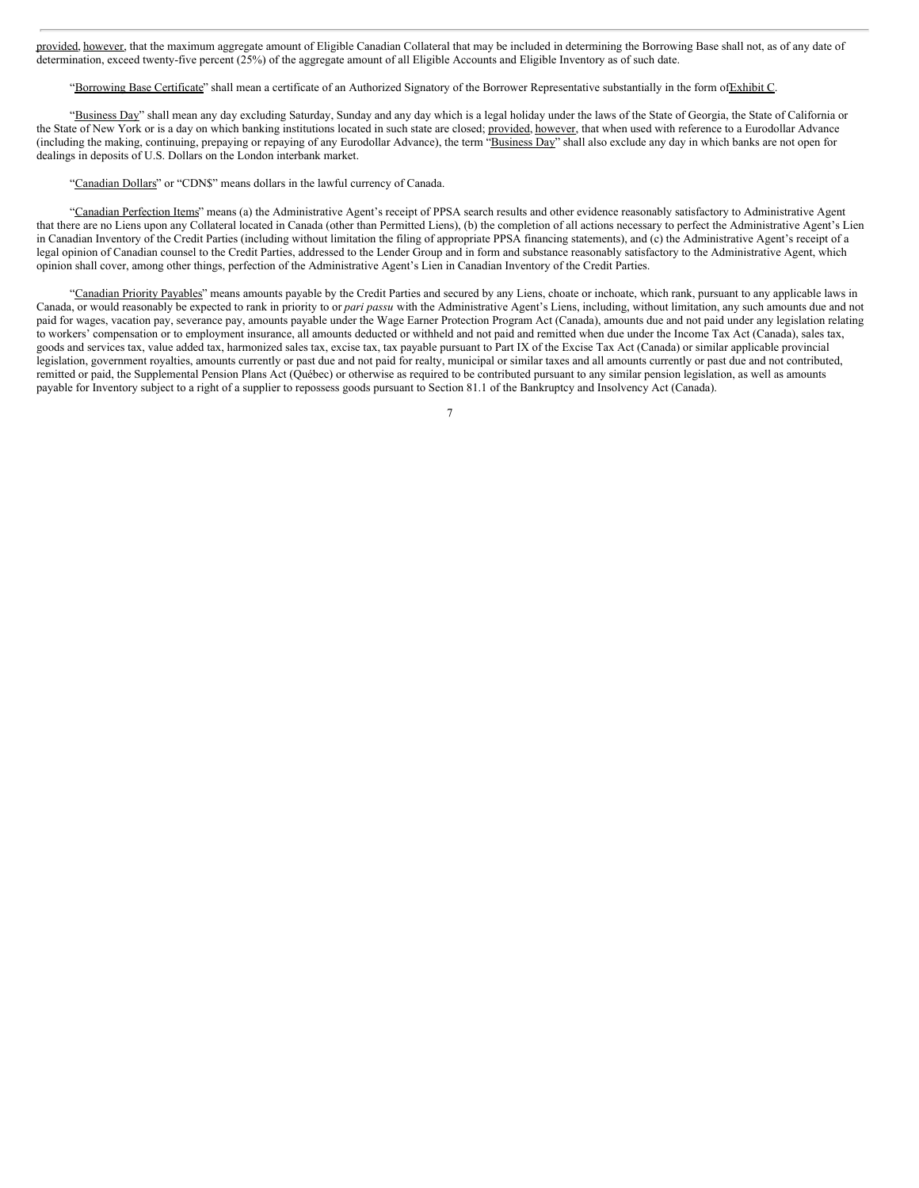provided, however, that the maximum aggregate amount of Eligible Canadian Collateral that may be included in determining the Borrowing Base shall not, as of any date of determination, exceed twenty-five percent (25%) of the aggregate amount of all Eligible Accounts and Eligible Inventory as of such date.

"Borrowing Base Certificate" shall mean a certificate of an Authorized Signatory of the Borrower Representative substantially in the form of Exhibit C.

"Business Day" shall mean any day excluding Saturday, Sunday and any day which is a legal holiday under the laws of the State of Georgia, the State of California or the State of New York or is a day on which banking institutions located in such state are closed; provided, however, that when used with reference to a Eurodollar Advance (including the making, continuing, prepaying or repaying of any Eurodollar Advance), the term "Business Day" shall also exclude any day in which banks are not open for dealings in deposits of U.S. Dollars on the London interbank market.

"Canadian Dollars" or "CDN$" means dollars in the lawful currency of Canada.

"Canadian Perfection Items" means (a) the Administrative Agent's receipt of PPSA search results and other evidence reasonably satisfactory to Administrative Agent that there are no Liens upon any Collateral located in Canada (other than Permitted Liens), (b) the completion of all actions necessary to perfect the Administrative Agent's Lien in Canadian Inventory of the Credit Parties (including without limitation the filing of appropriate PPSA financing statements), and (c) the Administrative Agent's receipt of a legal opinion of Canadian counsel to the Credit Parties, addressed to the Lender Group and in form and substance reasonably satisfactory to the Administrative Agent, which opinion shall cover, among other things, perfection of the Administrative Agent's Lien in Canadian Inventory of the Credit Parties.

"Canadian Priority Payables" means amounts payable by the Credit Parties and secured by any Liens, choate or inchoate, which rank, pursuant to any applicable laws in Canada, or would reasonably be expected to rank in priority to or *pari passu* with the Administrative Agent's Liens, including, without limitation, any such amounts due and not paid for wages, vacation pay, severance pay, amounts payable under the Wage Earner Protection Program Act (Canada), amounts due and not paid under any legislation relating to workers' compensation or to employment insurance, all amounts deducted or withheld and not paid and remitted when due under the Income Tax Act (Canada), sales tax, goods and services tax, value added tax, harmonized sales tax, excise tax, tax payable pursuant to Part IX of the Excise Tax Act (Canada) or similar applicable provincial legislation, government royalties, amounts currently or past due and not paid for realty, municipal or similar taxes and all amounts currently or past due and not contributed, remitted or paid, the Supplemental Pension Plans Act (Québec) or otherwise as required to be contributed pursuant to any similar pension legislation, as well as amounts payable for Inventory subject to a right of a supplier to repossess goods pursuant to Section 81.1 of the Bankruptcy and Insolvency Act (Canada).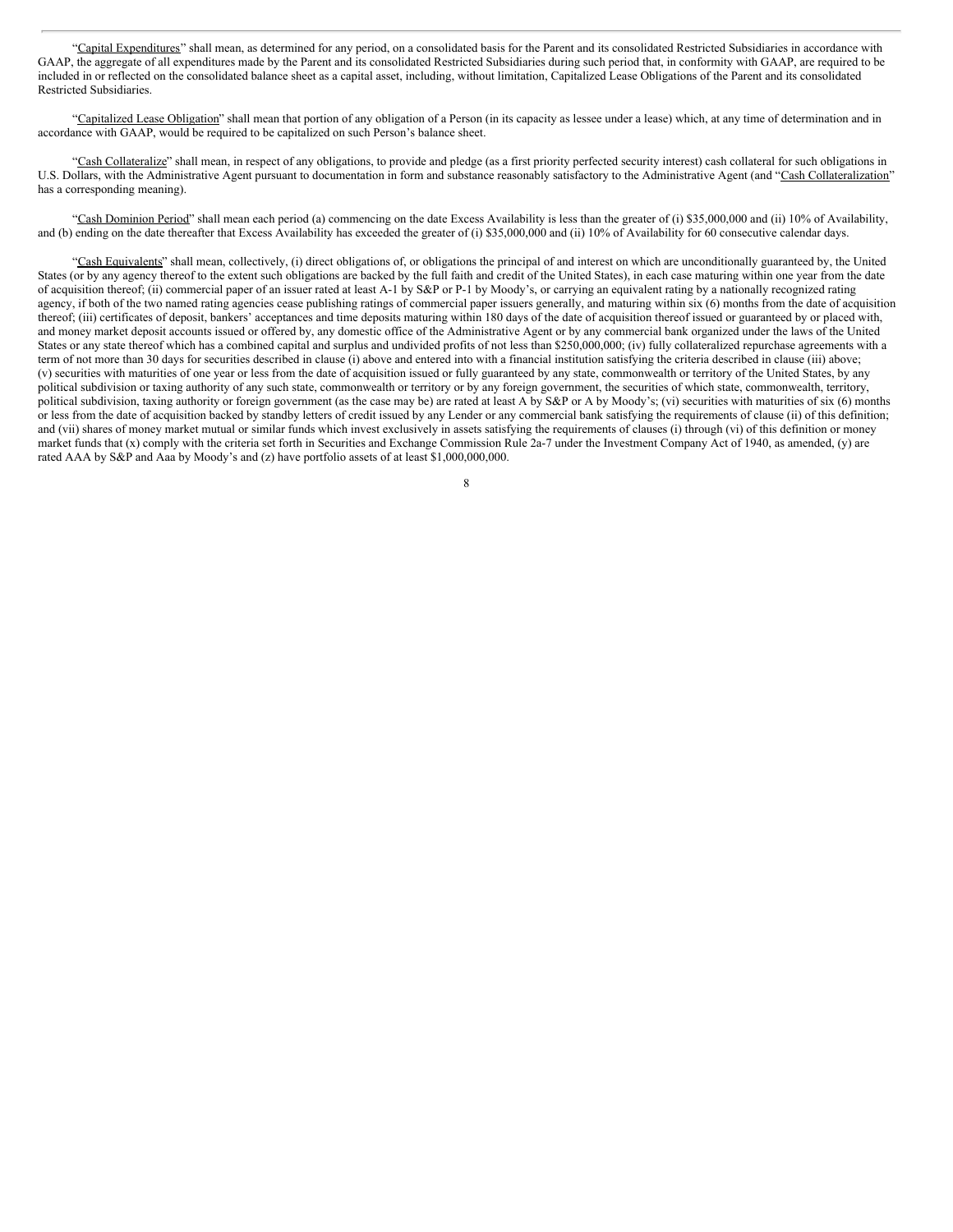"Capital Expenditures" shall mean, as determined for any period, on a consolidated basis for the Parent and its consolidated Restricted Subsidiaries in accordance with GAAP, the aggregate of all expenditures made by the Parent and its consolidated Restricted Subsidiaries during such period that, in conformity with GAAP, are required to be included in or reflected on the consolidated balance sheet as a capital asset, including, without limitation, Capitalized Lease Obligations of the Parent and its consolidated Restricted Subsidiaries.

"Capitalized Lease Obligation" shall mean that portion of any obligation of a Person (in its capacity as lessee under a lease) which, at any time of determination and in accordance with GAAP, would be required to be capitalized on such Person's balance sheet.

"Cash Collateralize" shall mean, in respect of any obligations, to provide and pledge (as a first priority perfected security interest) cash collateral for such obligations in U.S. Dollars, with the Administrative Agent pursuant to documentation in form and substance reasonably satisfactory to the Administrative Agent (and "Cash Collateralization" has a corresponding meaning).

"Cash Dominion Period" shall mean each period (a) commencing on the date Excess Availability is less than the greater of (i) $35,000,000 and (ii) 10% of Availability, and (b) ending on the date thereafter that Excess Availability has exceeded the greater of (i) $35,000,000 and (ii) 10% of Availability for 60 consecutive calendar days.

"Cash Equivalents" shall mean, collectively, (i) direct obligations of, or obligations the principal of and interest on which are unconditionally guaranteed by, the United States (or by any agency thereof to the extent such obligations are backed by the full faith and credit of the United States), in each case maturing within one year from the date of acquisition thereof; (ii) commercial paper of an issuer rated at least A-1 by S&P or P-1 by Moody's, or carrying an equivalent rating by a nationally recognized rating agency, if both of the two named rating agencies cease publishing ratings of commercial paper issuers generally, and maturing within six (6) months from the date of acquisition thereof; (iii) certificates of deposit, bankers' acceptances and time deposits maturing within 180 days of the date of acquisition thereof issued or guaranteed by or placed with, and money market deposit accounts issued or offered by, any domestic office of the Administrative Agent or by any commercial bank organized under the laws of the United States or any state thereof which has a combined capital and surplus and undivided profits of not less than $250,000,000; (iv) fully collateralized repurchase agreements with a term of not more than 30 days for securities described in clause (i) above and entered into with a financial institution satisfying the criteria described in clause (iii) above; (v) securities with maturities of one year or less from the date of acquisition issued or fully guaranteed by any state, commonwealth or territory of the United States, by any political subdivision or taxing authority of any such state, commonwealth or territory or by any foreign government, the securities of which state, commonwealth, territory, political subdivision, taxing authority or foreign government (as the case may be) are rated at least A by S&P or A by Moody's; (vi) securities with maturities of six (6) months or less from the date of acquisition backed by standby letters of credit issued by any Lender or any commercial bank satisfying the requirements of clause (ii) of this definition; and (vii) shares of money market mutual or similar funds which invest exclusively in assets satisfying the requirements of clauses (i) through (vi) of this definition or money market funds that (x) comply with the criteria set forth in Securities and Exchange Commission Rule 2a-7 under the Investment Company Act of 1940, as amended, (y) are rated AAA by S&P and Aaa by Moody's and (z) have portfolio assets of at least $1,000,000,000.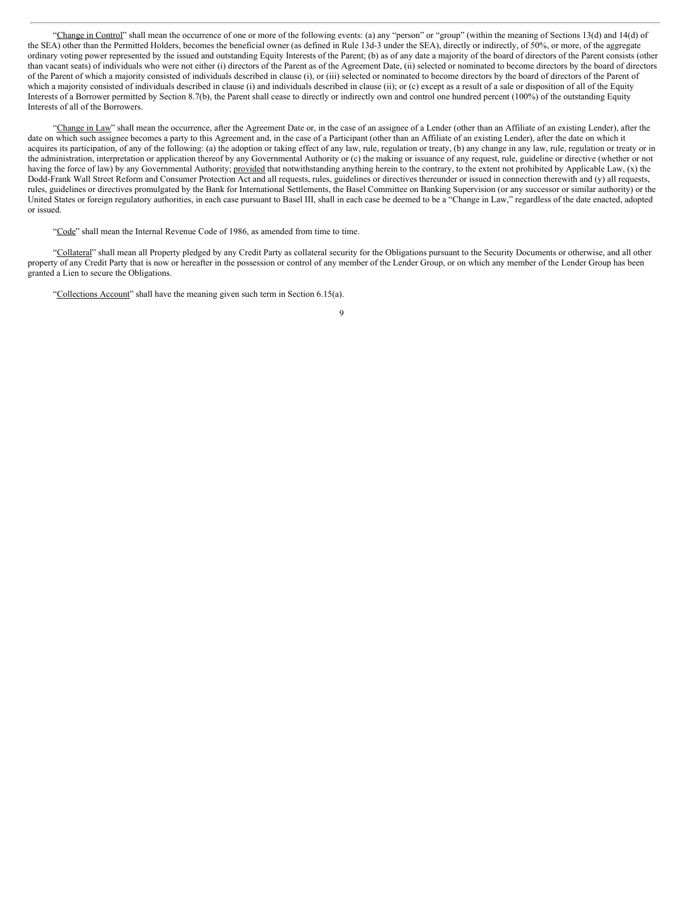"Change in Control" shall mean the occurrence of one or more of the following events: (a) any "person" or "group" (within the meaning of Sections 13(d) and 14(d) of the SEA) other than the Permitted Holders, becomes the beneficial owner (as defined in Rule 13d-3 under the SEA), directly or indirectly, of 50%, or more, of the aggregate ordinary voting power represented by the issued and outstanding Equity Interests of the Parent; (b) as of any date a majority of the board of directors of the Parent consists (other than vacant seats) of individuals who were not either (i) directors of the Parent as of the Agreement Date, (ii) selected or nominated to become directors by the board of directors of the Parent of which a majority consisted of individuals described in clause (i), or (iii) selected or nominated to become directors by the board of directors of the Parent of which a majority consisted of individuals described in clause (i) and individuals described in clause (ii); or (c) except as a result of a sale or disposition of all of the Equity Interests of a Borrower permitted by Section 8.7(b), the Parent shall cease to directly or indirectly own and control one hundred percent (100%) of the outstanding Equity Interests of all of the Borrowers.

"Change in Law" shall mean the occurrence, after the Agreement Date or, in the case of an assignee of a Lender (other than an Affiliate of an existing Lender), after the date on which such assignee becomes a party to this Agreement and, in the case of a Participant (other than an Affiliate of an existing Lender), after the date on which it acquires its participation, of any of the following: (a) the adoption or taking effect of any law, rule, regulation or treaty, (b) any change in any law, rule, regulation or treaty or in the administration, interpretation or application thereof by any Governmental Authority or (c) the making or issuance of any request, rule, guideline or directive (whether or not having the force of law) by any Governmental Authority; provided that notwithstanding anything herein to the contrary, to the extent not prohibited by Applicable Law, (x) the Dodd-Frank Wall Street Reform and Consumer Protection Act and all requests, rules, guidelines or directives thereunder or issued in connection therewith and (y) all requests, rules, guidelines or directives promulgated by the Bank for International Settlements, the Basel Committee on Banking Supervision (or any successor or similar authority) or the United States or foreign regulatory authorities, in each case pursuant to Basel III, shall in each case be deemed to be a "Change in Law," regardless of the date enacted, adopted or issued.

"Code" shall mean the Internal Revenue Code of 1986, as amended from time to time.

"Collateral" shall mean all Property pledged by any Credit Party as collateral security for the Obligations pursuant to the Security Documents or otherwise, and all other property of any Credit Party that is now or hereafter in the possession or control of any member of the Lender Group, or on which any member of the Lender Group has been granted a Lien to secure the Obligations.

"Collections Account" shall have the meaning given such term in Section 6.15(a).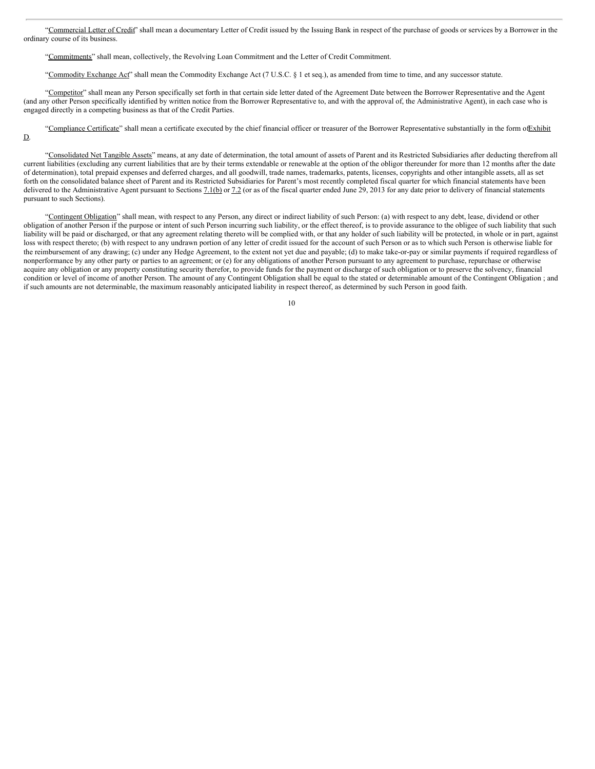"Commercial Letter of Credit" shall mean a documentary Letter of Credit issued by the Issuing Bank in respect of the purchase of goods or services by a Borrower in the ordinary course of its business.

"Commitments" shall mean, collectively, the Revolving Loan Commitment and the Letter of Credit Commitment.

"Commodity Exchange Act" shall mean the Commodity Exchange Act (7 U.S.C. § 1 et seq.), as amended from time to time, and any successor statute.

"Competitor" shall mean any Person specifically set forth in that certain side letter dated of the Agreement Date between the Borrower Representative and the Agent (and any other Person specifically identified by written notice from the Borrower Representative to, and with the approval of, the Administrative Agent), in each case who is engaged directly in a competing business as that of the Credit Parties.

"Compliance Certificate" shall mean a certificate executed by the chief financial officer or treasurer of the Borrower Representative substantially in the form of Exhibit D.

"Consolidated Net Tangible Assets" means, at any date of determination, the total amount of assets of Parent and its Restricted Subsidiaries after deducting therefrom all current liabilities (excluding any current liabilities that are by their terms extendable or renewable at the option of the obligor thereunder for more than 12 months after the date of determination), total prepaid expenses and deferred charges, and all goodwill, trade names, trademarks, patents, licenses, copyrights and other intangible assets, all as set forth on the consolidated balance sheet of Parent and its Restricted Subsidiaries for Parent's most recently completed fiscal quarter for which financial statements have been delivered to the Administrative Agent pursuant to Sections 7.1(b) or 7.2 (or as of the fiscal quarter ended June 29, 2013 for any date prior to delivery of financial statements pursuant to such Sections).

"Contingent Obligation" shall mean, with respect to any Person, any direct or indirect liability of such Person: (a) with respect to any debt, lease, dividend or other obligation of another Person if the purpose or intent of such Person incurring such liability, or the effect thereof, is to provide assurance to the obligee of such liability that such liability will be paid or discharged, or that any agreement relating thereto will be complied with, or that any holder of such liability will be protected, in whole or in part, against loss with respect thereto; (b) with respect to any undrawn portion of any letter of credit issued for the account of such Person or as to which such Person is otherwise liable for the reimbursement of any drawing; (c) under any Hedge Agreement, to the extent not yet due and payable; (d) to make take-or-pay or similar payments if required regardless of nonperformance by any other party or parties to an agreement; or (e) for any obligations of another Person pursuant to any agreement to purchase, repurchase or otherwise acquire any obligation or any property constituting security therefor, to provide funds for the payment or discharge of such obligation or to preserve the solvency, financial condition or level of income of another Person. The amount of any Contingent Obligation shall be equal to the stated or determinable amount of the Contingent Obligation ; and if such amounts are not determinable, the maximum reasonably anticipated liability in respect thereof, as determined by such Person in good faith.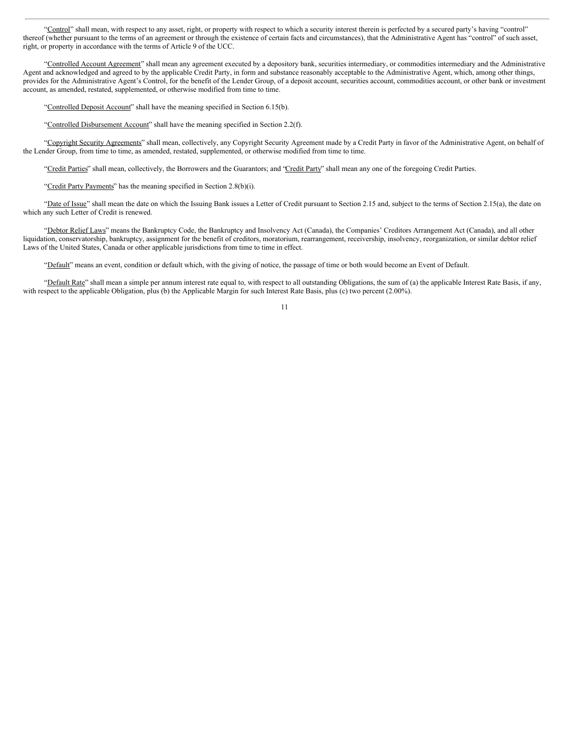"Control" shall mean, with respect to any asset, right, or property with respect to which a security interest therein is perfected by a secured party's having "control" thereof (whether pursuant to the terms of an agreement or through the existence of certain facts and circumstances), that the Administrative Agent has "control" of such asset, right, or property in accordance with the terms of Article 9 of the UCC.

"Controlled Account Agreement" shall mean any agreement executed by a depository bank, securities intermediary, or commodities intermediary and the Administrative Agent and acknowledged and agreed to by the applicable Credit Party, in form and substance reasonably acceptable to the Administrative Agent, which, among other things, provides for the Administrative Agent's Control, for the benefit of the Lender Group, of a deposit account, securities account, commodities account, or other bank or investment account, as amended, restated, supplemented, or otherwise modified from time to time.

"Controlled Deposit Account" shall have the meaning specified in Section 6.15(b).

"Controlled Disbursement Account" shall have the meaning specified in Section 2.2(f).

"Copyright Security Agreements" shall mean, collectively, any Copyright Security Agreement made by a Credit Party in favor of the Administrative Agent, on behalf of the Lender Group, from time to time, as amended, restated, supplemented, or otherwise modified from time to time.

"Credit Parties" shall mean, collectively, the Borrowers and the Guarantors; and "Credit Party" shall mean any one of the foregoing Credit Parties.

"Credit Party Payments" has the meaning specified in Section 2.8(b)(i).

"Date of Issue" shall mean the date on which the Issuing Bank issues a Letter of Credit pursuant to Section 2.15 and, subject to the terms of Section 2.15(a), the date on which any such Letter of Credit is renewed.

"Debtor Relief Laws" means the Bankruptcy Code, the Bankruptcy and Insolvency Act (Canada), the Companies' Creditors Arrangement Act (Canada), and all other liquidation, conservatorship, bankruptcy, assignment for the benefit of creditors, moratorium, rearrangement, receivership, insolvency, reorganization, or similar debtor relief Laws of the United States, Canada or other applicable jurisdictions from time to time in effect.

"Default" means an event, condition or default which, with the giving of notice, the passage of time or both would become an Event of Default.

"Default Rate" shall mean a simple per annum interest rate equal to, with respect to all outstanding Obligations, the sum of (a) the applicable Interest Rate Basis, if any, with respect to the applicable Obligation, plus (b) the Applicable Margin for such Interest Rate Basis, plus (c) two percent (2.00%).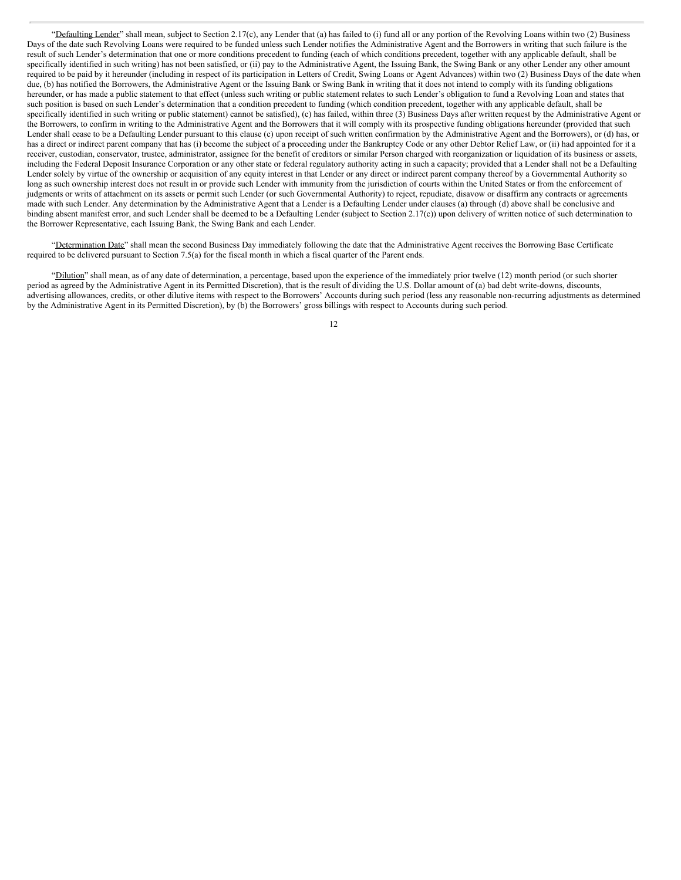"Defaulting Lender" shall mean, subject to Section 2.17(c), any Lender that (a) has failed to (i) fund all or any portion of the Revolving Loans within two (2) Business Days of the date such Revolving Loans were required to be funded unless such Lender notifies the Administrative Agent and the Borrowers in writing that such failure is the result of such Lender's determination that one or more conditions precedent to funding (each of which conditions precedent, together with any applicable default, shall be specifically identified in such writing) has not been satisfied, or (ii) pay to the Administrative Agent, the Issuing Bank, the Swing Bank or any other Lender any other amount required to be paid by it hereunder (including in respect of its participation in Letters of Credit, Swing Loans or Agent Advances) within two (2) Business Days of the date when due, (b) has notified the Borrowers, the Administrative Agent or the Issuing Bank or Swing Bank in writing that it does not intend to comply with its funding obligations hereunder, or has made a public statement to that effect (unless such writing or public statement relates to such Lender's obligation to fund a Revolving Loan and states that such position is based on such Lender's determination that a condition precedent to funding (which condition precedent, together with any applicable default, shall be specifically identified in such writing or public statement) cannot be satisfied), (c) has failed, within three (3) Business Days after written request by the Administrative Agent or the Borrowers, to confirm in writing to the Administrative Agent and the Borrowers that it will comply with its prospective funding obligations hereunder (provided that such Lender shall cease to be a Defaulting Lender pursuant to this clause (c) upon receipt of such written confirmation by the Administrative Agent and the Borrowers), or (d) has, or has a direct or indirect parent company that has (i) become the subject of a proceeding under the Bankruptcy Code or any other Debtor Relief Law, or (ii) had appointed for it a receiver, custodian, conservator, trustee, administrator, assignee for the benefit of creditors or similar Person charged with reorganization or liquidation of its business or assets, including the Federal Deposit Insurance Corporation or any other state or federal regulatory authority acting in such a capacity; provided that a Lender shall not be a Defaulting Lender solely by virtue of the ownership or acquisition of any equity interest in that Lender or any direct or indirect parent company thereof by a Governmental Authority so long as such ownership interest does not result in or provide such Lender with immunity from the jurisdiction of courts within the United States or from the enforcement of judgments or writs of attachment on its assets or permit such Lender (or such Governmental Authority) to reject, repudiate, disavow or disaffirm any contracts or agreements made with such Lender. Any determination by the Administrative Agent that a Lender is a Defaulting Lender under clauses (a) through (d) above shall be conclusive and binding absent manifest error, and such Lender shall be deemed to be a Defaulting Lender (subject to Section 2.17(c)) upon delivery of written notice of such determination to the Borrower Representative, each Issuing Bank, the Swing Bank and each Lender.

"Determination Date" shall mean the second Business Day immediately following the date that the Administrative Agent receives the Borrowing Base Certificate required to be delivered pursuant to Section 7.5(a) for the fiscal month in which a fiscal quarter of the Parent ends.

"Dilution" shall mean, as of any date of determination, a percentage, based upon the experience of the immediately prior twelve (12) month period (or such shorter period as agreed by the Administrative Agent in its Permitted Discretion), that is the result of dividing the U.S. Dollar amount of (a) bad debt write-downs, discounts, advertising allowances, credits, or other dilutive items with respect to the Borrowers' Accounts during such period (less any reasonable non-recurring adjustments as determined by the Administrative Agent in its Permitted Discretion), by (b) the Borrowers' gross billings with respect to Accounts during such period.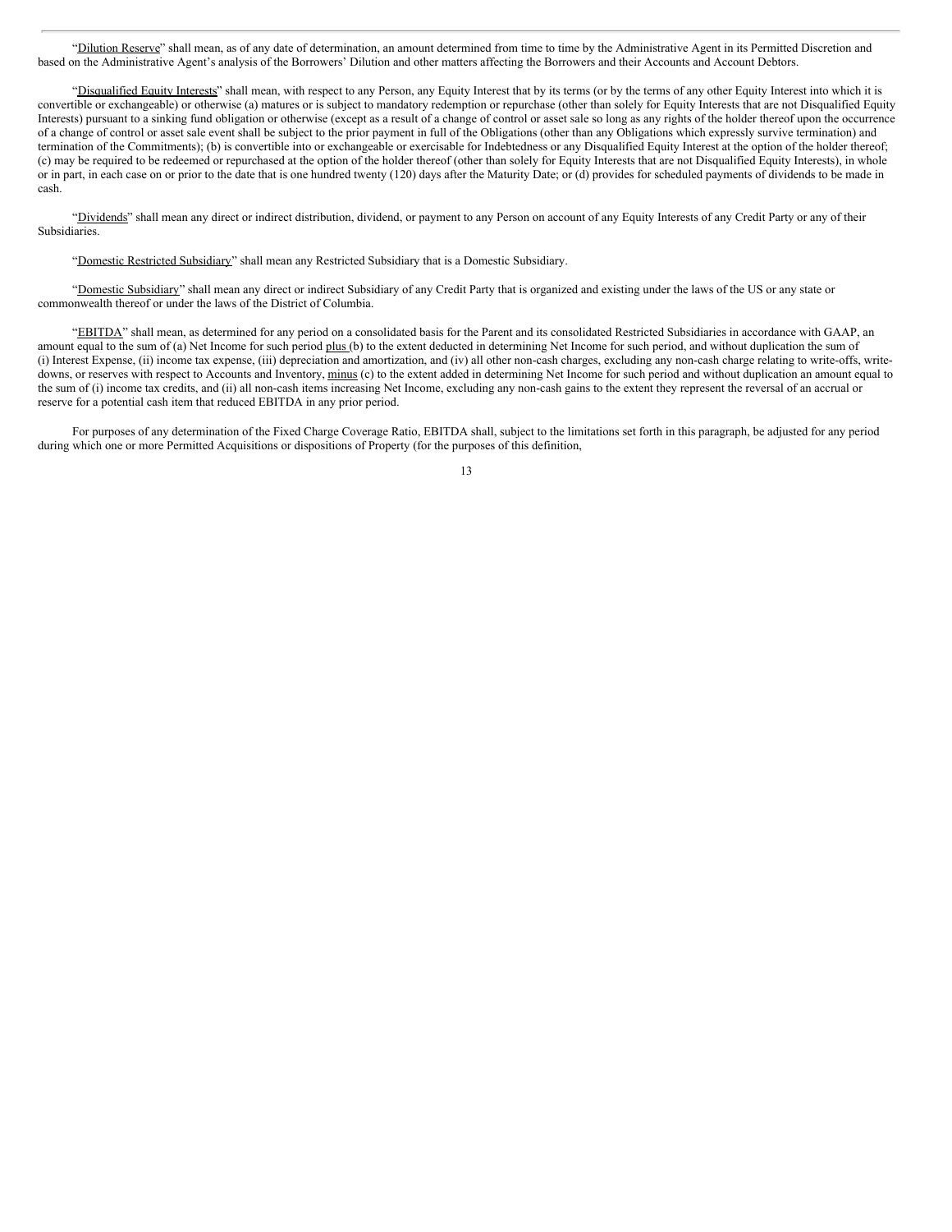"Dilution Reserve" shall mean, as of any date of determination, an amount determined from time to time by the Administrative Agent in its Permitted Discretion and based on the Administrative Agent's analysis of the Borrowers' Dilution and other matters affecting the Borrowers and their Accounts and Account Debtors.

"Disqualified Equity Interests" shall mean, with respect to any Person, any Equity Interest that by its terms (or by the terms of any other Equity Interest into which it is convertible or exchangeable) or otherwise (a) matures or is subject to mandatory redemption or repurchase (other than solely for Equity Interests that are not Disqualified Equity Interests) pursuant to a sinking fund obligation or otherwise (except as a result of a change of control or asset sale so long as any rights of the holder thereof upon the occurrence of a change of control or asset sale event shall be subject to the prior payment in full of the Obligations (other than any Obligations which expressly survive termination) and termination of the Commitments); (b) is convertible into or exchangeable or exercisable for Indebtedness or any Disqualified Equity Interest at the option of the holder thereof; (c) may be required to be redeemed or repurchased at the option of the holder thereof (other than solely for Equity Interests that are not Disqualified Equity Interests), in whole or in part, in each case on or prior to the date that is one hundred twenty (120) days after the Maturity Date; or (d) provides for scheduled payments of dividends to be made in cash.

"Dividends" shall mean any direct or indirect distribution, dividend, or payment to any Person on account of any Equity Interests of any Credit Party or any of their Subsidiaries.

"Domestic Restricted Subsidiary" shall mean any Restricted Subsidiary that is a Domestic Subsidiary.

"Domestic Subsidiary" shall mean any direct or indirect Subsidiary of any Credit Party that is organized and existing under the laws of the US or any state or commonwealth thereof or under the laws of the District of Columbia.

"EBITDA" shall mean, as determined for any period on a consolidated basis for the Parent and its consolidated Restricted Subsidiaries in accordance with GAAP, an amount equal to the sum of (a) Net Income for such period plus (b) to the extent deducted in determining Net Income for such period, and without duplication the sum of (i) Interest Expense, (ii) income tax expense, (iii) depreciation and amortization, and (iv) all other non-cash charges, excluding any non-cash charge relating to write-offs, write-downs, or reserves with respect to Accounts and Inventory, minus (c) to the extent added in determining Net Income for such period and without duplication an amount equal to the sum of (i) income tax credits, and (ii) all non-cash items increasing Net Income, excluding any non-cash gains to the extent they represent the reversal of an accrual or reserve for a potential cash item that reduced EBITDA in any prior period.

For purposes of any determination of the Fixed Charge Coverage Ratio, EBITDA shall, subject to the limitations set forth in this paragraph, be adjusted for any period during which one or more Permitted Acquisitions or dispositions of Property (for the purposes of this definition,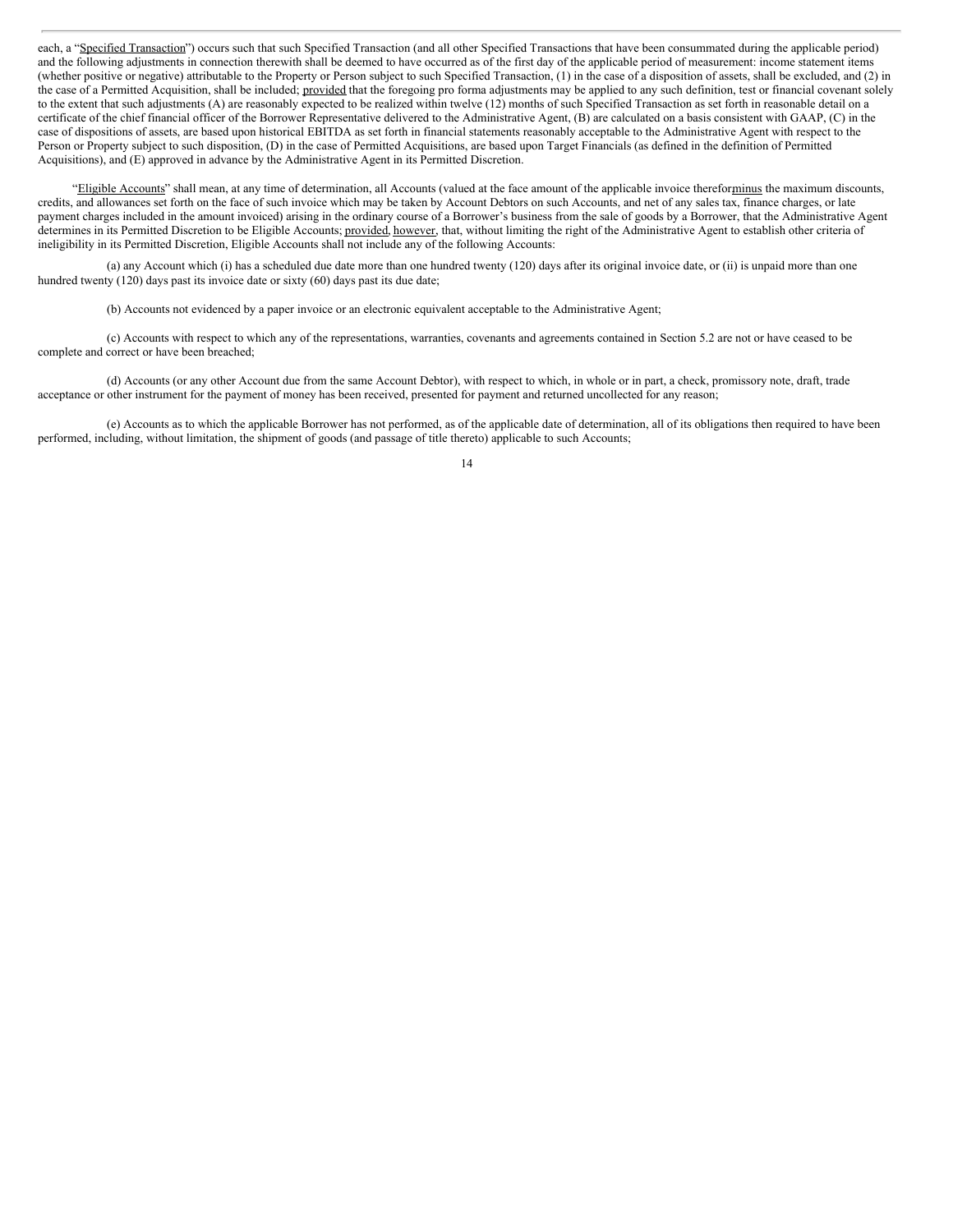each, a "Specified Transaction") occurs such that such Specified Transaction (and all other Specified Transactions that have been consummated during the applicable period) and the following adjustments in connection therewith shall be deemed to have occurred as of the first day of the applicable period of measurement: income statement items (whether positive or negative) attributable to the Property or Person subject to such Specified Transaction, (1) in the case of a disposition of assets, shall be excluded, and (2) in the case of a Permitted Acquisition, shall be included; provided that the foregoing pro forma adjustments may be applied to any such definition, test or financial covenant solely to the extent that such adjustments (A) are reasonably expected to be realized within twelve (12) months of such Specified Transaction as set forth in reasonable detail on a certificate of the chief financial officer of the Borrower Representative delivered to the Administrative Agent, (B) are calculated on a basis consistent with GAAP, (C) in the case of dispositions of assets, are based upon historical EBITDA as set forth in financial statements reasonably acceptable to the Administrative Agent with respect to the Person or Property subject to such disposition, (D) in the case of Permitted Acquisitions, are based upon Target Financials (as defined in the definition of Permitted Acquisitions), and (E) approved in advance by the Administrative Agent in its Permitted Discretion.

"Eligible Accounts" shall mean, at any time of determination, all Accounts (valued at the face amount of the applicable invoice therefor minus the maximum discounts, credits, and allowances set forth on the face of such invoice which may be taken by Account Debtors on such Accounts, and net of any sales tax, finance charges, or late payment charges included in the amount invoiced) arising in the ordinary course of a Borrower's business from the sale of goods by a Borrower, that the Administrative Agent determines in its Permitted Discretion to be Eligible Accounts; provided, however, that, without limiting the right of the Administrative Agent to establish other criteria of ineligibility in its Permitted Discretion, Eligible Accounts shall not include any of the following Accounts:

(a) any Account which (i) has a scheduled due date more than one hundred twenty (120) days after its original invoice date, or (ii) is unpaid more than one hundred twenty (120) days past its invoice date or sixty (60) days past its due date;

(b) Accounts not evidenced by a paper invoice or an electronic equivalent acceptable to the Administrative Agent;

(c) Accounts with respect to which any of the representations, warranties, covenants and agreements contained in Section 5.2 are not or have ceased to be complete and correct or have been breached;

(d) Accounts (or any other Account due from the same Account Debtor), with respect to which, in whole or in part, a check, promissory note, draft, trade acceptance or other instrument for the payment of money has been received, presented for payment and returned uncollected for any reason;

(e) Accounts as to which the applicable Borrower has not performed, as of the applicable date of determination, all of its obligations then required to have been performed, including, without limitation, the shipment of goods (and passage of title thereto) applicable to such Accounts;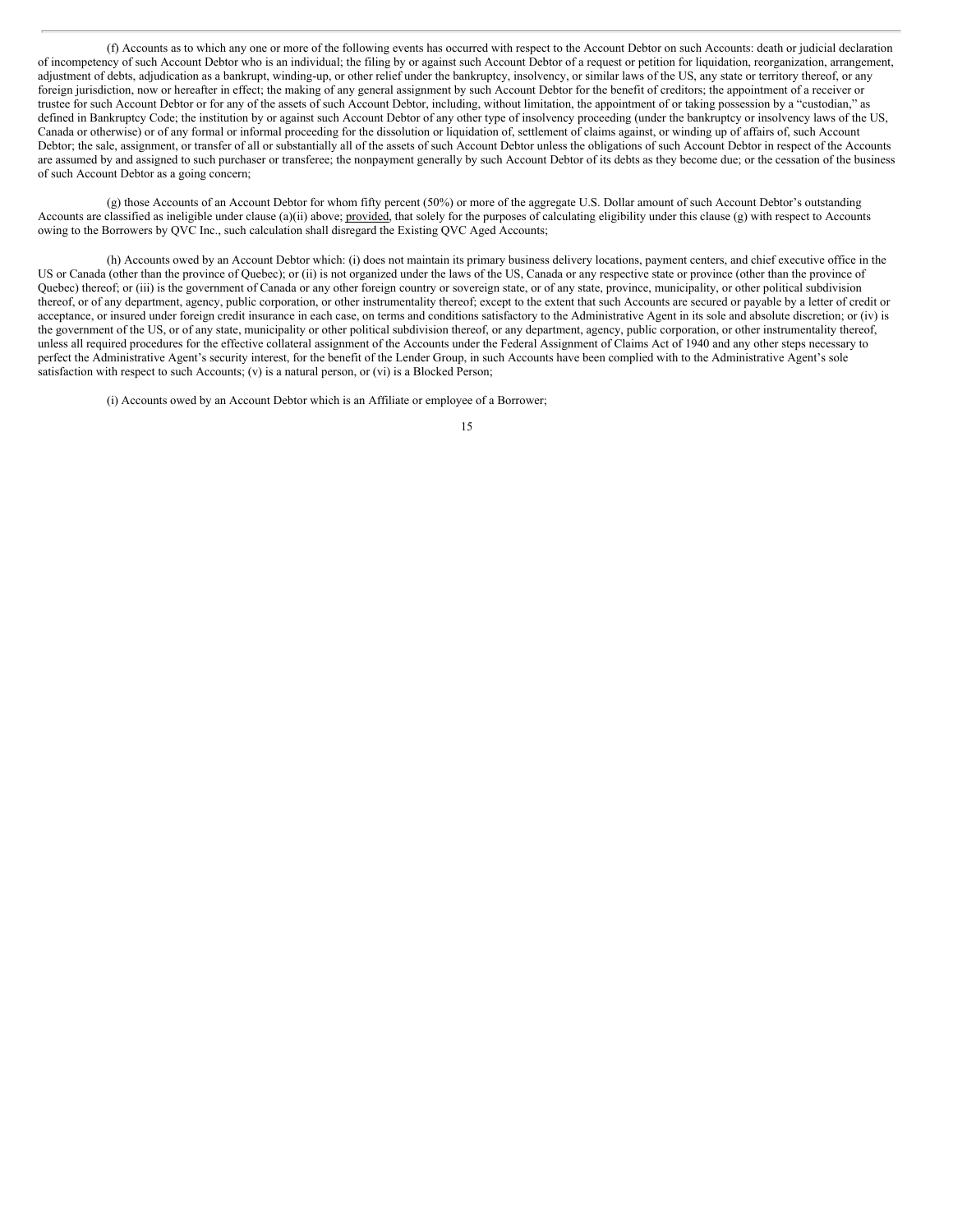(f) Accounts as to which any one or more of the following events has occurred with respect to the Account Debtor on such Accounts: death or judicial declaration of incompetency of such Account Debtor who is an individual; the filing by or against such Account Debtor of a request or petition for liquidation, reorganization, arrangement, adjustment of debts, adjudication as a bankrupt, winding-up, or other relief under the bankruptcy, insolvency, or similar laws of the US, any state or territory thereof, or any foreign jurisdiction, now or hereafter in effect; the making of any general assignment by such Account Debtor for the benefit of creditors; the appointment of a receiver or trustee for such Account Debtor or for any of the assets of such Account Debtor, including, without limitation, the appointment of or taking possession by a "custodian," as defined in Bankruptcy Code; the institution by or against such Account Debtor of any other type of insolvency proceeding (under the bankruptcy or insolvency laws of the US, Canada or otherwise) or of any formal or informal proceeding for the dissolution or liquidation of, settlement of claims against, or winding up of affairs of, such Account Debtor; the sale, assignment, or transfer of all or substantially all of the assets of such Account Debtor unless the obligations of such Account Debtor in respect of the Accounts are assumed by and assigned to such purchaser or transferee; the nonpayment generally by such Account Debtor of its debts as they become due; or the cessation of the business of such Account Debtor as a going concern;

(g) those Accounts of an Account Debtor for whom fifty percent (50%) or more of the aggregate U.S. Dollar amount of such Account Debtor's outstanding Accounts are classified as ineligible under clause (a)(ii) above; provided, that solely for the purposes of calculating eligibility under this clause (g) with respect to Accounts owing to the Borrowers by QVC Inc., such calculation shall disregard the Existing QVC Aged Accounts;

(h) Accounts owed by an Account Debtor which: (i) does not maintain its primary business delivery locations, payment centers, and chief executive office in the US or Canada (other than the province of Quebec); or (ii) is not organized under the laws of the US, Canada or any respective state or province (other than the province of Quebec) thereof; or (iii) is the government of Canada or any other foreign country or sovereign state, or of any state, province, municipality, or other political subdivision thereof, or of any department, agency, public corporation, or other instrumentality thereof; except to the extent that such Accounts are secured or payable by a letter of credit or acceptance, or insured under foreign credit insurance in each case, on terms and conditions satisfactory to the Administrative Agent in its sole and absolute discretion; or (iv) is the government of the US, or of any state, municipality or other political subdivision thereof, or any department, agency, public corporation, or other instrumentality thereof, unless all required procedures for the effective collateral assignment of the Accounts under the Federal Assignment of Claims Act of 1940 and any other steps necessary to perfect the Administrative Agent's security interest, for the benefit of the Lender Group, in such Accounts have been complied with to the Administrative Agent's sole satisfaction with respect to such Accounts; (v) is a natural person, or (vi) is a Blocked Person;

(i) Accounts owed by an Account Debtor which is an Affiliate or employee of a Borrower;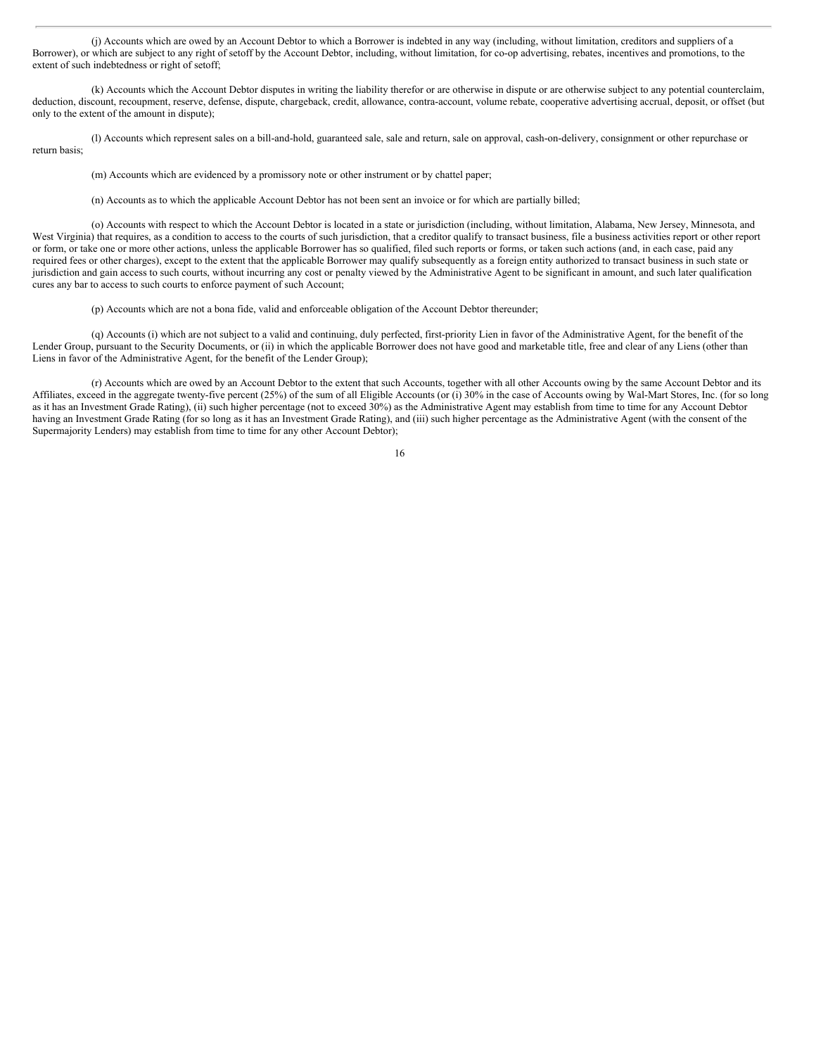(j) Accounts which are owed by an Account Debtor to which a Borrower is indebted in any way (including, without limitation, creditors and suppliers of a Borrower), or which are subject to any right of setoff by the Account Debtor, including, without limitation, for co-op advertising, rebates, incentives and promotions, to the extent of such indebtedness or right of setoff;

(k) Accounts which the Account Debtor disputes in writing the liability therefor or are otherwise in dispute or are otherwise subject to any potential counterclaim, deduction, discount, recoupment, reserve, defense, dispute, chargeback, credit, allowance, contra-account, volume rebate, cooperative advertising accrual, deposit, or offset (but only to the extent of the amount in dispute);

(l) Accounts which represent sales on a bill-and-hold, guaranteed sale, sale and return, sale on approval, cash-on-delivery, consignment or other repurchase or return basis;

(m) Accounts which are evidenced by a promissory note or other instrument or by chattel paper;

(n) Accounts as to which the applicable Account Debtor has not been sent an invoice or for which are partially billed;

(o) Accounts with respect to which the Account Debtor is located in a state or jurisdiction (including, without limitation, Alabama, New Jersey, Minnesota, and West Virginia) that requires, as a condition to access to the courts of such jurisdiction, that a creditor qualify to transact business, file a business activities report or other report or form, or take one or more other actions, unless the applicable Borrower has so qualified, filed such reports or forms, or taken such actions (and, in each case, paid any required fees or other charges), except to the extent that the applicable Borrower may qualify subsequently as a foreign entity authorized to transact business in such state or jurisdiction and gain access to such courts, without incurring any cost or penalty viewed by the Administrative Agent to be significant in amount, and such later qualification cures any bar to access to such courts to enforce payment of such Account;

(p) Accounts which are not a bona fide, valid and enforceable obligation of the Account Debtor thereunder;

(q) Accounts (i) which are not subject to a valid and continuing, duly perfected, first-priority Lien in favor of the Administrative Agent, for the benefit of the Lender Group, pursuant to the Security Documents, or (ii) in which the applicable Borrower does not have good and marketable title, free and clear of any Liens (other than Liens in favor of the Administrative Agent, for the benefit of the Lender Group);

(r) Accounts which are owed by an Account Debtor to the extent that such Accounts, together with all other Accounts owing by the same Account Debtor and its Affiliates, exceed in the aggregate twenty-five percent (25%) of the sum of all Eligible Accounts (or (i) 30% in the case of Accounts owing by Wal-Mart Stores, Inc. (for so long as it has an Investment Grade Rating), (ii) such higher percentage (not to exceed 30%) as the Administrative Agent may establish from time to time for any Account Debtor having an Investment Grade Rating (for so long as it has an Investment Grade Rating), and (iii) such higher percentage as the Administrative Agent (with the consent of the Supermajority Lenders) may establish from time to time for any other Account Debtor);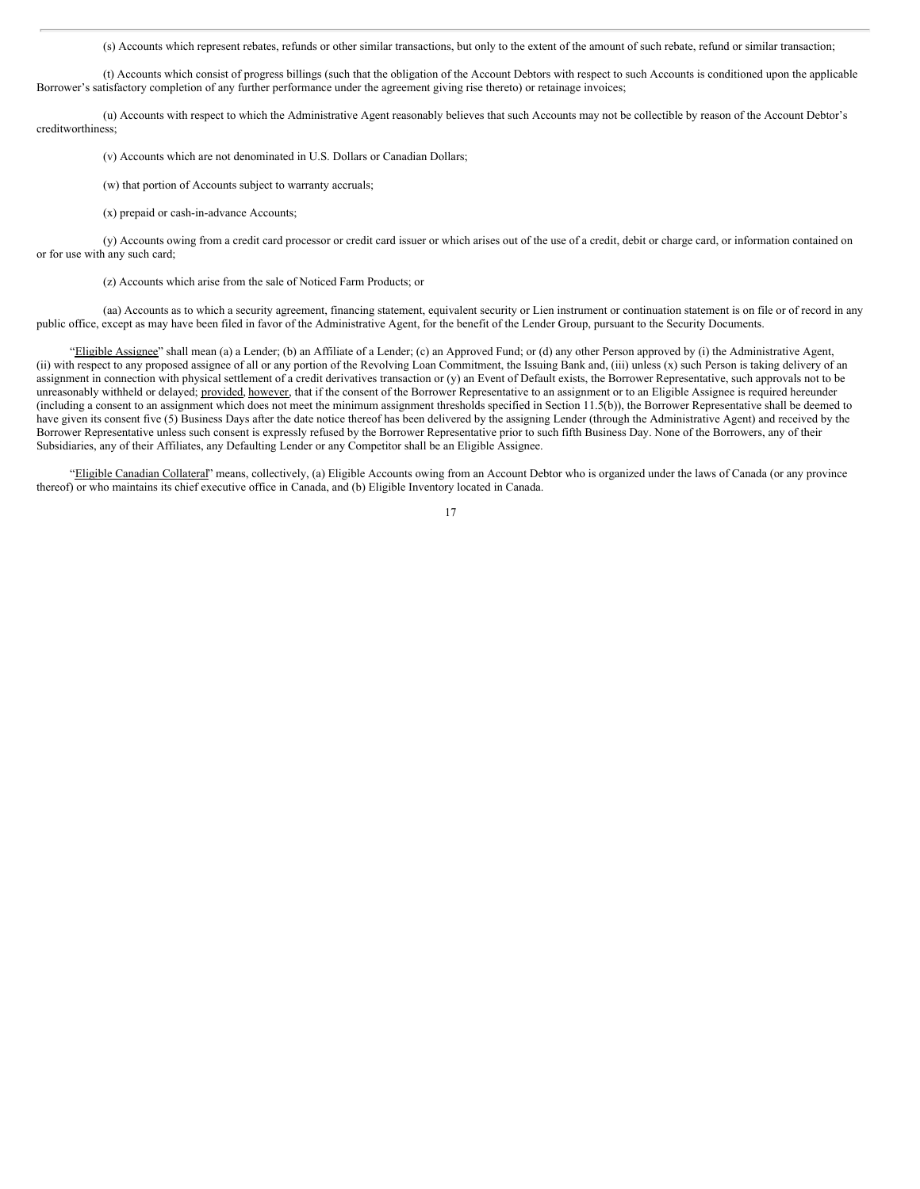(s) Accounts which represent rebates, refunds or other similar transactions, but only to the extent of the amount of such rebate, refund or similar transaction;

(t) Accounts which consist of progress billings (such that the obligation of the Account Debtors with respect to such Accounts is conditioned upon the applicable Borrower's satisfactory completion of any further performance under the agreement giving rise thereto) or retainage invoices;

(u) Accounts with respect to which the Administrative Agent reasonably believes that such Accounts may not be collectible by reason of the Account Debtor's creditworthiness;

(v) Accounts which are not denominated in U.S. Dollars or Canadian Dollars;

(w) that portion of Accounts subject to warranty accruals;

(x) prepaid or cash-in-advance Accounts;

(y) Accounts owing from a credit card processor or credit card issuer or which arises out of the use of a credit, debit or charge card, or information contained on or for use with any such card;

(z) Accounts which arise from the sale of Noticed Farm Products; or

(aa) Accounts as to which a security agreement, financing statement, equivalent security or Lien instrument or continuation statement is on file or of record in any public office, except as may have been filed in favor of the Administrative Agent, for the benefit of the Lender Group, pursuant to the Security Documents.

"Eligible Assignee" shall mean (a) a Lender; (b) an Affiliate of a Lender; (c) an Approved Fund; or (d) any other Person approved by (i) the Administrative Agent, (ii) with respect to any proposed assignee of all or any portion of the Revolving Loan Commitment, the Issuing Bank and, (iii) unless (x) such Person is taking delivery of an assignment in connection with physical settlement of a credit derivatives transaction or (y) an Event of Default exists, the Borrower Representative, such approvals not to be unreasonably withheld or delayed; provided, however, that if the consent of the Borrower Representative to an assignment or to an Eligible Assignee is required hereunder (including a consent to an assignment which does not meet the minimum assignment thresholds specified in Section 11.5(b)), the Borrower Representative shall be deemed to have given its consent five (5) Business Days after the date notice thereof has been delivered by the assigning Lender (through the Administrative Agent) and received by the Borrower Representative unless such consent is expressly refused by the Borrower Representative prior to such fifth Business Day. None of the Borrowers, any of their Subsidiaries, any of their Affiliates, any Defaulting Lender or any Competitor shall be an Eligible Assignee.

"Eligible Canadian Collateral" means, collectively, (a) Eligible Accounts owing from an Account Debtor who is organized under the laws of Canada (or any province thereof) or who maintains its chief executive office in Canada, and (b) Eligible Inventory located in Canada.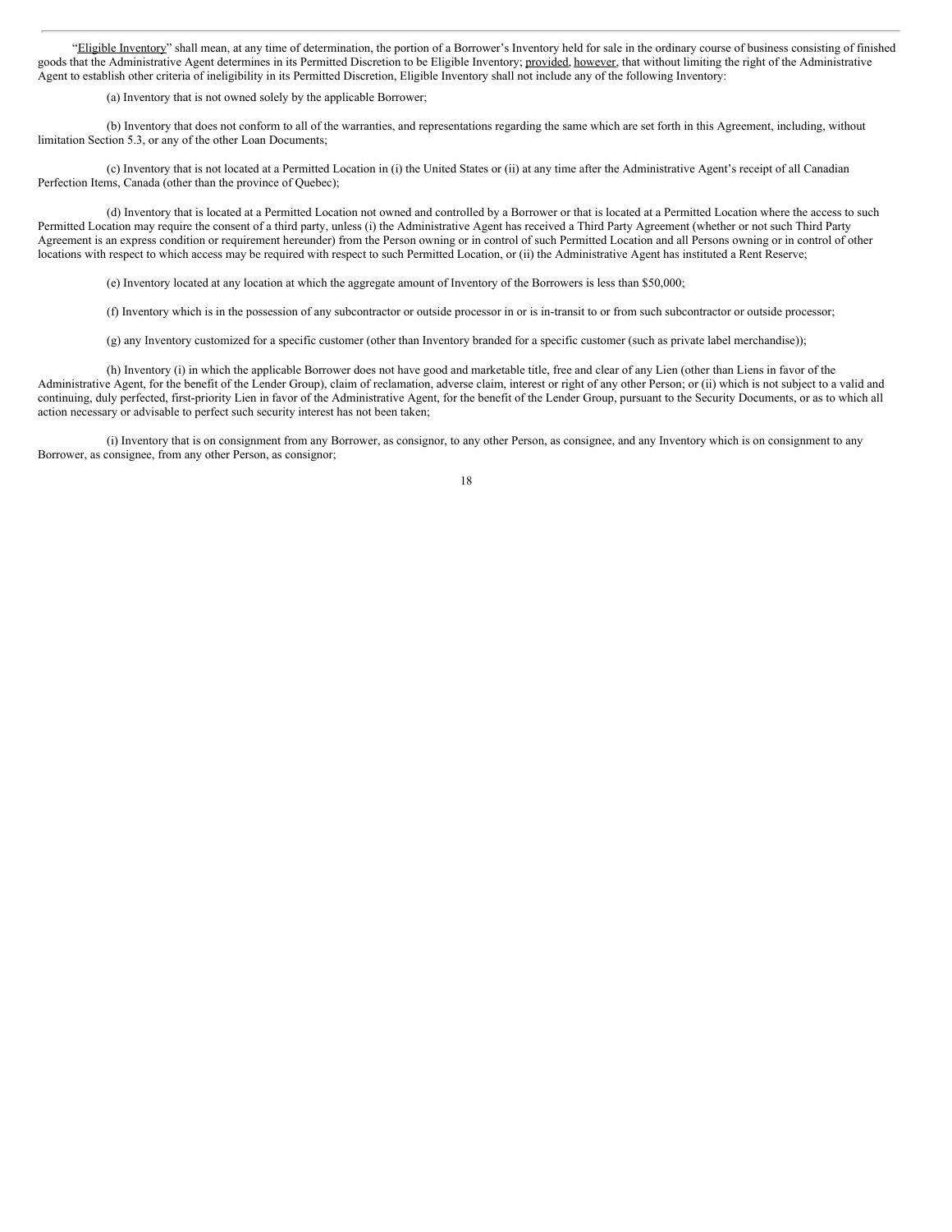"Eligible Inventory" shall mean, at any time of determination, the portion of a Borrower's Inventory held for sale in the ordinary course of business consisting of finished goods that the Administrative Agent determines in its Permitted Discretion to be Eligible Inventory; provided, however, that without limiting the right of the Administrative Agent to establish other criteria of ineligibility in its Permitted Discretion, Eligible Inventory shall not include any of the following Inventory:

(a) Inventory that is not owned solely by the applicable Borrower;

(b) Inventory that does not conform to all of the warranties, and representations regarding the same which are set forth in this Agreement, including, without limitation Section 5.3, or any of the other Loan Documents;

(c) Inventory that is not located at a Permitted Location in (i) the United States or (ii) at any time after the Administrative Agent's receipt of all Canadian Perfection Items, Canada (other than the province of Quebec);

(d) Inventory that is located at a Permitted Location not owned and controlled by a Borrower or that is located at a Permitted Location where the access to such Permitted Location may require the consent of a third party, unless (i) the Administrative Agent has received a Third Party Agreement (whether or not such Third Party Agreement is an express condition or requirement hereunder) from the Person owning or in control of such Permitted Location and all Persons owning or in control of other locations with respect to which access may be required with respect to such Permitted Location, or (ii) the Administrative Agent has instituted a Rent Reserve;

(e) Inventory located at any location at which the aggregate amount of Inventory of the Borrowers is less than $50,000;

(f) Inventory which is in the possession of any subcontractor or outside processor in or is in-transit to or from such subcontractor or outside processor;

(g) any Inventory customized for a specific customer (other than Inventory branded for a specific customer (such as private label merchandise));

(h) Inventory (i) in which the applicable Borrower does not have good and marketable title, free and clear of any Lien (other than Liens in favor of the Administrative Agent, for the benefit of the Lender Group), claim of reclamation, adverse claim, interest or right of any other Person; or (ii) which is not subject to a valid and continuing, duly perfected, first-priority Lien in favor of the Administrative Agent, for the benefit of the Lender Group, pursuant to the Security Documents, or as to which all action necessary or advisable to perfect such security interest has not been taken;

(i) Inventory that is on consignment from any Borrower, as consignor, to any other Person, as consignee, and any Inventory which is on consignment to any Borrower, as consignee, from any other Person, as consignor;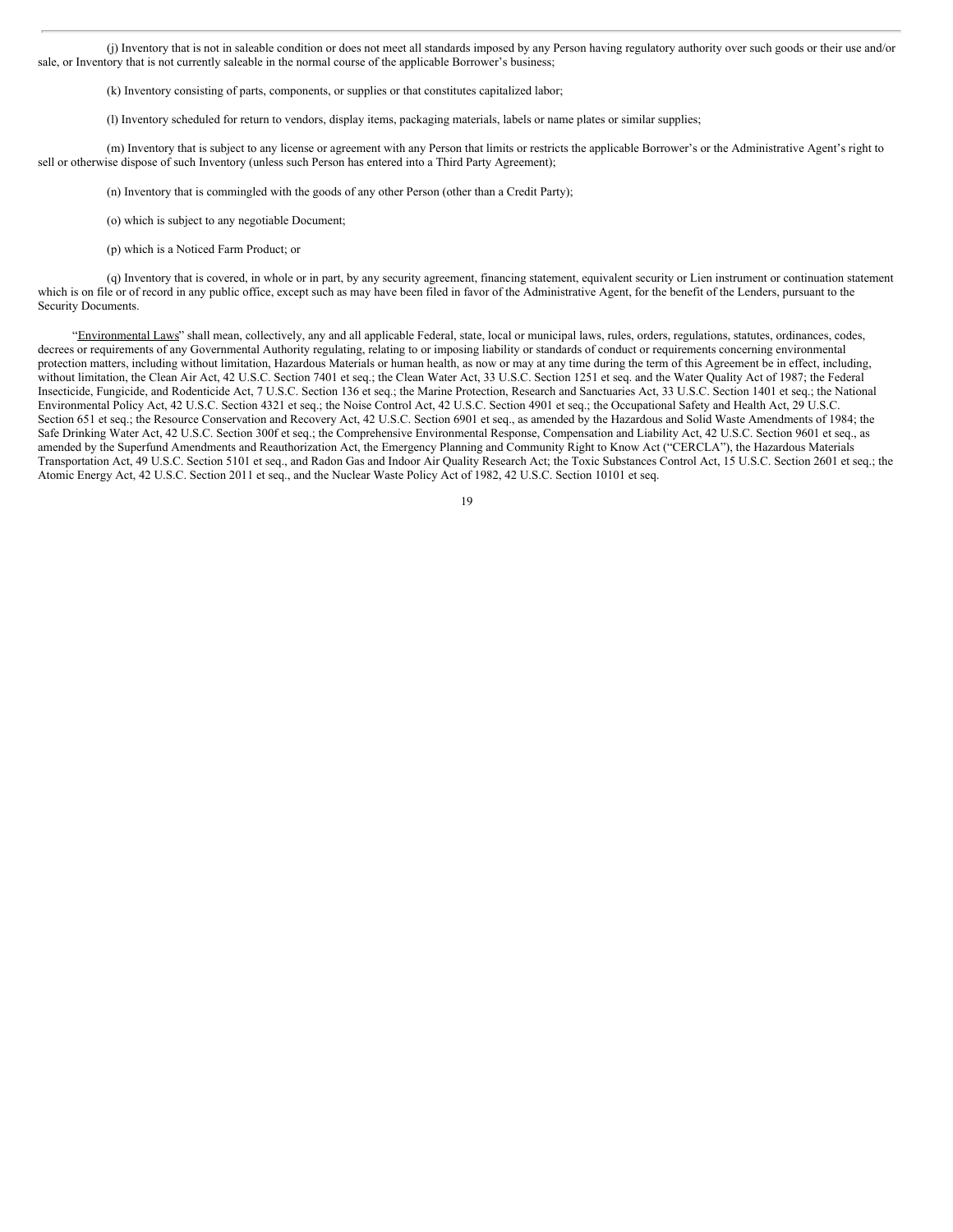(j) Inventory that is not in saleable condition or does not meet all standards imposed by any Person having regulatory authority over such goods or their use and/or sale, or Inventory that is not currently saleable in the normal course of the applicable Borrower's business;

(k) Inventory consisting of parts, components, or supplies or that constitutes capitalized labor;

(l) Inventory scheduled for return to vendors, display items, packaging materials, labels or name plates or similar supplies;

(m) Inventory that is subject to any license or agreement with any Person that limits or restricts the applicable Borrower's or the Administrative Agent's right to sell or otherwise dispose of such Inventory (unless such Person has entered into a Third Party Agreement);

(n) Inventory that is commingled with the goods of any other Person (other than a Credit Party);

(o) which is subject to any negotiable Document;

(p) which is a Noticed Farm Product; or

(q) Inventory that is covered, in whole or in part, by any security agreement, financing statement, equivalent security or Lien instrument or continuation statement which is on file or of record in any public office, except such as may have been filed in favor of the Administrative Agent, for the benefit of the Lenders, pursuant to the Security Documents.

"Environmental Laws" shall mean, collectively, any and all applicable Federal, state, local or municipal laws, rules, orders, regulations, statutes, ordinances, codes, decrees or requirements of any Governmental Authority regulating, relating to or imposing liability or standards of conduct or requirements concerning environmental protection matters, including without limitation, Hazardous Materials or human health, as now or may at any time during the term of this Agreement be in effect, including, without limitation, the Clean Air Act, 42 U.S.C. Section 7401 et seq.; the Clean Water Act, 33 U.S.C. Section 1251 et seq. and the Water Quality Act of 1987; the Federal Insecticide, Fungicide, and Rodenticide Act, 7 U.S.C. Section 136 et seq.; the Marine Protection, Research and Sanctuaries Act, 33 U.S.C. Section 1401 et seq.; the National Environmental Policy Act, 42 U.S.C. Section 4321 et seq.; the Noise Control Act, 42 U.S.C. Section 4901 et seq.; the Occupational Safety and Health Act, 29 U.S.C. Section 651 et seq.; the Resource Conservation and Recovery Act, 42 U.S.C. Section 6901 et seq., as amended by the Hazardous and Solid Waste Amendments of 1984; the Safe Drinking Water Act, 42 U.S.C. Section 300f et seq.; the Comprehensive Environmental Response, Compensation and Liability Act, 42 U.S.C. Section 9601 et seq., as amended by the Superfund Amendments and Reauthorization Act, the Emergency Planning and Community Right to Know Act ("CERCLA"), the Hazardous Materials Transportation Act, 49 U.S.C. Section 5101 et seq., and Radon Gas and Indoor Air Quality Research Act; the Toxic Substances Control Act, 15 U.S.C. Section 2601 et seq.; the Atomic Energy Act, 42 U.S.C. Section 2011 et seq., and the Nuclear Waste Policy Act of 1982, 42 U.S.C. Section 10101 et seq.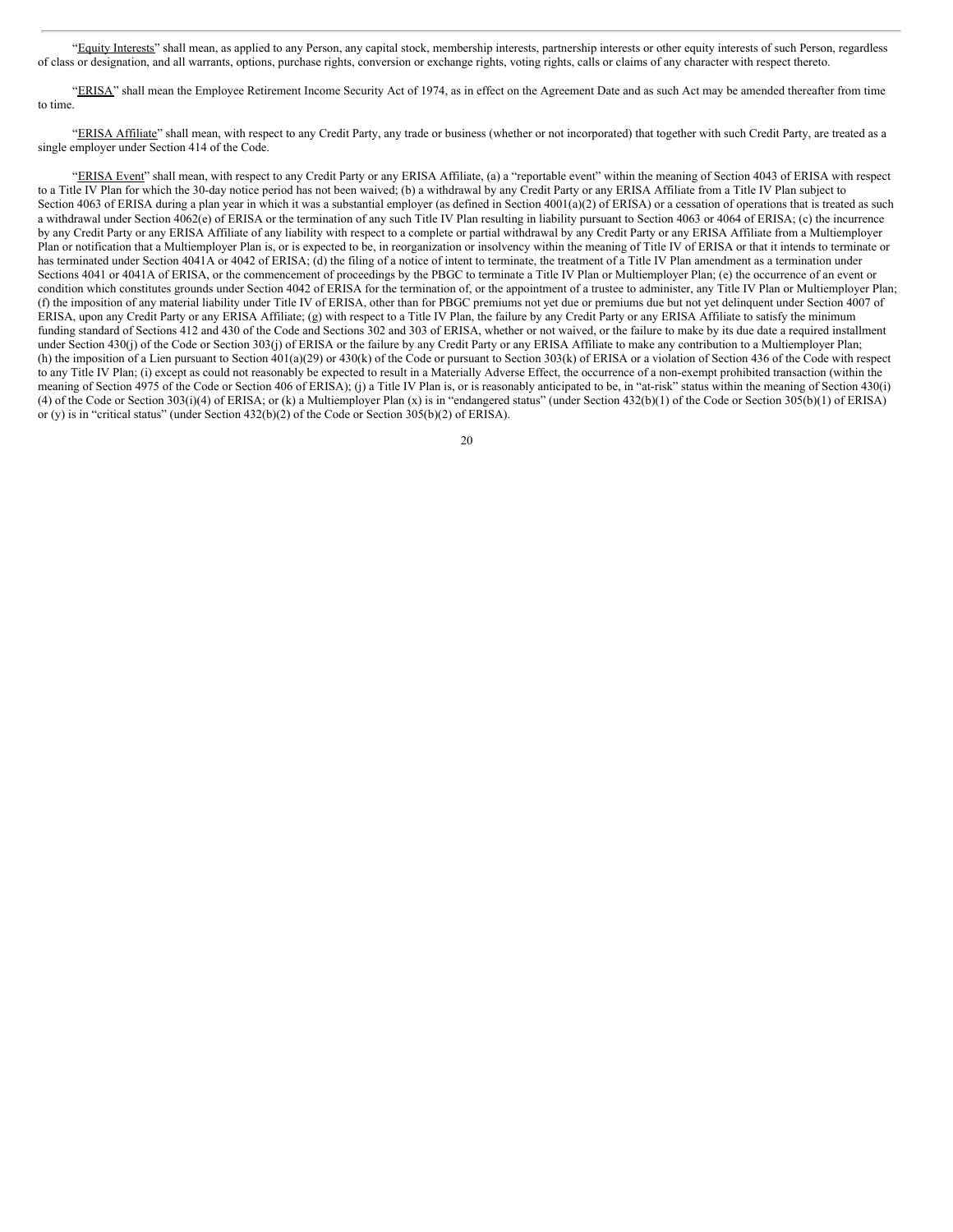"Equity Interests" shall mean, as applied to any Person, any capital stock, membership interests, partnership interests or other equity interests of such Person, regardless of class or designation, and all warrants, options, purchase rights, conversion or exchange rights, voting rights, calls or claims of any character with respect thereto.

"ERISA" shall mean the Employee Retirement Income Security Act of 1974, as in effect on the Agreement Date and as such Act may be amended thereafter from time to time.

"ERISA Affiliate" shall mean, with respect to any Credit Party, any trade or business (whether or not incorporated) that together with such Credit Party, are treated as a single employer under Section 414 of the Code.

"ERISA Event" shall mean, with respect to any Credit Party or any ERISA Affiliate, (a) a "reportable event" within the meaning of Section 4043 of ERISA with respect to a Title IV Plan for which the 30-day notice period has not been waived; (b) a withdrawal by any Credit Party or any ERISA Affiliate from a Title IV Plan subject to Section 4063 of ERISA during a plan year in which it was a substantial employer (as defined in Section 4001(a)(2) of ERISA) or a cessation of operations that is treated as such a withdrawal under Section 4062(e) of ERISA or the termination of any such Title IV Plan resulting in liability pursuant to Section 4063 or 4064 of ERISA; (c) the incurrence by any Credit Party or any ERISA Affiliate of any liability with respect to a complete or partial withdrawal by any Credit Party or any ERISA Affiliate from a Multiemployer Plan or notification that a Multiemployer Plan is, or is expected to be, in reorganization or insolvency within the meaning of Title IV of ERISA or that it intends to terminate or has terminated under Section 4041A or 4042 of ERISA; (d) the filing of a notice of intent to terminate, the treatment of a Title IV Plan amendment as a termination under Sections 4041 or 4041A of ERISA, or the commencement of proceedings by the PBGC to terminate a Title IV Plan or Multiemployer Plan; (e) the occurrence of an event or condition which constitutes grounds under Section 4042 of ERISA for the termination of, or the appointment of a trustee to administer, any Title IV Plan or Multiemployer Plan; (f) the imposition of any material liability under Title IV of ERISA, other than for PBGC premiums not yet due or premiums due but not yet delinquent under Section 4007 of ERISA, upon any Credit Party or any ERISA Affiliate; (g) with respect to a Title IV Plan, the failure by any Credit Party or any ERISA Affiliate to satisfy the minimum funding standard of Sections 412 and 430 of the Code and Sections 302 and 303 of ERISA, whether or not waived, or the failure to make by its due date a required installment under Section 430(j) of the Code or Section 303(j) of ERISA or the failure by any Credit Party or any ERISA Affiliate to make any contribution to a Multiemployer Plan; (h) the imposition of a Lien pursuant to Section 401(a)(29) or 430(k) of the Code or pursuant to Section 303(k) of ERISA or a violation of Section 436 of the Code with respect to any Title IV Plan; (i) except as could not reasonably be expected to result in a Materially Adverse Effect, the occurrence of a non-exempt prohibited transaction (within the meaning of Section 4975 of the Code or Section 406 of ERISA); (j) a Title IV Plan is, or is reasonably anticipated to be, in "at-risk" status within the meaning of Section 430(i)(4) of the Code or Section 303(i)(4) of ERISA; or (k) a Multiemployer Plan (x) is in "endangered status" (under Section 432(b)(1) of the Code or Section 305(b)(1) of ERISA) or (y) is in "critical status" (under Section 432(b)(2) of the Code or Section 305(b)(2) of ERISA).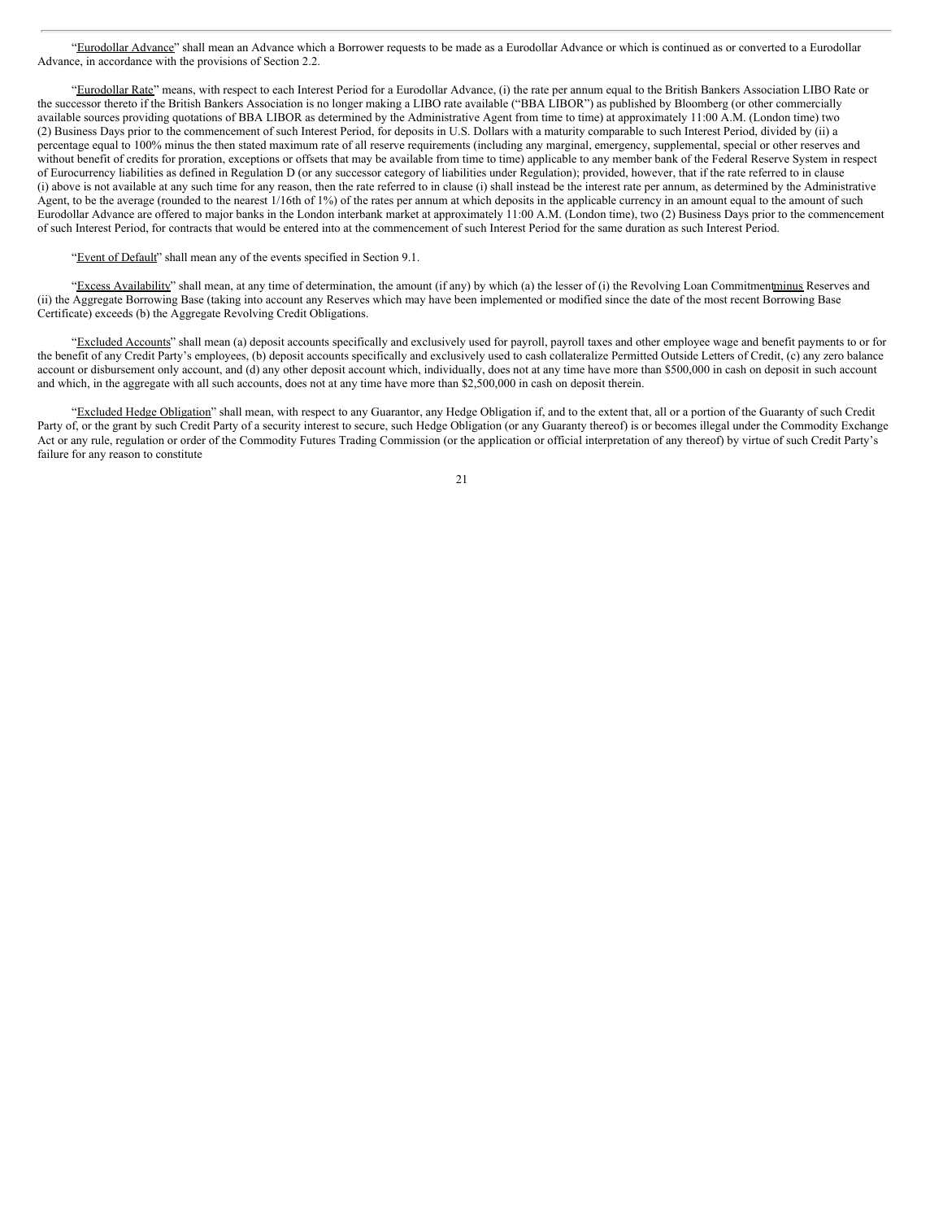"Eurodollar Advance" shall mean an Advance which a Borrower requests to be made as a Eurodollar Advance or which is continued as or converted to a Eurodollar Advance, in accordance with the provisions of Section 2.2.

"Eurodollar Rate" means, with respect to each Interest Period for a Eurodollar Advance, (i) the rate per annum equal to the British Bankers Association LIBO Rate or the successor thereto if the British Bankers Association is no longer making a LIBO rate available ("BBA LIBOR") as published by Bloomberg (or other commercially available sources providing quotations of BBA LIBOR as determined by the Administrative Agent from time to time) at approximately 11:00 A.M. (London time) two (2) Business Days prior to the commencement of such Interest Period, for deposits in U.S. Dollars with a maturity comparable to such Interest Period, divided by (ii) a percentage equal to 100% minus the then stated maximum rate of all reserve requirements (including any marginal, emergency, supplemental, special or other reserves and without benefit of credits for proration, exceptions or offsets that may be available from time to time) applicable to any member bank of the Federal Reserve System in respect of Eurocurrency liabilities as defined in Regulation D (or any successor category of liabilities under Regulation); provided, however, that if the rate referred to in clause (i) above is not available at any such time for any reason, then the rate referred to in clause (i) shall instead be the interest rate per annum, as determined by the Administrative Agent, to be the average (rounded to the nearest 1/16th of 1%) of the rates per annum at which deposits in the applicable currency in an amount equal to the amount of such Eurodollar Advance are offered to major banks in the London interbank market at approximately 11:00 A.M. (London time), two (2) Business Days prior to the commencement of such Interest Period, for contracts that would be entered into at the commencement of such Interest Period for the same duration as such Interest Period.

"Event of Default" shall mean any of the events specified in Section 9.1.

"Excess Availability" shall mean, at any time of determination, the amount (if any) by which (a) the lesser of (i) the Revolving Loan Commitment minus Reserves and (ii) the Aggregate Borrowing Base (taking into account any Reserves which may have been implemented or modified since the date of the most recent Borrowing Base Certificate) exceeds (b) the Aggregate Revolving Credit Obligations.

"Excluded Accounts" shall mean (a) deposit accounts specifically and exclusively used for payroll, payroll taxes and other employee wage and benefit payments to or for the benefit of any Credit Party's employees, (b) deposit accounts specifically and exclusively used to cash collateralize Permitted Outside Letters of Credit, (c) any zero balance account or disbursement only account, and (d) any other deposit account which, individually, does not at any time have more than $500,000 in cash on deposit in such account and which, in the aggregate with all such accounts, does not at any time have more than $2,500,000 in cash on deposit therein.

"Excluded Hedge Obligation" shall mean, with respect to any Guarantor, any Hedge Obligation if, and to the extent that, all or a portion of the Guaranty of such Credit Party of, or the grant by such Credit Party of a security interest to secure, such Hedge Obligation (or any Guaranty thereof) is or becomes illegal under the Commodity Exchange Act or any rule, regulation or order of the Commodity Futures Trading Commission (or the application or official interpretation of any thereof) by virtue of such Credit Party's failure for any reason to constitute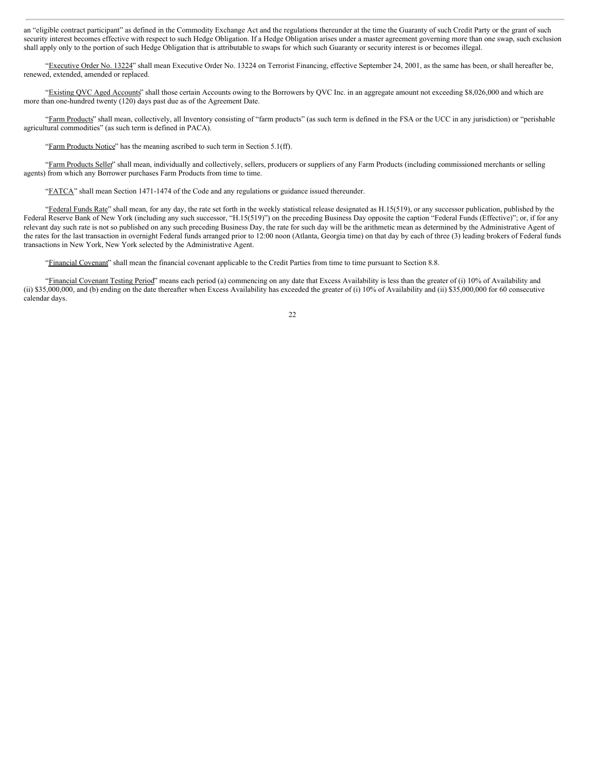an "eligible contract participant" as defined in the Commodity Exchange Act and the regulations thereunder at the time the Guaranty of such Credit Party or the grant of such security interest becomes effective with respect to such Hedge Obligation. If a Hedge Obligation arises under a master agreement governing more than one swap, such exclusion shall apply only to the portion of such Hedge Obligation that is attributable to swaps for which such Guaranty or security interest is or becomes illegal.

"Executive Order No. 13224" shall mean Executive Order No. 13224 on Terrorist Financing, effective September 24, 2001, as the same has been, or shall hereafter be, renewed, extended, amended or replaced.

"Existing QVC Aged Accounts" shall those certain Accounts owing to the Borrowers by QVC Inc. in an aggregate amount not exceeding $8,026,000 and which are more than one-hundred twenty (120) days past due as of the Agreement Date.

"Farm Products" shall mean, collectively, all Inventory consisting of "farm products" (as such term is defined in the FSA or the UCC in any jurisdiction) or "perishable agricultural commodities" (as such term is defined in PACA).

"Farm Products Notice" has the meaning ascribed to such term in Section 5.1(ff).

"Farm Products Seller" shall mean, individually and collectively, sellers, producers or suppliers of any Farm Products (including commissioned merchants or selling agents) from which any Borrower purchases Farm Products from time to time.

"FATCA" shall mean Section 1471-1474 of the Code and any regulations or guidance issued thereunder.

"Federal Funds Rate" shall mean, for any day, the rate set forth in the weekly statistical release designated as H.15(519), or any successor publication, published by the Federal Reserve Bank of New York (including any such successor, "H.15(519)") on the preceding Business Day opposite the caption "Federal Funds (Effective)"; or, if for any relevant day such rate is not so published on any such preceding Business Day, the rate for such day will be the arithmetic mean as determined by the Administrative Agent of the rates for the last transaction in overnight Federal funds arranged prior to 12:00 noon (Atlanta, Georgia time) on that day by each of three (3) leading brokers of Federal funds transactions in New York, New York selected by the Administrative Agent.

"Financial Covenant" shall mean the financial covenant applicable to the Credit Parties from time to time pursuant to Section 8.8.

"Financial Covenant Testing Period" means each period (a) commencing on any date that Excess Availability is less than the greater of (i) 10% of Availability and (ii) $35,000,000, and (b) ending on the date thereafter when Excess Availability has exceeded the greater of (i) 10% of Availability and (ii) $35,000,000 for 60 consecutive calendar days.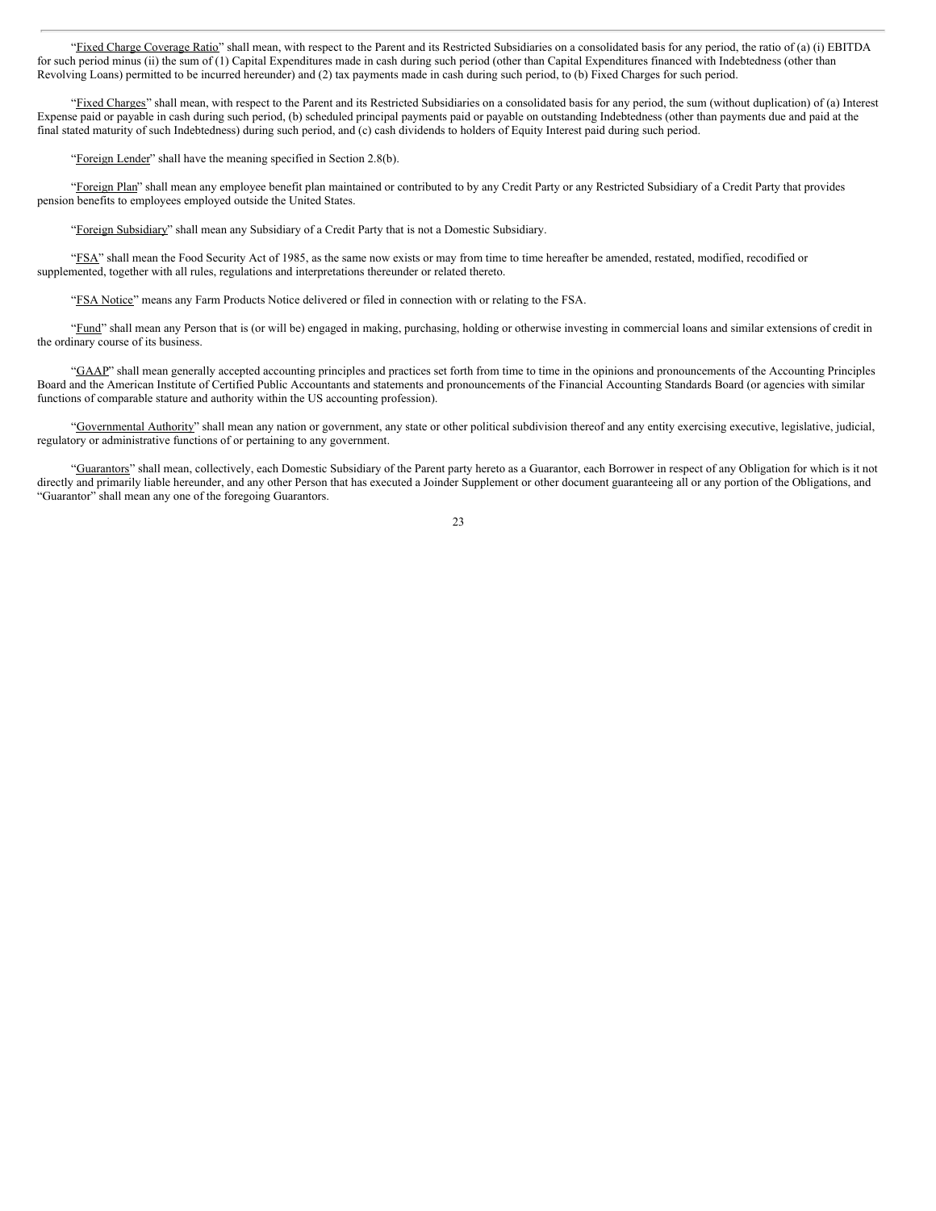"Fixed Charge Coverage Ratio" shall mean, with respect to the Parent and its Restricted Subsidiaries on a consolidated basis for any period, the ratio of (a) (i) EBITDA for such period minus (ii) the sum of (1) Capital Expenditures made in cash during such period (other than Capital Expenditures financed with Indebtedness (other than Revolving Loans) permitted to be incurred hereunder) and (2) tax payments made in cash during such period, to (b) Fixed Charges for such period.

"Fixed Charges" shall mean, with respect to the Parent and its Restricted Subsidiaries on a consolidated basis for any period, the sum (without duplication) of (a) Interest Expense paid or payable in cash during such period, (b) scheduled principal payments paid or payable on outstanding Indebtedness (other than payments due and paid at the final stated maturity of such Indebtedness) during such period, and (c) cash dividends to holders of Equity Interest paid during such period.

"Foreign Lender" shall have the meaning specified in Section 2.8(b).

"Foreign Plan" shall mean any employee benefit plan maintained or contributed to by any Credit Party or any Restricted Subsidiary of a Credit Party that provides pension benefits to employees employed outside the United States.

"Foreign Subsidiary" shall mean any Subsidiary of a Credit Party that is not a Domestic Subsidiary.

"FSA" shall mean the Food Security Act of 1985, as the same now exists or may from time to time hereafter be amended, restated, modified, recodified or supplemented, together with all rules, regulations and interpretations thereunder or related thereto.

"FSA Notice" means any Farm Products Notice delivered or filed in connection with or relating to the FSA.

"Fund" shall mean any Person that is (or will be) engaged in making, purchasing, holding or otherwise investing in commercial loans and similar extensions of credit in the ordinary course of its business.

"GAAP" shall mean generally accepted accounting principles and practices set forth from time to time in the opinions and pronouncements of the Accounting Principles Board and the American Institute of Certified Public Accountants and statements and pronouncements of the Financial Accounting Standards Board (or agencies with similar functions of comparable stature and authority within the US accounting profession).

"Governmental Authority" shall mean any nation or government, any state or other political subdivision thereof and any entity exercising executive, legislative, judicial, regulatory or administrative functions of or pertaining to any government.

"Guarantors" shall mean, collectively, each Domestic Subsidiary of the Parent party hereto as a Guarantor, each Borrower in respect of any Obligation for which is it not directly and primarily liable hereunder, and any other Person that has executed a Joinder Supplement or other document guaranteeing all or any portion of the Obligations, and "Guarantor" shall mean any one of the foregoing Guarantors.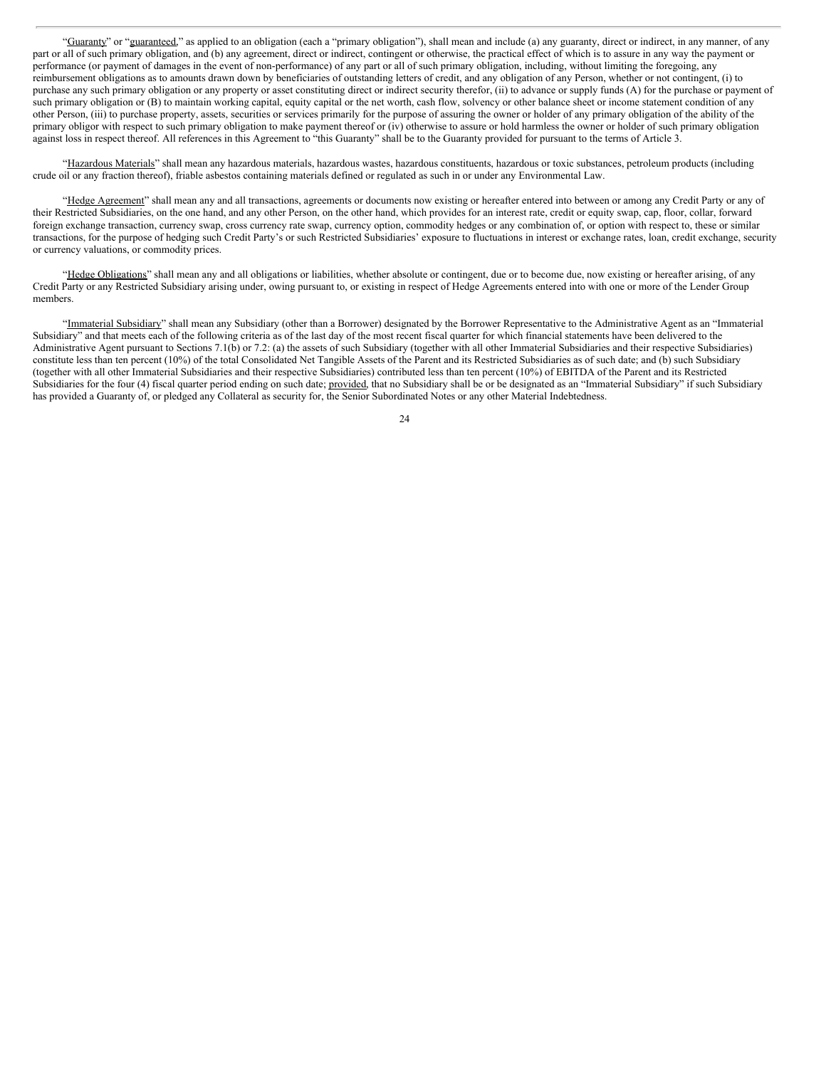"Guaranty" or "guaranteed," as applied to an obligation (each a "primary obligation"), shall mean and include (a) any guaranty, direct or indirect, in any manner, of any part or all of such primary obligation, and (b) any agreement, direct or indirect, contingent or otherwise, the practical effect of which is to assure in any way the payment or performance (or payment of damages in the event of non-performance) of any part or all of such primary obligation, including, without limiting the foregoing, any reimbursement obligations as to amounts drawn down by beneficiaries of outstanding letters of credit, and any obligation of any Person, whether or not contingent, (i) to purchase any such primary obligation or any property or asset constituting direct or indirect security therefor, (ii) to advance or supply funds (A) for the purchase or payment of such primary obligation or (B) to maintain working capital, equity capital or the net worth, cash flow, solvency or other balance sheet or income statement condition of any other Person, (iii) to purchase property, assets, securities or services primarily for the purpose of assuring the owner or holder of any primary obligation of the ability of the primary obligor with respect to such primary obligation to make payment thereof or (iv) otherwise to assure or hold harmless the owner or holder of such primary obligation against loss in respect thereof. All references in this Agreement to "this Guaranty" shall be to the Guaranty provided for pursuant to the terms of Article 3.

"Hazardous Materials" shall mean any hazardous materials, hazardous wastes, hazardous constituents, hazardous or toxic substances, petroleum products (including crude oil or any fraction thereof), friable asbestos containing materials defined or regulated as such in or under any Environmental Law.

"Hedge Agreement" shall mean any and all transactions, agreements or documents now existing or hereafter entered into between or among any Credit Party or any of their Restricted Subsidiaries, on the one hand, and any other Person, on the other hand, which provides for an interest rate, credit or equity swap, cap, floor, collar, forward foreign exchange transaction, currency swap, cross currency rate swap, currency option, commodity hedges or any combination of, or option with respect to, these or similar transactions, for the purpose of hedging such Credit Party's or such Restricted Subsidiaries' exposure to fluctuations in interest or exchange rates, loan, credit exchange, security or currency valuations, or commodity prices.

"Hedge Obligations" shall mean any and all obligations or liabilities, whether absolute or contingent, due or to become due, now existing or hereafter arising, of any Credit Party or any Restricted Subsidiary arising under, owing pursuant to, or existing in respect of Hedge Agreements entered into with one or more of the Lender Group members.

"Immaterial Subsidiary" shall mean any Subsidiary (other than a Borrower) designated by the Borrower Representative to the Administrative Agent as an "Immaterial Subsidiary" and that meets each of the following criteria as of the last day of the most recent fiscal quarter for which financial statements have been delivered to the Administrative Agent pursuant to Sections 7.1(b) or 7.2: (a) the assets of such Subsidiary (together with all other Immaterial Subsidiaries and their respective Subsidiaries) constitute less than ten percent (10%) of the total Consolidated Net Tangible Assets of the Parent and its Restricted Subsidiaries as of such date; and (b) such Subsidiary (together with all other Immaterial Subsidiaries and their respective Subsidiaries) contributed less than ten percent (10%) of EBITDA of the Parent and its Restricted Subsidiaries for the four (4) fiscal quarter period ending on such date; provided, that no Subsidiary shall be or be designated as an "Immaterial Subsidiary" if such Subsidiary has provided a Guaranty of, or pledged any Collateral as security for, the Senior Subordinated Notes or any other Material Indebtedness.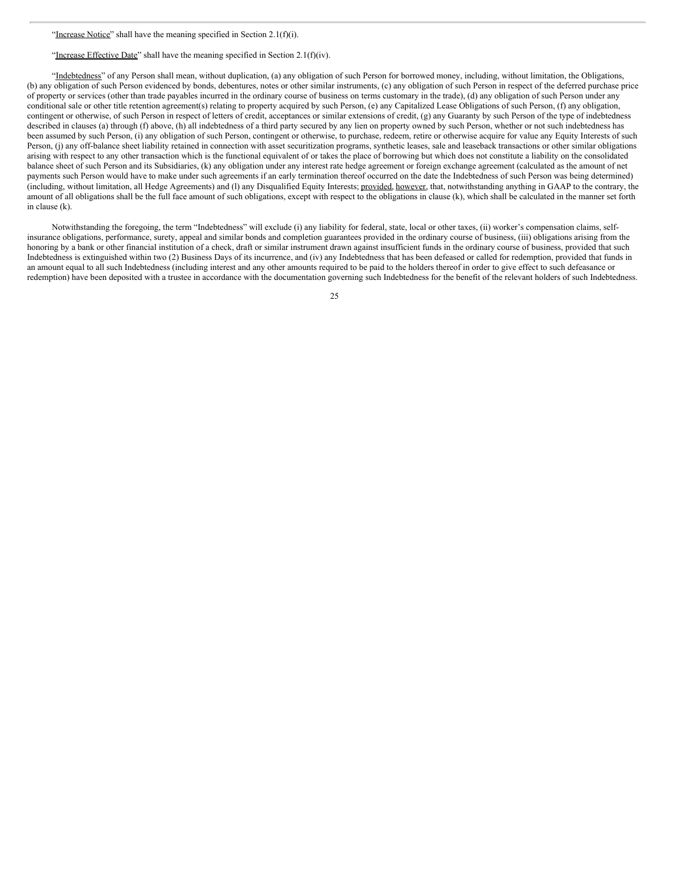"Increase Notice" shall have the meaning specified in Section 2.1(f)(i).

"Increase Effective Date" shall have the meaning specified in Section 2.1(f)(iv).

"Indebtedness" of any Person shall mean, without duplication, (a) any obligation of such Person for borrowed money, including, without limitation, the Obligations, (b) any obligation of such Person evidenced by bonds, debentures, notes or other similar instruments, (c) any obligation of such Person in respect of the deferred purchase price of property or services (other than trade payables incurred in the ordinary course of business on terms customary in the trade), (d) any obligation of such Person under any conditional sale or other title retention agreement(s) relating to property acquired by such Person, (e) any Capitalized Lease Obligations of such Person, (f) any obligation, contingent or otherwise, of such Person in respect of letters of credit, acceptances or similar extensions of credit, (g) any Guaranty by such Person of the type of indebtedness described in clauses (a) through (f) above, (h) all indebtedness of a third party secured by any lien on property owned by such Person, whether or not such indebtedness has been assumed by such Person, (i) any obligation of such Person, contingent or otherwise, to purchase, redeem, retire or otherwise acquire for value any Equity Interests of such Person, (j) any off-balance sheet liability retained in connection with asset securitization programs, synthetic leases, sale and leaseback transactions or other similar obligations arising with respect to any other transaction which is the functional equivalent of or takes the place of borrowing but which does not constitute a liability on the consolidated balance sheet of such Person and its Subsidiaries, (k) any obligation under any interest rate hedge agreement or foreign exchange agreement (calculated as the amount of net payments such Person would have to make under such agreements if an early termination thereof occurred on the date the Indebtedness of such Person was being determined) (including, without limitation, all Hedge Agreements) and (l) any Disqualified Equity Interests; provided, however, that, notwithstanding anything in GAAP to the contrary, the amount of all obligations shall be the full face amount of such obligations, except with respect to the obligations in clause (k), which shall be calculated in the manner set forth in clause (k).

Notwithstanding the foregoing, the term "Indebtedness" will exclude (i) any liability for federal, state, local or other taxes, (ii) worker's compensation claims, self-insurance obligations, performance, surety, appeal and similar bonds and completion guarantees provided in the ordinary course of business, (iii) obligations arising from the honoring by a bank or other financial institution of a check, draft or similar instrument drawn against insufficient funds in the ordinary course of business, provided that such Indebtedness is extinguished within two (2) Business Days of its incurrence, and (iv) any Indebtedness that has been defeased or called for redemption, provided that funds in an amount equal to all such Indebtedness (including interest and any other amounts required to be paid to the holders thereof in order to give effect to such defeasance or redemption) have been deposited with a trustee in accordance with the documentation governing such Indebtedness for the benefit of the relevant holders of such Indebtedness.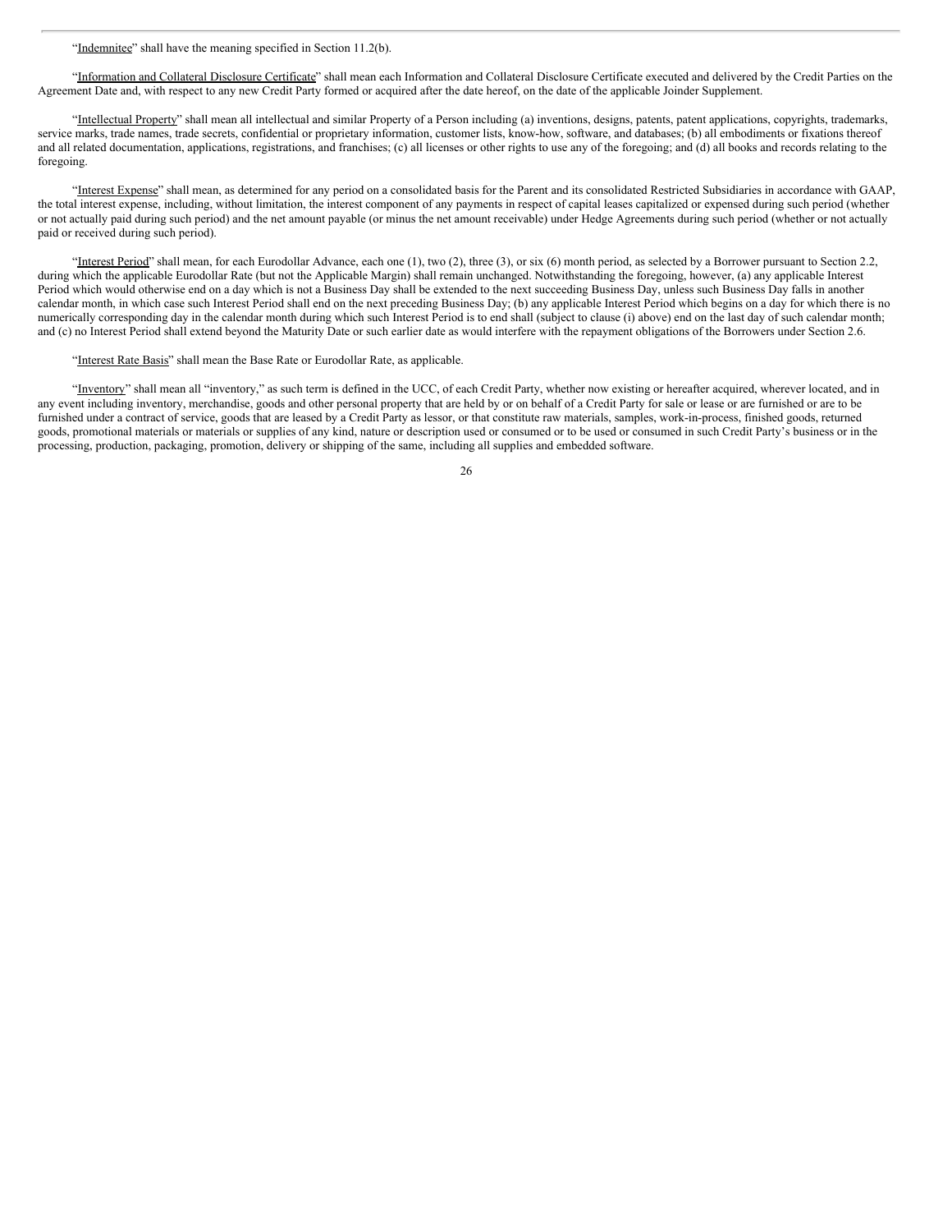"Indemnitee" shall have the meaning specified in Section 11.2(b).

"Information and Collateral Disclosure Certificate" shall mean each Information and Collateral Disclosure Certificate executed and delivered by the Credit Parties on the Agreement Date and, with respect to any new Credit Party formed or acquired after the date hereof, on the date of the applicable Joinder Supplement.

"Intellectual Property" shall mean all intellectual and similar Property of a Person including (a) inventions, designs, patents, patent applications, copyrights, trademarks, service marks, trade names, trade secrets, confidential or proprietary information, customer lists, know-how, software, and databases; (b) all embodiments or fixations thereof and all related documentation, applications, registrations, and franchises; (c) all licenses or other rights to use any of the foregoing; and (d) all books and records relating to the foregoing.

"Interest Expense" shall mean, as determined for any period on a consolidated basis for the Parent and its consolidated Restricted Subsidiaries in accordance with GAAP, the total interest expense, including, without limitation, the interest component of any payments in respect of capital leases capitalized or expensed during such period (whether or not actually paid during such period) and the net amount payable (or minus the net amount receivable) under Hedge Agreements during such period (whether or not actually paid or received during such period).

"Interest Period" shall mean, for each Eurodollar Advance, each one (1), two (2), three (3), or six (6) month period, as selected by a Borrower pursuant to Section 2.2, during which the applicable Eurodollar Rate (but not the Applicable Margin) shall remain unchanged. Notwithstanding the foregoing, however, (a) any applicable Interest Period which would otherwise end on a day which is not a Business Day shall be extended to the next succeeding Business Day, unless such Business Day falls in another calendar month, in which case such Interest Period shall end on the next preceding Business Day; (b) any applicable Interest Period which begins on a day for which there is no numerically corresponding day in the calendar month during which such Interest Period is to end shall (subject to clause (i) above) end on the last day of such calendar month; and (c) no Interest Period shall extend beyond the Maturity Date or such earlier date as would interfere with the repayment obligations of the Borrowers under Section 2.6.

"Interest Rate Basis" shall mean the Base Rate or Eurodollar Rate, as applicable.

"Inventory" shall mean all "inventory," as such term is defined in the UCC, of each Credit Party, whether now existing or hereafter acquired, wherever located, and in any event including inventory, merchandise, goods and other personal property that are held by or on behalf of a Credit Party for sale or lease or are furnished or are to be furnished under a contract of service, goods that are leased by a Credit Party as lessor, or that constitute raw materials, samples, work-in-process, finished goods, returned goods, promotional materials or materials or supplies of any kind, nature or description used or consumed or to be used or consumed in such Credit Party's business or in the processing, production, packaging, promotion, delivery or shipping of the same, including all supplies and embedded software.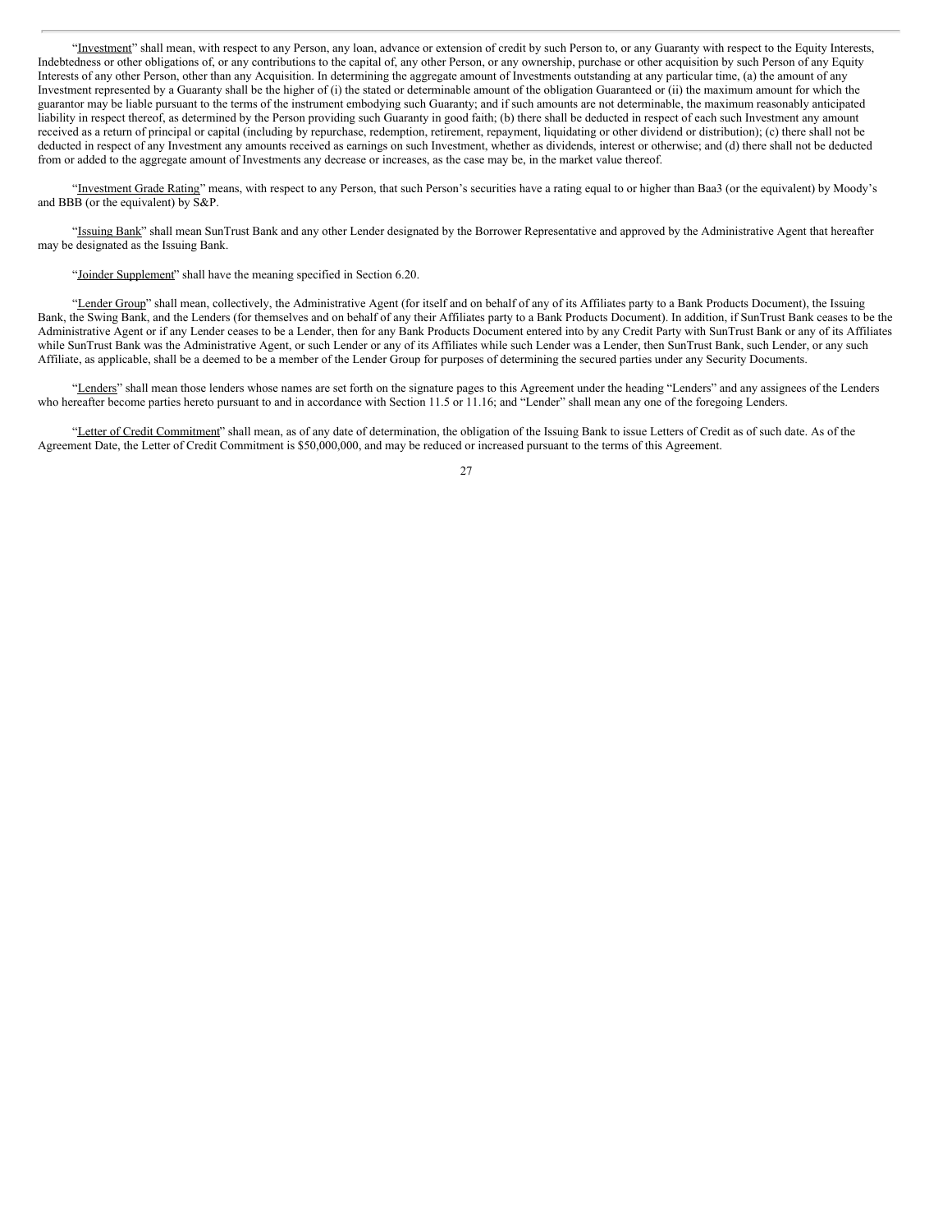"Investment" shall mean, with respect to any Person, any loan, advance or extension of credit by such Person to, or any Guaranty with respect to the Equity Interests, Indebtedness or other obligations of, or any contributions to the capital of, any other Person, or any ownership, purchase or other acquisition by such Person of any Equity Interests of any other Person, other than any Acquisition. In determining the aggregate amount of Investments outstanding at any particular time, (a) the amount of any Investment represented by a Guaranty shall be the higher of (i) the stated or determinable amount of the obligation Guaranteed or (ii) the maximum amount for which the guarantor may be liable pursuant to the terms of the instrument embodying such Guaranty; and if such amounts are not determinable, the maximum reasonably anticipated liability in respect thereof, as determined by the Person providing such Guaranty in good faith; (b) there shall be deducted in respect of each such Investment any amount received as a return of principal or capital (including by repurchase, redemption, retirement, repayment, liquidating or other dividend or distribution); (c) there shall not be deducted in respect of any Investment any amounts received as earnings on such Investment, whether as dividends, interest or otherwise; and (d) there shall not be deducted from or added to the aggregate amount of Investments any decrease or increases, as the case may be, in the market value thereof.

"Investment Grade Rating" means, with respect to any Person, that such Person's securities have a rating equal to or higher than Baa3 (or the equivalent) by Moody's and BBB (or the equivalent) by S&P.

"Issuing Bank" shall mean SunTrust Bank and any other Lender designated by the Borrower Representative and approved by the Administrative Agent that hereafter may be designated as the Issuing Bank.

"Joinder Supplement" shall have the meaning specified in Section 6.20.

"Lender Group" shall mean, collectively, the Administrative Agent (for itself and on behalf of any of its Affiliates party to a Bank Products Document), the Issuing Bank, the Swing Bank, and the Lenders (for themselves and on behalf of any their Affiliates party to a Bank Products Document). In addition, if SunTrust Bank ceases to be the Administrative Agent or if any Lender ceases to be a Lender, then for any Bank Products Document entered into by any Credit Party with SunTrust Bank or any of its Affiliates while SunTrust Bank was the Administrative Agent, or such Lender or any of its Affiliates while such Lender was a Lender, then SunTrust Bank, such Lender, or any such Affiliate, as applicable, shall be a deemed to be a member of the Lender Group for purposes of determining the secured parties under any Security Documents.

"Lenders" shall mean those lenders whose names are set forth on the signature pages to this Agreement under the heading "Lenders" and any assignees of the Lenders who hereafter become parties hereto pursuant to and in accordance with Section 11.5 or 11.16; and "Lender" shall mean any one of the foregoing Lenders.

"Letter of Credit Commitment" shall mean, as of any date of determination, the obligation of the Issuing Bank to issue Letters of Credit as of such date. As of the Agreement Date, the Letter of Credit Commitment is $50,000,000, and may be reduced or increased pursuant to the terms of this Agreement.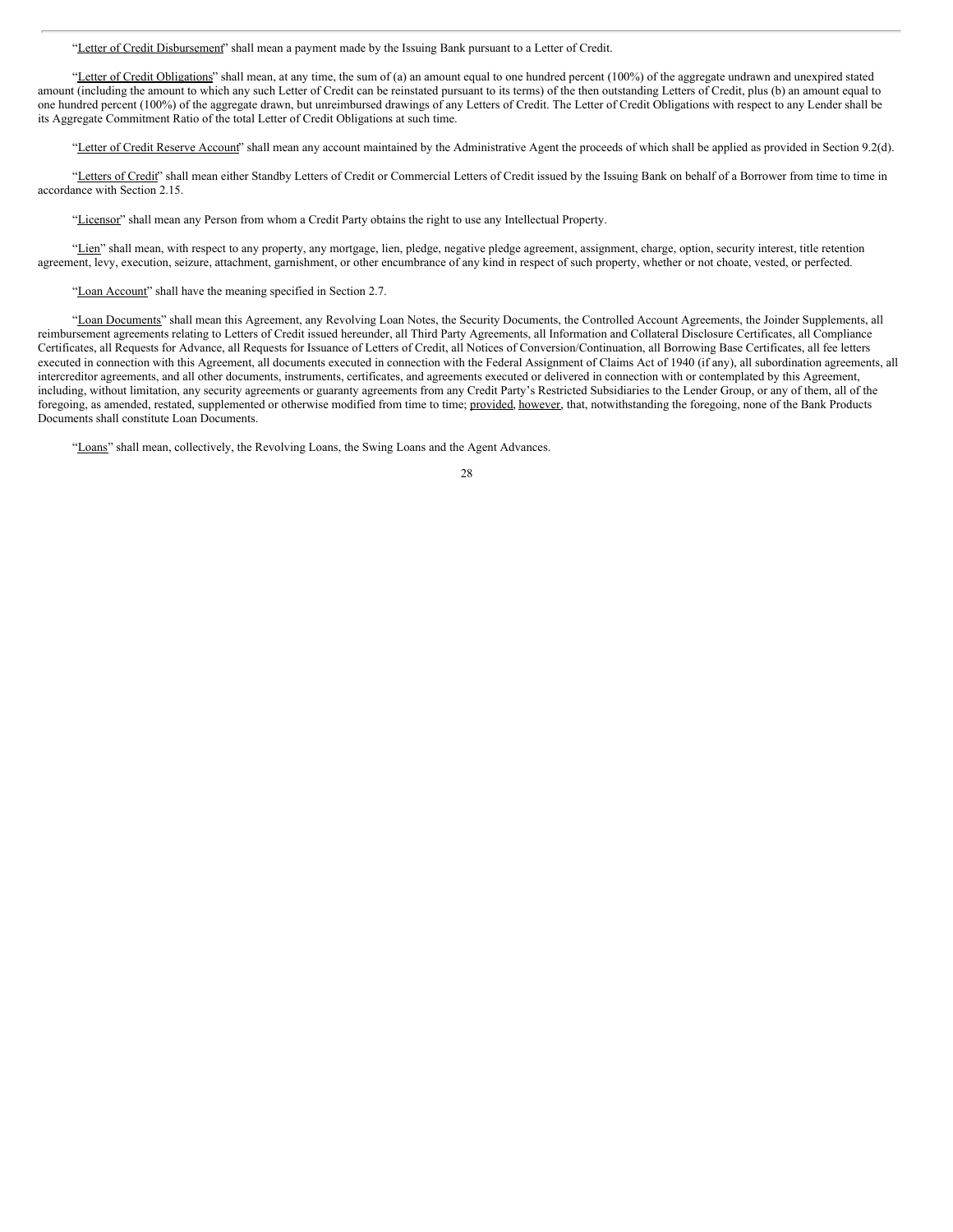"Letter of Credit Disbursement" shall mean a payment made by the Issuing Bank pursuant to a Letter of Credit.

"Letter of Credit Obligations" shall mean, at any time, the sum of (a) an amount equal to one hundred percent (100%) of the aggregate undrawn and unexpired stated amount (including the amount to which any such Letter of Credit can be reinstated pursuant to its terms) of the then outstanding Letters of Credit, plus (b) an amount equal to one hundred percent (100%) of the aggregate drawn, but unreimbursed drawings of any Letters of Credit. The Letter of Credit Obligations with respect to any Lender shall be its Aggregate Commitment Ratio of the total Letter of Credit Obligations at such time.

"Letter of Credit Reserve Account" shall mean any account maintained by the Administrative Agent the proceeds of which shall be applied as provided in Section 9.2(d).

"Letters of Credit" shall mean either Standby Letters of Credit or Commercial Letters of Credit issued by the Issuing Bank on behalf of a Borrower from time to time in accordance with Section 2.15.

"Licensor" shall mean any Person from whom a Credit Party obtains the right to use any Intellectual Property.

"Lien" shall mean, with respect to any property, any mortgage, lien, pledge, negative pledge agreement, assignment, charge, option, security interest, title retention agreement, levy, execution, seizure, attachment, garnishment, or other encumbrance of any kind in respect of such property, whether or not choate, vested, or perfected.

"Loan Account" shall have the meaning specified in Section 2.7.

"Loan Documents" shall mean this Agreement, any Revolving Loan Notes, the Security Documents, the Controlled Account Agreements, the Joinder Supplements, all reimbursement agreements relating to Letters of Credit issued hereunder, all Third Party Agreements, all Information and Collateral Disclosure Certificates, all Compliance Certificates, all Requests for Advance, all Requests for Issuance of Letters of Credit, all Notices of Conversion/Continuation, all Borrowing Base Certificates, all fee letters executed in connection with this Agreement, all documents executed in connection with the Federal Assignment of Claims Act of 1940 (if any), all subordination agreements, all intercreditor agreements, and all other documents, instruments, certificates, and agreements executed or delivered in connection with or contemplated by this Agreement, including, without limitation, any security agreements or guaranty agreements from any Credit Party's Restricted Subsidiaries to the Lender Group, or any of them, all of the foregoing, as amended, restated, supplemented or otherwise modified from time to time; provided, however, that, notwithstanding the foregoing, none of the Bank Products Documents shall constitute Loan Documents.

"Loans" shall mean, collectively, the Revolving Loans, the Swing Loans and the Agent Advances.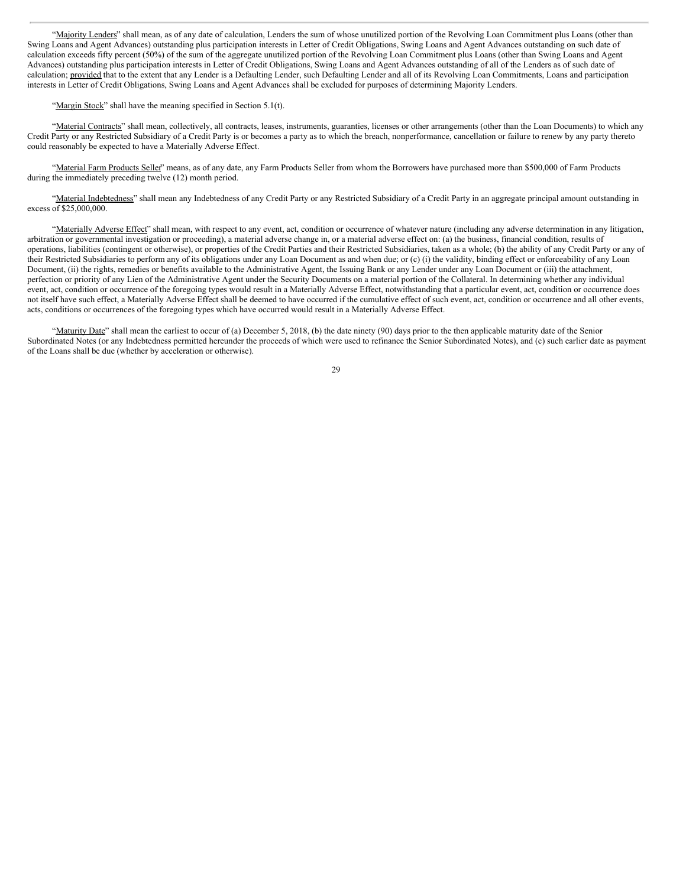"Majority Lenders" shall mean, as of any date of calculation, Lenders the sum of whose unutilized portion of the Revolving Loan Commitment plus Loans (other than Swing Loans and Agent Advances) outstanding plus participation interests in Letter of Credit Obligations, Swing Loans and Agent Advances outstanding on such date of calculation exceeds fifty percent (50%) of the sum of the aggregate unutilized portion of the Revolving Loan Commitment plus Loans (other than Swing Loans and Agent Advances) outstanding plus participation interests in Letter of Credit Obligations, Swing Loans and Agent Advances outstanding of all of the Lenders as of such date of calculation; provided that to the extent that any Lender is a Defaulting Lender, such Defaulting Lender and all of its Revolving Loan Commitments, Loans and participation interests in Letter of Credit Obligations, Swing Loans and Agent Advances shall be excluded for purposes of determining Majority Lenders.

"Margin Stock" shall have the meaning specified in Section 5.1(t).

"Material Contracts" shall mean, collectively, all contracts, leases, instruments, guaranties, licenses or other arrangements (other than the Loan Documents) to which any Credit Party or any Restricted Subsidiary of a Credit Party is or becomes a party as to which the breach, nonperformance, cancellation or failure to renew by any party thereto could reasonably be expected to have a Materially Adverse Effect.

"Material Farm Products Seller" means, as of any date, any Farm Products Seller from whom the Borrowers have purchased more than $500,000 of Farm Products during the immediately preceding twelve (12) month period.

"Material Indebtedness" shall mean any Indebtedness of any Credit Party or any Restricted Subsidiary of a Credit Party in an aggregate principal amount outstanding in excess of $25,000,000.

"Materially Adverse Effect" shall mean, with respect to any event, act, condition or occurrence of whatever nature (including any adverse determination in any litigation, arbitration or governmental investigation or proceeding), a material adverse change in, or a material adverse effect on: (a) the business, financial condition, results of operations, liabilities (contingent or otherwise), or properties of the Credit Parties and their Restricted Subsidiaries, taken as a whole; (b) the ability of any Credit Party or any of their Restricted Subsidiaries to perform any of its obligations under any Loan Document as and when due; or (c) (i) the validity, binding effect or enforceability of any Loan Document, (ii) the rights, remedies or benefits available to the Administrative Agent, the Issuing Bank or any Lender under any Loan Document or (iii) the attachment, perfection or priority of any Lien of the Administrative Agent under the Security Documents on a material portion of the Collateral. In determining whether any individual event, act, condition or occurrence of the foregoing types would result in a Materially Adverse Effect, notwithstanding that a particular event, act, condition or occurrence does not itself have such effect, a Materially Adverse Effect shall be deemed to have occurred if the cumulative effect of such event, act, condition or occurrence and all other events, acts, conditions or occurrences of the foregoing types which have occurred would result in a Materially Adverse Effect.

"Maturity Date" shall mean the earliest to occur of (a) December 5, 2018, (b) the date ninety (90) days prior to the then applicable maturity date of the Senior Subordinated Notes (or any Indebtedness permitted hereunder the proceeds of which were used to refinance the Senior Subordinated Notes), and (c) such earlier date as payment of the Loans shall be due (whether by acceleration or otherwise).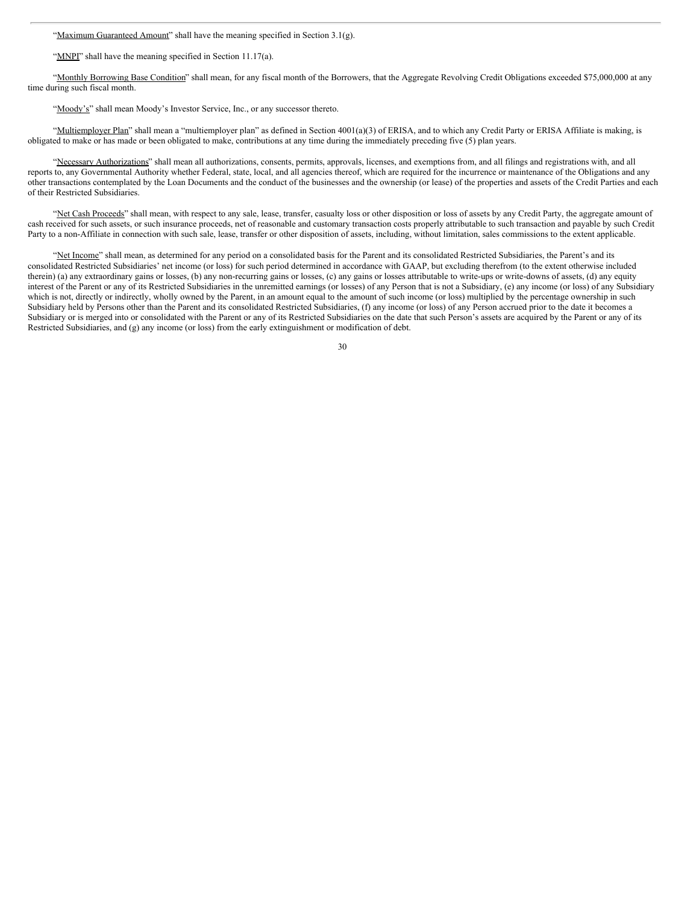"Maximum Guaranteed Amount" shall have the meaning specified in Section 3.1(g).

"MNPI" shall have the meaning specified in Section 11.17(a).

"Monthly Borrowing Base Condition" shall mean, for any fiscal month of the Borrowers, that the Aggregate Revolving Credit Obligations exceeded $75,000,000 at any time during such fiscal month.

"Moody's" shall mean Moody's Investor Service, Inc., or any successor thereto.

"Multiemployer Plan" shall mean a "multiemployer plan" as defined in Section 4001(a)(3) of ERISA, and to which any Credit Party or ERISA Affiliate is making, is obligated to make or has made or been obligated to make, contributions at any time during the immediately preceding five (5) plan years.

"Necessary Authorizations" shall mean all authorizations, consents, permits, approvals, licenses, and exemptions from, and all filings and registrations with, and all reports to, any Governmental Authority whether Federal, state, local, and all agencies thereof, which are required for the incurrence or maintenance of the Obligations and any other transactions contemplated by the Loan Documents and the conduct of the businesses and the ownership (or lease) of the properties and assets of the Credit Parties and each of their Restricted Subsidiaries.

"Net Cash Proceeds" shall mean, with respect to any sale, lease, transfer, casualty loss or other disposition or loss of assets by any Credit Party, the aggregate amount of cash received for such assets, or such insurance proceeds, net of reasonable and customary transaction costs properly attributable to such transaction and payable by such Credit Party to a non-Affiliate in connection with such sale, lease, transfer or other disposition of assets, including, without limitation, sales commissions to the extent applicable.

"Net Income" shall mean, as determined for any period on a consolidated basis for the Parent and its consolidated Restricted Subsidiaries, the Parent's and its consolidated Restricted Subsidiaries' net income (or loss) for such period determined in accordance with GAAP, but excluding therefrom (to the extent otherwise included therein) (a) any extraordinary gains or losses, (b) any non-recurring gains or losses, (c) any gains or losses attributable to write-ups or write-downs of assets, (d) any equity interest of the Parent or any of its Restricted Subsidiaries in the unremitted earnings (or losses) of any Person that is not a Subsidiary, (e) any income (or loss) of any Subsidiary which is not, directly or indirectly, wholly owned by the Parent, in an amount equal to the amount of such income (or loss) multiplied by the percentage ownership in such Subsidiary held by Persons other than the Parent and its consolidated Restricted Subsidiaries, (f) any income (or loss) of any Person accrued prior to the date it becomes a Subsidiary or is merged into or consolidated with the Parent or any of its Restricted Subsidiaries on the date that such Person's assets are acquired by the Parent or any of its Restricted Subsidiaries, and (g) any income (or loss) from the early extinguishment or modification of debt.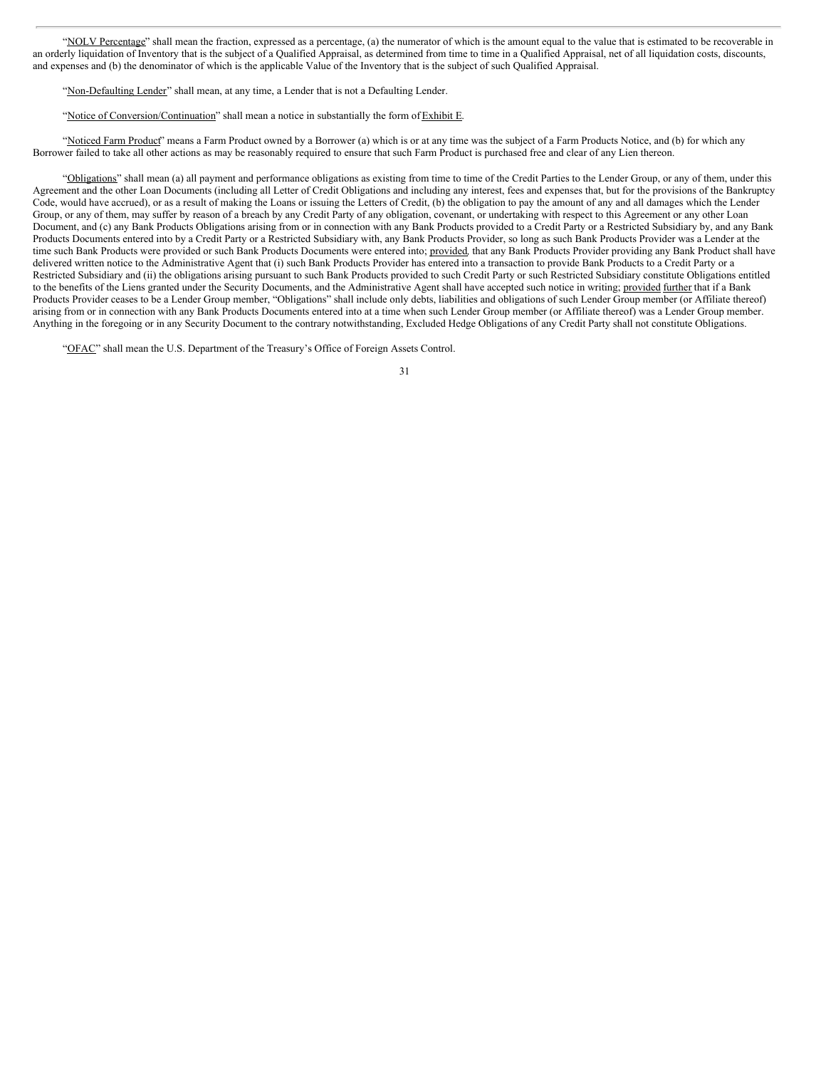"NOLV Percentage" shall mean the fraction, expressed as a percentage, (a) the numerator of which is the amount equal to the value that is estimated to be recoverable in an orderly liquidation of Inventory that is the subject of a Qualified Appraisal, as determined from time to time in a Qualified Appraisal, net of all liquidation costs, discounts, and expenses and (b) the denominator of which is the applicable Value of the Inventory that is the subject of such Qualified Appraisal.

"Non-Defaulting Lender" shall mean, at any time, a Lender that is not a Defaulting Lender.

"Notice of Conversion/Continuation" shall mean a notice in substantially the form of Exhibit E.

"Noticed Farm Product" means a Farm Product owned by a Borrower (a) which is or at any time was the subject of a Farm Products Notice, and (b) for which any Borrower failed to take all other actions as may be reasonably required to ensure that such Farm Product is purchased free and clear of any Lien thereon.

"Obligations" shall mean (a) all payment and performance obligations as existing from time to time of the Credit Parties to the Lender Group, or any of them, under this Agreement and the other Loan Documents (including all Letter of Credit Obligations and including any interest, fees and expenses that, but for the provisions of the Bankruptcy Code, would have accrued), or as a result of making the Loans or issuing the Letters of Credit, (b) the obligation to pay the amount of any and all damages which the Lender Group, or any of them, may suffer by reason of a breach by any Credit Party of any obligation, covenant, or undertaking with respect to this Agreement or any other Loan Document, and (c) any Bank Products Obligations arising from or in connection with any Bank Products provided to a Credit Party or a Restricted Subsidiary by, and any Bank Products Documents entered into by a Credit Party or a Restricted Subsidiary with, any Bank Products Provider, so long as such Bank Products Provider was a Lender at the time such Bank Products were provided or such Bank Products Documents were entered into; provided, that any Bank Products Provider providing any Bank Product shall have delivered written notice to the Administrative Agent that (i) such Bank Products Provider has entered into a transaction to provide Bank Products to a Credit Party or a Restricted Subsidiary and (ii) the obligations arising pursuant to such Bank Products provided to such Credit Party or such Restricted Subsidiary constitute Obligations entitled to the benefits of the Liens granted under the Security Documents, and the Administrative Agent shall have accepted such notice in writing; provided further that if a Bank Products Provider ceases to be a Lender Group member, "Obligations" shall include only debts, liabilities and obligations of such Lender Group member (or Affiliate thereof) arising from or in connection with any Bank Products Documents entered into at a time when such Lender Group member (or Affiliate thereof) was a Lender Group member. Anything in the foregoing or in any Security Document to the contrary notwithstanding, Excluded Hedge Obligations of any Credit Party shall not constitute Obligations.

"OFAC" shall mean the U.S. Department of the Treasury's Office of Foreign Assets Control.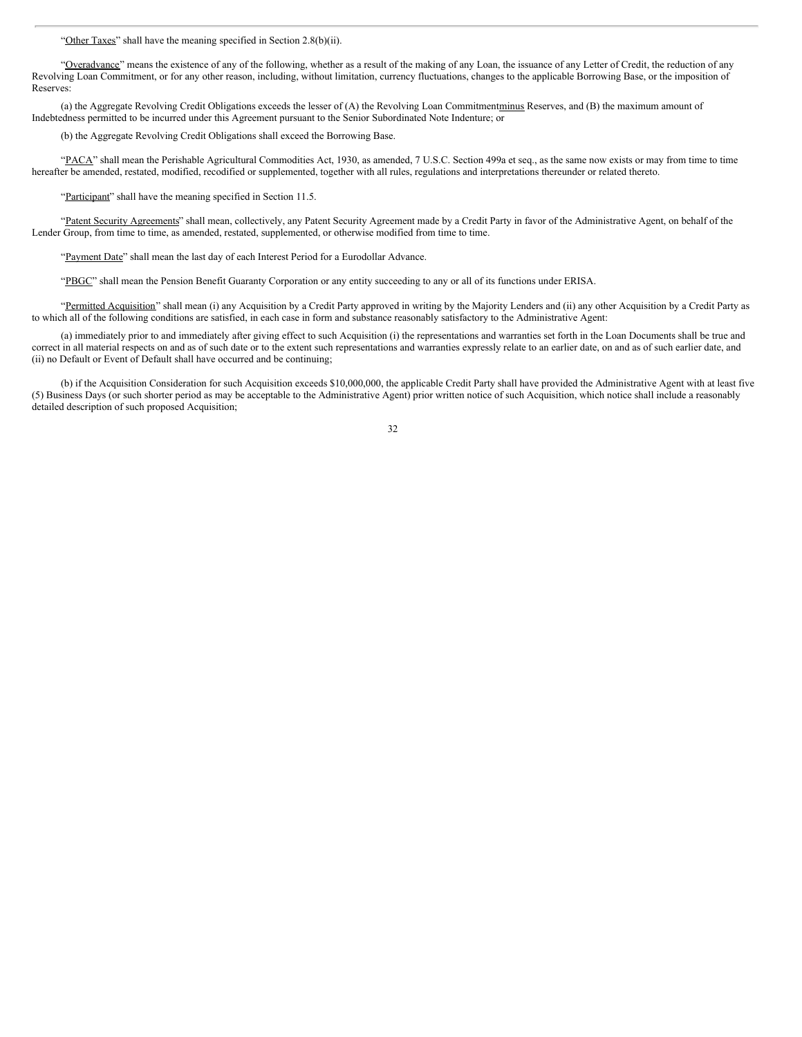"Other Taxes" shall have the meaning specified in Section 2.8(b)(ii).

"Overadvance" means the existence of any of the following, whether as a result of the making of any Loan, the issuance of any Letter of Credit, the reduction of any Revolving Loan Commitment, or for any other reason, including, without limitation, currency fluctuations, changes to the applicable Borrowing Base, or the imposition of Reserves:

(a) the Aggregate Revolving Credit Obligations exceeds the lesser of (A) the Revolving Loan Commitment minus Reserves, and (B) the maximum amount of Indebtedness permitted to be incurred under this Agreement pursuant to the Senior Subordinated Note Indenture; or

(b) the Aggregate Revolving Credit Obligations shall exceed the Borrowing Base.

"PACA" shall mean the Perishable Agricultural Commodities Act, 1930, as amended, 7 U.S.C. Section 499a et seq., as the same now exists or may from time to time hereafter be amended, restated, modified, recodified or supplemented, together with all rules, regulations and interpretations thereunder or related thereto.

"Participant" shall have the meaning specified in Section 11.5.

"Patent Security Agreements" shall mean, collectively, any Patent Security Agreement made by a Credit Party in favor of the Administrative Agent, on behalf of the Lender Group, from time to time, as amended, restated, supplemented, or otherwise modified from time to time.

"Payment Date" shall mean the last day of each Interest Period for a Eurodollar Advance.

"PBGC" shall mean the Pension Benefit Guaranty Corporation or any entity succeeding to any or all of its functions under ERISA.

"Permitted Acquisition" shall mean (i) any Acquisition by a Credit Party approved in writing by the Majority Lenders and (ii) any other Acquisition by a Credit Party as to which all of the following conditions are satisfied, in each case in form and substance reasonably satisfactory to the Administrative Agent:

(a) immediately prior to and immediately after giving effect to such Acquisition (i) the representations and warranties set forth in the Loan Documents shall be true and correct in all material respects on and as of such date or to the extent such representations and warranties expressly relate to an earlier date, on and as of such earlier date, and (ii) no Default or Event of Default shall have occurred and be continuing;

(b) if the Acquisition Consideration for such Acquisition exceeds $10,000,000, the applicable Credit Party shall have provided the Administrative Agent with at least five (5) Business Days (or such shorter period as may be acceptable to the Administrative Agent) prior written notice of such Acquisition, which notice shall include a reasonably detailed description of such proposed Acquisition;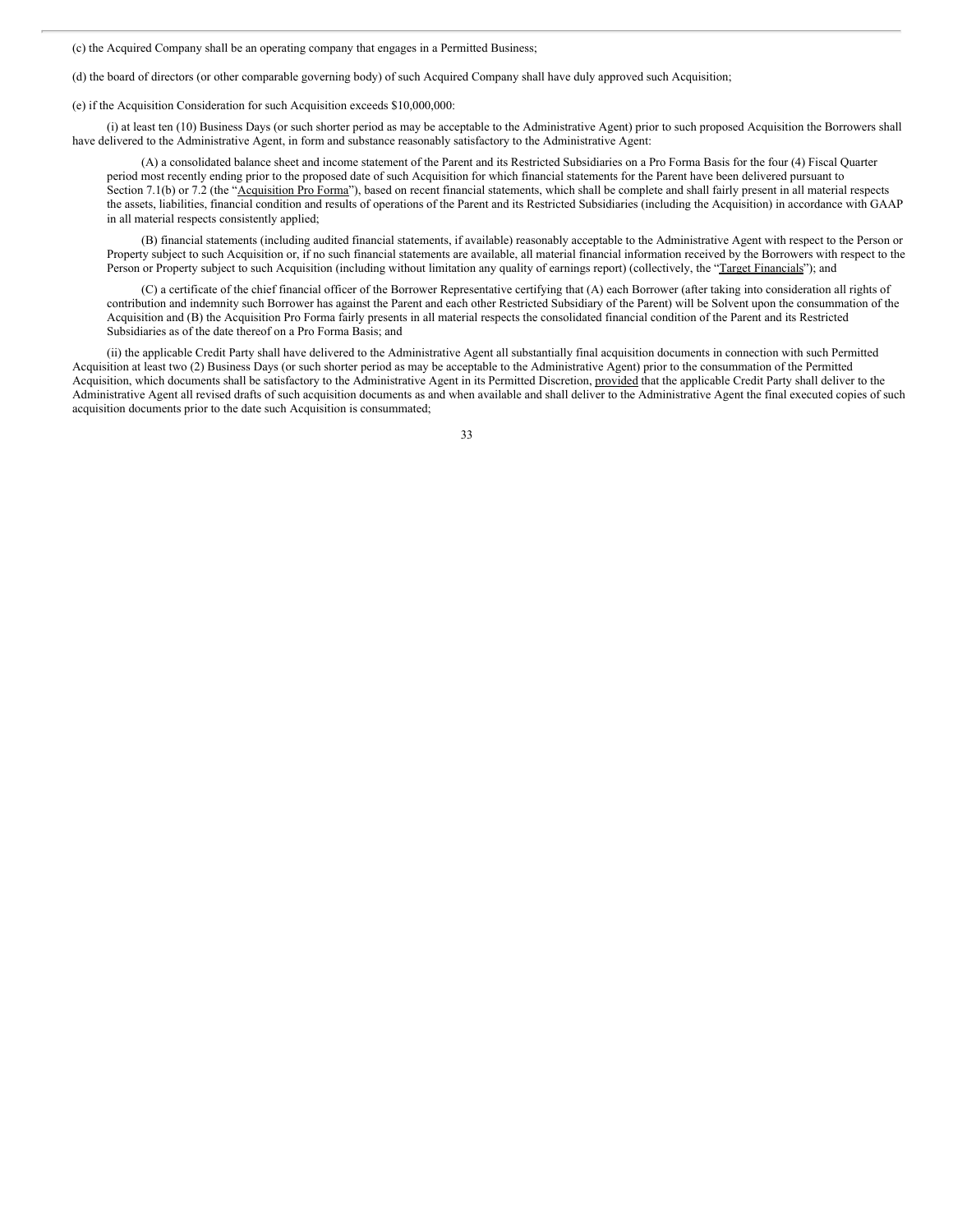(c) the Acquired Company shall be an operating company that engages in a Permitted Business;

(d) the board of directors (or other comparable governing body) of such Acquired Company shall have duly approved such Acquisition;

(e) if the Acquisition Consideration for such Acquisition exceeds $10,000,000:

(i) at least ten (10) Business Days (or such shorter period as may be acceptable to the Administrative Agent) prior to such proposed Acquisition the Borrowers shall have delivered to the Administrative Agent, in form and substance reasonably satisfactory to the Administrative Agent:

(A) a consolidated balance sheet and income statement of the Parent and its Restricted Subsidiaries on a Pro Forma Basis for the four (4) Fiscal Quarter period most recently ending prior to the proposed date of such Acquisition for which financial statements for the Parent have been delivered pursuant to Section 7.1(b) or 7.2 (the "Acquisition Pro Forma"), based on recent financial statements, which shall be complete and shall fairly present in all material respects the assets, liabilities, financial condition and results of operations of the Parent and its Restricted Subsidiaries (including the Acquisition) in accordance with GAAP in all material respects consistently applied;

(B) financial statements (including audited financial statements, if available) reasonably acceptable to the Administrative Agent with respect to the Person or Property subject to such Acquisition or, if no such financial statements are available, all material financial information received by the Borrowers with respect to the Person or Property subject to such Acquisition (including without limitation any quality of earnings report) (collectively, the "Target Financials"); and

(C) a certificate of the chief financial officer of the Borrower Representative certifying that (A) each Borrower (after taking into consideration all rights of contribution and indemnity such Borrower has against the Parent and each other Restricted Subsidiary of the Parent) will be Solvent upon the consummation of the Acquisition and (B) the Acquisition Pro Forma fairly presents in all material respects the consolidated financial condition of the Parent and its Restricted Subsidiaries as of the date thereof on a Pro Forma Basis; and

(ii) the applicable Credit Party shall have delivered to the Administrative Agent all substantially final acquisition documents in connection with such Permitted Acquisition at least two (2) Business Days (or such shorter period as may be acceptable to the Administrative Agent) prior to the consummation of the Permitted Acquisition, which documents shall be satisfactory to the Administrative Agent in its Permitted Discretion, provided that the applicable Credit Party shall deliver to the Administrative Agent all revised drafts of such acquisition documents as and when available and shall deliver to the Administrative Agent the final executed copies of such acquisition documents prior to the date such Acquisition is consummated;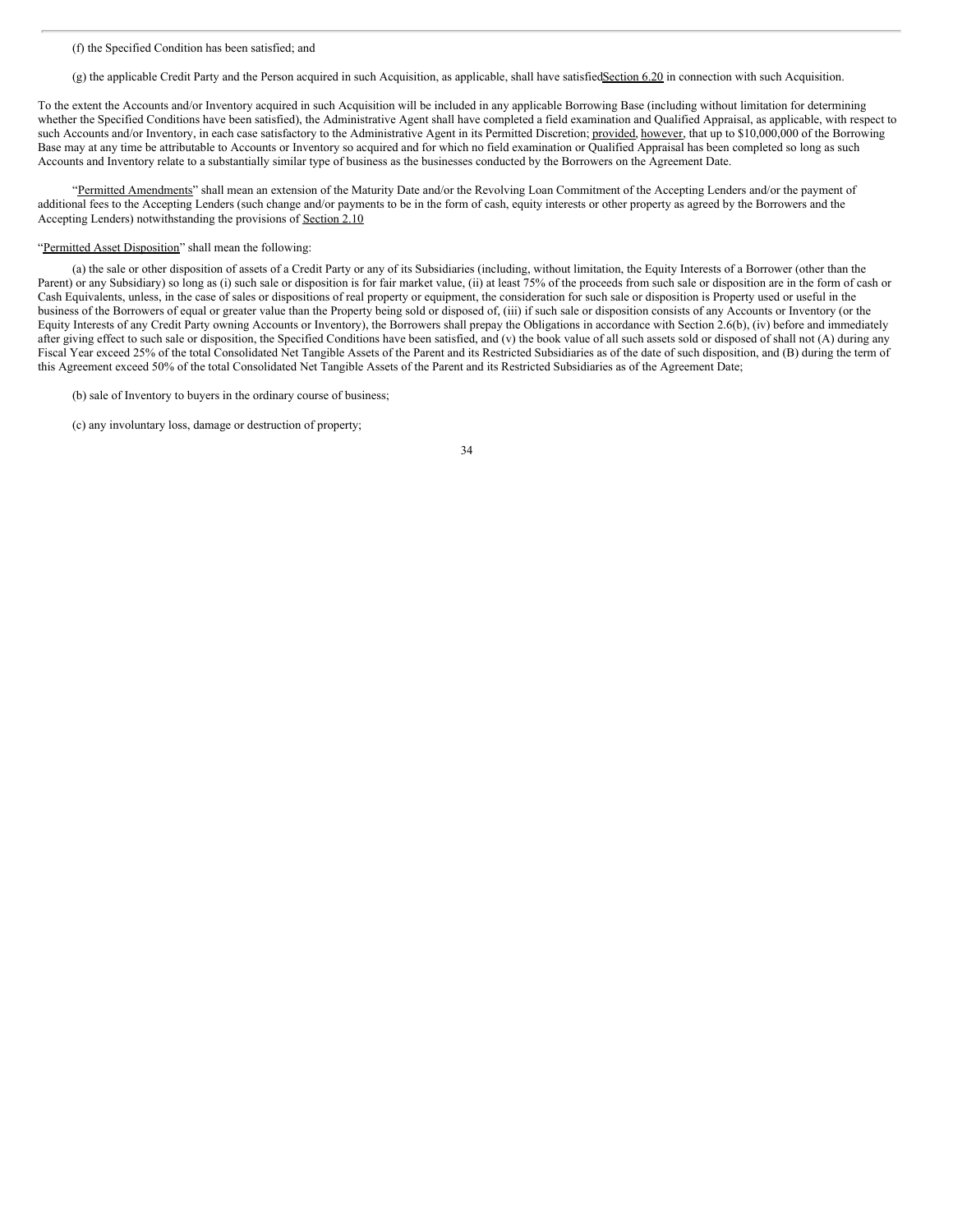(f) the Specified Condition has been satisfied; and

(g) the applicable Credit Party and the Person acquired in such Acquisition, as applicable, shall have satisfiedSection 6.20 in connection with such Acquisition.

To the extent the Accounts and/or Inventory acquired in such Acquisition will be included in any applicable Borrowing Base (including without limitation for determining whether the Specified Conditions have been satisfied), the Administrative Agent shall have completed a field examination and Qualified Appraisal, as applicable, with respect to such Accounts and/or Inventory, in each case satisfactory to the Administrative Agent in its Permitted Discretion; provided, however, that up to $10,000,000 of the Borrowing Base may at any time be attributable to Accounts or Inventory so acquired and for which no field examination or Qualified Appraisal has been completed so long as such Accounts and Inventory relate to a substantially similar type of business as the businesses conducted by the Borrowers on the Agreement Date.

"Permitted Amendments" shall mean an extension of the Maturity Date and/or the Revolving Loan Commitment of the Accepting Lenders and/or the payment of additional fees to the Accepting Lenders (such change and/or payments to be in the form of cash, equity interests or other property as agreed by the Borrowers and the Accepting Lenders) notwithstanding the provisions of Section 2.10

"Permitted Asset Disposition" shall mean the following:

(a) the sale or other disposition of assets of a Credit Party or any of its Subsidiaries (including, without limitation, the Equity Interests of a Borrower (other than the Parent) or any Subsidiary) so long as (i) such sale or disposition is for fair market value, (ii) at least 75% of the proceeds from such sale or disposition are in the form of cash or Cash Equivalents, unless, in the case of sales or dispositions of real property or equipment, the consideration for such sale or disposition is Property used or useful in the business of the Borrowers of equal or greater value than the Property being sold or disposed of, (iii) if such sale or disposition consists of any Accounts or Inventory (or the Equity Interests of any Credit Party owning Accounts or Inventory), the Borrowers shall prepay the Obligations in accordance with Section 2.6(b), (iv) before and immediately after giving effect to such sale or disposition, the Specified Conditions have been satisfied, and (v) the book value of all such assets sold or disposed of shall not (A) during any Fiscal Year exceed 25% of the total Consolidated Net Tangible Assets of the Parent and its Restricted Subsidiaries as of the date of such disposition, and (B) during the term of this Agreement exceed 50% of the total Consolidated Net Tangible Assets of the Parent and its Restricted Subsidiaries as of the Agreement Date;

(b) sale of Inventory to buyers in the ordinary course of business;

(c) any involuntary loss, damage or destruction of property;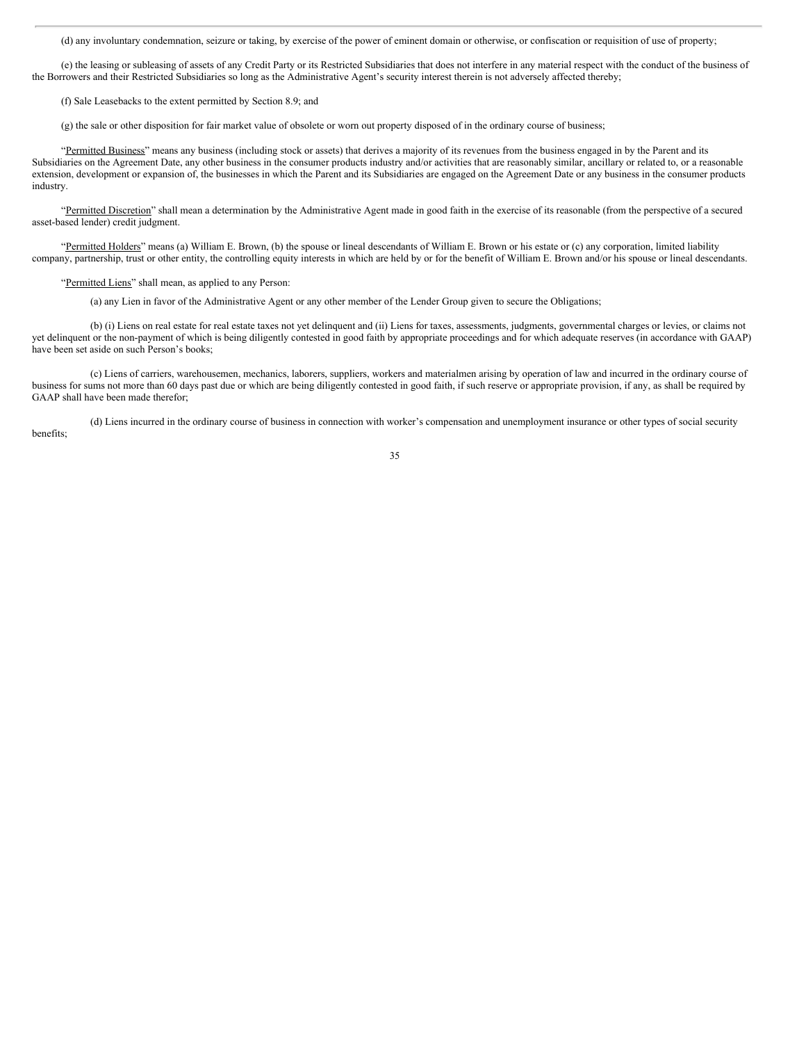(d) any involuntary condemnation, seizure or taking, by exercise of the power of eminent domain or otherwise, or confiscation or requisition of use of property;

(e) the leasing or subleasing of assets of any Credit Party or its Restricted Subsidiaries that does not interfere in any material respect with the conduct of the business of the Borrowers and their Restricted Subsidiaries so long as the Administrative Agent's security interest therein is not adversely affected thereby;

(f) Sale Leasebacks to the extent permitted by Section 8.9; and

(g) the sale or other disposition for fair market value of obsolete or worn out property disposed of in the ordinary course of business;

"Permitted Business" means any business (including stock or assets) that derives a majority of its revenues from the business engaged in by the Parent and its Subsidiaries on the Agreement Date, any other business in the consumer products industry and/or activities that are reasonably similar, ancillary or related to, or a reasonable extension, development or expansion of, the businesses in which the Parent and its Subsidiaries are engaged on the Agreement Date or any business in the consumer products industry.

"Permitted Discretion" shall mean a determination by the Administrative Agent made in good faith in the exercise of its reasonable (from the perspective of a secured asset-based lender) credit judgment.

"Permitted Holders" means (a) William E. Brown, (b) the spouse or lineal descendants of William E. Brown or his estate or (c) any corporation, limited liability company, partnership, trust or other entity, the controlling equity interests in which are held by or for the benefit of William E. Brown and/or his spouse or lineal descendants.

"Permitted Liens" shall mean, as applied to any Person:

(a) any Lien in favor of the Administrative Agent or any other member of the Lender Group given to secure the Obligations;

(b) (i) Liens on real estate for real estate taxes not yet delinquent and (ii) Liens for taxes, assessments, judgments, governmental charges or levies, or claims not yet delinquent or the non-payment of which is being diligently contested in good faith by appropriate proceedings and for which adequate reserves (in accordance with GAAP) have been set aside on such Person's books;

(c) Liens of carriers, warehousemen, mechanics, laborers, suppliers, workers and materialmen arising by operation of law and incurred in the ordinary course of business for sums not more than 60 days past due or which are being diligently contested in good faith, if such reserve or appropriate provision, if any, as shall be required by GAAP shall have been made therefor;

(d) Liens incurred in the ordinary course of business in connection with worker's compensation and unemployment insurance or other types of social security benefits;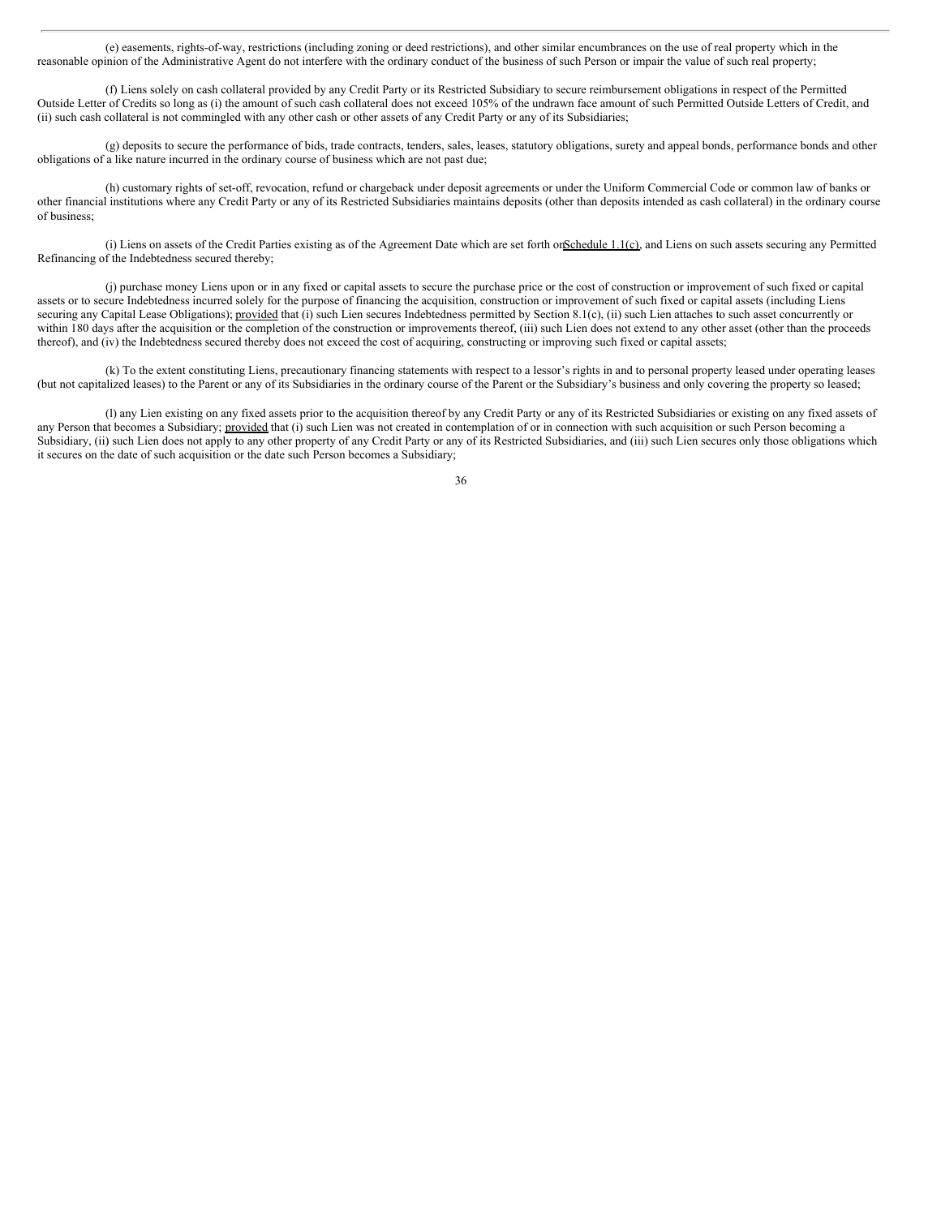(e) easements, rights-of-way, restrictions (including zoning or deed restrictions), and other similar encumbrances on the use of real property which in the reasonable opinion of the Administrative Agent do not interfere with the ordinary conduct of the business of such Person or impair the value of such real property;

(f) Liens solely on cash collateral provided by any Credit Party or its Restricted Subsidiary to secure reimbursement obligations in respect of the Permitted Outside Letter of Credits so long as (i) the amount of such cash collateral does not exceed 105% of the undrawn face amount of such Permitted Outside Letters of Credit, and (ii) such cash collateral is not commingled with any other cash or other assets of any Credit Party or any of its Subsidiaries;

(g) deposits to secure the performance of bids, trade contracts, tenders, sales, leases, statutory obligations, surety and appeal bonds, performance bonds and other obligations of a like nature incurred in the ordinary course of business which are not past due;

(h) customary rights of set-off, revocation, refund or chargeback under deposit agreements or under the Uniform Commercial Code or common law of banks or other financial institutions where any Credit Party or any of its Restricted Subsidiaries maintains deposits (other than deposits intended as cash collateral) in the ordinary course of business;

(i) Liens on assets of the Credit Parties existing as of the Agreement Date which are set forth on Schedule 1.1(c), and Liens on such assets securing any Permitted Refinancing of the Indebtedness secured thereby;

(j) purchase money Liens upon or in any fixed or capital assets to secure the purchase price or the cost of construction or improvement of such fixed or capital assets or to secure Indebtedness incurred solely for the purpose of financing the acquisition, construction or improvement of such fixed or capital assets (including Liens securing any Capital Lease Obligations); provided that (i) such Lien secures Indebtedness permitted by Section 8.1(c), (ii) such Lien attaches to such asset concurrently or within 180 days after the acquisition or the completion of the construction or improvements thereof, (iii) such Lien does not extend to any other asset (other than the proceeds thereof), and (iv) the Indebtedness secured thereby does not exceed the cost of acquiring, constructing or improving such fixed or capital assets;

(k) To the extent constituting Liens, precautionary financing statements with respect to a lessor's rights in and to personal property leased under operating leases (but not capitalized leases) to the Parent or any of its Subsidiaries in the ordinary course of the Parent or the Subsidiary's business and only covering the property so leased;

(l) any Lien existing on any fixed assets prior to the acquisition thereof by any Credit Party or any of its Restricted Subsidiaries or existing on any fixed assets of any Person that becomes a Subsidiary; provided that (i) such Lien was not created in contemplation of or in connection with such acquisition or such Person becoming a Subsidiary, (ii) such Lien does not apply to any other property of any Credit Party or any of its Restricted Subsidiaries, and (iii) such Lien secures only those obligations which it secures on the date of such acquisition or the date such Person becomes a Subsidiary;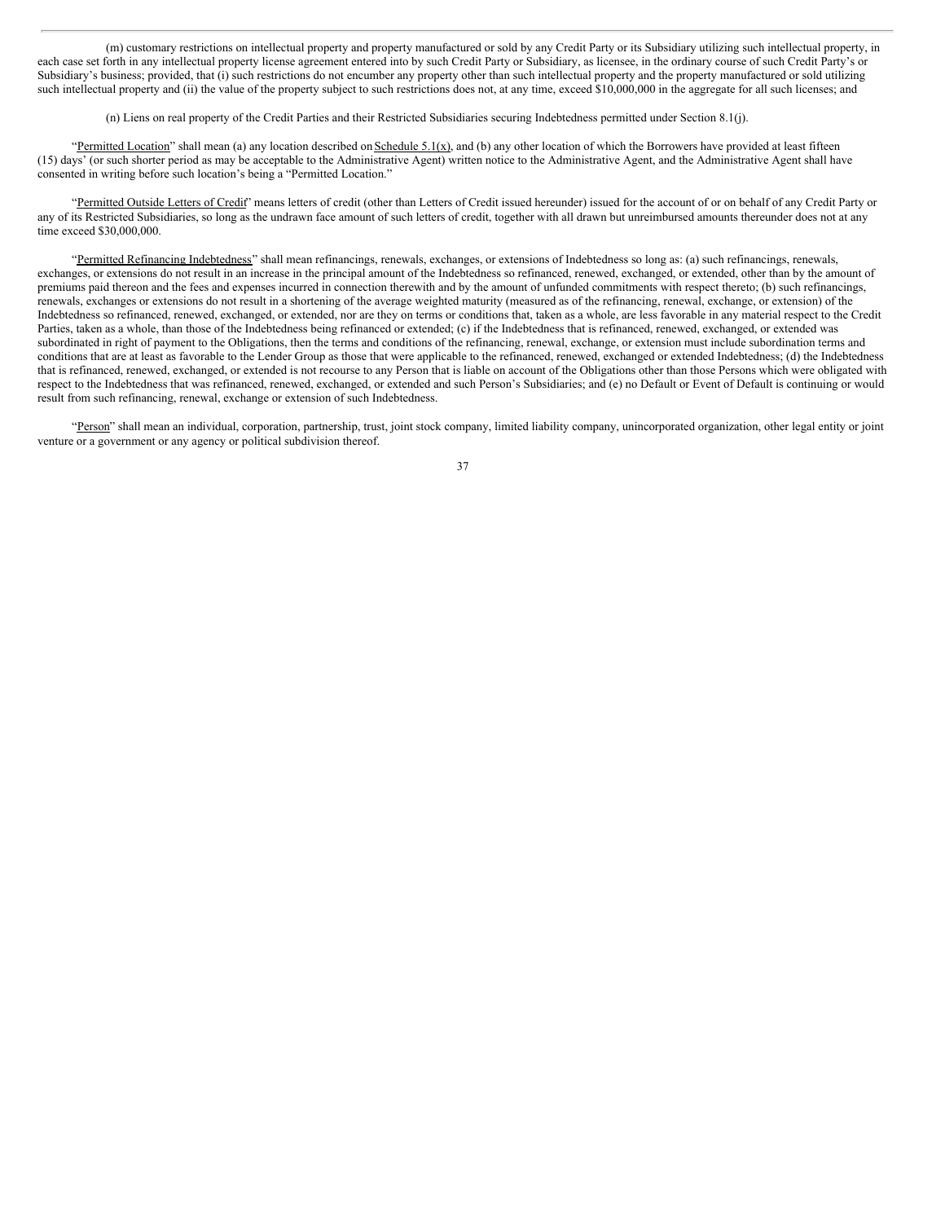(m) customary restrictions on intellectual property and property manufactured or sold by any Credit Party or its Subsidiary utilizing such intellectual property, in each case set forth in any intellectual property license agreement entered into by such Credit Party or Subsidiary, as licensee, in the ordinary course of such Credit Party's or Subsidiary's business; provided, that (i) such restrictions do not encumber any property other than such intellectual property and the property manufactured or sold utilizing such intellectual property and (ii) the value of the property subject to such restrictions does not, at any time, exceed $10,000,000 in the aggregate for all such licenses; and

(n) Liens on real property of the Credit Parties and their Restricted Subsidiaries securing Indebtedness permitted under Section 8.1(j).

"Permitted Location" shall mean (a) any location described on Schedule 5.1(x), and (b) any other location of which the Borrowers have provided at least fifteen (15) days' (or such shorter period as may be acceptable to the Administrative Agent) written notice to the Administrative Agent, and the Administrative Agent shall have consented in writing before such location's being a "Permitted Location."

"Permitted Outside Letters of Credit" means letters of credit (other than Letters of Credit issued hereunder) issued for the account of or on behalf of any Credit Party or any of its Restricted Subsidiaries, so long as the undrawn face amount of such letters of credit, together with all drawn but unreimbursed amounts thereunder does not at any time exceed $30,000,000.

"Permitted Refinancing Indebtedness" shall mean refinancings, renewals, exchanges, or extensions of Indebtedness so long as: (a) such refinancings, renewals, exchanges, or extensions do not result in an increase in the principal amount of the Indebtedness so refinanced, renewed, exchanged, or extended, other than by the amount of premiums paid thereon and the fees and expenses incurred in connection therewith and by the amount of unfunded commitments with respect thereto; (b) such refinancings, renewals, exchanges or extensions do not result in a shortening of the average weighted maturity (measured as of the refinancing, renewal, exchange, or extension) of the Indebtedness so refinanced, renewed, exchanged, or extended, nor are they on terms or conditions that, taken as a whole, are less favorable in any material respect to the Credit Parties, taken as a whole, than those of the Indebtedness being refinanced or extended; (c) if the Indebtedness that is refinanced, renewed, exchanged, or extended was subordinated in right of payment to the Obligations, then the terms and conditions of the refinancing, renewal, exchange, or extension must include subordination terms and conditions that are at least as favorable to the Lender Group as those that were applicable to the refinanced, renewed, exchanged or extended Indebtedness; (d) the Indebtedness that is refinanced, renewed, exchanged, or extended is not recourse to any Person that is liable on account of the Obligations other than those Persons which were obligated with respect to the Indebtedness that was refinanced, renewed, exchanged, or extended and such Person's Subsidiaries; and (e) no Default or Event of Default is continuing or would result from such refinancing, renewal, exchange or extension of such Indebtedness.

"Person" shall mean an individual, corporation, partnership, trust, joint stock company, limited liability company, unincorporated organization, other legal entity or joint venture or a government or any agency or political subdivision thereof.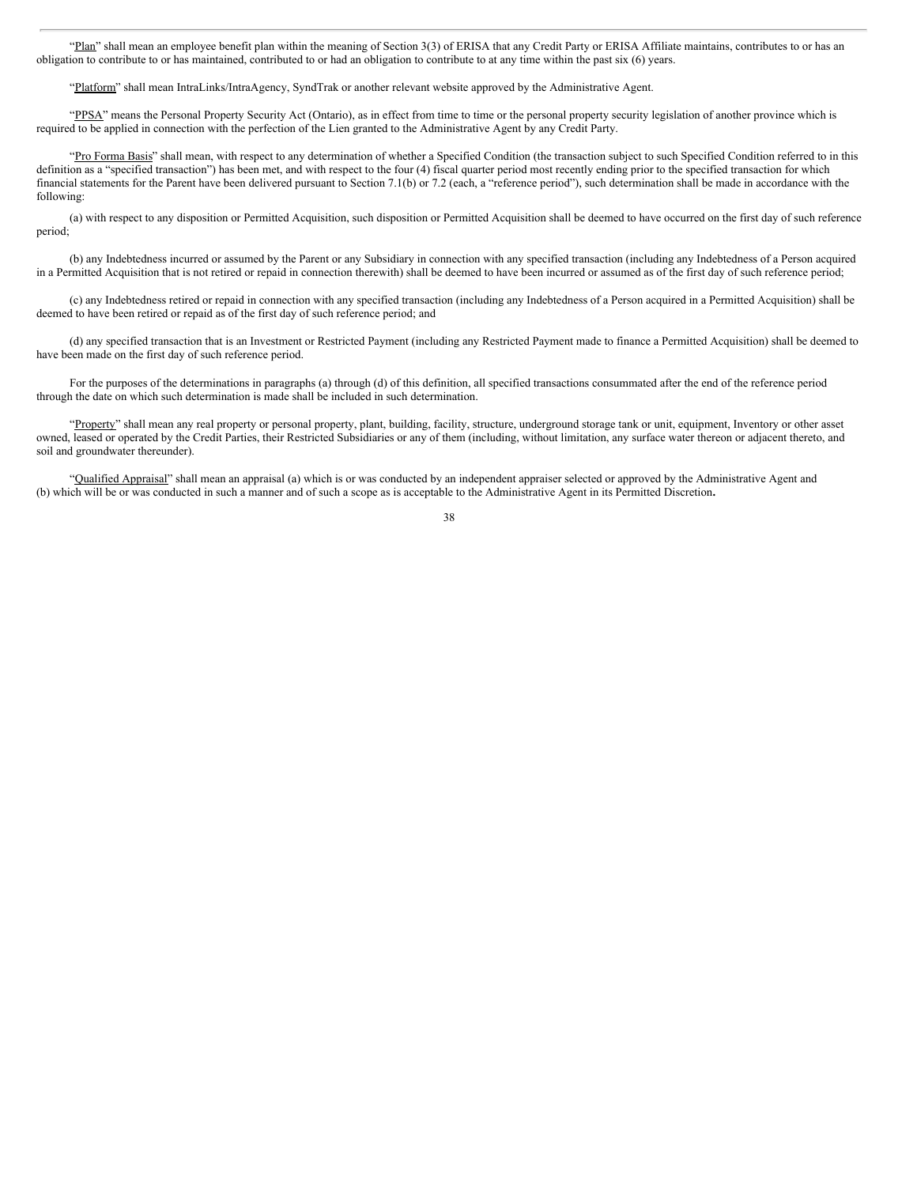"Plan" shall mean an employee benefit plan within the meaning of Section 3(3) of ERISA that any Credit Party or ERISA Affiliate maintains, contributes to or has an obligation to contribute to or has maintained, contributed to or had an obligation to contribute to at any time within the past six (6) years.

"Platform" shall mean IntraLinks/IntraAgency, SyndTrak or another relevant website approved by the Administrative Agent.

"PPSA" means the Personal Property Security Act (Ontario), as in effect from time to time or the personal property security legislation of another province which is required to be applied in connection with the perfection of the Lien granted to the Administrative Agent by any Credit Party.

"Pro Forma Basis" shall mean, with respect to any determination of whether a Specified Condition (the transaction subject to such Specified Condition referred to in this definition as a "specified transaction") has been met, and with respect to the four (4) fiscal quarter period most recently ending prior to the specified transaction for which financial statements for the Parent have been delivered pursuant to Section 7.1(b) or 7.2 (each, a "reference period"), such determination shall be made in accordance with the following:

(a) with respect to any disposition or Permitted Acquisition, such disposition or Permitted Acquisition shall be deemed to have occurred on the first day of such reference period;

(b) any Indebtedness incurred or assumed by the Parent or any Subsidiary in connection with any specified transaction (including any Indebtedness of a Person acquired in a Permitted Acquisition that is not retired or repaid in connection therewith) shall be deemed to have been incurred or assumed as of the first day of such reference period;

(c) any Indebtedness retired or repaid in connection with any specified transaction (including any Indebtedness of a Person acquired in a Permitted Acquisition) shall be deemed to have been retired or repaid as of the first day of such reference period; and

(d) any specified transaction that is an Investment or Restricted Payment (including any Restricted Payment made to finance a Permitted Acquisition) shall be deemed to have been made on the first day of such reference period.

For the purposes of the determinations in paragraphs (a) through (d) of this definition, all specified transactions consummated after the end of the reference period through the date on which such determination is made shall be included in such determination.

"Property" shall mean any real property or personal property, plant, building, facility, structure, underground storage tank or unit, equipment, Inventory or other asset owned, leased or operated by the Credit Parties, their Restricted Subsidiaries or any of them (including, without limitation, any surface water thereon or adjacent thereto, and soil and groundwater thereunder).

"Qualified Appraisal" shall mean an appraisal (a) which is or was conducted by an independent appraiser selected or approved by the Administrative Agent and (b) which will be or was conducted in such a manner and of such a scope as is acceptable to the Administrative Agent in its Permitted Discretion.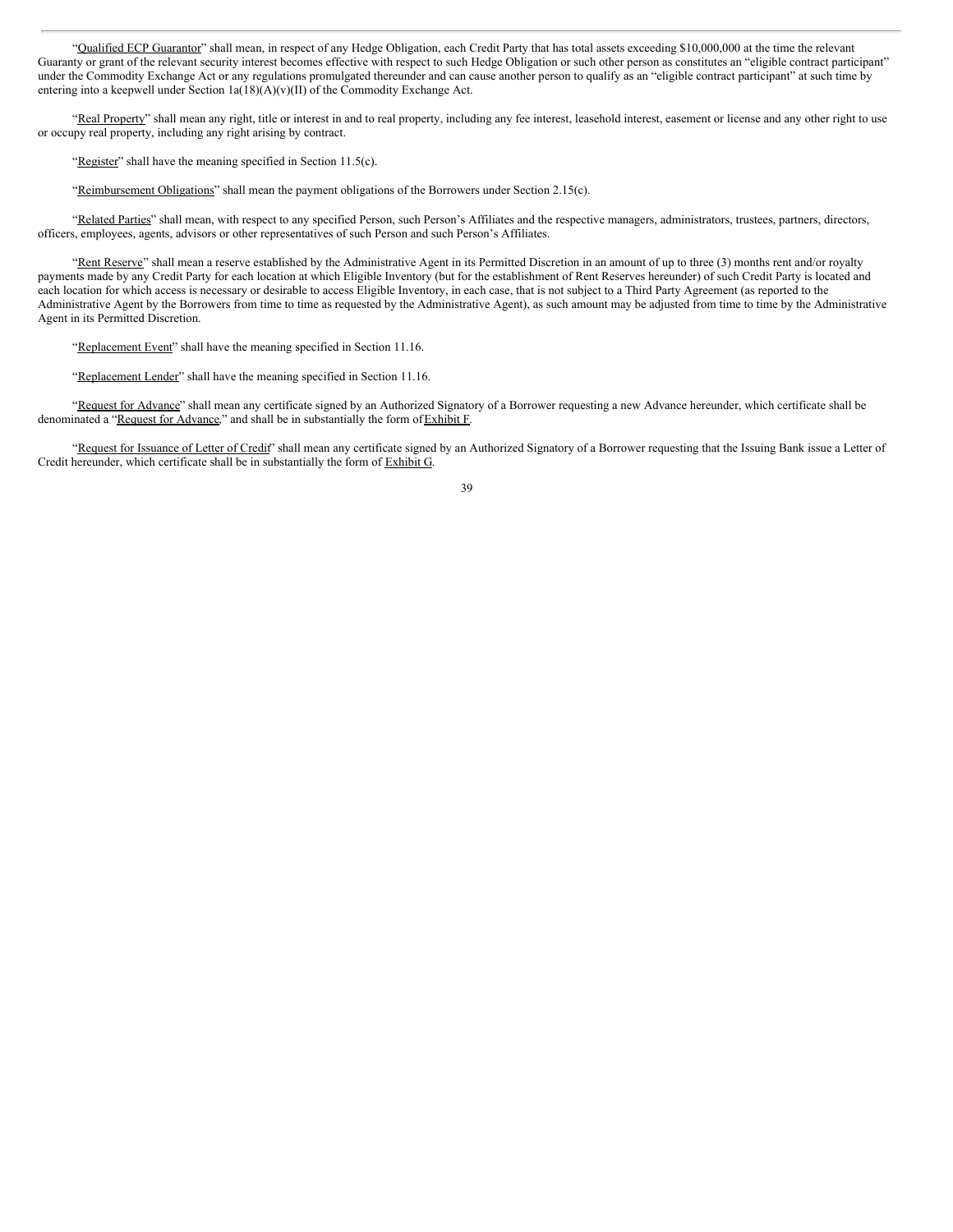"Qualified ECP Guarantor" shall mean, in respect of any Hedge Obligation, each Credit Party that has total assets exceeding $10,000,000 at the time the relevant Guaranty or grant of the relevant security interest becomes effective with respect to such Hedge Obligation or such other person as constitutes an "eligible contract participant" under the Commodity Exchange Act or any regulations promulgated thereunder and can cause another person to qualify as an "eligible contract participant" at such time by entering into a keepwell under Section 1a(18)(A)(v)(II) of the Commodity Exchange Act.

"Real Property" shall mean any right, title or interest in and to real property, including any fee interest, leasehold interest, easement or license and any other right to use or occupy real property, including any right arising by contract.

"Register" shall have the meaning specified in Section 11.5(c).

"Reimbursement Obligations" shall mean the payment obligations of the Borrowers under Section 2.15(c).

"Related Parties" shall mean, with respect to any specified Person, such Person's Affiliates and the respective managers, administrators, trustees, partners, directors, officers, employees, agents, advisors or other representatives of such Person and such Person's Affiliates.

"Rent Reserve" shall mean a reserve established by the Administrative Agent in its Permitted Discretion in an amount of up to three (3) months rent and/or royalty payments made by any Credit Party for each location at which Eligible Inventory (but for the establishment of Rent Reserves hereunder) of such Credit Party is located and each location for which access is necessary or desirable to access Eligible Inventory, in each case, that is not subject to a Third Party Agreement (as reported to the Administrative Agent by the Borrowers from time to time as requested by the Administrative Agent), as such amount may be adjusted from time to time by the Administrative Agent in its Permitted Discretion.

"Replacement Event" shall have the meaning specified in Section 11.16.

"Replacement Lender" shall have the meaning specified in Section 11.16.

"Request for Advance" shall mean any certificate signed by an Authorized Signatory of a Borrower requesting a new Advance hereunder, which certificate shall be denominated a "Request for Advance," and shall be in substantially the form of Exhibit F.

"Request for Issuance of Letter of Credit" shall mean any certificate signed by an Authorized Signatory of a Borrower requesting that the Issuing Bank issue a Letter of Credit hereunder, which certificate shall be in substantially the form of Exhibit G.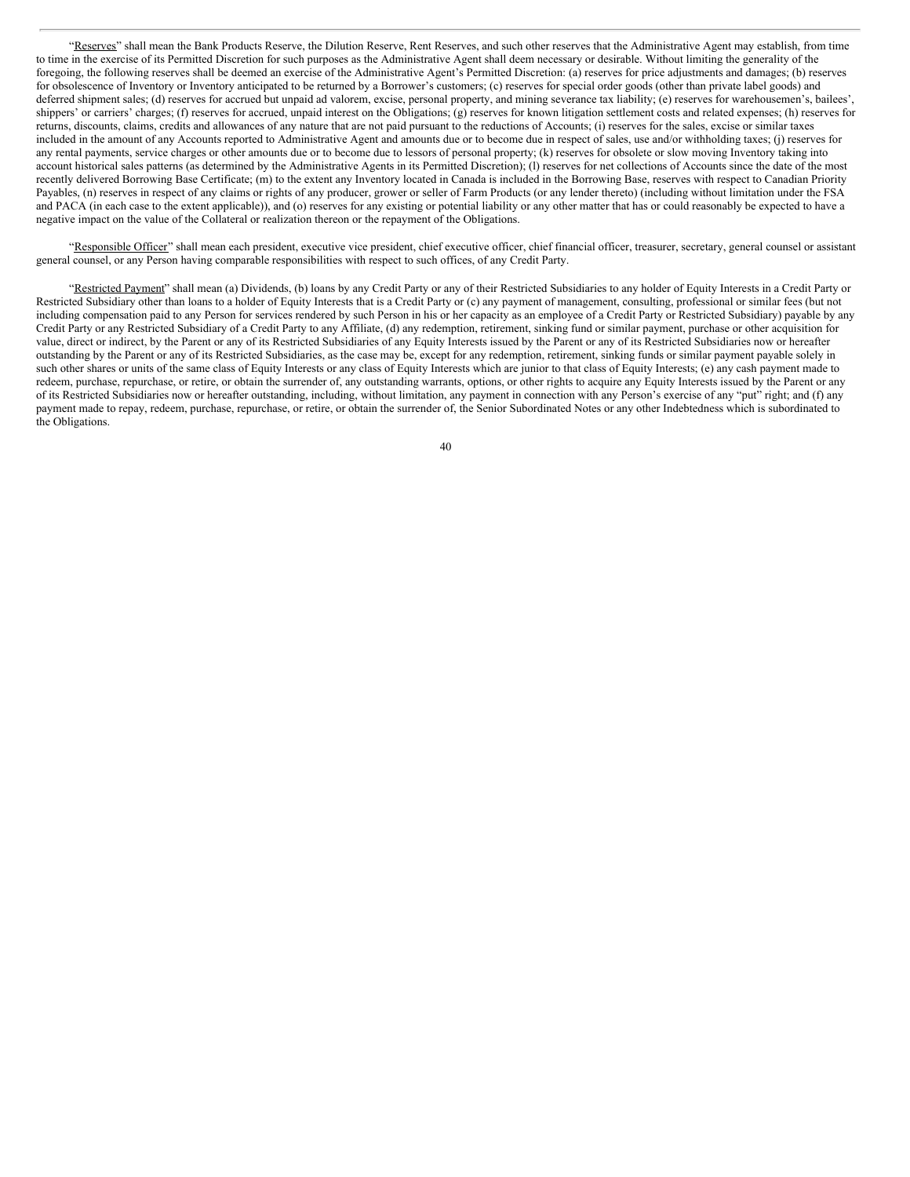"Reserves" shall mean the Bank Products Reserve, the Dilution Reserve, Rent Reserves, and such other reserves that the Administrative Agent may establish, from time to time in the exercise of its Permitted Discretion for such purposes as the Administrative Agent shall deem necessary or desirable. Without limiting the generality of the foregoing, the following reserves shall be deemed an exercise of the Administrative Agent's Permitted Discretion: (a) reserves for price adjustments and damages; (b) reserves for obsolescence of Inventory or Inventory anticipated to be returned by a Borrower's customers; (c) reserves for special order goods (other than private label goods) and deferred shipment sales; (d) reserves for accrued but unpaid ad valorem, excise, personal property, and mining severance tax liability; (e) reserves for warehousemen's, bailees', shippers' or carriers' charges; (f) reserves for accrued, unpaid interest on the Obligations; (g) reserves for known litigation settlement costs and related expenses; (h) reserves for returns, discounts, claims, credits and allowances of any nature that are not paid pursuant to the reductions of Accounts; (i) reserves for the sales, excise or similar taxes included in the amount of any Accounts reported to Administrative Agent and amounts due or to become due in respect of sales, use and/or withholding taxes; (j) reserves for any rental payments, service charges or other amounts due or to become due to lessors of personal property; (k) reserves for obsolete or slow moving Inventory taking into account historical sales patterns (as determined by the Administrative Agents in its Permitted Discretion); (l) reserves for net collections of Accounts since the date of the most recently delivered Borrowing Base Certificate; (m) to the extent any Inventory located in Canada is included in the Borrowing Base, reserves with respect to Canadian Priority Payables, (n) reserves in respect of any claims or rights of any producer, grower or seller of Farm Products (or any lender thereto) (including without limitation under the FSA and PACA (in each case to the extent applicable)), and (o) reserves for any existing or potential liability or any other matter that has or could reasonably be expected to have a negative impact on the value of the Collateral or realization thereon or the repayment of the Obligations.

"Responsible Officer" shall mean each president, executive vice president, chief executive officer, chief financial officer, treasurer, secretary, general counsel or assistant general counsel, or any Person having comparable responsibilities with respect to such offices, of any Credit Party.

"Restricted Payment" shall mean (a) Dividends, (b) loans by any Credit Party or any of their Restricted Subsidiaries to any holder of Equity Interests in a Credit Party or Restricted Subsidiary other than loans to a holder of Equity Interests that is a Credit Party or (c) any payment of management, consulting, professional or similar fees (but not including compensation paid to any Person for services rendered by such Person in his or her capacity as an employee of a Credit Party or Restricted Subsidiary) payable by any Credit Party or any Restricted Subsidiary of a Credit Party to any Affiliate, (d) any redemption, retirement, sinking fund or similar payment, purchase or other acquisition for value, direct or indirect, by the Parent or any of its Restricted Subsidiaries of any Equity Interests issued by the Parent or any of its Restricted Subsidiaries now or hereafter outstanding by the Parent or any of its Restricted Subsidiaries, as the case may be, except for any redemption, retirement, sinking funds or similar payment payable solely in such other shares or units of the same class of Equity Interests or any class of Equity Interests which are junior to that class of Equity Interests; (e) any cash payment made to redeem, purchase, repurchase, or retire, or obtain the surrender of, any outstanding warrants, options, or other rights to acquire any Equity Interests issued by the Parent or any of its Restricted Subsidiaries now or hereafter outstanding, including, without limitation, any payment in connection with any Person's exercise of any "put" right; and (f) any payment made to repay, redeem, purchase, repurchase, or retire, or obtain the surrender of, the Senior Subordinated Notes or any other Indebtedness which is subordinated to the Obligations.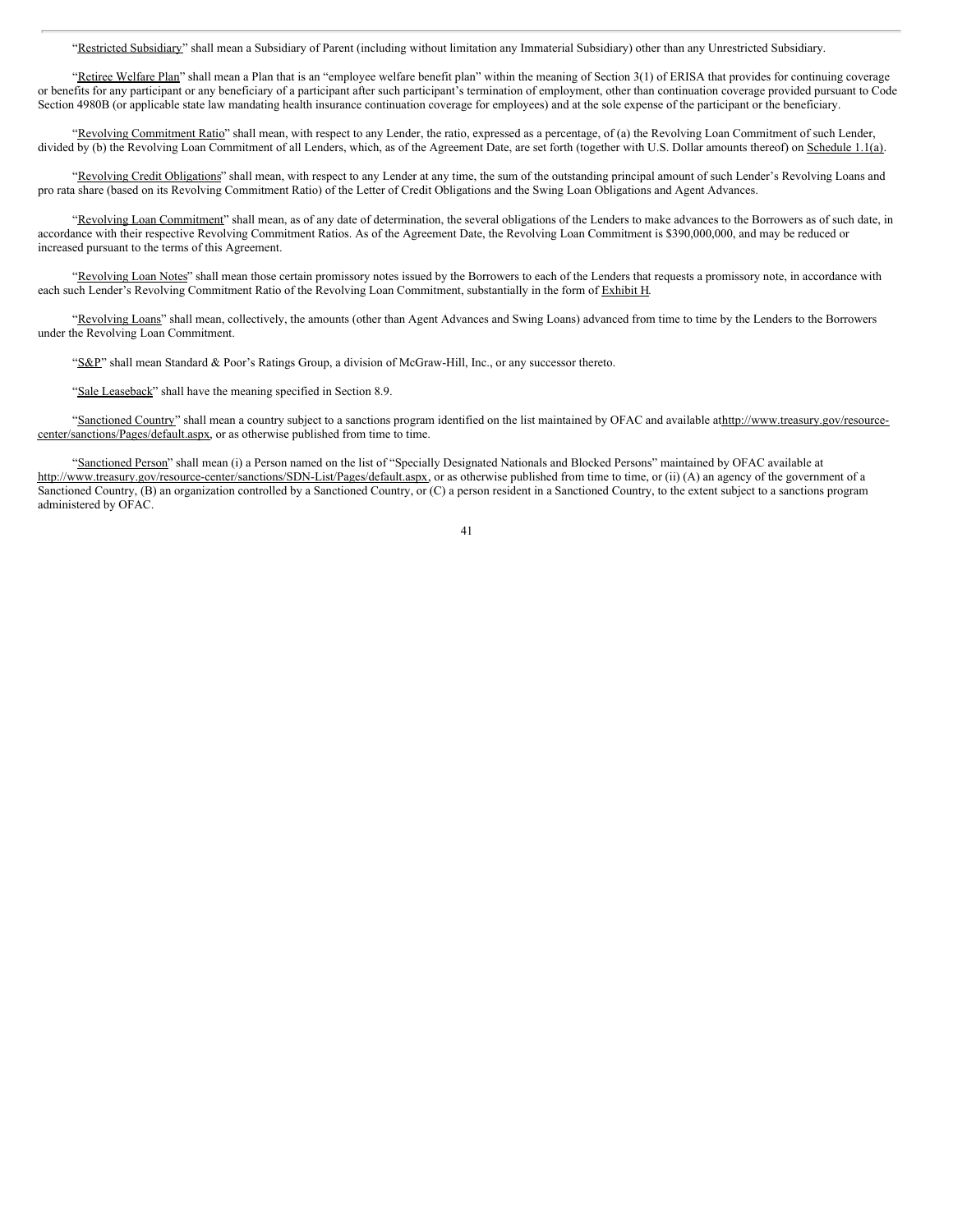"Restricted Subsidiary" shall mean a Subsidiary of Parent (including without limitation any Immaterial Subsidiary) other than any Unrestricted Subsidiary.

"Retiree Welfare Plan" shall mean a Plan that is an "employee welfare benefit plan" within the meaning of Section 3(1) of ERISA that provides for continuing coverage or benefits for any participant or any beneficiary of a participant after such participant's termination of employment, other than continuation coverage provided pursuant to Code Section 4980B (or applicable state law mandating health insurance continuation coverage for employees) and at the sole expense of the participant or the beneficiary.

"Revolving Commitment Ratio" shall mean, with respect to any Lender, the ratio, expressed as a percentage, of (a) the Revolving Loan Commitment of such Lender, divided by (b) the Revolving Loan Commitment of all Lenders, which, as of the Agreement Date, are set forth (together with U.S. Dollar amounts thereof) on Schedule 1.1(a).

"Revolving Credit Obligations" shall mean, with respect to any Lender at any time, the sum of the outstanding principal amount of such Lender's Revolving Loans and pro rata share (based on its Revolving Commitment Ratio) of the Letter of Credit Obligations and the Swing Loan Obligations and Agent Advances.

"Revolving Loan Commitment" shall mean, as of any date of determination, the several obligations of the Lenders to make advances to the Borrowers as of such date, in accordance with their respective Revolving Commitment Ratios. As of the Agreement Date, the Revolving Loan Commitment is $390,000,000, and may be reduced or increased pursuant to the terms of this Agreement.

"Revolving Loan Notes" shall mean those certain promissory notes issued by the Borrowers to each of the Lenders that requests a promissory note, in accordance with each such Lender's Revolving Commitment Ratio of the Revolving Loan Commitment, substantially in the form of Exhibit H.

"Revolving Loans" shall mean, collectively, the amounts (other than Agent Advances and Swing Loans) advanced from time to time by the Lenders to the Borrowers under the Revolving Loan Commitment.

"S&P" shall mean Standard & Poor's Ratings Group, a division of McGraw-Hill, Inc., or any successor thereto.

"Sale Leaseback" shall have the meaning specified in Section 8.9.

"Sanctioned Country" shall mean a country subject to a sanctions program identified on the list maintained by OFAC and available athttp://www.treasury.gov/resource-center/sanctions/Pages/default.aspx, or as otherwise published from time to time.

"Sanctioned Person" shall mean (i) a Person named on the list of "Specially Designated Nationals and Blocked Persons" maintained by OFAC available at http://www.treasury.gov/resource-center/sanctions/SDN-List/Pages/default.aspx, or as otherwise published from time to time, or (ii) (A) an agency of the government of a Sanctioned Country, (B) an organization controlled by a Sanctioned Country, or (C) a person resident in a Sanctioned Country, to the extent subject to a sanctions program administered by OFAC.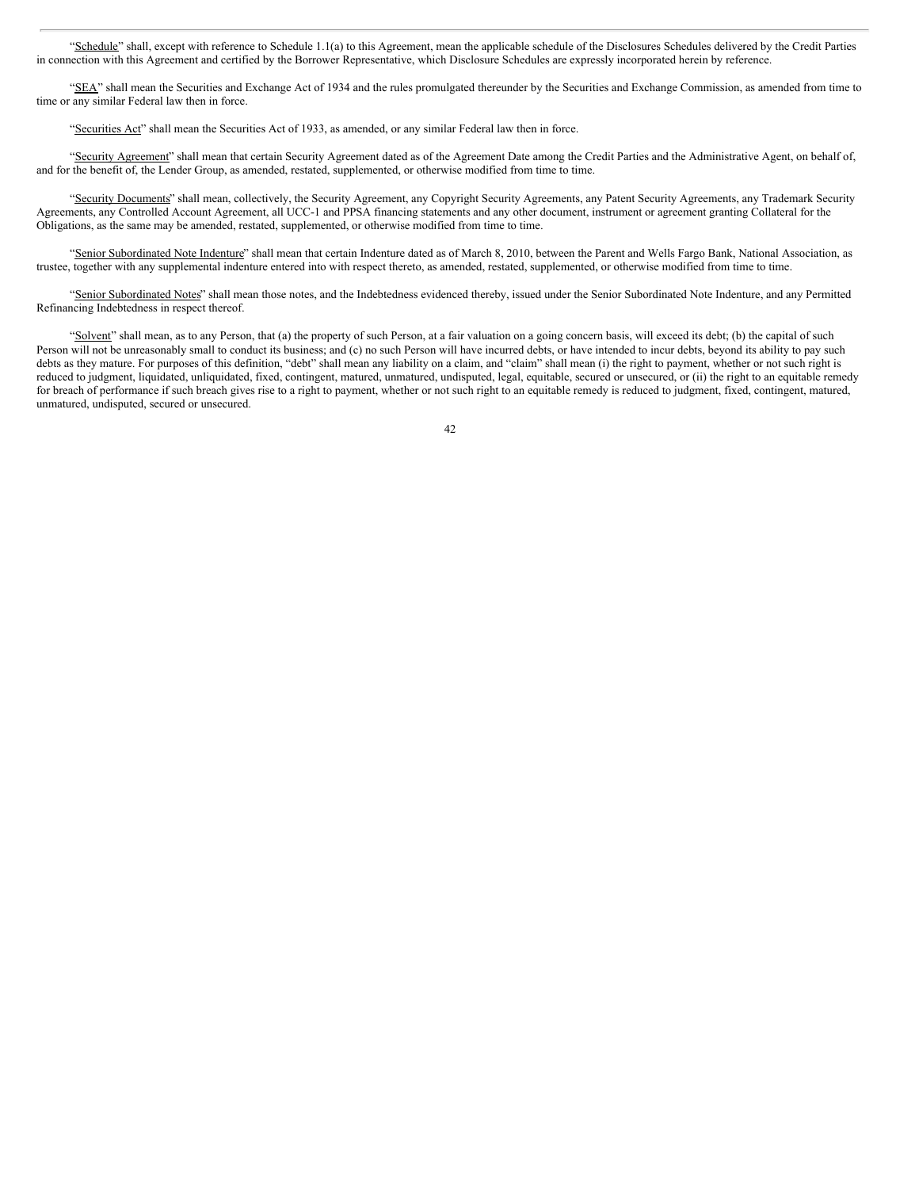"Schedule" shall, except with reference to Schedule 1.1(a) to this Agreement, mean the applicable schedule of the Disclosures Schedules delivered by the Credit Parties in connection with this Agreement and certified by the Borrower Representative, which Disclosure Schedules are expressly incorporated herein by reference.

"SEA" shall mean the Securities and Exchange Act of 1934 and the rules promulgated thereunder by the Securities and Exchange Commission, as amended from time to time or any similar Federal law then in force.

"Securities Act" shall mean the Securities Act of 1933, as amended, or any similar Federal law then in force.

"Security Agreement" shall mean that certain Security Agreement dated as of the Agreement Date among the Credit Parties and the Administrative Agent, on behalf of, and for the benefit of, the Lender Group, as amended, restated, supplemented, or otherwise modified from time to time.

"Security Documents" shall mean, collectively, the Security Agreement, any Copyright Security Agreements, any Patent Security Agreements, any Trademark Security Agreements, any Controlled Account Agreement, all UCC-1 and PPSA financing statements and any other document, instrument or agreement granting Collateral for the Obligations, as the same may be amended, restated, supplemented, or otherwise modified from time to time.

"Senior Subordinated Note Indenture" shall mean that certain Indenture dated as of March 8, 2010, between the Parent and Wells Fargo Bank, National Association, as trustee, together with any supplemental indenture entered into with respect thereto, as amended, restated, supplemented, or otherwise modified from time to time.

"Senior Subordinated Notes" shall mean those notes, and the Indebtedness evidenced thereby, issued under the Senior Subordinated Note Indenture, and any Permitted Refinancing Indebtedness in respect thereof.

"Solvent" shall mean, as to any Person, that (a) the property of such Person, at a fair valuation on a going concern basis, will exceed its debt; (b) the capital of such Person will not be unreasonably small to conduct its business; and (c) no such Person will have incurred debts, or have intended to incur debts, beyond its ability to pay such debts as they mature. For purposes of this definition, "debt" shall mean any liability on a claim, and "claim" shall mean (i) the right to payment, whether or not such right is reduced to judgment, liquidated, unliquidated, fixed, contingent, matured, unmatured, undisputed, legal, equitable, secured or unsecured, or (ii) the right to an equitable remedy for breach of performance if such breach gives rise to a right to payment, whether or not such right to an equitable remedy is reduced to judgment, fixed, contingent, matured, unmatured, undisputed, secured or unsecured.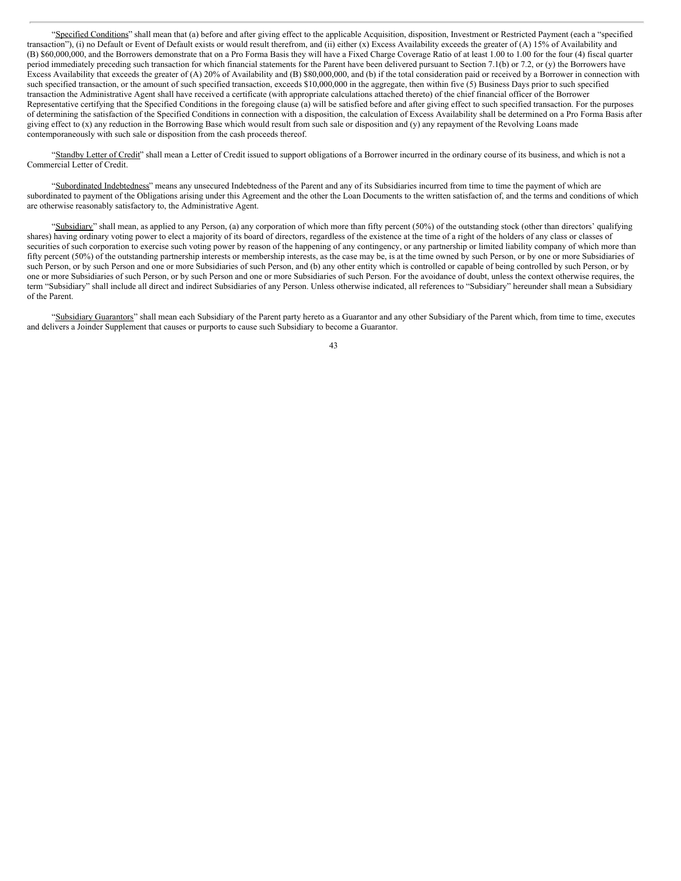"Specified Conditions" shall mean that (a) before and after giving effect to the applicable Acquisition, disposition, Investment or Restricted Payment (each a "specified transaction"), (i) no Default or Event of Default exists or would result therefrom, and (ii) either (x) Excess Availability exceeds the greater of (A) 15% of Availability and (B) $60,000,000, and the Borrowers demonstrate that on a Pro Forma Basis they will have a Fixed Charge Coverage Ratio of at least 1.00 to 1.00 for the four (4) fiscal quarter period immediately preceding such transaction for which financial statements for the Parent have been delivered pursuant to Section 7.1(b) or 7.2, or (y) the Borrowers have Excess Availability that exceeds the greater of (A) 20% of Availability and (B) $80,000,000, and (b) if the total consideration paid or received by a Borrower in connection with such specified transaction, or the amount of such specified transaction, exceeds $10,000,000 in the aggregate, then within five (5) Business Days prior to such specified transaction the Administrative Agent shall have received a certificate (with appropriate calculations attached thereto) of the chief financial officer of the Borrower Representative certifying that the Specified Conditions in the foregoing clause (a) will be satisfied before and after giving effect to such specified transaction. For the purposes of determining the satisfaction of the Specified Conditions in connection with a disposition, the calculation of Excess Availability shall be determined on a Pro Forma Basis after giving effect to (x) any reduction in the Borrowing Base which would result from such sale or disposition and (y) any repayment of the Revolving Loans made contemporaneously with such sale or disposition from the cash proceeds thereof.

"Standby Letter of Credit" shall mean a Letter of Credit issued to support obligations of a Borrower incurred in the ordinary course of its business, and which is not a Commercial Letter of Credit.

"Subordinated Indebtedness" means any unsecured Indebtedness of the Parent and any of its Subsidiaries incurred from time to time the payment of which are subordinated to payment of the Obligations arising under this Agreement and the other the Loan Documents to the written satisfaction of, and the terms and conditions of which are otherwise reasonably satisfactory to, the Administrative Agent.

"Subsidiary" shall mean, as applied to any Person, (a) any corporation of which more than fifty percent (50%) of the outstanding stock (other than directors' qualifying shares) having ordinary voting power to elect a majority of its board of directors, regardless of the existence at the time of a right of the holders of any class or classes of securities of such corporation to exercise such voting power by reason of the happening of any contingency, or any partnership or limited liability company of which more than fifty percent (50%) of the outstanding partnership interests or membership interests, as the case may be, is at the time owned by such Person, or by one or more Subsidiaries of such Person, or by such Person and one or more Subsidiaries of such Person, and (b) any other entity which is controlled or capable of being controlled by such Person, or by one or more Subsidiaries of such Person, or by such Person and one or more Subsidiaries of such Person. For the avoidance of doubt, unless the context otherwise requires, the term "Subsidiary" shall include all direct and indirect Subsidiaries of any Person. Unless otherwise indicated, all references to "Subsidiary" hereunder shall mean a Subsidiary of the Parent.

"Subsidiary Guarantors" shall mean each Subsidiary of the Parent party hereto as a Guarantor and any other Subsidiary of the Parent which, from time to time, executes and delivers a Joinder Supplement that causes or purports to cause such Subsidiary to become a Guarantor.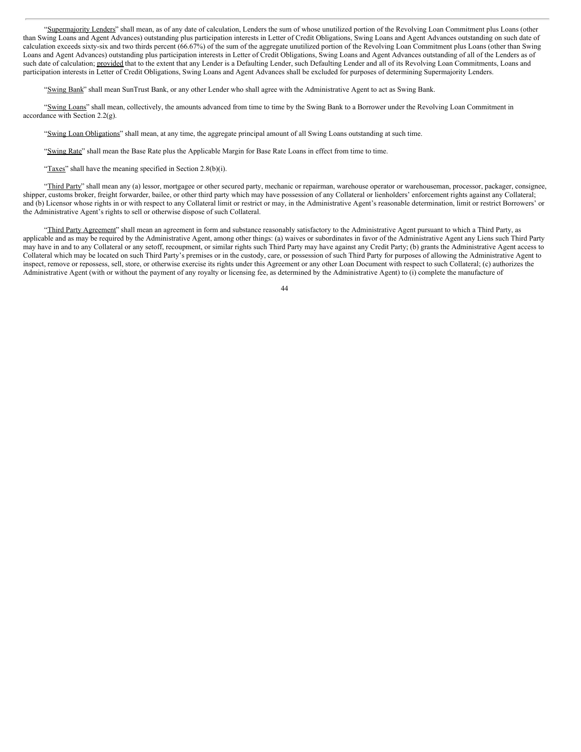"Supermajority Lenders" shall mean, as of any date of calculation, Lenders the sum of whose unutilized portion of the Revolving Loan Commitment plus Loans (other than Swing Loans and Agent Advances) outstanding plus participation interests in Letter of Credit Obligations, Swing Loans and Agent Advances outstanding on such date of calculation exceeds sixty-six and two thirds percent (66.67%) of the sum of the aggregate unutilized portion of the Revolving Loan Commitment plus Loans (other than Swing Loans and Agent Advances) outstanding plus participation interests in Letter of Credit Obligations, Swing Loans and Agent Advances outstanding of all of the Lenders as of such date of calculation; provided that to the extent that any Lender is a Defaulting Lender, such Defaulting Lender and all of its Revolving Loan Commitments, Loans and participation interests in Letter of Credit Obligations, Swing Loans and Agent Advances shall be excluded for purposes of determining Supermajority Lenders.

"Swing Bank" shall mean SunTrust Bank, or any other Lender who shall agree with the Administrative Agent to act as Swing Bank.

"Swing Loans" shall mean, collectively, the amounts advanced from time to time by the Swing Bank to a Borrower under the Revolving Loan Commitment in accordance with Section 2.2(g).

"Swing Loan Obligations" shall mean, at any time, the aggregate principal amount of all Swing Loans outstanding at such time.

"Swing Rate" shall mean the Base Rate plus the Applicable Margin for Base Rate Loans in effect from time to time.

"Taxes" shall have the meaning specified in Section 2.8(b)(i).

"Third Party" shall mean any (a) lessor, mortgagee or other secured party, mechanic or repairman, warehouse operator or warehouseman, processor, packager, consignee, shipper, customs broker, freight forwarder, bailee, or other third party which may have possession of any Collateral or lienholders' enforcement rights against any Collateral; and (b) Licensor whose rights in or with respect to any Collateral limit or restrict or may, in the Administrative Agent's reasonable determination, limit or restrict Borrowers' or the Administrative Agent's rights to sell or otherwise dispose of such Collateral.

"Third Party Agreement" shall mean an agreement in form and substance reasonably satisfactory to the Administrative Agent pursuant to which a Third Party, as applicable and as may be required by the Administrative Agent, among other things: (a) waives or subordinates in favor of the Administrative Agent any Liens such Third Party may have in and to any Collateral or any setoff, recoupment, or similar rights such Third Party may have against any Credit Party; (b) grants the Administrative Agent access to Collateral which may be located on such Third Party's premises or in the custody, care, or possession of such Third Party for purposes of allowing the Administrative Agent to inspect, remove or repossess, sell, store, or otherwise exercise its rights under this Agreement or any other Loan Document with respect to such Collateral; (c) authorizes the Administrative Agent (with or without the payment of any royalty or licensing fee, as determined by the Administrative Agent) to (i) complete the manufacture of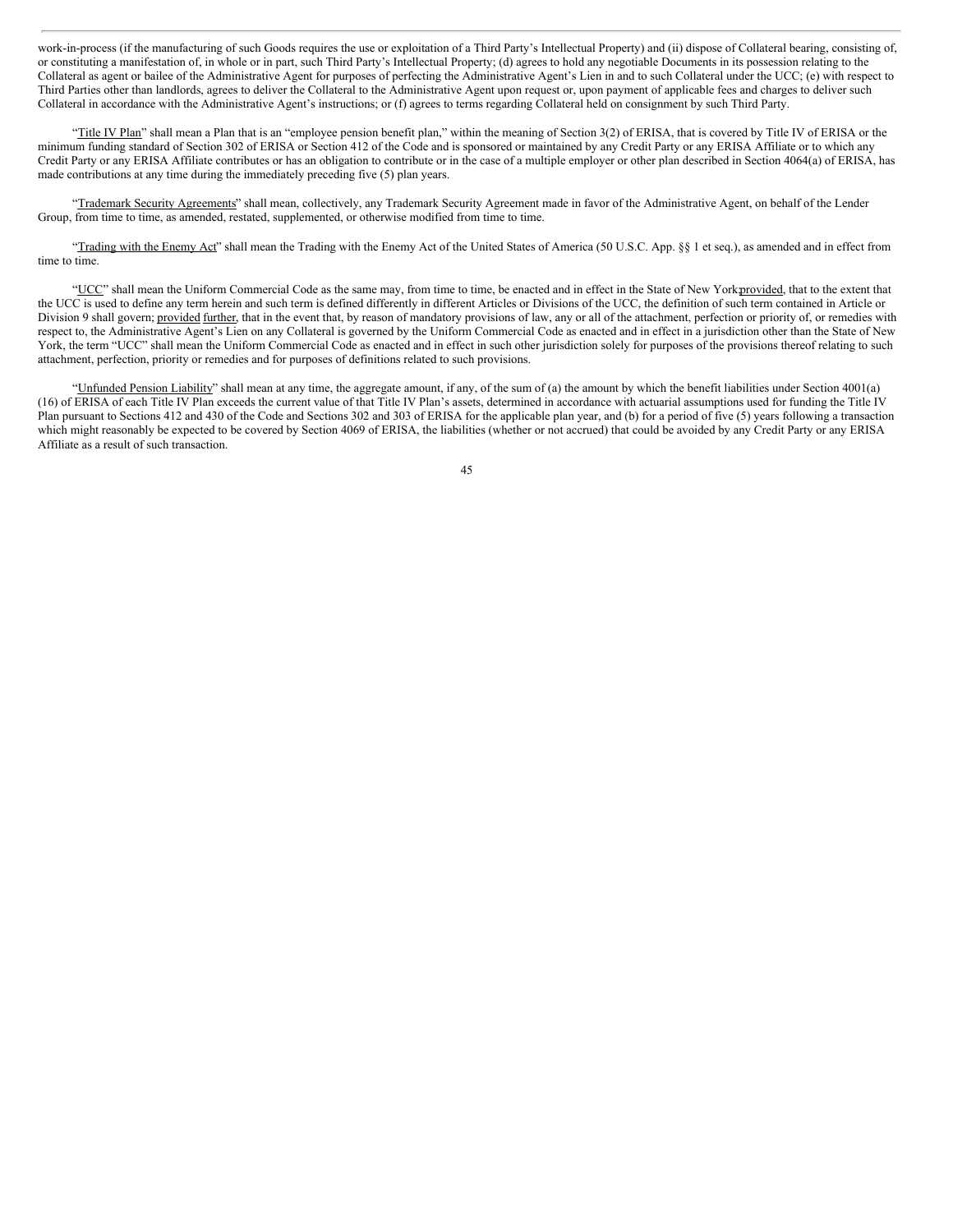work-in-process (if the manufacturing of such Goods requires the use or exploitation of a Third Party's Intellectual Property) and (ii) dispose of Collateral bearing, consisting of, or constituting a manifestation of, in whole or in part, such Third Party's Intellectual Property; (d) agrees to hold any negotiable Documents in its possession relating to the Collateral as agent or bailee of the Administrative Agent for purposes of perfecting the Administrative Agent's Lien in and to such Collateral under the UCC; (e) with respect to Third Parties other than landlords, agrees to deliver the Collateral to the Administrative Agent upon request or, upon payment of applicable fees and charges to deliver such Collateral in accordance with the Administrative Agent's instructions; or (f) agrees to terms regarding Collateral held on consignment by such Third Party.

"Title IV Plan" shall mean a Plan that is an "employee pension benefit plan," within the meaning of Section 3(2) of ERISA, that is covered by Title IV of ERISA or the minimum funding standard of Section 302 of ERISA or Section 412 of the Code and is sponsored or maintained by any Credit Party or any ERISA Affiliate or to which any Credit Party or any ERISA Affiliate contributes or has an obligation to contribute or in the case of a multiple employer or other plan described in Section 4064(a) of ERISA, has made contributions at any time during the immediately preceding five (5) plan years.

"Trademark Security Agreements" shall mean, collectively, any Trademark Security Agreement made in favor of the Administrative Agent, on behalf of the Lender Group, from time to time, as amended, restated, supplemented, or otherwise modified from time to time.

"Trading with the Enemy Act" shall mean the Trading with the Enemy Act of the United States of America (50 U.S.C. App. §§ 1 et seq.), as amended and in effect from time to time.

"UCC" shall mean the Uniform Commercial Code as the same may, from time to time, be enacted and in effect in the State of New York; provided, that to the extent that the UCC is used to define any term herein and such term is defined differently in different Articles or Divisions of the UCC, the definition of such term contained in Article or Division 9 shall govern; provided further, that in the event that, by reason of mandatory provisions of law, any or all of the attachment, perfection or priority of, or remedies with respect to, the Administrative Agent's Lien on any Collateral is governed by the Uniform Commercial Code as enacted and in effect in a jurisdiction other than the State of New York, the term "UCC" shall mean the Uniform Commercial Code as enacted and in effect in such other jurisdiction solely for purposes of the provisions thereof relating to such attachment, perfection, priority or remedies and for purposes of definitions related to such provisions.

"Unfunded Pension Liability" shall mean at any time, the aggregate amount, if any, of the sum of (a) the amount by which the benefit liabilities under Section 4001(a)(16) of ERISA of each Title IV Plan exceeds the current value of that Title IV Plan's assets, determined in accordance with actuarial assumptions used for funding the Title IV Plan pursuant to Sections 412 and 430 of the Code and Sections 302 and 303 of ERISA for the applicable plan year, and (b) for a period of five (5) years following a transaction which might reasonably be expected to be covered by Section 4069 of ERISA, the liabilities (whether or not accrued) that could be avoided by any Credit Party or any ERISA Affiliate as a result of such transaction.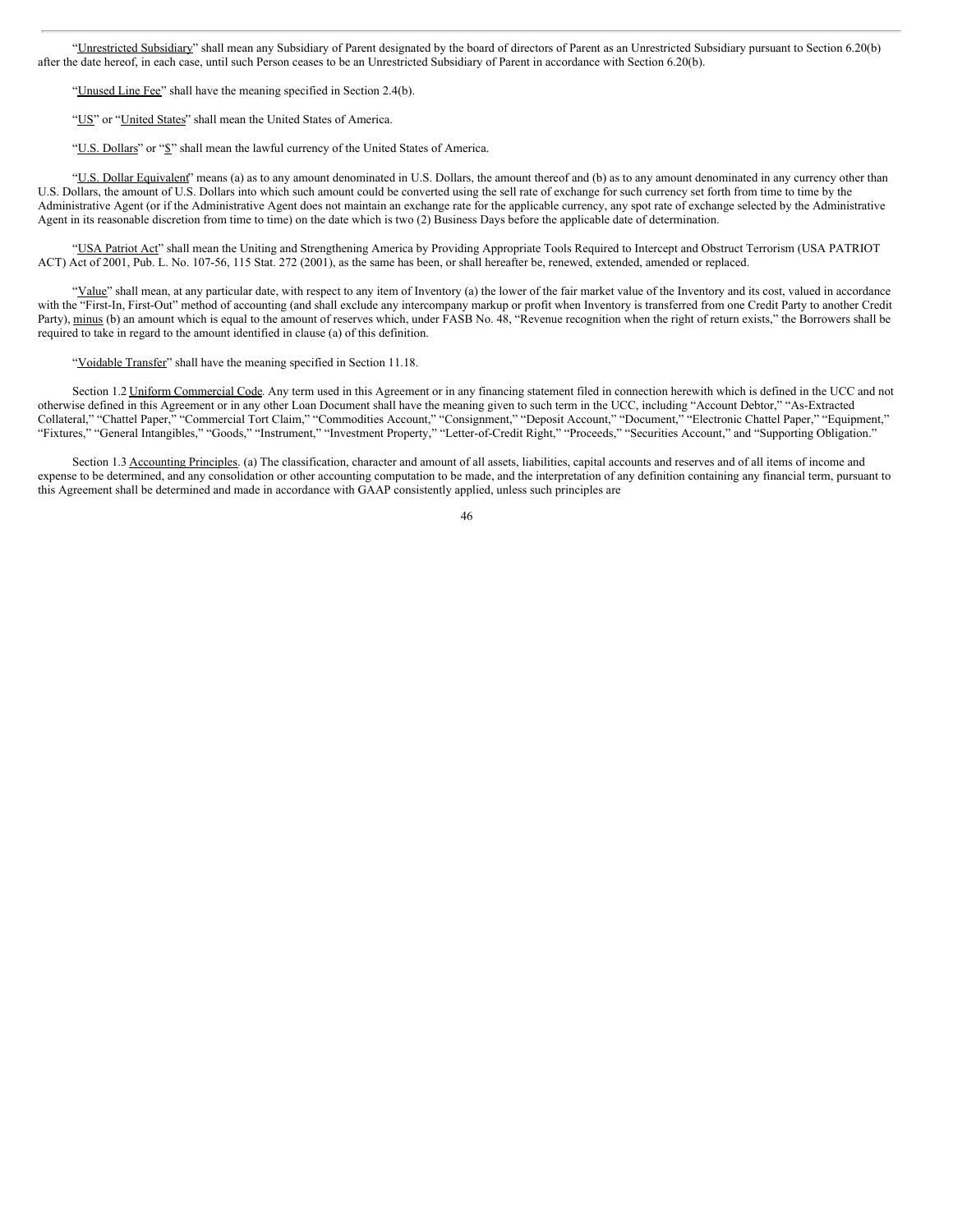"Unrestricted Subsidiary" shall mean any Subsidiary of Parent designated by the board of directors of Parent as an Unrestricted Subsidiary pursuant to Section 6.20(b) after the date hereof, in each case, until such Person ceases to be an Unrestricted Subsidiary of Parent in accordance with Section 6.20(b).

"Unused Line Fee" shall have the meaning specified in Section 2.4(b).

"US" or "United States" shall mean the United States of America.

"U.S. Dollars" or "$" shall mean the lawful currency of the United States of America.

"U.S. Dollar Equivalent" means (a) as to any amount denominated in U.S. Dollars, the amount thereof and (b) as to any amount denominated in any currency other than U.S. Dollars, the amount of U.S. Dollars into which such amount could be converted using the sell rate of exchange for such currency set forth from time to time by the Administrative Agent (or if the Administrative Agent does not maintain an exchange rate for the applicable currency, any spot rate of exchange selected by the Administrative Agent in its reasonable discretion from time to time) on the date which is two (2) Business Days before the applicable date of determination.

"USA Patriot Act" shall mean the Uniting and Strengthening America by Providing Appropriate Tools Required to Intercept and Obstruct Terrorism (USA PATRIOT ACT) Act of 2001, Pub. L. No. 107-56, 115 Stat. 272 (2001), as the same has been, or shall hereafter be, renewed, extended, amended or replaced.

"Value" shall mean, at any particular date, with respect to any item of Inventory (a) the lower of the fair market value of the Inventory and its cost, valued in accordance with the "First-In, First-Out" method of accounting (and shall exclude any intercompany markup or profit when Inventory is transferred from one Credit Party to another Credit Party), minus (b) an amount which is equal to the amount of reserves which, under FASB No. 48, "Revenue recognition when the right of return exists," the Borrowers shall be required to take in regard to the amount identified in clause (a) of this definition.

"Voidable Transfer" shall have the meaning specified in Section 11.18.

Section 1.2 Uniform Commercial Code. Any term used in this Agreement or in any financing statement filed in connection herewith which is defined in the UCC and not otherwise defined in this Agreement or in any other Loan Document shall have the meaning given to such term in the UCC, including "Account Debtor," "As-Extracted Collateral," "Chattel Paper," "Commercial Tort Claim," "Commodities Account," "Consignment," "Deposit Account," "Document," "Electronic Chattel Paper," "Equipment," "Fixtures," "General Intangibles," "Goods," "Instrument," "Investment Property," "Letter-of-Credit Right," "Proceeds," "Securities Account," and "Supporting Obligation."

Section 1.3 Accounting Principles. (a) The classification, character and amount of all assets, liabilities, capital accounts and reserves and of all items of income and expense to be determined, and any consolidation or other accounting computation to be made, and the interpretation of any definition containing any financial term, pursuant to this Agreement shall be determined and made in accordance with GAAP consistently applied, unless such principles are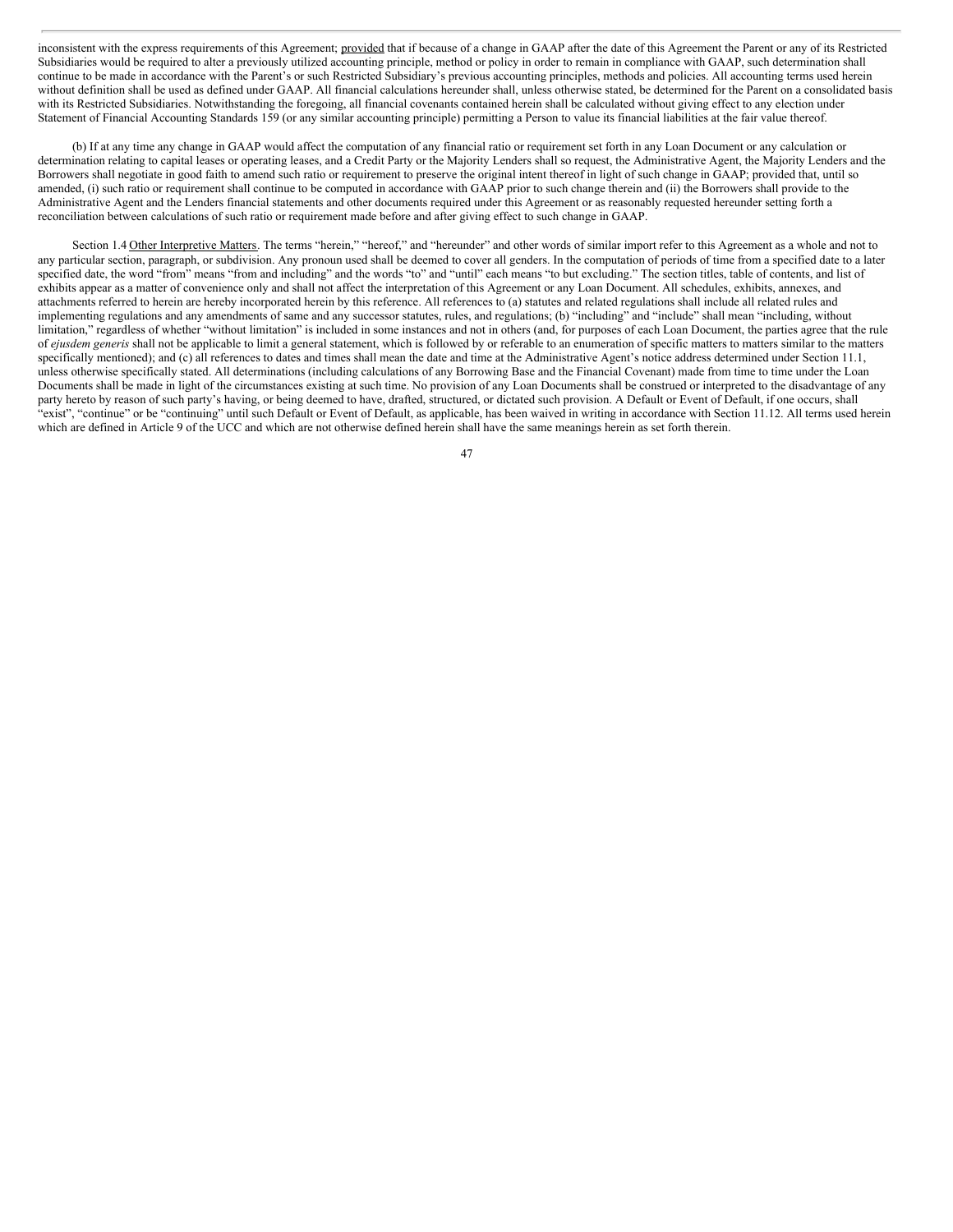inconsistent with the express requirements of this Agreement; provided that if because of a change in GAAP after the date of this Agreement the Parent or any of its Restricted Subsidiaries would be required to alter a previously utilized accounting principle, method or policy in order to remain in compliance with GAAP, such determination shall continue to be made in accordance with the Parent's or such Restricted Subsidiary's previous accounting principles, methods and policies. All accounting terms used herein without definition shall be used as defined under GAAP. All financial calculations hereunder shall, unless otherwise stated, be determined for the Parent on a consolidated basis with its Restricted Subsidiaries. Notwithstanding the foregoing, all financial covenants contained herein shall be calculated without giving effect to any election under Statement of Financial Accounting Standards 159 (or any similar accounting principle) permitting a Person to value its financial liabilities at the fair value thereof.

(b) If at any time any change in GAAP would affect the computation of any financial ratio or requirement set forth in any Loan Document or any calculation or determination relating to capital leases or operating leases, and a Credit Party or the Majority Lenders shall so request, the Administrative Agent, the Majority Lenders and the Borrowers shall negotiate in good faith to amend such ratio or requirement to preserve the original intent thereof in light of such change in GAAP; provided that, until so amended, (i) such ratio or requirement shall continue to be computed in accordance with GAAP prior to such change therein and (ii) the Borrowers shall provide to the Administrative Agent and the Lenders financial statements and other documents required under this Agreement or as reasonably requested hereunder setting forth a reconciliation between calculations of such ratio or requirement made before and after giving effect to such change in GAAP.

Section 1.4 Other Interpretive Matters. The terms "herein," "hereof," and "hereunder" and other words of similar import refer to this Agreement as a whole and not to any particular section, paragraph, or subdivision. Any pronoun used shall be deemed to cover all genders. In the computation of periods of time from a specified date to a later specified date, the word "from" means "from and including" and the words "to" and "until" each means "to but excluding." The section titles, table of contents, and list of exhibits appear as a matter of convenience only and shall not affect the interpretation of this Agreement or any Loan Document. All schedules, exhibits, annexes, and attachments referred to herein are hereby incorporated herein by this reference. All references to (a) statutes and related regulations shall include all related rules and implementing regulations and any amendments of same and any successor statutes, rules, and regulations; (b) "including" and "include" shall mean "including, without limitation," regardless of whether "without limitation" is included in some instances and not in others (and, for purposes of each Loan Document, the parties agree that the rule of *ejusdem generis* shall not be applicable to limit a general statement, which is followed by or referable to an enumeration of specific matters to matters similar to the matters specifically mentioned); and (c) all references to dates and times shall mean the date and time at the Administrative Agent's notice address determined under Section 11.1, unless otherwise specifically stated. All determinations (including calculations of any Borrowing Base and the Financial Covenant) made from time to time under the Loan Documents shall be made in light of the circumstances existing at such time. No provision of any Loan Documents shall be construed or interpreted to the disadvantage of any party hereto by reason of such party's having, or being deemed to have, drafted, structured, or dictated such provision. A Default or Event of Default, if one occurs, shall "exist", "continue" or be "continuing" until such Default or Event of Default, as applicable, has been waived in writing in accordance with Section 11.12. All terms used herein which are defined in Article 9 of the UCC and which are not otherwise defined herein shall have the same meanings herein as set forth therein.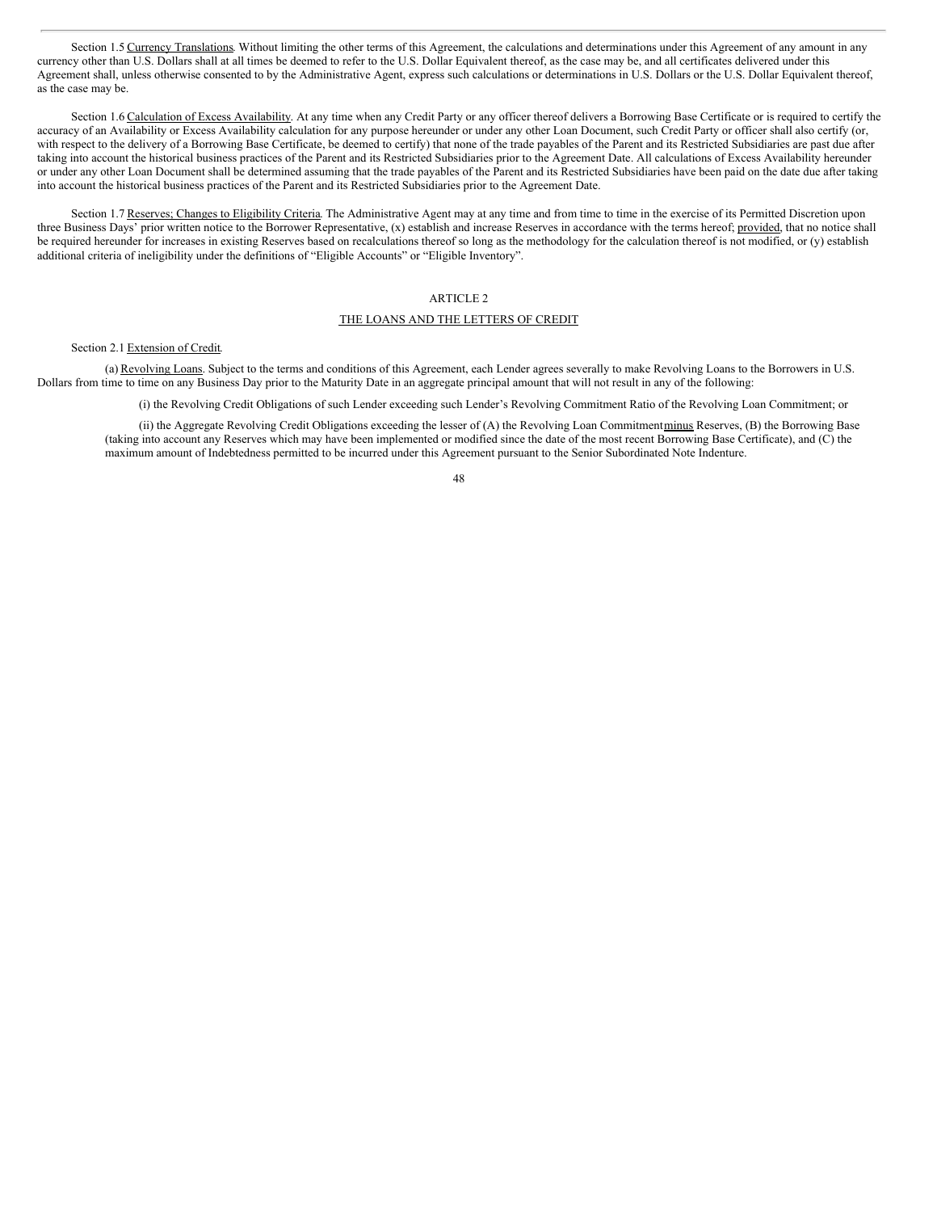Section 1.5 Currency Translations. Without limiting the other terms of this Agreement, the calculations and determinations under this Agreement of any amount in any currency other than U.S. Dollars shall at all times be deemed to refer to the U.S. Dollar Equivalent thereof, as the case may be, and all certificates delivered under this Agreement shall, unless otherwise consented to by the Administrative Agent, express such calculations or determinations in U.S. Dollars or the U.S. Dollar Equivalent thereof, as the case may be.

Section 1.6 Calculation of Excess Availability. At any time when any Credit Party or any officer thereof delivers a Borrowing Base Certificate or is required to certify the accuracy of an Availability or Excess Availability calculation for any purpose hereunder or under any other Loan Document, such Credit Party or officer shall also certify (or, with respect to the delivery of a Borrowing Base Certificate, be deemed to certify) that none of the trade payables of the Parent and its Restricted Subsidiaries are past due after taking into account the historical business practices of the Parent and its Restricted Subsidiaries prior to the Agreement Date. All calculations of Excess Availability hereunder or under any other Loan Document shall be determined assuming that the trade payables of the Parent and its Restricted Subsidiaries have been paid on the date due after taking into account the historical business practices of the Parent and its Restricted Subsidiaries prior to the Agreement Date.

Section 1.7 Reserves; Changes to Eligibility Criteria. The Administrative Agent may at any time and from time to time in the exercise of its Permitted Discretion upon three Business Days' prior written notice to the Borrower Representative, (x) establish and increase Reserves in accordance with the terms hereof; provided, that no notice shall be required hereunder for increases in existing Reserves based on recalculations thereof so long as the methodology for the calculation thereof is not modified, or (y) establish additional criteria of ineligibility under the definitions of "Eligible Accounts" or "Eligible Inventory".

## ARTICLE 2

## THE LOANS AND THE LETTERS OF CREDIT

Section 2.1 Extension of Credit.

(a) Revolving Loans. Subject to the terms and conditions of this Agreement, each Lender agrees severally to make Revolving Loans to the Borrowers in U.S. Dollars from time to time on any Business Day prior to the Maturity Date in an aggregate principal amount that will not result in any of the following:

(i) the Revolving Credit Obligations of such Lender exceeding such Lender's Revolving Commitment Ratio of the Revolving Loan Commitment; or

(ii) the Aggregate Revolving Credit Obligations exceeding the lesser of (A) the Revolving Loan Commitment minus Reserves, (B) the Borrowing Base (taking into account any Reserves which may have been implemented or modified since the date of the most recent Borrowing Base Certificate), and (C) the maximum amount of Indebtedness permitted to be incurred under this Agreement pursuant to the Senior Subordinated Note Indenture.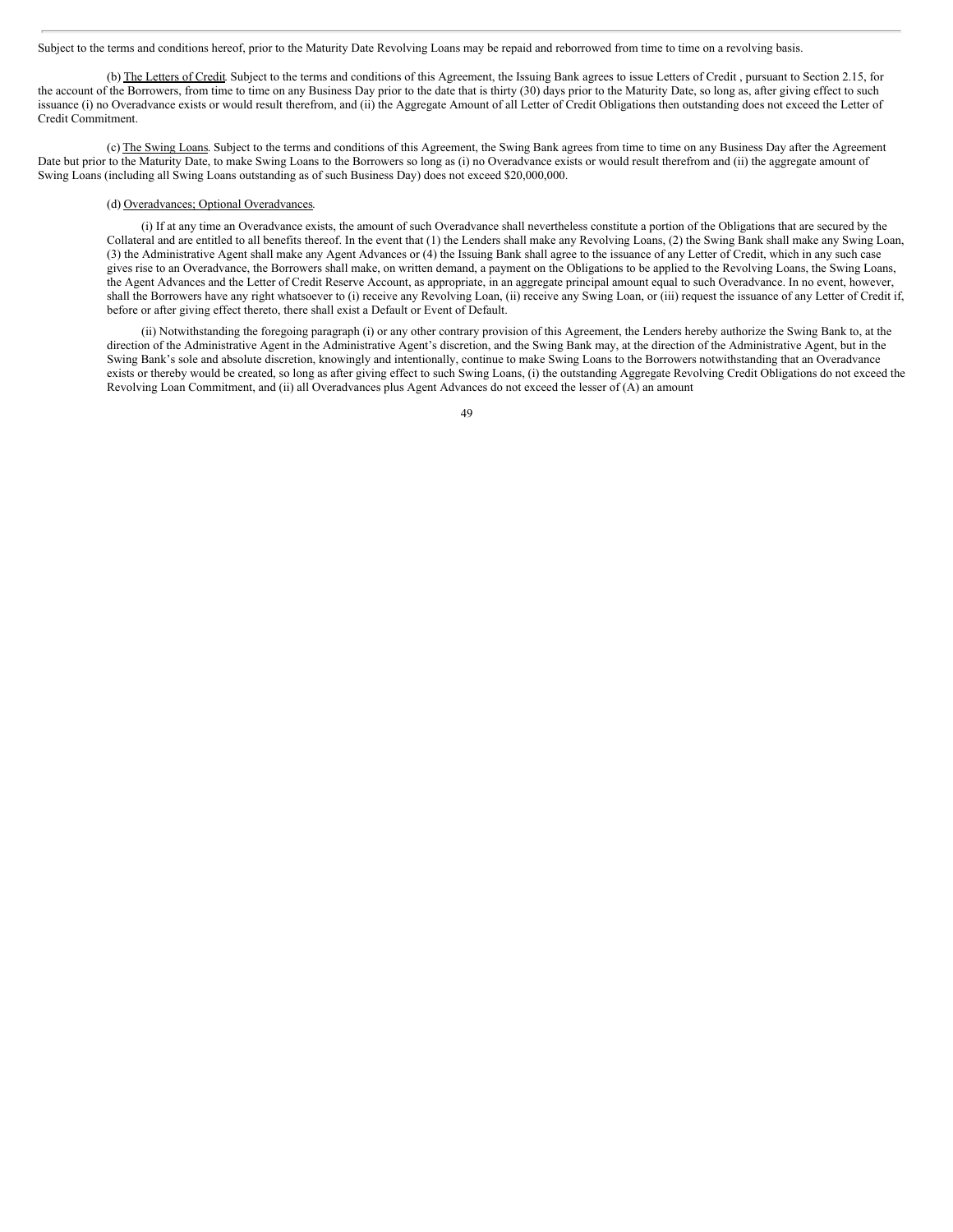Subject to the terms and conditions hereof, prior to the Maturity Date Revolving Loans may be repaid and reborrowed from time to time on a revolving basis.

(b) The Letters of Credit. Subject to the terms and conditions of this Agreement, the Issuing Bank agrees to issue Letters of Credit , pursuant to Section 2.15, for the account of the Borrowers, from time to time on any Business Day prior to the date that is thirty (30) days prior to the Maturity Date, so long as, after giving effect to such issuance (i) no Overadvance exists or would result therefrom, and (ii) the Aggregate Amount of all Letter of Credit Obligations then outstanding does not exceed the Letter of Credit Commitment.

(c) The Swing Loans. Subject to the terms and conditions of this Agreement, the Swing Bank agrees from time to time on any Business Day after the Agreement Date but prior to the Maturity Date, to make Swing Loans to the Borrowers so long as (i) no Overadvance exists or would result therefrom and (ii) the aggregate amount of Swing Loans (including all Swing Loans outstanding as of such Business Day) does not exceed $20,000,000.

(d) Overadvances; Optional Overadvances.

(i) If at any time an Overadvance exists, the amount of such Overadvance shall nevertheless constitute a portion of the Obligations that are secured by the Collateral and are entitled to all benefits thereof. In the event that (1) the Lenders shall make any Revolving Loans, (2) the Swing Bank shall make any Swing Loan, (3) the Administrative Agent shall make any Agent Advances or (4) the Issuing Bank shall agree to the issuance of any Letter of Credit, which in any such case gives rise to an Overadvance, the Borrowers shall make, on written demand, a payment on the Obligations to be applied to the Revolving Loans, the Swing Loans, the Agent Advances and the Letter of Credit Reserve Account, as appropriate, in an aggregate principal amount equal to such Overadvance. In no event, however, shall the Borrowers have any right whatsoever to (i) receive any Revolving Loan, (ii) receive any Swing Loan, or (iii) request the issuance of any Letter of Credit if, before or after giving effect thereto, there shall exist a Default or Event of Default.

(ii) Notwithstanding the foregoing paragraph (i) or any other contrary provision of this Agreement, the Lenders hereby authorize the Swing Bank to, at the direction of the Administrative Agent in the Administrative Agent's discretion, and the Swing Bank may, at the direction of the Administrative Agent, but in the Swing Bank's sole and absolute discretion, knowingly and intentionally, continue to make Swing Loans to the Borrowers notwithstanding that an Overadvance exists or thereby would be created, so long as after giving effect to such Swing Loans, (i) the outstanding Aggregate Revolving Credit Obligations do not exceed the Revolving Loan Commitment, and (ii) all Overadvances plus Agent Advances do not exceed the lesser of (A) an amount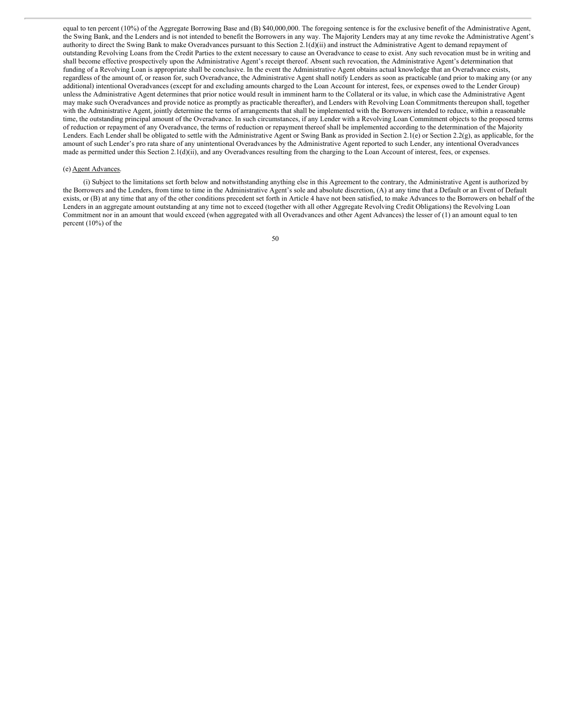equal to ten percent (10%) of the Aggregate Borrowing Base and (B) $40,000,000. The foregoing sentence is for the exclusive benefit of the Administrative Agent, the Swing Bank, and the Lenders and is not intended to benefit the Borrowers in any way. The Majority Lenders may at any time revoke the Administrative Agent's authority to direct the Swing Bank to make Overadvances pursuant to this Section 2.1(d)(ii) and instruct the Administrative Agent to demand repayment of outstanding Revolving Loans from the Credit Parties to the extent necessary to cause an Overadvance to cease to exist. Any such revocation must be in writing and shall become effective prospectively upon the Administrative Agent's receipt thereof. Absent such revocation, the Administrative Agent's determination that funding of a Revolving Loan is appropriate shall be conclusive. In the event the Administrative Agent obtains actual knowledge that an Overadvance exists, regardless of the amount of, or reason for, such Overadvance, the Administrative Agent shall notify Lenders as soon as practicable (and prior to making any (or any additional) intentional Overadvances (except for and excluding amounts charged to the Loan Account for interest, fees, or expenses owed to the Lender Group) unless the Administrative Agent determines that prior notice would result in imminent harm to the Collateral or its value, in which case the Administrative Agent may make such Overadvances and provide notice as promptly as practicable thereafter), and Lenders with Revolving Loan Commitments thereupon shall, together with the Administrative Agent, jointly determine the terms of arrangements that shall be implemented with the Borrowers intended to reduce, within a reasonable time, the outstanding principal amount of the Overadvance. In such circumstances, if any Lender with a Revolving Loan Commitment objects to the proposed terms of reduction or repayment of any Overadvance, the terms of reduction or repayment thereof shall be implemented according to the determination of the Majority Lenders. Each Lender shall be obligated to settle with the Administrative Agent or Swing Bank as provided in Section 2.1(e) or Section 2.2(g), as applicable, for the amount of such Lender's pro rata share of any unintentional Overadvances by the Administrative Agent reported to such Lender, any intentional Overadvances made as permitted under this Section 2.1(d)(ii), and any Overadvances resulting from the charging to the Loan Account of interest, fees, or expenses.

(e) Agent Advances.

(i) Subject to the limitations set forth below and notwithstanding anything else in this Agreement to the contrary, the Administrative Agent is authorized by the Borrowers and the Lenders, from time to time in the Administrative Agent's sole and absolute discretion, (A) at any time that a Default or an Event of Default exists, or (B) at any time that any of the other conditions precedent set forth in Article 4 have not been satisfied, to make Advances to the Borrowers on behalf of the Lenders in an aggregate amount outstanding at any time not to exceed (together with all other Aggregate Revolving Credit Obligations) the Revolving Loan Commitment nor in an amount that would exceed (when aggregated with all Overadvances and other Agent Advances) the lesser of (1) an amount equal to ten percent (10%) of the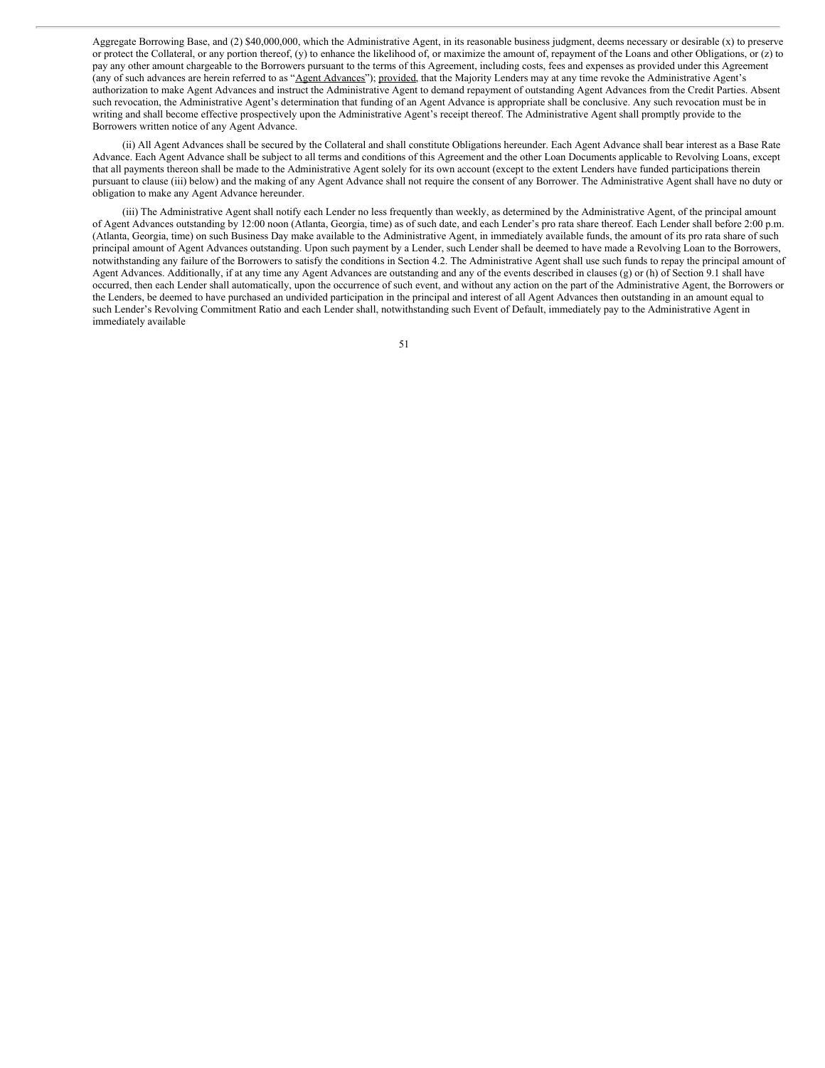Aggregate Borrowing Base, and (2) $40,000,000, which the Administrative Agent, in its reasonable business judgment, deems necessary or desirable (x) to preserve or protect the Collateral, or any portion thereof, (y) to enhance the likelihood of, or maximize the amount of, repayment of the Loans and other Obligations, or (z) to pay any other amount chargeable to the Borrowers pursuant to the terms of this Agreement, including costs, fees and expenses as provided under this Agreement (any of such advances are herein referred to as "Agent Advances"); provided, that the Majority Lenders may at any time revoke the Administrative Agent's authorization to make Agent Advances and instruct the Administrative Agent to demand repayment of outstanding Agent Advances from the Credit Parties. Absent such revocation, the Administrative Agent's determination that funding of an Agent Advance is appropriate shall be conclusive. Any such revocation must be in writing and shall become effective prospectively upon the Administrative Agent's receipt thereof. The Administrative Agent shall promptly provide to the Borrowers written notice of any Agent Advance.

(ii) All Agent Advances shall be secured by the Collateral and shall constitute Obligations hereunder. Each Agent Advance shall bear interest as a Base Rate Advance. Each Agent Advance shall be subject to all terms and conditions of this Agreement and the other Loan Documents applicable to Revolving Loans, except that all payments thereon shall be made to the Administrative Agent solely for its own account (except to the extent Lenders have funded participations therein pursuant to clause (iii) below) and the making of any Agent Advance shall not require the consent of any Borrower. The Administrative Agent shall have no duty or obligation to make any Agent Advance hereunder.

(iii) The Administrative Agent shall notify each Lender no less frequently than weekly, as determined by the Administrative Agent, of the principal amount of Agent Advances outstanding by 12:00 noon (Atlanta, Georgia, time) as of such date, and each Lender's pro rata share thereof. Each Lender shall before 2:00 p.m. (Atlanta, Georgia, time) on such Business Day make available to the Administrative Agent, in immediately available funds, the amount of its pro rata share of such principal amount of Agent Advances outstanding. Upon such payment by a Lender, such Lender shall be deemed to have made a Revolving Loan to the Borrowers, notwithstanding any failure of the Borrowers to satisfy the conditions in Section 4.2. The Administrative Agent shall use such funds to repay the principal amount of Agent Advances. Additionally, if at any time any Agent Advances are outstanding and any of the events described in clauses (g) or (h) of Section 9.1 shall have occurred, then each Lender shall automatically, upon the occurrence of such event, and without any action on the part of the Administrative Agent, the Borrowers or the Lenders, be deemed to have purchased an undivided participation in the principal and interest of all Agent Advances then outstanding in an amount equal to such Lender's Revolving Commitment Ratio and each Lender shall, notwithstanding such Event of Default, immediately pay to the Administrative Agent in immediately available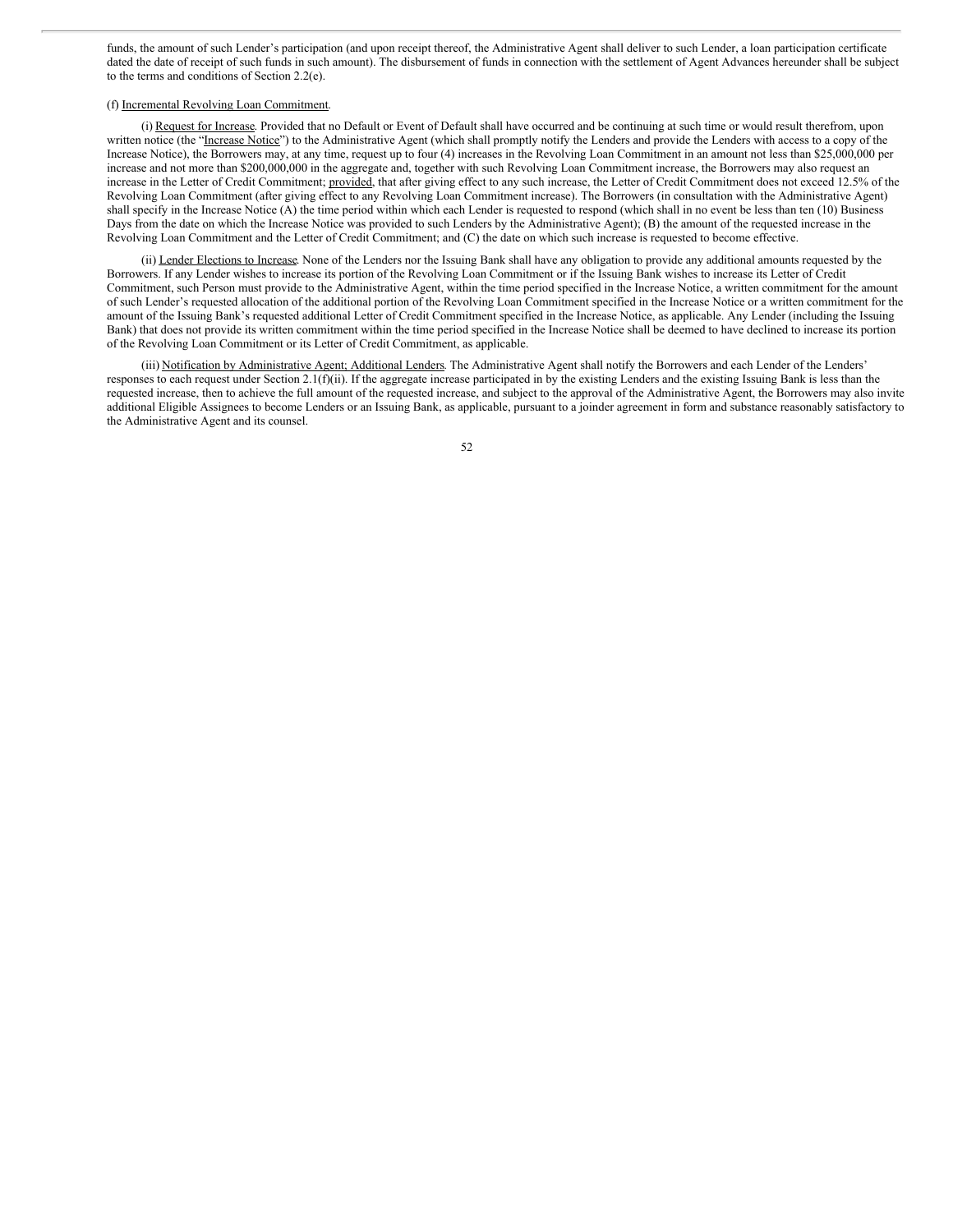funds, the amount of such Lender's participation (and upon receipt thereof, the Administrative Agent shall deliver to such Lender, a loan participation certificate dated the date of receipt of such funds in such amount). The disbursement of funds in connection with the settlement of Agent Advances hereunder shall be subject to the terms and conditions of Section 2.2(e).

(f) Incremental Revolving Loan Commitment.

(i) Request for Increase. Provided that no Default or Event of Default shall have occurred and be continuing at such time or would result therefrom, upon written notice (the "Increase Notice") to the Administrative Agent (which shall promptly notify the Lenders and provide the Lenders with access to a copy of the Increase Notice), the Borrowers may, at any time, request up to four (4) increases in the Revolving Loan Commitment in an amount not less than $25,000,000 per increase and not more than $200,000,000 in the aggregate and, together with such Revolving Loan Commitment increase, the Borrowers may also request an increase in the Letter of Credit Commitment; provided, that after giving effect to any such increase, the Letter of Credit Commitment does not exceed 12.5% of the Revolving Loan Commitment (after giving effect to any Revolving Loan Commitment increase). The Borrowers (in consultation with the Administrative Agent) shall specify in the Increase Notice (A) the time period within which each Lender is requested to respond (which shall in no event be less than ten (10) Business Days from the date on which the Increase Notice was provided to such Lenders by the Administrative Agent); (B) the amount of the requested increase in the Revolving Loan Commitment and the Letter of Credit Commitment; and (C) the date on which such increase is requested to become effective.

(ii) Lender Elections to Increase. None of the Lenders nor the Issuing Bank shall have any obligation to provide any additional amounts requested by the Borrowers. If any Lender wishes to increase its portion of the Revolving Loan Commitment or if the Issuing Bank wishes to increase its Letter of Credit Commitment, such Person must provide to the Administrative Agent, within the time period specified in the Increase Notice, a written commitment for the amount of such Lender's requested allocation of the additional portion of the Revolving Loan Commitment specified in the Increase Notice or a written commitment for the amount of the Issuing Bank's requested additional Letter of Credit Commitment specified in the Increase Notice, as applicable. Any Lender (including the Issuing Bank) that does not provide its written commitment within the time period specified in the Increase Notice shall be deemed to have declined to increase its portion of the Revolving Loan Commitment or its Letter of Credit Commitment, as applicable.

(iii) Notification by Administrative Agent; Additional Lenders. The Administrative Agent shall notify the Borrowers and each Lender of the Lenders' responses to each request under Section 2.1(f)(ii). If the aggregate increase participated in by the existing Lenders and the existing Issuing Bank is less than the requested increase, then to achieve the full amount of the requested increase, and subject to the approval of the Administrative Agent, the Borrowers may also invite additional Eligible Assignees to become Lenders or an Issuing Bank, as applicable, pursuant to a joinder agreement in form and substance reasonably satisfactory to the Administrative Agent and its counsel.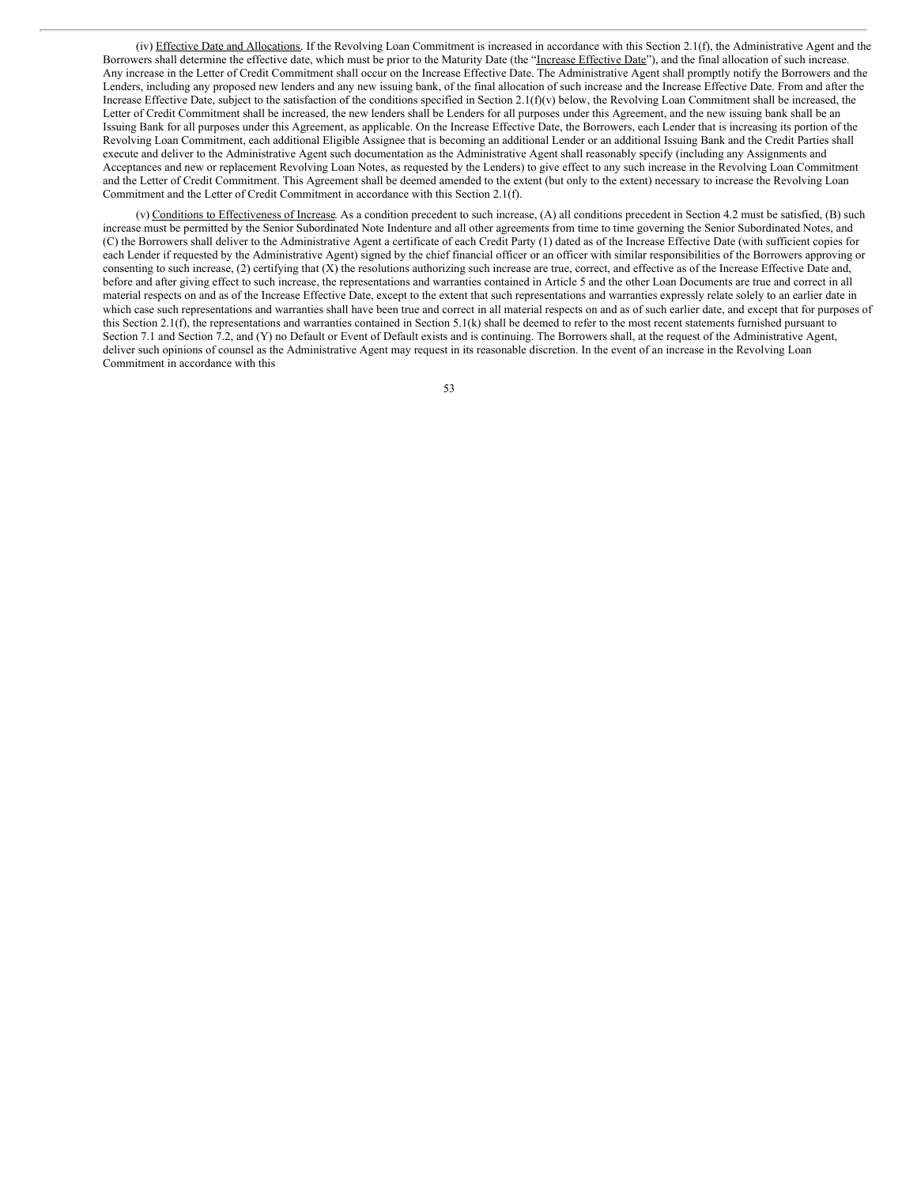(iv) Effective Date and Allocations. If the Revolving Loan Commitment is increased in accordance with this Section 2.1(f), the Administrative Agent and the Borrowers shall determine the effective date, which must be prior to the Maturity Date (the "Increase Effective Date"), and the final allocation of such increase. Any increase in the Letter of Credit Commitment shall occur on the Increase Effective Date. The Administrative Agent shall promptly notify the Borrowers and the Lenders, including any proposed new lenders and any new issuing bank, of the final allocation of such increase and the Increase Effective Date. From and after the Increase Effective Date, subject to the satisfaction of the conditions specified in Section 2.1(f)(v) below, the Revolving Loan Commitment shall be increased, the Letter of Credit Commitment shall be increased, the new lenders shall be Lenders for all purposes under this Agreement, and the new issuing bank shall be an Issuing Bank for all purposes under this Agreement, as applicable. On the Increase Effective Date, the Borrowers, each Lender that is increasing its portion of the Revolving Loan Commitment, each additional Eligible Assignee that is becoming an additional Lender or an additional Issuing Bank and the Credit Parties shall execute and deliver to the Administrative Agent such documentation as the Administrative Agent shall reasonably specify (including any Assignments and Acceptances and new or replacement Revolving Loan Notes, as requested by the Lenders) to give effect to any such increase in the Revolving Loan Commitment and the Letter of Credit Commitment. This Agreement shall be deemed amended to the extent (but only to the extent) necessary to increase the Revolving Loan Commitment and the Letter of Credit Commitment in accordance with this Section 2.1(f).

(v) Conditions to Effectiveness of Increase. As a condition precedent to such increase, (A) all conditions precedent in Section 4.2 must be satisfied, (B) such increase must be permitted by the Senior Subordinated Note Indenture and all other agreements from time to time governing the Senior Subordinated Notes, and (C) the Borrowers shall deliver to the Administrative Agent a certificate of each Credit Party (1) dated as of the Increase Effective Date (with sufficient copies for each Lender if requested by the Administrative Agent) signed by the chief financial officer or an officer with similar responsibilities of the Borrowers approving or consenting to such increase, (2) certifying that (X) the resolutions authorizing such increase are true, correct, and effective as of the Increase Effective Date and, before and after giving effect to such increase, the representations and warranties contained in Article 5 and the other Loan Documents are true and correct in all material respects on and as of the Increase Effective Date, except to the extent that such representations and warranties expressly relate solely to an earlier date in which case such representations and warranties shall have been true and correct in all material respects on and as of such earlier date, and except that for purposes of this Section 2.1(f), the representations and warranties contained in Section 5.1(k) shall be deemed to refer to the most recent statements furnished pursuant to Section 7.1 and Section 7.2, and (Y) no Default or Event of Default exists and is continuing. The Borrowers shall, at the request of the Administrative Agent, deliver such opinions of counsel as the Administrative Agent may request in its reasonable discretion. In the event of an increase in the Revolving Loan Commitment in accordance with this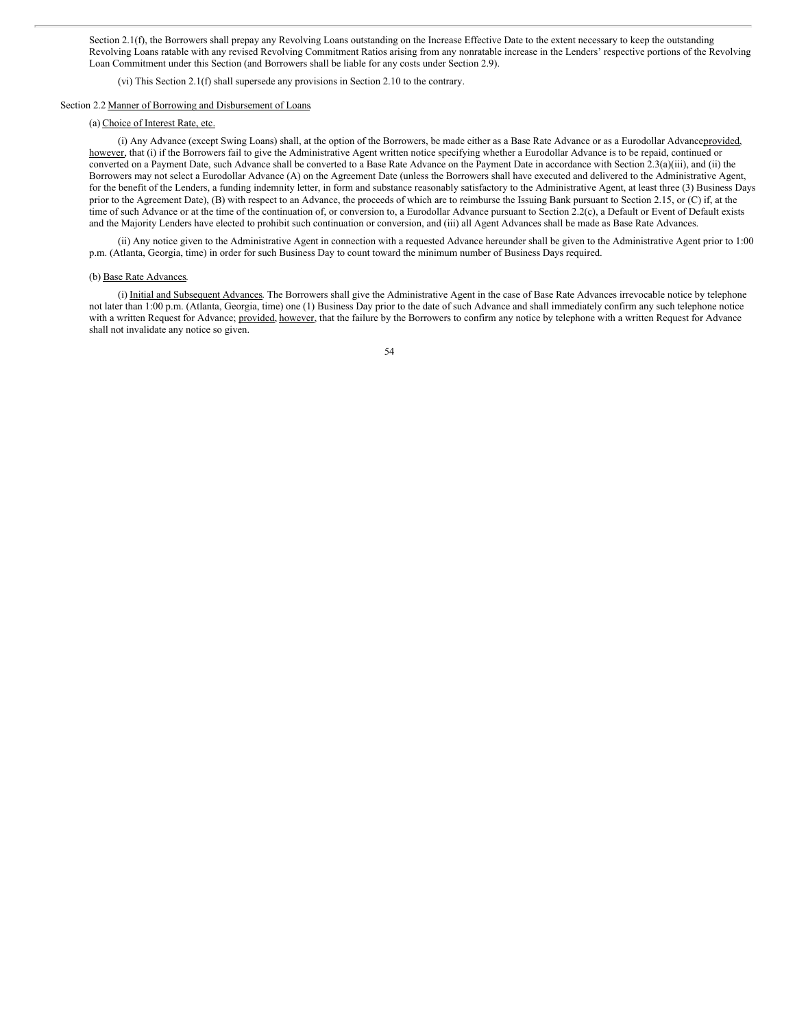Section 2.1(f), the Borrowers shall prepay any Revolving Loans outstanding on the Increase Effective Date to the extent necessary to keep the outstanding Revolving Loans ratable with any revised Revolving Commitment Ratios arising from any nonratable increase in the Lenders' respective portions of the Revolving Loan Commitment under this Section (and Borrowers shall be liable for any costs under Section 2.9).

(vi) This Section 2.1(f) shall supersede any provisions in Section 2.10 to the contrary.

Section 2.2 Manner of Borrowing and Disbursement of Loans.

(a) Choice of Interest Rate, etc.

(i) Any Advance (except Swing Loans) shall, at the option of the Borrowers, be made either as a Base Rate Advance or as a Eurodollar Advanceprovided, however, that (i) if the Borrowers fail to give the Administrative Agent written notice specifying whether a Eurodollar Advance is to be repaid, continued or converted on a Payment Date, such Advance shall be converted to a Base Rate Advance on the Payment Date in accordance with Section 2.3(a)(iii), and (ii) the Borrowers may not select a Eurodollar Advance (A) on the Agreement Date (unless the Borrowers shall have executed and delivered to the Administrative Agent, for the benefit of the Lenders, a funding indemnity letter, in form and substance reasonably satisfactory to the Administrative Agent, at least three (3) Business Days prior to the Agreement Date), (B) with respect to an Advance, the proceeds of which are to reimburse the Issuing Bank pursuant to Section 2.15, or (C) if, at the time of such Advance or at the time of the continuation of, or conversion to, a Eurodollar Advance pursuant to Section 2.2(c), a Default or Event of Default exists and the Majority Lenders have elected to prohibit such continuation or conversion, and (iii) all Agent Advances shall be made as Base Rate Advances.

(ii) Any notice given to the Administrative Agent in connection with a requested Advance hereunder shall be given to the Administrative Agent prior to 1:00 p.m. (Atlanta, Georgia, time) in order for such Business Day to count toward the minimum number of Business Days required.

(b) Base Rate Advances.

(i) Initial and Subsequent Advances. The Borrowers shall give the Administrative Agent in the case of Base Rate Advances irrevocable notice by telephone not later than 1:00 p.m. (Atlanta, Georgia, time) one (1) Business Day prior to the date of such Advance and shall immediately confirm any such telephone notice with a written Request for Advance; provided, however, that the failure by the Borrowers to confirm any notice by telephone with a written Request for Advance shall not invalidate any notice so given.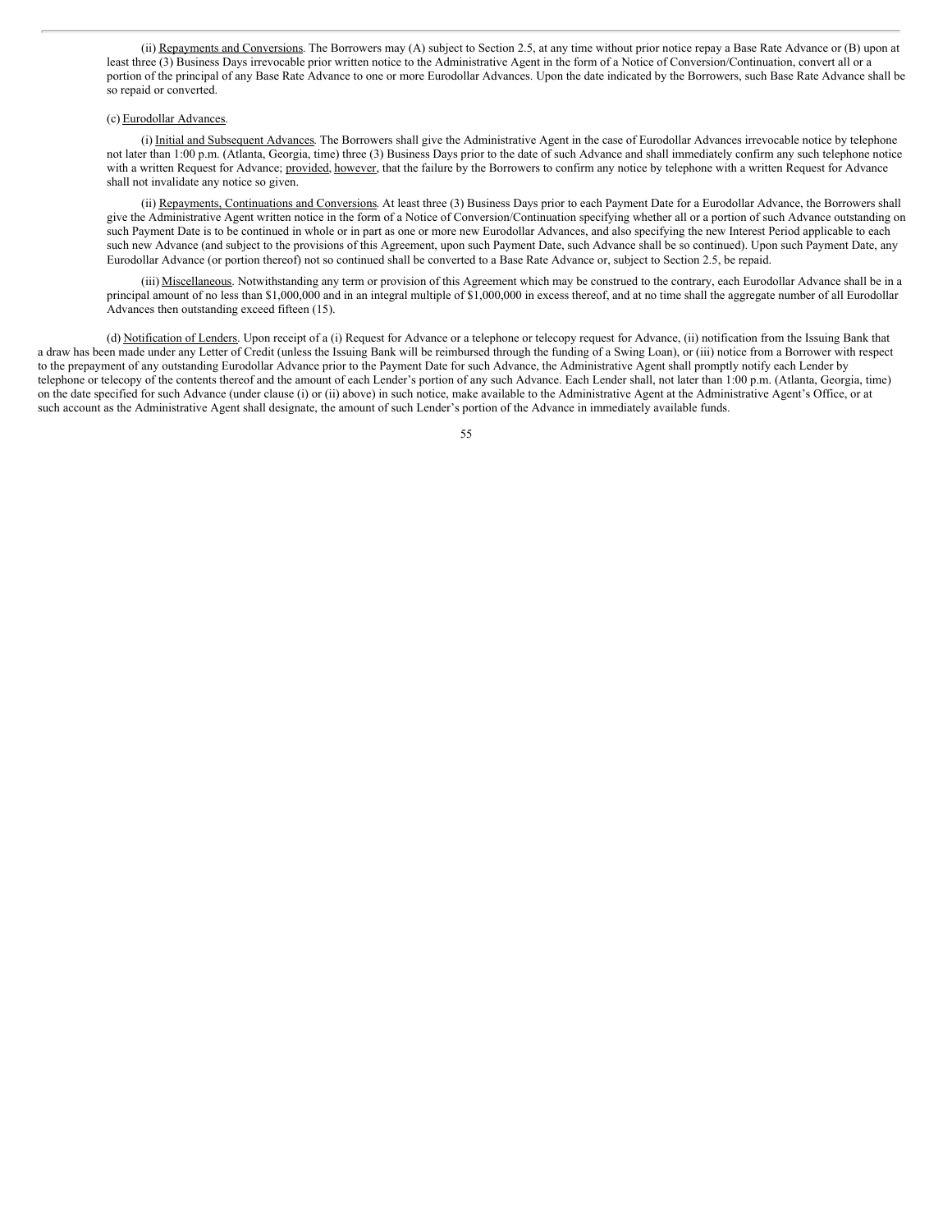(ii) Repayments and Conversions. The Borrowers may (A) subject to Section 2.5, at any time without prior notice repay a Base Rate Advance or (B) upon at least three (3) Business Days irrevocable prior written notice to the Administrative Agent in the form of a Notice of Conversion/Continuation, convert all or a portion of the principal of any Base Rate Advance to one or more Eurodollar Advances. Upon the date indicated by the Borrowers, such Base Rate Advance shall be so repaid or converted.

(c) Eurodollar Advances.

(i) Initial and Subsequent Advances. The Borrowers shall give the Administrative Agent in the case of Eurodollar Advances irrevocable notice by telephone not later than 1:00 p.m. (Atlanta, Georgia, time) three (3) Business Days prior to the date of such Advance and shall immediately confirm any such telephone notice with a written Request for Advance; provided, however, that the failure by the Borrowers to confirm any notice by telephone with a written Request for Advance shall not invalidate any notice so given.

(ii) Repayments, Continuations and Conversions. At least three (3) Business Days prior to each Payment Date for a Eurodollar Advance, the Borrowers shall give the Administrative Agent written notice in the form of a Notice of Conversion/Continuation specifying whether all or a portion of such Advance outstanding on such Payment Date is to be continued in whole or in part as one or more new Eurodollar Advances, and also specifying the new Interest Period applicable to each such new Advance (and subject to the provisions of this Agreement, upon such Payment Date, such Advance shall be so continued). Upon such Payment Date, any Eurodollar Advance (or portion thereof) not so continued shall be converted to a Base Rate Advance or, subject to Section 2.5, be repaid.

(iii) Miscellaneous. Notwithstanding any term or provision of this Agreement which may be construed to the contrary, each Eurodollar Advance shall be in a principal amount of no less than $1,000,000 and in an integral multiple of $1,000,000 in excess thereof, and at no time shall the aggregate number of all Eurodollar Advances then outstanding exceed fifteen (15).

(d) Notification of Lenders. Upon receipt of a (i) Request for Advance or a telephone or telecopy request for Advance, (ii) notification from the Issuing Bank that a draw has been made under any Letter of Credit (unless the Issuing Bank will be reimbursed through the funding of a Swing Loan), or (iii) notice from a Borrower with respect to the prepayment of any outstanding Eurodollar Advance prior to the Payment Date for such Advance, the Administrative Agent shall promptly notify each Lender by telephone or telecopy of the contents thereof and the amount of each Lender's portion of any such Advance. Each Lender shall, not later than 1:00 p.m. (Atlanta, Georgia, time) on the date specified for such Advance (under clause (i) or (ii) above) in such notice, make available to the Administrative Agent at the Administrative Agent's Office, or at such account as the Administrative Agent shall designate, the amount of such Lender's portion of the Advance in immediately available funds.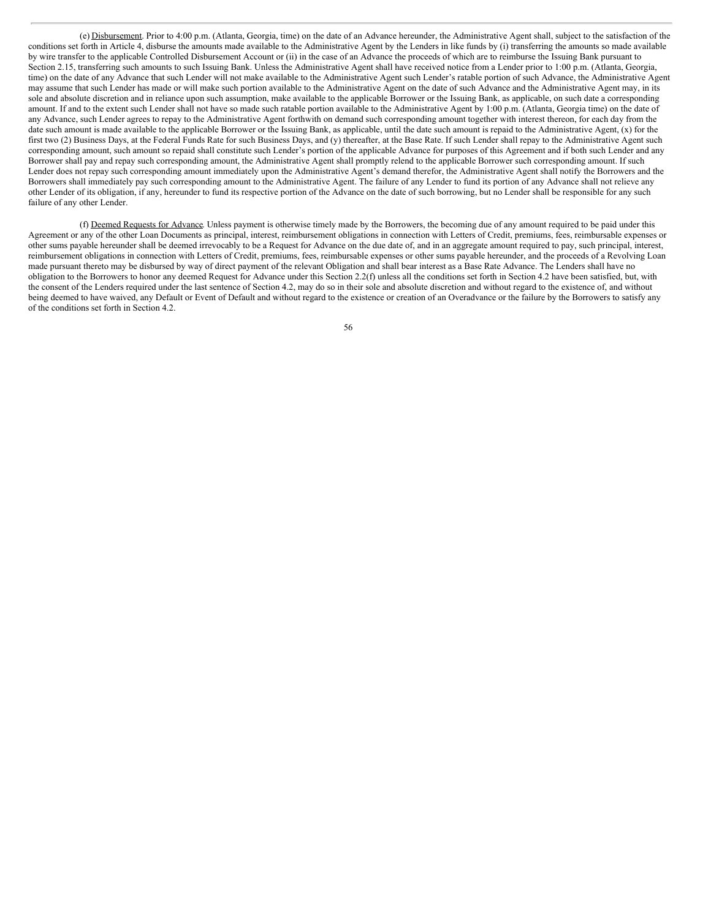(e) Disbursement. Prior to 4:00 p.m. (Atlanta, Georgia, time) on the date of an Advance hereunder, the Administrative Agent shall, subject to the satisfaction of the conditions set forth in Article 4, disburse the amounts made available to the Administrative Agent by the Lenders in like funds by (i) transferring the amounts so made available by wire transfer to the applicable Controlled Disbursement Account or (ii) in the case of an Advance the proceeds of which are to reimburse the Issuing Bank pursuant to Section 2.15, transferring such amounts to such Issuing Bank. Unless the Administrative Agent shall have received notice from a Lender prior to 1:00 p.m. (Atlanta, Georgia, time) on the date of any Advance that such Lender will not make available to the Administrative Agent such Lender's ratable portion of such Advance, the Administrative Agent may assume that such Lender has made or will make such portion available to the Administrative Agent on the date of such Advance and the Administrative Agent may, in its sole and absolute discretion and in reliance upon such assumption, make available to the applicable Borrower or the Issuing Bank, as applicable, on such date a corresponding amount. If and to the extent such Lender shall not have so made such ratable portion available to the Administrative Agent by 1:00 p.m. (Atlanta, Georgia time) on the date of any Advance, such Lender agrees to repay to the Administrative Agent forthwith on demand such corresponding amount together with interest thereon, for each day from the date such amount is made available to the applicable Borrower or the Issuing Bank, as applicable, until the date such amount is repaid to the Administrative Agent, (x) for the first two (2) Business Days, at the Federal Funds Rate for such Business Days, and (y) thereafter, at the Base Rate. If such Lender shall repay to the Administrative Agent such corresponding amount, such amount so repaid shall constitute such Lender's portion of the applicable Advance for purposes of this Agreement and if both such Lender and any Borrower shall pay and repay such corresponding amount, the Administrative Agent shall promptly relend to the applicable Borrower such corresponding amount. If such Lender does not repay such corresponding amount immediately upon the Administrative Agent's demand therefor, the Administrative Agent shall notify the Borrowers and the Borrowers shall immediately pay such corresponding amount to the Administrative Agent. The failure of any Lender to fund its portion of any Advance shall not relieve any other Lender of its obligation, if any, hereunder to fund its respective portion of the Advance on the date of such borrowing, but no Lender shall be responsible for any such failure of any other Lender.

(f) Deemed Requests for Advance. Unless payment is otherwise timely made by the Borrowers, the becoming due of any amount required to be paid under this Agreement or any of the other Loan Documents as principal, interest, reimbursement obligations in connection with Letters of Credit, premiums, fees, reimbursable expenses or other sums payable hereunder shall be deemed irrevocably to be a Request for Advance on the due date of, and in an aggregate amount required to pay, such principal, interest, reimbursement obligations in connection with Letters of Credit, premiums, fees, reimbursable expenses or other sums payable hereunder, and the proceeds of a Revolving Loan made pursuant thereto may be disbursed by way of direct payment of the relevant Obligation and shall bear interest as a Base Rate Advance. The Lenders shall have no obligation to the Borrowers to honor any deemed Request for Advance under this Section 2.2(f) unless all the conditions set forth in Section 4.2 have been satisfied, but, with the consent of the Lenders required under the last sentence of Section 4.2, may do so in their sole and absolute discretion and without regard to the existence of, and without being deemed to have waived, any Default or Event of Default and without regard to the existence or creation of an Overadvance or the failure by the Borrowers to satisfy any of the conditions set forth in Section 4.2.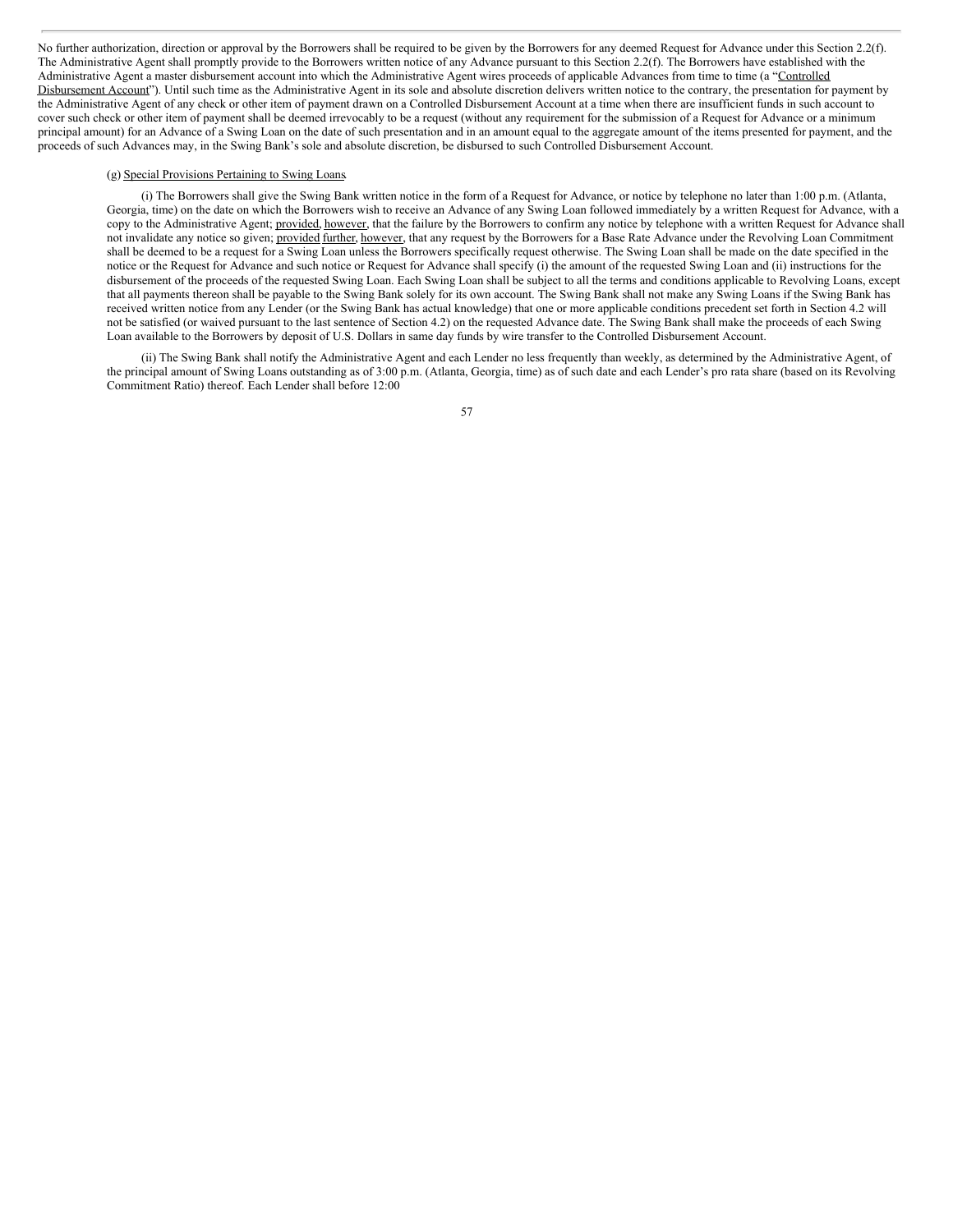No further authorization, direction or approval by the Borrowers shall be required to be given by the Borrowers for any deemed Request for Advance under this Section 2.2(f). The Administrative Agent shall promptly provide to the Borrowers written notice of any Advance pursuant to this Section 2.2(f). The Borrowers have established with the Administrative Agent a master disbursement account into which the Administrative Agent wires proceeds of applicable Advances from time to time (a "Controlled Disbursement Account"). Until such time as the Administrative Agent in its sole and absolute discretion delivers written notice to the contrary, the presentation for payment by the Administrative Agent of any check or other item of payment drawn on a Controlled Disbursement Account at a time when there are insufficient funds in such account to cover such check or other item of payment shall be deemed irrevocably to be a request (without any requirement for the submission of a Request for Advance or a minimum principal amount) for an Advance of a Swing Loan on the date of such presentation and in an amount equal to the aggregate amount of the items presented for payment, and the proceeds of such Advances may, in the Swing Bank's sole and absolute discretion, be disbursed to such Controlled Disbursement Account.

(g) Special Provisions Pertaining to Swing Loans.

(i) The Borrowers shall give the Swing Bank written notice in the form of a Request for Advance, or notice by telephone no later than 1:00 p.m. (Atlanta, Georgia, time) on the date on which the Borrowers wish to receive an Advance of any Swing Loan followed immediately by a written Request for Advance, with a copy to the Administrative Agent; provided, however, that the failure by the Borrowers to confirm any notice by telephone with a written Request for Advance shall not invalidate any notice so given; provided further, however, that any request by the Borrowers for a Base Rate Advance under the Revolving Loan Commitment shall be deemed to be a request for a Swing Loan unless the Borrowers specifically request otherwise. The Swing Loan shall be made on the date specified in the notice or the Request for Advance and such notice or Request for Advance shall specify (i) the amount of the requested Swing Loan and (ii) instructions for the disbursement of the proceeds of the requested Swing Loan. Each Swing Loan shall be subject to all the terms and conditions applicable to Revolving Loans, except that all payments thereon shall be payable to the Swing Bank solely for its own account. The Swing Bank shall not make any Swing Loans if the Swing Bank has received written notice from any Lender (or the Swing Bank has actual knowledge) that one or more applicable conditions precedent set forth in Section 4.2 will not be satisfied (or waived pursuant to the last sentence of Section 4.2) on the requested Advance date. The Swing Bank shall make the proceeds of each Swing Loan available to the Borrowers by deposit of U.S. Dollars in same day funds by wire transfer to the Controlled Disbursement Account.

(ii) The Swing Bank shall notify the Administrative Agent and each Lender no less frequently than weekly, as determined by the Administrative Agent, of the principal amount of Swing Loans outstanding as of 3:00 p.m. (Atlanta, Georgia, time) as of such date and each Lender's pro rata share (based on its Revolving Commitment Ratio) thereof. Each Lender shall before 12:00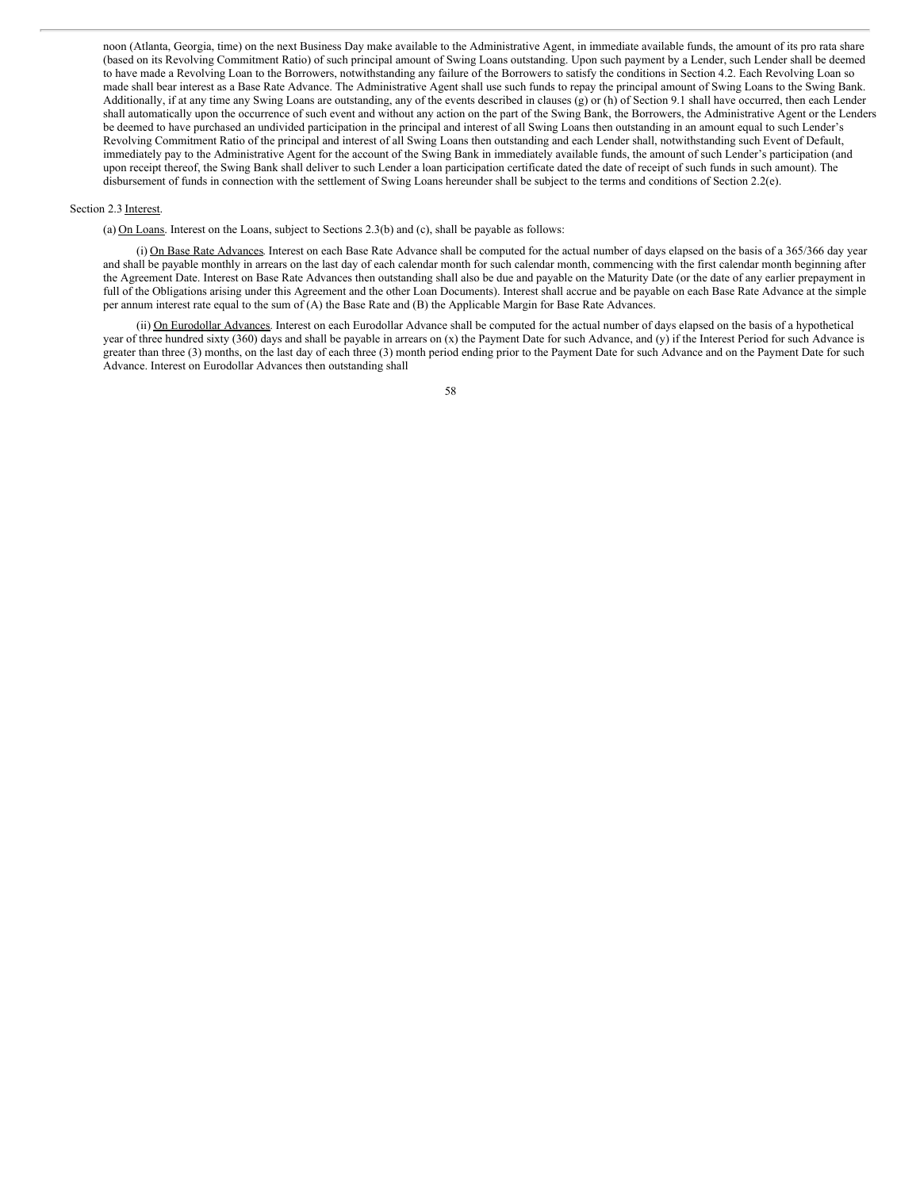noon (Atlanta, Georgia, time) on the next Business Day make available to the Administrative Agent, in immediate available funds, the amount of its pro rata share (based on its Revolving Commitment Ratio) of such principal amount of Swing Loans outstanding. Upon such payment by a Lender, such Lender shall be deemed to have made a Revolving Loan to the Borrowers, notwithstanding any failure of the Borrowers to satisfy the conditions in Section 4.2. Each Revolving Loan so made shall bear interest as a Base Rate Advance. The Administrative Agent shall use such funds to repay the principal amount of Swing Loans to the Swing Bank. Additionally, if at any time any Swing Loans are outstanding, any of the events described in clauses (g) or (h) of Section 9.1 shall have occurred, then each Lender shall automatically upon the occurrence of such event and without any action on the part of the Swing Bank, the Borrowers, the Administrative Agent or the Lenders be deemed to have purchased an undivided participation in the principal and interest of all Swing Loans then outstanding in an amount equal to such Lender's Revolving Commitment Ratio of the principal and interest of all Swing Loans then outstanding and each Lender shall, notwithstanding such Event of Default, immediately pay to the Administrative Agent for the account of the Swing Bank in immediately available funds, the amount of such Lender's participation (and upon receipt thereof, the Swing Bank shall deliver to such Lender a loan participation certificate dated the date of receipt of such funds in such amount). The disbursement of funds in connection with the settlement of Swing Loans hereunder shall be subject to the terms and conditions of Section 2.2(e).

Section 2.3 Interest.

(a) On Loans. Interest on the Loans, subject to Sections 2.3(b) and (c), shall be payable as follows:

(i) On Base Rate Advances. Interest on each Base Rate Advance shall be computed for the actual number of days elapsed on the basis of a 365/366 day year and shall be payable monthly in arrears on the last day of each calendar month for such calendar month, commencing with the first calendar month beginning after the Agreement Date. Interest on Base Rate Advances then outstanding shall also be due and payable on the Maturity Date (or the date of any earlier prepayment in full of the Obligations arising under this Agreement and the other Loan Documents). Interest shall accrue and be payable on each Base Rate Advance at the simple per annum interest rate equal to the sum of (A) the Base Rate and (B) the Applicable Margin for Base Rate Advances.

(ii) On Eurodollar Advances. Interest on each Eurodollar Advance shall be computed for the actual number of days elapsed on the basis of a hypothetical year of three hundred sixty (360) days and shall be payable in arrears on (x) the Payment Date for such Advance, and (y) if the Interest Period for such Advance is greater than three (3) months, on the last day of each three (3) month period ending prior to the Payment Date for such Advance and on the Payment Date for such Advance. Interest on Eurodollar Advances then outstanding shall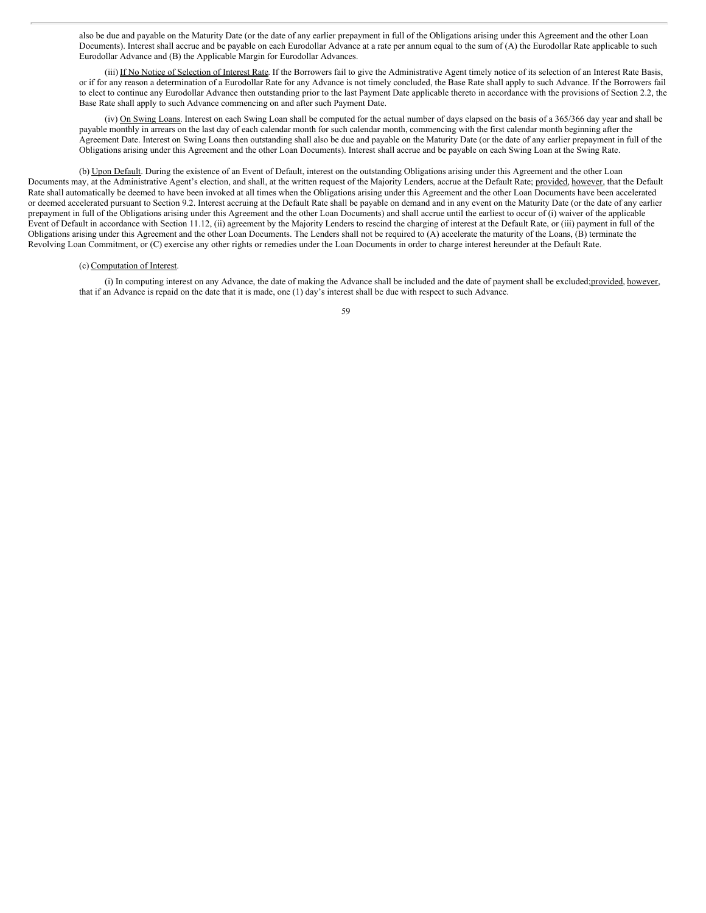also be due and payable on the Maturity Date (or the date of any earlier prepayment in full of the Obligations arising under this Agreement and the other Loan Documents). Interest shall accrue and be payable on each Eurodollar Advance at a rate per annum equal to the sum of (A) the Eurodollar Rate applicable to such Eurodollar Advance and (B) the Applicable Margin for Eurodollar Advances.

(iii) If No Notice of Selection of Interest Rate. If the Borrowers fail to give the Administrative Agent timely notice of its selection of an Interest Rate Basis, or if for any reason a determination of a Eurodollar Rate for any Advance is not timely concluded, the Base Rate shall apply to such Advance. If the Borrowers fail to elect to continue any Eurodollar Advance then outstanding prior to the last Payment Date applicable thereto in accordance with the provisions of Section 2.2, the Base Rate shall apply to such Advance commencing on and after such Payment Date.

(iv) On Swing Loans. Interest on each Swing Loan shall be computed for the actual number of days elapsed on the basis of a 365/366 day year and shall be payable monthly in arrears on the last day of each calendar month for such calendar month, commencing with the first calendar month beginning after the Agreement Date. Interest on Swing Loans then outstanding shall also be due and payable on the Maturity Date (or the date of any earlier prepayment in full of the Obligations arising under this Agreement and the other Loan Documents). Interest shall accrue and be payable on each Swing Loan at the Swing Rate.

(b) Upon Default. During the existence of an Event of Default, interest on the outstanding Obligations arising under this Agreement and the other Loan Documents may, at the Administrative Agent's election, and shall, at the written request of the Majority Lenders, accrue at the Default Rate; provided, however, that the Default Rate shall automatically be deemed to have been invoked at all times when the Obligations arising under this Agreement and the other Loan Documents have been accelerated or deemed accelerated pursuant to Section 9.2. Interest accruing at the Default Rate shall be payable on demand and in any event on the Maturity Date (or the date of any earlier prepayment in full of the Obligations arising under this Agreement and the other Loan Documents) and shall accrue until the earliest to occur of (i) waiver of the applicable Event of Default in accordance with Section 11.12, (ii) agreement by the Majority Lenders to rescind the charging of interest at the Default Rate, or (iii) payment in full of the Obligations arising under this Agreement and the other Loan Documents. The Lenders shall not be required to (A) accelerate the maturity of the Loans, (B) terminate the Revolving Loan Commitment, or (C) exercise any other rights or remedies under the Loan Documents in order to charge interest hereunder at the Default Rate.

(c) Computation of Interest.

(i) In computing interest on any Advance, the date of making the Advance shall be included and the date of payment shall be excluded; provided, however, that if an Advance is repaid on the date that it is made, one (1) day's interest shall be due with respect to such Advance.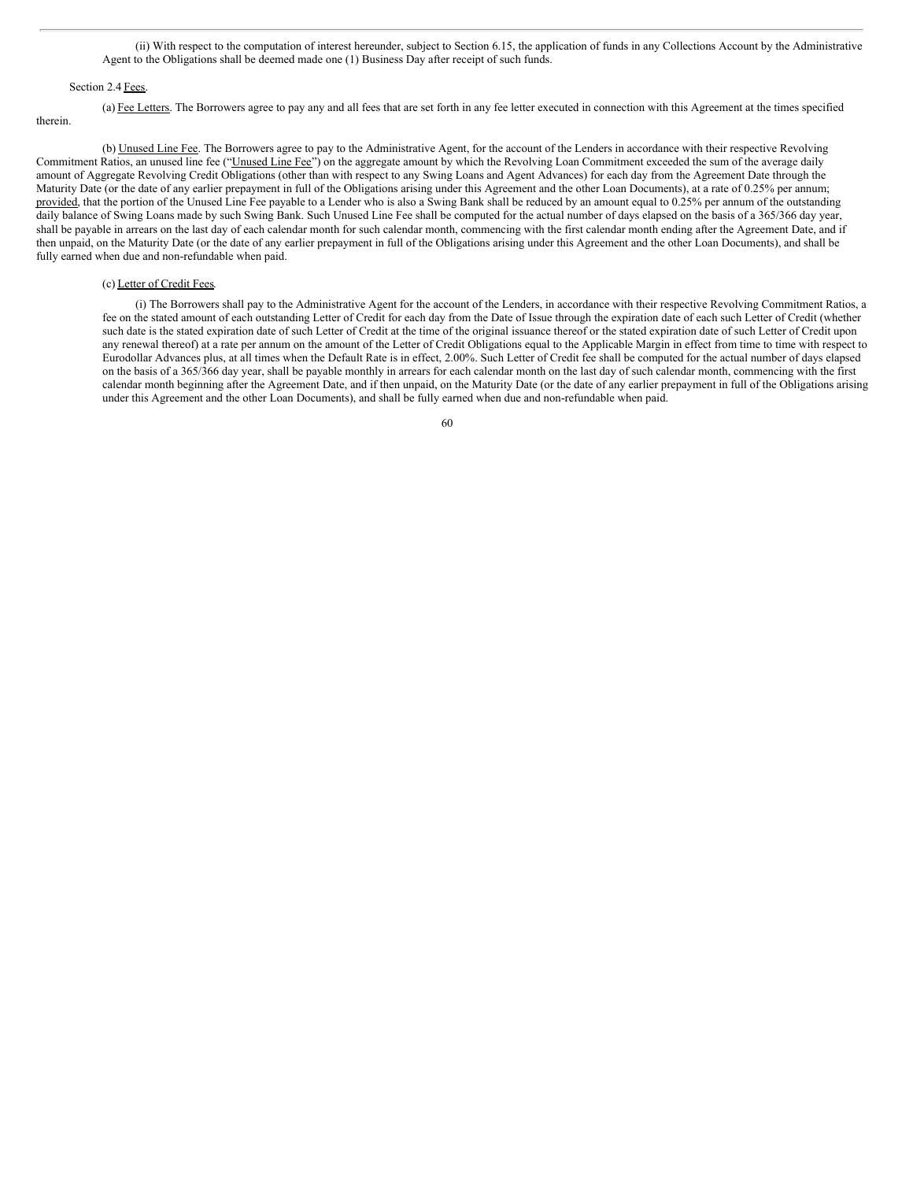(ii) With respect to the computation of interest hereunder, subject to Section 6.15, the application of funds in any Collections Account by the Administrative Agent to the Obligations shall be deemed made one (1) Business Day after receipt of such funds.

Section 2.4 Fees.

(a) Fee Letters. The Borrowers agree to pay any and all fees that are set forth in any fee letter executed in connection with this Agreement at the times specified therein.

(b) Unused Line Fee. The Borrowers agree to pay to the Administrative Agent, for the account of the Lenders in accordance with their respective Revolving Commitment Ratios, an unused line fee ("Unused Line Fee") on the aggregate amount by which the Revolving Loan Commitment exceeded the sum of the average daily amount of Aggregate Revolving Credit Obligations (other than with respect to any Swing Loans and Agent Advances) for each day from the Agreement Date through the Maturity Date (or the date of any earlier prepayment in full of the Obligations arising under this Agreement and the other Loan Documents), at a rate of 0.25% per annum; provided, that the portion of the Unused Line Fee payable to a Lender who is also a Swing Bank shall be reduced by an amount equal to 0.25% per annum of the outstanding daily balance of Swing Loans made by such Swing Bank. Such Unused Line Fee shall be computed for the actual number of days elapsed on the basis of a 365/366 day year, shall be payable in arrears on the last day of each calendar month for such calendar month, commencing with the first calendar month ending after the Agreement Date, and if then unpaid, on the Maturity Date (or the date of any earlier prepayment in full of the Obligations arising under this Agreement and the other Loan Documents), and shall be fully earned when due and non-refundable when paid.

(c) Letter of Credit Fees.

(i) The Borrowers shall pay to the Administrative Agent for the account of the Lenders, in accordance with their respective Revolving Commitment Ratios, a fee on the stated amount of each outstanding Letter of Credit for each day from the Date of Issue through the expiration date of each such Letter of Credit (whether such date is the stated expiration date of such Letter of Credit at the time of the original issuance thereof or the stated expiration date of such Letter of Credit upon any renewal thereof) at a rate per annum on the amount of the Letter of Credit Obligations equal to the Applicable Margin in effect from time to time with respect to Eurodollar Advances plus, at all times when the Default Rate is in effect, 2.00%. Such Letter of Credit fee shall be computed for the actual number of days elapsed on the basis of a 365/366 day year, shall be payable monthly in arrears for each calendar month on the last day of such calendar month, commencing with the first calendar month beginning after the Agreement Date, and if then unpaid, on the Maturity Date (or the date of any earlier prepayment in full of the Obligations arising under this Agreement and the other Loan Documents), and shall be fully earned when due and non-refundable when paid.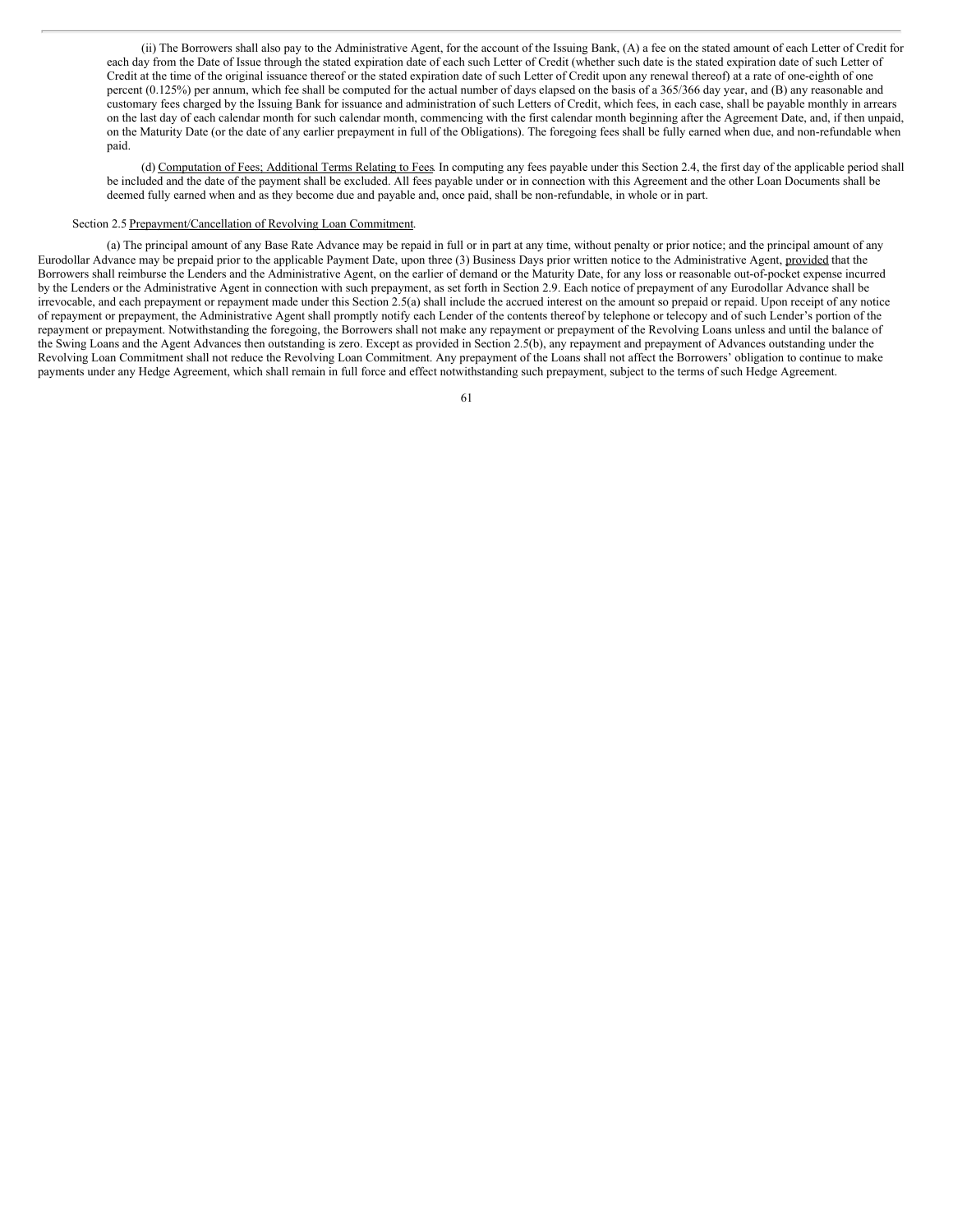(ii) The Borrowers shall also pay to the Administrative Agent, for the account of the Issuing Bank, (A) a fee on the stated amount of each Letter of Credit for each day from the Date of Issue through the stated expiration date of each such Letter of Credit (whether such date is the stated expiration date of such Letter of Credit at the time of the original issuance thereof or the stated expiration date of such Letter of Credit upon any renewal thereof) at a rate of one-eighth of one percent (0.125%) per annum, which fee shall be computed for the actual number of days elapsed on the basis of a 365/366 day year, and (B) any reasonable and customary fees charged by the Issuing Bank for issuance and administration of such Letters of Credit, which fees, in each case, shall be payable monthly in arrears on the last day of each calendar month for such calendar month, commencing with the first calendar month beginning after the Agreement Date, and, if then unpaid, on the Maturity Date (or the date of any earlier prepayment in full of the Obligations). The foregoing fees shall be fully earned when due, and non-refundable when paid.

(d) Computation of Fees; Additional Terms Relating to Fees. In computing any fees payable under this Section 2.4, the first day of the applicable period shall be included and the date of the payment shall be excluded. All fees payable under or in connection with this Agreement and the other Loan Documents shall be deemed fully earned when and as they become due and payable and, once paid, shall be non-refundable, in whole or in part.

Section 2.5 Prepayment/Cancellation of Revolving Loan Commitment.

(a) The principal amount of any Base Rate Advance may be repaid in full or in part at any time, without penalty or prior notice; and the principal amount of any Eurodollar Advance may be prepaid prior to the applicable Payment Date, upon three (3) Business Days prior written notice to the Administrative Agent, provided that the Borrowers shall reimburse the Lenders and the Administrative Agent, on the earlier of demand or the Maturity Date, for any loss or reasonable out-of-pocket expense incurred by the Lenders or the Administrative Agent in connection with such prepayment, as set forth in Section 2.9. Each notice of prepayment of any Eurodollar Advance shall be irrevocable, and each prepayment or repayment made under this Section 2.5(a) shall include the accrued interest on the amount so prepaid or repaid. Upon receipt of any notice of repayment or prepayment, the Administrative Agent shall promptly notify each Lender of the contents thereof by telephone or telecopy and of such Lender's portion of the repayment or prepayment. Notwithstanding the foregoing, the Borrowers shall not make any repayment or prepayment of the Revolving Loans unless and until the balance of the Swing Loans and the Agent Advances then outstanding is zero. Except as provided in Section 2.5(b), any repayment and prepayment of Advances outstanding under the Revolving Loan Commitment shall not reduce the Revolving Loan Commitment. Any prepayment of the Loans shall not affect the Borrowers' obligation to continue to make payments under any Hedge Agreement, which shall remain in full force and effect notwithstanding such prepayment, subject to the terms of such Hedge Agreement.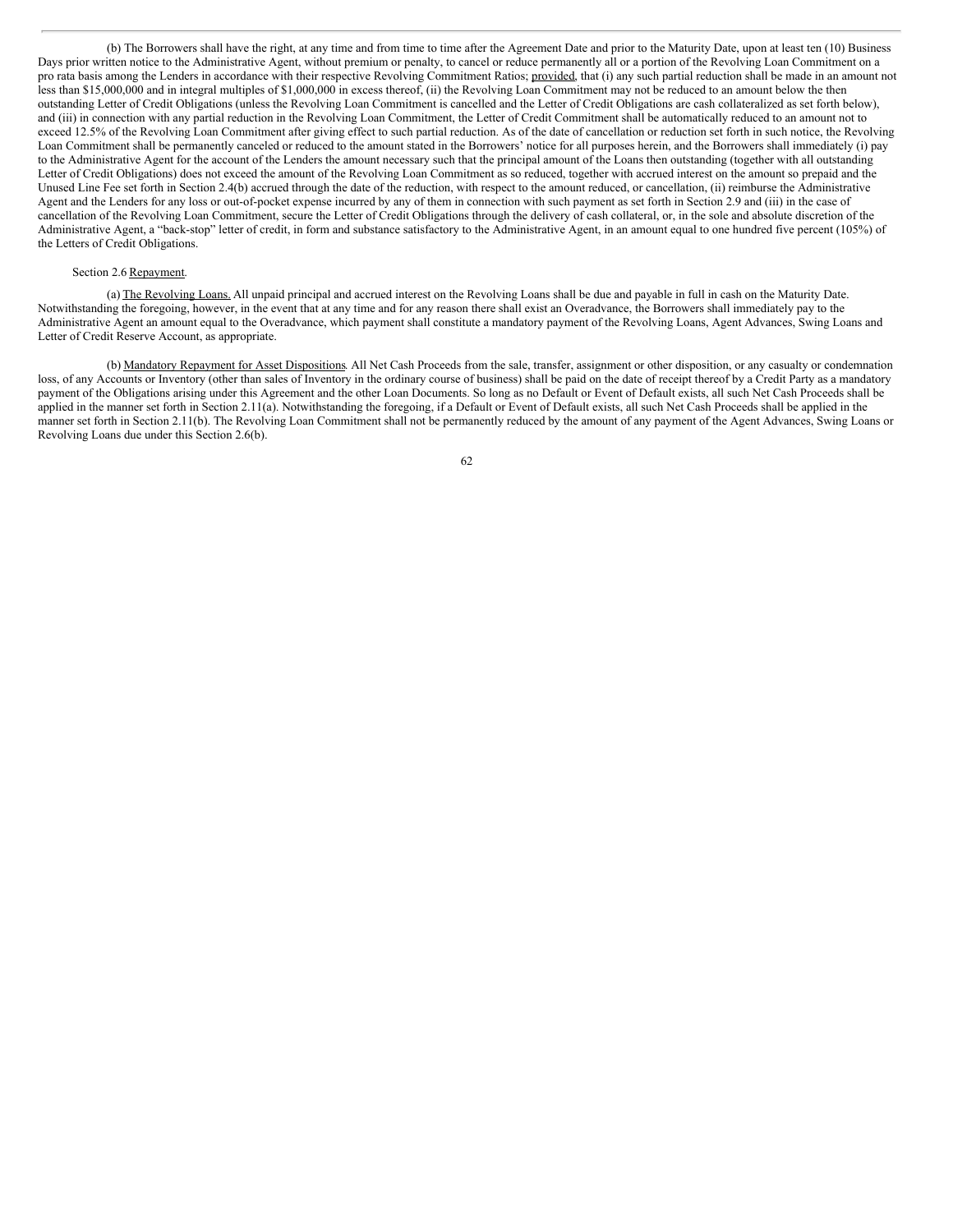(b) The Borrowers shall have the right, at any time and from time to time after the Agreement Date and prior to the Maturity Date, upon at least ten (10) Business Days prior written notice to the Administrative Agent, without premium or penalty, to cancel or reduce permanently all or a portion of the Revolving Loan Commitment on a pro rata basis among the Lenders in accordance with their respective Revolving Commitment Ratios; provided, that (i) any such partial reduction shall be made in an amount not less than $15,000,000 and in integral multiples of $1,000,000 in excess thereof, (ii) the Revolving Loan Commitment may not be reduced to an amount below the then outstanding Letter of Credit Obligations (unless the Revolving Loan Commitment is cancelled and the Letter of Credit Obligations are cash collateralized as set forth below), and (iii) in connection with any partial reduction in the Revolving Loan Commitment, the Letter of Credit Commitment shall be automatically reduced to an amount not to exceed 12.5% of the Revolving Loan Commitment after giving effect to such partial reduction. As of the date of cancellation or reduction set forth in such notice, the Revolving Loan Commitment shall be permanently canceled or reduced to the amount stated in the Borrowers' notice for all purposes herein, and the Borrowers shall immediately (i) pay to the Administrative Agent for the account of the Lenders the amount necessary such that the principal amount of the Loans then outstanding (together with all outstanding Letter of Credit Obligations) does not exceed the amount of the Revolving Loan Commitment as so reduced, together with accrued interest on the amount so prepaid and the Unused Line Fee set forth in Section 2.4(b) accrued through the date of the reduction, with respect to the amount reduced, or cancellation, (ii) reimburse the Administrative Agent and the Lenders for any loss or out-of-pocket expense incurred by any of them in connection with such payment as set forth in Section 2.9 and (iii) in the case of cancellation of the Revolving Loan Commitment, secure the Letter of Credit Obligations through the delivery of cash collateral, or, in the sole and absolute discretion of the Administrative Agent, a "back-stop" letter of credit, in form and substance satisfactory to the Administrative Agent, in an amount equal to one hundred five percent (105%) of the Letters of Credit Obligations.

Section 2.6 Repayment.

(a) The Revolving Loans. All unpaid principal and accrued interest on the Revolving Loans shall be due and payable in full in cash on the Maturity Date. Notwithstanding the foregoing, however, in the event that at any time and for any reason there shall exist an Overadvance, the Borrowers shall immediately pay to the Administrative Agent an amount equal to the Overadvance, which payment shall constitute a mandatory payment of the Revolving Loans, Agent Advances, Swing Loans and Letter of Credit Reserve Account, as appropriate.

(b) Mandatory Repayment for Asset Dispositions. All Net Cash Proceeds from the sale, transfer, assignment or other disposition, or any casualty or condemnation loss, of any Accounts or Inventory (other than sales of Inventory in the ordinary course of business) shall be paid on the date of receipt thereof by a Credit Party as a mandatory payment of the Obligations arising under this Agreement and the other Loan Documents. So long as no Default or Event of Default exists, all such Net Cash Proceeds shall be applied in the manner set forth in Section 2.11(a). Notwithstanding the foregoing, if a Default or Event of Default exists, all such Net Cash Proceeds shall be applied in the manner set forth in Section 2.11(b). The Revolving Loan Commitment shall not be permanently reduced by the amount of any payment of the Agent Advances, Swing Loans or Revolving Loans due under this Section 2.6(b).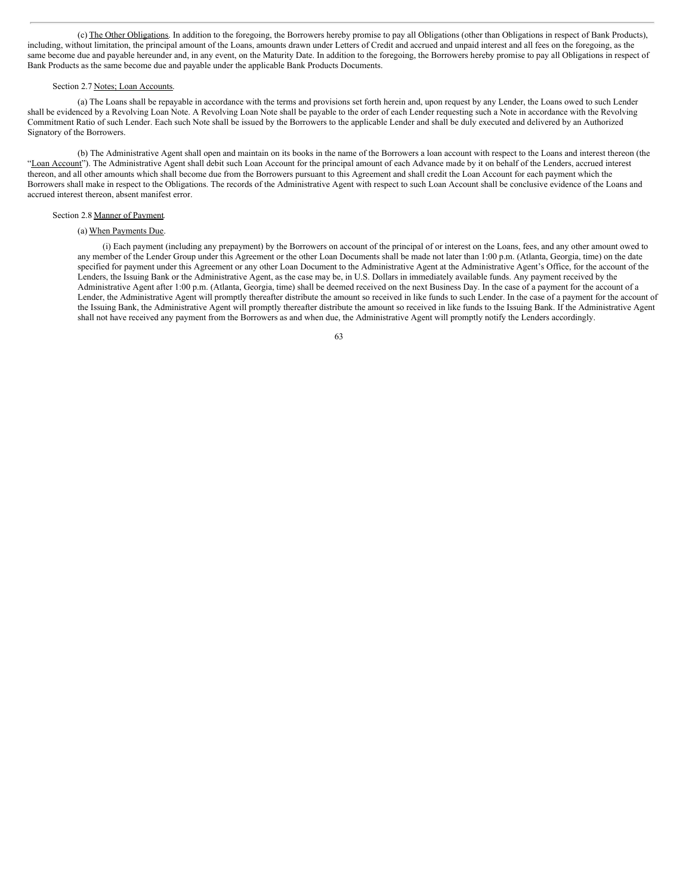(c) The Other Obligations. In addition to the foregoing, the Borrowers hereby promise to pay all Obligations (other than Obligations in respect of Bank Products), including, without limitation, the principal amount of the Loans, amounts drawn under Letters of Credit and accrued and unpaid interest and all fees on the foregoing, as the same become due and payable hereunder and, in any event, on the Maturity Date. In addition to the foregoing, the Borrowers hereby promise to pay all Obligations in respect of Bank Products as the same become due and payable under the applicable Bank Products Documents.

Section 2.7 Notes; Loan Accounts.

(a) The Loans shall be repayable in accordance with the terms and provisions set forth herein and, upon request by any Lender, the Loans owed to such Lender shall be evidenced by a Revolving Loan Note. A Revolving Loan Note shall be payable to the order of each Lender requesting such a Note in accordance with the Revolving Commitment Ratio of such Lender. Each such Note shall be issued by the Borrowers to the applicable Lender and shall be duly executed and delivered by an Authorized Signatory of the Borrowers.

(b) The Administrative Agent shall open and maintain on its books in the name of the Borrowers a loan account with respect to the Loans and interest thereon (the "Loan Account"). The Administrative Agent shall debit such Loan Account for the principal amount of each Advance made by it on behalf of the Lenders, accrued interest thereon, and all other amounts which shall become due from the Borrowers pursuant to this Agreement and shall credit the Loan Account for each payment which the Borrowers shall make in respect to the Obligations. The records of the Administrative Agent with respect to such Loan Account shall be conclusive evidence of the Loans and accrued interest thereon, absent manifest error.

Section 2.8 Manner of Payment.

(a) When Payments Due.

(i) Each payment (including any prepayment) by the Borrowers on account of the principal of or interest on the Loans, fees, and any other amount owed to any member of the Lender Group under this Agreement or the other Loan Documents shall be made not later than 1:00 p.m. (Atlanta, Georgia, time) on the date specified for payment under this Agreement or any other Loan Document to the Administrative Agent at the Administrative Agent's Office, for the account of the Lenders, the Issuing Bank or the Administrative Agent, as the case may be, in U.S. Dollars in immediately available funds. Any payment received by the Administrative Agent after 1:00 p.m. (Atlanta, Georgia, time) shall be deemed received on the next Business Day. In the case of a payment for the account of a Lender, the Administrative Agent will promptly thereafter distribute the amount so received in like funds to such Lender. In the case of a payment for the account of the Issuing Bank, the Administrative Agent will promptly thereafter distribute the amount so received in like funds to the Issuing Bank. If the Administrative Agent shall not have received any payment from the Borrowers as and when due, the Administrative Agent will promptly notify the Lenders accordingly.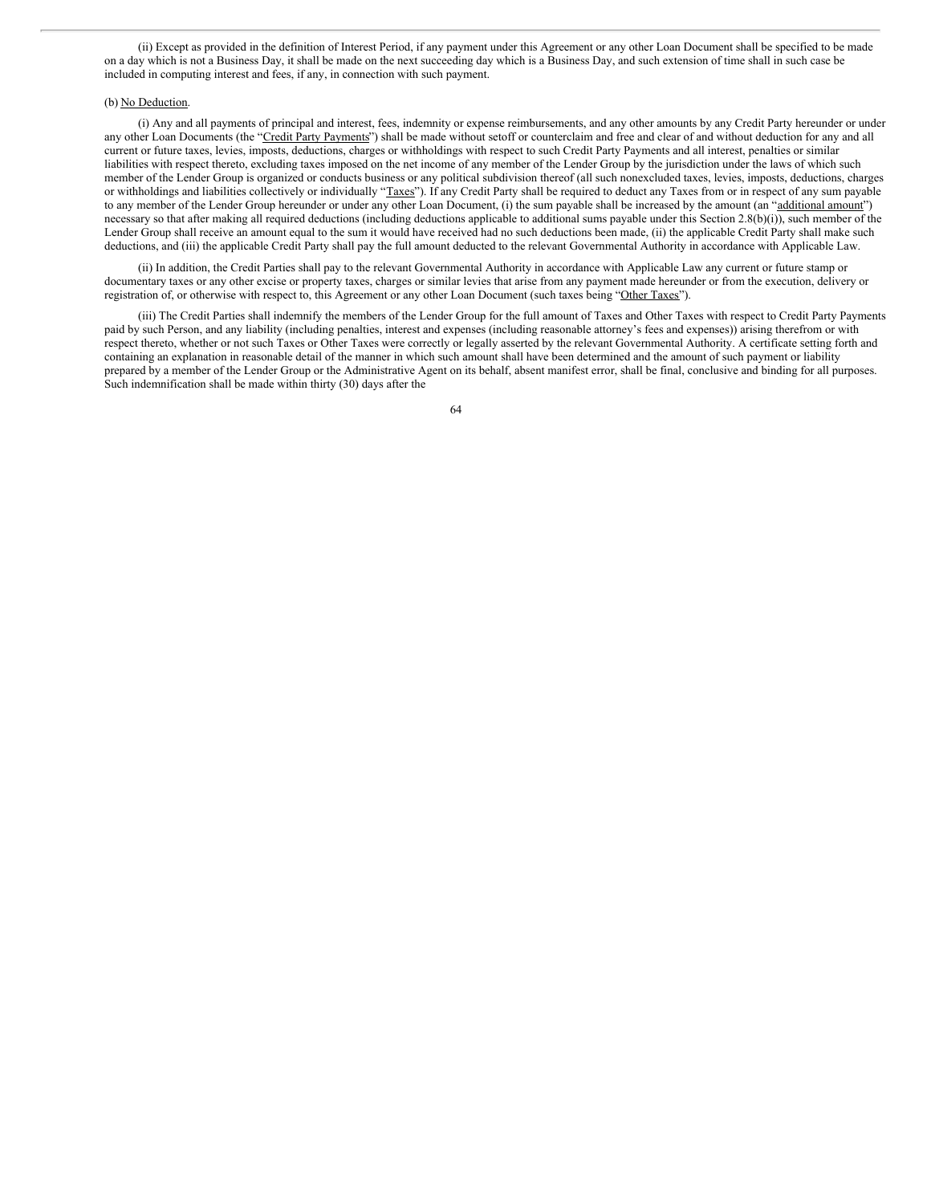(ii) Except as provided in the definition of Interest Period, if any payment under this Agreement or any other Loan Document shall be specified to be made on a day which is not a Business Day, it shall be made on the next succeeding day which is a Business Day, and such extension of time shall in such case be included in computing interest and fees, if any, in connection with such payment.

(b) No Deduction.

(i) Any and all payments of principal and interest, fees, indemnity or expense reimbursements, and any other amounts by any Credit Party hereunder or under any other Loan Documents (the "Credit Party Payments") shall be made without setoff or counterclaim and free and clear of and without deduction for any and all current or future taxes, levies, imposts, deductions, charges or withholdings with respect to such Credit Party Payments and all interest, penalties or similar liabilities with respect thereto, excluding taxes imposed on the net income of any member of the Lender Group by the jurisdiction under the laws of which such member of the Lender Group is organized or conducts business or any political subdivision thereof (all such nonexcluded taxes, levies, imposts, deductions, charges or withholdings and liabilities collectively or individually "Taxes"). If any Credit Party shall be required to deduct any Taxes from or in respect of any sum payable to any member of the Lender Group hereunder or under any other Loan Document, (i) the sum payable shall be increased by the amount (an "additional amount") necessary so that after making all required deductions (including deductions applicable to additional sums payable under this Section 2.8(b)(i)), such member of the Lender Group shall receive an amount equal to the sum it would have received had no such deductions been made, (ii) the applicable Credit Party shall make such deductions, and (iii) the applicable Credit Party shall pay the full amount deducted to the relevant Governmental Authority in accordance with Applicable Law.

(ii) In addition, the Credit Parties shall pay to the relevant Governmental Authority in accordance with Applicable Law any current or future stamp or documentary taxes or any other excise or property taxes, charges or similar levies that arise from any payment made hereunder or from the execution, delivery or registration of, or otherwise with respect to, this Agreement or any other Loan Document (such taxes being "Other Taxes").

(iii) The Credit Parties shall indemnify the members of the Lender Group for the full amount of Taxes and Other Taxes with respect to Credit Party Payments paid by such Person, and any liability (including penalties, interest and expenses (including reasonable attorney's fees and expenses)) arising therefrom or with respect thereto, whether or not such Taxes or Other Taxes were correctly or legally asserted by the relevant Governmental Authority. A certificate setting forth and containing an explanation in reasonable detail of the manner in which such amount shall have been determined and the amount of such payment or liability prepared by a member of the Lender Group or the Administrative Agent on its behalf, absent manifest error, shall be final, conclusive and binding for all purposes. Such indemnification shall be made within thirty (30) days after the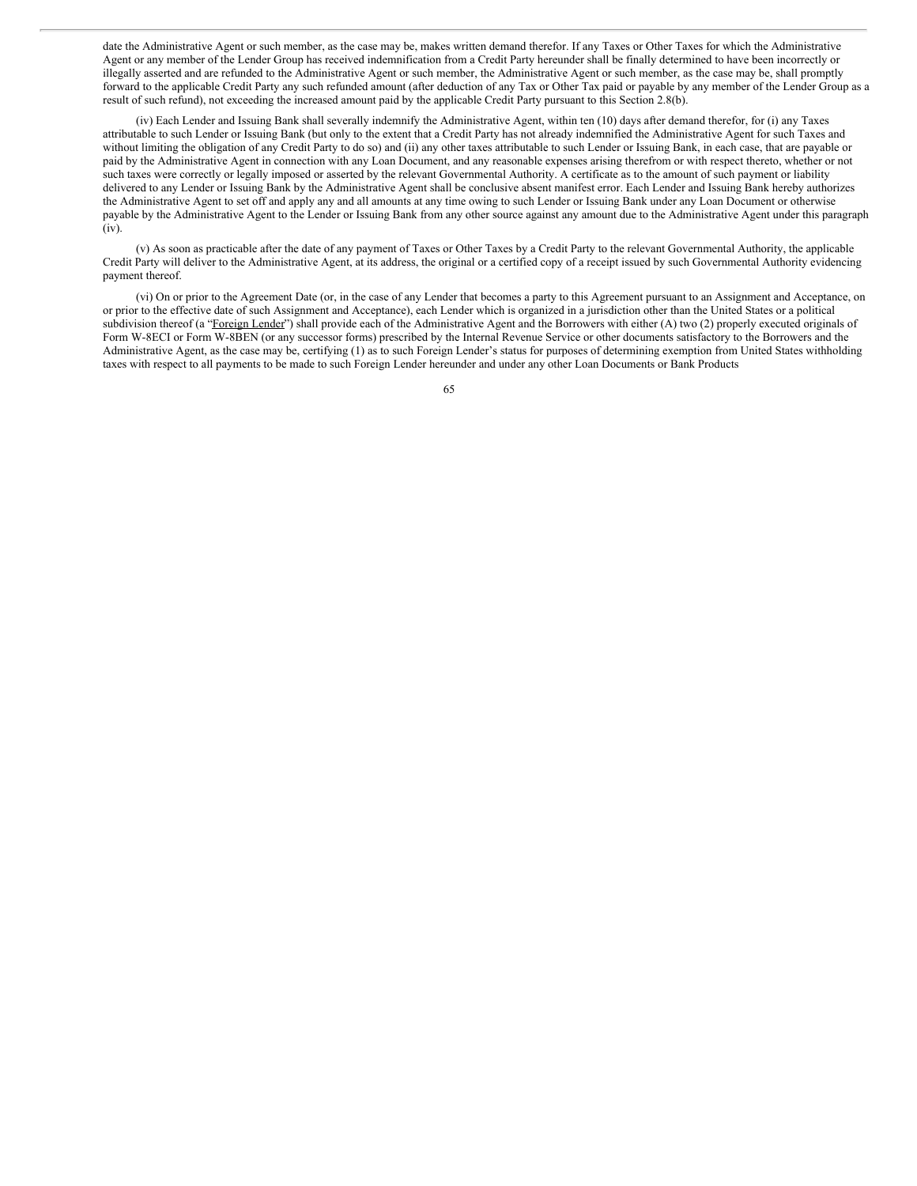date the Administrative Agent or such member, as the case may be, makes written demand therefor. If any Taxes or Other Taxes for which the Administrative Agent or any member of the Lender Group has received indemnification from a Credit Party hereunder shall be finally determined to have been incorrectly or illegally asserted and are refunded to the Administrative Agent or such member, the Administrative Agent or such member, as the case may be, shall promptly forward to the applicable Credit Party any such refunded amount (after deduction of any Tax or Other Tax paid or payable by any member of the Lender Group as a result of such refund), not exceeding the increased amount paid by the applicable Credit Party pursuant to this Section 2.8(b).

(iv) Each Lender and Issuing Bank shall severally indemnify the Administrative Agent, within ten (10) days after demand therefor, for (i) any Taxes attributable to such Lender or Issuing Bank (but only to the extent that a Credit Party has not already indemnified the Administrative Agent for such Taxes and without limiting the obligation of any Credit Party to do so) and (ii) any other taxes attributable to such Lender or Issuing Bank, in each case, that are payable or paid by the Administrative Agent in connection with any Loan Document, and any reasonable expenses arising therefrom or with respect thereto, whether or not such taxes were correctly or legally imposed or asserted by the relevant Governmental Authority. A certificate as to the amount of such payment or liability delivered to any Lender or Issuing Bank by the Administrative Agent shall be conclusive absent manifest error. Each Lender and Issuing Bank hereby authorizes the Administrative Agent to set off and apply any and all amounts at any time owing to such Lender or Issuing Bank under any Loan Document or otherwise payable by the Administrative Agent to the Lender or Issuing Bank from any other source against any amount due to the Administrative Agent under this paragraph (iv).

(v) As soon as practicable after the date of any payment of Taxes or Other Taxes by a Credit Party to the relevant Governmental Authority, the applicable Credit Party will deliver to the Administrative Agent, at its address, the original or a certified copy of a receipt issued by such Governmental Authority evidencing payment thereof.

(vi) On or prior to the Agreement Date (or, in the case of any Lender that becomes a party to this Agreement pursuant to an Assignment and Acceptance, on or prior to the effective date of such Assignment and Acceptance), each Lender which is organized in a jurisdiction other than the United States or a political subdivision thereof (a "Foreign Lender") shall provide each of the Administrative Agent and the Borrowers with either (A) two (2) properly executed originals of Form W-8ECI or Form W-8BEN (or any successor forms) prescribed by the Internal Revenue Service or other documents satisfactory to the Borrowers and the Administrative Agent, as the case may be, certifying (1) as to such Foreign Lender's status for purposes of determining exemption from United States withholding taxes with respect to all payments to be made to such Foreign Lender hereunder and under any other Loan Documents or Bank Products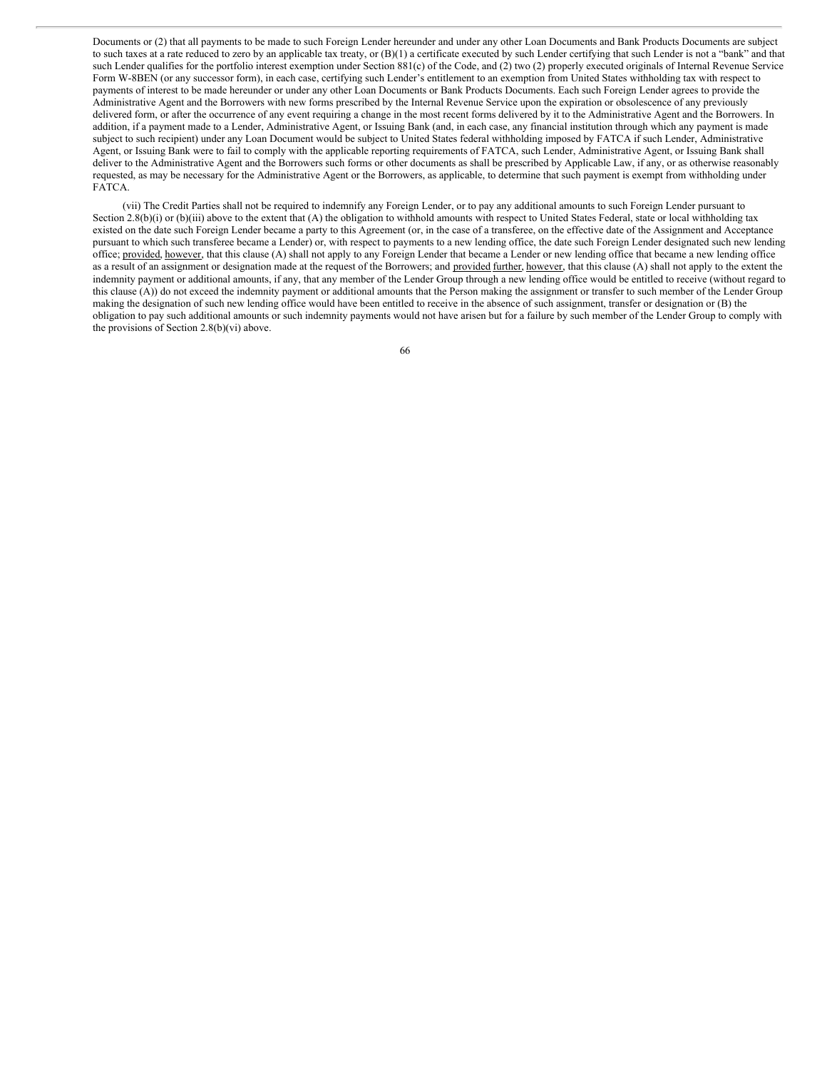Documents or (2) that all payments to be made to such Foreign Lender hereunder and under any other Loan Documents and Bank Products Documents are subject to such taxes at a rate reduced to zero by an applicable tax treaty, or (B)(1) a certificate executed by such Lender certifying that such Lender is not a "bank" and that such Lender qualifies for the portfolio interest exemption under Section 881(c) of the Code, and (2) two (2) properly executed originals of Internal Revenue Service Form W-8BEN (or any successor form), in each case, certifying such Lender's entitlement to an exemption from United States withholding tax with respect to payments of interest to be made hereunder or under any other Loan Documents or Bank Products Documents. Each such Foreign Lender agrees to provide the Administrative Agent and the Borrowers with new forms prescribed by the Internal Revenue Service upon the expiration or obsolescence of any previously delivered form, or after the occurrence of any event requiring a change in the most recent forms delivered by it to the Administrative Agent and the Borrowers. In addition, if a payment made to a Lender, Administrative Agent, or Issuing Bank (and, in each case, any financial institution through which any payment is made subject to such recipient) under any Loan Document would be subject to United States federal withholding imposed by FATCA if such Lender, Administrative Agent, or Issuing Bank were to fail to comply with the applicable reporting requirements of FATCA, such Lender, Administrative Agent, or Issuing Bank shall deliver to the Administrative Agent and the Borrowers such forms or other documents as shall be prescribed by Applicable Law, if any, or as otherwise reasonably requested, as may be necessary for the Administrative Agent or the Borrowers, as applicable, to determine that such payment is exempt from withholding under FATCA.

(vii) The Credit Parties shall not be required to indemnify any Foreign Lender, or to pay any additional amounts to such Foreign Lender pursuant to Section 2.8(b)(i) or (b)(iii) above to the extent that (A) the obligation to withhold amounts with respect to United States Federal, state or local withholding tax existed on the date such Foreign Lender became a party to this Agreement (or, in the case of a transferee, on the effective date of the Assignment and Acceptance pursuant to which such transferee became a Lender) or, with respect to payments to a new lending office, the date such Foreign Lender designated such new lending office; provided, however, that this clause (A) shall not apply to any Foreign Lender that became a Lender or new lending office that became a new lending office as a result of an assignment or designation made at the request of the Borrowers; and provided further, however, that this clause (A) shall not apply to the extent the indemnity payment or additional amounts, if any, that any member of the Lender Group through a new lending office would be entitled to receive (without regard to this clause (A)) do not exceed the indemnity payment or additional amounts that the Person making the assignment or transfer to such member of the Lender Group making the designation of such new lending office would have been entitled to receive in the absence of such assignment, transfer or designation or (B) the obligation to pay such additional amounts or such indemnity payments would not have arisen but for a failure by such member of the Lender Group to comply with the provisions of Section 2.8(b)(vi) above.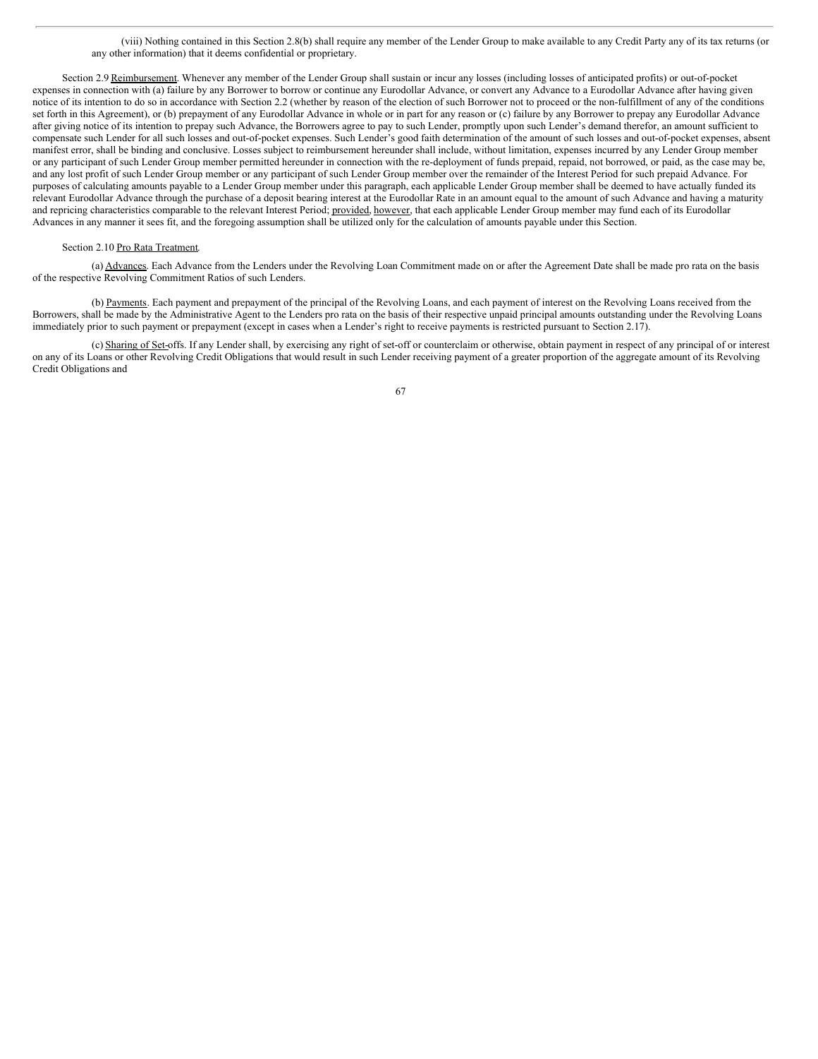(viii) Nothing contained in this Section 2.8(b) shall require any member of the Lender Group to make available to any Credit Party any of its tax returns (or any other information) that it deems confidential or proprietary.

Section 2.9 Reimbursement. Whenever any member of the Lender Group shall sustain or incur any losses (including losses of anticipated profits) or out-of-pocket expenses in connection with (a) failure by any Borrower to borrow or continue any Eurodollar Advance, or convert any Advance to a Eurodollar Advance after having given notice of its intention to do so in accordance with Section 2.2 (whether by reason of the election of such Borrower not to proceed or the non-fulfillment of any of the conditions set forth in this Agreement), or (b) prepayment of any Eurodollar Advance in whole or in part for any reason or (c) failure by any Borrower to prepay any Eurodollar Advance after giving notice of its intention to prepay such Advance, the Borrowers agree to pay to such Lender, promptly upon such Lender's demand therefor, an amount sufficient to compensate such Lender for all such losses and out-of-pocket expenses. Such Lender's good faith determination of the amount of such losses and out-of-pocket expenses, absent manifest error, shall be binding and conclusive. Losses subject to reimbursement hereunder shall include, without limitation, expenses incurred by any Lender Group member or any participant of such Lender Group member permitted hereunder in connection with the re-deployment of funds prepaid, repaid, not borrowed, or paid, as the case may be, and any lost profit of such Lender Group member or any participant of such Lender Group member over the remainder of the Interest Period for such prepaid Advance. For purposes of calculating amounts payable to a Lender Group member under this paragraph, each applicable Lender Group member shall be deemed to have actually funded its relevant Eurodollar Advance through the purchase of a deposit bearing interest at the Eurodollar Rate in an amount equal to the amount of such Advance and having a maturity and repricing characteristics comparable to the relevant Interest Period; provided, however, that each applicable Lender Group member may fund each of its Eurodollar Advances in any manner it sees fit, and the foregoing assumption shall be utilized only for the calculation of amounts payable under this Section.

Section 2.10 Pro Rata Treatment.

(a) Advances. Each Advance from the Lenders under the Revolving Loan Commitment made on or after the Agreement Date shall be made pro rata on the basis of the respective Revolving Commitment Ratios of such Lenders.

(b) Payments. Each payment and prepayment of the principal of the Revolving Loans, and each payment of interest on the Revolving Loans received from the Borrowers, shall be made by the Administrative Agent to the Lenders pro rata on the basis of their respective unpaid principal amounts outstanding under the Revolving Loans immediately prior to such payment or prepayment (except in cases when a Lender's right to receive payments is restricted pursuant to Section 2.17).

(c) Sharing of Set-offs. If any Lender shall, by exercising any right of set-off or counterclaim or otherwise, obtain payment in respect of any principal of or interest on any of its Loans or other Revolving Credit Obligations that would result in such Lender receiving payment of a greater proportion of the aggregate amount of its Revolving Credit Obligations and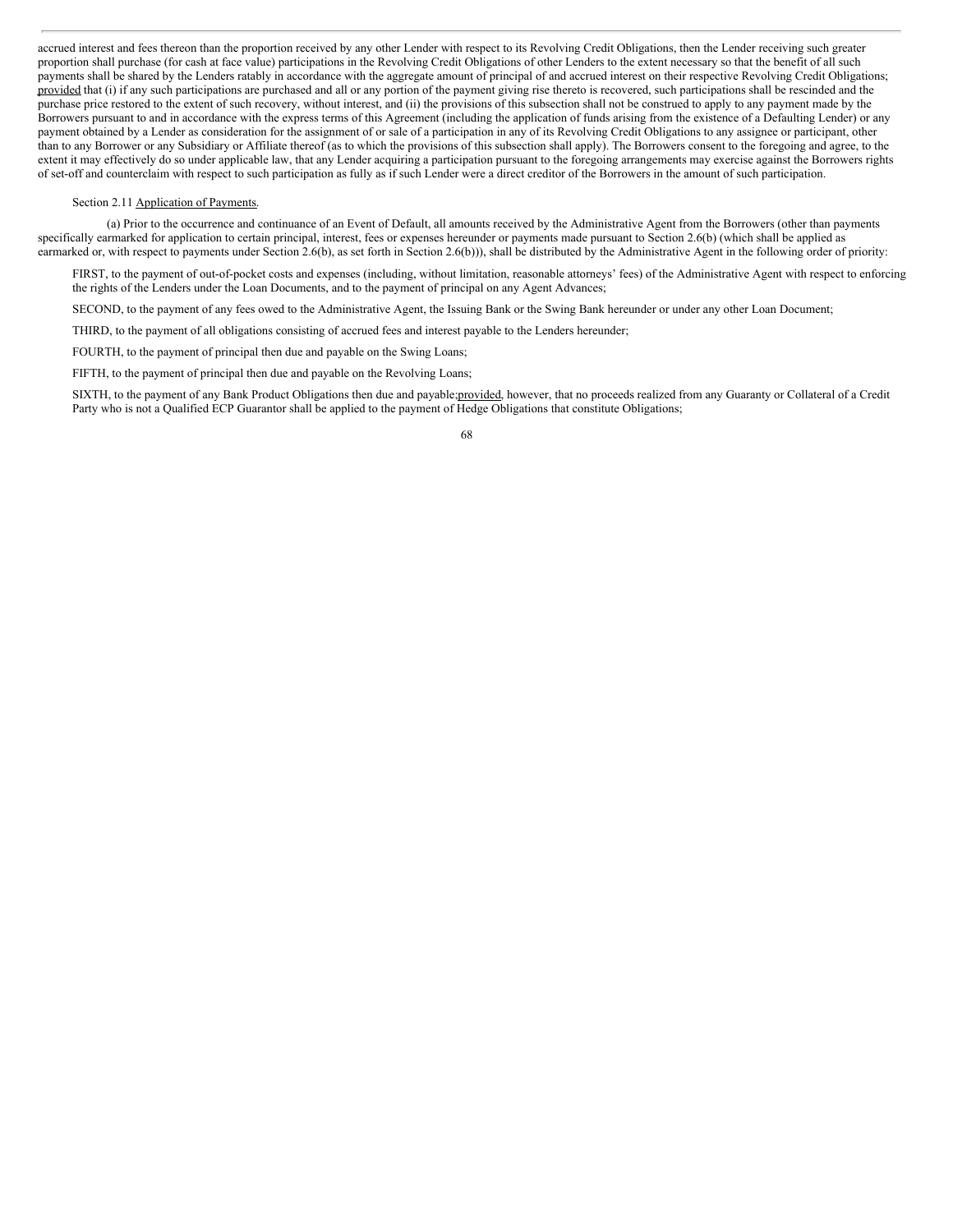accrued interest and fees thereon than the proportion received by any other Lender with respect to its Revolving Credit Obligations, then the Lender receiving such greater proportion shall purchase (for cash at face value) participations in the Revolving Credit Obligations of other Lenders to the extent necessary so that the benefit of all such payments shall be shared by the Lenders ratably in accordance with the aggregate amount of principal of and accrued interest on their respective Revolving Credit Obligations; provided that (i) if any such participations are purchased and all or any portion of the payment giving rise thereto is recovered, such participations shall be rescinded and the purchase price restored to the extent of such recovery, without interest, and (ii) the provisions of this subsection shall not be construed to apply to any payment made by the Borrowers pursuant to and in accordance with the express terms of this Agreement (including the application of funds arising from the existence of a Defaulting Lender) or any payment obtained by a Lender as consideration for the assignment of or sale of a participation in any of its Revolving Credit Obligations to any assignee or participant, other than to any Borrower or any Subsidiary or Affiliate thereof (as to which the provisions of this subsection shall apply). The Borrowers consent to the foregoing and agree, to the extent it may effectively do so under applicable law, that any Lender acquiring a participation pursuant to the foregoing arrangements may exercise against the Borrowers rights of set-off and counterclaim with respect to such participation as fully as if such Lender were a direct creditor of the Borrowers in the amount of such participation.

Section 2.11 Application of Payments.

(a) Prior to the occurrence and continuance of an Event of Default, all amounts received by the Administrative Agent from the Borrowers (other than payments specifically earmarked for application to certain principal, interest, fees or expenses hereunder or payments made pursuant to Section 2.6(b) (which shall be applied as earmarked or, with respect to payments under Section 2.6(b), as set forth in Section 2.6(b))), shall be distributed by the Administrative Agent in the following order of priority:

FIRST, to the payment of out-of-pocket costs and expenses (including, without limitation, reasonable attorneys' fees) of the Administrative Agent with respect to enforcing the rights of the Lenders under the Loan Documents, and to the payment of principal on any Agent Advances;

SECOND, to the payment of any fees owed to the Administrative Agent, the Issuing Bank or the Swing Bank hereunder or under any other Loan Document;

THIRD, to the payment of all obligations consisting of accrued fees and interest payable to the Lenders hereunder;

FOURTH, to the payment of principal then due and payable on the Swing Loans;

FIFTH, to the payment of principal then due and payable on the Revolving Loans;

SIXTH, to the payment of any Bank Product Obligations then due and payable;provided, however, that no proceeds realized from any Guaranty or Collateral of a Credit Party who is not a Qualified ECP Guarantor shall be applied to the payment of Hedge Obligations that constitute Obligations;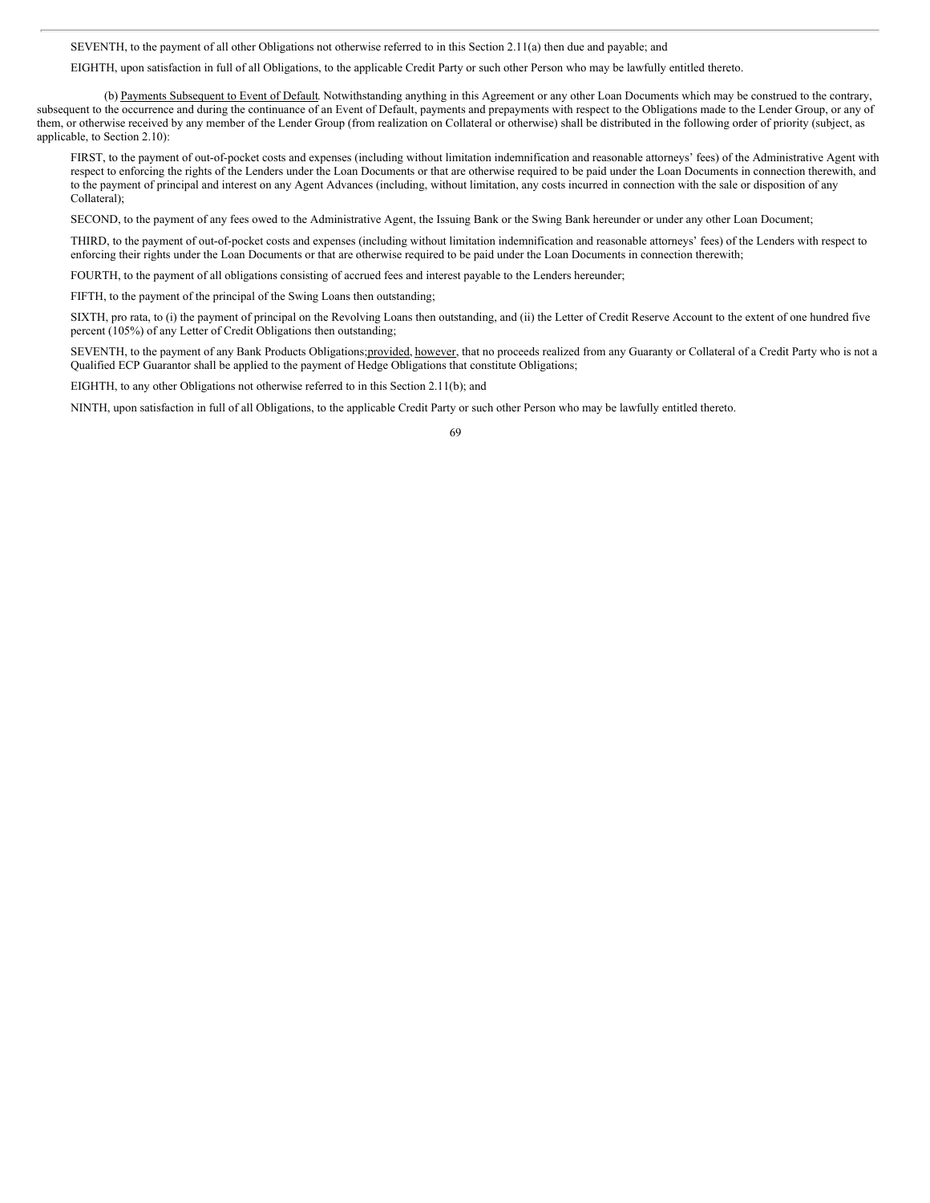SEVENTH, to the payment of all other Obligations not otherwise referred to in this Section 2.11(a) then due and payable; and

EIGHTH, upon satisfaction in full of all Obligations, to the applicable Credit Party or such other Person who may be lawfully entitled thereto.

(b) Payments Subsequent to Event of Default. Notwithstanding anything in this Agreement or any other Loan Documents which may be construed to the contrary, subsequent to the occurrence and during the continuance of an Event of Default, payments and prepayments with respect to the Obligations made to the Lender Group, or any of them, or otherwise received by any member of the Lender Group (from realization on Collateral or otherwise) shall be distributed in the following order of priority (subject, as applicable, to Section 2.10):

FIRST, to the payment of out-of-pocket costs and expenses (including without limitation indemnification and reasonable attorneys' fees) of the Administrative Agent with respect to enforcing the rights of the Lenders under the Loan Documents or that are otherwise required to be paid under the Loan Documents in connection therewith, and to the payment of principal and interest on any Agent Advances (including, without limitation, any costs incurred in connection with the sale or disposition of any Collateral);

SECOND, to the payment of any fees owed to the Administrative Agent, the Issuing Bank or the Swing Bank hereunder or under any other Loan Document;

THIRD, to the payment of out-of-pocket costs and expenses (including without limitation indemnification and reasonable attorneys' fees) of the Lenders with respect to enforcing their rights under the Loan Documents or that are otherwise required to be paid under the Loan Documents in connection therewith;

FOURTH, to the payment of all obligations consisting of accrued fees and interest payable to the Lenders hereunder;

FIFTH, to the payment of the principal of the Swing Loans then outstanding;

SIXTH, pro rata, to (i) the payment of principal on the Revolving Loans then outstanding, and (ii) the Letter of Credit Reserve Account to the extent of one hundred five percent (105%) of any Letter of Credit Obligations then outstanding;

SEVENTH, to the payment of any Bank Products Obligations; provided, however, that no proceeds realized from any Guaranty or Collateral of a Credit Party who is not a Qualified ECP Guarantor shall be applied to the payment of Hedge Obligations that constitute Obligations;

EIGHTH, to any other Obligations not otherwise referred to in this Section 2.11(b); and

NINTH, upon satisfaction in full of all Obligations, to the applicable Credit Party or such other Person who may be lawfully entitled thereto.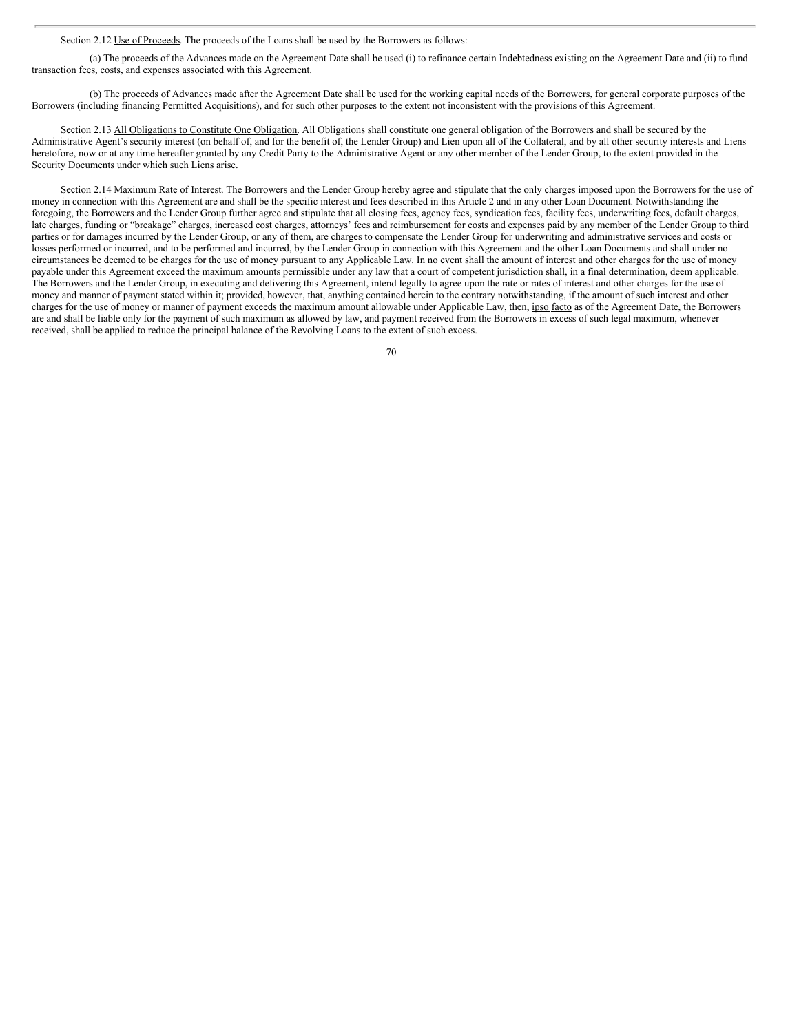Section 2.12 Use of Proceeds. The proceeds of the Loans shall be used by the Borrowers as follows:

(a) The proceeds of the Advances made on the Agreement Date shall be used (i) to refinance certain Indebtedness existing on the Agreement Date and (ii) to fund transaction fees, costs, and expenses associated with this Agreement.

(b) The proceeds of Advances made after the Agreement Date shall be used for the working capital needs of the Borrowers, for general corporate purposes of the Borrowers (including financing Permitted Acquisitions), and for such other purposes to the extent not inconsistent with the provisions of this Agreement.

Section 2.13 All Obligations to Constitute One Obligation. All Obligations shall constitute one general obligation of the Borrowers and shall be secured by the Administrative Agent's security interest (on behalf of, and for the benefit of, the Lender Group) and Lien upon all of the Collateral, and by all other security interests and Liens heretofore, now or at any time hereafter granted by any Credit Party to the Administrative Agent or any other member of the Lender Group, to the extent provided in the Security Documents under which such Liens arise.

Section 2.14 Maximum Rate of Interest. The Borrowers and the Lender Group hereby agree and stipulate that the only charges imposed upon the Borrowers for the use of money in connection with this Agreement are and shall be the specific interest and fees described in this Article 2 and in any other Loan Document. Notwithstanding the foregoing, the Borrowers and the Lender Group further agree and stipulate that all closing fees, agency fees, syndication fees, facility fees, underwriting fees, default charges, late charges, funding or "breakage" charges, increased cost charges, attorneys' fees and reimbursement for costs and expenses paid by any member of the Lender Group to third parties or for damages incurred by the Lender Group, or any of them, are charges to compensate the Lender Group for underwriting and administrative services and costs or losses performed or incurred, and to be performed and incurred, by the Lender Group in connection with this Agreement and the other Loan Documents and shall under no circumstances be deemed to be charges for the use of money pursuant to any Applicable Law. In no event shall the amount of interest and other charges for the use of money payable under this Agreement exceed the maximum amounts permissible under any law that a court of competent jurisdiction shall, in a final determination, deem applicable. The Borrowers and the Lender Group, in executing and delivering this Agreement, intend legally to agree upon the rate or rates of interest and other charges for the use of money and manner of payment stated within it; provided, however, that, anything contained herein to the contrary notwithstanding, if the amount of such interest and other charges for the use of money or manner of payment exceeds the maximum amount allowable under Applicable Law, then, ipso facto as of the Agreement Date, the Borrowers are and shall be liable only for the payment of such maximum as allowed by law, and payment received from the Borrowers in excess of such legal maximum, whenever received, shall be applied to reduce the principal balance of the Revolving Loans to the extent of such excess.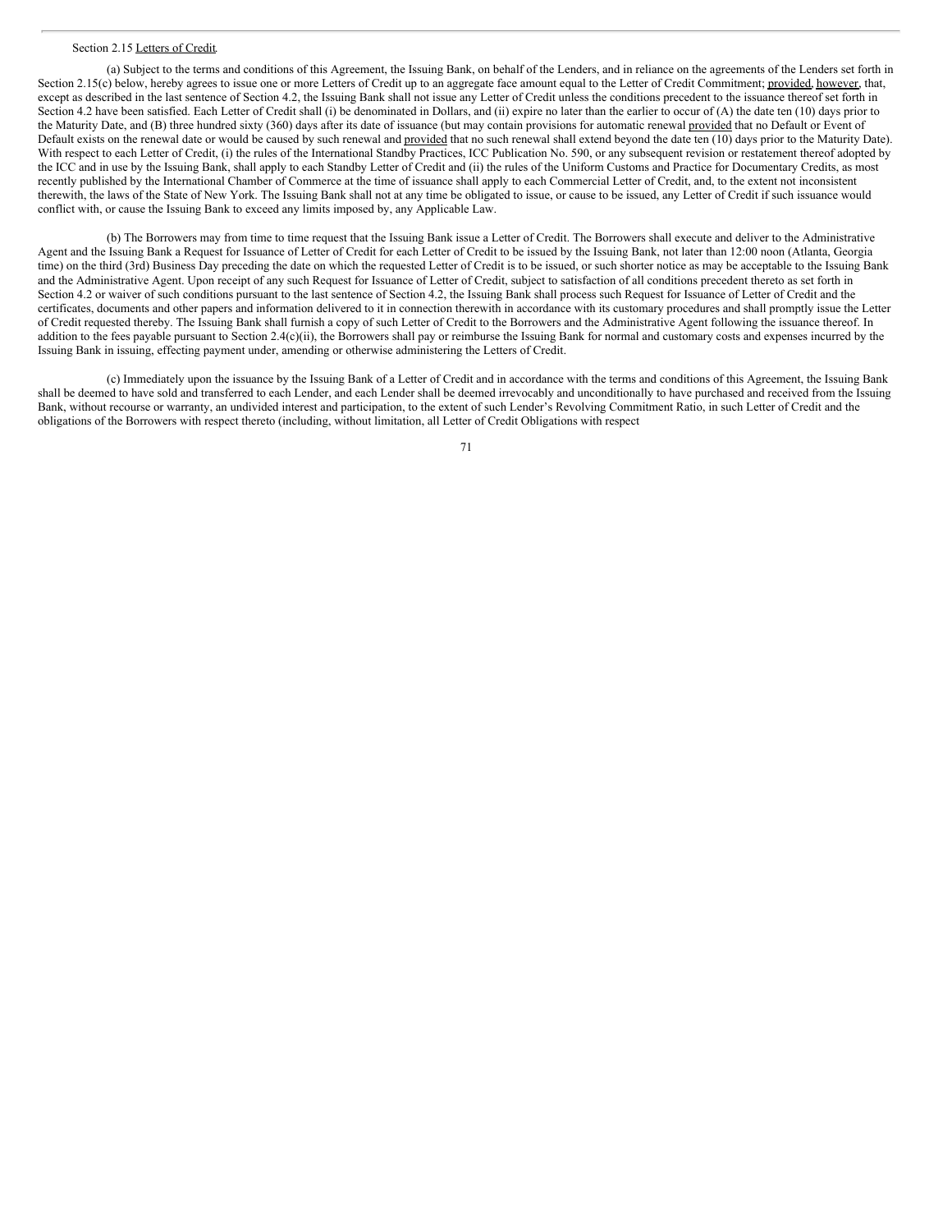Section 2.15 Letters of Credit.

(a) Subject to the terms and conditions of this Agreement, the Issuing Bank, on behalf of the Lenders, and in reliance on the agreements of the Lenders set forth in Section 2.15(c) below, hereby agrees to issue one or more Letters of Credit up to an aggregate face amount equal to the Letter of Credit Commitment; provided, however, that, except as described in the last sentence of Section 4.2, the Issuing Bank shall not issue any Letter of Credit unless the conditions precedent to the issuance thereof set forth in Section 4.2 have been satisfied. Each Letter of Credit shall (i) be denominated in Dollars, and (ii) expire no later than the earlier to occur of (A) the date ten (10) days prior to the Maturity Date, and (B) three hundred sixty (360) days after its date of issuance (but may contain provisions for automatic renewal provided that no Default or Event of Default exists on the renewal date or would be caused by such renewal and provided that no such renewal shall extend beyond the date ten (10) days prior to the Maturity Date). With respect to each Letter of Credit, (i) the rules of the International Standby Practices, ICC Publication No. 590, or any subsequent revision or restatement thereof adopted by the ICC and in use by the Issuing Bank, shall apply to each Standby Letter of Credit and (ii) the rules of the Uniform Customs and Practice for Documentary Credits, as most recently published by the International Chamber of Commerce at the time of issuance shall apply to each Commercial Letter of Credit, and, to the extent not inconsistent therewith, the laws of the State of New York. The Issuing Bank shall not at any time be obligated to issue, or cause to be issued, any Letter of Credit if such issuance would conflict with, or cause the Issuing Bank to exceed any limits imposed by, any Applicable Law.

(b) The Borrowers may from time to time request that the Issuing Bank issue a Letter of Credit. The Borrowers shall execute and deliver to the Administrative Agent and the Issuing Bank a Request for Issuance of Letter of Credit for each Letter of Credit to be issued by the Issuing Bank, not later than 12:00 noon (Atlanta, Georgia time) on the third (3rd) Business Day preceding the date on which the requested Letter of Credit is to be issued, or such shorter notice as may be acceptable to the Issuing Bank and the Administrative Agent. Upon receipt of any such Request for Issuance of Letter of Credit, subject to satisfaction of all conditions precedent thereto as set forth in Section 4.2 or waiver of such conditions pursuant to the last sentence of Section 4.2, the Issuing Bank shall process such Request for Issuance of Letter of Credit and the certificates, documents and other papers and information delivered to it in connection therewith in accordance with its customary procedures and shall promptly issue the Letter of Credit requested thereby. The Issuing Bank shall furnish a copy of such Letter of Credit to the Borrowers and the Administrative Agent following the issuance thereof. In addition to the fees payable pursuant to Section 2.4(c)(ii), the Borrowers shall pay or reimburse the Issuing Bank for normal and customary costs and expenses incurred by the Issuing Bank in issuing, effecting payment under, amending or otherwise administering the Letters of Credit.

(c) Immediately upon the issuance by the Issuing Bank of a Letter of Credit and in accordance with the terms and conditions of this Agreement, the Issuing Bank shall be deemed to have sold and transferred to each Lender, and each Lender shall be deemed irrevocably and unconditionally to have purchased and received from the Issuing Bank, without recourse or warranty, an undivided interest and participation, to the extent of such Lender's Revolving Commitment Ratio, in such Letter of Credit and the obligations of the Borrowers with respect thereto (including, without limitation, all Letter of Credit Obligations with respect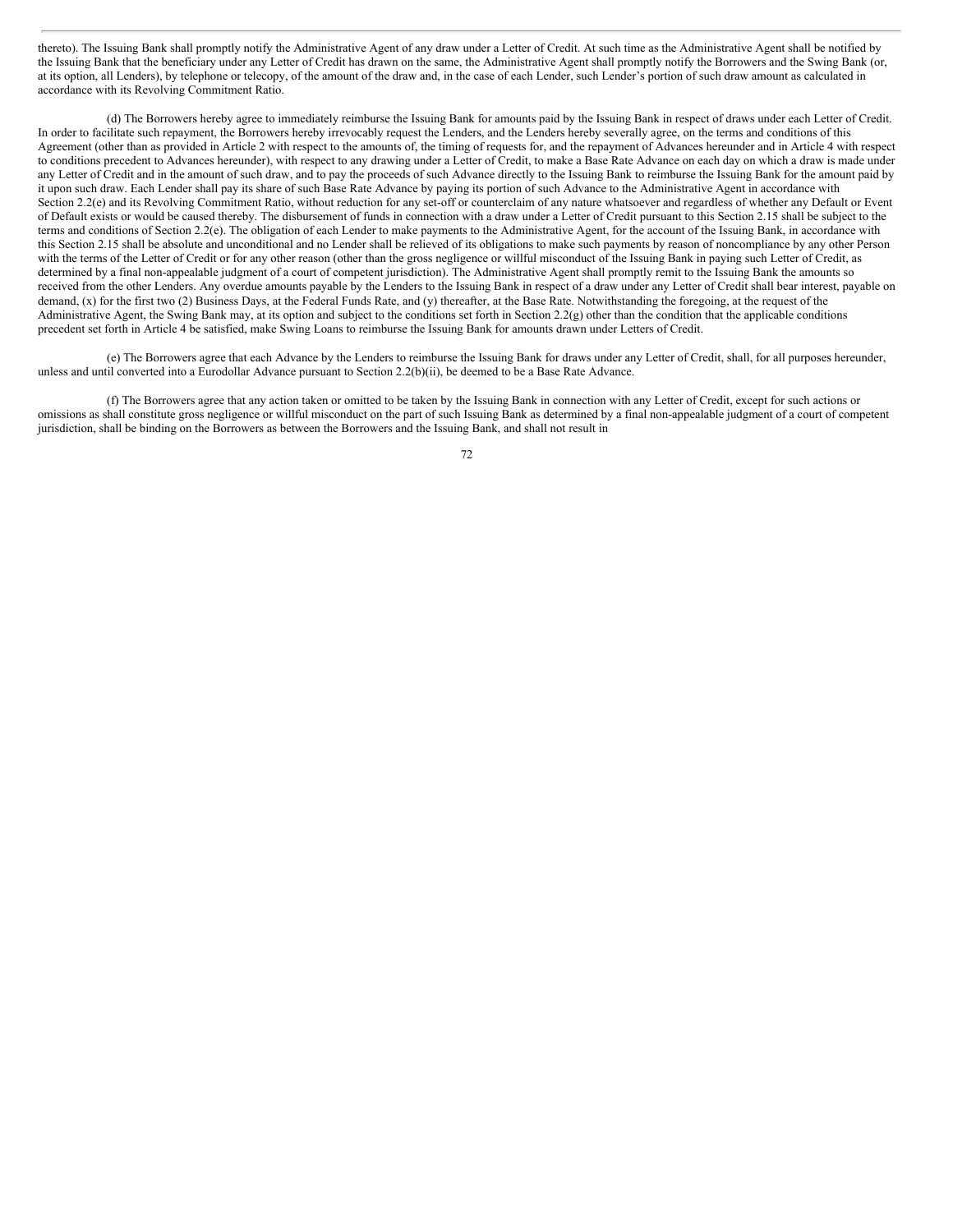thereto). The Issuing Bank shall promptly notify the Administrative Agent of any draw under a Letter of Credit. At such time as the Administrative Agent shall be notified by the Issuing Bank that the beneficiary under any Letter of Credit has drawn on the same, the Administrative Agent shall promptly notify the Borrowers and the Swing Bank (or, at its option, all Lenders), by telephone or telecopy, of the amount of the draw and, in the case of each Lender, such Lender's portion of such draw amount as calculated in accordance with its Revolving Commitment Ratio.

(d) The Borrowers hereby agree to immediately reimburse the Issuing Bank for amounts paid by the Issuing Bank in respect of draws under each Letter of Credit. In order to facilitate such repayment, the Borrowers hereby irrevocably request the Lenders, and the Lenders hereby severally agree, on the terms and conditions of this Agreement (other than as provided in Article 2 with respect to the amounts of, the timing of requests for, and the repayment of Advances hereunder and in Article 4 with respect to conditions precedent to Advances hereunder), with respect to any drawing under a Letter of Credit, to make a Base Rate Advance on each day on which a draw is made under any Letter of Credit and in the amount of such draw, and to pay the proceeds of such Advance directly to the Issuing Bank to reimburse the Issuing Bank for the amount paid by it upon such draw. Each Lender shall pay its share of such Base Rate Advance by paying its portion of such Advance to the Administrative Agent in accordance with Section 2.2(e) and its Revolving Commitment Ratio, without reduction for any set-off or counterclaim of any nature whatsoever and regardless of whether any Default or Event of Default exists or would be caused thereby. The disbursement of funds in connection with a draw under a Letter of Credit pursuant to this Section 2.15 shall be subject to the terms and conditions of Section 2.2(e). The obligation of each Lender to make payments to the Administrative Agent, for the account of the Issuing Bank, in accordance with this Section 2.15 shall be absolute and unconditional and no Lender shall be relieved of its obligations to make such payments by reason of noncompliance by any other Person with the terms of the Letter of Credit or for any other reason (other than the gross negligence or willful misconduct of the Issuing Bank in paying such Letter of Credit, as determined by a final non-appealable judgment of a court of competent jurisdiction). The Administrative Agent shall promptly remit to the Issuing Bank the amounts so received from the other Lenders. Any overdue amounts payable by the Lenders to the Issuing Bank in respect of a draw under any Letter of Credit shall bear interest, payable on demand, (x) for the first two (2) Business Days, at the Federal Funds Rate, and (y) thereafter, at the Base Rate. Notwithstanding the foregoing, at the request of the Administrative Agent, the Swing Bank may, at its option and subject to the conditions set forth in Section 2.2(g) other than the condition that the applicable conditions precedent set forth in Article 4 be satisfied, make Swing Loans to reimburse the Issuing Bank for amounts drawn under Letters of Credit.

(e) The Borrowers agree that each Advance by the Lenders to reimburse the Issuing Bank for draws under any Letter of Credit, shall, for all purposes hereunder, unless and until converted into a Eurodollar Advance pursuant to Section 2.2(b)(ii), be deemed to be a Base Rate Advance.

(f) The Borrowers agree that any action taken or omitted to be taken by the Issuing Bank in connection with any Letter of Credit, except for such actions or omissions as shall constitute gross negligence or willful misconduct on the part of such Issuing Bank as determined by a final non-appealable judgment of a court of competent jurisdiction, shall be binding on the Borrowers as between the Borrowers and the Issuing Bank, and shall not result in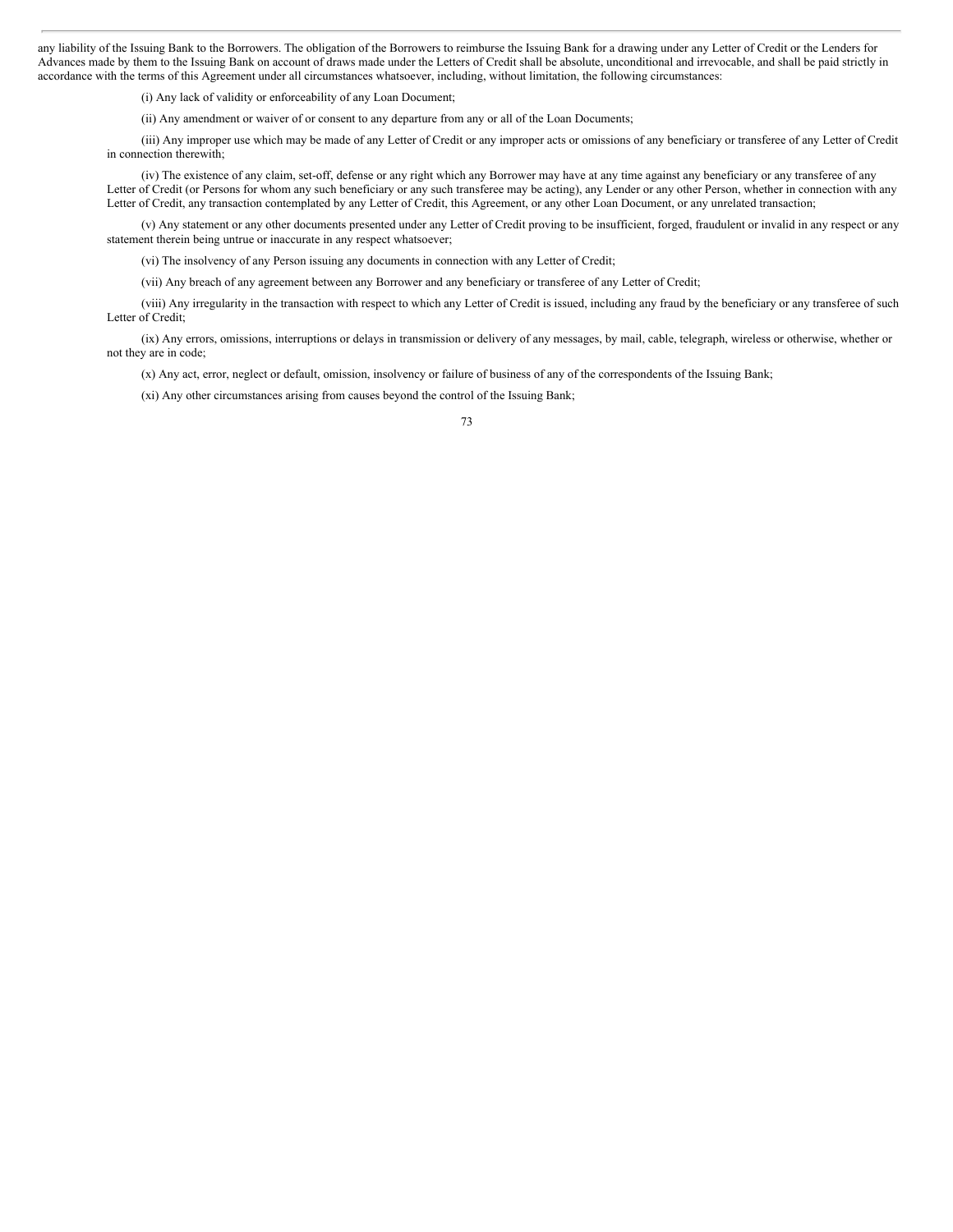any liability of the Issuing Bank to the Borrowers. The obligation of the Borrowers to reimburse the Issuing Bank for a drawing under any Letter of Credit or the Lenders for Advances made by them to the Issuing Bank on account of draws made under the Letters of Credit shall be absolute, unconditional and irrevocable, and shall be paid strictly in accordance with the terms of this Agreement under all circumstances whatsoever, including, without limitation, the following circumstances:

(i) Any lack of validity or enforceability of any Loan Document;

(ii) Any amendment or waiver of or consent to any departure from any or all of the Loan Documents;

(iii) Any improper use which may be made of any Letter of Credit or any improper acts or omissions of any beneficiary or transferee of any Letter of Credit in connection therewith;

(iv) The existence of any claim, set-off, defense or any right which any Borrower may have at any time against any beneficiary or any transferee of any Letter of Credit (or Persons for whom any such beneficiary or any such transferee may be acting), any Lender or any other Person, whether in connection with any Letter of Credit, any transaction contemplated by any Letter of Credit, this Agreement, or any other Loan Document, or any unrelated transaction;

(v) Any statement or any other documents presented under any Letter of Credit proving to be insufficient, forged, fraudulent or invalid in any respect or any statement therein being untrue or inaccurate in any respect whatsoever;

(vi) The insolvency of any Person issuing any documents in connection with any Letter of Credit;

(vii) Any breach of any agreement between any Borrower and any beneficiary or transferee of any Letter of Credit;

(viii) Any irregularity in the transaction with respect to which any Letter of Credit is issued, including any fraud by the beneficiary or any transferee of such Letter of Credit;

(ix) Any errors, omissions, interruptions or delays in transmission or delivery of any messages, by mail, cable, telegraph, wireless or otherwise, whether or not they are in code;

(x) Any act, error, neglect or default, omission, insolvency or failure of business of any of the correspondents of the Issuing Bank;

(xi) Any other circumstances arising from causes beyond the control of the Issuing Bank;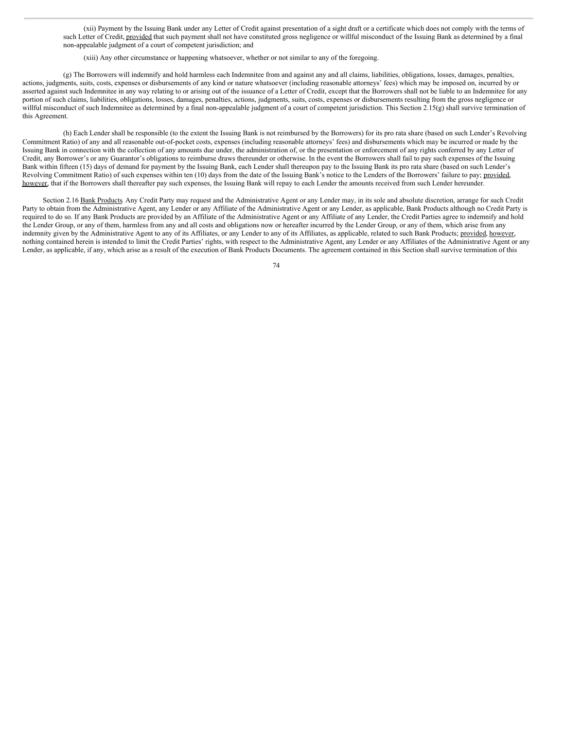(xii) Payment by the Issuing Bank under any Letter of Credit against presentation of a sight draft or a certificate which does not comply with the terms of such Letter of Credit, provided that such payment shall not have constituted gross negligence or willful misconduct of the Issuing Bank as determined by a final non-appealable judgment of a court of competent jurisdiction; and

(xiii) Any other circumstance or happening whatsoever, whether or not similar to any of the foregoing.

(g) The Borrowers will indemnify and hold harmless each Indemnitee from and against any and all claims, liabilities, obligations, losses, damages, penalties, actions, judgments, suits, costs, expenses or disbursements of any kind or nature whatsoever (including reasonable attorneys' fees) which may be imposed on, incurred by or asserted against such Indemnitee in any way relating to or arising out of the issuance of a Letter of Credit, except that the Borrowers shall not be liable to an Indemnitee for any portion of such claims, liabilities, obligations, losses, damages, penalties, actions, judgments, suits, costs, expenses or disbursements resulting from the gross negligence or willful misconduct of such Indemnitee as determined by a final non-appealable judgment of a court of competent jurisdiction. This Section 2.15(g) shall survive termination of this Agreement.

(h) Each Lender shall be responsible (to the extent the Issuing Bank is not reimbursed by the Borrowers) for its pro rata share (based on such Lender's Revolving Commitment Ratio) of any and all reasonable out-of-pocket costs, expenses (including reasonable attorneys' fees) and disbursements which may be incurred or made by the Issuing Bank in connection with the collection of any amounts due under, the administration of, or the presentation or enforcement of any rights conferred by any Letter of Credit, any Borrower's or any Guarantor's obligations to reimburse draws thereunder or otherwise. In the event the Borrowers shall fail to pay such expenses of the Issuing Bank within fifteen (15) days of demand for payment by the Issuing Bank, each Lender shall thereupon pay to the Issuing Bank its pro rata share (based on such Lender's Revolving Commitment Ratio) of such expenses within ten (10) days from the date of the Issuing Bank's notice to the Lenders of the Borrowers' failure to pay; provided, however, that if the Borrowers shall thereafter pay such expenses, the Issuing Bank will repay to each Lender the amounts received from such Lender hereunder.

Section 2.16 Bank Products. Any Credit Party may request and the Administrative Agent or any Lender may, in its sole and absolute discretion, arrange for such Credit Party to obtain from the Administrative Agent, any Lender or any Affiliate of the Administrative Agent or any Lender, as applicable, Bank Products although no Credit Party is required to do so. If any Bank Products are provided by an Affiliate of the Administrative Agent or any Affiliate of any Lender, the Credit Parties agree to indemnify and hold the Lender Group, or any of them, harmless from any and all costs and obligations now or hereafter incurred by the Lender Group, or any of them, which arise from any indemnity given by the Administrative Agent to any of its Affiliates, or any Lender to any of its Affiliates, as applicable, related to such Bank Products; provided, however, nothing contained herein is intended to limit the Credit Parties' rights, with respect to the Administrative Agent, any Lender or any Affiliates of the Administrative Agent or any Lender, as applicable, if any, which arise as a result of the execution of Bank Products Documents. The agreement contained in this Section shall survive termination of this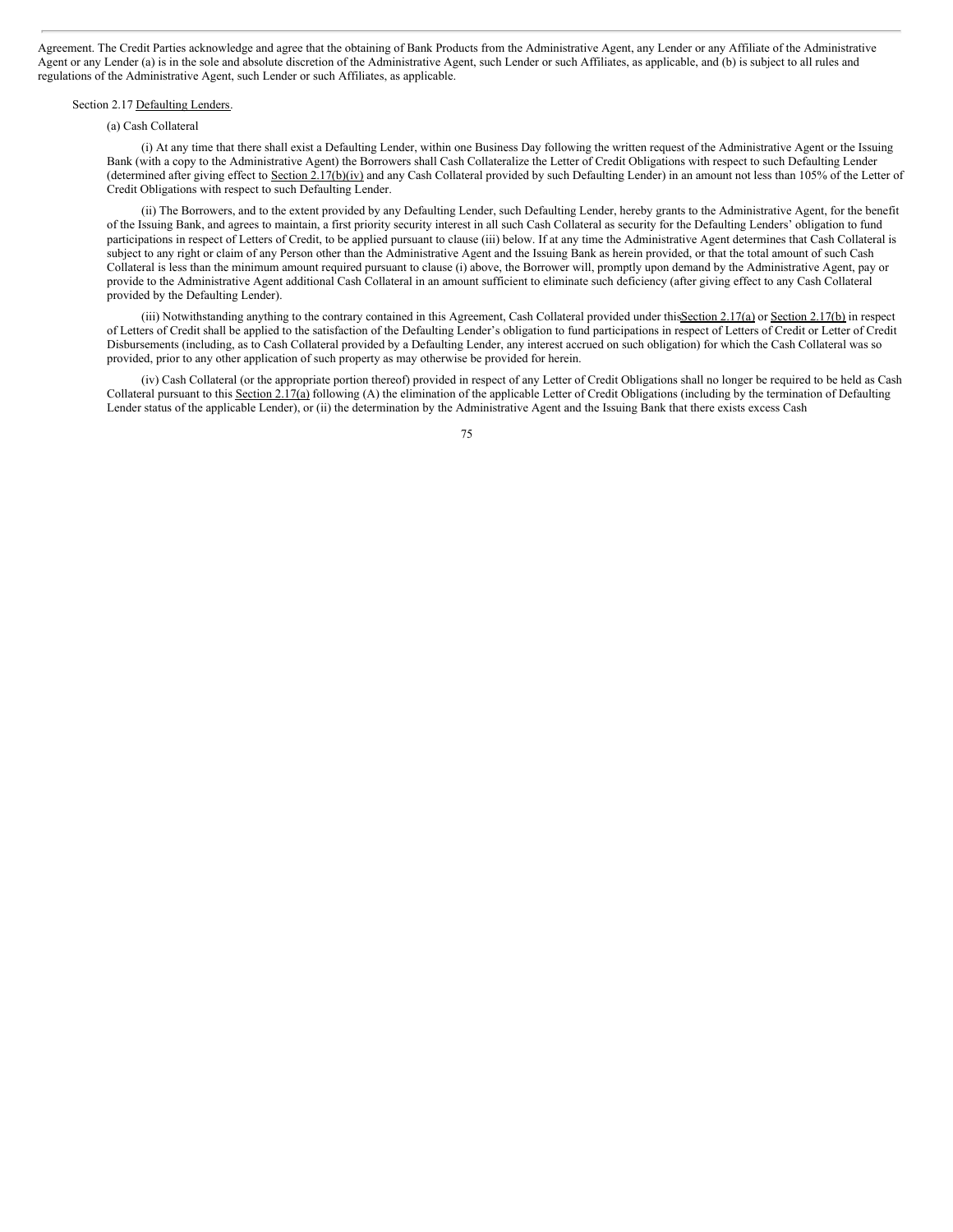Agreement. The Credit Parties acknowledge and agree that the obtaining of Bank Products from the Administrative Agent, any Lender or any Affiliate of the Administrative Agent or any Lender (a) is in the sole and absolute discretion of the Administrative Agent, such Lender or such Affiliates, as applicable, and (b) is subject to all rules and regulations of the Administrative Agent, such Lender or such Affiliates, as applicable.

Section 2.17 Defaulting Lenders.

(a) Cash Collateral

(i) At any time that there shall exist a Defaulting Lender, within one Business Day following the written request of the Administrative Agent or the Issuing Bank (with a copy to the Administrative Agent) the Borrowers shall Cash Collateralize the Letter of Credit Obligations with respect to such Defaulting Lender (determined after giving effect to Section 2.17(b)(iv) and any Cash Collateral provided by such Defaulting Lender) in an amount not less than 105% of the Letter of Credit Obligations with respect to such Defaulting Lender.

(ii) The Borrowers, and to the extent provided by any Defaulting Lender, such Defaulting Lender, hereby grants to the Administrative Agent, for the benefit of the Issuing Bank, and agrees to maintain, a first priority security interest in all such Cash Collateral as security for the Defaulting Lenders' obligation to fund participations in respect of Letters of Credit, to be applied pursuant to clause (iii) below. If at any time the Administrative Agent determines that Cash Collateral is subject to any right or claim of any Person other than the Administrative Agent and the Issuing Bank as herein provided, or that the total amount of such Cash Collateral is less than the minimum amount required pursuant to clause (i) above, the Borrower will, promptly upon demand by the Administrative Agent, pay or provide to the Administrative Agent additional Cash Collateral in an amount sufficient to eliminate such deficiency (after giving effect to any Cash Collateral provided by the Defaulting Lender).

(iii) Notwithstanding anything to the contrary contained in this Agreement, Cash Collateral provided under thisSection 2.17(a) or Section 2.17(b) in respect of Letters of Credit shall be applied to the satisfaction of the Defaulting Lender's obligation to fund participations in respect of Letters of Credit or Letter of Credit Disbursements (including, as to Cash Collateral provided by a Defaulting Lender, any interest accrued on such obligation) for which the Cash Collateral was so provided, prior to any other application of such property as may otherwise be provided for herein.

(iv) Cash Collateral (or the appropriate portion thereof) provided in respect of any Letter of Credit Obligations shall no longer be required to be held as Cash Collateral pursuant to this Section 2.17(a) following (A) the elimination of the applicable Letter of Credit Obligations (including by the termination of Defaulting Lender status of the applicable Lender), or (ii) the determination by the Administrative Agent and the Issuing Bank that there exists excess Cash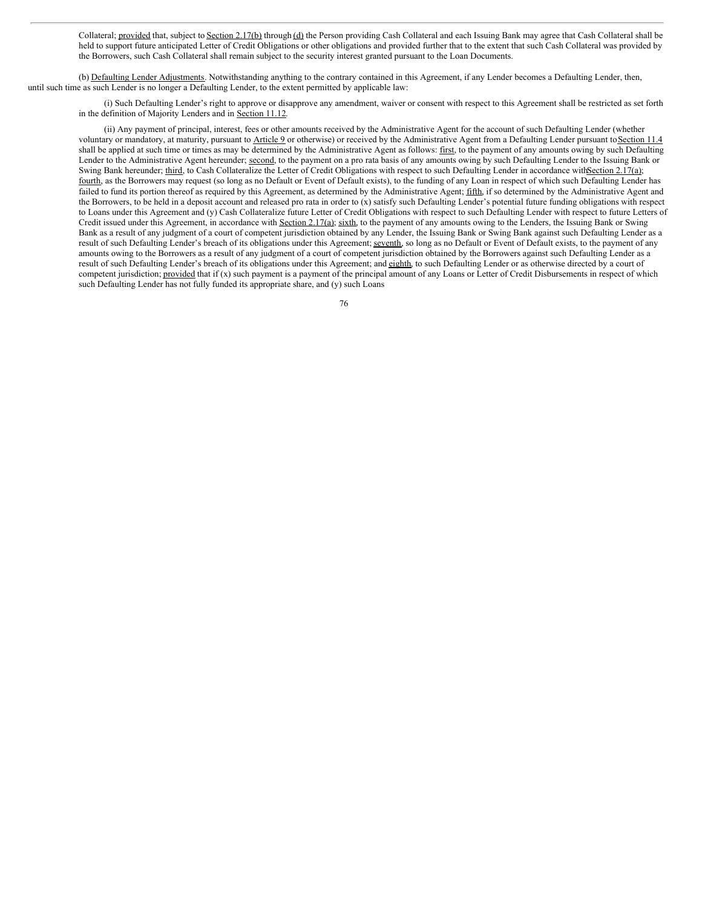Collateral; provided that, subject to Section 2.17(b) through (d) the Person providing Cash Collateral and each Issuing Bank may agree that Cash Collateral shall be held to support future anticipated Letter of Credit Obligations or other obligations and provided further that to the extent that such Cash Collateral was provided by the Borrowers, such Cash Collateral shall remain subject to the security interest granted pursuant to the Loan Documents.

(b) Defaulting Lender Adjustments. Notwithstanding anything to the contrary contained in this Agreement, if any Lender becomes a Defaulting Lender, then, until such time as such Lender is no longer a Defaulting Lender, to the extent permitted by applicable law:

(i) Such Defaulting Lender's right to approve or disapprove any amendment, waiver or consent with respect to this Agreement shall be restricted as set forth in the definition of Majority Lenders and in Section 11.12.

(ii) Any payment of principal, interest, fees or other amounts received by the Administrative Agent for the account of such Defaulting Lender (whether voluntary or mandatory, at maturity, pursuant to Article 9 or otherwise) or received by the Administrative Agent from a Defaulting Lender pursuant to Section 11.4 shall be applied at such time or times as may be determined by the Administrative Agent as follows: first, to the payment of any amounts owing by such Defaulting Lender to the Administrative Agent hereunder; second, to the payment on a pro rata basis of any amounts owing by such Defaulting Lender to the Issuing Bank or Swing Bank hereunder; third, to Cash Collateralize the Letter of Credit Obligations with respect to such Defaulting Lender in accordance with Section 2.17(a); fourth, as the Borrowers may request (so long as no Default or Event of Default exists), to the funding of any Loan in respect of which such Defaulting Lender has failed to fund its portion thereof as required by this Agreement, as determined by the Administrative Agent; fifth, if so determined by the Administrative Agent and the Borrowers, to be held in a deposit account and released pro rata in order to (x) satisfy such Defaulting Lender's potential future funding obligations with respect to Loans under this Agreement and (y) Cash Collateralize future Letter of Credit Obligations with respect to such Defaulting Lender with respect to future Letters of Credit issued under this Agreement, in accordance with Section 2.17(a); sixth, to the payment of any amounts owing to the Lenders, the Issuing Bank or Swing Bank as a result of any judgment of a court of competent jurisdiction obtained by any Lender, the Issuing Bank or Swing Bank against such Defaulting Lender as a result of such Defaulting Lender's breach of its obligations under this Agreement; seventh, so long as no Default or Event of Default exists, to the payment of any amounts owing to the Borrowers as a result of any judgment of a court of competent jurisdiction obtained by the Borrowers against such Defaulting Lender as a result of such Defaulting Lender's breach of its obligations under this Agreement; and eighth, to such Defaulting Lender or as otherwise directed by a court of competent jurisdiction; provided that if (x) such payment is a payment of the principal amount of any Loans or Letter of Credit Disbursements in respect of which such Defaulting Lender has not fully funded its appropriate share, and (y) such Loans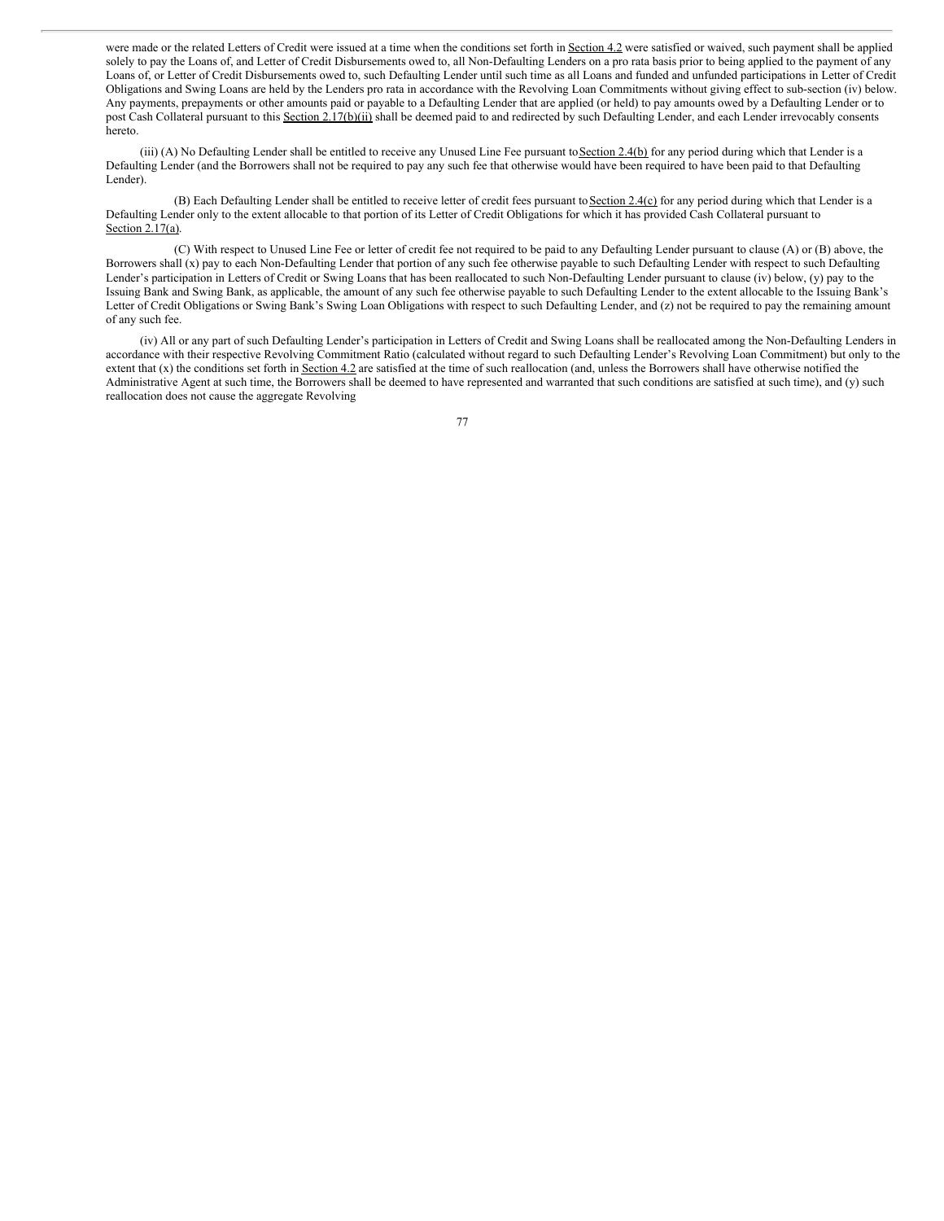were made or the related Letters of Credit were issued at a time when the conditions set forth in Section 4.2 were satisfied or waived, such payment shall be applied solely to pay the Loans of, and Letter of Credit Disbursements owed to, all Non-Defaulting Lenders on a pro rata basis prior to being applied to the payment of any Loans of, or Letter of Credit Disbursements owed to, such Defaulting Lender until such time as all Loans and funded and unfunded participations in Letter of Credit Obligations and Swing Loans are held by the Lenders pro rata in accordance with the Revolving Loan Commitments without giving effect to sub-section (iv) below. Any payments, prepayments or other amounts paid or payable to a Defaulting Lender that are applied (or held) to pay amounts owed by a Defaulting Lender or to post Cash Collateral pursuant to this Section 2.17(b)(ii) shall be deemed paid to and redirected by such Defaulting Lender, and each Lender irrevocably consents hereto.

(iii) (A) No Defaulting Lender shall be entitled to receive any Unused Line Fee pursuant to Section 2.4(b) for any period during which that Lender is a Defaulting Lender (and the Borrowers shall not be required to pay any such fee that otherwise would have been required to have been paid to that Defaulting Lender).

(B) Each Defaulting Lender shall be entitled to receive letter of credit fees pursuant to Section 2.4(c) for any period during which that Lender is a Defaulting Lender only to the extent allocable to that portion of its Letter of Credit Obligations for which it has provided Cash Collateral pursuant to Section 2.17(a).

(C) With respect to Unused Line Fee or letter of credit fee not required to be paid to any Defaulting Lender pursuant to clause (A) or (B) above, the Borrowers shall (x) pay to each Non-Defaulting Lender that portion of any such fee otherwise payable to such Defaulting Lender with respect to such Defaulting Lender's participation in Letters of Credit or Swing Loans that has been reallocated to such Non-Defaulting Lender pursuant to clause (iv) below, (y) pay to the Issuing Bank and Swing Bank, as applicable, the amount of any such fee otherwise payable to such Defaulting Lender to the extent allocable to the Issuing Bank's Letter of Credit Obligations or Swing Bank's Swing Loan Obligations with respect to such Defaulting Lender, and (z) not be required to pay the remaining amount of any such fee.

(iv) All or any part of such Defaulting Lender's participation in Letters of Credit and Swing Loans shall be reallocated among the Non-Defaulting Lenders in accordance with their respective Revolving Commitment Ratio (calculated without regard to such Defaulting Lender's Revolving Loan Commitment) but only to the extent that (x) the conditions set forth in Section 4.2 are satisfied at the time of such reallocation (and, unless the Borrowers shall have otherwise notified the Administrative Agent at such time, the Borrowers shall be deemed to have represented and warranted that such conditions are satisfied at such time), and (y) such reallocation does not cause the aggregate Revolving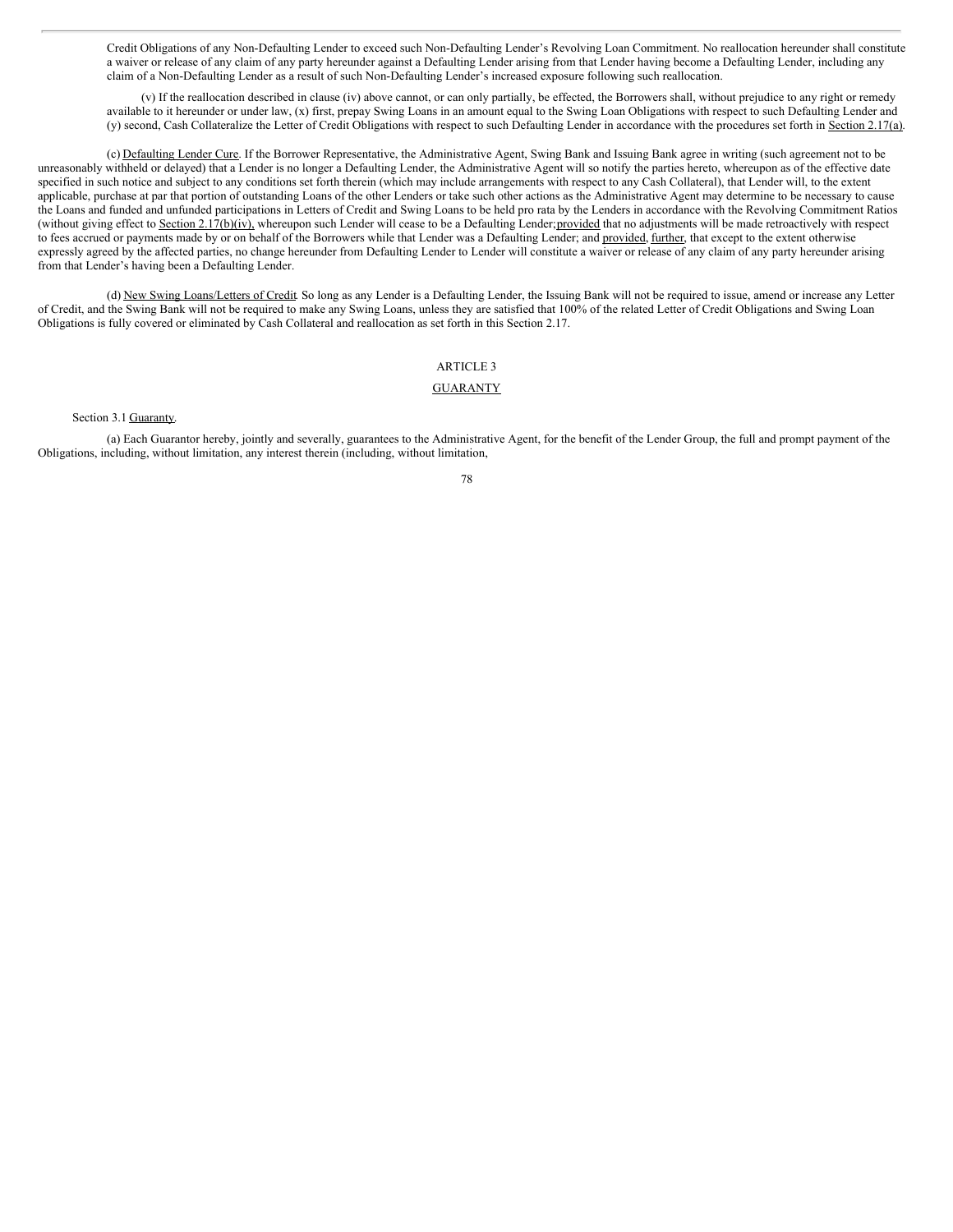Credit Obligations of any Non-Defaulting Lender to exceed such Non-Defaulting Lender's Revolving Loan Commitment. No reallocation hereunder shall constitute a waiver or release of any claim of any party hereunder against a Defaulting Lender arising from that Lender having become a Defaulting Lender, including any claim of a Non-Defaulting Lender as a result of such Non-Defaulting Lender's increased exposure following such reallocation.

(v) If the reallocation described in clause (iv) above cannot, or can only partially, be effected, the Borrowers shall, without prejudice to any right or remedy available to it hereunder or under law, (x) first, prepay Swing Loans in an amount equal to the Swing Loan Obligations with respect to such Defaulting Lender and (y) second, Cash Collateralize the Letter of Credit Obligations with respect to such Defaulting Lender in accordance with the procedures set forth in Section 2.17(a).

(c) Defaulting Lender Cure. If the Borrower Representative, the Administrative Agent, Swing Bank and Issuing Bank agree in writing (such agreement not to be unreasonably withheld or delayed) that a Lender is no longer a Defaulting Lender, the Administrative Agent will so notify the parties hereto, whereupon as of the effective date specified in such notice and subject to any conditions set forth therein (which may include arrangements with respect to any Cash Collateral), that Lender will, to the extent applicable, purchase at par that portion of outstanding Loans of the other Lenders or take such other actions as the Administrative Agent may determine to be necessary to cause the Loans and funded and unfunded participations in Letters of Credit and Swing Loans to be held pro rata by the Lenders in accordance with the Revolving Commitment Ratios (without giving effect to Section 2.17(b)(iv), whereupon such Lender will cease to be a Defaulting Lender; provided that no adjustments will be made retroactively with respect to fees accrued or payments made by or on behalf of the Borrowers while that Lender was a Defaulting Lender; and provided, further, that except to the extent otherwise expressly agreed by the affected parties, no change hereunder from Defaulting Lender to Lender will constitute a waiver or release of any claim of any party hereunder arising from that Lender's having been a Defaulting Lender.

(d) New Swing Loans/Letters of Credit. So long as any Lender is a Defaulting Lender, the Issuing Bank will not be required to issue, amend or increase any Letter of Credit, and the Swing Bank will not be required to make any Swing Loans, unless they are satisfied that 100% of the related Letter of Credit Obligations and Swing Loan Obligations is fully covered or eliminated by Cash Collateral and reallocation as set forth in this Section 2.17.

## ARTICLE 3

## GUARANTY

Section 3.1 Guaranty.

(a) Each Guarantor hereby, jointly and severally, guarantees to the Administrative Agent, for the benefit of the Lender Group, the full and prompt payment of the Obligations, including, without limitation, any interest therein (including, without limitation,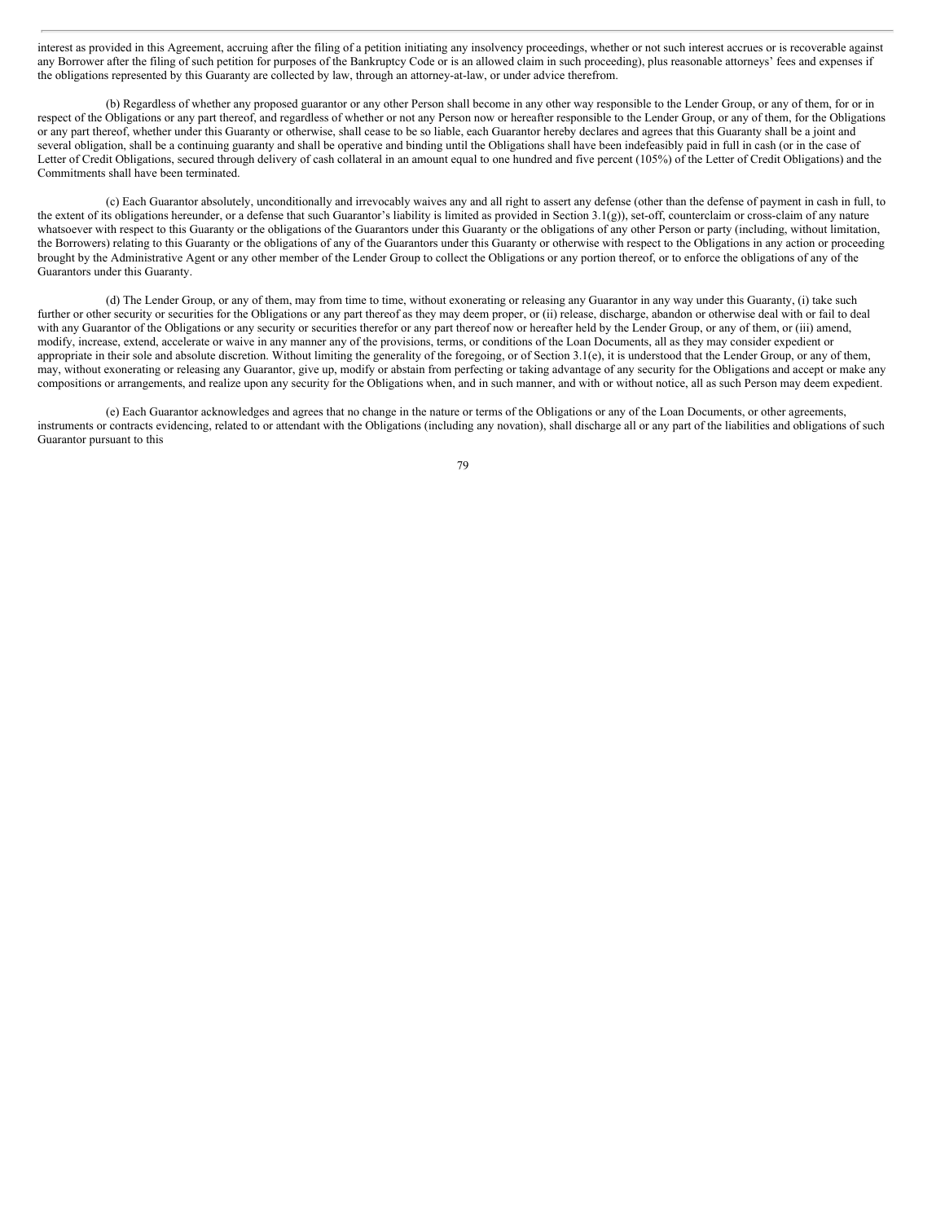interest as provided in this Agreement, accruing after the filing of a petition initiating any insolvency proceedings, whether or not such interest accrues or is recoverable against any Borrower after the filing of such petition for purposes of the Bankruptcy Code or is an allowed claim in such proceeding), plus reasonable attorneys' fees and expenses if the obligations represented by this Guaranty are collected by law, through an attorney-at-law, or under advice therefrom.

(b) Regardless of whether any proposed guarantor or any other Person shall become in any other way responsible to the Lender Group, or any of them, for or in respect of the Obligations or any part thereof, and regardless of whether or not any Person now or hereafter responsible to the Lender Group, or any of them, for the Obligations or any part thereof, whether under this Guaranty or otherwise, shall cease to be so liable, each Guarantor hereby declares and agrees that this Guaranty shall be a joint and several obligation, shall be a continuing guaranty and shall be operative and binding until the Obligations shall have been indefeasibly paid in full in cash (or in the case of Letter of Credit Obligations, secured through delivery of cash collateral in an amount equal to one hundred and five percent (105%) of the Letter of Credit Obligations) and the Commitments shall have been terminated.

(c) Each Guarantor absolutely, unconditionally and irrevocably waives any and all right to assert any defense (other than the defense of payment in cash in full, to the extent of its obligations hereunder, or a defense that such Guarantor's liability is limited as provided in Section 3.1(g)), set-off, counterclaim or cross-claim of any nature whatsoever with respect to this Guaranty or the obligations of the Guarantors under this Guaranty or the obligations of any other Person or party (including, without limitation, the Borrowers) relating to this Guaranty or the obligations of any of the Guarantors under this Guaranty or otherwise with respect to the Obligations in any action or proceeding brought by the Administrative Agent or any other member of the Lender Group to collect the Obligations or any portion thereof, or to enforce the obligations of any of the Guarantors under this Guaranty.

(d) The Lender Group, or any of them, may from time to time, without exonerating or releasing any Guarantor in any way under this Guaranty, (i) take such further or other security or securities for the Obligations or any part thereof as they may deem proper, or (ii) release, discharge, abandon or otherwise deal with or fail to deal with any Guarantor of the Obligations or any security or securities therefor or any part thereof now or hereafter held by the Lender Group, or any of them, or (iii) amend, modify, increase, extend, accelerate or waive in any manner any of the provisions, terms, or conditions of the Loan Documents, all as they may consider expedient or appropriate in their sole and absolute discretion. Without limiting the generality of the foregoing, or of Section 3.1(e), it is understood that the Lender Group, or any of them, may, without exonerating or releasing any Guarantor, give up, modify or abstain from perfecting or taking advantage of any security for the Obligations and accept or make any compositions or arrangements, and realize upon any security for the Obligations when, and in such manner, and with or without notice, all as such Person may deem expedient.

(e) Each Guarantor acknowledges and agrees that no change in the nature or terms of the Obligations or any of the Loan Documents, or other agreements, instruments or contracts evidencing, related to or attendant with the Obligations (including any novation), shall discharge all or any part of the liabilities and obligations of such Guarantor pursuant to this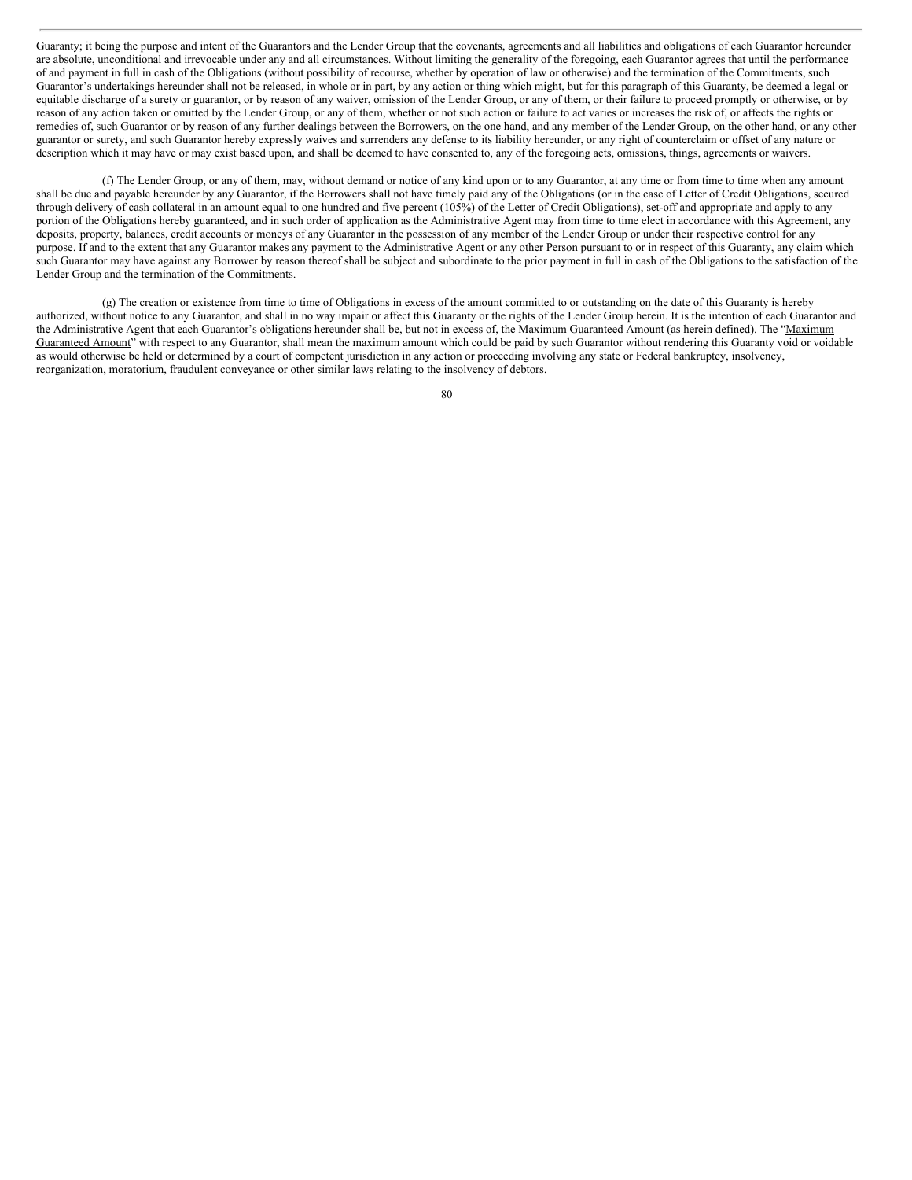Guaranty; it being the purpose and intent of the Guarantors and the Lender Group that the covenants, agreements and all liabilities and obligations of each Guarantor hereunder are absolute, unconditional and irrevocable under any and all circumstances. Without limiting the generality of the foregoing, each Guarantor agrees that until the performance of and payment in full in cash of the Obligations (without possibility of recourse, whether by operation of law or otherwise) and the termination of the Commitments, such Guarantor's undertakings hereunder shall not be released, in whole or in part, by any action or thing which might, but for this paragraph of this Guaranty, be deemed a legal or equitable discharge of a surety or guarantor, or by reason of any waiver, omission of the Lender Group, or any of them, or their failure to proceed promptly or otherwise, or by reason of any action taken or omitted by the Lender Group, or any of them, whether or not such action or failure to act varies or increases the risk of, or affects the rights or remedies of, such Guarantor or by reason of any further dealings between the Borrowers, on the one hand, and any member of the Lender Group, on the other hand, or any other guarantor or surety, and such Guarantor hereby expressly waives and surrenders any defense to its liability hereunder, or any right of counterclaim or offset of any nature or description which it may have or may exist based upon, and shall be deemed to have consented to, any of the foregoing acts, omissions, things, agreements or waivers.

(f) The Lender Group, or any of them, may, without demand or notice of any kind upon or to any Guarantor, at any time or from time to time when any amount shall be due and payable hereunder by any Guarantor, if the Borrowers shall not have timely paid any of the Obligations (or in the case of Letter of Credit Obligations, secured through delivery of cash collateral in an amount equal to one hundred and five percent (105%) of the Letter of Credit Obligations), set-off and appropriate and apply to any portion of the Obligations hereby guaranteed, and in such order of application as the Administrative Agent may from time to time elect in accordance with this Agreement, any deposits, property, balances, credit accounts or moneys of any Guarantor in the possession of any member of the Lender Group or under their respective control for any purpose. If and to the extent that any Guarantor makes any payment to the Administrative Agent or any other Person pursuant to or in respect of this Guaranty, any claim which such Guarantor may have against any Borrower by reason thereof shall be subject and subordinate to the prior payment in full in cash of the Obligations to the satisfaction of the Lender Group and the termination of the Commitments.

(g) The creation or existence from time to time of Obligations in excess of the amount committed to or outstanding on the date of this Guaranty is hereby authorized, without notice to any Guarantor, and shall in no way impair or affect this Guaranty or the rights of the Lender Group herein. It is the intention of each Guarantor and the Administrative Agent that each Guarantor's obligations hereunder shall be, but not in excess of, the Maximum Guaranteed Amount (as herein defined). The "Maximum Guaranteed Amount" with respect to any Guarantor, shall mean the maximum amount which could be paid by such Guarantor without rendering this Guaranty void or voidable as would otherwise be held or determined by a court of competent jurisdiction in any action or proceeding involving any state or Federal bankruptcy, insolvency, reorganization, moratorium, fraudulent conveyance or other similar laws relating to the insolvency of debtors.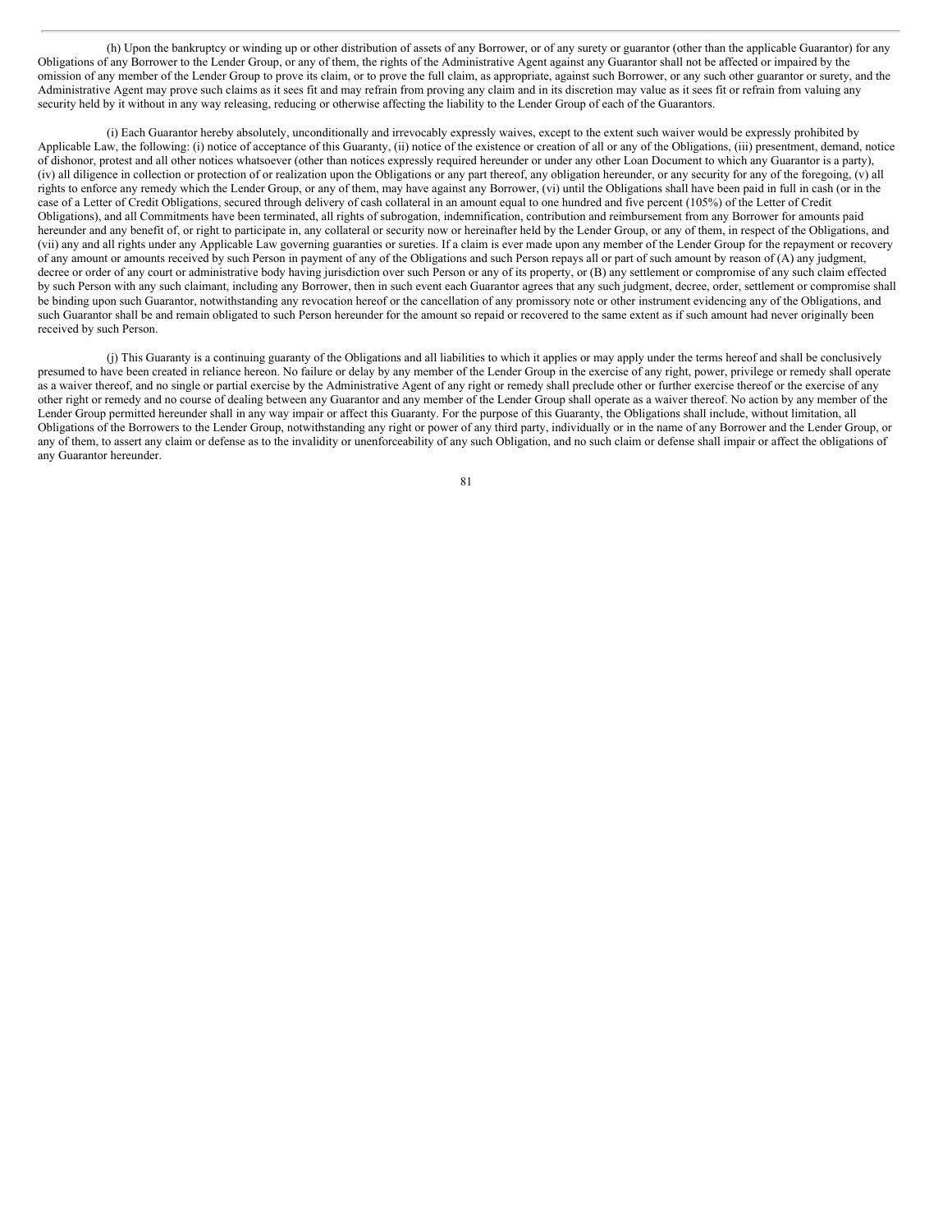(h) Upon the bankruptcy or winding up or other distribution of assets of any Borrower, or of any surety or guarantor (other than the applicable Guarantor) for any Obligations of any Borrower to the Lender Group, or any of them, the rights of the Administrative Agent against any Guarantor shall not be affected or impaired by the omission of any member of the Lender Group to prove its claim, or to prove the full claim, as appropriate, against such Borrower, or any such other guarantor or surety, and the Administrative Agent may prove such claims as it sees fit and may refrain from proving any claim and in its discretion may value as it sees fit or refrain from valuing any security held by it without in any way releasing, reducing or otherwise affecting the liability to the Lender Group of each of the Guarantors.

(i) Each Guarantor hereby absolutely, unconditionally and irrevocably expressly waives, except to the extent such waiver would be expressly prohibited by Applicable Law, the following: (i) notice of acceptance of this Guaranty, (ii) notice of the existence or creation of all or any of the Obligations, (iii) presentment, demand, notice of dishonor, protest and all other notices whatsoever (other than notices expressly required hereunder or under any other Loan Document to which any Guarantor is a party), (iv) all diligence in collection or protection of or realization upon the Obligations or any part thereof, any obligation hereunder, or any security for any of the foregoing, (v) all rights to enforce any remedy which the Lender Group, or any of them, may have against any Borrower, (vi) until the Obligations shall have been paid in full in cash (or in the case of a Letter of Credit Obligations, secured through delivery of cash collateral in an amount equal to one hundred and five percent (105%) of the Letter of Credit Obligations), and all Commitments have been terminated, all rights of subrogation, indemnification, contribution and reimbursement from any Borrower for amounts paid hereunder and any benefit of, or right to participate in, any collateral or security now or hereinafter held by the Lender Group, or any of them, in respect of the Obligations, and (vii) any and all rights under any Applicable Law governing guaranties or sureties. If a claim is ever made upon any member of the Lender Group for the repayment or recovery of any amount or amounts received by such Person in payment of any of the Obligations and such Person repays all or part of such amount by reason of (A) any judgment, decree or order of any court or administrative body having jurisdiction over such Person or any of its property, or (B) any settlement or compromise of any such claim effected by such Person with any such claimant, including any Borrower, then in such event each Guarantor agrees that any such judgment, decree, order, settlement or compromise shall be binding upon such Guarantor, notwithstanding any revocation hereof or the cancellation of any promissory note or other instrument evidencing any of the Obligations, and such Guarantor shall be and remain obligated to such Person hereunder for the amount so repaid or recovered to the same extent as if such amount had never originally been received by such Person.

(j) This Guaranty is a continuing guaranty of the Obligations and all liabilities to which it applies or may apply under the terms hereof and shall be conclusively presumed to have been created in reliance hereon. No failure or delay by any member of the Lender Group in the exercise of any right, power, privilege or remedy shall operate as a waiver thereof, and no single or partial exercise by the Administrative Agent of any right or remedy shall preclude other or further exercise thereof or the exercise of any other right or remedy and no course of dealing between any Guarantor and any member of the Lender Group shall operate as a waiver thereof. No action by any member of the Lender Group permitted hereunder shall in any way impair or affect this Guaranty. For the purpose of this Guaranty, the Obligations shall include, without limitation, all Obligations of the Borrowers to the Lender Group, notwithstanding any right or power of any third party, individually or in the name of any Borrower and the Lender Group, or any of them, to assert any claim or defense as to the invalidity or unenforceability of any such Obligation, and no such claim or defense shall impair or affect the obligations of any Guarantor hereunder.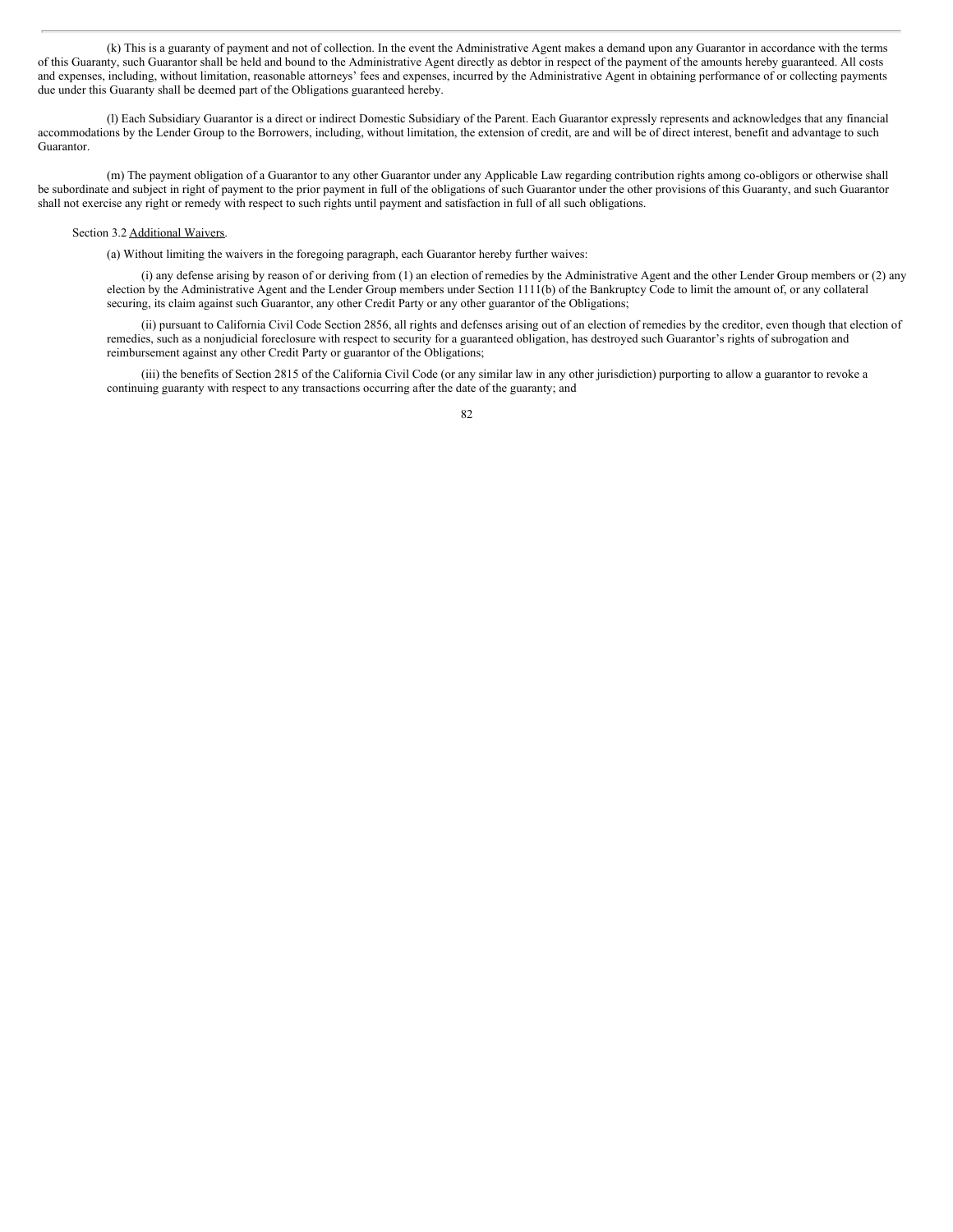(k) This is a guaranty of payment and not of collection. In the event the Administrative Agent makes a demand upon any Guarantor in accordance with the terms of this Guaranty, such Guarantor shall be held and bound to the Administrative Agent directly as debtor in respect of the payment of the amounts hereby guaranteed. All costs and expenses, including, without limitation, reasonable attorneys' fees and expenses, incurred by the Administrative Agent in obtaining performance of or collecting payments due under this Guaranty shall be deemed part of the Obligations guaranteed hereby.

(l) Each Subsidiary Guarantor is a direct or indirect Domestic Subsidiary of the Parent. Each Guarantor expressly represents and acknowledges that any financial accommodations by the Lender Group to the Borrowers, including, without limitation, the extension of credit, are and will be of direct interest, benefit and advantage to such Guarantor.

(m) The payment obligation of a Guarantor to any other Guarantor under any Applicable Law regarding contribution rights among co-obligors or otherwise shall be subordinate and subject in right of payment to the prior payment in full of the obligations of such Guarantor under the other provisions of this Guaranty, and such Guarantor shall not exercise any right or remedy with respect to such rights until payment and satisfaction in full of all such obligations.

Section 3.2 Additional Waivers.

(a) Without limiting the waivers in the foregoing paragraph, each Guarantor hereby further waives:

(i) any defense arising by reason of or deriving from (1) an election of remedies by the Administrative Agent and the other Lender Group members or (2) any election by the Administrative Agent and the Lender Group members under Section 1111(b) of the Bankruptcy Code to limit the amount of, or any collateral securing, its claim against such Guarantor, any other Credit Party or any other guarantor of the Obligations;

(ii) pursuant to California Civil Code Section 2856, all rights and defenses arising out of an election of remedies by the creditor, even though that election of remedies, such as a nonjudicial foreclosure with respect to security for a guaranteed obligation, has destroyed such Guarantor's rights of subrogation and reimbursement against any other Credit Party or guarantor of the Obligations;

(iii) the benefits of Section 2815 of the California Civil Code (or any similar law in any other jurisdiction) purporting to allow a guarantor to revoke a continuing guaranty with respect to any transactions occurring after the date of the guaranty; and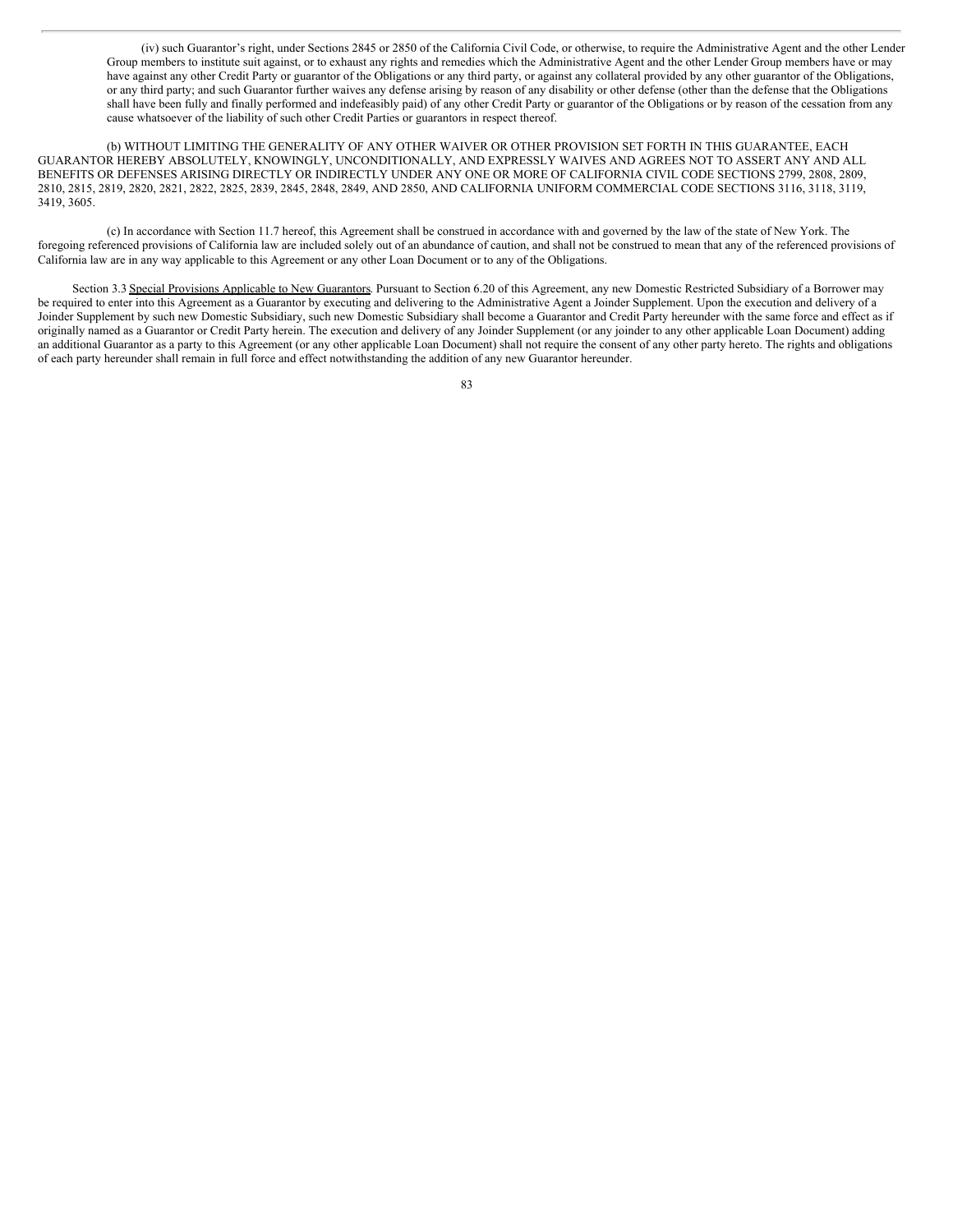(iv) such Guarantor's right, under Sections 2845 or 2850 of the California Civil Code, or otherwise, to require the Administrative Agent and the other Lender Group members to institute suit against, or to exhaust any rights and remedies which the Administrative Agent and the other Lender Group members have or may have against any other Credit Party or guarantor of the Obligations or any third party, or against any collateral provided by any other guarantor of the Obligations, or any third party; and such Guarantor further waives any defense arising by reason of any disability or other defense (other than the defense that the Obligations shall have been fully and finally performed and indefeasibly paid) of any other Credit Party or guarantor of the Obligations or by reason of the cessation from any cause whatsoever of the liability of such other Credit Parties or guarantors in respect thereof.

(b) WITHOUT LIMITING THE GENERALITY OF ANY OTHER WAIVER OR OTHER PROVISION SET FORTH IN THIS GUARANTEE, EACH GUARANTOR HEREBY ABSOLUTELY, KNOWINGLY, UNCONDITIONALLY, AND EXPRESSLY WAIVES AND AGREES NOT TO ASSERT ANY AND ALL BENEFITS OR DEFENSES ARISING DIRECTLY OR INDIRECTLY UNDER ANY ONE OR MORE OF CALIFORNIA CIVIL CODE SECTIONS 2799, 2808, 2809, 2810, 2815, 2819, 2820, 2821, 2822, 2825, 2839, 2845, 2848, 2849, AND 2850, AND CALIFORNIA UNIFORM COMMERCIAL CODE SECTIONS 3116, 3118, 3119, 3419, 3605.

(c) In accordance with Section 11.7 hereof, this Agreement shall be construed in accordance with and governed by the law of the state of New York. The foregoing referenced provisions of California law are included solely out of an abundance of caution, and shall not be construed to mean that any of the referenced provisions of California law are in any way applicable to this Agreement or any other Loan Document or to any of the Obligations.

Section 3.3 Special Provisions Applicable to New Guarantors. Pursuant to Section 6.20 of this Agreement, any new Domestic Restricted Subsidiary of a Borrower may be required to enter into this Agreement as a Guarantor by executing and delivering to the Administrative Agent a Joinder Supplement. Upon the execution and delivery of a Joinder Supplement by such new Domestic Subsidiary, such new Domestic Subsidiary shall become a Guarantor and Credit Party hereunder with the same force and effect as if originally named as a Guarantor or Credit Party herein. The execution and delivery of any Joinder Supplement (or any joinder to any other applicable Loan Document) adding an additional Guarantor as a party to this Agreement (or any other applicable Loan Document) shall not require the consent of any other party hereto. The rights and obligations of each party hereunder shall remain in full force and effect notwithstanding the addition of any new Guarantor hereunder.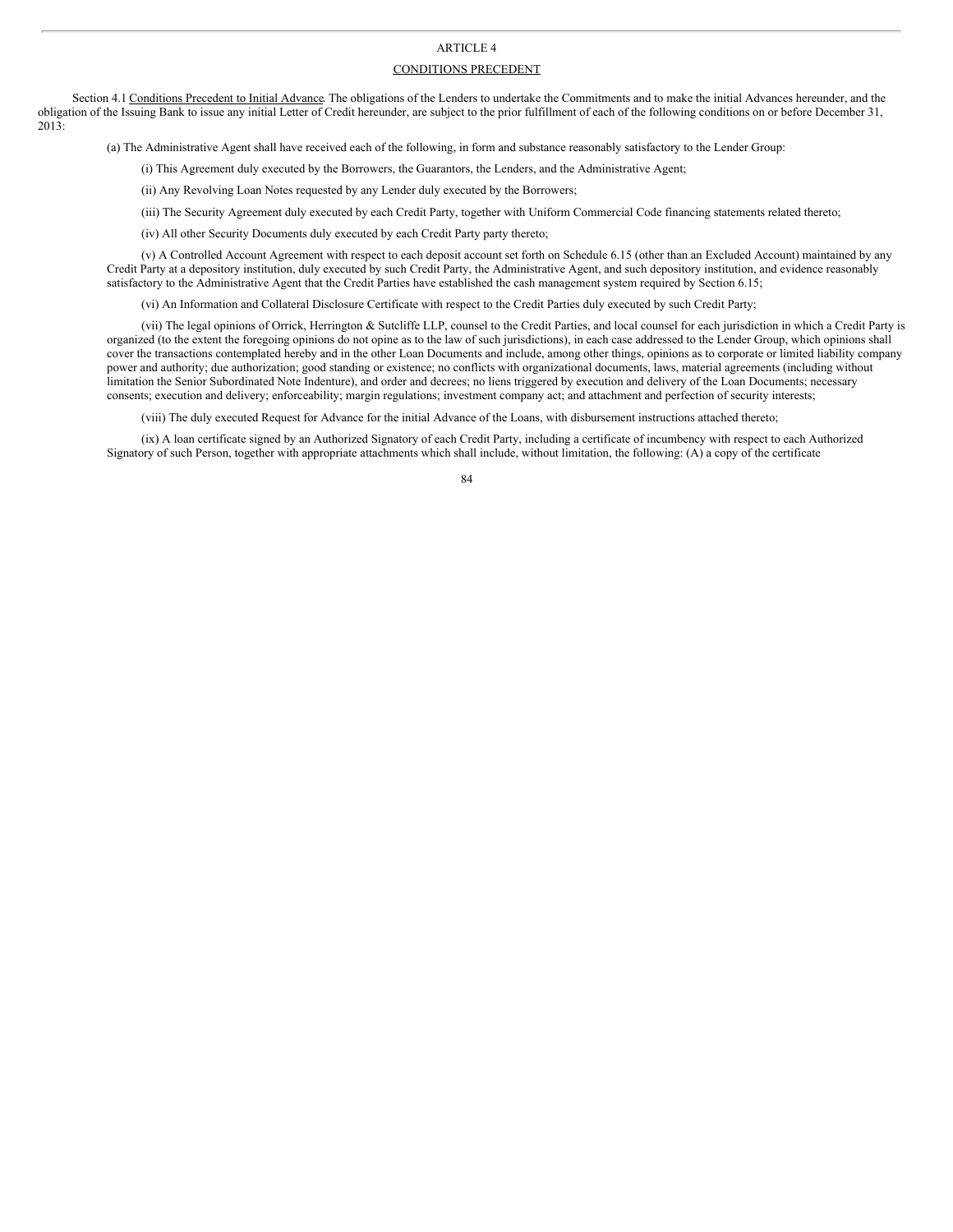# ARTICLE 4

## CONDITIONS PRECEDENT

Section 4.1 Conditions Precedent to Initial Advance. The obligations of the Lenders to undertake the Commitments and to make the initial Advances hereunder, and the obligation of the Issuing Bank to issue any initial Letter of Credit hereunder, are subject to the prior fulfillment of each of the following conditions on or before December 31, 2013:

(a) The Administrative Agent shall have received each of the following, in form and substance reasonably satisfactory to the Lender Group:

(i) This Agreement duly executed by the Borrowers, the Guarantors, the Lenders, and the Administrative Agent;

(ii) Any Revolving Loan Notes requested by any Lender duly executed by the Borrowers;

(iii) The Security Agreement duly executed by each Credit Party, together with Uniform Commercial Code financing statements related thereto;

(iv) All other Security Documents duly executed by each Credit Party party thereto;

(v) A Controlled Account Agreement with respect to each deposit account set forth on Schedule 6.15 (other than an Excluded Account) maintained by any Credit Party at a depository institution, duly executed by such Credit Party, the Administrative Agent, and such depository institution, and evidence reasonably satisfactory to the Administrative Agent that the Credit Parties have established the cash management system required by Section 6.15;

(vi) An Information and Collateral Disclosure Certificate with respect to the Credit Parties duly executed by such Credit Party;

(vii) The legal opinions of Orrick, Herrington & Sutcliffe LLP, counsel to the Credit Parties, and local counsel for each jurisdiction in which a Credit Party is organized (to the extent the foregoing opinions do not opine as to the law of such jurisdictions), in each case addressed to the Lender Group, which opinions shall cover the transactions contemplated hereby and in the other Loan Documents and include, among other things, opinions as to corporate or limited liability company power and authority; due authorization; good standing or existence; no conflicts with organizational documents, laws, material agreements (including without limitation the Senior Subordinated Note Indenture), and order and decrees; no liens triggered by execution and delivery of the Loan Documents; necessary consents; execution and delivery; enforceability; margin regulations; investment company act; and attachment and perfection of security interests;

(viii) The duly executed Request for Advance for the initial Advance of the Loans, with disbursement instructions attached thereto;

(ix) A loan certificate signed by an Authorized Signatory of each Credit Party, including a certificate of incumbency with respect to each Authorized Signatory of such Person, together with appropriate attachments which shall include, without limitation, the following: (A) a copy of the certificate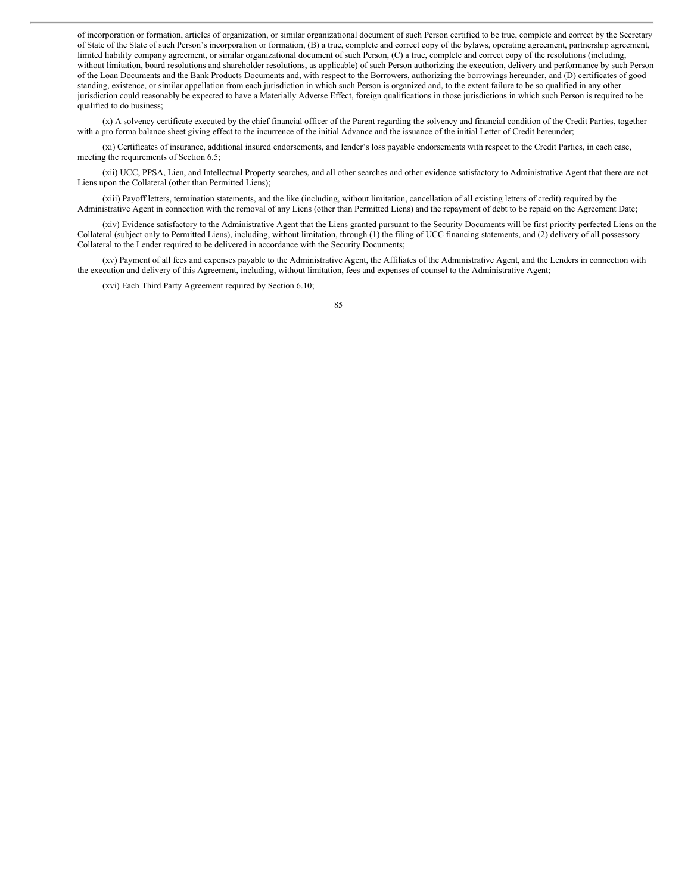of incorporation or formation, articles of organization, or similar organizational document of such Person certified to be true, complete and correct by the Secretary of State of the State of such Person's incorporation or formation, (B) a true, complete and correct copy of the bylaws, operating agreement, partnership agreement, limited liability company agreement, or similar organizational document of such Person, (C) a true, complete and correct copy of the resolutions (including, without limitation, board resolutions and shareholder resolutions, as applicable) of such Person authorizing the execution, delivery and performance by such Person of the Loan Documents and the Bank Products Documents and, with respect to the Borrowers, authorizing the borrowings hereunder, and (D) certificates of good standing, existence, or similar appellation from each jurisdiction in which such Person is organized and, to the extent failure to be so qualified in any other jurisdiction could reasonably be expected to have a Materially Adverse Effect, foreign qualifications in those jurisdictions in which such Person is required to be qualified to do business;

(x) A solvency certificate executed by the chief financial officer of the Parent regarding the solvency and financial condition of the Credit Parties, together with a pro forma balance sheet giving effect to the incurrence of the initial Advance and the issuance of the initial Letter of Credit hereunder;

(xi) Certificates of insurance, additional insured endorsements, and lender's loss payable endorsements with respect to the Credit Parties, in each case, meeting the requirements of Section 6.5;

(xii) UCC, PPSA, Lien, and Intellectual Property searches, and all other searches and other evidence satisfactory to Administrative Agent that there are not Liens upon the Collateral (other than Permitted Liens);

(xiii) Payoff letters, termination statements, and the like (including, without limitation, cancellation of all existing letters of credit) required by the Administrative Agent in connection with the removal of any Liens (other than Permitted Liens) and the repayment of debt to be repaid on the Agreement Date;

(xiv) Evidence satisfactory to the Administrative Agent that the Liens granted pursuant to the Security Documents will be first priority perfected Liens on the Collateral (subject only to Permitted Liens), including, without limitation, through (1) the filing of UCC financing statements, and (2) delivery of all possessory Collateral to the Lender required to be delivered in accordance with the Security Documents;

(xv) Payment of all fees and expenses payable to the Administrative Agent, the Affiliates of the Administrative Agent, and the Lenders in connection with the execution and delivery of this Agreement, including, without limitation, fees and expenses of counsel to the Administrative Agent;

(xvi) Each Third Party Agreement required by Section 6.10;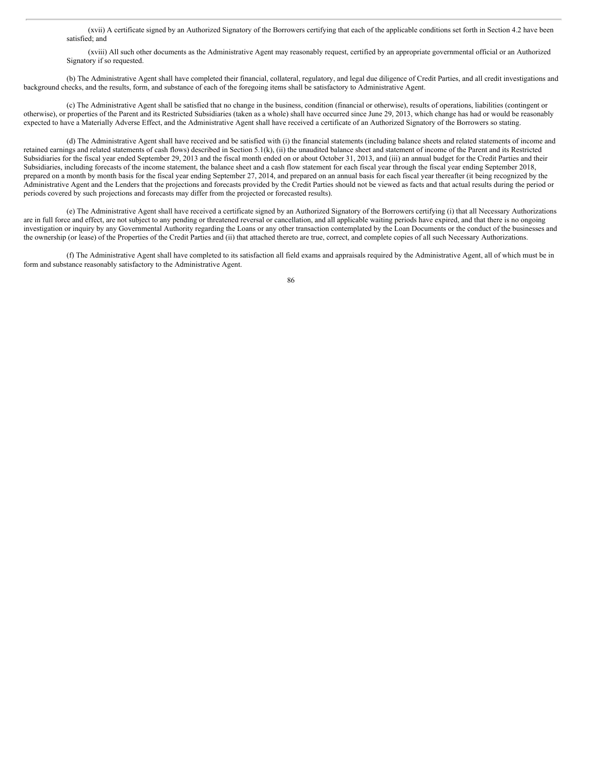(xvii) A certificate signed by an Authorized Signatory of the Borrowers certifying that each of the applicable conditions set forth in Section 4.2 have been satisfied; and

(xviii) All such other documents as the Administrative Agent may reasonably request, certified by an appropriate governmental official or an Authorized Signatory if so requested.

(b) The Administrative Agent shall have completed their financial, collateral, regulatory, and legal due diligence of Credit Parties, and all credit investigations and background checks, and the results, form, and substance of each of the foregoing items shall be satisfactory to Administrative Agent.

(c) The Administrative Agent shall be satisfied that no change in the business, condition (financial or otherwise), results of operations, liabilities (contingent or otherwise), or properties of the Parent and its Restricted Subsidiaries (taken as a whole) shall have occurred since June 29, 2013, which change has had or would be reasonably expected to have a Materially Adverse Effect, and the Administrative Agent shall have received a certificate of an Authorized Signatory of the Borrowers so stating.

(d) The Administrative Agent shall have received and be satisfied with (i) the financial statements (including balance sheets and related statements of income and retained earnings and related statements of cash flows) described in Section 5.1(k), (ii) the unaudited balance sheet and statement of income of the Parent and its Restricted Subsidiaries for the fiscal year ended September 29, 2013 and the fiscal month ended on or about October 31, 2013, and (iii) an annual budget for the Credit Parties and their Subsidiaries, including forecasts of the income statement, the balance sheet and a cash flow statement for each fiscal year through the fiscal year ending September 2018, prepared on a month by month basis for the fiscal year ending September 27, 2014, and prepared on an annual basis for each fiscal year thereafter (it being recognized by the Administrative Agent and the Lenders that the projections and forecasts provided by the Credit Parties should not be viewed as facts and that actual results during the period or periods covered by such projections and forecasts may differ from the projected or forecasted results).

(e) The Administrative Agent shall have received a certificate signed by an Authorized Signatory of the Borrowers certifying (i) that all Necessary Authorizations are in full force and effect, are not subject to any pending or threatened reversal or cancellation, and all applicable waiting periods have expired, and that there is no ongoing investigation or inquiry by any Governmental Authority regarding the Loans or any other transaction contemplated by the Loan Documents or the conduct of the businesses and the ownership (or lease) of the Properties of the Credit Parties and (ii) that attached thereto are true, correct, and complete copies of all such Necessary Authorizations.

(f) The Administrative Agent shall have completed to its satisfaction all field exams and appraisals required by the Administrative Agent, all of which must be in form and substance reasonably satisfactory to the Administrative Agent.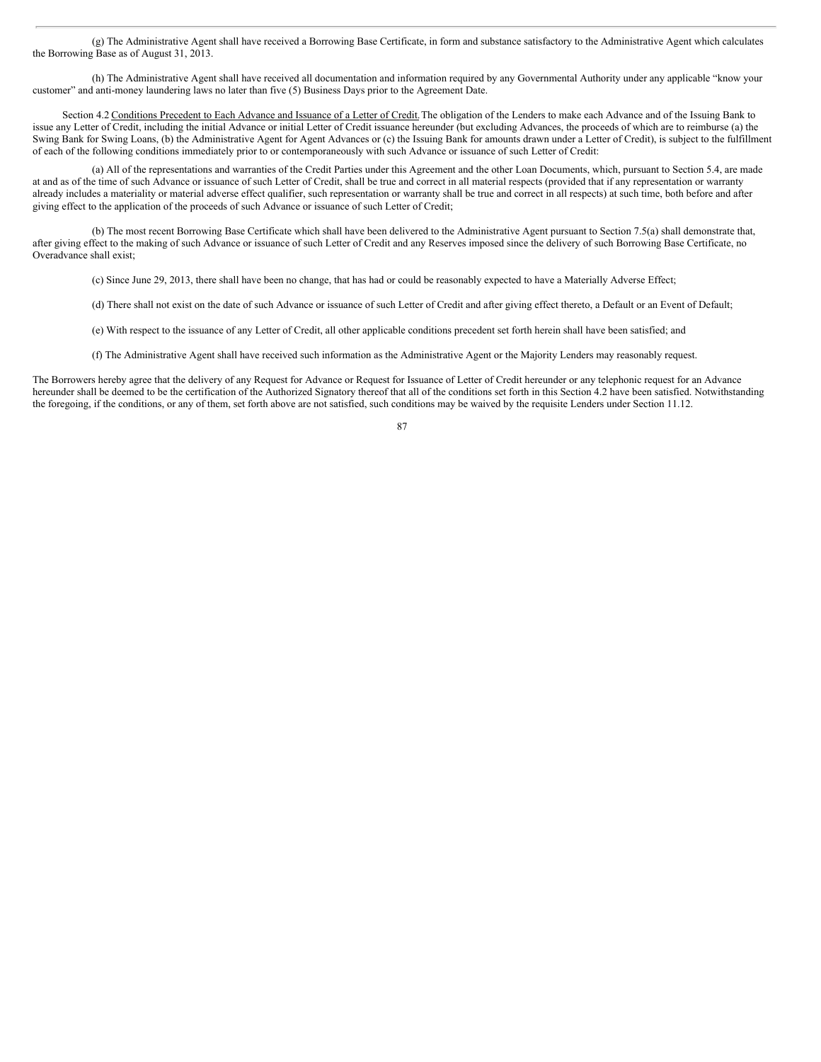(g) The Administrative Agent shall have received a Borrowing Base Certificate, in form and substance satisfactory to the Administrative Agent which calculates the Borrowing Base as of August 31, 2013.

(h) The Administrative Agent shall have received all documentation and information required by any Governmental Authority under any applicable "know your customer" and anti-money laundering laws no later than five (5) Business Days prior to the Agreement Date.

Section 4.2 Conditions Precedent to Each Advance and Issuance of a Letter of Credit. The obligation of the Lenders to make each Advance and of the Issuing Bank to issue any Letter of Credit, including the initial Advance or initial Letter of Credit issuance hereunder (but excluding Advances, the proceeds of which are to reimburse (a) the Swing Bank for Swing Loans, (b) the Administrative Agent for Agent Advances or (c) the Issuing Bank for amounts drawn under a Letter of Credit), is subject to the fulfillment of each of the following conditions immediately prior to or contemporaneously with such Advance or issuance of such Letter of Credit:

(a) All of the representations and warranties of the Credit Parties under this Agreement and the other Loan Documents, which, pursuant to Section 5.4, are made at and as of the time of such Advance or issuance of such Letter of Credit, shall be true and correct in all material respects (provided that if any representation or warranty already includes a materiality or material adverse effect qualifier, such representation or warranty shall be true and correct in all respects) at such time, both before and after giving effect to the application of the proceeds of such Advance or issuance of such Letter of Credit;

(b) The most recent Borrowing Base Certificate which shall have been delivered to the Administrative Agent pursuant to Section 7.5(a) shall demonstrate that, after giving effect to the making of such Advance or issuance of such Letter of Credit and any Reserves imposed since the delivery of such Borrowing Base Certificate, no Overadvance shall exist;

(c) Since June 29, 2013, there shall have been no change, that has had or could be reasonably expected to have a Materially Adverse Effect;

(d) There shall not exist on the date of such Advance or issuance of such Letter of Credit and after giving effect thereto, a Default or an Event of Default;

(e) With respect to the issuance of any Letter of Credit, all other applicable conditions precedent set forth herein shall have been satisfied; and

(f) The Administrative Agent shall have received such information as the Administrative Agent or the Majority Lenders may reasonably request.

The Borrowers hereby agree that the delivery of any Request for Advance or Request for Issuance of Letter of Credit hereunder or any telephonic request for an Advance hereunder shall be deemed to be the certification of the Authorized Signatory thereof that all of the conditions set forth in this Section 4.2 have been satisfied. Notwithstanding the foregoing, if the conditions, or any of them, set forth above are not satisfied, such conditions may be waived by the requisite Lenders under Section 11.12.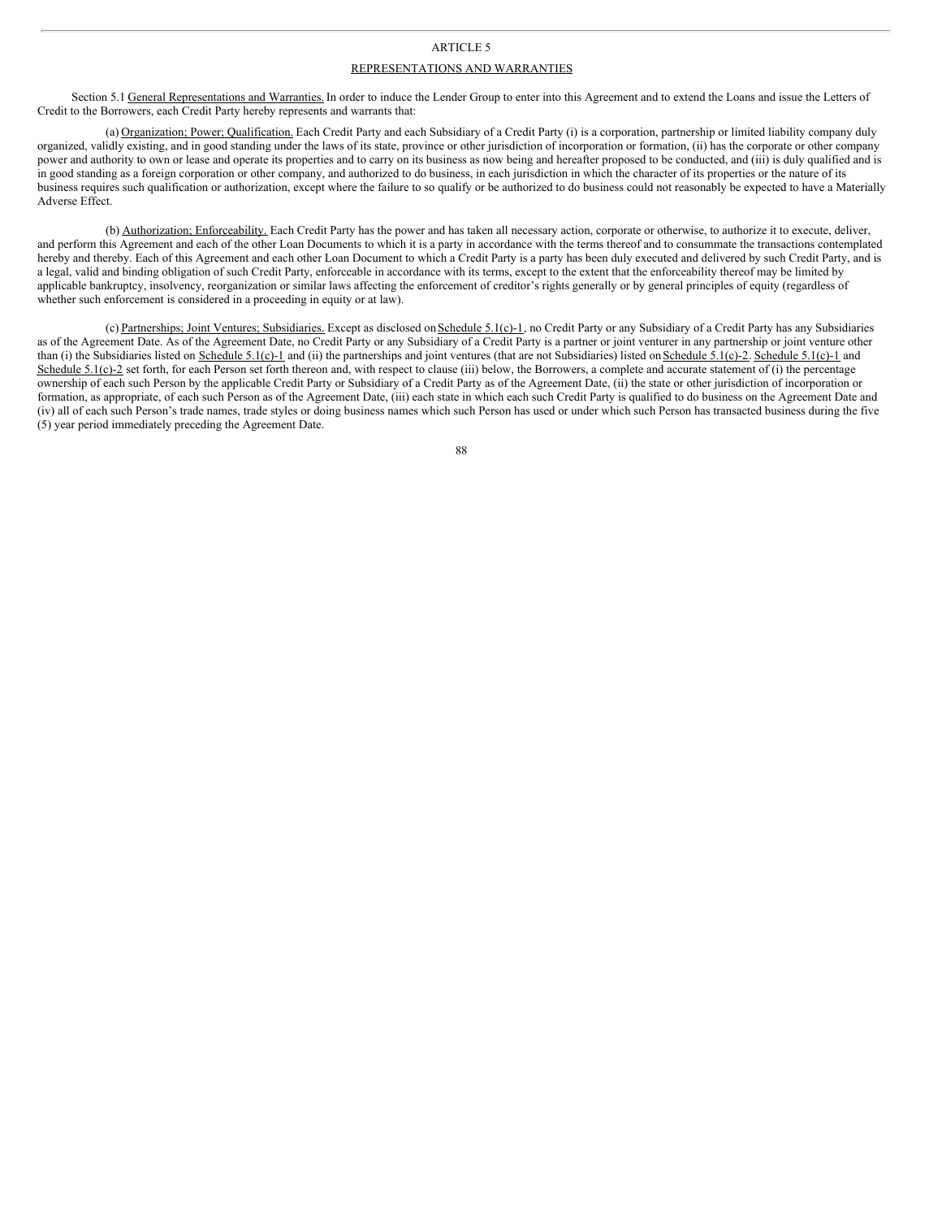ARTICLE 5

REPRESENTATIONS AND WARRANTIES

Section 5.1 General Representations and Warranties. In order to induce the Lender Group to enter into this Agreement and to extend the Loans and issue the Letters of Credit to the Borrowers, each Credit Party hereby represents and warrants that:

(a) Organization; Power; Qualification. Each Credit Party and each Subsidiary of a Credit Party (i) is a corporation, partnership or limited liability company duly organized, validly existing, and in good standing under the laws of its state, province or other jurisdiction of incorporation or formation, (ii) has the corporate or other company power and authority to own or lease and operate its properties and to carry on its business as now being and hereafter proposed to be conducted, and (iii) is duly qualified and is in good standing as a foreign corporation or other company, and authorized to do business, in each jurisdiction in which the character of its properties or the nature of its business requires such qualification or authorization, except where the failure to so qualify or be authorized to do business could not reasonably be expected to have a Materially Adverse Effect.

(b) Authorization; Enforceability. Each Credit Party has the power and has taken all necessary action, corporate or otherwise, to authorize it to execute, deliver, and perform this Agreement and each of the other Loan Documents to which it is a party in accordance with the terms thereof and to consummate the transactions contemplated hereby and thereby. Each of this Agreement and each other Loan Document to which a Credit Party is a party has been duly executed and delivered by such Credit Party, and is a legal, valid and binding obligation of such Credit Party, enforceable in accordance with its terms, except to the extent that the enforceability thereof may be limited by applicable bankruptcy, insolvency, reorganization or similar laws affecting the enforcement of creditor's rights generally or by general principles of equity (regardless of whether such enforcement is considered in a proceeding in equity or at law).

(c) Partnerships; Joint Ventures; Subsidiaries. Except as disclosed on Schedule 5.1(c)-1, no Credit Party or any Subsidiary of a Credit Party has any Subsidiaries as of the Agreement Date. As of the Agreement Date, no Credit Party or any Subsidiary of a Credit Party is a partner or joint venturer in any partnership or joint venture other than (i) the Subsidiaries listed on Schedule 5.1(c)-1 and (ii) the partnerships and joint ventures (that are not Subsidiaries) listed on Schedule 5.1(c)-2. Schedule 5.1(c)-1 and Schedule 5.1(c)-2 set forth, for each Person set forth thereon and, with respect to clause (iii) below, the Borrowers, a complete and accurate statement of (i) the percentage ownership of each such Person by the applicable Credit Party or Subsidiary of a Credit Party as of the Agreement Date, (ii) the state or other jurisdiction of incorporation or formation, as appropriate, of each such Person as of the Agreement Date, (iii) each state in which each such Credit Party is qualified to do business on the Agreement Date and (iv) all of each such Person's trade names, trade styles or doing business names which such Person has used or under which such Person has transacted business during the five (5) year period immediately preceding the Agreement Date.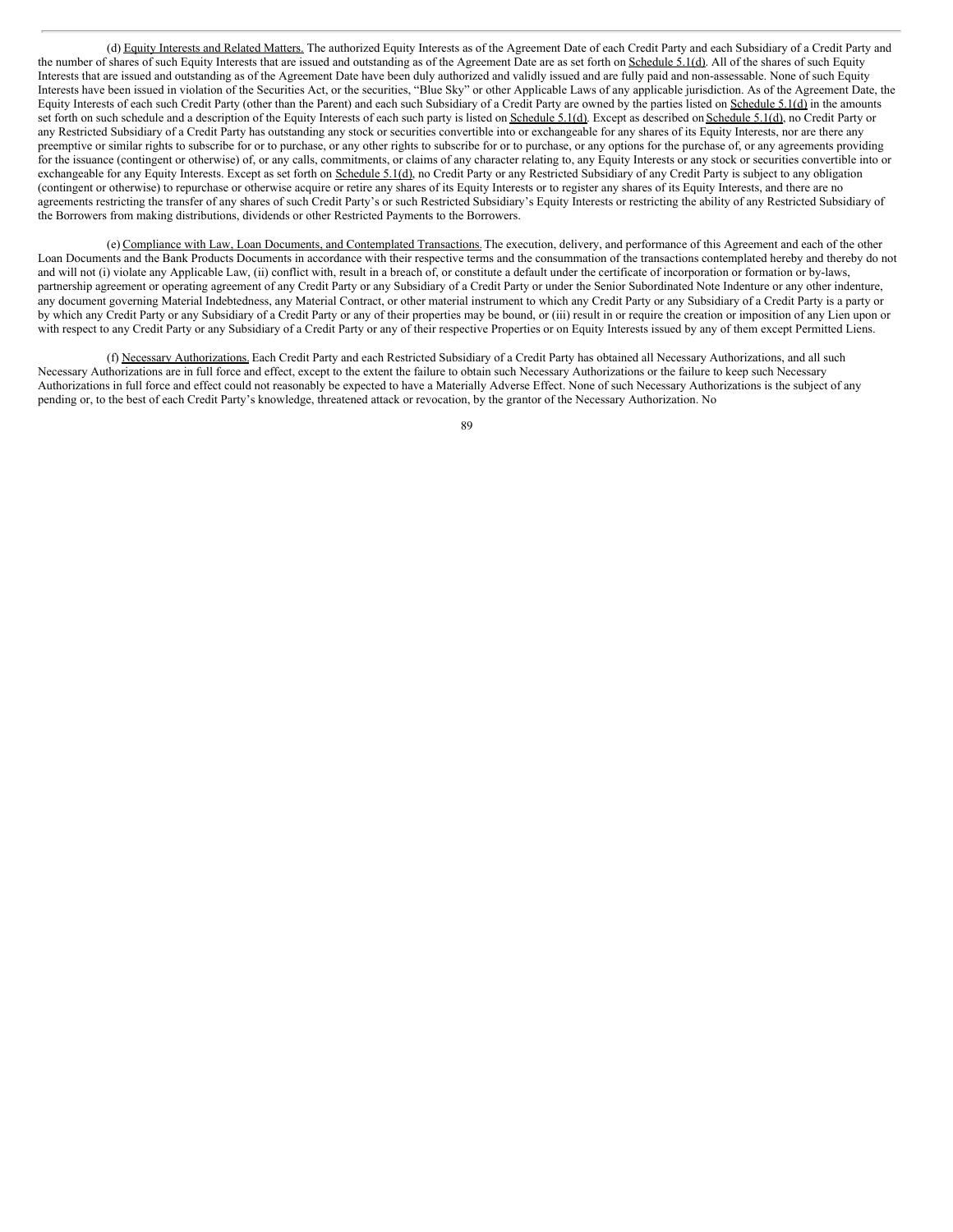(d) Equity Interests and Related Matters. The authorized Equity Interests as of the Agreement Date of each Credit Party and each Subsidiary of a Credit Party and the number of shares of such Equity Interests that are issued and outstanding as of the Agreement Date are as set forth on Schedule 5.1(d). All of the shares of such Equity Interests that are issued and outstanding as of the Agreement Date have been duly authorized and validly issued and are fully paid and non-assessable. None of such Equity Interests have been issued in violation of the Securities Act, or the securities, "Blue Sky" or other Applicable Laws of any applicable jurisdiction. As of the Agreement Date, the Equity Interests of each such Credit Party (other than the Parent) and each such Subsidiary of a Credit Party are owned by the parties listed on Schedule 5.1(d) in the amounts set forth on such schedule and a description of the Equity Interests of each such party is listed on Schedule 5.1(d). Except as described on Schedule 5.1(d), no Credit Party or any Restricted Subsidiary of a Credit Party has outstanding any stock or securities convertible into or exchangeable for any shares of its Equity Interests, nor are there any preemptive or similar rights to subscribe for or to purchase, or any other rights to subscribe for or to purchase, or any options for the purchase of, or any agreements providing for the issuance (contingent or otherwise) of, or any calls, commitments, or claims of any character relating to, any Equity Interests or any stock or securities convertible into or exchangeable for any Equity Interests. Except as set forth on Schedule 5.1(d), no Credit Party or any Restricted Subsidiary of any Credit Party is subject to any obligation (contingent or otherwise) to repurchase or otherwise acquire or retire any shares of its Equity Interests or to register any shares of its Equity Interests, and there are no agreements restricting the transfer of any shares of such Credit Party's or such Restricted Subsidiary's Equity Interests or restricting the ability of any Restricted Subsidiary of the Borrowers from making distributions, dividends or other Restricted Payments to the Borrowers.

(e) Compliance with Law, Loan Documents, and Contemplated Transactions. The execution, delivery, and performance of this Agreement and each of the other Loan Documents and the Bank Products Documents in accordance with their respective terms and the consummation of the transactions contemplated hereby and thereby do not and will not (i) violate any Applicable Law, (ii) conflict with, result in a breach of, or constitute a default under the certificate of incorporation or formation or by-laws, partnership agreement or operating agreement of any Credit Party or any Subsidiary of a Credit Party or under the Senior Subordinated Note Indenture or any other indenture, any document governing Material Indebtedness, any Material Contract, or other material instrument to which any Credit Party or any Subsidiary of a Credit Party is a party or by which any Credit Party or any Subsidiary of a Credit Party or any of their properties may be bound, or (iii) result in or require the creation or imposition of any Lien upon or with respect to any Credit Party or any Subsidiary of a Credit Party or any of their respective Properties or on Equity Interests issued by any of them except Permitted Liens.

(f) Necessary Authorizations. Each Credit Party and each Restricted Subsidiary of a Credit Party has obtained all Necessary Authorizations, and all such Necessary Authorizations are in full force and effect, except to the extent the failure to obtain such Necessary Authorizations or the failure to keep such Necessary Authorizations in full force and effect could not reasonably be expected to have a Materially Adverse Effect. None of such Necessary Authorizations is the subject of any pending or, to the best of each Credit Party's knowledge, threatened attack or revocation, by the grantor of the Necessary Authorization. No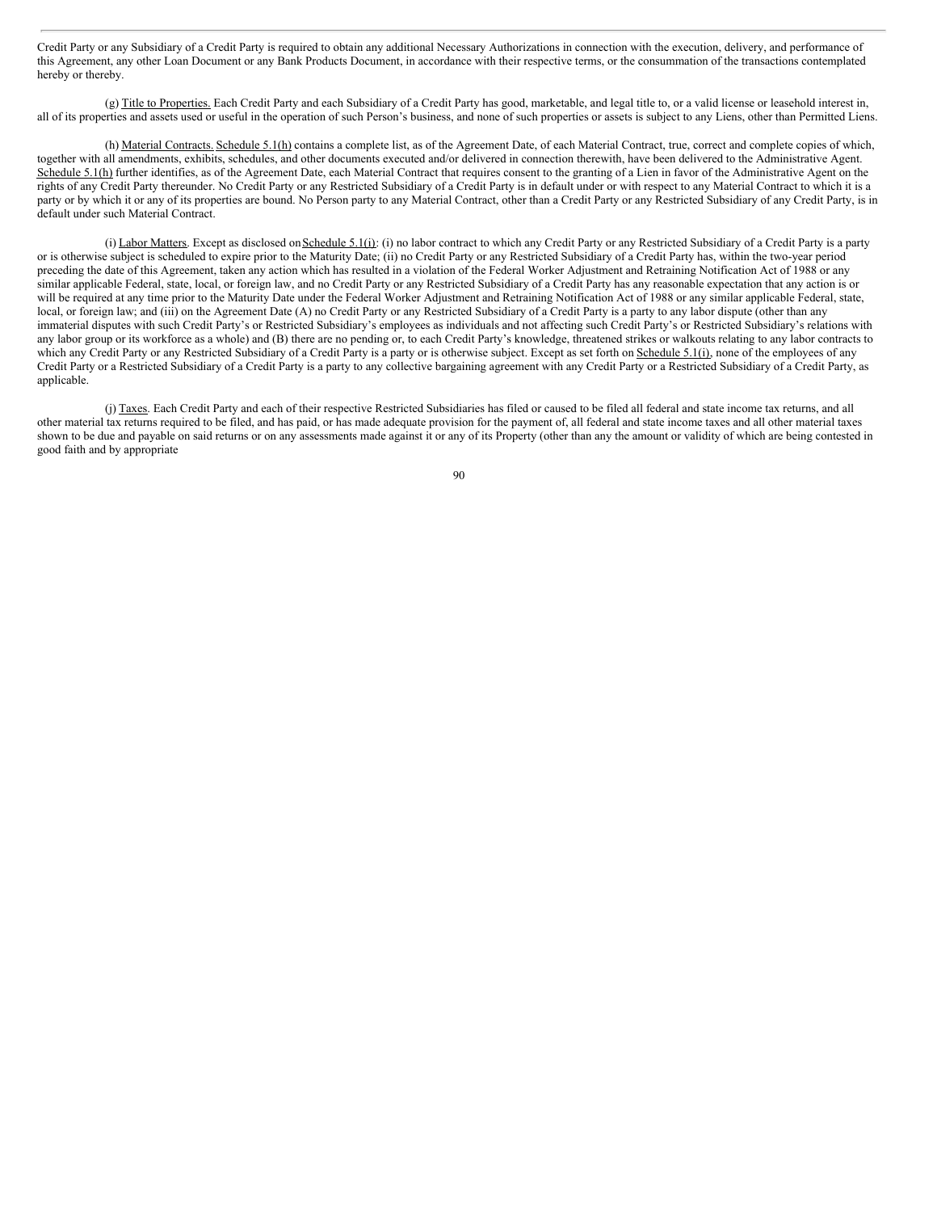Credit Party or any Subsidiary of a Credit Party is required to obtain any additional Necessary Authorizations in connection with the execution, delivery, and performance of this Agreement, any other Loan Document or any Bank Products Document, in accordance with their respective terms, or the consummation of the transactions contemplated hereby or thereby.

(g) Title to Properties. Each Credit Party and each Subsidiary of a Credit Party has good, marketable, and legal title to, or a valid license or leasehold interest in, all of its properties and assets used or useful in the operation of such Person's business, and none of such properties or assets is subject to any Liens, other than Permitted Liens.

(h) Material Contracts. Schedule 5.1(h) contains a complete list, as of the Agreement Date, of each Material Contract, true, correct and complete copies of which, together with all amendments, exhibits, schedules, and other documents executed and/or delivered in connection therewith, have been delivered to the Administrative Agent. Schedule 5.1(h) further identifies, as of the Agreement Date, each Material Contract that requires consent to the granting of a Lien in favor of the Administrative Agent on the rights of any Credit Party thereunder. No Credit Party or any Restricted Subsidiary of a Credit Party is in default under or with respect to any Material Contract to which it is a party or by which it or any of its properties are bound. No Person party to any Material Contract, other than a Credit Party or any Restricted Subsidiary of any Credit Party, is in default under such Material Contract.

(i) Labor Matters. Except as disclosed on Schedule 5.1(i): (i) no labor contract to which any Credit Party or any Restricted Subsidiary of a Credit Party is a party or is otherwise subject is scheduled to expire prior to the Maturity Date; (ii) no Credit Party or any Restricted Subsidiary of a Credit Party has, within the two-year period preceding the date of this Agreement, taken any action which has resulted in a violation of the Federal Worker Adjustment and Retraining Notification Act of 1988 or any similar applicable Federal, state, local, or foreign law, and no Credit Party or any Restricted Subsidiary of a Credit Party has any reasonable expectation that any action is or will be required at any time prior to the Maturity Date under the Federal Worker Adjustment and Retraining Notification Act of 1988 or any similar applicable Federal, state, local, or foreign law; and (iii) on the Agreement Date (A) no Credit Party or any Restricted Subsidiary of a Credit Party is a party to any labor dispute (other than any immaterial disputes with such Credit Party's or Restricted Subsidiary's employees as individuals and not affecting such Credit Party's or Restricted Subsidiary's relations with any labor group or its workforce as a whole) and (B) there are no pending or, to each Credit Party's knowledge, threatened strikes or walkouts relating to any labor contracts to which any Credit Party or any Restricted Subsidiary of a Credit Party is a party or is otherwise subject. Except as set forth on Schedule 5.1(i), none of the employees of any Credit Party or a Restricted Subsidiary of a Credit Party is a party to any collective bargaining agreement with any Credit Party or a Restricted Subsidiary of a Credit Party, as applicable.

(j) Taxes. Each Credit Party and each of their respective Restricted Subsidiaries has filed or caused to be filed all federal and state income tax returns, and all other material tax returns required to be filed, and has paid, or has made adequate provision for the payment of, all federal and state income taxes and all other material taxes shown to be due and payable on said returns or on any assessments made against it or any of its Property (other than any the amount or validity of which are being contested in good faith and by appropriate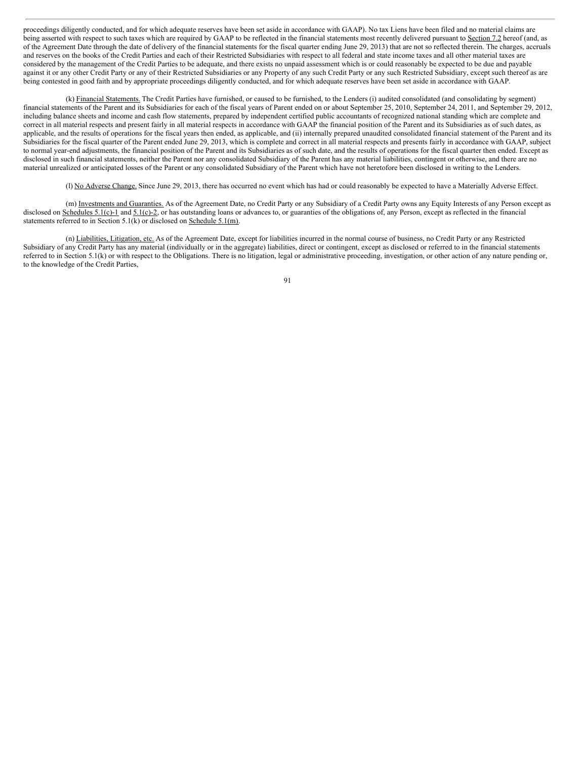proceedings diligently conducted, and for which adequate reserves have been set aside in accordance with GAAP). No tax Liens have been filed and no material claims are being asserted with respect to such taxes which are required by GAAP to be reflected in the financial statements most recently delivered pursuant to Section 7.2 hereof (and, as of the Agreement Date through the date of delivery of the financial statements for the fiscal quarter ending June 29, 2013) that are not so reflected therein. The charges, accruals and reserves on the books of the Credit Parties and each of their Restricted Subsidiaries with respect to all federal and state income taxes and all other material taxes are considered by the management of the Credit Parties to be adequate, and there exists no unpaid assessment which is or could reasonably be expected to be due and payable against it or any other Credit Party or any of their Restricted Subsidiaries or any Property of any such Credit Party or any such Restricted Subsidiary, except such thereof as are being contested in good faith and by appropriate proceedings diligently conducted, and for which adequate reserves have been set aside in accordance with GAAP.

(k) Financial Statements. The Credit Parties have furnished, or caused to be furnished, to the Lenders (i) audited consolidated (and consolidating by segment) financial statements of the Parent and its Subsidiaries for each of the fiscal years of Parent ended on or about September 25, 2010, September 24, 2011, and September 29, 2012, including balance sheets and income and cash flow statements, prepared by independent certified public accountants of recognized national standing which are complete and correct in all material respects and present fairly in all material respects in accordance with GAAP the financial position of the Parent and its Subsidiaries as of such dates, as applicable, and the results of operations for the fiscal years then ended, as applicable, and (ii) internally prepared unaudited consolidated financial statement of the Parent and its Subsidiaries for the fiscal quarter of the Parent ended June 29, 2013, which is complete and correct in all material respects and presents fairly in accordance with GAAP, subject to normal year-end adjustments, the financial position of the Parent and its Subsidiaries as of such date, and the results of operations for the fiscal quarter then ended. Except as disclosed in such financial statements, neither the Parent nor any consolidated Subsidiary of the Parent has any material liabilities, contingent or otherwise, and there are no material unrealized or anticipated losses of the Parent or any consolidated Subsidiary of the Parent which have not heretofore been disclosed in writing to the Lenders.

(l) No Adverse Change. Since June 29, 2013, there has occurred no event which has had or could reasonably be expected to have a Materially Adverse Effect.

(m) Investments and Guaranties. As of the Agreement Date, no Credit Party or any Subsidiary of a Credit Party owns any Equity Interests of any Person except as disclosed on Schedules 5.1(c)-1 and 5.1(c)-2, or has outstanding loans or advances to, or guaranties of the obligations of, any Person, except as reflected in the financial statements referred to in Section 5.1(k) or disclosed on Schedule 5.1(m).

(n) Liabilities, Litigation, etc. As of the Agreement Date, except for liabilities incurred in the normal course of business, no Credit Party or any Restricted Subsidiary of any Credit Party has any material (individually or in the aggregate) liabilities, direct or contingent, except as disclosed or referred to in the financial statements referred to in Section 5.1(k) or with respect to the Obligations. There is no litigation, legal or administrative proceeding, investigation, or other action of any nature pending or, to the knowledge of the Credit Parties,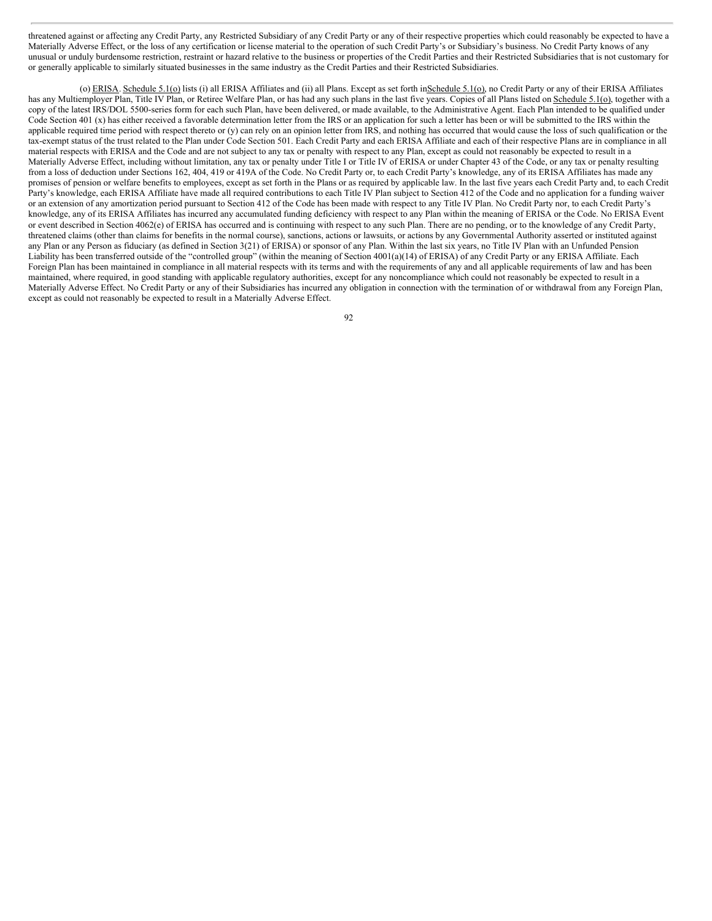threatened against or affecting any Credit Party, any Restricted Subsidiary of any Credit Party or any of their respective properties which could reasonably be expected to have a Materially Adverse Effect, or the loss of any certification or license material to the operation of such Credit Party's or Subsidiary's business. No Credit Party knows of any unusual or unduly burdensome restriction, restraint or hazard relative to the business or properties of the Credit Parties and their Restricted Subsidiaries that is not customary for or generally applicable to similarly situated businesses in the same industry as the Credit Parties and their Restricted Subsidiaries.

(o) ERISA. Schedule 5.1(o) lists (i) all ERISA Affiliates and (ii) all Plans. Except as set forth inSchedule 5.1(o), no Credit Party or any of their ERISA Affiliates has any Multiemployer Plan, Title IV Plan, or Retiree Welfare Plan, or has had any such plans in the last five years. Copies of all Plans listed on Schedule 5.1(o), together with a copy of the latest IRS/DOL 5500-series form for each such Plan, have been delivered, or made available, to the Administrative Agent. Each Plan intended to be qualified under Code Section 401 (x) has either received a favorable determination letter from the IRS or an application for such a letter has been or will be submitted to the IRS within the applicable required time period with respect thereto or (y) can rely on an opinion letter from IRS, and nothing has occurred that would cause the loss of such qualification or the tax-exempt status of the trust related to the Plan under Code Section 501. Each Credit Party and each ERISA Affiliate and each of their respective Plans are in compliance in all material respects with ERISA and the Code and are not subject to any tax or penalty with respect to any Plan, except as could not reasonably be expected to result in a Materially Adverse Effect, including without limitation, any tax or penalty under Title I or Title IV of ERISA or under Chapter 43 of the Code, or any tax or penalty resulting from a loss of deduction under Sections 162, 404, 419 or 419A of the Code. No Credit Party or, to each Credit Party's knowledge, any of its ERISA Affiliates has made any promises of pension or welfare benefits to employees, except as set forth in the Plans or as required by applicable law. In the last five years each Credit Party and, to each Credit Party's knowledge, each ERISA Affiliate have made all required contributions to each Title IV Plan subject to Section 412 of the Code and no application for a funding waiver or an extension of any amortization period pursuant to Section 412 of the Code has been made with respect to any Title IV Plan. No Credit Party nor, to each Credit Party's knowledge, any of its ERISA Affiliates has incurred any accumulated funding deficiency with respect to any Plan within the meaning of ERISA or the Code. No ERISA Event or event described in Section 4062(e) of ERISA has occurred and is continuing with respect to any such Plan. There are no pending, or to the knowledge of any Credit Party, threatened claims (other than claims for benefits in the normal course), sanctions, actions or lawsuits, or actions by any Governmental Authority asserted or instituted against any Plan or any Person as fiduciary (as defined in Section 3(21) of ERISA) or sponsor of any Plan. Within the last six years, no Title IV Plan with an Unfunded Pension Liability has been transferred outside of the "controlled group" (within the meaning of Section 4001(a)(14) of ERISA) of any Credit Party or any ERISA Affiliate. Each Foreign Plan has been maintained in compliance in all material respects with its terms and with the requirements of any and all applicable requirements of law and has been maintained, where required, in good standing with applicable regulatory authorities, except for any noncompliance which could not reasonably be expected to result in a Materially Adverse Effect. No Credit Party or any of their Subsidiaries has incurred any obligation in connection with the termination of or withdrawal from any Foreign Plan, except as could not reasonably be expected to result in a Materially Adverse Effect.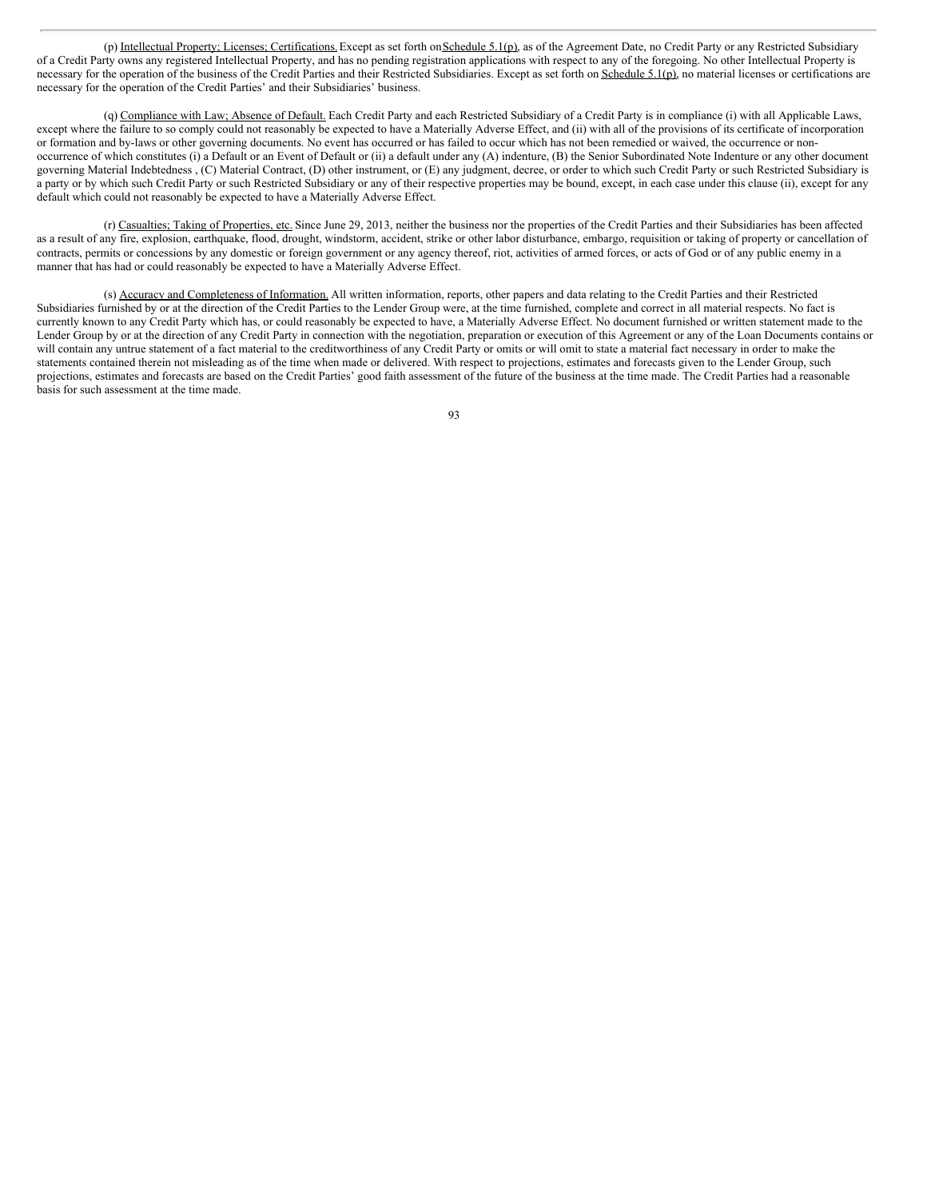(p) Intellectual Property; Licenses; Certifications. Except as set forth on Schedule 5.1(p), as of the Agreement Date, no Credit Party or any Restricted Subsidiary of a Credit Party owns any registered Intellectual Property, and has no pending registration applications with respect to any of the foregoing. No other Intellectual Property is necessary for the operation of the business of the Credit Parties and their Restricted Subsidiaries. Except as set forth on Schedule 5.1(p), no material licenses or certifications are necessary for the operation of the Credit Parties' and their Subsidiaries' business.

(q) Compliance with Law; Absence of Default. Each Credit Party and each Restricted Subsidiary of a Credit Party is in compliance (i) with all Applicable Laws, except where the failure to so comply could not reasonably be expected to have a Materially Adverse Effect, and (ii) with all of the provisions of its certificate of incorporation or formation and by-laws or other governing documents. No event has occurred or has failed to occur which has not been remedied or waived, the occurrence or non-occurrence of which constitutes (i) a Default or an Event of Default or (ii) a default under any (A) indenture, (B) the Senior Subordinated Note Indenture or any other document governing Material Indebtedness , (C) Material Contract, (D) other instrument, or (E) any judgment, decree, or order to which such Credit Party or such Restricted Subsidiary is a party or by which such Credit Party or such Restricted Subsidiary or any of their respective properties may be bound, except, in each case under this clause (ii), except for any default which could not reasonably be expected to have a Materially Adverse Effect.

(r) Casualties; Taking of Properties, etc. Since June 29, 2013, neither the business nor the properties of the Credit Parties and their Subsidiaries has been affected as a result of any fire, explosion, earthquake, flood, drought, windstorm, accident, strike or other labor disturbance, embargo, requisition or taking of property or cancellation of contracts, permits or concessions by any domestic or foreign government or any agency thereof, riot, activities of armed forces, or acts of God or of any public enemy in a manner that has had or could reasonably be expected to have a Materially Adverse Effect.

(s) Accuracy and Completeness of Information. All written information, reports, other papers and data relating to the Credit Parties and their Restricted Subsidiaries furnished by or at the direction of the Credit Parties to the Lender Group were, at the time furnished, complete and correct in all material respects. No fact is currently known to any Credit Party which has, or could reasonably be expected to have, a Materially Adverse Effect. No document furnished or written statement made to the Lender Group by or at the direction of any Credit Party in connection with the negotiation, preparation or execution of this Agreement or any of the Loan Documents contains or will contain any untrue statement of a fact material to the creditworthiness of any Credit Party or omits or will omit to state a material fact necessary in order to make the statements contained therein not misleading as of the time when made or delivered. With respect to projections, estimates and forecasts given to the Lender Group, such projections, estimates and forecasts are based on the Credit Parties' good faith assessment of the future of the business at the time made. The Credit Parties had a reasonable basis for such assessment at the time made.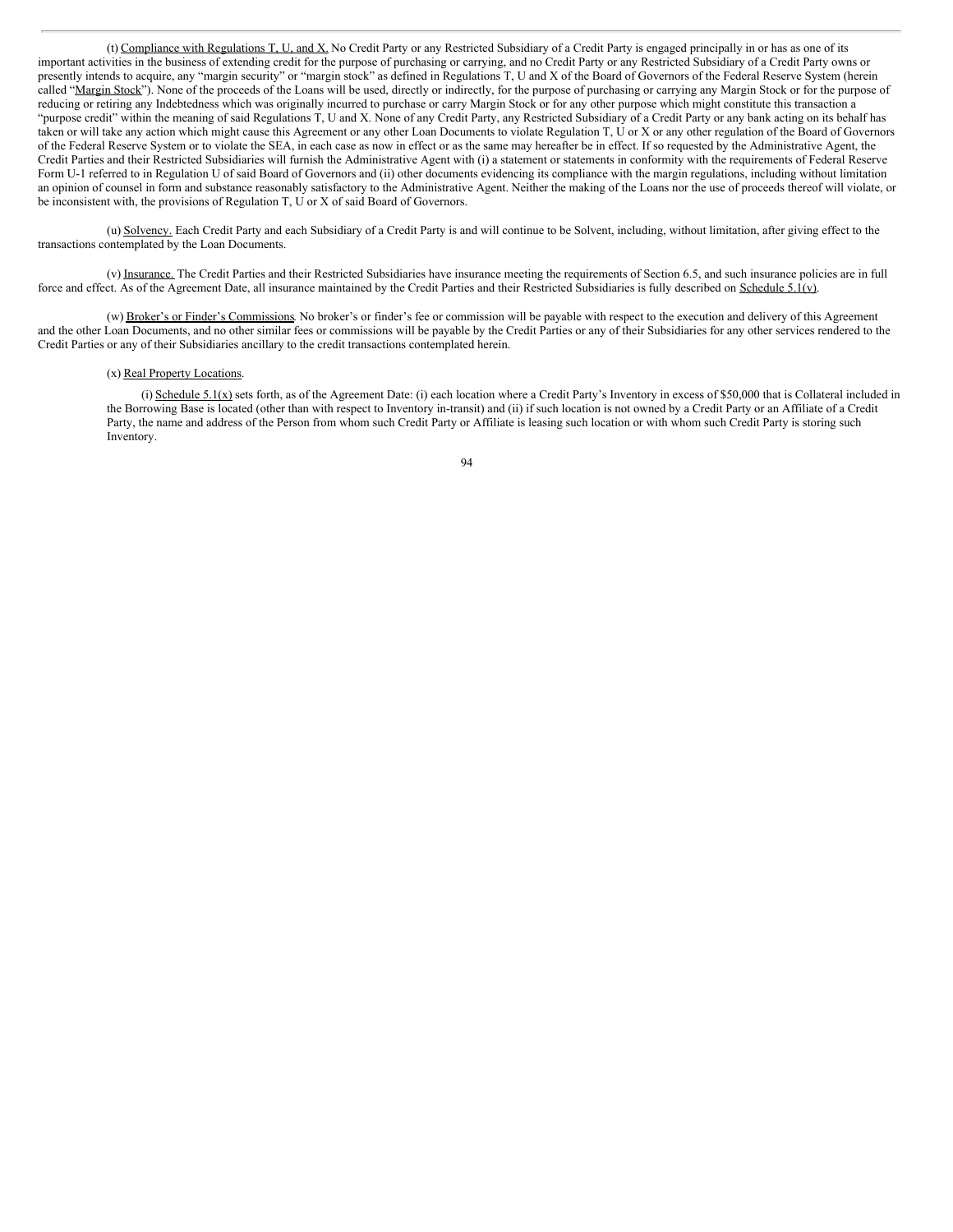(t) Compliance with Regulations T, U, and X. No Credit Party or any Restricted Subsidiary of a Credit Party is engaged principally in or has as one of its important activities in the business of extending credit for the purpose of purchasing or carrying, and no Credit Party or any Restricted Subsidiary of a Credit Party owns or presently intends to acquire, any "margin security" or "margin stock" as defined in Regulations T, U and X of the Board of Governors of the Federal Reserve System (herein called "Margin Stock"). None of the proceeds of the Loans will be used, directly or indirectly, for the purpose of purchasing or carrying any Margin Stock or for the purpose of reducing or retiring any Indebtedness which was originally incurred to purchase or carry Margin Stock or for any other purpose which might constitute this transaction a "purpose credit" within the meaning of said Regulations T, U and X. None of any Credit Party, any Restricted Subsidiary of a Credit Party or any bank acting on its behalf has taken or will take any action which might cause this Agreement or any other Loan Documents to violate Regulation T, U or X or any other regulation of the Board of Governors of the Federal Reserve System or to violate the SEA, in each case as now in effect or as the same may hereafter be in effect. If so requested by the Administrative Agent, the Credit Parties and their Restricted Subsidiaries will furnish the Administrative Agent with (i) a statement or statements in conformity with the requirements of Federal Reserve Form U-1 referred to in Regulation U of said Board of Governors and (ii) other documents evidencing its compliance with the margin regulations, including without limitation an opinion of counsel in form and substance reasonably satisfactory to the Administrative Agent. Neither the making of the Loans nor the use of proceeds thereof will violate, or be inconsistent with, the provisions of Regulation T, U or X of said Board of Governors.

(u) Solvency. Each Credit Party and each Subsidiary of a Credit Party is and will continue to be Solvent, including, without limitation, after giving effect to the transactions contemplated by the Loan Documents.

(v) Insurance. The Credit Parties and their Restricted Subsidiaries have insurance meeting the requirements of Section 6.5, and such insurance policies are in full force and effect. As of the Agreement Date, all insurance maintained by the Credit Parties and their Restricted Subsidiaries is fully described on Schedule 5.1(v).

(w) Broker's or Finder's Commissions. No broker's or finder's fee or commission will be payable with respect to the execution and delivery of this Agreement and the other Loan Documents, and no other similar fees or commissions will be payable by the Credit Parties or any of their Subsidiaries for any other services rendered to the Credit Parties or any of their Subsidiaries ancillary to the credit transactions contemplated herein.

(x) Real Property Locations.

(i) Schedule 5.1(x) sets forth, as of the Agreement Date: (i) each location where a Credit Party's Inventory in excess of $50,000 that is Collateral included in the Borrowing Base is located (other than with respect to Inventory in-transit) and (ii) if such location is not owned by a Credit Party or an Affiliate of a Credit Party, the name and address of the Person from whom such Credit Party or Affiliate is leasing such location or with whom such Credit Party is storing such Inventory.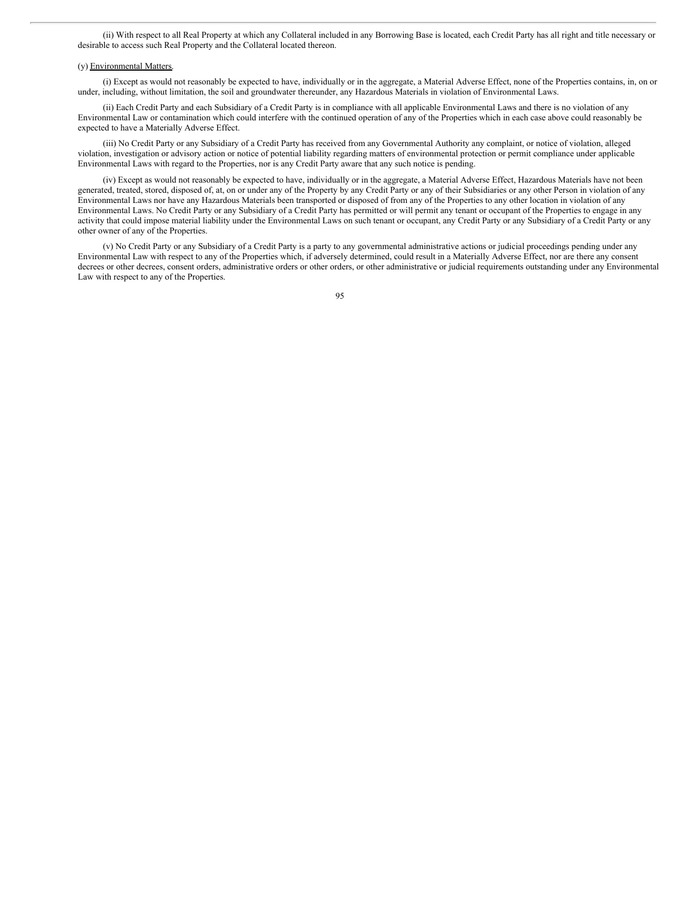(ii) With respect to all Real Property at which any Collateral included in any Borrowing Base is located, each Credit Party has all right and title necessary or desirable to access such Real Property and the Collateral located thereon.

(y) Environmental Matters.

(i) Except as would not reasonably be expected to have, individually or in the aggregate, a Material Adverse Effect, none of the Properties contains, in, on or under, including, without limitation, the soil and groundwater thereunder, any Hazardous Materials in violation of Environmental Laws.

(ii) Each Credit Party and each Subsidiary of a Credit Party is in compliance with all applicable Environmental Laws and there is no violation of any Environmental Law or contamination which could interfere with the continued operation of any of the Properties which in each case above could reasonably be expected to have a Materially Adverse Effect.

(iii) No Credit Party or any Subsidiary of a Credit Party has received from any Governmental Authority any complaint, or notice of violation, alleged violation, investigation or advisory action or notice of potential liability regarding matters of environmental protection or permit compliance under applicable Environmental Laws with regard to the Properties, nor is any Credit Party aware that any such notice is pending.

(iv) Except as would not reasonably be expected to have, individually or in the aggregate, a Material Adverse Effect, Hazardous Materials have not been generated, treated, stored, disposed of, at, on or under any of the Property by any Credit Party or any of their Subsidiaries or any other Person in violation of any Environmental Laws nor have any Hazardous Materials been transported or disposed of from any of the Properties to any other location in violation of any Environmental Laws. No Credit Party or any Subsidiary of a Credit Party has permitted or will permit any tenant or occupant of the Properties to engage in any activity that could impose material liability under the Environmental Laws on such tenant or occupant, any Credit Party or any Subsidiary of a Credit Party or any other owner of any of the Properties.

(v) No Credit Party or any Subsidiary of a Credit Party is a party to any governmental administrative actions or judicial proceedings pending under any Environmental Law with respect to any of the Properties which, if adversely determined, could result in a Materially Adverse Effect, nor are there any consent decrees or other decrees, consent orders, administrative orders or other orders, or other administrative or judicial requirements outstanding under any Environmental Law with respect to any of the Properties.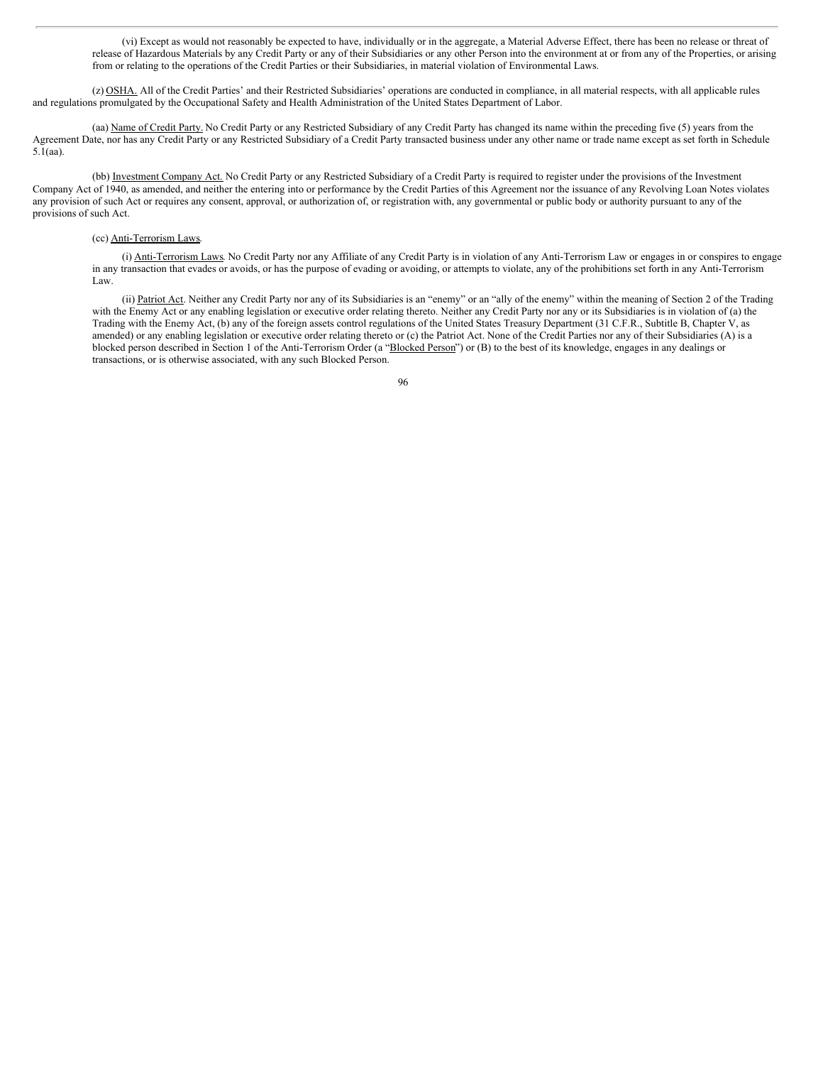(vi) Except as would not reasonably be expected to have, individually or in the aggregate, a Material Adverse Effect, there has been no release or threat of release of Hazardous Materials by any Credit Party or any of their Subsidiaries or any other Person into the environment at or from any of the Properties, or arising from or relating to the operations of the Credit Parties or their Subsidiaries, in material violation of Environmental Laws.

(z) OSHA. All of the Credit Parties' and their Restricted Subsidiaries' operations are conducted in compliance, in all material respects, with all applicable rules and regulations promulgated by the Occupational Safety and Health Administration of the United States Department of Labor.

(aa) Name of Credit Party. No Credit Party or any Restricted Subsidiary of any Credit Party has changed its name within the preceding five (5) years from the Agreement Date, nor has any Credit Party or any Restricted Subsidiary of a Credit Party transacted business under any other name or trade name except as set forth in Schedule 5.1(aa).

(bb) Investment Company Act. No Credit Party or any Restricted Subsidiary of a Credit Party is required to register under the provisions of the Investment Company Act of 1940, as amended, and neither the entering into or performance by the Credit Parties of this Agreement nor the issuance of any Revolving Loan Notes violates any provision of such Act or requires any consent, approval, or authorization of, or registration with, any governmental or public body or authority pursuant to any of the provisions of such Act.

(cc) Anti-Terrorism Laws.

(i) Anti-Terrorism Laws. No Credit Party nor any Affiliate of any Credit Party is in violation of any Anti-Terrorism Law or engages in or conspires to engage in any transaction that evades or avoids, or has the purpose of evading or avoiding, or attempts to violate, any of the prohibitions set forth in any Anti-Terrorism Law.

(ii) Patriot Act. Neither any Credit Party nor any of its Subsidiaries is an "enemy" or an "ally of the enemy" within the meaning of Section 2 of the Trading with the Enemy Act or any enabling legislation or executive order relating thereto. Neither any Credit Party nor any or its Subsidiaries is in violation of (a) the Trading with the Enemy Act, (b) any of the foreign assets control regulations of the United States Treasury Department (31 C.F.R., Subtitle B, Chapter V, as amended) or any enabling legislation or executive order relating thereto or (c) the Patriot Act. None of the Credit Parties nor any of their Subsidiaries (A) is a blocked person described in Section 1 of the Anti-Terrorism Order (a "Blocked Person") or (B) to the best of its knowledge, engages in any dealings or transactions, or is otherwise associated, with any such Blocked Person.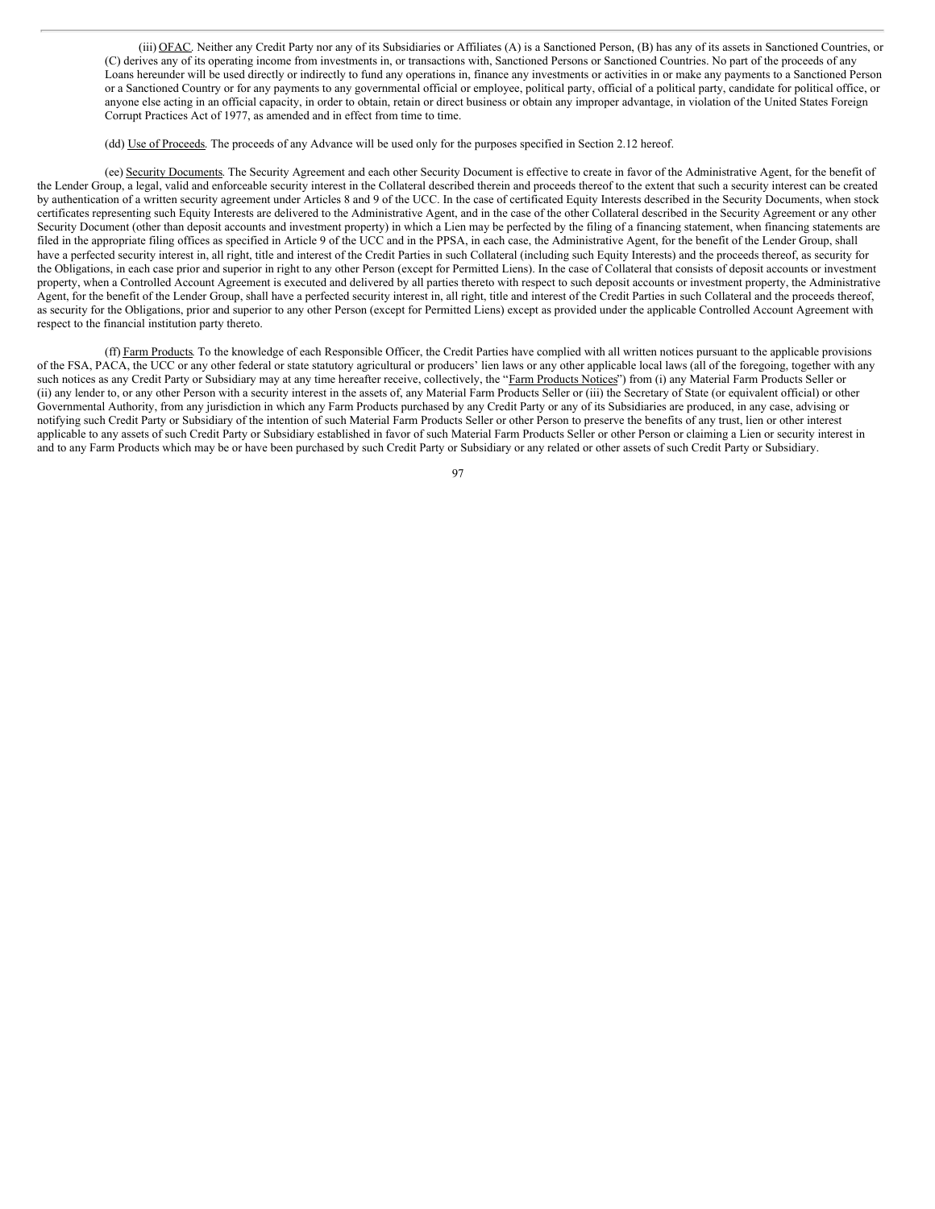(iii) OFAC. Neither any Credit Party nor any of its Subsidiaries or Affiliates (A) is a Sanctioned Person, (B) has any of its assets in Sanctioned Countries, or (C) derives any of its operating income from investments in, or transactions with, Sanctioned Persons or Sanctioned Countries. No part of the proceeds of any Loans hereunder will be used directly or indirectly to fund any operations in, finance any investments or activities in or make any payments to a Sanctioned Person or a Sanctioned Country or for any payments to any governmental official or employee, political party, official of a political party, candidate for political office, or anyone else acting in an official capacity, in order to obtain, retain or direct business or obtain any improper advantage, in violation of the United States Foreign Corrupt Practices Act of 1977, as amended and in effect from time to time.

(dd) Use of Proceeds. The proceeds of any Advance will be used only for the purposes specified in Section 2.12 hereof.

(ee) Security Documents. The Security Agreement and each other Security Document is effective to create in favor of the Administrative Agent, for the benefit of the Lender Group, a legal, valid and enforceable security interest in the Collateral described therein and proceeds thereof to the extent that such a security interest can be created by authentication of a written security agreement under Articles 8 and 9 of the UCC. In the case of certificated Equity Interests described in the Security Documents, when stock certificates representing such Equity Interests are delivered to the Administrative Agent, and in the case of the other Collateral described in the Security Agreement or any other Security Document (other than deposit accounts and investment property) in which a Lien may be perfected by the filing of a financing statement, when financing statements are filed in the appropriate filing offices as specified in Article 9 of the UCC and in the PPSA, in each case, the Administrative Agent, for the benefit of the Lender Group, shall have a perfected security interest in, all right, title and interest of the Credit Parties in such Collateral (including such Equity Interests) and the proceeds thereof, as security for the Obligations, in each case prior and superior in right to any other Person (except for Permitted Liens). In the case of Collateral that consists of deposit accounts or investment property, when a Controlled Account Agreement is executed and delivered by all parties thereto with respect to such deposit accounts or investment property, the Administrative Agent, for the benefit of the Lender Group, shall have a perfected security interest in, all right, title and interest of the Credit Parties in such Collateral and the proceeds thereof, as security for the Obligations, prior and superior to any other Person (except for Permitted Liens) except as provided under the applicable Controlled Account Agreement with respect to the financial institution party thereto.

(ff) Farm Products. To the knowledge of each Responsible Officer, the Credit Parties have complied with all written notices pursuant to the applicable provisions of the FSA, PACA, the UCC or any other federal or state statutory agricultural or producers' lien laws or any other applicable local laws (all of the foregoing, together with any such notices as any Credit Party or Subsidiary may at any time hereafter receive, collectively, the "Farm Products Notices") from (i) any Material Farm Products Seller or (ii) any lender to, or any other Person with a security interest in the assets of, any Material Farm Products Seller or (iii) the Secretary of State (or equivalent official) or other Governmental Authority, from any jurisdiction in which any Farm Products purchased by any Credit Party or any of its Subsidiaries are produced, in any case, advising or notifying such Credit Party or Subsidiary of the intention of such Material Farm Products Seller or other Person to preserve the benefits of any trust, lien or other interest applicable to any assets of such Credit Party or Subsidiary established in favor of such Material Farm Products Seller or other Person or claiming a Lien or security interest in and to any Farm Products which may be or have been purchased by such Credit Party or Subsidiary or any related or other assets of such Credit Party or Subsidiary.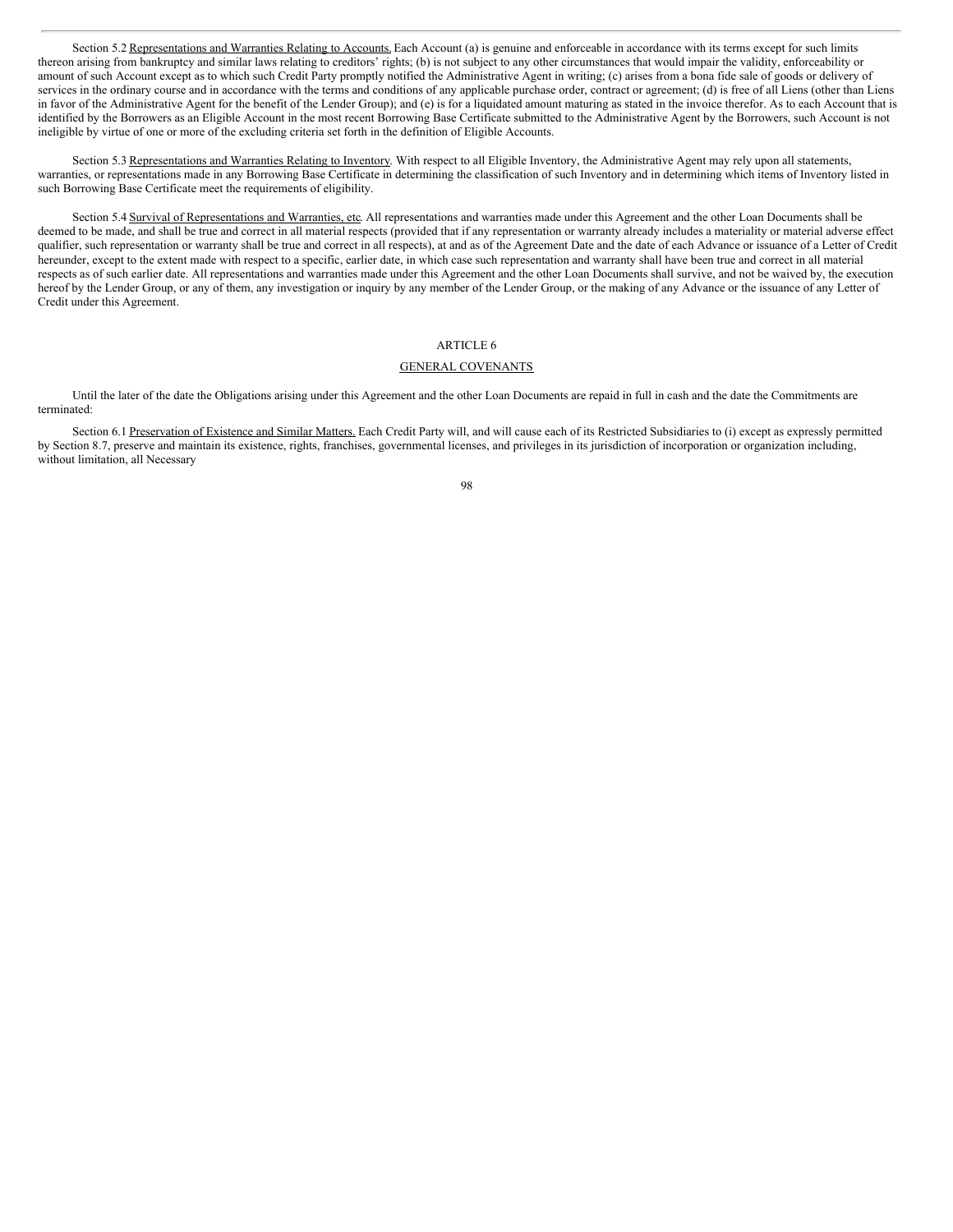Section 5.2 Representations and Warranties Relating to Accounts. Each Account (a) is genuine and enforceable in accordance with its terms except for such limits thereon arising from bankruptcy and similar laws relating to creditors' rights; (b) is not subject to any other circumstances that would impair the validity, enforceability or amount of such Account except as to which such Credit Party promptly notified the Administrative Agent in writing; (c) arises from a bona fide sale of goods or delivery of services in the ordinary course and in accordance with the terms and conditions of any applicable purchase order, contract or agreement; (d) is free of all Liens (other than Liens in favor of the Administrative Agent for the benefit of the Lender Group); and (e) is for a liquidated amount maturing as stated in the invoice therefor. As to each Account that is identified by the Borrowers as an Eligible Account in the most recent Borrowing Base Certificate submitted to the Administrative Agent by the Borrowers, such Account is not ineligible by virtue of one or more of the excluding criteria set forth in the definition of Eligible Accounts.

Section 5.3 Representations and Warranties Relating to Inventory. With respect to all Eligible Inventory, the Administrative Agent may rely upon all statements, warranties, or representations made in any Borrowing Base Certificate in determining the classification of such Inventory and in determining which items of Inventory listed in such Borrowing Base Certificate meet the requirements of eligibility.

Section 5.4 Survival of Representations and Warranties, etc. All representations and warranties made under this Agreement and the other Loan Documents shall be deemed to be made, and shall be true and correct in all material respects (provided that if any representation or warranty already includes a materiality or material adverse effect qualifier, such representation or warranty shall be true and correct in all respects), at and as of the Agreement Date and the date of each Advance or issuance of a Letter of Credit hereunder, except to the extent made with respect to a specific, earlier date, in which case such representation and warranty shall have been true and correct in all material respects as of such earlier date. All representations and warranties made under this Agreement and the other Loan Documents shall survive, and not be waived by, the execution hereof by the Lender Group, or any of them, any investigation or inquiry by any member of the Lender Group, or the making of any Advance or the issuance of any Letter of Credit under this Agreement.

# ARTICLE 6

## GENERAL COVENANTS

Until the later of the date the Obligations arising under this Agreement and the other Loan Documents are repaid in full in cash and the date the Commitments are terminated:

Section 6.1 Preservation of Existence and Similar Matters. Each Credit Party will, and will cause each of its Restricted Subsidiaries to (i) except as expressly permitted by Section 8.7, preserve and maintain its existence, rights, franchises, governmental licenses, and privileges in its jurisdiction of incorporation or organization including, without limitation, all Necessary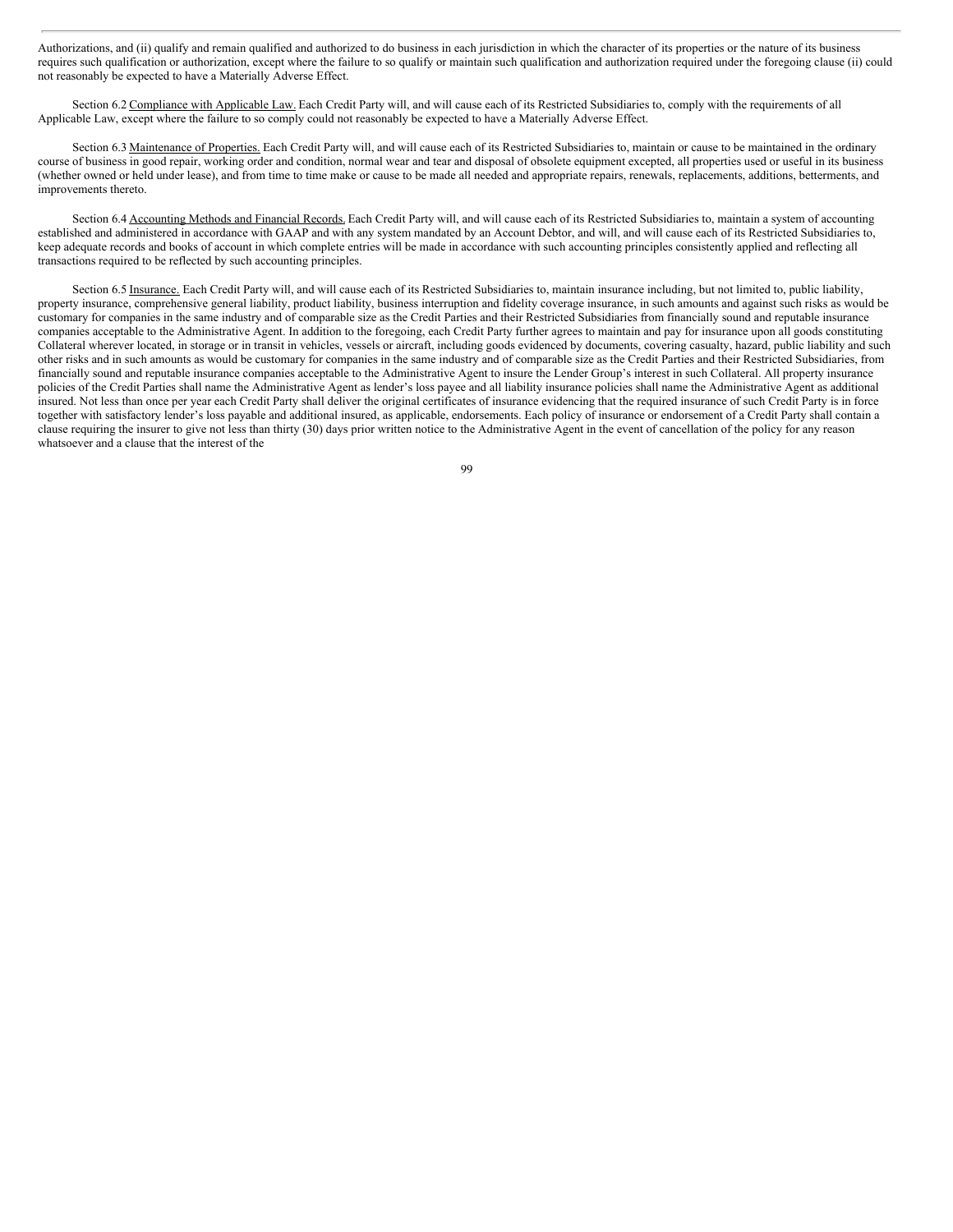Authorizations, and (ii) qualify and remain qualified and authorized to do business in each jurisdiction in which the character of its properties or the nature of its business requires such qualification or authorization, except where the failure to so qualify or maintain such qualification and authorization required under the foregoing clause (ii) could not reasonably be expected to have a Materially Adverse Effect.

Section 6.2 Compliance with Applicable Law. Each Credit Party will, and will cause each of its Restricted Subsidiaries to, comply with the requirements of all Applicable Law, except where the failure to so comply could not reasonably be expected to have a Materially Adverse Effect.

Section 6.3 Maintenance of Properties. Each Credit Party will, and will cause each of its Restricted Subsidiaries to, maintain or cause to be maintained in the ordinary course of business in good repair, working order and condition, normal wear and tear and disposal of obsolete equipment excepted, all properties used or useful in its business (whether owned or held under lease), and from time to time make or cause to be made all needed and appropriate repairs, renewals, replacements, additions, betterments, and improvements thereto.

Section 6.4 Accounting Methods and Financial Records. Each Credit Party will, and will cause each of its Restricted Subsidiaries to, maintain a system of accounting established and administered in accordance with GAAP and with any system mandated by an Account Debtor, and will, and will cause each of its Restricted Subsidiaries to, keep adequate records and books of account in which complete entries will be made in accordance with such accounting principles consistently applied and reflecting all transactions required to be reflected by such accounting principles.

Section 6.5 Insurance. Each Credit Party will, and will cause each of its Restricted Subsidiaries to, maintain insurance including, but not limited to, public liability, property insurance, comprehensive general liability, product liability, business interruption and fidelity coverage insurance, in such amounts and against such risks as would be customary for companies in the same industry and of comparable size as the Credit Parties and their Restricted Subsidiaries from financially sound and reputable insurance companies acceptable to the Administrative Agent. In addition to the foregoing, each Credit Party further agrees to maintain and pay for insurance upon all goods constituting Collateral wherever located, in storage or in transit in vehicles, vessels or aircraft, including goods evidenced by documents, covering casualty, hazard, public liability and such other risks and in such amounts as would be customary for companies in the same industry and of comparable size as the Credit Parties and their Restricted Subsidiaries, from financially sound and reputable insurance companies acceptable to the Administrative Agent to insure the Lender Group's interest in such Collateral. All property insurance policies of the Credit Parties shall name the Administrative Agent as lender's loss payee and all liability insurance policies shall name the Administrative Agent as additional insured. Not less than once per year each Credit Party shall deliver the original certificates of insurance evidencing that the required insurance of such Credit Party is in force together with satisfactory lender's loss payable and additional insured, as applicable, endorsements. Each policy of insurance or endorsement of a Credit Party shall contain a clause requiring the insurer to give not less than thirty (30) days prior written notice to the Administrative Agent in the event of cancellation of the policy for any reason whatsoever and a clause that the interest of the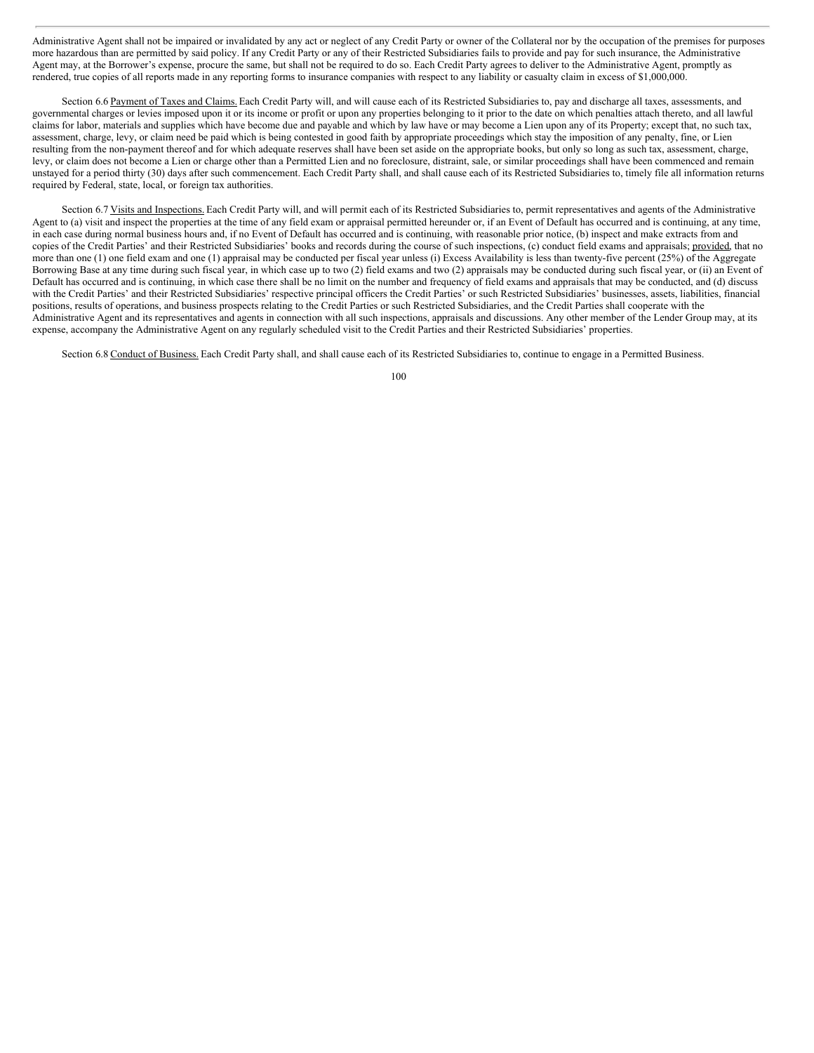Administrative Agent shall not be impaired or invalidated by any act or neglect of any Credit Party or owner of the Collateral nor by the occupation of the premises for purposes more hazardous than are permitted by said policy. If any Credit Party or any of their Restricted Subsidiaries fails to provide and pay for such insurance, the Administrative Agent may, at the Borrower's expense, procure the same, but shall not be required to do so. Each Credit Party agrees to deliver to the Administrative Agent, promptly as rendered, true copies of all reports made in any reporting forms to insurance companies with respect to any liability or casualty claim in excess of $1,000,000.

Section 6.6 Payment of Taxes and Claims. Each Credit Party will, and will cause each of its Restricted Subsidiaries to, pay and discharge all taxes, assessments, and governmental charges or levies imposed upon it or its income or profit or upon any properties belonging to it prior to the date on which penalties attach thereto, and all lawful claims for labor, materials and supplies which have become due and payable and which by law have or may become a Lien upon any of its Property; except that, no such tax, assessment, charge, levy, or claim need be paid which is being contested in good faith by appropriate proceedings which stay the imposition of any penalty, fine, or Lien resulting from the non-payment thereof and for which adequate reserves shall have been set aside on the appropriate books, but only so long as such tax, assessment, charge, levy, or claim does not become a Lien or charge other than a Permitted Lien and no foreclosure, distraint, sale, or similar proceedings shall have been commenced and remain unstayed for a period thirty (30) days after such commencement. Each Credit Party shall, and shall cause each of its Restricted Subsidiaries to, timely file all information returns required by Federal, state, local, or foreign tax authorities.

Section 6.7 Visits and Inspections. Each Credit Party will, and will permit each of its Restricted Subsidiaries to, permit representatives and agents of the Administrative Agent to (a) visit and inspect the properties at the time of any field exam or appraisal permitted hereunder or, if an Event of Default has occurred and is continuing, at any time, in each case during normal business hours and, if no Event of Default has occurred and is continuing, with reasonable prior notice, (b) inspect and make extracts from and copies of the Credit Parties' and their Restricted Subsidiaries' books and records during the course of such inspections, (c) conduct field exams and appraisals; provided, that no more than one (1) one field exam and one (1) appraisal may be conducted per fiscal year unless (i) Excess Availability is less than twenty-five percent (25%) of the Aggregate Borrowing Base at any time during such fiscal year, in which case up to two (2) field exams and two (2) appraisals may be conducted during such fiscal year, or (ii) an Event of Default has occurred and is continuing, in which case there shall be no limit on the number and frequency of field exams and appraisals that may be conducted, and (d) discuss with the Credit Parties' and their Restricted Subsidiaries' respective principal officers the Credit Parties' or such Restricted Subsidiaries' businesses, assets, liabilities, financial positions, results of operations, and business prospects relating to the Credit Parties or such Restricted Subsidiaries, and the Credit Parties shall cooperate with the Administrative Agent and its representatives and agents in connection with all such inspections, appraisals and discussions. Any other member of the Lender Group may, at its expense, accompany the Administrative Agent on any regularly scheduled visit to the Credit Parties and their Restricted Subsidiaries' properties.

Section 6.8 Conduct of Business. Each Credit Party shall, and shall cause each of its Restricted Subsidiaries to, continue to engage in a Permitted Business.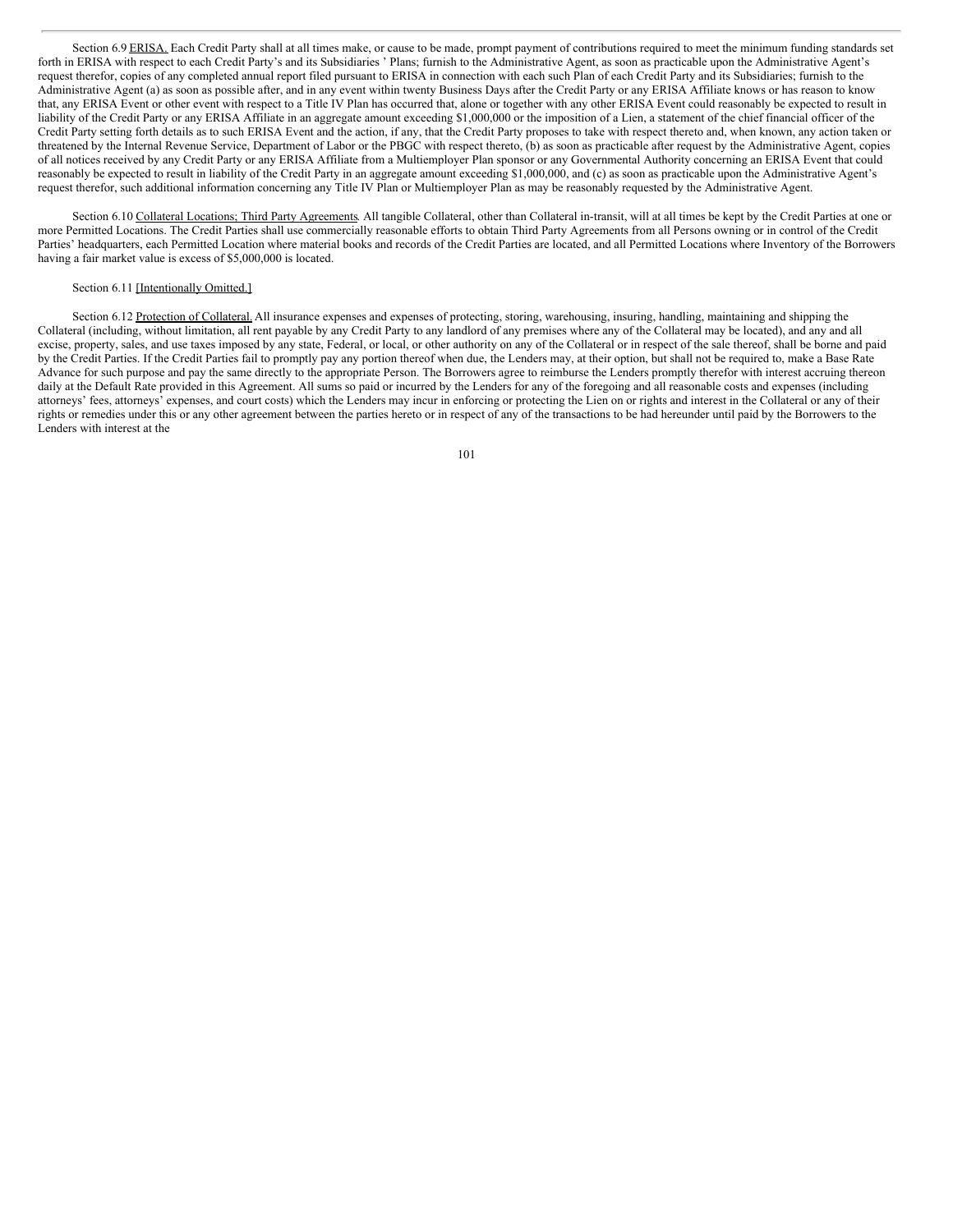Section 6.9 ERISA. Each Credit Party shall at all times make, or cause to be made, prompt payment of contributions required to meet the minimum funding standards set forth in ERISA with respect to each Credit Party's and its Subsidiaries ' Plans; furnish to the Administrative Agent, as soon as practicable upon the Administrative Agent's request therefor, copies of any completed annual report filed pursuant to ERISA in connection with each such Plan of each Credit Party and its Subsidiaries; furnish to the Administrative Agent (a) as soon as possible after, and in any event within twenty Business Days after the Credit Party or any ERISA Affiliate knows or has reason to know that, any ERISA Event or other event with respect to a Title IV Plan has occurred that, alone or together with any other ERISA Event could reasonably be expected to result in liability of the Credit Party or any ERISA Affiliate in an aggregate amount exceeding $1,000,000 or the imposition of a Lien, a statement of the chief financial officer of the Credit Party setting forth details as to such ERISA Event and the action, if any, that the Credit Party proposes to take with respect thereto and, when known, any action taken or threatened by the Internal Revenue Service, Department of Labor or the PBGC with respect thereto, (b) as soon as practicable after request by the Administrative Agent, copies of all notices received by any Credit Party or any ERISA Affiliate from a Multiemployer Plan sponsor or any Governmental Authority concerning an ERISA Event that could reasonably be expected to result in liability of the Credit Party in an aggregate amount exceeding $1,000,000, and (c) as soon as practicable upon the Administrative Agent's request therefor, such additional information concerning any Title IV Plan or Multiemployer Plan as may be reasonably requested by the Administrative Agent.

Section 6.10 Collateral Locations; Third Party Agreements. All tangible Collateral, other than Collateral in-transit, will at all times be kept by the Credit Parties at one or more Permitted Locations. The Credit Parties shall use commercially reasonable efforts to obtain Third Party Agreements from all Persons owning or in control of the Credit Parties' headquarters, each Permitted Location where material books and records of the Credit Parties are located, and all Permitted Locations where Inventory of the Borrowers having a fair market value is excess of $5,000,000 is located.

Section 6.11 [Intentionally Omitted.]

Section 6.12 Protection of Collateral. All insurance expenses and expenses of protecting, storing, warehousing, insuring, handling, maintaining and shipping the Collateral (including, without limitation, all rent payable by any Credit Party to any landlord of any premises where any of the Collateral may be located), and any and all excise, property, sales, and use taxes imposed by any state, Federal, or local, or other authority on any of the Collateral or in respect of the sale thereof, shall be borne and paid by the Credit Parties. If the Credit Parties fail to promptly pay any portion thereof when due, the Lenders may, at their option, but shall not be required to, make a Base Rate Advance for such purpose and pay the same directly to the appropriate Person. The Borrowers agree to reimburse the Lenders promptly therefor with interest accruing thereon daily at the Default Rate provided in this Agreement. All sums so paid or incurred by the Lenders for any of the foregoing and all reasonable costs and expenses (including attorneys' fees, attorneys' expenses, and court costs) which the Lenders may incur in enforcing or protecting the Lien on or rights and interest in the Collateral or any of their rights or remedies under this or any other agreement between the parties hereto or in respect of any of the transactions to be had hereunder until paid by the Borrowers to the Lenders with interest at the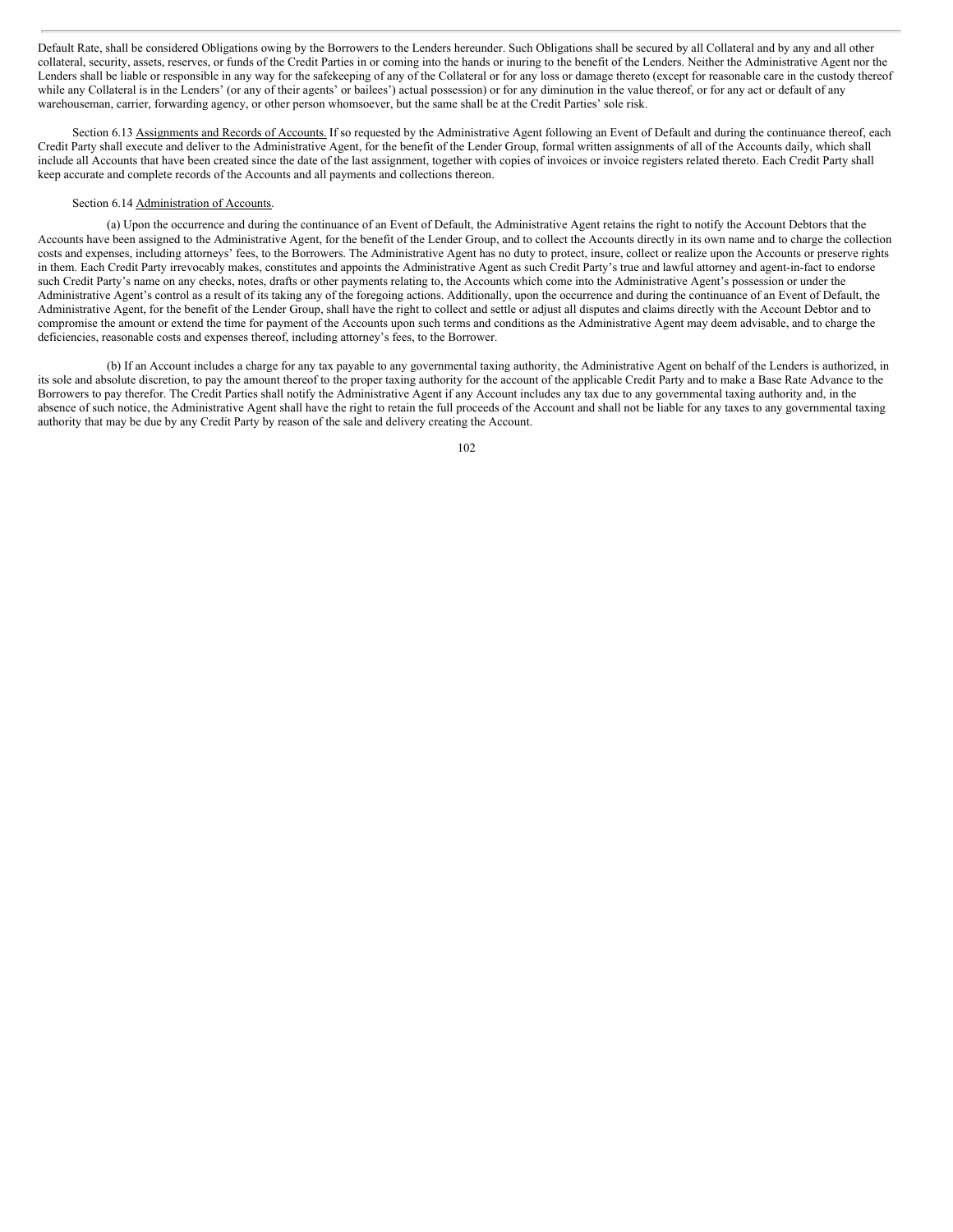Default Rate, shall be considered Obligations owing by the Borrowers to the Lenders hereunder. Such Obligations shall be secured by all Collateral and by any and all other collateral, security, assets, reserves, or funds of the Credit Parties in or coming into the hands or inuring to the benefit of the Lenders. Neither the Administrative Agent nor the Lenders shall be liable or responsible in any way for the safekeeping of any of the Collateral or for any loss or damage thereto (except for reasonable care in the custody thereof while any Collateral is in the Lenders' (or any of their agents' or bailees') actual possession) or for any diminution in the value thereof, or for any act or default of any warehouseman, carrier, forwarding agency, or other person whomsoever, but the same shall be at the Credit Parties' sole risk.

Section 6.13 Assignments and Records of Accounts. If so requested by the Administrative Agent following an Event of Default and during the continuance thereof, each Credit Party shall execute and deliver to the Administrative Agent, for the benefit of the Lender Group, formal written assignments of all of the Accounts daily, which shall include all Accounts that have been created since the date of the last assignment, together with copies of invoices or invoice registers related thereto. Each Credit Party shall keep accurate and complete records of the Accounts and all payments and collections thereon.

Section 6.14 Administration of Accounts.

(a) Upon the occurrence and during the continuance of an Event of Default, the Administrative Agent retains the right to notify the Account Debtors that the Accounts have been assigned to the Administrative Agent, for the benefit of the Lender Group, and to collect the Accounts directly in its own name and to charge the collection costs and expenses, including attorneys' fees, to the Borrowers. The Administrative Agent has no duty to protect, insure, collect or realize upon the Accounts or preserve rights in them. Each Credit Party irrevocably makes, constitutes and appoints the Administrative Agent as such Credit Party's true and lawful attorney and agent-in-fact to endorse such Credit Party's name on any checks, notes, drafts or other payments relating to, the Accounts which come into the Administrative Agent's possession or under the Administrative Agent's control as a result of its taking any of the foregoing actions. Additionally, upon the occurrence and during the continuance of an Event of Default, the Administrative Agent, for the benefit of the Lender Group, shall have the right to collect and settle or adjust all disputes and claims directly with the Account Debtor and to compromise the amount or extend the time for payment of the Accounts upon such terms and conditions as the Administrative Agent may deem advisable, and to charge the deficiencies, reasonable costs and expenses thereof, including attorney's fees, to the Borrower.

(b) If an Account includes a charge for any tax payable to any governmental taxing authority, the Administrative Agent on behalf of the Lenders is authorized, in its sole and absolute discretion, to pay the amount thereof to the proper taxing authority for the account of the applicable Credit Party and to make a Base Rate Advance to the Borrowers to pay therefor. The Credit Parties shall notify the Administrative Agent if any Account includes any tax due to any governmental taxing authority and, in the absence of such notice, the Administrative Agent shall have the right to retain the full proceeds of the Account and shall not be liable for any taxes to any governmental taxing authority that may be due by any Credit Party by reason of the sale and delivery creating the Account.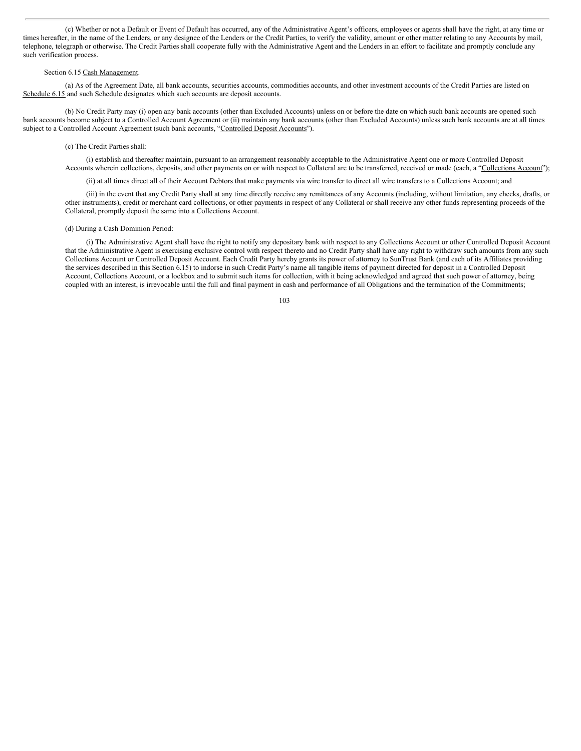(c) Whether or not a Default or Event of Default has occurred, any of the Administrative Agent's officers, employees or agents shall have the right, at any time or times hereafter, in the name of the Lenders, or any designee of the Lenders or the Credit Parties, to verify the validity, amount or other matter relating to any Accounts by mail, telephone, telegraph or otherwise. The Credit Parties shall cooperate fully with the Administrative Agent and the Lenders in an effort to facilitate and promptly conclude any such verification process.

Section 6.15 Cash Management.

(a) As of the Agreement Date, all bank accounts, securities accounts, commodities accounts, and other investment accounts of the Credit Parties are listed on Schedule 6.15 and such Schedule designates which such accounts are deposit accounts.

(b) No Credit Party may (i) open any bank accounts (other than Excluded Accounts) unless on or before the date on which such bank accounts are opened such bank accounts become subject to a Controlled Account Agreement or (ii) maintain any bank accounts (other than Excluded Accounts) unless such bank accounts are at all times subject to a Controlled Account Agreement (such bank accounts, "Controlled Deposit Accounts").

(c) The Credit Parties shall:

(i) establish and thereafter maintain, pursuant to an arrangement reasonably acceptable to the Administrative Agent one or more Controlled Deposit Accounts wherein collections, deposits, and other payments on or with respect to Collateral are to be transferred, received or made (each, a "Collections Account");

(ii) at all times direct all of their Account Debtors that make payments via wire transfer to direct all wire transfers to a Collections Account; and

(iii) in the event that any Credit Party shall at any time directly receive any remittances of any Accounts (including, without limitation, any checks, drafts, or other instruments), credit or merchant card collections, or other payments in respect of any Collateral or shall receive any other funds representing proceeds of the Collateral, promptly deposit the same into a Collections Account.

(d) During a Cash Dominion Period:

(i) The Administrative Agent shall have the right to notify any depositary bank with respect to any Collections Account or other Controlled Deposit Account that the Administrative Agent is exercising exclusive control with respect thereto and no Credit Party shall have any right to withdraw such amounts from any such Collections Account or Controlled Deposit Account. Each Credit Party hereby grants its power of attorney to SunTrust Bank (and each of its Affiliates providing the services described in this Section 6.15) to indorse in such Credit Party's name all tangible items of payment directed for deposit in a Controlled Deposit Account, Collections Account, or a lockbox and to submit such items for collection, with it being acknowledged and agreed that such power of attorney, being coupled with an interest, is irrevocable until the full and final payment in cash and performance of all Obligations and the termination of the Commitments;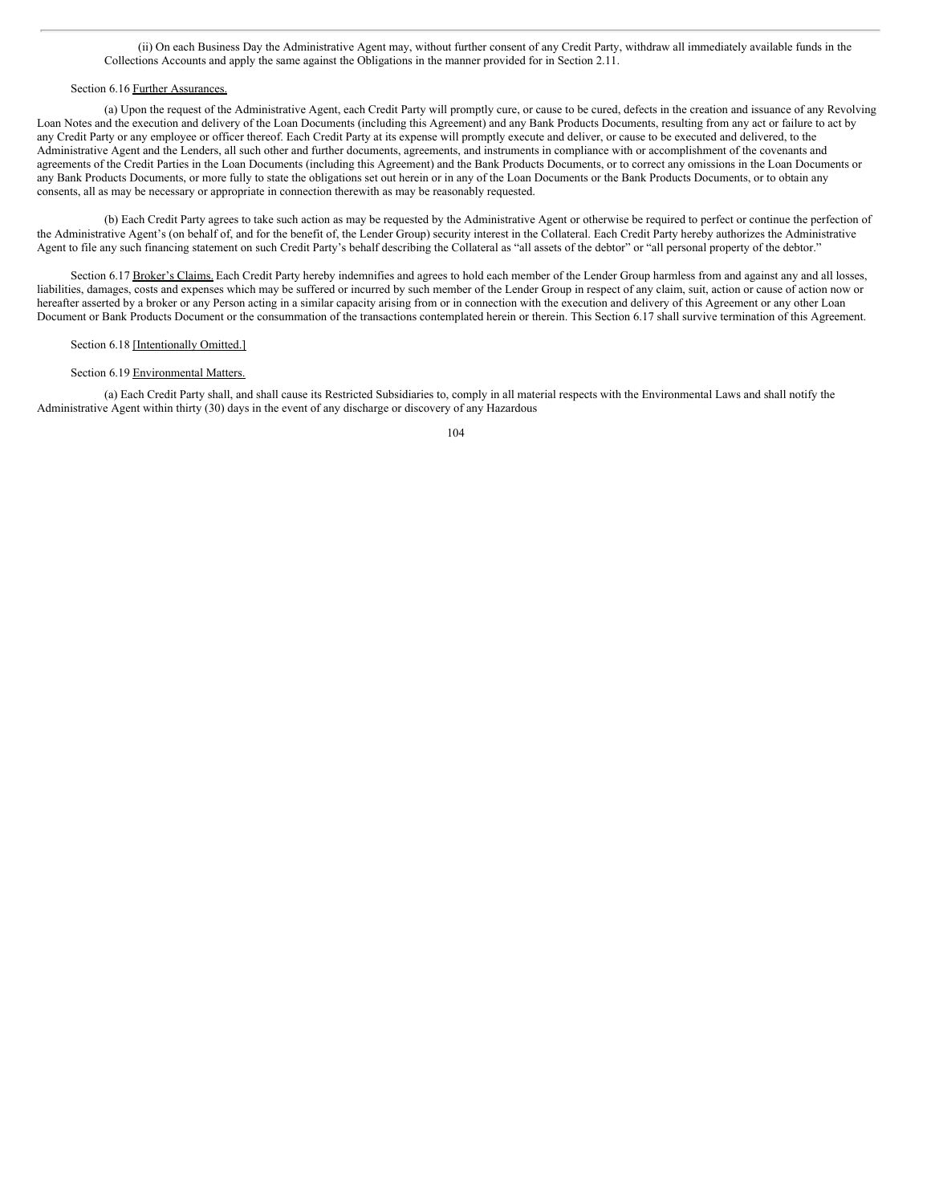(ii) On each Business Day the Administrative Agent may, without further consent of any Credit Party, withdraw all immediately available funds in the Collections Accounts and apply the same against the Obligations in the manner provided for in Section 2.11.

Section 6.16 Further Assurances.

(a) Upon the request of the Administrative Agent, each Credit Party will promptly cure, or cause to be cured, defects in the creation and issuance of any Revolving Loan Notes and the execution and delivery of the Loan Documents (including this Agreement) and any Bank Products Documents, resulting from any act or failure to act by any Credit Party or any employee or officer thereof. Each Credit Party at its expense will promptly execute and deliver, or cause to be executed and delivered, to the Administrative Agent and the Lenders, all such other and further documents, agreements, and instruments in compliance with or accomplishment of the covenants and agreements of the Credit Parties in the Loan Documents (including this Agreement) and the Bank Products Documents, or to correct any omissions in the Loan Documents or any Bank Products Documents, or more fully to state the obligations set out herein or in any of the Loan Documents or the Bank Products Documents, or to obtain any consents, all as may be necessary or appropriate in connection therewith as may be reasonably requested.

(b) Each Credit Party agrees to take such action as may be requested by the Administrative Agent or otherwise be required to perfect or continue the perfection of the Administrative Agent's (on behalf of, and for the benefit of, the Lender Group) security interest in the Collateral. Each Credit Party hereby authorizes the Administrative Agent to file any such financing statement on such Credit Party's behalf describing the Collateral as "all assets of the debtor" or "all personal property of the debtor."

Section 6.17 Broker's Claims. Each Credit Party hereby indemnifies and agrees to hold each member of the Lender Group harmless from and against any and all losses, liabilities, damages, costs and expenses which may be suffered or incurred by such member of the Lender Group in respect of any claim, suit, action or cause of action now or hereafter asserted by a broker or any Person acting in a similar capacity arising from or in connection with the execution and delivery of this Agreement or any other Loan Document or Bank Products Document or the consummation of the transactions contemplated herein or therein. This Section 6.17 shall survive termination of this Agreement.

Section 6.18 [Intentionally Omitted.]

Section 6.19 Environmental Matters.

(a) Each Credit Party shall, and shall cause its Restricted Subsidiaries to, comply in all material respects with the Environmental Laws and shall notify the Administrative Agent within thirty (30) days in the event of any discharge or discovery of any Hazardous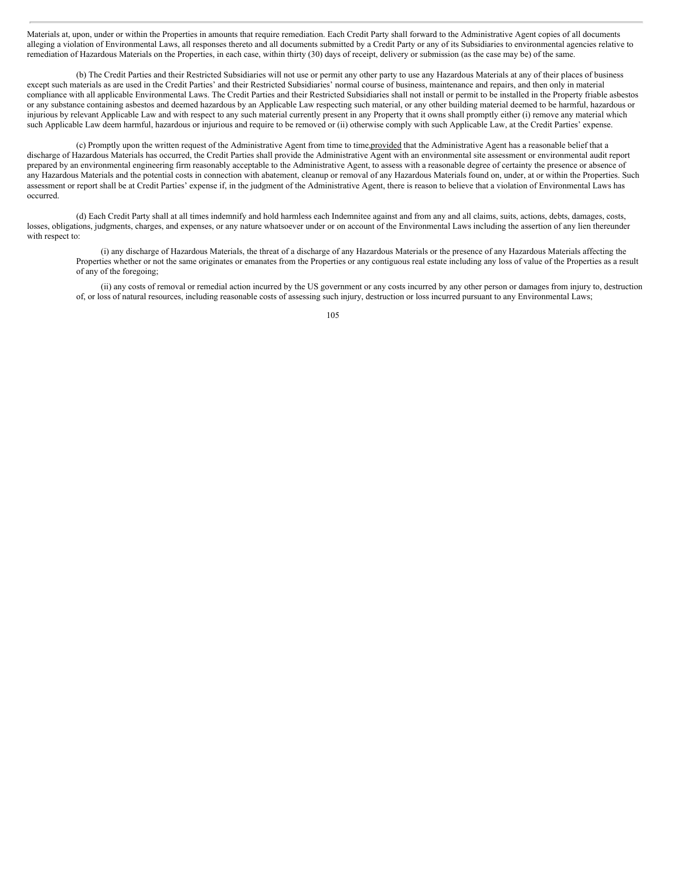Materials at, upon, under or within the Properties in amounts that require remediation. Each Credit Party shall forward to the Administrative Agent copies of all documents alleging a violation of Environmental Laws, all responses thereto and all documents submitted by a Credit Party or any of its Subsidiaries to environmental agencies relative to remediation of Hazardous Materials on the Properties, in each case, within thirty (30) days of receipt, delivery or submission (as the case may be) of the same.

(b) The Credit Parties and their Restricted Subsidiaries will not use or permit any other party to use any Hazardous Materials at any of their places of business except such materials as are used in the Credit Parties' and their Restricted Subsidiaries' normal course of business, maintenance and repairs, and then only in material compliance with all applicable Environmental Laws. The Credit Parties and their Restricted Subsidiaries shall not install or permit to be installed in the Property friable asbestos or any substance containing asbestos and deemed hazardous by an Applicable Law respecting such material, or any other building material deemed to be harmful, hazardous or injurious by relevant Applicable Law and with respect to any such material currently present in any Property that it owns shall promptly either (i) remove any material which such Applicable Law deem harmful, hazardous or injurious and require to be removed or (ii) otherwise comply with such Applicable Law, at the Credit Parties' expense.

(c) Promptly upon the written request of the Administrative Agent from time to time, provided that the Administrative Agent has a reasonable belief that a discharge of Hazardous Materials has occurred, the Credit Parties shall provide the Administrative Agent with an environmental site assessment or environmental audit report prepared by an environmental engineering firm reasonably acceptable to the Administrative Agent, to assess with a reasonable degree of certainty the presence or absence of any Hazardous Materials and the potential costs in connection with abatement, cleanup or removal of any Hazardous Materials found on, under, at or within the Properties. Such assessment or report shall be at Credit Parties' expense if, in the judgment of the Administrative Agent, there is reason to believe that a violation of Environmental Laws has occurred.

(d) Each Credit Party shall at all times indemnify and hold harmless each Indemnitee against and from any and all claims, suits, actions, debts, damages, costs, losses, obligations, judgments, charges, and expenses, or any nature whatsoever under or on account of the Environmental Laws including the assertion of any lien thereunder with respect to:

(i) any discharge of Hazardous Materials, the threat of a discharge of any Hazardous Materials or the presence of any Hazardous Materials affecting the Properties whether or not the same originates or emanates from the Properties or any contiguous real estate including any loss of value of the Properties as a result of any of the foregoing;

(ii) any costs of removal or remedial action incurred by the US government or any costs incurred by any other person or damages from injury to, destruction of, or loss of natural resources, including reasonable costs of assessing such injury, destruction or loss incurred pursuant to any Environmental Laws;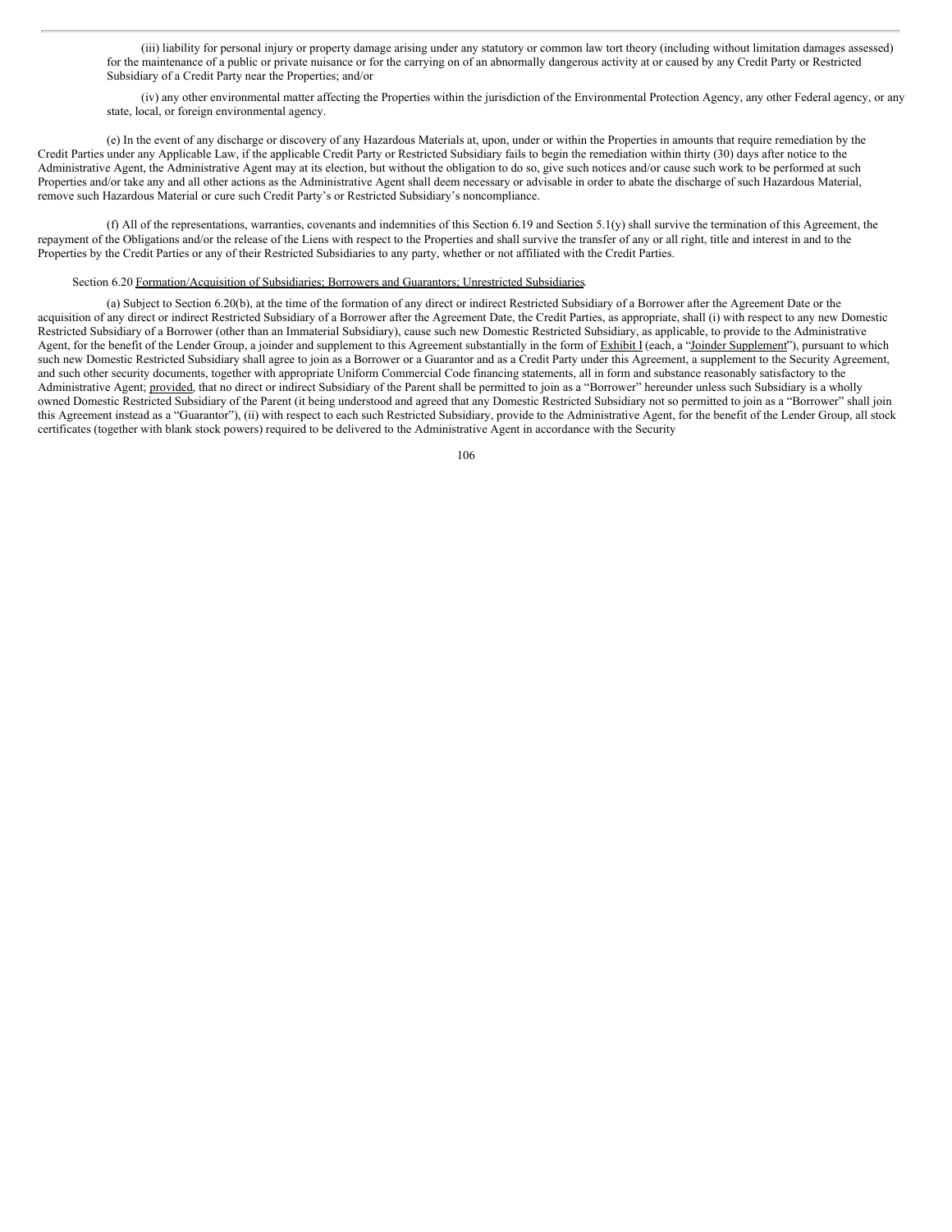(iii) liability for personal injury or property damage arising under any statutory or common law tort theory (including without limitation damages assessed) for the maintenance of a public or private nuisance or for the carrying on of an abnormally dangerous activity at or caused by any Credit Party or Restricted Subsidiary of a Credit Party near the Properties; and/or

(iv) any other environmental matter affecting the Properties within the jurisdiction of the Environmental Protection Agency, any other Federal agency, or any state, local, or foreign environmental agency.

(e) In the event of any discharge or discovery of any Hazardous Materials at, upon, under or within the Properties in amounts that require remediation by the Credit Parties under any Applicable Law, if the applicable Credit Party or Restricted Subsidiary fails to begin the remediation within thirty (30) days after notice to the Administrative Agent, the Administrative Agent may at its election, but without the obligation to do so, give such notices and/or cause such work to be performed at such Properties and/or take any and all other actions as the Administrative Agent shall deem necessary or advisable in order to abate the discharge of such Hazardous Material, remove such Hazardous Material or cure such Credit Party's or Restricted Subsidiary's noncompliance.

(f) All of the representations, warranties, covenants and indemnities of this Section 6.19 and Section 5.1(y) shall survive the termination of this Agreement, the repayment of the Obligations and/or the release of the Liens with respect to the Properties and shall survive the transfer of any or all right, title and interest in and to the Properties by the Credit Parties or any of their Restricted Subsidiaries to any party, whether or not affiliated with the Credit Parties.

Section 6.20 Formation/Acquisition of Subsidiaries; Borrowers and Guarantors; Unrestricted Subsidiaries.

(a) Subject to Section 6.20(b), at the time of the formation of any direct or indirect Restricted Subsidiary of a Borrower after the Agreement Date or the acquisition of any direct or indirect Restricted Subsidiary of a Borrower after the Agreement Date, the Credit Parties, as appropriate, shall (i) with respect to any new Domestic Restricted Subsidiary of a Borrower (other than an Immaterial Subsidiary), cause such new Domestic Restricted Subsidiary, as applicable, to provide to the Administrative Agent, for the benefit of the Lender Group, a joinder and supplement to this Agreement substantially in the form of Exhibit I (each, a "Joinder Supplement"), pursuant to which such new Domestic Restricted Subsidiary shall agree to join as a Borrower or a Guarantor and as a Credit Party under this Agreement, a supplement to the Security Agreement, and such other security documents, together with appropriate Uniform Commercial Code financing statements, all in form and substance reasonably satisfactory to the Administrative Agent; provided, that no direct or indirect Subsidiary of the Parent shall be permitted to join as a "Borrower" hereunder unless such Subsidiary is a wholly owned Domestic Restricted Subsidiary of the Parent (it being understood and agreed that any Domestic Restricted Subsidiary not so permitted to join as a "Borrower" shall join this Agreement instead as a "Guarantor"), (ii) with respect to each such Restricted Subsidiary, provide to the Administrative Agent, for the benefit of the Lender Group, all stock certificates (together with blank stock powers) required to be delivered to the Administrative Agent in accordance with the Security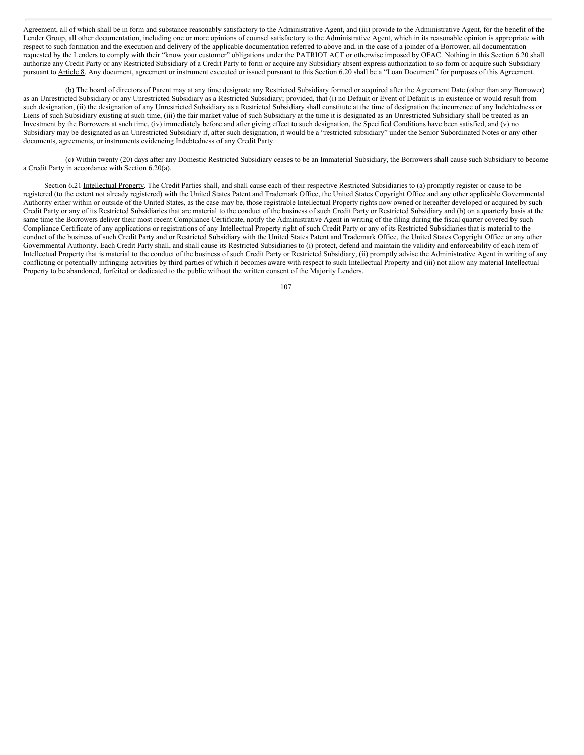Agreement, all of which shall be in form and substance reasonably satisfactory to the Administrative Agent, and (iii) provide to the Administrative Agent, for the benefit of the Lender Group, all other documentation, including one or more opinions of counsel satisfactory to the Administrative Agent, which in its reasonable opinion is appropriate with respect to such formation and the execution and delivery of the applicable documentation referred to above and, in the case of a joinder of a Borrower, all documentation requested by the Lenders to comply with their "know your customer" obligations under the PATRIOT ACT or otherwise imposed by OFAC. Nothing in this Section 6.20 shall authorize any Credit Party or any Restricted Subsidiary of a Credit Party to form or acquire any Subsidiary absent express authorization to so form or acquire such Subsidiary pursuant to Article 8. Any document, agreement or instrument executed or issued pursuant to this Section 6.20 shall be a "Loan Document" for purposes of this Agreement.

(b) The board of directors of Parent may at any time designate any Restricted Subsidiary formed or acquired after the Agreement Date (other than any Borrower) as an Unrestricted Subsidiary or any Unrestricted Subsidiary as a Restricted Subsidiary; provided, that (i) no Default or Event of Default is in existence or would result from such designation, (ii) the designation of any Unrestricted Subsidiary as a Restricted Subsidiary shall constitute at the time of designation the incurrence of any Indebtedness or Liens of such Subsidiary existing at such time, (iii) the fair market value of such Subsidiary at the time it is designated as an Unrestricted Subsidiary shall be treated as an Investment by the Borrowers at such time, (iv) immediately before and after giving effect to such designation, the Specified Conditions have been satisfied, and (v) no Subsidiary may be designated as an Unrestricted Subsidiary if, after such designation, it would be a "restricted subsidiary" under the Senior Subordinated Notes or any other documents, agreements, or instruments evidencing Indebtedness of any Credit Party.

(c) Within twenty (20) days after any Domestic Restricted Subsidiary ceases to be an Immaterial Subsidiary, the Borrowers shall cause such Subsidiary to become a Credit Party in accordance with Section 6.20(a).

Section 6.21 Intellectual Property. The Credit Parties shall, and shall cause each of their respective Restricted Subsidiaries to (a) promptly register or cause to be registered (to the extent not already registered) with the United States Patent and Trademark Office, the United States Copyright Office and any other applicable Governmental Authority either within or outside of the United States, as the case may be, those registrable Intellectual Property rights now owned or hereafter developed or acquired by such Credit Party or any of its Restricted Subsidiaries that are material to the conduct of the business of such Credit Party or Restricted Subsidiary and (b) on a quarterly basis at the same time the Borrowers deliver their most recent Compliance Certificate, notify the Administrative Agent in writing of the filing during the fiscal quarter covered by such Compliance Certificate of any applications or registrations of any Intellectual Property right of such Credit Party or any of its Restricted Subsidiaries that is material to the conduct of the business of such Credit Party and or Restricted Subsidiary with the United States Patent and Trademark Office, the United States Copyright Office or any other Governmental Authority. Each Credit Party shall, and shall cause its Restricted Subsidiaries to (i) protect, defend and maintain the validity and enforceability of each item of Intellectual Property that is material to the conduct of the business of such Credit Party or Restricted Subsidiary, (ii) promptly advise the Administrative Agent in writing of any conflicting or potentially infringing activities by third parties of which it becomes aware with respect to such Intellectual Property and (iii) not allow any material Intellectual Property to be abandoned, forfeited or dedicated to the public without the written consent of the Majority Lenders.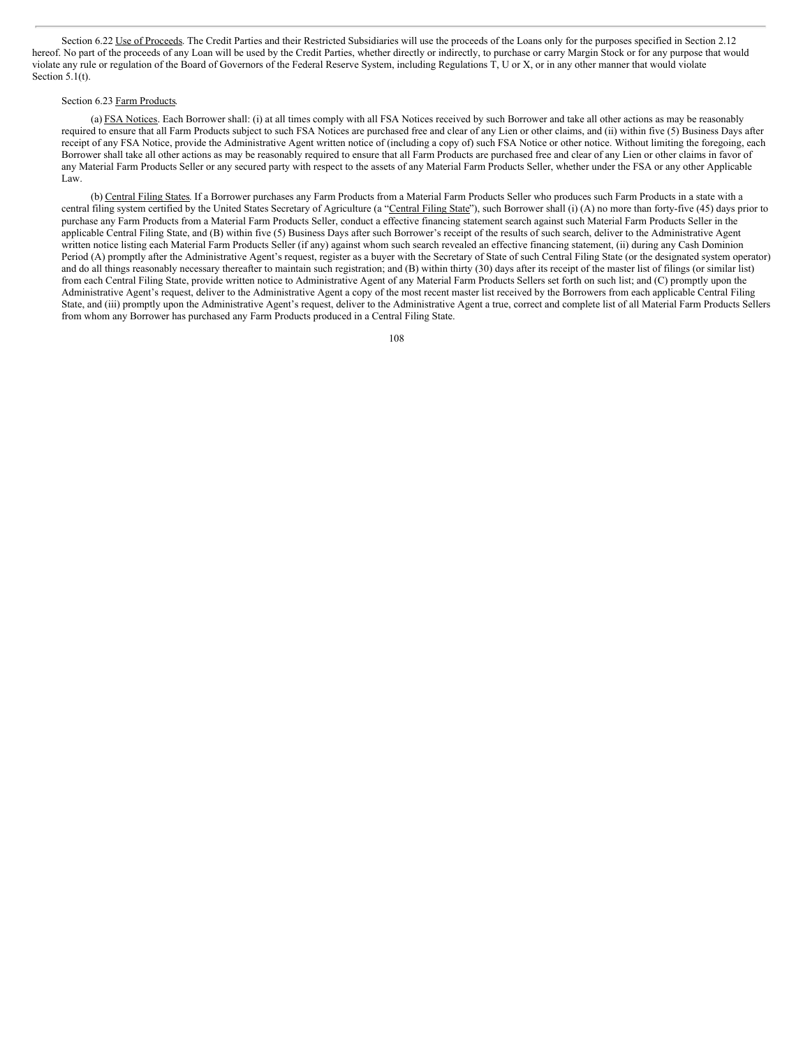Section 6.22 Use of Proceeds. The Credit Parties and their Restricted Subsidiaries will use the proceeds of the Loans only for the purposes specified in Section 2.12 hereof. No part of the proceeds of any Loan will be used by the Credit Parties, whether directly or indirectly, to purchase or carry Margin Stock or for any purpose that would violate any rule or regulation of the Board of Governors of the Federal Reserve System, including Regulations T, U or X, or in any other manner that would violate Section 5.1(t).

Section 6.23 Farm Products.

(a) FSA Notices. Each Borrower shall: (i) at all times comply with all FSA Notices received by such Borrower and take all other actions as may be reasonably required to ensure that all Farm Products subject to such FSA Notices are purchased free and clear of any Lien or other claims, and (ii) within five (5) Business Days after receipt of any FSA Notice, provide the Administrative Agent written notice of (including a copy of) such FSA Notice or other notice. Without limiting the foregoing, each Borrower shall take all other actions as may be reasonably required to ensure that all Farm Products are purchased free and clear of any Lien or other claims in favor of any Material Farm Products Seller or any secured party with respect to the assets of any Material Farm Products Seller, whether under the FSA or any other Applicable Law.

(b) Central Filing States. If a Borrower purchases any Farm Products from a Material Farm Products Seller who produces such Farm Products in a state with a central filing system certified by the United States Secretary of Agriculture (a "Central Filing State"), such Borrower shall (i) (A) no more than forty-five (45) days prior to purchase any Farm Products from a Material Farm Products Seller, conduct a effective financing statement search against such Material Farm Products Seller in the applicable Central Filing State, and (B) within five (5) Business Days after such Borrower's receipt of the results of such search, deliver to the Administrative Agent written notice listing each Material Farm Products Seller (if any) against whom such search revealed an effective financing statement, (ii) during any Cash Dominion Period (A) promptly after the Administrative Agent's request, register as a buyer with the Secretary of State of such Central Filing State (or the designated system operator) and do all things reasonably necessary thereafter to maintain such registration; and (B) within thirty (30) days after its receipt of the master list of filings (or similar list) from each Central Filing State, provide written notice to Administrative Agent of any Material Farm Products Sellers set forth on such list; and (C) promptly upon the Administrative Agent's request, deliver to the Administrative Agent a copy of the most recent master list received by the Borrowers from each applicable Central Filing State, and (iii) promptly upon the Administrative Agent's request, deliver to the Administrative Agent a true, correct and complete list of all Material Farm Products Sellers from whom any Borrower has purchased any Farm Products produced in a Central Filing State.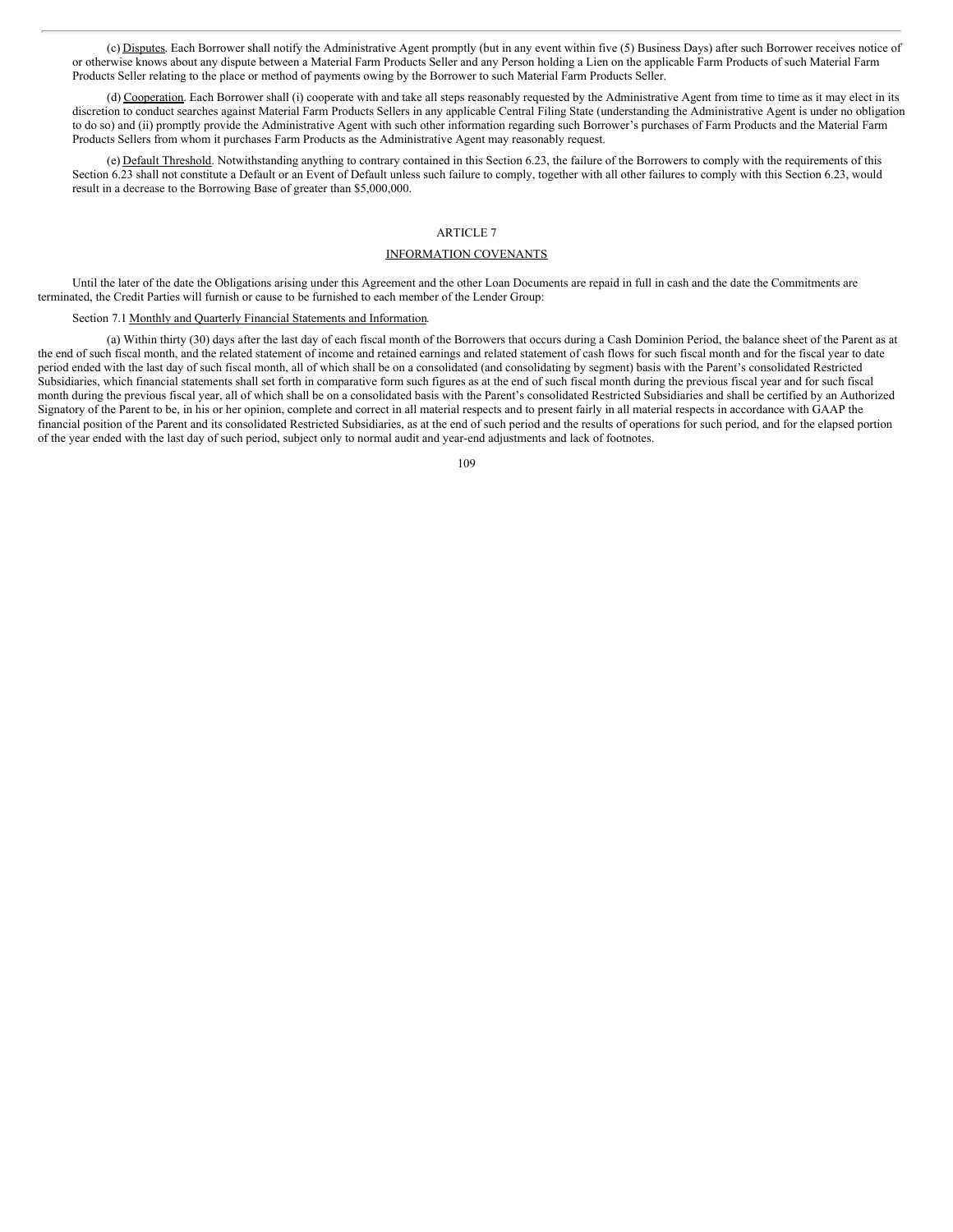(c) Disputes. Each Borrower shall notify the Administrative Agent promptly (but in any event within five (5) Business Days) after such Borrower receives notice of or otherwise knows about any dispute between a Material Farm Products Seller and any Person holding a Lien on the applicable Farm Products of such Material Farm Products Seller relating to the place or method of payments owing by the Borrower to such Material Farm Products Seller.

(d) Cooperation. Each Borrower shall (i) cooperate with and take all steps reasonably requested by the Administrative Agent from time to time as it may elect in its discretion to conduct searches against Material Farm Products Sellers in any applicable Central Filing State (understanding the Administrative Agent is under no obligation to do so) and (ii) promptly provide the Administrative Agent with such other information regarding such Borrower's purchases of Farm Products and the Material Farm Products Sellers from whom it purchases Farm Products as the Administrative Agent may reasonably request.

(e) Default Threshold. Notwithstanding anything to contrary contained in this Section 6.23, the failure of the Borrowers to comply with the requirements of this Section 6.23 shall not constitute a Default or an Event of Default unless such failure to comply, together with all other failures to comply with this Section 6.23, would result in a decrease to the Borrowing Base of greater than $5,000,000.

# ARTICLE 7

## INFORMATION COVENANTS

Until the later of the date the Obligations arising under this Agreement and the other Loan Documents are repaid in full in cash and the date the Commitments are terminated, the Credit Parties will furnish or cause to be furnished to each member of the Lender Group:

Section 7.1 Monthly and Quarterly Financial Statements and Information.

(a) Within thirty (30) days after the last day of each fiscal month of the Borrowers that occurs during a Cash Dominion Period, the balance sheet of the Parent as at the end of such fiscal month, and the related statement of income and retained earnings and related statement of cash flows for such fiscal month and for the fiscal year to date period ended with the last day of such fiscal month, all of which shall be on a consolidated (and consolidating by segment) basis with the Parent's consolidated Restricted Subsidiaries, which financial statements shall set forth in comparative form such figures as at the end of such fiscal month during the previous fiscal year and for such fiscal month during the previous fiscal year, all of which shall be on a consolidated basis with the Parent's consolidated Restricted Subsidiaries and shall be certified by an Authorized Signatory of the Parent to be, in his or her opinion, complete and correct in all material respects and to present fairly in all material respects in accordance with GAAP the financial position of the Parent and its consolidated Restricted Subsidiaries, as at the end of such period and the results of operations for such period, and for the elapsed portion of the year ended with the last day of such period, subject only to normal audit and year-end adjustments and lack of footnotes.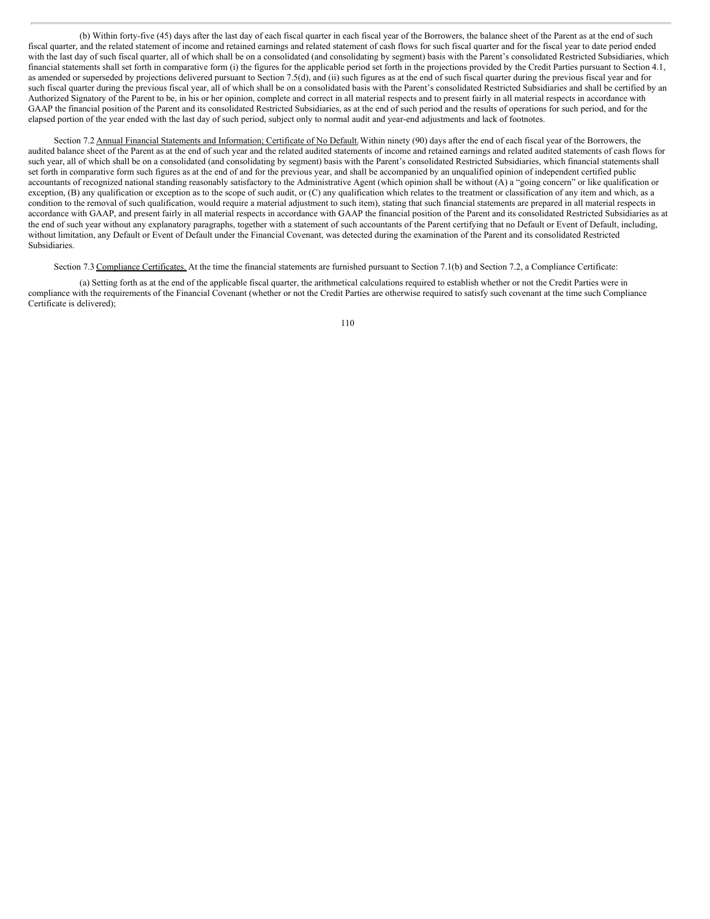(b) Within forty-five (45) days after the last day of each fiscal quarter in each fiscal year of the Borrowers, the balance sheet of the Parent as at the end of such fiscal quarter, and the related statement of income and retained earnings and related statement of cash flows for such fiscal quarter and for the fiscal year to date period ended with the last day of such fiscal quarter, all of which shall be on a consolidated (and consolidating by segment) basis with the Parent's consolidated Restricted Subsidiaries, which financial statements shall set forth in comparative form (i) the figures for the applicable period set forth in the projections provided by the Credit Parties pursuant to Section 4.1, as amended or superseded by projections delivered pursuant to Section 7.5(d), and (ii) such figures as at the end of such fiscal quarter during the previous fiscal year and for such fiscal quarter during the previous fiscal year, all of which shall be on a consolidated basis with the Parent's consolidated Restricted Subsidiaries and shall be certified by an Authorized Signatory of the Parent to be, in his or her opinion, complete and correct in all material respects and to present fairly in all material respects in accordance with GAAP the financial position of the Parent and its consolidated Restricted Subsidiaries, as at the end of such period and the results of operations for such period, and for the elapsed portion of the year ended with the last day of such period, subject only to normal audit and year-end adjustments and lack of footnotes.

Section 7.2 Annual Financial Statements and Information; Certificate of No Default. Within ninety (90) days after the end of each fiscal year of the Borrowers, the audited balance sheet of the Parent as at the end of such year and the related audited statements of income and retained earnings and related audited statements of cash flows for such year, all of which shall be on a consolidated (and consolidating by segment) basis with the Parent's consolidated Restricted Subsidiaries, which financial statements shall set forth in comparative form such figures as at the end of and for the previous year, and shall be accompanied by an unqualified opinion of independent certified public accountants of recognized national standing reasonably satisfactory to the Administrative Agent (which opinion shall be without (A) a "going concern" or like qualification or exception, (B) any qualification or exception as to the scope of such audit, or (C) any qualification which relates to the treatment or classification of any item and which, as a condition to the removal of such qualification, would require a material adjustment to such item), stating that such financial statements are prepared in all material respects in accordance with GAAP, and present fairly in all material respects in accordance with GAAP the financial position of the Parent and its consolidated Restricted Subsidiaries as at the end of such year without any explanatory paragraphs, together with a statement of such accountants of the Parent certifying that no Default or Event of Default, including, without limitation, any Default or Event of Default under the Financial Covenant, was detected during the examination of the Parent and its consolidated Restricted Subsidiaries.

Section 7.3 Compliance Certificates. At the time the financial statements are furnished pursuant to Section 7.1(b) and Section 7.2, a Compliance Certificate:

(a) Setting forth as at the end of the applicable fiscal quarter, the arithmetical calculations required to establish whether or not the Credit Parties were in compliance with the requirements of the Financial Covenant (whether or not the Credit Parties are otherwise required to satisfy such covenant at the time such Compliance Certificate is delivered);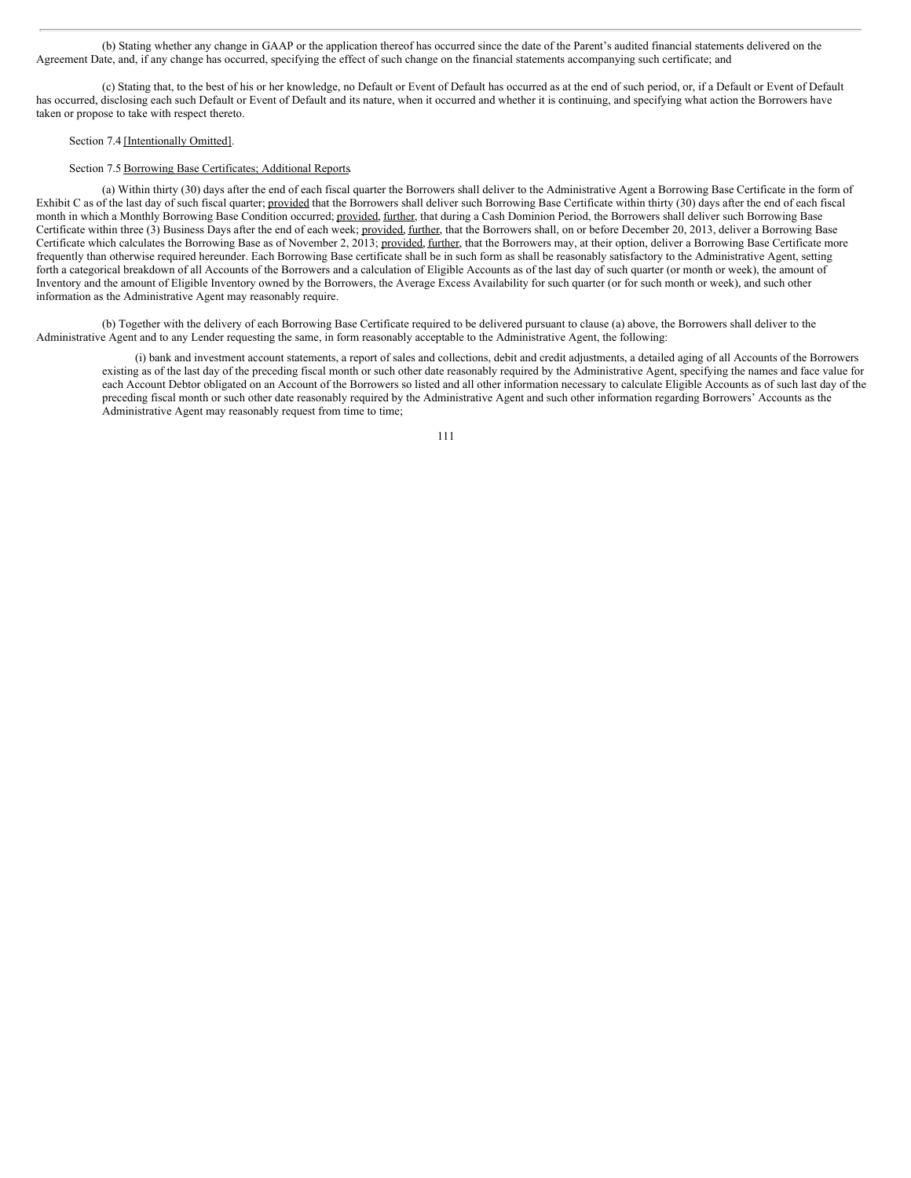(b) Stating whether any change in GAAP or the application thereof has occurred since the date of the Parent's audited financial statements delivered on the Agreement Date, and, if any change has occurred, specifying the effect of such change on the financial statements accompanying such certificate; and

(c) Stating that, to the best of his or her knowledge, no Default or Event of Default has occurred as at the end of such period, or, if a Default or Event of Default has occurred, disclosing each such Default or Event of Default and its nature, when it occurred and whether it is continuing, and specifying what action the Borrowers have taken or propose to take with respect thereto.

Section 7.4 [Intentionally Omitted].

Section 7.5 Borrowing Base Certificates; Additional Reports.

(a) Within thirty (30) days after the end of each fiscal quarter the Borrowers shall deliver to the Administrative Agent a Borrowing Base Certificate in the form of Exhibit C as of the last day of such fiscal quarter; provided that the Borrowers shall deliver such Borrowing Base Certificate within thirty (30) days after the end of each fiscal month in which a Monthly Borrowing Base Condition occurred; provided, further, that during a Cash Dominion Period, the Borrowers shall deliver such Borrowing Base Certificate within three (3) Business Days after the end of each week; provided, further, that the Borrowers shall, on or before December 20, 2013, deliver a Borrowing Base Certificate which calculates the Borrowing Base as of November 2, 2013; provided, further, that the Borrowers may, at their option, deliver a Borrowing Base Certificate more frequently than otherwise required hereunder. Each Borrowing Base certificate shall be in such form as shall be reasonably satisfactory to the Administrative Agent, setting forth a categorical breakdown of all Accounts of the Borrowers and a calculation of Eligible Accounts as of the last day of such quarter (or month or week), the amount of Inventory and the amount of Eligible Inventory owned by the Borrowers, the Average Excess Availability for such quarter (or for such month or week), and such other information as the Administrative Agent may reasonably require.

(b) Together with the delivery of each Borrowing Base Certificate required to be delivered pursuant to clause (a) above, the Borrowers shall deliver to the Administrative Agent and to any Lender requesting the same, in form reasonably acceptable to the Administrative Agent, the following:

(i) bank and investment account statements, a report of sales and collections, debit and credit adjustments, a detailed aging of all Accounts of the Borrowers existing as of the last day of the preceding fiscal month or such other date reasonably required by the Administrative Agent, specifying the names and face value for each Account Debtor obligated on an Account of the Borrowers so listed and all other information necessary to calculate Eligible Accounts as of such last day of the preceding fiscal month or such other date reasonably required by the Administrative Agent and such other information regarding Borrowers' Accounts as the Administrative Agent may reasonably request from time to time;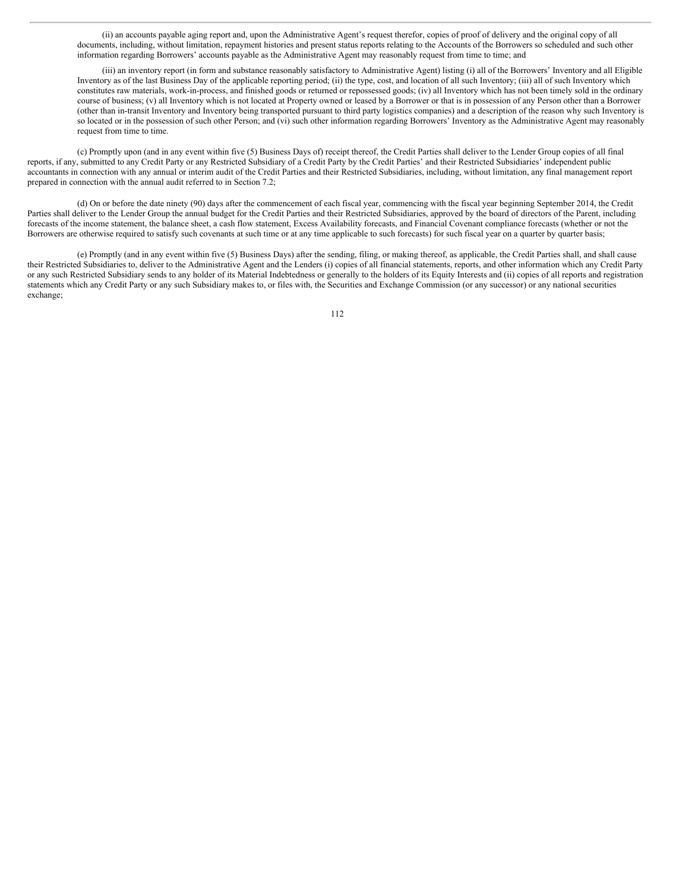(ii) an accounts payable aging report and, upon the Administrative Agent's request therefor, copies of proof of delivery and the original copy of all documents, including, without limitation, repayment histories and present status reports relating to the Accounts of the Borrowers so scheduled and such other information regarding Borrowers' accounts payable as the Administrative Agent may reasonably request from time to time; and

(iii) an inventory report (in form and substance reasonably satisfactory to Administrative Agent) listing (i) all of the Borrowers' Inventory and all Eligible Inventory as of the last Business Day of the applicable reporting period; (ii) the type, cost, and location of all such Inventory; (iii) all of such Inventory which constitutes raw materials, work-in-process, and finished goods or returned or repossessed goods; (iv) all Inventory which has not been timely sold in the ordinary course of business; (v) all Inventory which is not located at Property owned or leased by a Borrower or that is in possession of any Person other than a Borrower (other than in-transit Inventory and Inventory being transported pursuant to third party logistics companies) and a description of the reason why such Inventory is so located or in the possession of such other Person; and (vi) such other information regarding Borrowers' Inventory as the Administrative Agent may reasonably request from time to time.

(c) Promptly upon (and in any event within five (5) Business Days of) receipt thereof, the Credit Parties shall deliver to the Lender Group copies of all final reports, if any, submitted to any Credit Party or any Restricted Subsidiary of a Credit Party by the Credit Parties' and their Restricted Subsidiaries' independent public accountants in connection with any annual or interim audit of the Credit Parties and their Restricted Subsidiaries, including, without limitation, any final management report prepared in connection with the annual audit referred to in Section 7.2;

(d) On or before the date ninety (90) days after the commencement of each fiscal year, commencing with the fiscal year beginning September 2014, the Credit Parties shall deliver to the Lender Group the annual budget for the Credit Parties and their Restricted Subsidiaries, approved by the board of directors of the Parent, including forecasts of the income statement, the balance sheet, a cash flow statement, Excess Availability forecasts, and Financial Covenant compliance forecasts (whether or not the Borrowers are otherwise required to satisfy such covenants at such time or at any time applicable to such forecasts) for such fiscal year on a quarter by quarter basis;

(e) Promptly (and in any event within five (5) Business Days) after the sending, filing, or making thereof, as applicable, the Credit Parties shall, and shall cause their Restricted Subsidiaries to, deliver to the Administrative Agent and the Lenders (i) copies of all financial statements, reports, and other information which any Credit Party or any such Restricted Subsidiary sends to any holder of its Material Indebtedness or generally to the holders of its Equity Interests and (ii) copies of all reports and registration statements which any Credit Party or any such Subsidiary makes to, or files with, the Securities and Exchange Commission (or any successor) or any national securities exchange;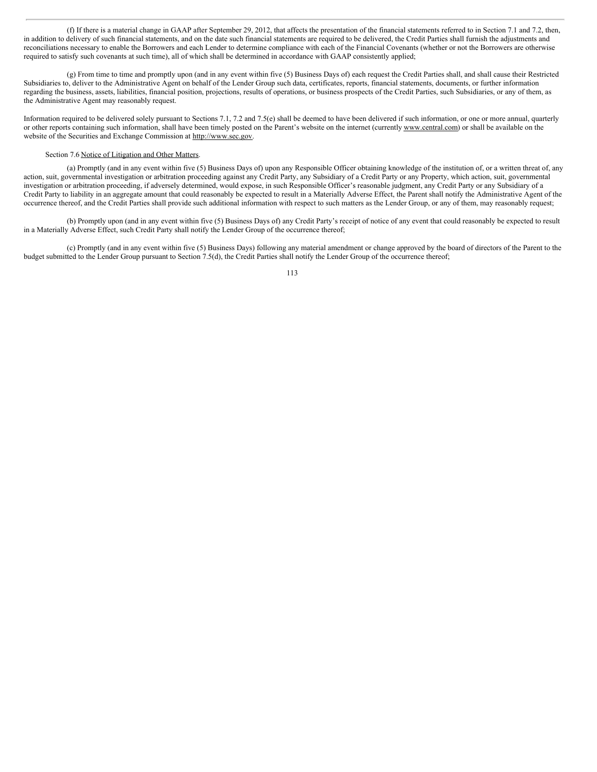(f) If there is a material change in GAAP after September 29, 2012, that affects the presentation of the financial statements referred to in Section 7.1 and 7.2, then, in addition to delivery of such financial statements, and on the date such financial statements are required to be delivered, the Credit Parties shall furnish the adjustments and reconciliations necessary to enable the Borrowers and each Lender to determine compliance with each of the Financial Covenants (whether or not the Borrowers are otherwise required to satisfy such covenants at such time), all of which shall be determined in accordance with GAAP consistently applied;

(g) From time to time and promptly upon (and in any event within five (5) Business Days of) each request the Credit Parties shall, and shall cause their Restricted Subsidiaries to, deliver to the Administrative Agent on behalf of the Lender Group such data, certificates, reports, financial statements, documents, or further information regarding the business, assets, liabilities, financial position, projections, results of operations, or business prospects of the Credit Parties, such Subsidiaries, or any of them, as the Administrative Agent may reasonably request.

Information required to be delivered solely pursuant to Sections 7.1, 7.2 and 7.5(e) shall be deemed to have been delivered if such information, or one or more annual, quarterly or other reports containing such information, shall have been timely posted on the Parent's website on the internet (currently www.central.com) or shall be available on the website of the Securities and Exchange Commission at http://www.sec.gov.

Section 7.6 Notice of Litigation and Other Matters.

(a) Promptly (and in any event within five (5) Business Days of) upon any Responsible Officer obtaining knowledge of the institution of, or a written threat of, any action, suit, governmental investigation or arbitration proceeding against any Credit Party, any Subsidiary of a Credit Party or any Property, which action, suit, governmental investigation or arbitration proceeding, if adversely determined, would expose, in such Responsible Officer's reasonable judgment, any Credit Party or any Subsidiary of a Credit Party to liability in an aggregate amount that could reasonably be expected to result in a Materially Adverse Effect, the Parent shall notify the Administrative Agent of the occurrence thereof, and the Credit Parties shall provide such additional information with respect to such matters as the Lender Group, or any of them, may reasonably request;

(b) Promptly upon (and in any event within five (5) Business Days of) any Credit Party's receipt of notice of any event that could reasonably be expected to result in a Materially Adverse Effect, such Credit Party shall notify the Lender Group of the occurrence thereof;

(c) Promptly (and in any event within five (5) Business Days) following any material amendment or change approved by the board of directors of the Parent to the budget submitted to the Lender Group pursuant to Section 7.5(d), the Credit Parties shall notify the Lender Group of the occurrence thereof;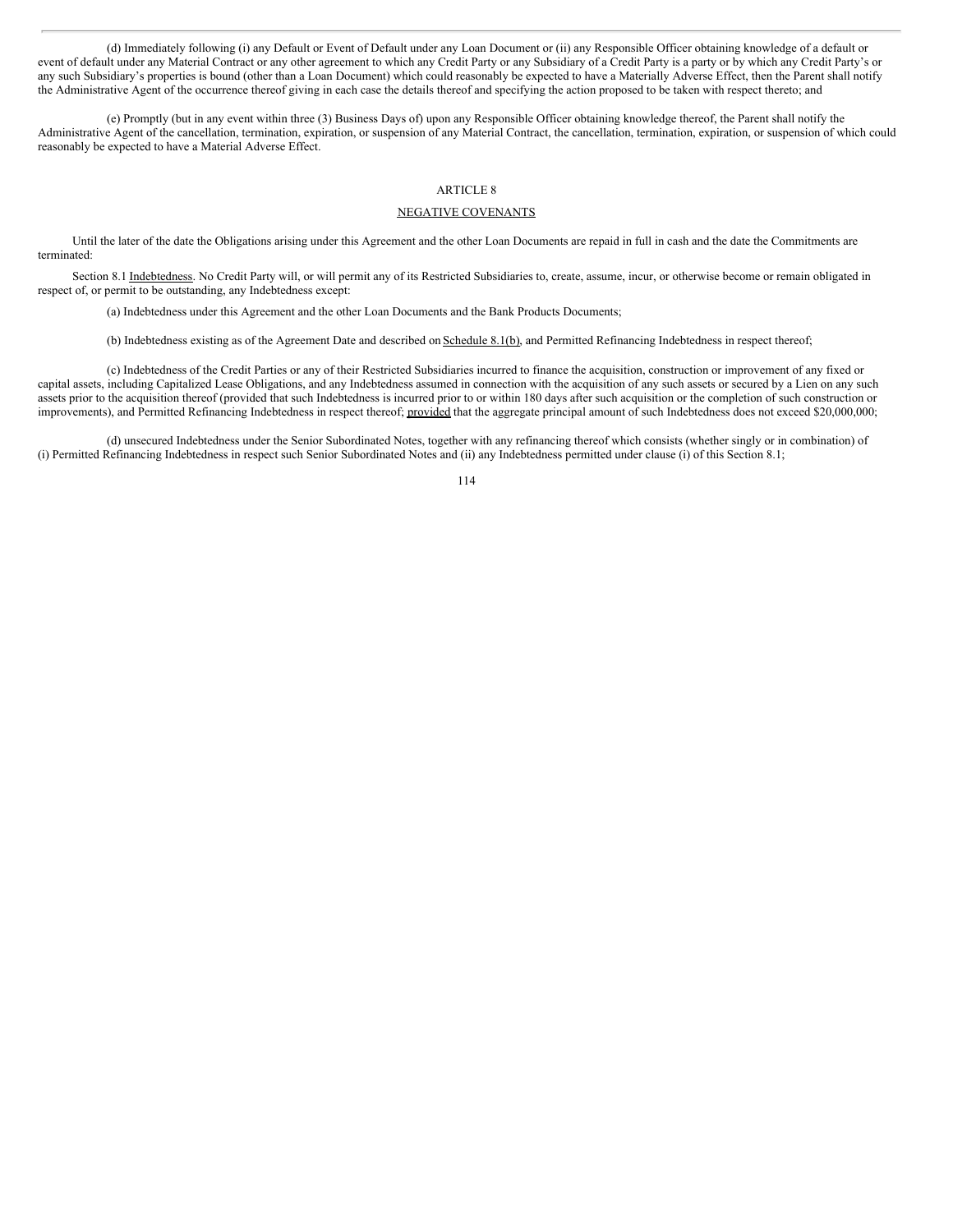(d) Immediately following (i) any Default or Event of Default under any Loan Document or (ii) any Responsible Officer obtaining knowledge of a default or event of default under any Material Contract or any other agreement to which any Credit Party or any Subsidiary of a Credit Party is a party or by which any Credit Party's or any such Subsidiary's properties is bound (other than a Loan Document) which could reasonably be expected to have a Materially Adverse Effect, then the Parent shall notify the Administrative Agent of the occurrence thereof giving in each case the details thereof and specifying the action proposed to be taken with respect thereto; and

(e) Promptly (but in any event within three (3) Business Days of) upon any Responsible Officer obtaining knowledge thereof, the Parent shall notify the Administrative Agent of the cancellation, termination, expiration, or suspension of any Material Contract, the cancellation, termination, expiration, or suspension of which could reasonably be expected to have a Material Adverse Effect.

## ARTICLE 8

## NEGATIVE COVENANTS

Until the later of the date the Obligations arising under this Agreement and the other Loan Documents are repaid in full in cash and the date the Commitments are terminated:

Section 8.1 Indebtedness. No Credit Party will, or will permit any of its Restricted Subsidiaries to, create, assume, incur, or otherwise become or remain obligated in respect of, or permit to be outstanding, any Indebtedness except:

(a) Indebtedness under this Agreement and the other Loan Documents and the Bank Products Documents;

(b) Indebtedness existing as of the Agreement Date and described on Schedule 8.1(b), and Permitted Refinancing Indebtedness in respect thereof;

(c) Indebtedness of the Credit Parties or any of their Restricted Subsidiaries incurred to finance the acquisition, construction or improvement of any fixed or capital assets, including Capitalized Lease Obligations, and any Indebtedness assumed in connection with the acquisition of any such assets or secured by a Lien on any such assets prior to the acquisition thereof (provided that such Indebtedness is incurred prior to or within 180 days after such acquisition or the completion of such construction or improvements), and Permitted Refinancing Indebtedness in respect thereof; provided that the aggregate principal amount of such Indebtedness does not exceed $20,000,000;

(d) unsecured Indebtedness under the Senior Subordinated Notes, together with any refinancing thereof which consists (whether singly or in combination) of (i) Permitted Refinancing Indebtedness in respect such Senior Subordinated Notes and (ii) any Indebtedness permitted under clause (i) of this Section 8.1;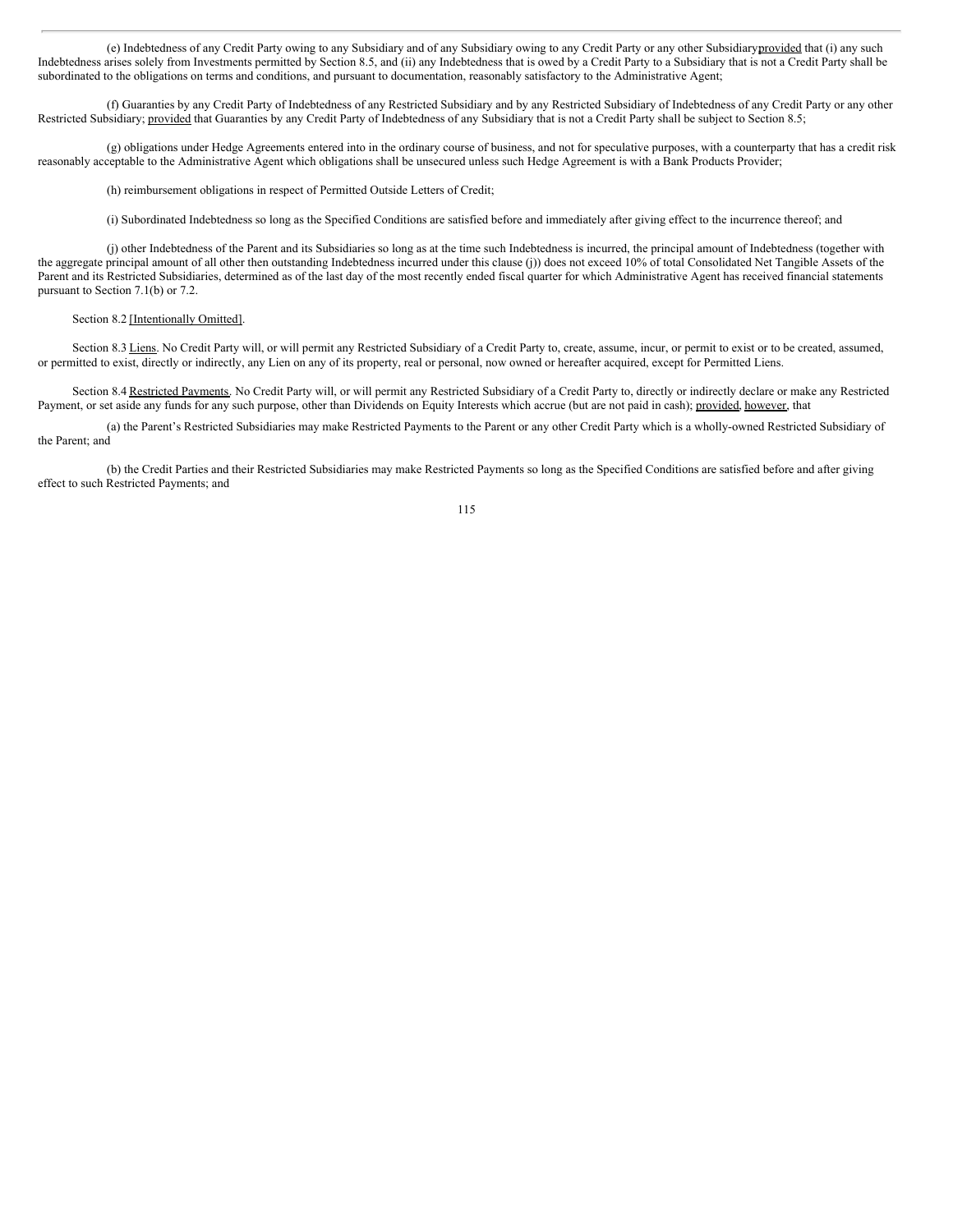(e) Indebtedness of any Credit Party owing to any Subsidiary and of any Subsidiary owing to any Credit Party or any other Subsidiaryprovided that (i) any such Indebtedness arises solely from Investments permitted by Section 8.5, and (ii) any Indebtedness that is owed by a Credit Party to a Subsidiary that is not a Credit Party shall be subordinated to the obligations on terms and conditions, and pursuant to documentation, reasonably satisfactory to the Administrative Agent;

(f) Guaranties by any Credit Party of Indebtedness of any Restricted Subsidiary and by any Restricted Subsidiary of Indebtedness of any Credit Party or any other Restricted Subsidiary; provided that Guaranties by any Credit Party of Indebtedness of any Subsidiary that is not a Credit Party shall be subject to Section 8.5;

(g) obligations under Hedge Agreements entered into in the ordinary course of business, and not for speculative purposes, with a counterparty that has a credit risk reasonably acceptable to the Administrative Agent which obligations shall be unsecured unless such Hedge Agreement is with a Bank Products Provider;

(h) reimbursement obligations in respect of Permitted Outside Letters of Credit;

(i) Subordinated Indebtedness so long as the Specified Conditions are satisfied before and immediately after giving effect to the incurrence thereof; and

(j) other Indebtedness of the Parent and its Subsidiaries so long as at the time such Indebtedness is incurred, the principal amount of Indebtedness (together with the aggregate principal amount of all other then outstanding Indebtedness incurred under this clause (j)) does not exceed 10% of total Consolidated Net Tangible Assets of the Parent and its Restricted Subsidiaries, determined as of the last day of the most recently ended fiscal quarter for which Administrative Agent has received financial statements pursuant to Section 7.1(b) or 7.2.

Section 8.2 [Intentionally Omitted].

Section 8.3 Liens. No Credit Party will, or will permit any Restricted Subsidiary of a Credit Party to, create, assume, incur, or permit to exist or to be created, assumed, or permitted to exist, directly or indirectly, any Lien on any of its property, real or personal, now owned or hereafter acquired, except for Permitted Liens.

Section 8.4 Restricted Payments. No Credit Party will, or will permit any Restricted Subsidiary of a Credit Party to, directly or indirectly declare or make any Restricted Payment, or set aside any funds for any such purpose, other than Dividends on Equity Interests which accrue (but are not paid in cash); provided, however, that

(a) the Parent's Restricted Subsidiaries may make Restricted Payments to the Parent or any other Credit Party which is a wholly-owned Restricted Subsidiary of the Parent; and

(b) the Credit Parties and their Restricted Subsidiaries may make Restricted Payments so long as the Specified Conditions are satisfied before and after giving effect to such Restricted Payments; and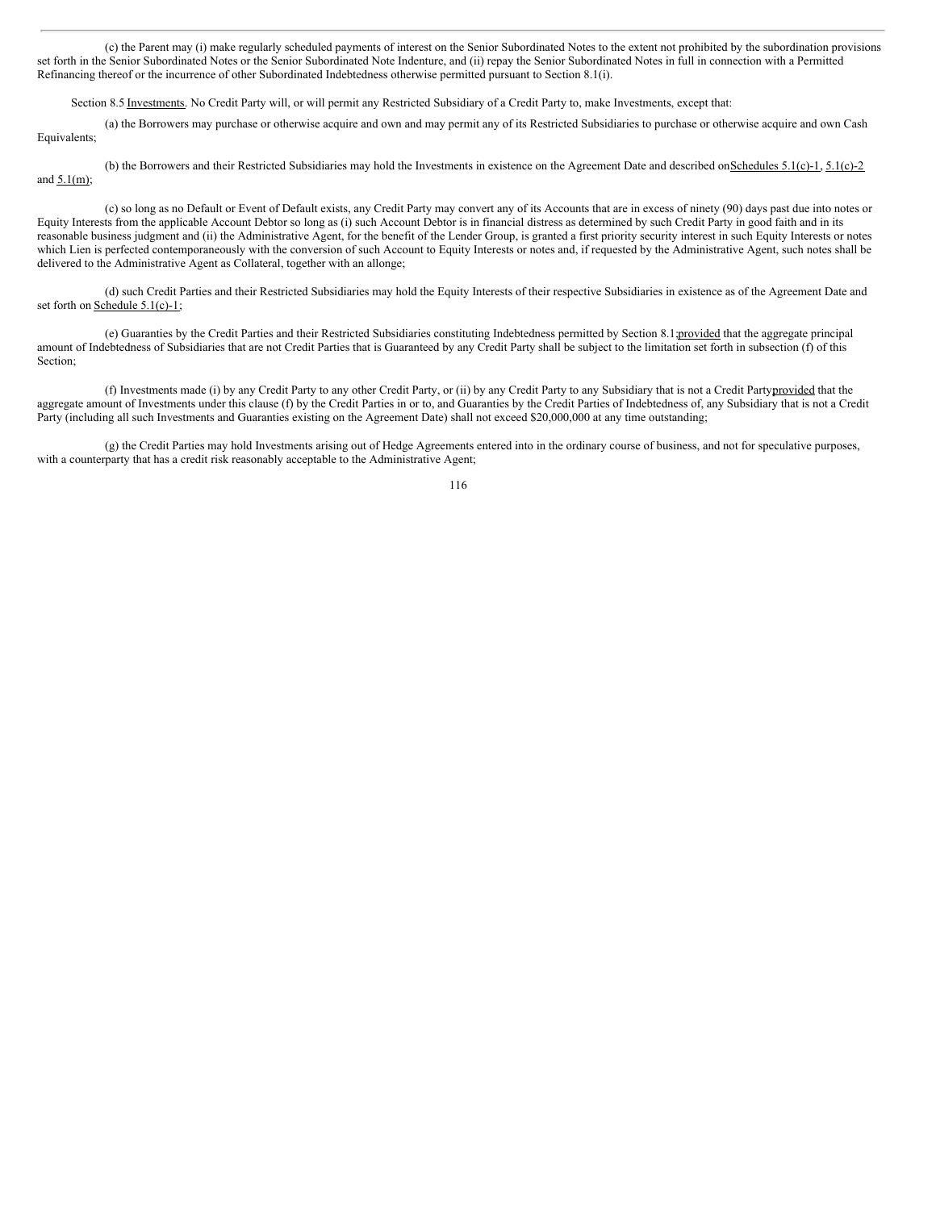(c) the Parent may (i) make regularly scheduled payments of interest on the Senior Subordinated Notes to the extent not prohibited by the subordination provisions set forth in the Senior Subordinated Notes or the Senior Subordinated Note Indenture, and (ii) repay the Senior Subordinated Notes in full in connection with a Permitted Refinancing thereof or the incurrence of other Subordinated Indebtedness otherwise permitted pursuant to Section 8.1(i).

Section 8.5 Investments. No Credit Party will, or will permit any Restricted Subsidiary of a Credit Party to, make Investments, except that:

(a) the Borrowers may purchase or otherwise acquire and own and may permit any of its Restricted Subsidiaries to purchase or otherwise acquire and own Cash Equivalents;

(b) the Borrowers and their Restricted Subsidiaries may hold the Investments in existence on the Agreement Date and described on Schedules 5.1(c)-1, 5.1(c)-2 and 5.1(m);

(c) so long as no Default or Event of Default exists, any Credit Party may convert any of its Accounts that are in excess of ninety (90) days past due into notes or Equity Interests from the applicable Account Debtor so long as (i) such Account Debtor is in financial distress as determined by such Credit Party in good faith and in its reasonable business judgment and (ii) the Administrative Agent, for the benefit of the Lender Group, is granted a first priority security interest in such Equity Interests or notes which Lien is perfected contemporaneously with the conversion of such Account to Equity Interests or notes and, if requested by the Administrative Agent, such notes shall be delivered to the Administrative Agent as Collateral, together with an allonge;

(d) such Credit Parties and their Restricted Subsidiaries may hold the Equity Interests of their respective Subsidiaries in existence as of the Agreement Date and set forth on Schedule 5.1(c)-1;

(e) Guaranties by the Credit Parties and their Restricted Subsidiaries constituting Indebtedness permitted by Section 8.1; provided that the aggregate principal amount of Indebtedness of Subsidiaries that are not Credit Parties that is Guaranteed by any Credit Party shall be subject to the limitation set forth in subsection (f) of this Section;

(f) Investments made (i) by any Credit Party to any other Credit Party, or (ii) by any Credit Party to any Subsidiary that is not a Credit Party provided that the aggregate amount of Investments under this clause (f) by the Credit Parties in or to, and Guaranties by the Credit Parties of Indebtedness of, any Subsidiary that is not a Credit Party (including all such Investments and Guaranties existing on the Agreement Date) shall not exceed $20,000,000 at any time outstanding;

(g) the Credit Parties may hold Investments arising out of Hedge Agreements entered into in the ordinary course of business, and not for speculative purposes, with a counterparty that has a credit risk reasonably acceptable to the Administrative Agent;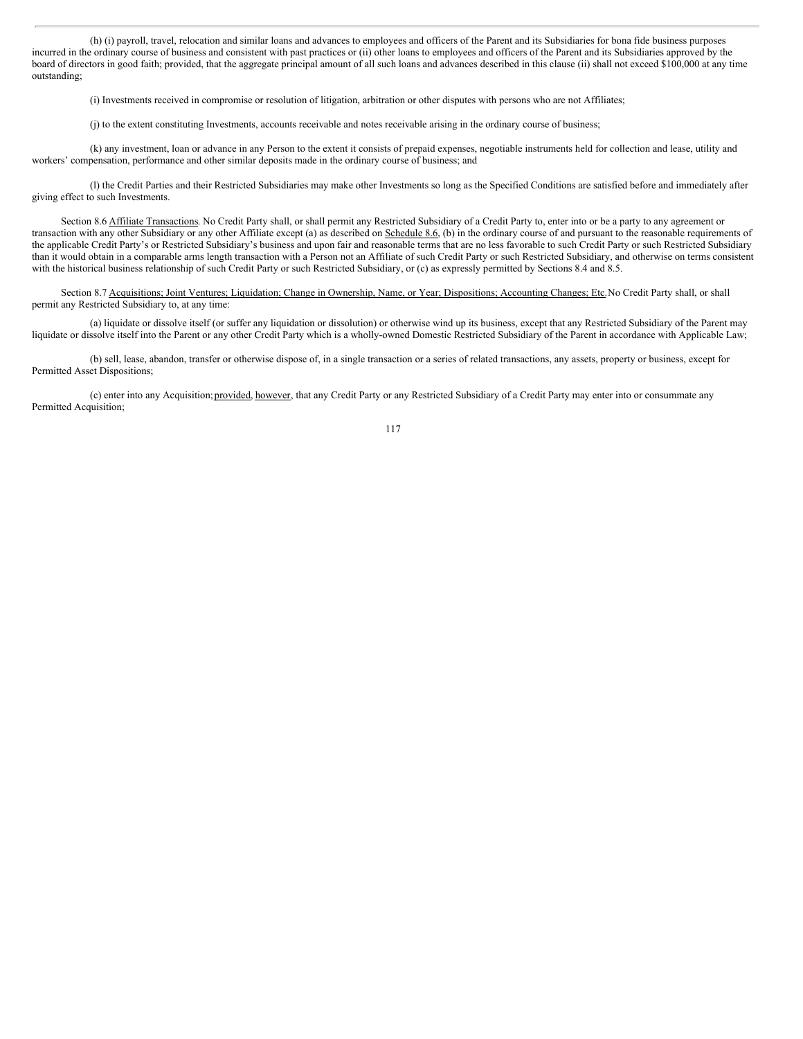(h) (i) payroll, travel, relocation and similar loans and advances to employees and officers of the Parent and its Subsidiaries for bona fide business purposes incurred in the ordinary course of business and consistent with past practices or (ii) other loans to employees and officers of the Parent and its Subsidiaries approved by the board of directors in good faith; provided, that the aggregate principal amount of all such loans and advances described in this clause (ii) shall not exceed $100,000 at any time outstanding;

(i) Investments received in compromise or resolution of litigation, arbitration or other disputes with persons who are not Affiliates;

(j) to the extent constituting Investments, accounts receivable and notes receivable arising in the ordinary course of business;

(k) any investment, loan or advance in any Person to the extent it consists of prepaid expenses, negotiable instruments held for collection and lease, utility and workers' compensation, performance and other similar deposits made in the ordinary course of business; and

(l) the Credit Parties and their Restricted Subsidiaries may make other Investments so long as the Specified Conditions are satisfied before and immediately after giving effect to such Investments.

Section 8.6 Affiliate Transactions. No Credit Party shall, or shall permit any Restricted Subsidiary of a Credit Party to, enter into or be a party to any agreement or transaction with any other Subsidiary or any other Affiliate except (a) as described on Schedule 8.6, (b) in the ordinary course of and pursuant to the reasonable requirements of the applicable Credit Party's or Restricted Subsidiary's business and upon fair and reasonable terms that are no less favorable to such Credit Party or such Restricted Subsidiary than it would obtain in a comparable arms length transaction with a Person not an Affiliate of such Credit Party or such Restricted Subsidiary, and otherwise on terms consistent with the historical business relationship of such Credit Party or such Restricted Subsidiary, or (c) as expressly permitted by Sections 8.4 and 8.5.

Section 8.7 Acquisitions; Joint Ventures; Liquidation; Change in Ownership, Name, or Year; Dispositions; Accounting Changes; Etc. No Credit Party shall, or shall permit any Restricted Subsidiary to, at any time:

(a) liquidate or dissolve itself (or suffer any liquidation or dissolution) or otherwise wind up its business, except that any Restricted Subsidiary of the Parent may liquidate or dissolve itself into the Parent or any other Credit Party which is a wholly-owned Domestic Restricted Subsidiary of the Parent in accordance with Applicable Law;

(b) sell, lease, abandon, transfer or otherwise dispose of, in a single transaction or a series of related transactions, any assets, property or business, except for Permitted Asset Dispositions;

(c) enter into any Acquisition; provided, however, that any Credit Party or any Restricted Subsidiary of a Credit Party may enter into or consummate any Permitted Acquisition;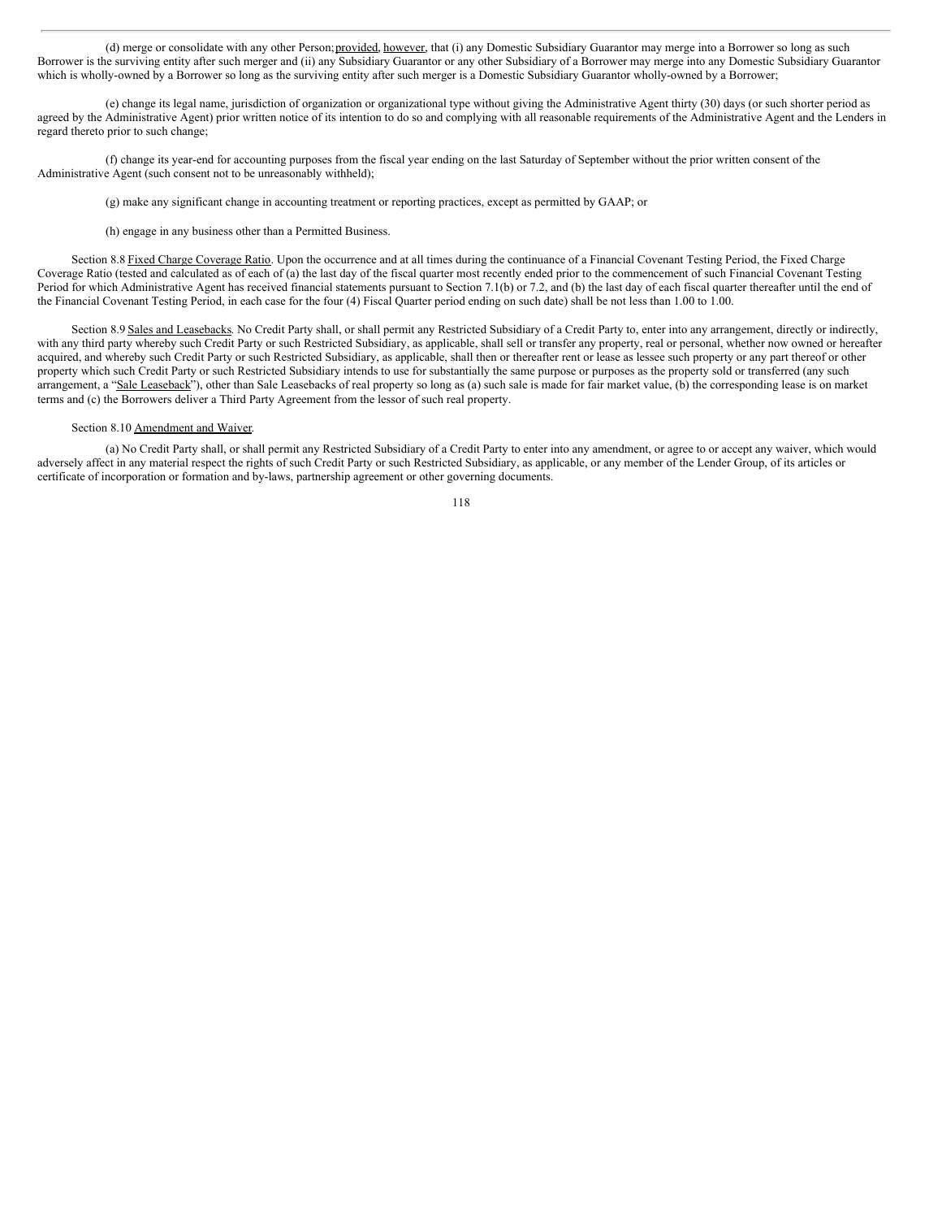(d) merge or consolidate with any other Person; provided, however, that (i) any Domestic Subsidiary Guarantor may merge into a Borrower so long as such Borrower is the surviving entity after such merger and (ii) any Subsidiary Guarantor or any other Subsidiary of a Borrower may merge into any Domestic Subsidiary Guarantor which is wholly-owned by a Borrower so long as the surviving entity after such merger is a Domestic Subsidiary Guarantor wholly-owned by a Borrower;

(e) change its legal name, jurisdiction of organization or organizational type without giving the Administrative Agent thirty (30) days (or such shorter period as agreed by the Administrative Agent) prior written notice of its intention to do so and complying with all reasonable requirements of the Administrative Agent and the Lenders in regard thereto prior to such change;

(f) change its year-end for accounting purposes from the fiscal year ending on the last Saturday of September without the prior written consent of the Administrative Agent (such consent not to be unreasonably withheld);

(g) make any significant change in accounting treatment or reporting practices, except as permitted by GAAP; or

(h) engage in any business other than a Permitted Business.

Section 8.8 Fixed Charge Coverage Ratio. Upon the occurrence and at all times during the continuance of a Financial Covenant Testing Period, the Fixed Charge Coverage Ratio (tested and calculated as of each of (a) the last day of the fiscal quarter most recently ended prior to the commencement of such Financial Covenant Testing Period for which Administrative Agent has received financial statements pursuant to Section 7.1(b) or 7.2, and (b) the last day of each fiscal quarter thereafter until the end of the Financial Covenant Testing Period, in each case for the four (4) Fiscal Quarter period ending on such date) shall be not less than 1.00 to 1.00.

Section 8.9 Sales and Leasebacks. No Credit Party shall, or shall permit any Restricted Subsidiary of a Credit Party to, enter into any arrangement, directly or indirectly, with any third party whereby such Credit Party or such Restricted Subsidiary, as applicable, shall sell or transfer any property, real or personal, whether now owned or hereafter acquired, and whereby such Credit Party or such Restricted Subsidiary, as applicable, shall then or thereafter rent or lease as lessee such property or any part thereof or other property which such Credit Party or such Restricted Subsidiary intends to use for substantially the same purpose or purposes as the property sold or transferred (any such arrangement, a "Sale Leaseback"), other than Sale Leasebacks of real property so long as (a) such sale is made for fair market value, (b) the corresponding lease is on market terms and (c) the Borrowers deliver a Third Party Agreement from the lessor of such real property.

Section 8.10 Amendment and Waiver.

(a) No Credit Party shall, or shall permit any Restricted Subsidiary of a Credit Party to enter into any amendment, or agree to or accept any waiver, which would adversely affect in any material respect the rights of such Credit Party or such Restricted Subsidiary, as applicable, or any member of the Lender Group, of its articles or certificate of incorporation or formation and by-laws, partnership agreement or other governing documents.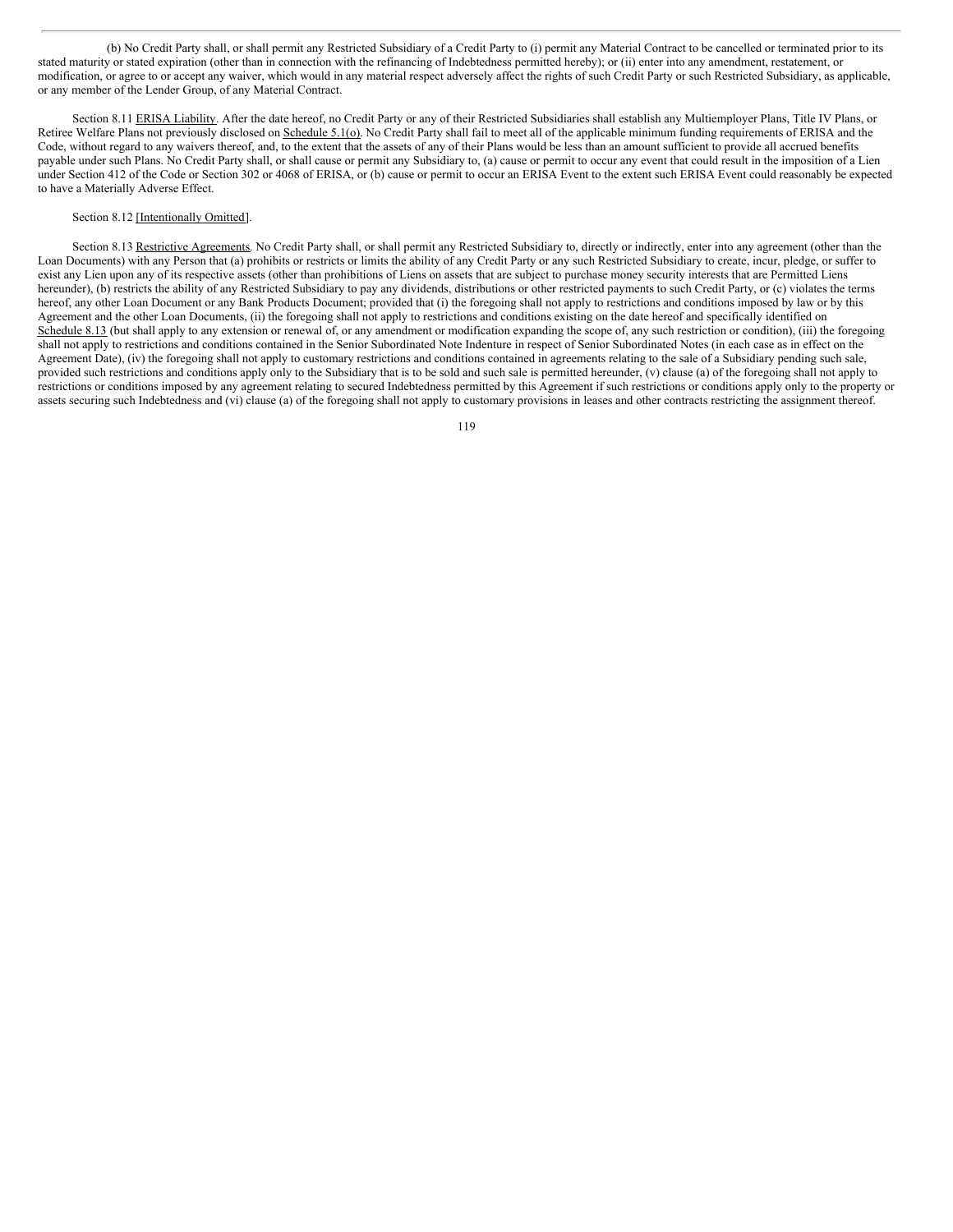(b) No Credit Party shall, or shall permit any Restricted Subsidiary of a Credit Party to (i) permit any Material Contract to be cancelled or terminated prior to its stated maturity or stated expiration (other than in connection with the refinancing of Indebtedness permitted hereby); or (ii) enter into any amendment, restatement, or modification, or agree to or accept any waiver, which would in any material respect adversely affect the rights of such Credit Party or such Restricted Subsidiary, as applicable, or any member of the Lender Group, of any Material Contract.

Section 8.11 ERISA Liability. After the date hereof, no Credit Party or any of their Restricted Subsidiaries shall establish any Multiemployer Plans, Title IV Plans, or Retiree Welfare Plans not previously disclosed on Schedule 5.1(o). No Credit Party shall fail to meet all of the applicable minimum funding requirements of ERISA and the Code, without regard to any waivers thereof, and, to the extent that the assets of any of their Plans would be less than an amount sufficient to provide all accrued benefits payable under such Plans. No Credit Party shall, or shall cause or permit any Subsidiary to, (a) cause or permit to occur any event that could result in the imposition of a Lien under Section 412 of the Code or Section 302 or 4068 of ERISA, or (b) cause or permit to occur an ERISA Event to the extent such ERISA Event could reasonably be expected to have a Materially Adverse Effect.

Section 8.12 [Intentionally Omitted].

Section 8.13 Restrictive Agreements. No Credit Party shall, or shall permit any Restricted Subsidiary to, directly or indirectly, enter into any agreement (other than the Loan Documents) with any Person that (a) prohibits or restricts or limits the ability of any Credit Party or any such Restricted Subsidiary to create, incur, pledge, or suffer to exist any Lien upon any of its respective assets (other than prohibitions of Liens on assets that are subject to purchase money security interests that are Permitted Liens hereunder), (b) restricts the ability of any Restricted Subsidiary to pay any dividends, distributions or other restricted payments to such Credit Party, or (c) violates the terms hereof, any other Loan Document or any Bank Products Document; provided that (i) the foregoing shall not apply to restrictions and conditions imposed by law or by this Agreement and the other Loan Documents, (ii) the foregoing shall not apply to restrictions and conditions existing on the date hereof and specifically identified on Schedule 8.13 (but shall apply to any extension or renewal of, or any amendment or modification expanding the scope of, any such restriction or condition), (iii) the foregoing shall not apply to restrictions and conditions contained in the Senior Subordinated Note Indenture in respect of Senior Subordinated Notes (in each case as in effect on the Agreement Date), (iv) the foregoing shall not apply to customary restrictions and conditions contained in agreements relating to the sale of a Subsidiary pending such sale, provided such restrictions and conditions apply only to the Subsidiary that is to be sold and such sale is permitted hereunder, (v) clause (a) of the foregoing shall not apply to restrictions or conditions imposed by any agreement relating to secured Indebtedness permitted by this Agreement if such restrictions or conditions apply only to the property or assets securing such Indebtedness and (vi) clause (a) of the foregoing shall not apply to customary provisions in leases and other contracts restricting the assignment thereof.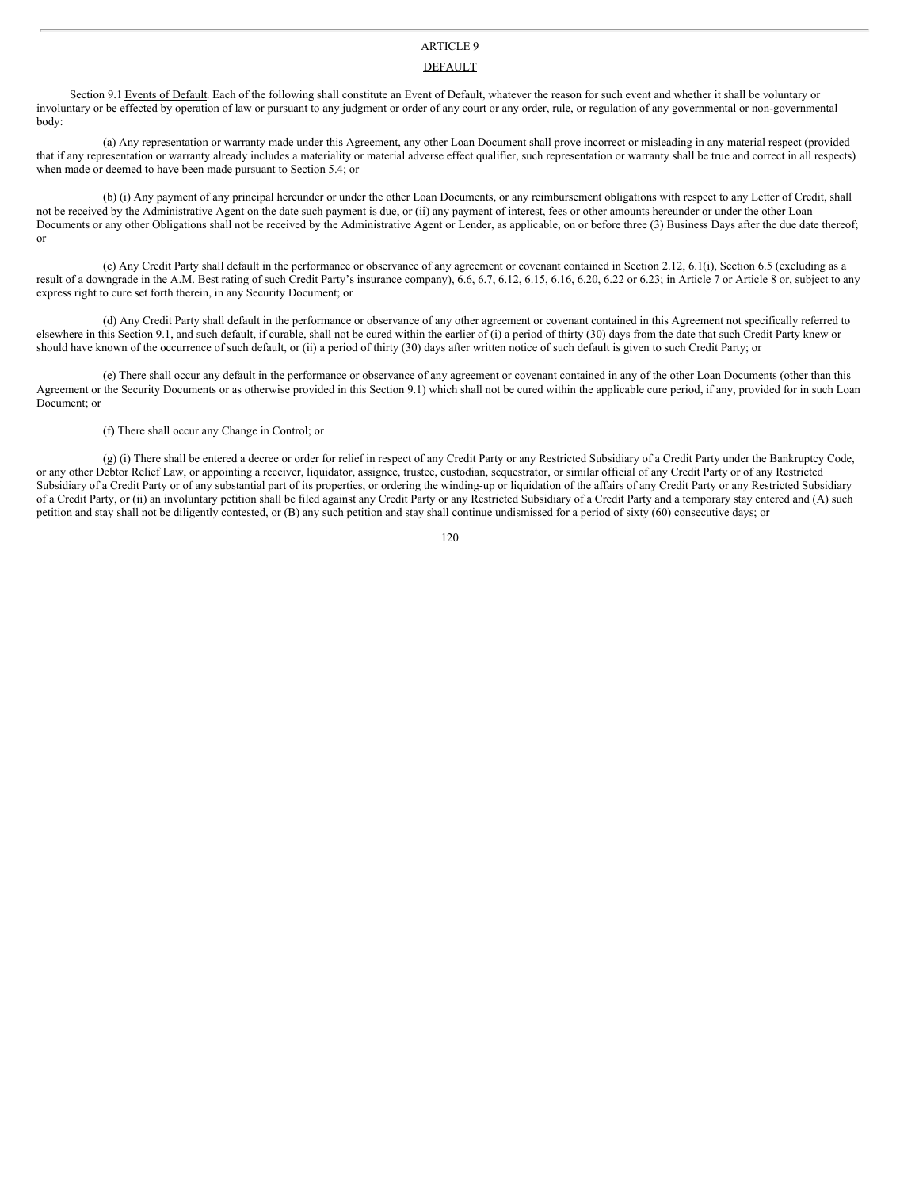# ARTICLE 9

## DEFAULT

Section 9.1 Events of Default. Each of the following shall constitute an Event of Default, whatever the reason for such event and whether it shall be voluntary or involuntary or be effected by operation of law or pursuant to any judgment or order of any court or any order, rule, or regulation of any governmental or non-governmental body:

(a) Any representation or warranty made under this Agreement, any other Loan Document shall prove incorrect or misleading in any material respect (provided that if any representation or warranty already includes a materiality or material adverse effect qualifier, such representation or warranty shall be true and correct in all respects) when made or deemed to have been made pursuant to Section 5.4; or

(b) (i) Any payment of any principal hereunder or under the other Loan Documents, or any reimbursement obligations with respect to any Letter of Credit, shall not be received by the Administrative Agent on the date such payment is due, or (ii) any payment of interest, fees or other amounts hereunder or under the other Loan Documents or any other Obligations shall not be received by the Administrative Agent or Lender, as applicable, on or before three (3) Business Days after the due date thereof; or

(c) Any Credit Party shall default in the performance or observance of any agreement or covenant contained in Section 2.12, 6.1(i), Section 6.5 (excluding as a result of a downgrade in the A.M. Best rating of such Credit Party's insurance company), 6.6, 6.7, 6.12, 6.15, 6.16, 6.20, 6.22 or 6.23; in Article 7 or Article 8 or, subject to any express right to cure set forth therein, in any Security Document; or

(d) Any Credit Party shall default in the performance or observance of any other agreement or covenant contained in this Agreement not specifically referred to elsewhere in this Section 9.1, and such default, if curable, shall not be cured within the earlier of (i) a period of thirty (30) days from the date that such Credit Party knew or should have known of the occurrence of such default, or (ii) a period of thirty (30) days after written notice of such default is given to such Credit Party; or

(e) There shall occur any default in the performance or observance of any agreement or covenant contained in any of the other Loan Documents (other than this Agreement or the Security Documents or as otherwise provided in this Section 9.1) which shall not be cured within the applicable cure period, if any, provided for in such Loan Document; or

(f) There shall occur any Change in Control; or

(g) (i) There shall be entered a decree or order for relief in respect of any Credit Party or any Restricted Subsidiary of a Credit Party under the Bankruptcy Code, or any other Debtor Relief Law, or appointing a receiver, liquidator, assignee, trustee, custodian, sequestrator, or similar official of any Credit Party or of any Restricted Subsidiary of a Credit Party or of any substantial part of its properties, or ordering the winding-up or liquidation of the affairs of any Credit Party or any Restricted Subsidiary of a Credit Party, or (ii) an involuntary petition shall be filed against any Credit Party or any Restricted Subsidiary of a Credit Party and a temporary stay entered and (A) such petition and stay shall not be diligently contested, or (B) any such petition and stay shall continue undismissed for a period of sixty (60) consecutive days; or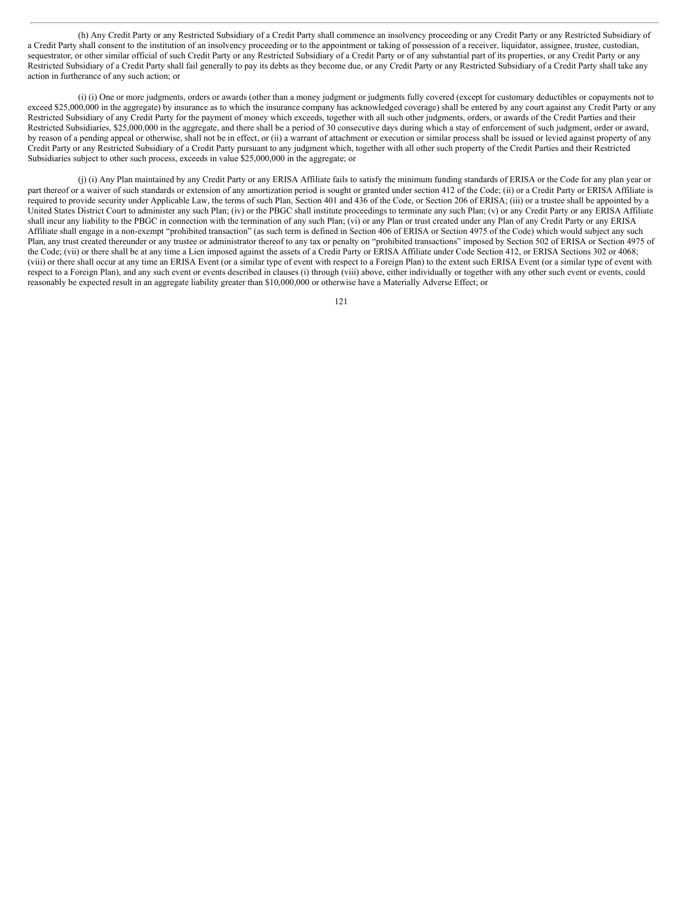(h) Any Credit Party or any Restricted Subsidiary of a Credit Party shall commence an insolvency proceeding or any Credit Party or any Restricted Subsidiary of a Credit Party shall consent to the institution of an insolvency proceeding or to the appointment or taking of possession of a receiver, liquidator, assignee, trustee, custodian, sequestrator, or other similar official of such Credit Party or any Restricted Subsidiary of a Credit Party or of any substantial part of its properties, or any Credit Party or any Restricted Subsidiary of a Credit Party shall fail generally to pay its debts as they become due, or any Credit Party or any Restricted Subsidiary of a Credit Party shall take any action in furtherance of any such action; or

(i) (i) One or more judgments, orders or awards (other than a money judgment or judgments fully covered (except for customary deductibles or copayments not to exceed $25,000,000 in the aggregate) by insurance as to which the insurance company has acknowledged coverage) shall be entered by any court against any Credit Party or any Restricted Subsidiary of any Credit Party for the payment of money which exceeds, together with all such other judgments, orders, or awards of the Credit Parties and their Restricted Subsidiaries, $25,000,000 in the aggregate, and there shall be a period of 30 consecutive days during which a stay of enforcement of such judgment, order or award, by reason of a pending appeal or otherwise, shall not be in effect, or (ii) a warrant of attachment or execution or similar process shall be issued or levied against property of any Credit Party or any Restricted Subsidiary of a Credit Party pursuant to any judgment which, together with all other such property of the Credit Parties and their Restricted Subsidiaries subject to other such process, exceeds in value $25,000,000 in the aggregate; or

(j) (i) Any Plan maintained by any Credit Party or any ERISA Affiliate fails to satisfy the minimum funding standards of ERISA or the Code for any plan year or part thereof or a waiver of such standards or extension of any amortization period is sought or granted under section 412 of the Code; (ii) or a Credit Party or ERISA Affiliate is required to provide security under Applicable Law, the terms of such Plan, Section 401 and 436 of the Code, or Section 206 of ERISA; (iii) or a trustee shall be appointed by a United States District Court to administer any such Plan; (iv) or the PBGC shall institute proceedings to terminate any such Plan; (v) or any Credit Party or any ERISA Affiliate shall incur any liability to the PBGC in connection with the termination of any such Plan; (vi) or any Plan or trust created under any Plan of any Credit Party or any ERISA Affiliate shall engage in a non-exempt "prohibited transaction" (as such term is defined in Section 406 of ERISA or Section 4975 of the Code) which would subject any such Plan, any trust created thereunder or any trustee or administrator thereof to any tax or penalty on "prohibited transactions" imposed by Section 502 of ERISA or Section 4975 of the Code; (vii) or there shall be at any time a Lien imposed against the assets of a Credit Party or ERISA Affiliate under Code Section 412, or ERISA Sections 302 or 4068; (viii) or there shall occur at any time an ERISA Event (or a similar type of event with respect to a Foreign Plan) to the extent such ERISA Event (or a similar type of event with respect to a Foreign Plan), and any such event or events described in clauses (i) through (viii) above, either individually or together with any other such event or events, could reasonably be expected result in an aggregate liability greater than $10,000,000 or otherwise have a Materially Adverse Effect; or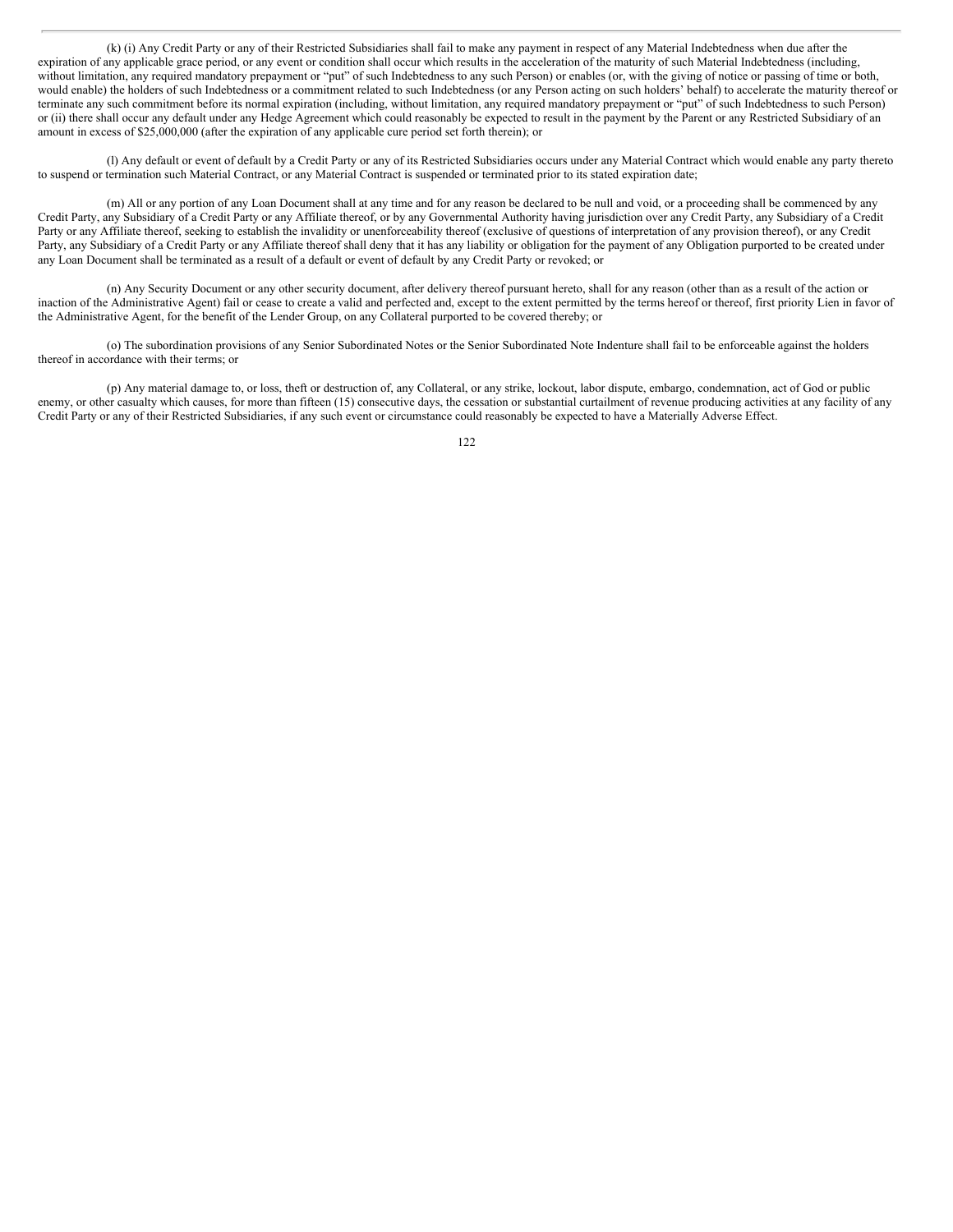(k) (i) Any Credit Party or any of their Restricted Subsidiaries shall fail to make any payment in respect of any Material Indebtedness when due after the expiration of any applicable grace period, or any event or condition shall occur which results in the acceleration of the maturity of such Material Indebtedness (including, without limitation, any required mandatory prepayment or "put" of such Indebtedness to any such Person) or enables (or, with the giving of notice or passing of time or both, would enable) the holders of such Indebtedness or a commitment related to such Indebtedness (or any Person acting on such holders' behalf) to accelerate the maturity thereof or terminate any such commitment before its normal expiration (including, without limitation, any required mandatory prepayment or "put" of such Indebtedness to such Person) or (ii) there shall occur any default under any Hedge Agreement which could reasonably be expected to result in the payment by the Parent or any Restricted Subsidiary of an amount in excess of $25,000,000 (after the expiration of any applicable cure period set forth therein); or

(l) Any default or event of default by a Credit Party or any of its Restricted Subsidiaries occurs under any Material Contract which would enable any party thereto to suspend or termination such Material Contract, or any Material Contract is suspended or terminated prior to its stated expiration date;

(m) All or any portion of any Loan Document shall at any time and for any reason be declared to be null and void, or a proceeding shall be commenced by any Credit Party, any Subsidiary of a Credit Party or any Affiliate thereof, or by any Governmental Authority having jurisdiction over any Credit Party, any Subsidiary of a Credit Party or any Affiliate thereof, seeking to establish the invalidity or unenforceability thereof (exclusive of questions of interpretation of any provision thereof), or any Credit Party, any Subsidiary of a Credit Party or any Affiliate thereof shall deny that it has any liability or obligation for the payment of any Obligation purported to be created under any Loan Document shall be terminated as a result of a default or event of default by any Credit Party or revoked; or

(n) Any Security Document or any other security document, after delivery thereof pursuant hereto, shall for any reason (other than as a result of the action or inaction of the Administrative Agent) fail or cease to create a valid and perfected and, except to the extent permitted by the terms hereof or thereof, first priority Lien in favor of the Administrative Agent, for the benefit of the Lender Group, on any Collateral purported to be covered thereby; or

(o) The subordination provisions of any Senior Subordinated Notes or the Senior Subordinated Note Indenture shall fail to be enforceable against the holders thereof in accordance with their terms; or

(p) Any material damage to, or loss, theft or destruction of, any Collateral, or any strike, lockout, labor dispute, embargo, condemnation, act of God or public enemy, or other casualty which causes, for more than fifteen (15) consecutive days, the cessation or substantial curtailment of revenue producing activities at any facility of any Credit Party or any of their Restricted Subsidiaries, if any such event or circumstance could reasonably be expected to have a Materially Adverse Effect.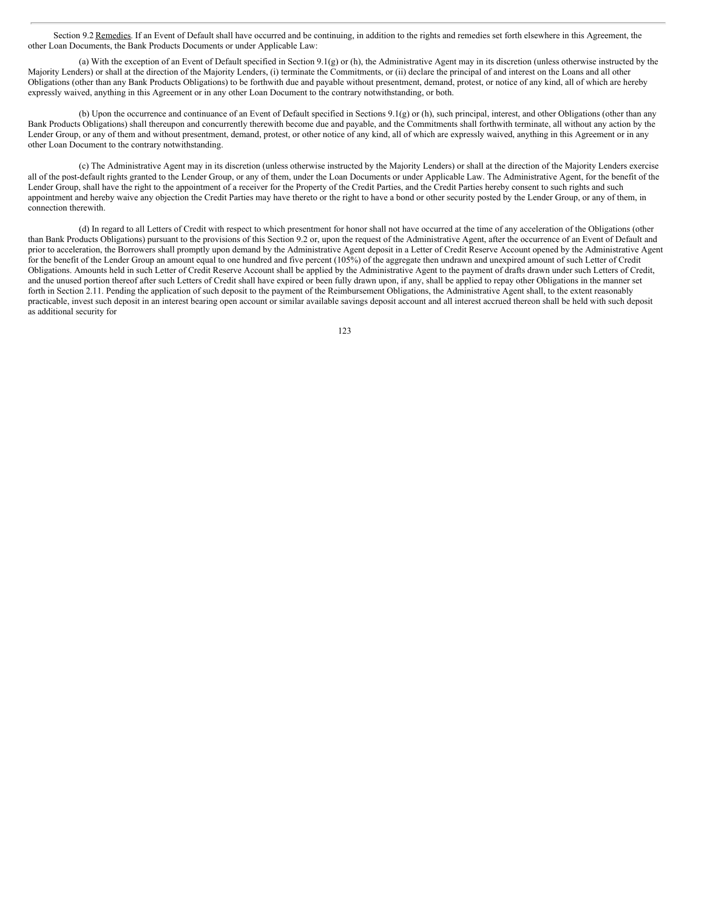Section 9.2 Remedies. If an Event of Default shall have occurred and be continuing, in addition to the rights and remedies set forth elsewhere in this Agreement, the other Loan Documents, the Bank Products Documents or under Applicable Law:

(a) With the exception of an Event of Default specified in Section 9.1(g) or (h), the Administrative Agent may in its discretion (unless otherwise instructed by the Majority Lenders) or shall at the direction of the Majority Lenders, (i) terminate the Commitments, or (ii) declare the principal of and interest on the Loans and all other Obligations (other than any Bank Products Obligations) to be forthwith due and payable without presentment, demand, protest, or notice of any kind, all of which are hereby expressly waived, anything in this Agreement or in any other Loan Document to the contrary notwithstanding, or both.

(b) Upon the occurrence and continuance of an Event of Default specified in Sections 9.1(g) or (h), such principal, interest, and other Obligations (other than any Bank Products Obligations) shall thereupon and concurrently therewith become due and payable, and the Commitments shall forthwith terminate, all without any action by the Lender Group, or any of them and without presentment, demand, protest, or other notice of any kind, all of which are expressly waived, anything in this Agreement or in any other Loan Document to the contrary notwithstanding.

(c) The Administrative Agent may in its discretion (unless otherwise instructed by the Majority Lenders) or shall at the direction of the Majority Lenders exercise all of the post-default rights granted to the Lender Group, or any of them, under the Loan Documents or under Applicable Law. The Administrative Agent, for the benefit of the Lender Group, shall have the right to the appointment of a receiver for the Property of the Credit Parties, and the Credit Parties hereby consent to such rights and such appointment and hereby waive any objection the Credit Parties may have thereto or the right to have a bond or other security posted by the Lender Group, or any of them, in connection therewith.

(d) In regard to all Letters of Credit with respect to which presentment for honor shall not have occurred at the time of any acceleration of the Obligations (other than Bank Products Obligations) pursuant to the provisions of this Section 9.2 or, upon the request of the Administrative Agent, after the occurrence of an Event of Default and prior to acceleration, the Borrowers shall promptly upon demand by the Administrative Agent deposit in a Letter of Credit Reserve Account opened by the Administrative Agent for the benefit of the Lender Group an amount equal to one hundred and five percent (105%) of the aggregate then undrawn and unexpired amount of such Letter of Credit Obligations. Amounts held in such Letter of Credit Reserve Account shall be applied by the Administrative Agent to the payment of drafts drawn under such Letters of Credit, and the unused portion thereof after such Letters of Credit shall have expired or been fully drawn upon, if any, shall be applied to repay other Obligations in the manner set forth in Section 2.11. Pending the application of such deposit to the payment of the Reimbursement Obligations, the Administrative Agent shall, to the extent reasonably practicable, invest such deposit in an interest bearing open account or similar available savings deposit account and all interest accrued thereon shall be held with such deposit as additional security for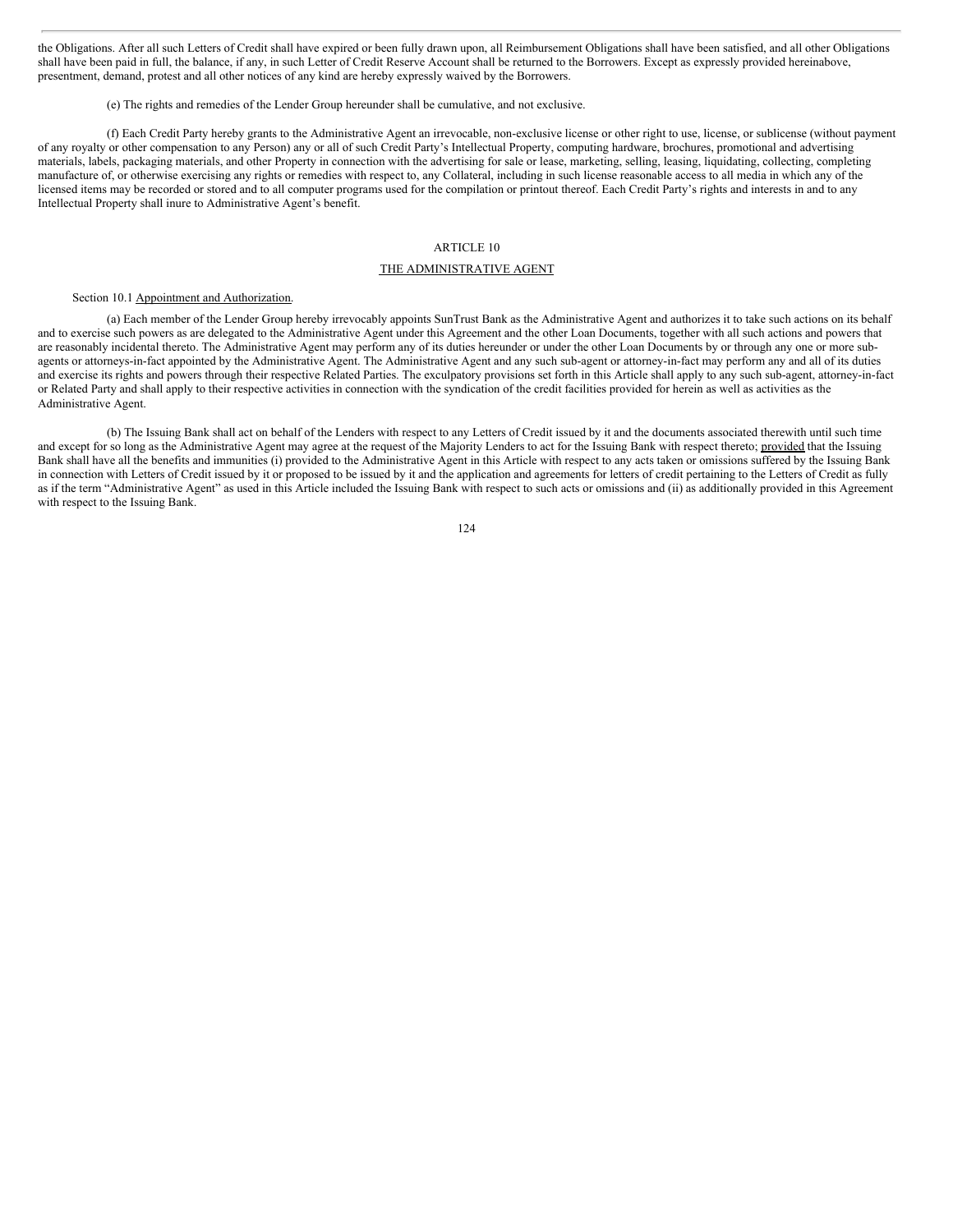the Obligations. After all such Letters of Credit shall have expired or been fully drawn upon, all Reimbursement Obligations shall have been satisfied, and all other Obligations shall have been paid in full, the balance, if any, in such Letter of Credit Reserve Account shall be returned to the Borrowers. Except as expressly provided hereinabove, presentment, demand, protest and all other notices of any kind are hereby expressly waived by the Borrowers.

(e) The rights and remedies of the Lender Group hereunder shall be cumulative, and not exclusive.

(f) Each Credit Party hereby grants to the Administrative Agent an irrevocable, non-exclusive license or other right to use, license, or sublicense (without payment of any royalty or other compensation to any Person) any or all of such Credit Party's Intellectual Property, computing hardware, brochures, promotional and advertising materials, labels, packaging materials, and other Property in connection with the advertising for sale or lease, marketing, selling, leasing, liquidating, collecting, completing manufacture of, or otherwise exercising any rights or remedies with respect to, any Collateral, including in such license reasonable access to all media in which any of the licensed items may be recorded or stored and to all computer programs used for the compilation or printout thereof. Each Credit Party's rights and interests in and to any Intellectual Property shall inure to Administrative Agent's benefit.

# ARTICLE 10

## THE ADMINISTRATIVE AGENT

Section 10.1 Appointment and Authorization.

(a) Each member of the Lender Group hereby irrevocably appoints SunTrust Bank as the Administrative Agent and authorizes it to take such actions on its behalf and to exercise such powers as are delegated to the Administrative Agent under this Agreement and the other Loan Documents, together with all such actions and powers that are reasonably incidental thereto. The Administrative Agent may perform any of its duties hereunder or under the other Loan Documents by or through any one or more sub-agents or attorneys-in-fact appointed by the Administrative Agent. The Administrative Agent and any such sub-agent or attorney-in-fact may perform any and all of its duties and exercise its rights and powers through their respective Related Parties. The exculpatory provisions set forth in this Article shall apply to any such sub-agent, attorney-in-fact or Related Party and shall apply to their respective activities in connection with the syndication of the credit facilities provided for herein as well as activities as the Administrative Agent.

(b) The Issuing Bank shall act on behalf of the Lenders with respect to any Letters of Credit issued by it and the documents associated therewith until such time and except for so long as the Administrative Agent may agree at the request of the Majority Lenders to act for the Issuing Bank with respect thereto; provided that the Issuing Bank shall have all the benefits and immunities (i) provided to the Administrative Agent in this Article with respect to any acts taken or omissions suffered by the Issuing Bank in connection with Letters of Credit issued by it or proposed to be issued by it and the application and agreements for letters of credit pertaining to the Letters of Credit as fully as if the term "Administrative Agent" as used in this Article included the Issuing Bank with respect to such acts or omissions and (ii) as additionally provided in this Agreement with respect to the Issuing Bank.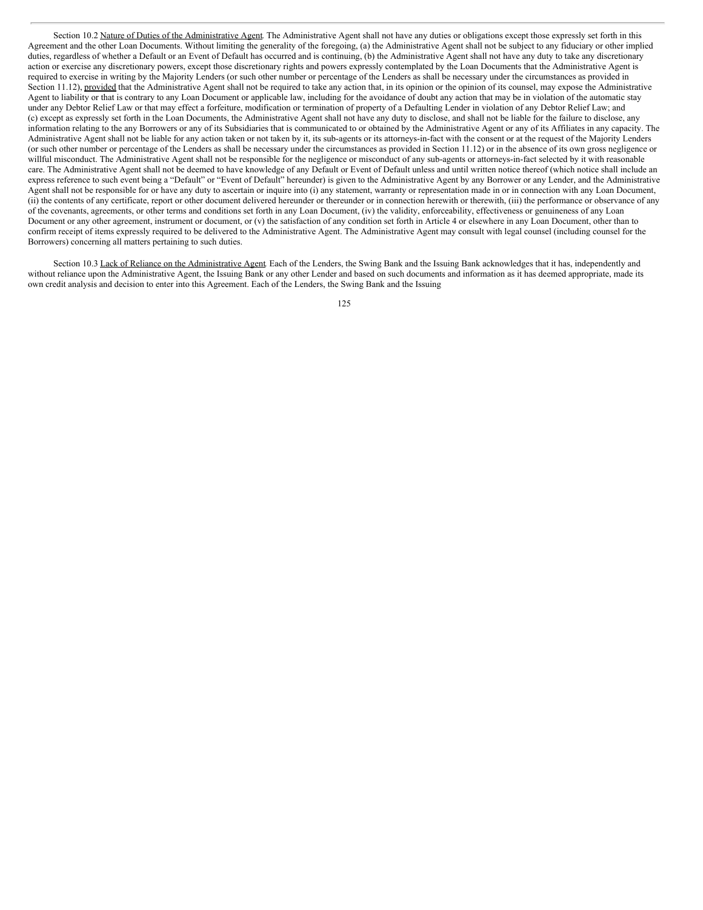Section 10.2 Nature of Duties of the Administrative Agent. The Administrative Agent shall not have any duties or obligations except those expressly set forth in this Agreement and the other Loan Documents. Without limiting the generality of the foregoing, (a) the Administrative Agent shall not be subject to any fiduciary or other implied duties, regardless of whether a Default or an Event of Default has occurred and is continuing, (b) the Administrative Agent shall not have any duty to take any discretionary action or exercise any discretionary powers, except those discretionary rights and powers expressly contemplated by the Loan Documents that the Administrative Agent is required to exercise in writing by the Majority Lenders (or such other number or percentage of the Lenders as shall be necessary under the circumstances as provided in Section 11.12), provided that the Administrative Agent shall not be required to take any action that, in its opinion or the opinion of its counsel, may expose the Administrative Agent to liability or that is contrary to any Loan Document or applicable law, including for the avoidance of doubt any action that may be in violation of the automatic stay under any Debtor Relief Law or that may effect a forfeiture, modification or termination of property of a Defaulting Lender in violation of any Debtor Relief Law; and (c) except as expressly set forth in the Loan Documents, the Administrative Agent shall not have any duty to disclose, and shall not be liable for the failure to disclose, any information relating to the any Borrowers or any of its Subsidiaries that is communicated to or obtained by the Administrative Agent or any of its Affiliates in any capacity. The Administrative Agent shall not be liable for any action taken or not taken by it, its sub-agents or its attorneys-in-fact with the consent or at the request of the Majority Lenders (or such other number or percentage of the Lenders as shall be necessary under the circumstances as provided in Section 11.12) or in the absence of its own gross negligence or willful misconduct. The Administrative Agent shall not be responsible for the negligence or misconduct of any sub-agents or attorneys-in-fact selected by it with reasonable care. The Administrative Agent shall not be deemed to have knowledge of any Default or Event of Default unless and until written notice thereof (which notice shall include an express reference to such event being a "Default" or "Event of Default" hereunder) is given to the Administrative Agent by any Borrower or any Lender, and the Administrative Agent shall not be responsible for or have any duty to ascertain or inquire into (i) any statement, warranty or representation made in or in connection with any Loan Document, (ii) the contents of any certificate, report or other document delivered hereunder or thereunder or in connection herewith or therewith, (iii) the performance or observance of any of the covenants, agreements, or other terms and conditions set forth in any Loan Document, (iv) the validity, enforceability, effectiveness or genuineness of any Loan Document or any other agreement, instrument or document, or (v) the satisfaction of any condition set forth in Article 4 or elsewhere in any Loan Document, other than to confirm receipt of items expressly required to be delivered to the Administrative Agent. The Administrative Agent may consult with legal counsel (including counsel for the Borrowers) concerning all matters pertaining to such duties.

Section 10.3 Lack of Reliance on the Administrative Agent. Each of the Lenders, the Swing Bank and the Issuing Bank acknowledges that it has, independently and without reliance upon the Administrative Agent, the Issuing Bank or any other Lender and based on such documents and information as it has deemed appropriate, made its own credit analysis and decision to enter into this Agreement. Each of the Lenders, the Swing Bank and the Issuing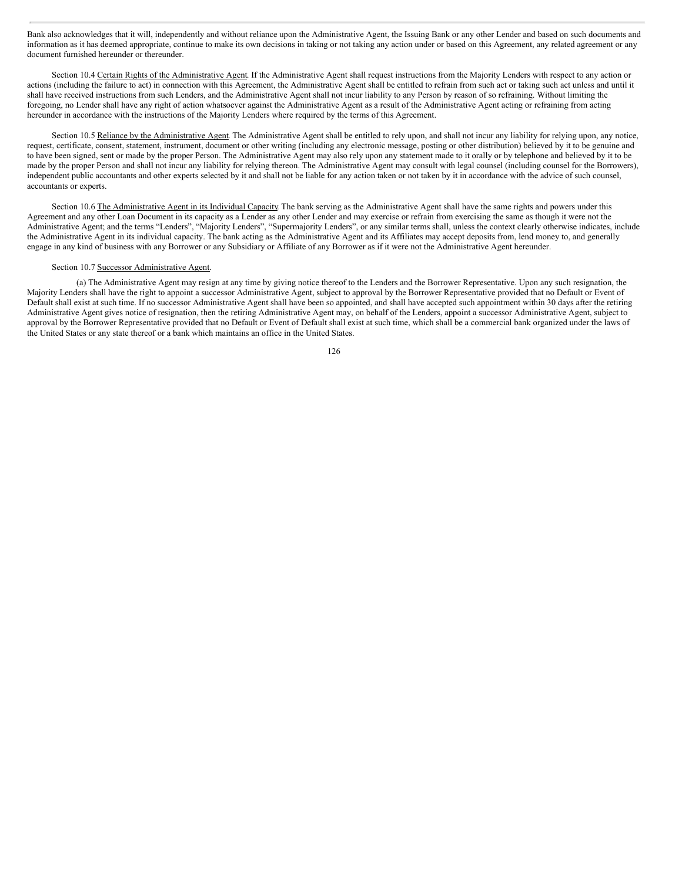Bank also acknowledges that it will, independently and without reliance upon the Administrative Agent, the Issuing Bank or any other Lender and based on such documents and information as it has deemed appropriate, continue to make its own decisions in taking or not taking any action under or based on this Agreement, any related agreement or any document furnished hereunder or thereunder.

Section 10.4 Certain Rights of the Administrative Agent. If the Administrative Agent shall request instructions from the Majority Lenders with respect to any action or actions (including the failure to act) in connection with this Agreement, the Administrative Agent shall be entitled to refrain from such act or taking such act unless and until it shall have received instructions from such Lenders, and the Administrative Agent shall not incur liability to any Person by reason of so refraining. Without limiting the foregoing, no Lender shall have any right of action whatsoever against the Administrative Agent as a result of the Administrative Agent acting or refraining from acting hereunder in accordance with the instructions of the Majority Lenders where required by the terms of this Agreement.

Section 10.5 Reliance by the Administrative Agent. The Administrative Agent shall be entitled to rely upon, and shall not incur any liability for relying upon, any notice, request, certificate, consent, statement, instrument, document or other writing (including any electronic message, posting or other distribution) believed by it to be genuine and to have been signed, sent or made by the proper Person. The Administrative Agent may also rely upon any statement made to it orally or by telephone and believed by it to be made by the proper Person and shall not incur any liability for relying thereon. The Administrative Agent may consult with legal counsel (including counsel for the Borrowers), independent public accountants and other experts selected by it and shall not be liable for any action taken or not taken by it in accordance with the advice of such counsel, accountants or experts.

Section 10.6 The Administrative Agent in its Individual Capacity. The bank serving as the Administrative Agent shall have the same rights and powers under this Agreement and any other Loan Document in its capacity as a Lender as any other Lender and may exercise or refrain from exercising the same as though it were not the Administrative Agent; and the terms "Lenders", "Majority Lenders", "Supermajority Lenders", or any similar terms shall, unless the context clearly otherwise indicates, include the Administrative Agent in its individual capacity. The bank acting as the Administrative Agent and its Affiliates may accept deposits from, lend money to, and generally engage in any kind of business with any Borrower or any Subsidiary or Affiliate of any Borrower as if it were not the Administrative Agent hereunder.

Section 10.7 Successor Administrative Agent.

(a) The Administrative Agent may resign at any time by giving notice thereof to the Lenders and the Borrower Representative. Upon any such resignation, the Majority Lenders shall have the right to appoint a successor Administrative Agent, subject to approval by the Borrower Representative provided that no Default or Event of Default shall exist at such time. If no successor Administrative Agent shall have been so appointed, and shall have accepted such appointment within 30 days after the retiring Administrative Agent gives notice of resignation, then the retiring Administrative Agent may, on behalf of the Lenders, appoint a successor Administrative Agent, subject to approval by the Borrower Representative provided that no Default or Event of Default shall exist at such time, which shall be a commercial bank organized under the laws of the United States or any state thereof or a bank which maintains an office in the United States.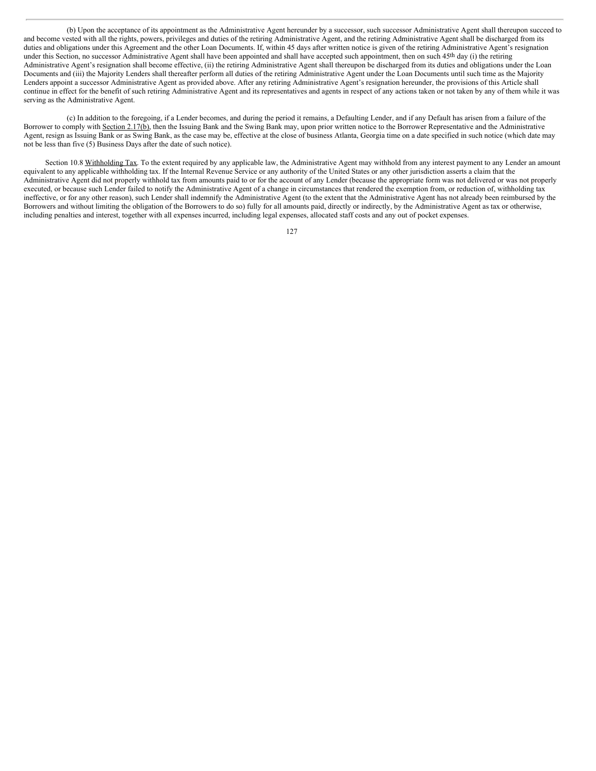(b) Upon the acceptance of its appointment as the Administrative Agent hereunder by a successor, such successor Administrative Agent shall thereupon succeed to and become vested with all the rights, powers, privileges and duties of the retiring Administrative Agent, and the retiring Administrative Agent shall be discharged from its duties and obligations under this Agreement and the other Loan Documents. If, within 45 days after written notice is given of the retiring Administrative Agent's resignation under this Section, no successor Administrative Agent shall have been appointed and shall have accepted such appointment, then on such 45th day (i) the retiring Administrative Agent's resignation shall become effective, (ii) the retiring Administrative Agent shall thereupon be discharged from its duties and obligations under the Loan Documents and (iii) the Majority Lenders shall thereafter perform all duties of the retiring Administrative Agent under the Loan Documents until such time as the Majority Lenders appoint a successor Administrative Agent as provided above. After any retiring Administrative Agent's resignation hereunder, the provisions of this Article shall continue in effect for the benefit of such retiring Administrative Agent and its representatives and agents in respect of any actions taken or not taken by any of them while it was serving as the Administrative Agent.

(c) In addition to the foregoing, if a Lender becomes, and during the period it remains, a Defaulting Lender, and if any Default has arisen from a failure of the Borrower to comply with Section 2.17(b), then the Issuing Bank and the Swing Bank may, upon prior written notice to the Borrower Representative and the Administrative Agent, resign as Issuing Bank or as Swing Bank, as the case may be, effective at the close of business Atlanta, Georgia time on a date specified in such notice (which date may not be less than five (5) Business Days after the date of such notice).

Section 10.8 Withholding Tax. To the extent required by any applicable law, the Administrative Agent may withhold from any interest payment to any Lender an amount equivalent to any applicable withholding tax. If the Internal Revenue Service or any authority of the United States or any other jurisdiction asserts a claim that the Administrative Agent did not properly withhold tax from amounts paid to or for the account of any Lender (because the appropriate form was not delivered or was not properly executed, or because such Lender failed to notify the Administrative Agent of a change in circumstances that rendered the exemption from, or reduction of, withholding tax ineffective, or for any other reason), such Lender shall indemnify the Administrative Agent (to the extent that the Administrative Agent has not already been reimbursed by the Borrowers and without limiting the obligation of the Borrowers to do so) fully for all amounts paid, directly or indirectly, by the Administrative Agent as tax or otherwise, including penalties and interest, together with all expenses incurred, including legal expenses, allocated staff costs and any out of pocket expenses.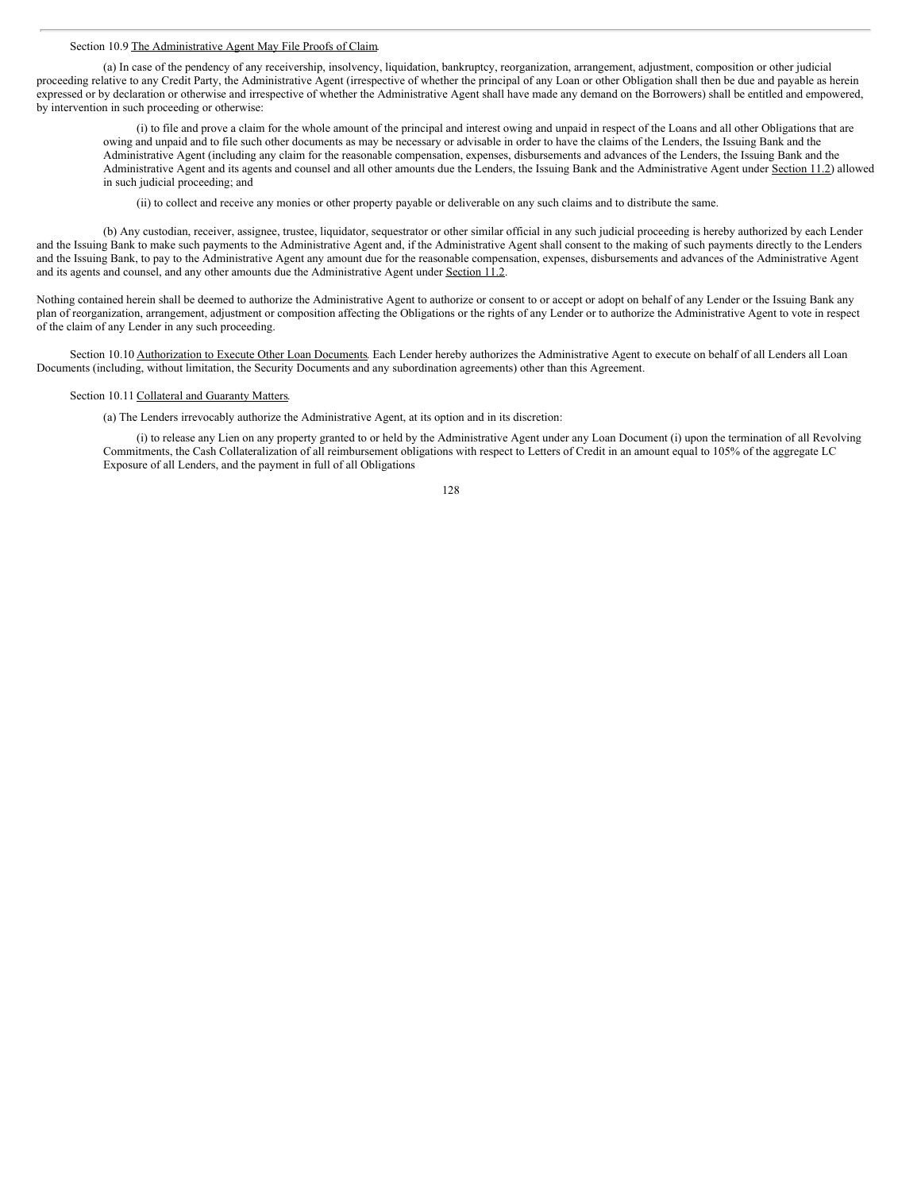Section 10.9 The Administrative Agent May File Proofs of Claim.

(a) In case of the pendency of any receivership, insolvency, liquidation, bankruptcy, reorganization, arrangement, adjustment, composition or other judicial proceeding relative to any Credit Party, the Administrative Agent (irrespective of whether the principal of any Loan or other Obligation shall then be due and payable as herein expressed or by declaration or otherwise and irrespective of whether the Administrative Agent shall have made any demand on the Borrowers) shall be entitled and empowered, by intervention in such proceeding or otherwise:

(i) to file and prove a claim for the whole amount of the principal and interest owing and unpaid in respect of the Loans and all other Obligations that are owing and unpaid and to file such other documents as may be necessary or advisable in order to have the claims of the Lenders, the Issuing Bank and the Administrative Agent (including any claim for the reasonable compensation, expenses, disbursements and advances of the Lenders, the Issuing Bank and the Administrative Agent and its agents and counsel and all other amounts due the Lenders, the Issuing Bank and the Administrative Agent under Section 11.2) allowed in such judicial proceeding; and

(ii) to collect and receive any monies or other property payable or deliverable on any such claims and to distribute the same.

(b) Any custodian, receiver, assignee, trustee, liquidator, sequestrator or other similar official in any such judicial proceeding is hereby authorized by each Lender and the Issuing Bank to make such payments to the Administrative Agent and, if the Administrative Agent shall consent to the making of such payments directly to the Lenders and the Issuing Bank, to pay to the Administrative Agent any amount due for the reasonable compensation, expenses, disbursements and advances of the Administrative Agent and its agents and counsel, and any other amounts due the Administrative Agent under Section 11.2.

Nothing contained herein shall be deemed to authorize the Administrative Agent to authorize or consent to or accept or adopt on behalf of any Lender or the Issuing Bank any plan of reorganization, arrangement, adjustment or composition affecting the Obligations or the rights of any Lender or to authorize the Administrative Agent to vote in respect of the claim of any Lender in any such proceeding.

Section 10.10 Authorization to Execute Other Loan Documents. Each Lender hereby authorizes the Administrative Agent to execute on behalf of all Lenders all Loan Documents (including, without limitation, the Security Documents and any subordination agreements) other than this Agreement.

Section 10.11 Collateral and Guaranty Matters.

(a) The Lenders irrevocably authorize the Administrative Agent, at its option and in its discretion:

(i) to release any Lien on any property granted to or held by the Administrative Agent under any Loan Document (i) upon the termination of all Revolving Commitments, the Cash Collateralization of all reimbursement obligations with respect to Letters of Credit in an amount equal to 105% of the aggregate LC Exposure of all Lenders, and the payment in full of all Obligations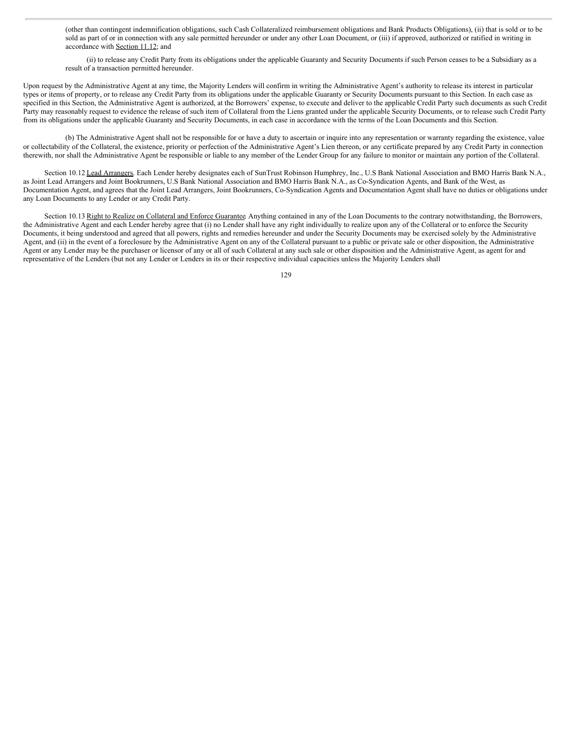(other than contingent indemnification obligations, such Cash Collateralized reimbursement obligations and Bank Products Obligations), (ii) that is sold or to be sold as part of or in connection with any sale permitted hereunder or under any other Loan Document, or (iii) if approved, authorized or ratified in writing in accordance with Section 11.12; and

(ii) to release any Credit Party from its obligations under the applicable Guaranty and Security Documents if such Person ceases to be a Subsidiary as a result of a transaction permitted hereunder.

Upon request by the Administrative Agent at any time, the Majority Lenders will confirm in writing the Administrative Agent's authority to release its interest in particular types or items of property, or to release any Credit Party from its obligations under the applicable Guaranty or Security Documents pursuant to this Section. In each case as specified in this Section, the Administrative Agent is authorized, at the Borrowers' expense, to execute and deliver to the applicable Credit Party such documents as such Credit Party may reasonably request to evidence the release of such item of Collateral from the Liens granted under the applicable Security Documents, or to release such Credit Party from its obligations under the applicable Guaranty and Security Documents, in each case in accordance with the terms of the Loan Documents and this Section.

(b) The Administrative Agent shall not be responsible for or have a duty to ascertain or inquire into any representation or warranty regarding the existence, value or collectability of the Collateral, the existence, priority or perfection of the Administrative Agent's Lien thereon, or any certificate prepared by any Credit Party in connection therewith, nor shall the Administrative Agent be responsible or liable to any member of the Lender Group for any failure to monitor or maintain any portion of the Collateral.

Section 10.12 Lead Arrangers. Each Lender hereby designates each of SunTrust Robinson Humphrey, Inc., U.S Bank National Association and BMO Harris Bank N.A., as Joint Lead Arrangers and Joint Bookrunners, U.S Bank National Association and BMO Harris Bank N.A., as Co-Syndication Agents, and Bank of the West, as Documentation Agent, and agrees that the Joint Lead Arrangers, Joint Bookrunners, Co-Syndication Agents and Documentation Agent shall have no duties or obligations under any Loan Documents to any Lender or any Credit Party.

Section 10.13 Right to Realize on Collateral and Enforce Guarantee. Anything contained in any of the Loan Documents to the contrary notwithstanding, the Borrowers, the Administrative Agent and each Lender hereby agree that (i) no Lender shall have any right individually to realize upon any of the Collateral or to enforce the Security Documents, it being understood and agreed that all powers, rights and remedies hereunder and under the Security Documents may be exercised solely by the Administrative Agent, and (ii) in the event of a foreclosure by the Administrative Agent on any of the Collateral pursuant to a public or private sale or other disposition, the Administrative Agent or any Lender may be the purchaser or licensor of any or all of such Collateral at any such sale or other disposition and the Administrative Agent, as agent for and representative of the Lenders (but not any Lender or Lenders in its or their respective individual capacities unless the Majority Lenders shall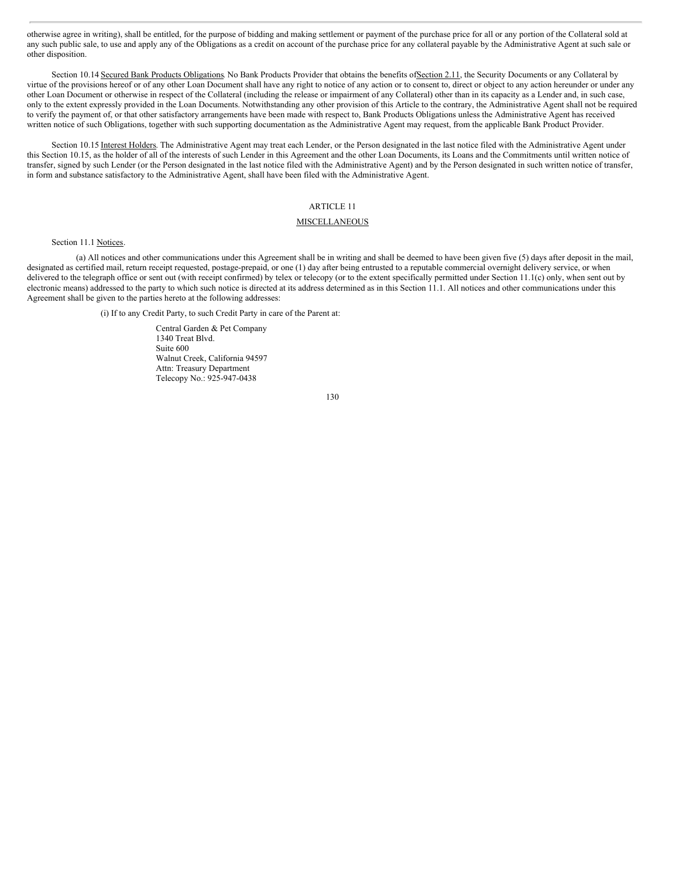otherwise agree in writing), shall be entitled, for the purpose of bidding and making settlement or payment of the purchase price for all or any portion of the Collateral sold at any such public sale, to use and apply any of the Obligations as a credit on account of the purchase price for any collateral payable by the Administrative Agent at such sale or other disposition.

Section 10.14 Secured Bank Products Obligations. No Bank Products Provider that obtains the benefits of Section 2.11, the Security Documents or any Collateral by virtue of the provisions hereof or of any other Loan Document shall have any right to notice of any action or to consent to, direct or object to any action hereunder or under any other Loan Document or otherwise in respect of the Collateral (including the release or impairment of any Collateral) other than in its capacity as a Lender and, in such case, only to the extent expressly provided in the Loan Documents. Notwithstanding any other provision of this Article to the contrary, the Administrative Agent shall not be required to verify the payment of, or that other satisfactory arrangements have been made with respect to, Bank Products Obligations unless the Administrative Agent has received written notice of such Obligations, together with such supporting documentation as the Administrative Agent may request, from the applicable Bank Product Provider.

Section 10.15 Interest Holders. The Administrative Agent may treat each Lender, or the Person designated in the last notice filed with the Administrative Agent under this Section 10.15, as the holder of all of the interests of such Lender in this Agreement and the other Loan Documents, its Loans and the Commitments until written notice of transfer, signed by such Lender (or the Person designated in the last notice filed with the Administrative Agent) and by the Person designated in such written notice of transfer, in form and substance satisfactory to the Administrative Agent, shall have been filed with the Administrative Agent.

## ARTICLE 11

## MISCELLANEOUS

Section 11.1 Notices.

(a) All notices and other communications under this Agreement shall be in writing and shall be deemed to have been given five (5) days after deposit in the mail, designated as certified mail, return receipt requested, postage-prepaid, or one (1) day after being entrusted to a reputable commercial overnight delivery service, or when delivered to the telegraph office or sent out (with receipt confirmed) by telex or telecopy (or to the extent specifically permitted under Section 11.1(c) only, when sent out by electronic means) addressed to the party to which such notice is directed at its address determined as in this Section 11.1. All notices and other communications under this Agreement shall be given to the parties hereto at the following addresses:

(i) If to any Credit Party, to such Credit Party in care of the Parent at:

Central Garden & Pet Company
1340 Treat Blvd.
Suite 600
Walnut Creek, California 94597
Attn: Treasury Department
Telecopy No.: 925-947-0438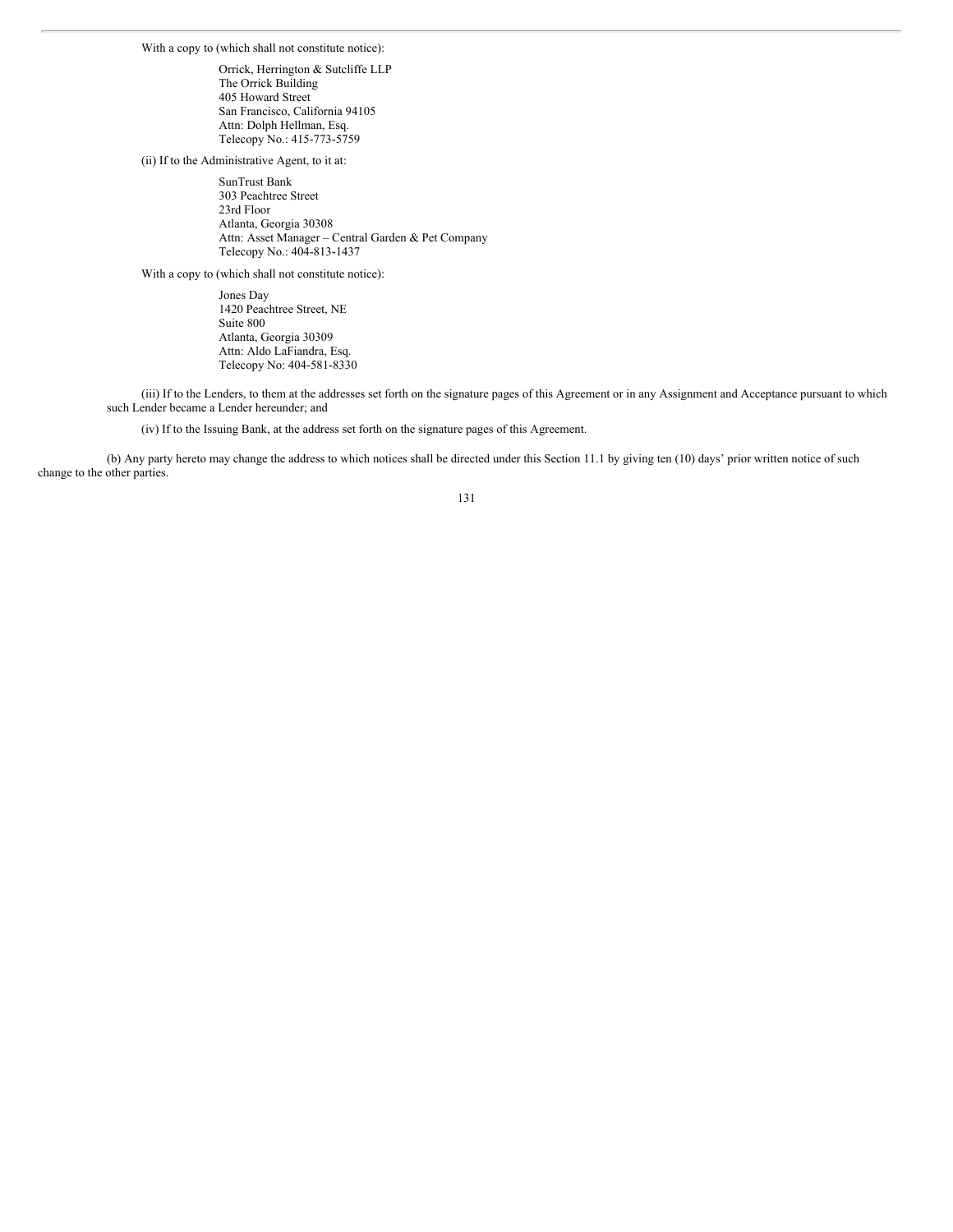With a copy to (which shall not constitute notice):

Orrick, Herrington & Sutcliffe LLP
The Orrick Building
405 Howard Street
San Francisco, California 94105
Attn: Dolph Hellman, Esq.
Telecopy No.: 415-773-5759

(ii) If to the Administrative Agent, to it at:

SunTrust Bank
303 Peachtree Street
23rd Floor
Atlanta, Georgia 30308
Attn: Asset Manager – Central Garden & Pet Company
Telecopy No.: 404-813-1437

With a copy to (which shall not constitute notice):

Jones Day
1420 Peachtree Street, NE
Suite 800
Atlanta, Georgia 30309
Attn: Aldo LaFiandra, Esq.
Telecopy No: 404-581-8330

(iii) If to the Lenders, to them at the addresses set forth on the signature pages of this Agreement or in any Assignment and Acceptance pursuant to which such Lender became a Lender hereunder; and

(iv) If to the Issuing Bank, at the address set forth on the signature pages of this Agreement.

(b) Any party hereto may change the address to which notices shall be directed under this Section 11.1 by giving ten (10) days' prior written notice of such change to the other parties.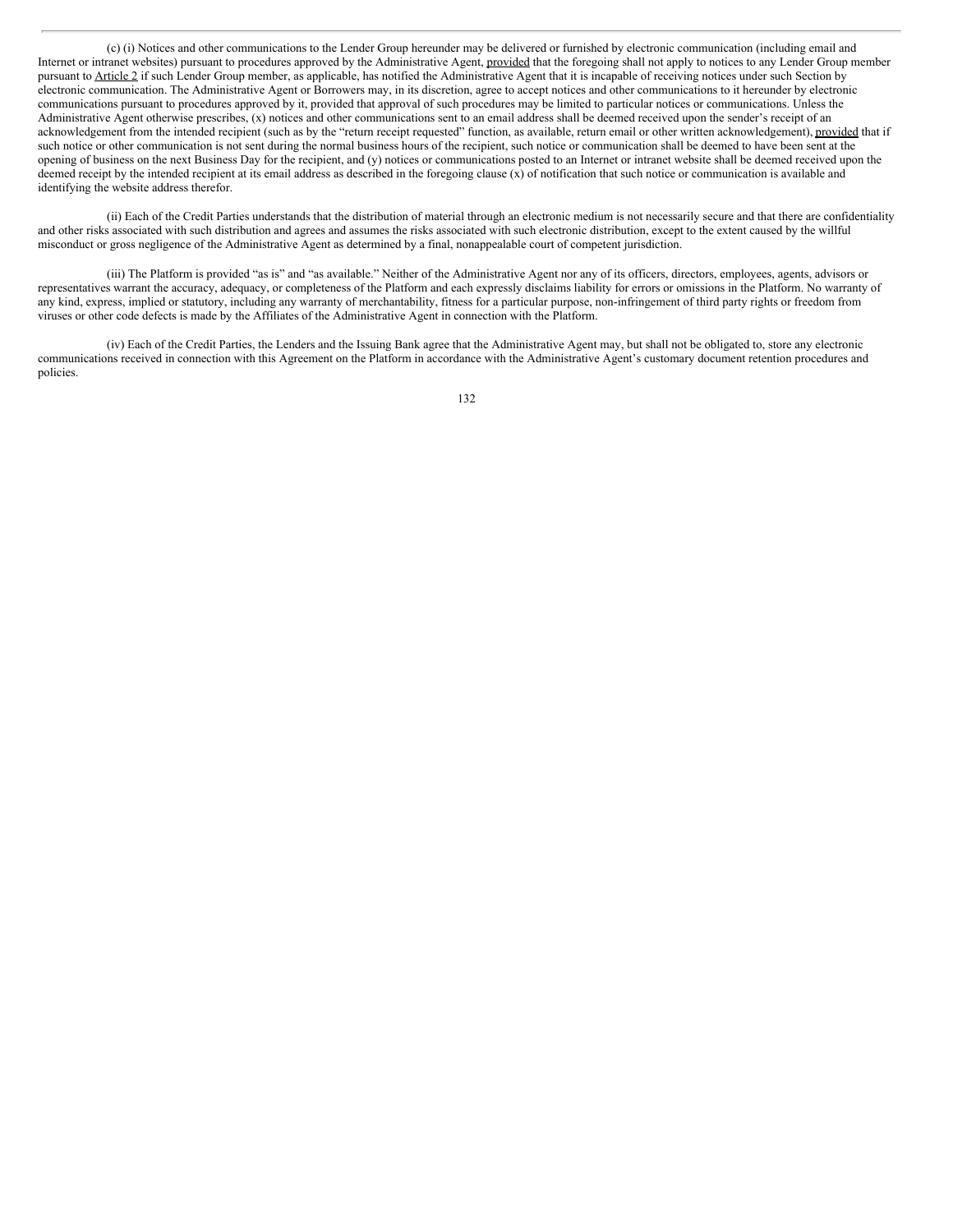(c) (i) Notices and other communications to the Lender Group hereunder may be delivered or furnished by electronic communication (including email and Internet or intranet websites) pursuant to procedures approved by the Administrative Agent, provided that the foregoing shall not apply to notices to any Lender Group member pursuant to Article 2 if such Lender Group member, as applicable, has notified the Administrative Agent that it is incapable of receiving notices under such Section by electronic communication. The Administrative Agent or Borrowers may, in its discretion, agree to accept notices and other communications to it hereunder by electronic communications pursuant to procedures approved by it, provided that approval of such procedures may be limited to particular notices or communications. Unless the Administrative Agent otherwise prescribes, (x) notices and other communications sent to an email address shall be deemed received upon the sender's receipt of an acknowledgement from the intended recipient (such as by the "return receipt requested" function, as available, return email or other written acknowledgement), provided that if such notice or other communication is not sent during the normal business hours of the recipient, such notice or communication shall be deemed to have been sent at the opening of business on the next Business Day for the recipient, and (y) notices or communications posted to an Internet or intranet website shall be deemed received upon the deemed receipt by the intended recipient at its email address as described in the foregoing clause (x) of notification that such notice or communication is available and identifying the website address therefor.

(ii) Each of the Credit Parties understands that the distribution of material through an electronic medium is not necessarily secure and that there are confidentiality and other risks associated with such distribution and agrees and assumes the risks associated with such electronic distribution, except to the extent caused by the willful misconduct or gross negligence of the Administrative Agent as determined by a final, nonappealable court of competent jurisdiction.

(iii) The Platform is provided "as is" and "as available." Neither of the Administrative Agent nor any of its officers, directors, employees, agents, advisors or representatives warrant the accuracy, adequacy, or completeness of the Platform and each expressly disclaims liability for errors or omissions in the Platform. No warranty of any kind, express, implied or statutory, including any warranty of merchantability, fitness for a particular purpose, non-infringement of third party rights or freedom from viruses or other code defects is made by the Affiliates of the Administrative Agent in connection with the Platform.

(iv) Each of the Credit Parties, the Lenders and the Issuing Bank agree that the Administrative Agent may, but shall not be obligated to, store any electronic communications received in connection with this Agreement on the Platform in accordance with the Administrative Agent's customary document retention procedures and policies.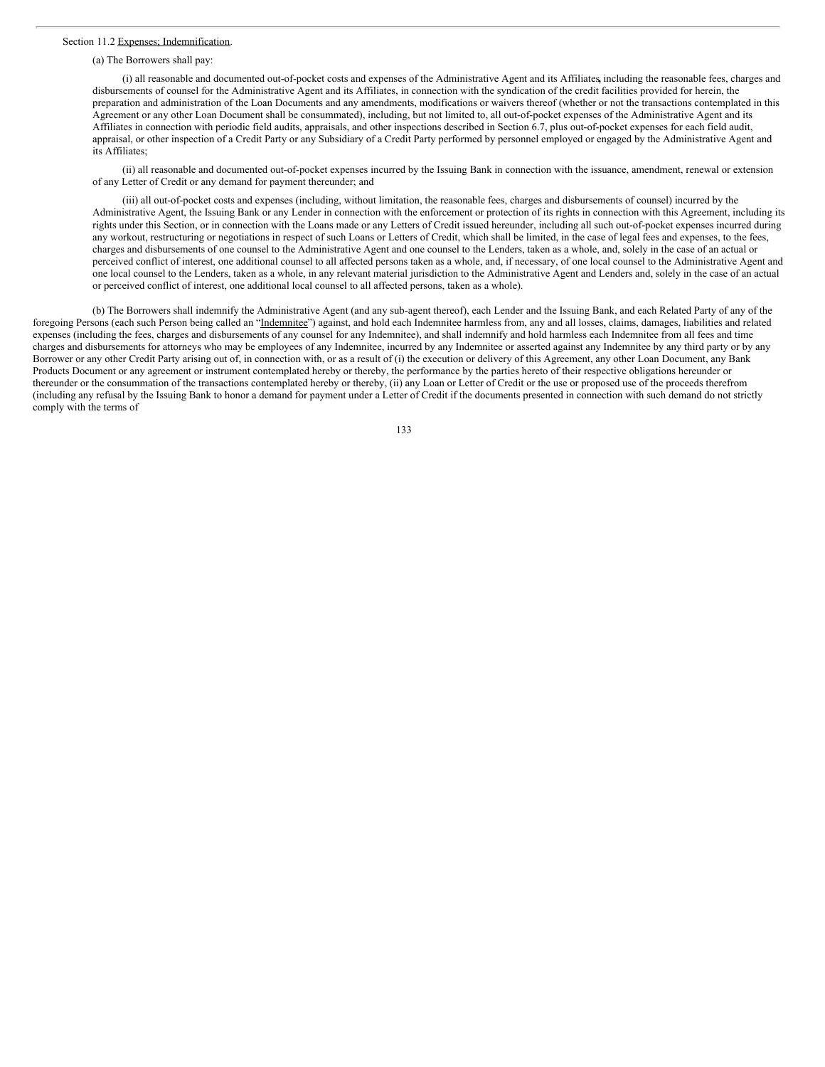Section 11.2 Expenses; Indemnification.

(a) The Borrowers shall pay:

(i) all reasonable and documented out-of-pocket costs and expenses of the Administrative Agent and its Affiliates, including the reasonable fees, charges and disbursements of counsel for the Administrative Agent and its Affiliates, in connection with the syndication of the credit facilities provided for herein, the preparation and administration of the Loan Documents and any amendments, modifications or waivers thereof (whether or not the transactions contemplated in this Agreement or any other Loan Document shall be consummated), including, but not limited to, all out-of-pocket expenses of the Administrative Agent and its Affiliates in connection with periodic field audits, appraisals, and other inspections described in Section 6.7, plus out-of-pocket expenses for each field audit, appraisal, or other inspection of a Credit Party or any Subsidiary of a Credit Party performed by personnel employed or engaged by the Administrative Agent and its Affiliates;

(ii) all reasonable and documented out-of-pocket expenses incurred by the Issuing Bank in connection with the issuance, amendment, renewal or extension of any Letter of Credit or any demand for payment thereunder; and

(iii) all out-of-pocket costs and expenses (including, without limitation, the reasonable fees, charges and disbursements of counsel) incurred by the Administrative Agent, the Issuing Bank or any Lender in connection with the enforcement or protection of its rights in connection with this Agreement, including its rights under this Section, or in connection with the Loans made or any Letters of Credit issued hereunder, including all such out-of-pocket expenses incurred during any workout, restructuring or negotiations in respect of such Loans or Letters of Credit, which shall be limited, in the case of legal fees and expenses, to the fees, charges and disbursements of one counsel to the Administrative Agent and one counsel to the Lenders, taken as a whole, and, solely in the case of an actual or perceived conflict of interest, one additional counsel to all affected persons taken as a whole, and, if necessary, of one local counsel to the Administrative Agent and one local counsel to the Lenders, taken as a whole, in any relevant material jurisdiction to the Administrative Agent and Lenders and, solely in the case of an actual or perceived conflict of interest, one additional local counsel to all affected persons, taken as a whole).

(b) The Borrowers shall indemnify the Administrative Agent (and any sub-agent thereof), each Lender and the Issuing Bank, and each Related Party of any of the foregoing Persons (each such Person being called an "Indemnitee") against, and hold each Indemnitee harmless from, any and all losses, claims, damages, liabilities and related expenses (including the fees, charges and disbursements of any counsel for any Indemnitee), and shall indemnify and hold harmless each Indemnitee from all fees and time charges and disbursements for attorneys who may be employees of any Indemnitee, incurred by any Indemnitee or asserted against any Indemnitee by any third party or by any Borrower or any other Credit Party arising out of, in connection with, or as a result of (i) the execution or delivery of this Agreement, any other Loan Document, any Bank Products Document or any agreement or instrument contemplated hereby or thereby, the performance by the parties hereto of their respective obligations hereunder or thereunder or the consummation of the transactions contemplated hereby or thereby, (ii) any Loan or Letter of Credit or the use or proposed use of the proceeds therefrom (including any refusal by the Issuing Bank to honor a demand for payment under a Letter of Credit if the documents presented in connection with such demand do not strictly comply with the terms of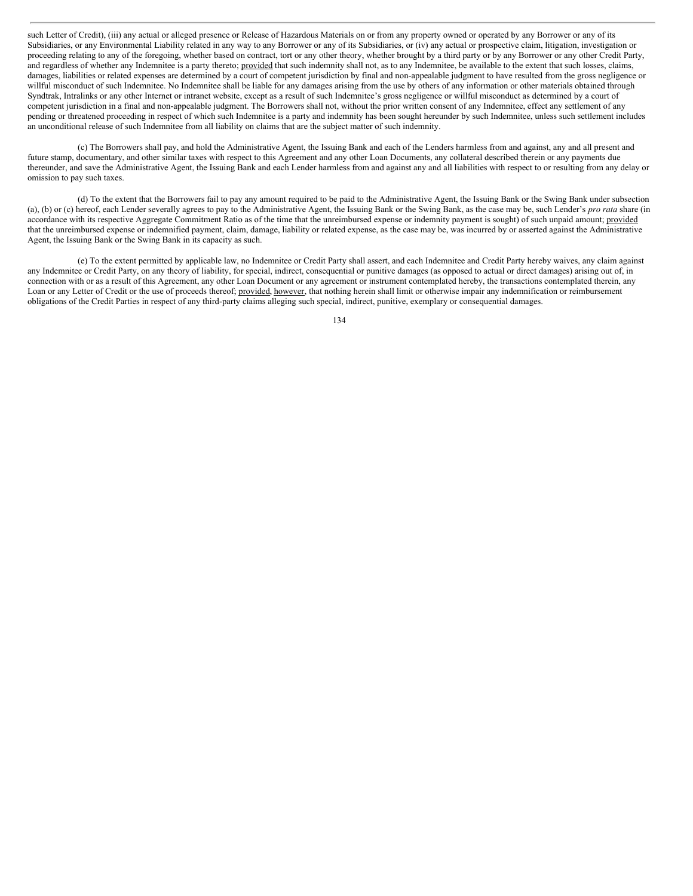such Letter of Credit), (iii) any actual or alleged presence or Release of Hazardous Materials on or from any property owned or operated by any Borrower or any of its Subsidiaries, or any Environmental Liability related in any way to any Borrower or any of its Subsidiaries, or (iv) any actual or prospective claim, litigation, investigation or proceeding relating to any of the foregoing, whether based on contract, tort or any other theory, whether brought by a third party or by any Borrower or any other Credit Party, and regardless of whether any Indemnitee is a party thereto; provided that such indemnity shall not, as to any Indemnitee, be available to the extent that such losses, claims, damages, liabilities or related expenses are determined by a court of competent jurisdiction by final and non-appealable judgment to have resulted from the gross negligence or willful misconduct of such Indemnitee. No Indemnitee shall be liable for any damages arising from the use by others of any information or other materials obtained through Syndtrak, Intralinks or any other Internet or intranet website, except as a result of such Indemnitee's gross negligence or willful misconduct as determined by a court of competent jurisdiction in a final and non-appealable judgment. The Borrowers shall not, without the prior written consent of any Indemnitee, effect any settlement of any pending or threatened proceeding in respect of which such Indemnitee is a party and indemnity has been sought hereunder by such Indemnitee, unless such settlement includes an unconditional release of such Indemnitee from all liability on claims that are the subject matter of such indemnity.

(c) The Borrowers shall pay, and hold the Administrative Agent, the Issuing Bank and each of the Lenders harmless from and against, any and all present and future stamp, documentary, and other similar taxes with respect to this Agreement and any other Loan Documents, any collateral described therein or any payments due thereunder, and save the Administrative Agent, the Issuing Bank and each Lender harmless from and against any and all liabilities with respect to or resulting from any delay or omission to pay such taxes.

(d) To the extent that the Borrowers fail to pay any amount required to be paid to the Administrative Agent, the Issuing Bank or the Swing Bank under subsection (a), (b) or (c) hereof, each Lender severally agrees to pay to the Administrative Agent, the Issuing Bank or the Swing Bank, as the case may be, such Lender's *pro rata* share (in accordance with its respective Aggregate Commitment Ratio as of the time that the unreimbursed expense or indemnity payment is sought) of such unpaid amount; provided that the unreimbursed expense or indemnified payment, claim, damage, liability or related expense, as the case may be, was incurred by or asserted against the Administrative Agent, the Issuing Bank or the Swing Bank in its capacity as such.

(e) To the extent permitted by applicable law, no Indemnitee or Credit Party shall assert, and each Indemnitee and Credit Party hereby waives, any claim against any Indemnitee or Credit Party, on any theory of liability, for special, indirect, consequential or punitive damages (as opposed to actual or direct damages) arising out of, in connection with or as a result of this Agreement, any other Loan Document or any agreement or instrument contemplated hereby, the transactions contemplated therein, any Loan or any Letter of Credit or the use of proceeds thereof; provided, however, that nothing herein shall limit or otherwise impair any indemnification or reimbursement obligations of the Credit Parties in respect of any third-party claims alleging such special, indirect, punitive, exemplary or consequential damages.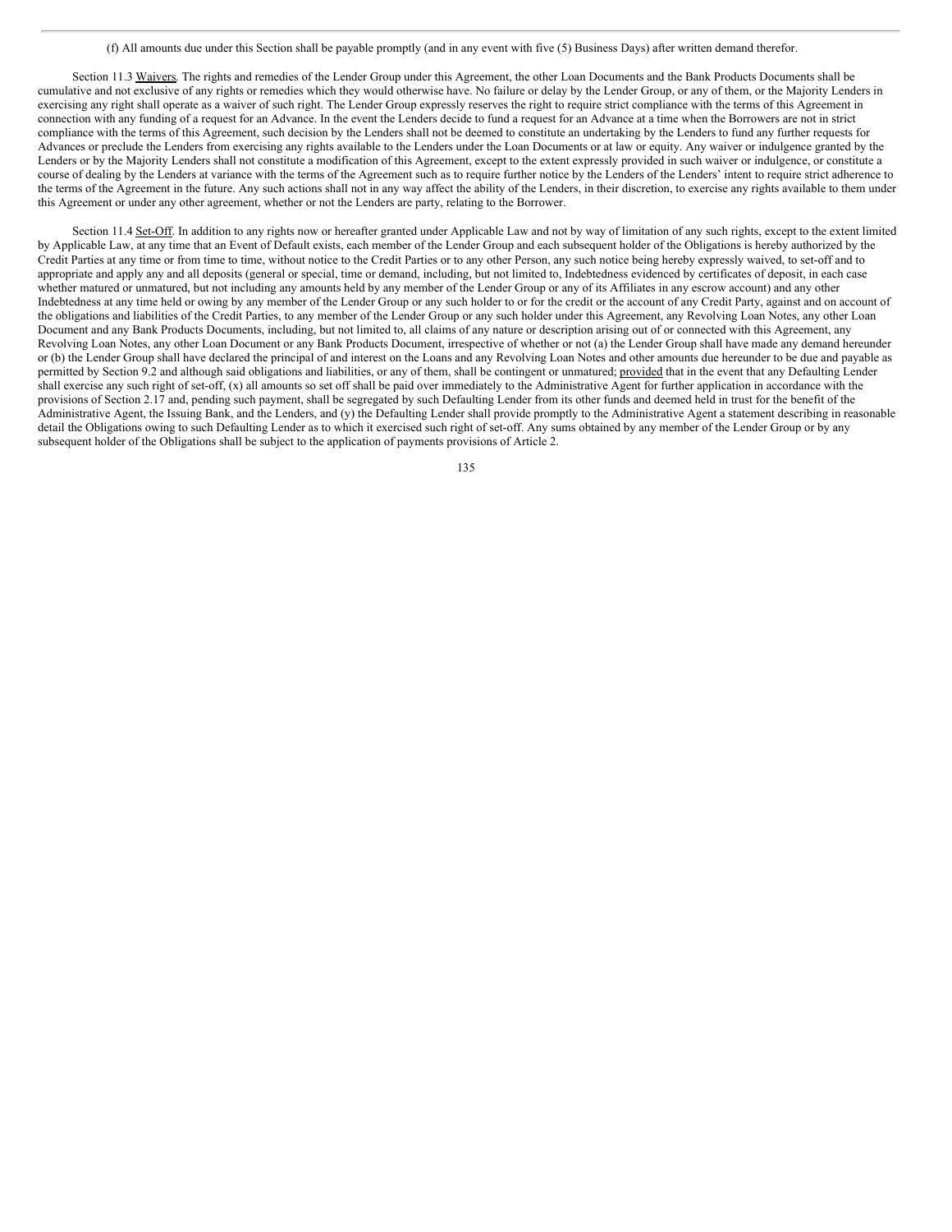(f) All amounts due under this Section shall be payable promptly (and in any event with five (5) Business Days) after written demand therefor.

Section 11.3 Waivers. The rights and remedies of the Lender Group under this Agreement, the other Loan Documents and the Bank Products Documents shall be cumulative and not exclusive of any rights or remedies which they would otherwise have. No failure or delay by the Lender Group, or any of them, or the Majority Lenders in exercising any right shall operate as a waiver of such right. The Lender Group expressly reserves the right to require strict compliance with the terms of this Agreement in connection with any funding of a request for an Advance. In the event the Lenders decide to fund a request for an Advance at a time when the Borrowers are not in strict compliance with the terms of this Agreement, such decision by the Lenders shall not be deemed to constitute an undertaking by the Lenders to fund any further requests for Advances or preclude the Lenders from exercising any rights available to the Lenders under the Loan Documents or at law or equity. Any waiver or indulgence granted by the Lenders or by the Majority Lenders shall not constitute a modification of this Agreement, except to the extent expressly provided in such waiver or indulgence, or constitute a course of dealing by the Lenders at variance with the terms of the Agreement such as to require further notice by the Lenders of the Lenders' intent to require strict adherence to the terms of the Agreement in the future. Any such actions shall not in any way affect the ability of the Lenders, in their discretion, to exercise any rights available to them under this Agreement or under any other agreement, whether or not the Lenders are party, relating to the Borrower.

Section 11.4 Set-Off. In addition to any rights now or hereafter granted under Applicable Law and not by way of limitation of any such rights, except to the extent limited by Applicable Law, at any time that an Event of Default exists, each member of the Lender Group and each subsequent holder of the Obligations is hereby authorized by the Credit Parties at any time or from time to time, without notice to the Credit Parties or to any other Person, any such notice being hereby expressly waived, to set-off and to appropriate and apply any and all deposits (general or special, time or demand, including, but not limited to, Indebtedness evidenced by certificates of deposit, in each case whether matured or unmatured, but not including any amounts held by any member of the Lender Group or any of its Affiliates in any escrow account) and any other Indebtedness at any time held or owing by any member of the Lender Group or any such holder to or for the credit or the account of any Credit Party, against and on account of the obligations and liabilities of the Credit Parties, to any member of the Lender Group or any such holder under this Agreement, any Revolving Loan Notes, any other Loan Document and any Bank Products Documents, including, but not limited to, all claims of any nature or description arising out of or connected with this Agreement, any Revolving Loan Notes, any other Loan Document or any Bank Products Document, irrespective of whether or not (a) the Lender Group shall have made any demand hereunder or (b) the Lender Group shall have declared the principal of and interest on the Loans and any Revolving Loan Notes and other amounts due hereunder to be due and payable as permitted by Section 9.2 and although said obligations and liabilities, or any of them, shall be contingent or unmatured; provided that in the event that any Defaulting Lender shall exercise any such right of set-off, (x) all amounts so set off shall be paid over immediately to the Administrative Agent for further application in accordance with the provisions of Section 2.17 and, pending such payment, shall be segregated by such Defaulting Lender from its other funds and deemed held in trust for the benefit of the Administrative Agent, the Issuing Bank, and the Lenders, and (y) the Defaulting Lender shall provide promptly to the Administrative Agent a statement describing in reasonable detail the Obligations owing to such Defaulting Lender as to which it exercised such right of set-off. Any sums obtained by any member of the Lender Group or by any subsequent holder of the Obligations shall be subject to the application of payments provisions of Article 2.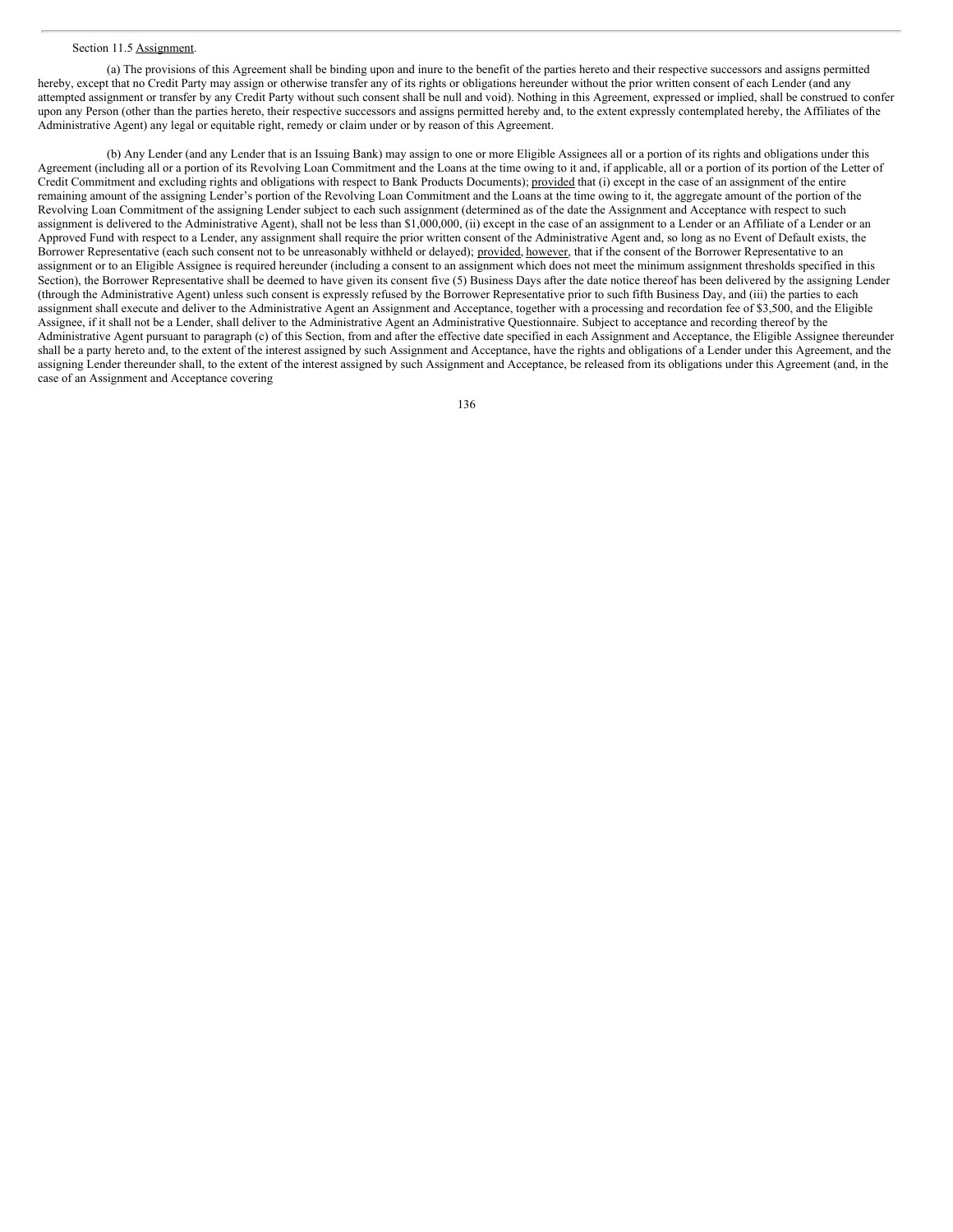Section 11.5 Assignment.

(a) The provisions of this Agreement shall be binding upon and inure to the benefit of the parties hereto and their respective successors and assigns permitted hereby, except that no Credit Party may assign or otherwise transfer any of its rights or obligations hereunder without the prior written consent of each Lender (and any attempted assignment or transfer by any Credit Party without such consent shall be null and void). Nothing in this Agreement, expressed or implied, shall be construed to confer upon any Person (other than the parties hereto, their respective successors and assigns permitted hereby and, to the extent expressly contemplated hereby, the Affiliates of the Administrative Agent) any legal or equitable right, remedy or claim under or by reason of this Agreement.

(b) Any Lender (and any Lender that is an Issuing Bank) may assign to one or more Eligible Assignees all or a portion of its rights and obligations under this Agreement (including all or a portion of its Revolving Loan Commitment and the Loans at the time owing to it and, if applicable, all or a portion of its portion of the Letter of Credit Commitment and excluding rights and obligations with respect to Bank Products Documents); provided that (i) except in the case of an assignment of the entire remaining amount of the assigning Lender's portion of the Revolving Loan Commitment and the Loans at the time owing to it, the aggregate amount of the portion of the Revolving Loan Commitment of the assigning Lender subject to each such assignment (determined as of the date the Assignment and Acceptance with respect to such assignment is delivered to the Administrative Agent), shall not be less than $1,000,000, (ii) except in the case of an assignment to a Lender or an Affiliate of a Lender or an Approved Fund with respect to a Lender, any assignment shall require the prior written consent of the Administrative Agent and, so long as no Event of Default exists, the Borrower Representative (each such consent not to be unreasonably withheld or delayed); provided, however, that if the consent of the Borrower Representative to an assignment or to an Eligible Assignee is required hereunder (including a consent to an assignment which does not meet the minimum assignment thresholds specified in this Section), the Borrower Representative shall be deemed to have given its consent five (5) Business Days after the date notice thereof has been delivered by the assigning Lender (through the Administrative Agent) unless such consent is expressly refused by the Borrower Representative prior to such fifth Business Day, and (iii) the parties to each assignment shall execute and deliver to the Administrative Agent an Assignment and Acceptance, together with a processing and recordation fee of $3,500, and the Eligible Assignee, if it shall not be a Lender, shall deliver to the Administrative Agent an Administrative Questionnaire. Subject to acceptance and recording thereof by the Administrative Agent pursuant to paragraph (c) of this Section, from and after the effective date specified in each Assignment and Acceptance, the Eligible Assignee thereunder shall be a party hereto and, to the extent of the interest assigned by such Assignment and Acceptance, have the rights and obligations of a Lender under this Agreement, and the assigning Lender thereunder shall, to the extent of the interest assigned by such Assignment and Acceptance, be released from its obligations under this Agreement (and, in the case of an Assignment and Acceptance covering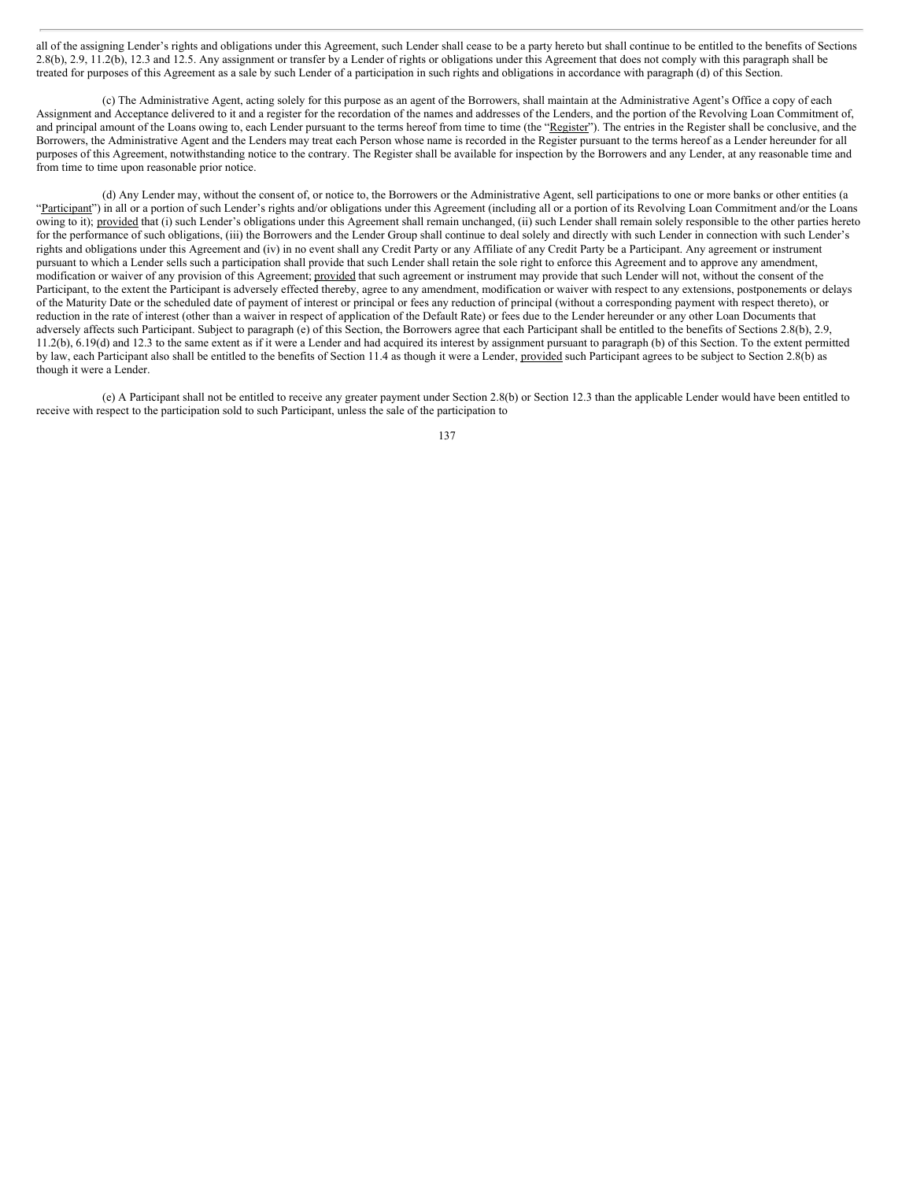all of the assigning Lender's rights and obligations under this Agreement, such Lender shall cease to be a party hereto but shall continue to be entitled to the benefits of Sections 2.8(b), 2.9, 11.2(b), 12.3 and 12.5. Any assignment or transfer by a Lender of rights or obligations under this Agreement that does not comply with this paragraph shall be treated for purposes of this Agreement as a sale by such Lender of a participation in such rights and obligations in accordance with paragraph (d) of this Section.

(c) The Administrative Agent, acting solely for this purpose as an agent of the Borrowers, shall maintain at the Administrative Agent's Office a copy of each Assignment and Acceptance delivered to it and a register for the recordation of the names and addresses of the Lenders, and the portion of the Revolving Loan Commitment of, and principal amount of the Loans owing to, each Lender pursuant to the terms hereof from time to time (the "Register"). The entries in the Register shall be conclusive, and the Borrowers, the Administrative Agent and the Lenders may treat each Person whose name is recorded in the Register pursuant to the terms hereof as a Lender hereunder for all purposes of this Agreement, notwithstanding notice to the contrary. The Register shall be available for inspection by the Borrowers and any Lender, at any reasonable time and from time to time upon reasonable prior notice.

(d) Any Lender may, without the consent of, or notice to, the Borrowers or the Administrative Agent, sell participations to one or more banks or other entities (a "Participant") in all or a portion of such Lender's rights and/or obligations under this Agreement (including all or a portion of its Revolving Loan Commitment and/or the Loans owing to it); provided that (i) such Lender's obligations under this Agreement shall remain unchanged, (ii) such Lender shall remain solely responsible to the other parties hereto for the performance of such obligations, (iii) the Borrowers and the Lender Group shall continue to deal solely and directly with such Lender in connection with such Lender's rights and obligations under this Agreement and (iv) in no event shall any Credit Party or any Affiliate of any Credit Party be a Participant. Any agreement or instrument pursuant to which a Lender sells such a participation shall provide that such Lender shall retain the sole right to enforce this Agreement and to approve any amendment, modification or waiver of any provision of this Agreement; provided that such agreement or instrument may provide that such Lender will not, without the consent of the Participant, to the extent the Participant is adversely effected thereby, agree to any amendment, modification or waiver with respect to any extensions, postponements or delays of the Maturity Date or the scheduled date of payment of interest or principal or fees any reduction of principal (without a corresponding payment with respect thereto), or reduction in the rate of interest (other than a waiver in respect of application of the Default Rate) or fees due to the Lender hereunder or any other Loan Documents that adversely affects such Participant. Subject to paragraph (e) of this Section, the Borrowers agree that each Participant shall be entitled to the benefits of Sections 2.8(b), 2.9, 11.2(b), 6.19(d) and 12.3 to the same extent as if it were a Lender and had acquired its interest by assignment pursuant to paragraph (b) of this Section. To the extent permitted by law, each Participant also shall be entitled to the benefits of Section 11.4 as though it were a Lender, provided such Participant agrees to be subject to Section 2.8(b) as though it were a Lender.

(e) A Participant shall not be entitled to receive any greater payment under Section 2.8(b) or Section 12.3 than the applicable Lender would have been entitled to receive with respect to the participation sold to such Participant, unless the sale of the participation to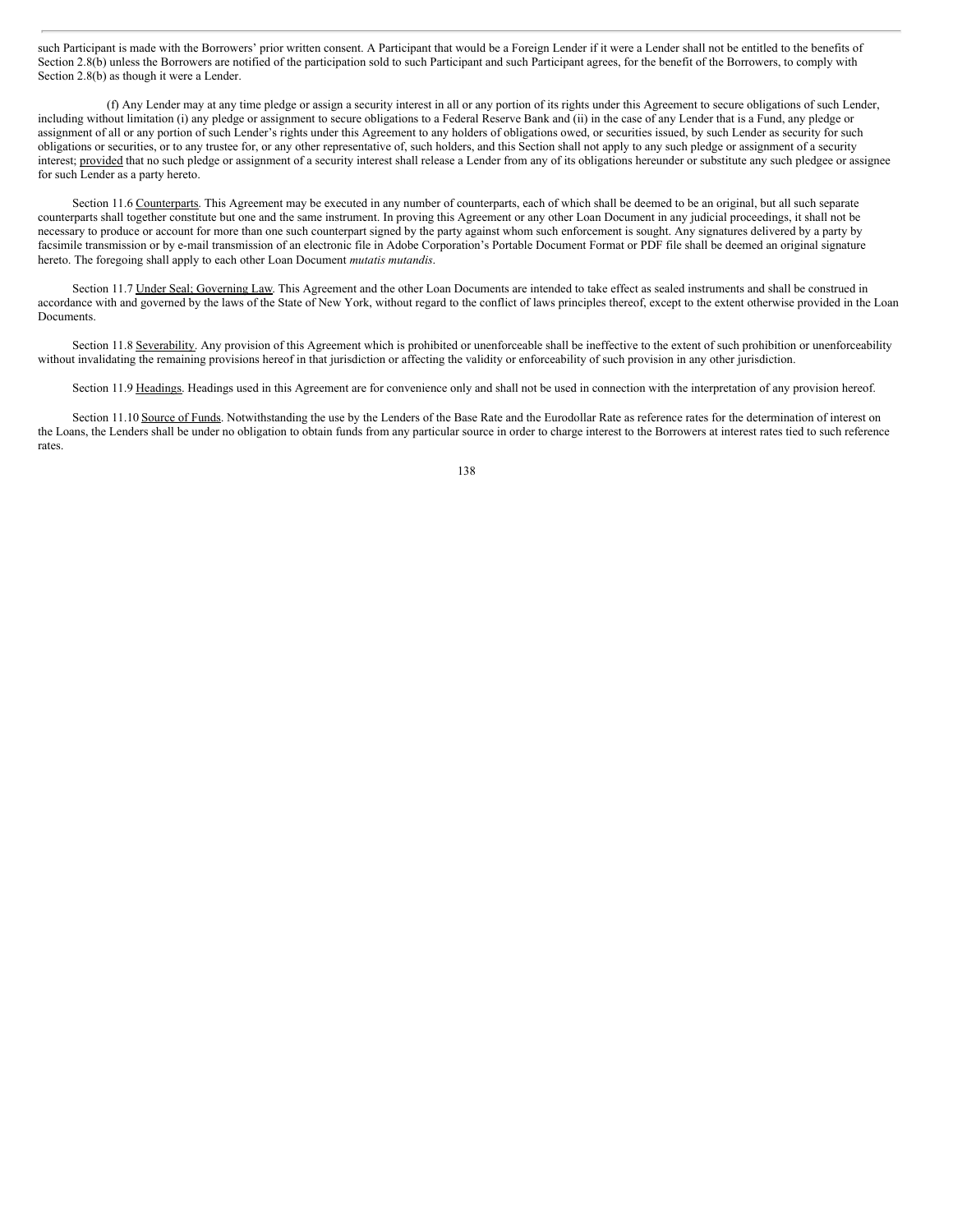such Participant is made with the Borrowers' prior written consent. A Participant that would be a Foreign Lender if it were a Lender shall not be entitled to the benefits of Section 2.8(b) unless the Borrowers are notified of the participation sold to such Participant and such Participant agrees, for the benefit of the Borrowers, to comply with Section 2.8(b) as though it were a Lender.

(f) Any Lender may at any time pledge or assign a security interest in all or any portion of its rights under this Agreement to secure obligations of such Lender, including without limitation (i) any pledge or assignment to secure obligations to a Federal Reserve Bank and (ii) in the case of any Lender that is a Fund, any pledge or assignment of all or any portion of such Lender's rights under this Agreement to any holders of obligations owed, or securities issued, by such Lender as security for such obligations or securities, or to any trustee for, or any other representative of, such holders, and this Section shall not apply to any such pledge or assignment of a security interest; provided that no such pledge or assignment of a security interest shall release a Lender from any of its obligations hereunder or substitute any such pledgee or assignee for such Lender as a party hereto.

Section 11.6 Counterparts. This Agreement may be executed in any number of counterparts, each of which shall be deemed to be an original, but all such separate counterparts shall together constitute but one and the same instrument. In proving this Agreement or any other Loan Document in any judicial proceedings, it shall not be necessary to produce or account for more than one such counterpart signed by the party against whom such enforcement is sought. Any signatures delivered by a party by facsimile transmission or by e-mail transmission of an electronic file in Adobe Corporation's Portable Document Format or PDF file shall be deemed an original signature hereto. The foregoing shall apply to each other Loan Document *mutatis mutandis*.

Section 11.7 Under Seal; Governing Law. This Agreement and the other Loan Documents are intended to take effect as sealed instruments and shall be construed in accordance with and governed by the laws of the State of New York, without regard to the conflict of laws principles thereof, except to the extent otherwise provided in the Loan Documents.

Section 11.8 Severability. Any provision of this Agreement which is prohibited or unenforceable shall be ineffective to the extent of such prohibition or unenforceability without invalidating the remaining provisions hereof in that jurisdiction or affecting the validity or enforceability of such provision in any other jurisdiction.

Section 11.9 Headings. Headings used in this Agreement are for convenience only and shall not be used in connection with the interpretation of any provision hereof.

Section 11.10 Source of Funds. Notwithstanding the use by the Lenders of the Base Rate and the Eurodollar Rate as reference rates for the determination of interest on the Loans, the Lenders shall be under no obligation to obtain funds from any particular source in order to charge interest to the Borrowers at interest rates tied to such reference rates.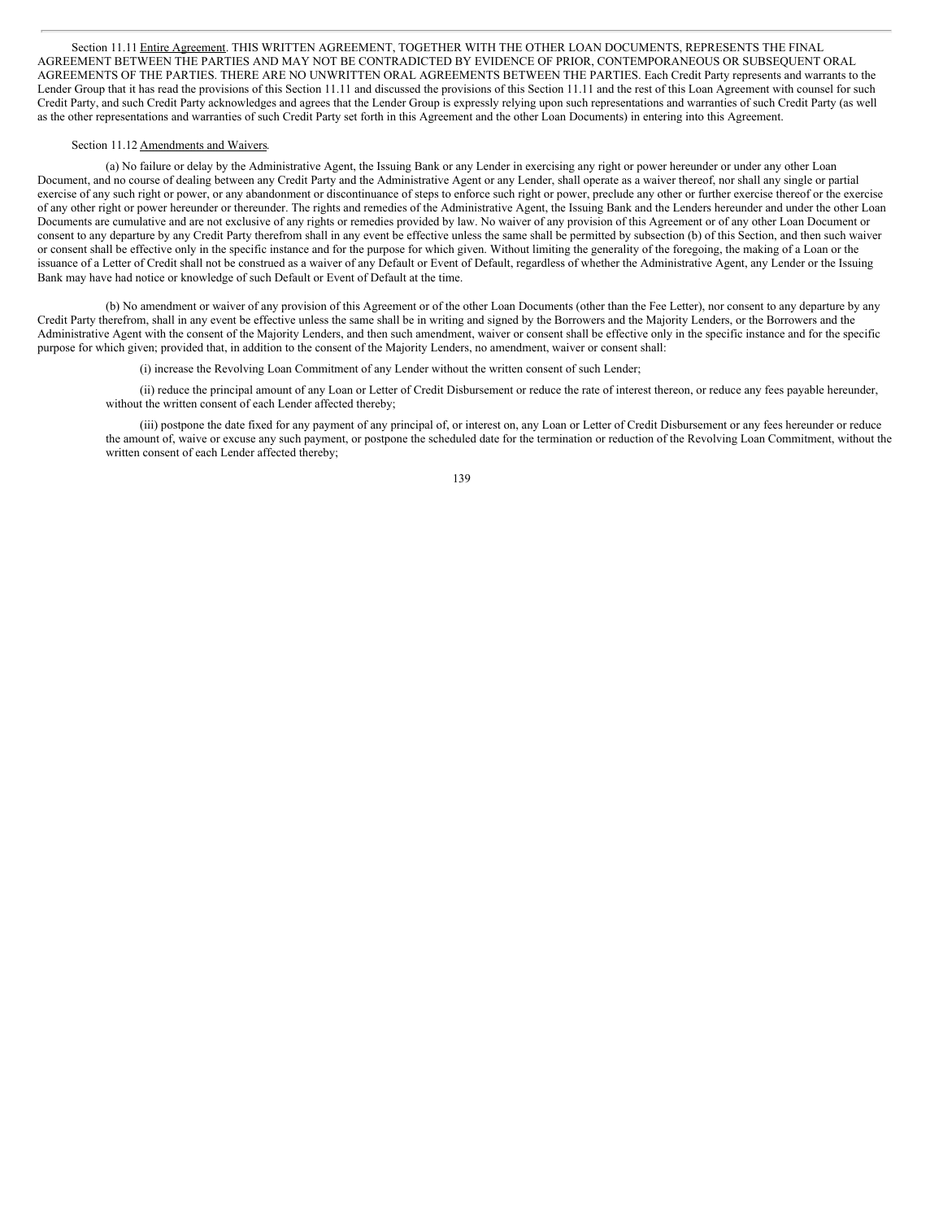Section 11.11 Entire Agreement. THIS WRITTEN AGREEMENT, TOGETHER WITH THE OTHER LOAN DOCUMENTS, REPRESENTS THE FINAL AGREEMENT BETWEEN THE PARTIES AND MAY NOT BE CONTRADICTED BY EVIDENCE OF PRIOR, CONTEMPORANEOUS OR SUBSEQUENT ORAL AGREEMENTS OF THE PARTIES. THERE ARE NO UNWRITTEN ORAL AGREEMENTS BETWEEN THE PARTIES. Each Credit Party represents and warrants to the Lender Group that it has read the provisions of this Section 11.11 and discussed the provisions of this Section 11.11 and the rest of this Loan Agreement with counsel for such Credit Party, and such Credit Party acknowledges and agrees that the Lender Group is expressly relying upon such representations and warranties of such Credit Party (as well as the other representations and warranties of such Credit Party set forth in this Agreement and the other Loan Documents) in entering into this Agreement.

Section 11.12 Amendments and Waivers.

(a) No failure or delay by the Administrative Agent, the Issuing Bank or any Lender in exercising any right or power hereunder or under any other Loan Document, and no course of dealing between any Credit Party and the Administrative Agent or any Lender, shall operate as a waiver thereof, nor shall any single or partial exercise of any such right or power, or any abandonment or discontinuance of steps to enforce such right or power, preclude any other or further exercise thereof or the exercise of any other right or power hereunder or thereunder. The rights and remedies of the Administrative Agent, the Issuing Bank and the Lenders hereunder and under the other Loan Documents are cumulative and are not exclusive of any rights or remedies provided by law. No waiver of any provision of this Agreement or of any other Loan Document or consent to any departure by any Credit Party therefrom shall in any event be effective unless the same shall be permitted by subsection (b) of this Section, and then such waiver or consent shall be effective only in the specific instance and for the purpose for which given. Without limiting the generality of the foregoing, the making of a Loan or the issuance of a Letter of Credit shall not be construed as a waiver of any Default or Event of Default, regardless of whether the Administrative Agent, any Lender or the Issuing Bank may have had notice or knowledge of such Default or Event of Default at the time.

(b) No amendment or waiver of any provision of this Agreement or of the other Loan Documents (other than the Fee Letter), nor consent to any departure by any Credit Party therefrom, shall in any event be effective unless the same shall be in writing and signed by the Borrowers and the Majority Lenders, or the Borrowers and the Administrative Agent with the consent of the Majority Lenders, and then such amendment, waiver or consent shall be effective only in the specific instance and for the specific purpose for which given; provided that, in addition to the consent of the Majority Lenders, no amendment, waiver or consent shall:

(i) increase the Revolving Loan Commitment of any Lender without the written consent of such Lender;

(ii) reduce the principal amount of any Loan or Letter of Credit Disbursement or reduce the rate of interest thereon, or reduce any fees payable hereunder, without the written consent of each Lender affected thereby;

(iii) postpone the date fixed for any payment of any principal of, or interest on, any Loan or Letter of Credit Disbursement or any fees hereunder or reduce the amount of, waive or excuse any such payment, or postpone the scheduled date for the termination or reduction of the Revolving Loan Commitment, without the written consent of each Lender affected thereby;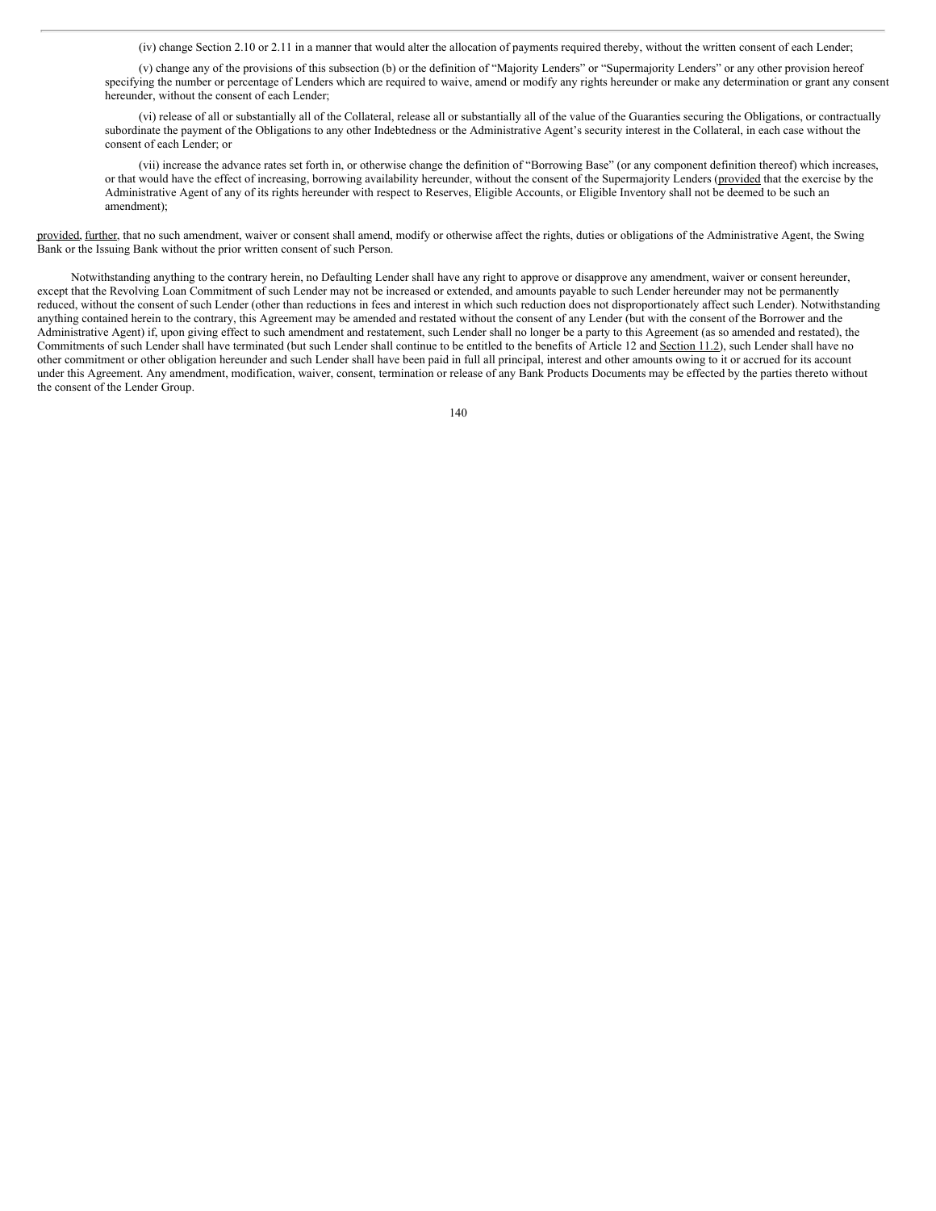(iv) change Section 2.10 or 2.11 in a manner that would alter the allocation of payments required thereby, without the written consent of each Lender;

(v) change any of the provisions of this subsection (b) or the definition of "Majority Lenders" or "Supermajority Lenders" or any other provision hereof specifying the number or percentage of Lenders which are required to waive, amend or modify any rights hereunder or make any determination or grant any consent hereunder, without the consent of each Lender;

(vi) release of all or substantially all of the Collateral, release all or substantially all of the value of the Guaranties securing the Obligations, or contractually subordinate the payment of the Obligations to any other Indebtedness or the Administrative Agent's security interest in the Collateral, in each case without the consent of each Lender; or

(vii) increase the advance rates set forth in, or otherwise change the definition of "Borrowing Base" (or any component definition thereof) which increases, or that would have the effect of increasing, borrowing availability hereunder, without the consent of the Supermajority Lenders (provided that the exercise by the Administrative Agent of any of its rights hereunder with respect to Reserves, Eligible Accounts, or Eligible Inventory shall not be deemed to be such an amendment);

provided, further, that no such amendment, waiver or consent shall amend, modify or otherwise affect the rights, duties or obligations of the Administrative Agent, the Swing Bank or the Issuing Bank without the prior written consent of such Person.

Notwithstanding anything to the contrary herein, no Defaulting Lender shall have any right to approve or disapprove any amendment, waiver or consent hereunder, except that the Revolving Loan Commitment of such Lender may not be increased or extended, and amounts payable to such Lender hereunder may not be permanently reduced, without the consent of such Lender (other than reductions in fees and interest in which such reduction does not disproportionately affect such Lender). Notwithstanding anything contained herein to the contrary, this Agreement may be amended and restated without the consent of any Lender (but with the consent of the Borrower and the Administrative Agent) if, upon giving effect to such amendment and restatement, such Lender shall no longer be a party to this Agreement (as so amended and restated), the Commitments of such Lender shall have terminated (but such Lender shall continue to be entitled to the benefits of Article 12 and Section 11.2), such Lender shall have no other commitment or other obligation hereunder and such Lender shall have been paid in full all principal, interest and other amounts owing to it or accrued for its account under this Agreement. Any amendment, modification, waiver, consent, termination or release of any Bank Products Documents may be effected by the parties thereto without the consent of the Lender Group.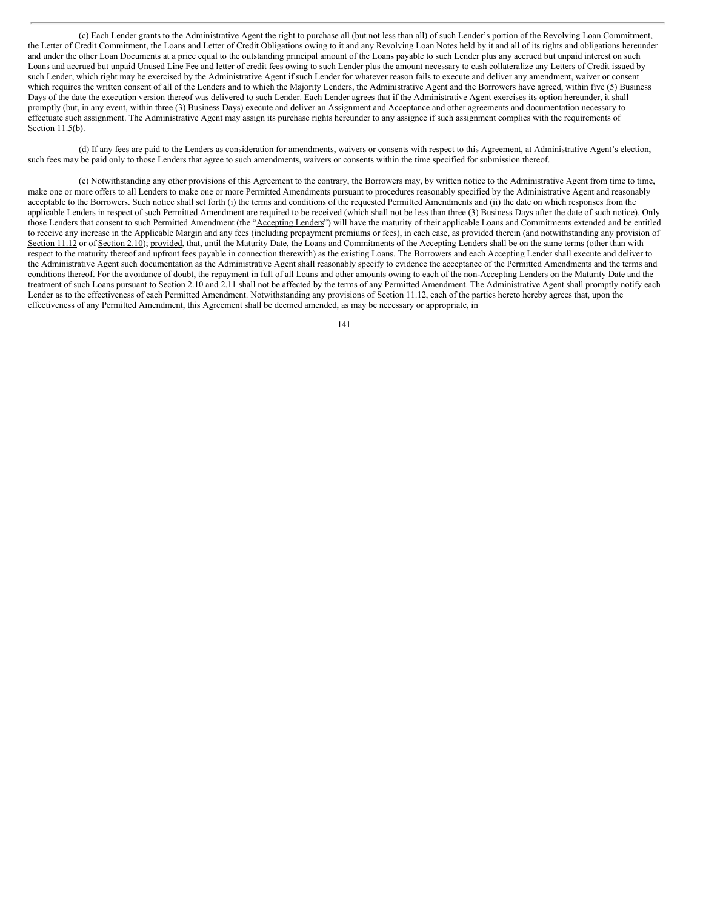(c) Each Lender grants to the Administrative Agent the right to purchase all (but not less than all) of such Lender's portion of the Revolving Loan Commitment, the Letter of Credit Commitment, the Loans and Letter of Credit Obligations owing to it and any Revolving Loan Notes held by it and all of its rights and obligations hereunder and under the other Loan Documents at a price equal to the outstanding principal amount of the Loans payable to such Lender plus any accrued but unpaid interest on such Loans and accrued but unpaid Unused Line Fee and letter of credit fees owing to such Lender plus the amount necessary to cash collateralize any Letters of Credit issued by such Lender, which right may be exercised by the Administrative Agent if such Lender for whatever reason fails to execute and deliver any amendment, waiver or consent which requires the written consent of all of the Lenders and to which the Majority Lenders, the Administrative Agent and the Borrowers have agreed, within five (5) Business Days of the date the execution version thereof was delivered to such Lender. Each Lender agrees that if the Administrative Agent exercises its option hereunder, it shall promptly (but, in any event, within three (3) Business Days) execute and deliver an Assignment and Acceptance and other agreements and documentation necessary to effectuate such assignment. The Administrative Agent may assign its purchase rights hereunder to any assignee if such assignment complies with the requirements of Section 11.5(b).

(d) If any fees are paid to the Lenders as consideration for amendments, waivers or consents with respect to this Agreement, at Administrative Agent's election, such fees may be paid only to those Lenders that agree to such amendments, waivers or consents within the time specified for submission thereof.

(e) Notwithstanding any other provisions of this Agreement to the contrary, the Borrowers may, by written notice to the Administrative Agent from time to time, make one or more offers to all Lenders to make one or more Permitted Amendments pursuant to procedures reasonably specified by the Administrative Agent and reasonably acceptable to the Borrowers. Such notice shall set forth (i) the terms and conditions of the requested Permitted Amendments and (ii) the date on which responses from the applicable Lenders in respect of such Permitted Amendment are required to be received (which shall not be less than three (3) Business Days after the date of such notice). Only those Lenders that consent to such Permitted Amendment (the "Accepting Lenders") will have the maturity of their applicable Loans and Commitments extended and be entitled to receive any increase in the Applicable Margin and any fees (including prepayment premiums or fees), in each case, as provided therein (and notwithstanding any provision of Section 11.12 or of Section 2.10); provided, that, until the Maturity Date, the Loans and Commitments of the Accepting Lenders shall be on the same terms (other than with respect to the maturity thereof and upfront fees payable in connection therewith) as the existing Loans. The Borrowers and each Accepting Lender shall execute and deliver to the Administrative Agent such documentation as the Administrative Agent shall reasonably specify to evidence the acceptance of the Permitted Amendments and the terms and conditions thereof. For the avoidance of doubt, the repayment in full of all Loans and other amounts owing to each of the non-Accepting Lenders on the Maturity Date and the treatment of such Loans pursuant to Section 2.10 and 2.11 shall not be affected by the terms of any Permitted Amendment. The Administrative Agent shall promptly notify each Lender as to the effectiveness of each Permitted Amendment. Notwithstanding any provisions of Section 11.12, each of the parties hereto hereby agrees that, upon the effectiveness of any Permitted Amendment, this Agreement shall be deemed amended, as may be necessary or appropriate, in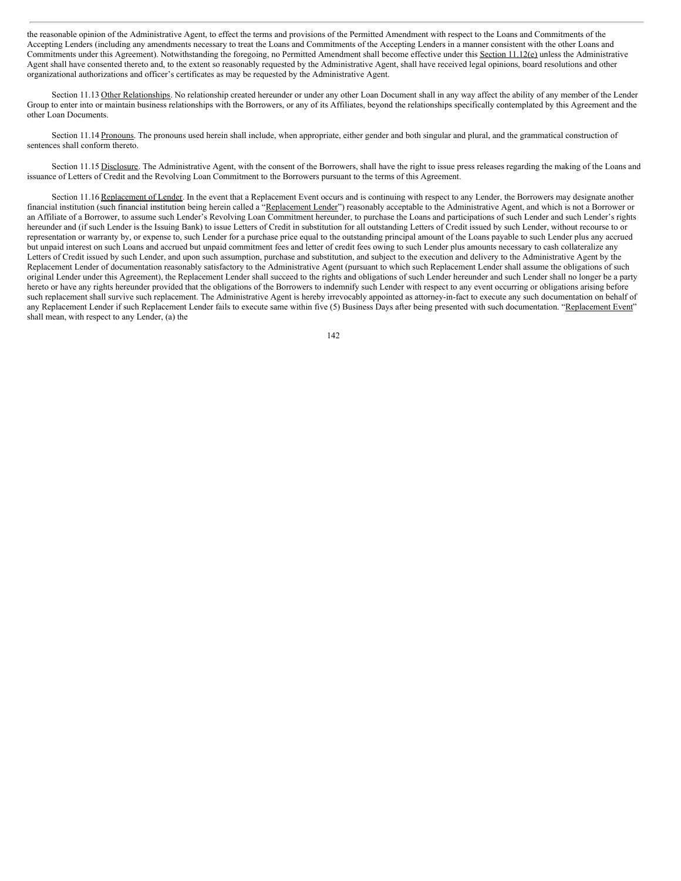the reasonable opinion of the Administrative Agent, to effect the terms and provisions of the Permitted Amendment with respect to the Loans and Commitments of the Accepting Lenders (including any amendments necessary to treat the Loans and Commitments of the Accepting Lenders in a manner consistent with the other Loans and Commitments under this Agreement). Notwithstanding the foregoing, no Permitted Amendment shall become effective under this Section 11.12(e) unless the Administrative Agent shall have consented thereto and, to the extent so reasonably requested by the Administrative Agent, shall have received legal opinions, board resolutions and other organizational authorizations and officer's certificates as may be requested by the Administrative Agent.

Section 11.13 Other Relationships. No relationship created hereunder or under any other Loan Document shall in any way affect the ability of any member of the Lender Group to enter into or maintain business relationships with the Borrowers, or any of its Affiliates, beyond the relationships specifically contemplated by this Agreement and the other Loan Documents.

Section 11.14 Pronouns. The pronouns used herein shall include, when appropriate, either gender and both singular and plural, and the grammatical construction of sentences shall conform thereto.

Section 11.15 Disclosure. The Administrative Agent, with the consent of the Borrowers, shall have the right to issue press releases regarding the making of the Loans and issuance of Letters of Credit and the Revolving Loan Commitment to the Borrowers pursuant to the terms of this Agreement.

Section 11.16 Replacement of Lender. In the event that a Replacement Event occurs and is continuing with respect to any Lender, the Borrowers may designate another financial institution (such financial institution being herein called a "Replacement Lender") reasonably acceptable to the Administrative Agent, and which is not a Borrower or an Affiliate of a Borrower, to assume such Lender's Revolving Loan Commitment hereunder, to purchase the Loans and participations of such Lender and such Lender's rights hereunder and (if such Lender is the Issuing Bank) to issue Letters of Credit in substitution for all outstanding Letters of Credit issued by such Lender, without recourse to or representation or warranty by, or expense to, such Lender for a purchase price equal to the outstanding principal amount of the Loans payable to such Lender plus any accrued but unpaid interest on such Loans and accrued but unpaid commitment fees and letter of credit fees owing to such Lender plus amounts necessary to cash collateralize any Letters of Credit issued by such Lender, and upon such assumption, purchase and substitution, and subject to the execution and delivery to the Administrative Agent by the Replacement Lender of documentation reasonably satisfactory to the Administrative Agent (pursuant to which such Replacement Lender shall assume the obligations of such original Lender under this Agreement), the Replacement Lender shall succeed to the rights and obligations of such Lender hereunder and such Lender shall no longer be a party hereto or have any rights hereunder provided that the obligations of the Borrowers to indemnify such Lender with respect to any event occurring or obligations arising before such replacement shall survive such replacement. The Administrative Agent is hereby irrevocably appointed as attorney-in-fact to execute any such documentation on behalf of any Replacement Lender if such Replacement Lender fails to execute same within five (5) Business Days after being presented with such documentation. "Replacement Event" shall mean, with respect to any Lender, (a) the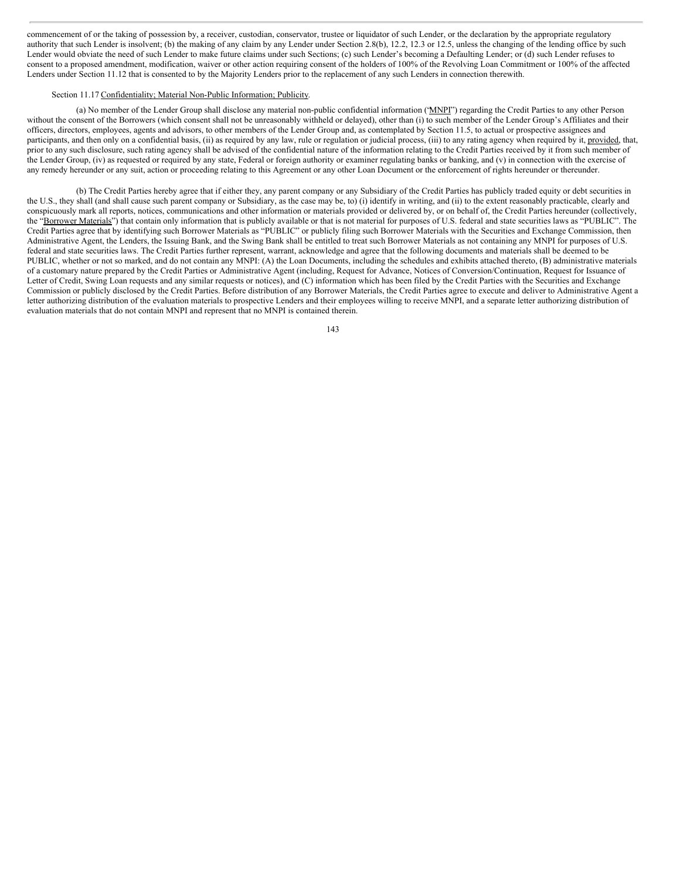commencement of or the taking of possession by, a receiver, custodian, conservator, trustee or liquidator of such Lender, or the declaration by the appropriate regulatory authority that such Lender is insolvent; (b) the making of any claim by any Lender under Section 2.8(b), 12.2, 12.3 or 12.5, unless the changing of the lending office by such Lender would obviate the need of such Lender to make future claims under such Sections; (c) such Lender's becoming a Defaulting Lender; or (d) such Lender refuses to consent to a proposed amendment, modification, waiver or other action requiring consent of the holders of 100% of the Revolving Loan Commitment or 100% of the affected Lenders under Section 11.12 that is consented to by the Majority Lenders prior to the replacement of any such Lenders in connection therewith.

Section 11.17 Confidentiality; Material Non-Public Information; Publicity.

(a) No member of the Lender Group shall disclose any material non-public confidential information ("MNPI") regarding the Credit Parties to any other Person without the consent of the Borrowers (which consent shall not be unreasonably withheld or delayed), other than (i) to such member of the Lender Group's Affiliates and their officers, directors, employees, agents and advisors, to other members of the Lender Group and, as contemplated by Section 11.5, to actual or prospective assignees and participants, and then only on a confidential basis, (ii) as required by any law, rule or regulation or judicial process, (iii) to any rating agency when required by it, provided, that, prior to any such disclosure, such rating agency shall be advised of the confidential nature of the information relating to the Credit Parties received by it from such member of the Lender Group, (iv) as requested or required by any state, Federal or foreign authority or examiner regulating banks or banking, and (v) in connection with the exercise of any remedy hereunder or any suit, action or proceeding relating to this Agreement or any other Loan Document or the enforcement of rights hereunder or thereunder.

(b) The Credit Parties hereby agree that if either they, any parent company or any Subsidiary of the Credit Parties has publicly traded equity or debt securities in the U.S., they shall (and shall cause such parent company or Subsidiary, as the case may be, to) (i) identify in writing, and (ii) to the extent reasonably practicable, clearly and conspicuously mark all reports, notices, communications and other information or materials provided or delivered by, or on behalf of, the Credit Parties hereunder (collectively, the "Borrower Materials") that contain only information that is publicly available or that is not material for purposes of U.S. federal and state securities laws as "PUBLIC". The Credit Parties agree that by identifying such Borrower Materials as "PUBLIC" or publicly filing such Borrower Materials with the Securities and Exchange Commission, then Administrative Agent, the Lenders, the Issuing Bank, and the Swing Bank shall be entitled to treat such Borrower Materials as not containing any MNPI for purposes of U.S. federal and state securities laws. The Credit Parties further represent, warrant, acknowledge and agree that the following documents and materials shall be deemed to be PUBLIC, whether or not so marked, and do not contain any MNPI: (A) the Loan Documents, including the schedules and exhibits attached thereto, (B) administrative materials of a customary nature prepared by the Credit Parties or Administrative Agent (including, Request for Advance, Notices of Conversion/Continuation, Request for Issuance of Letter of Credit, Swing Loan requests and any similar requests or notices), and (C) information which has been filed by the Credit Parties with the Securities and Exchange Commission or publicly disclosed by the Credit Parties. Before distribution of any Borrower Materials, the Credit Parties agree to execute and deliver to Administrative Agent a letter authorizing distribution of the evaluation materials to prospective Lenders and their employees willing to receive MNPI, and a separate letter authorizing distribution of evaluation materials that do not contain MNPI and represent that no MNPI is contained therein.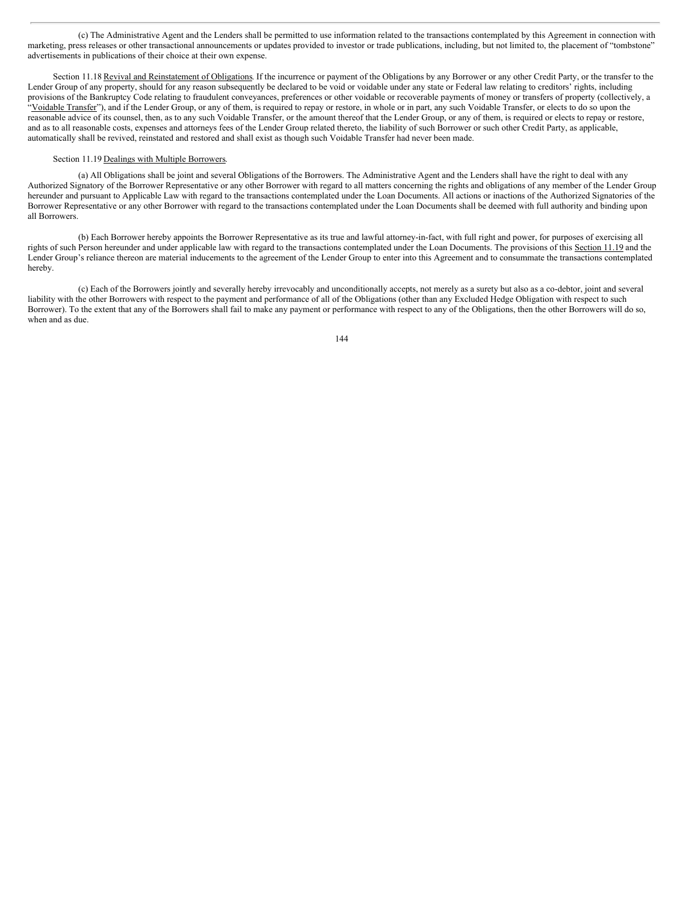(c) The Administrative Agent and the Lenders shall be permitted to use information related to the transactions contemplated by this Agreement in connection with marketing, press releases or other transactional announcements or updates provided to investor or trade publications, including, but not limited to, the placement of "tombstone" advertisements in publications of their choice at their own expense.

Section 11.18 Revival and Reinstatement of Obligations. If the incurrence or payment of the Obligations by any Borrower or any other Credit Party, or the transfer to the Lender Group of any property, should for any reason subsequently be declared to be void or voidable under any state or Federal law relating to creditors' rights, including provisions of the Bankruptcy Code relating to fraudulent conveyances, preferences or other voidable or recoverable payments of money or transfers of property (collectively, a "Voidable Transfer"), and if the Lender Group, or any of them, is required to repay or restore, in whole or in part, any such Voidable Transfer, or elects to do so upon the reasonable advice of its counsel, then, as to any such Voidable Transfer, or the amount thereof that the Lender Group, or any of them, is required or elects to repay or restore, and as to all reasonable costs, expenses and attorneys fees of the Lender Group related thereto, the liability of such Borrower or such other Credit Party, as applicable, automatically shall be revived, reinstated and restored and shall exist as though such Voidable Transfer had never been made.

Section 11.19 Dealings with Multiple Borrowers.

(a) All Obligations shall be joint and several Obligations of the Borrowers. The Administrative Agent and the Lenders shall have the right to deal with any Authorized Signatory of the Borrower Representative or any other Borrower with regard to all matters concerning the rights and obligations of any member of the Lender Group hereunder and pursuant to Applicable Law with regard to the transactions contemplated under the Loan Documents. All actions or inactions of the Authorized Signatories of the Borrower Representative or any other Borrower with regard to the transactions contemplated under the Loan Documents shall be deemed with full authority and binding upon all Borrowers.

(b) Each Borrower hereby appoints the Borrower Representative as its true and lawful attorney-in-fact, with full right and power, for purposes of exercising all rights of such Person hereunder and under applicable law with regard to the transactions contemplated under the Loan Documents. The provisions of this Section 11.19 and the Lender Group's reliance thereon are material inducements to the agreement of the Lender Group to enter into this Agreement and to consummate the transactions contemplated hereby.

(c) Each of the Borrowers jointly and severally hereby irrevocably and unconditionally accepts, not merely as a surety but also as a co-debtor, joint and several liability with the other Borrowers with respect to the payment and performance of all of the Obligations (other than any Excluded Hedge Obligation with respect to such Borrower). To the extent that any of the Borrowers shall fail to make any payment or performance with respect to any of the Obligations, then the other Borrowers will do so, when and as due.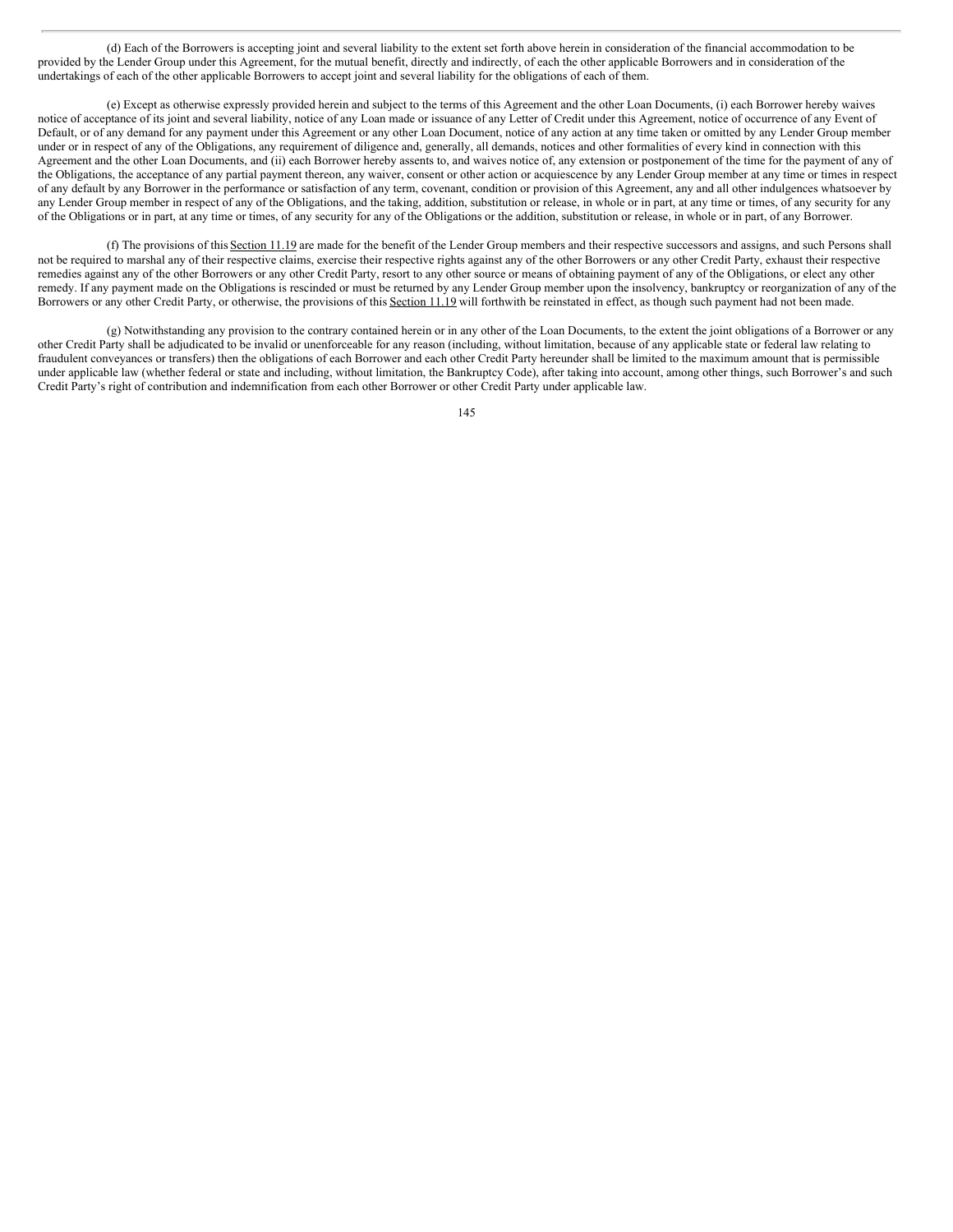(d) Each of the Borrowers is accepting joint and several liability to the extent set forth above herein in consideration of the financial accommodation to be provided by the Lender Group under this Agreement, for the mutual benefit, directly and indirectly, of each the other applicable Borrowers and in consideration of the undertakings of each of the other applicable Borrowers to accept joint and several liability for the obligations of each of them.

(e) Except as otherwise expressly provided herein and subject to the terms of this Agreement and the other Loan Documents, (i) each Borrower hereby waives notice of acceptance of its joint and several liability, notice of any Loan made or issuance of any Letter of Credit under this Agreement, notice of occurrence of any Event of Default, or of any demand for any payment under this Agreement or any other Loan Document, notice of any action at any time taken or omitted by any Lender Group member under or in respect of any of the Obligations, any requirement of diligence and, generally, all demands, notices and other formalities of every kind in connection with this Agreement and the other Loan Documents, and (ii) each Borrower hereby assents to, and waives notice of, any extension or postponement of the time for the payment of any of the Obligations, the acceptance of any partial payment thereon, any waiver, consent or other action or acquiescence by any Lender Group member at any time or times in respect of any default by any Borrower in the performance or satisfaction of any term, covenant, condition or provision of this Agreement, any and all other indulgences whatsoever by any Lender Group member in respect of any of the Obligations, and the taking, addition, substitution or release, in whole or in part, at any time or times, of any security for any of the Obligations or in part, at any time or times, of any security for any of the Obligations or the addition, substitution or release, in whole or in part, of any Borrower.

(f) The provisions of this Section 11.19 are made for the benefit of the Lender Group members and their respective successors and assigns, and such Persons shall not be required to marshal any of their respective claims, exercise their respective rights against any of the other Borrowers or any other Credit Party, exhaust their respective remedies against any of the other Borrowers or any other Credit Party, resort to any other source or means of obtaining payment of any of the Obligations, or elect any other remedy. If any payment made on the Obligations is rescinded or must be returned by any Lender Group member upon the insolvency, bankruptcy or reorganization of any of the Borrowers or any other Credit Party, or otherwise, the provisions of this Section 11.19 will forthwith be reinstated in effect, as though such payment had not been made.

(g) Notwithstanding any provision to the contrary contained herein or in any other of the Loan Documents, to the extent the joint obligations of a Borrower or any other Credit Party shall be adjudicated to be invalid or unenforceable for any reason (including, without limitation, because of any applicable state or federal law relating to fraudulent conveyances or transfers) then the obligations of each Borrower and each other Credit Party hereunder shall be limited to the maximum amount that is permissible under applicable law (whether federal or state and including, without limitation, the Bankruptcy Code), after taking into account, among other things, such Borrower's and such Credit Party's right of contribution and indemnification from each other Borrower or other Credit Party under applicable law.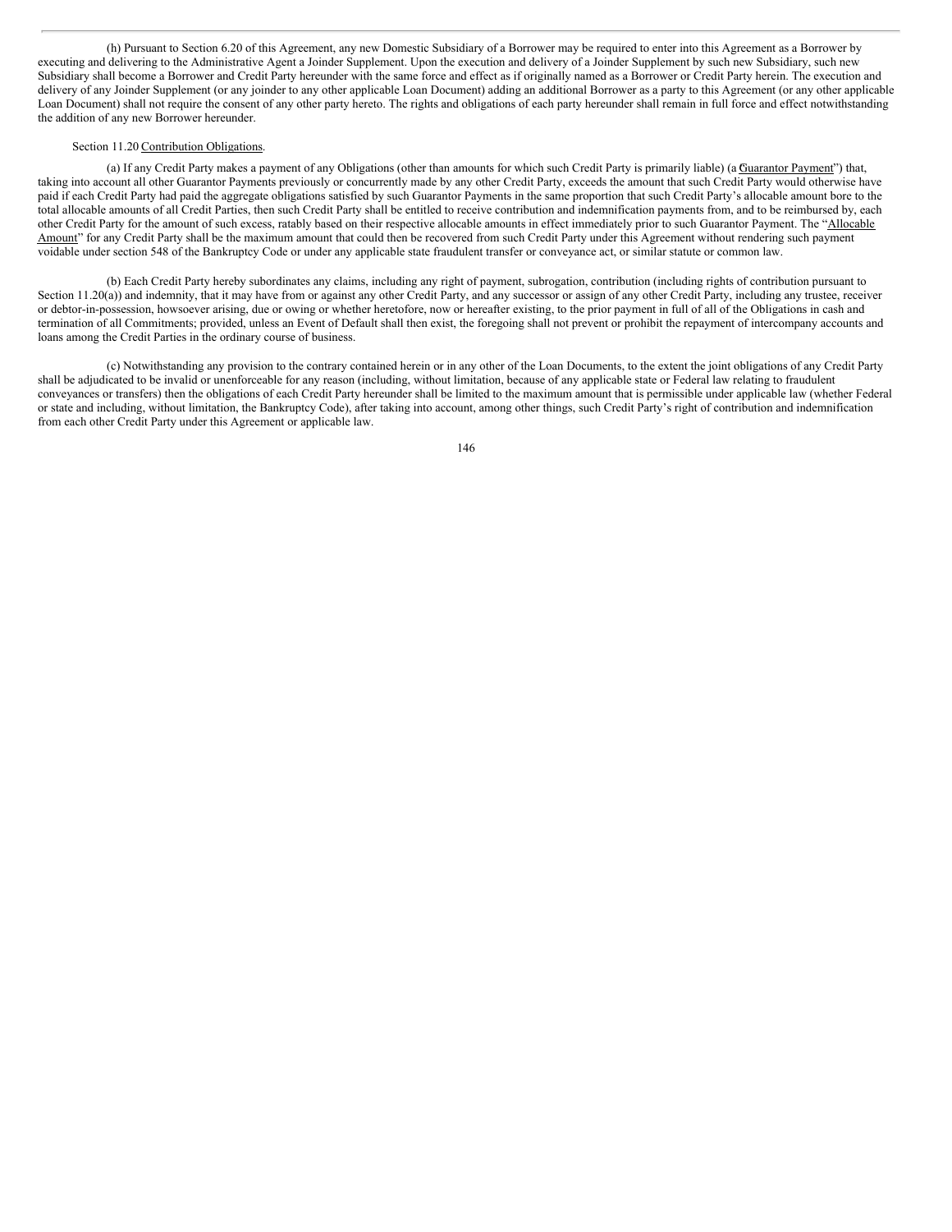(h) Pursuant to Section 6.20 of this Agreement, any new Domestic Subsidiary of a Borrower may be required to enter into this Agreement as a Borrower by executing and delivering to the Administrative Agent a Joinder Supplement. Upon the execution and delivery of a Joinder Supplement by such new Subsidiary, such new Subsidiary shall become a Borrower and Credit Party hereunder with the same force and effect as if originally named as a Borrower or Credit Party herein. The execution and delivery of any Joinder Supplement (or any joinder to any other applicable Loan Document) adding an additional Borrower as a party to this Agreement (or any other applicable Loan Document) shall not require the consent of any other party hereto. The rights and obligations of each party hereunder shall remain in full force and effect notwithstanding the addition of any new Borrower hereunder.

Section 11.20 Contribution Obligations.

(a) If any Credit Party makes a payment of any Obligations (other than amounts for which such Credit Party is primarily liable) (a "Guarantor Payment") that, taking into account all other Guarantor Payments previously or concurrently made by any other Credit Party, exceeds the amount that such Credit Party would otherwise have paid if each Credit Party had paid the aggregate obligations satisfied by such Guarantor Payments in the same proportion that such Credit Party's allocable amount bore to the total allocable amounts of all Credit Parties, then such Credit Party shall be entitled to receive contribution and indemnification payments from, and to be reimbursed by, each other Credit Party for the amount of such excess, ratably based on their respective allocable amounts in effect immediately prior to such Guarantor Payment. The "Allocable Amount" for any Credit Party shall be the maximum amount that could then be recovered from such Credit Party under this Agreement without rendering such payment voidable under section 548 of the Bankruptcy Code or under any applicable state fraudulent transfer or conveyance act, or similar statute or common law.

(b) Each Credit Party hereby subordinates any claims, including any right of payment, subrogation, contribution (including rights of contribution pursuant to Section 11.20(a)) and indemnity, that it may have from or against any other Credit Party, and any successor or assign of any other Credit Party, including any trustee, receiver or debtor-in-possession, howsoever arising, due or owing or whether heretofore, now or hereafter existing, to the prior payment in full of all of the Obligations in cash and termination of all Commitments; provided, unless an Event of Default shall then exist, the foregoing shall not prevent or prohibit the repayment of intercompany accounts and loans among the Credit Parties in the ordinary course of business.

(c) Notwithstanding any provision to the contrary contained herein or in any other of the Loan Documents, to the extent the joint obligations of any Credit Party shall be adjudicated to be invalid or unenforceable for any reason (including, without limitation, because of any applicable state or Federal law relating to fraudulent conveyances or transfers) then the obligations of each Credit Party hereunder shall be limited to the maximum amount that is permissible under applicable law (whether Federal or state and including, without limitation, the Bankruptcy Code), after taking into account, among other things, such Credit Party's right of contribution and indemnification from each other Credit Party under this Agreement or applicable law.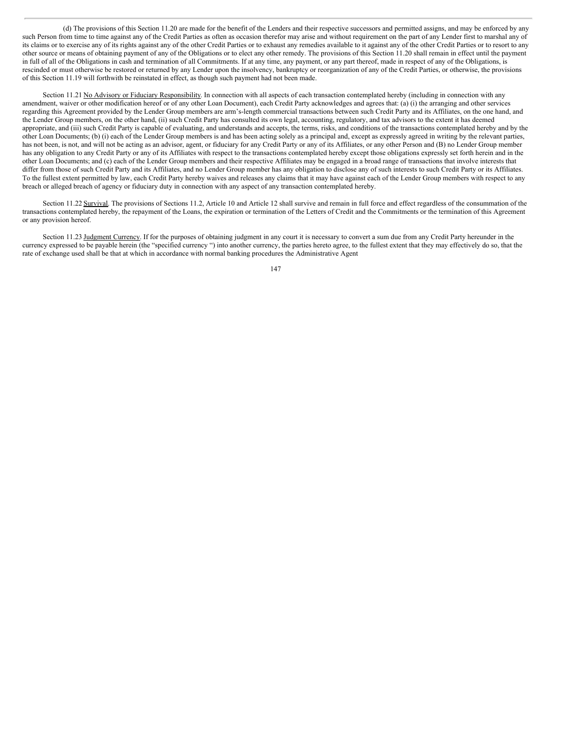(d) The provisions of this Section 11.20 are made for the benefit of the Lenders and their respective successors and permitted assigns, and may be enforced by any such Person from time to time against any of the Credit Parties as often as occasion therefor may arise and without requirement on the part of any Lender first to marshal any of its claims or to exercise any of its rights against any of the other Credit Parties or to exhaust any remedies available to it against any of the other Credit Parties or to resort to any other source or means of obtaining payment of any of the Obligations or to elect any other remedy. The provisions of this Section 11.20 shall remain in effect until the payment in full of all of the Obligations in cash and termination of all Commitments. If at any time, any payment, or any part thereof, made in respect of any of the Obligations, is rescinded or must otherwise be restored or returned by any Lender upon the insolvency, bankruptcy or reorganization of any of the Credit Parties, or otherwise, the provisions of this Section 11.19 will forthwith be reinstated in effect, as though such payment had not been made.

Section 11.21 No Advisory or Fiduciary Responsibility. In connection with all aspects of each transaction contemplated hereby (including in connection with any amendment, waiver or other modification hereof or of any other Loan Document), each Credit Party acknowledges and agrees that: (a) (i) the arranging and other services regarding this Agreement provided by the Lender Group members are arm's-length commercial transactions between such Credit Party and its Affiliates, on the one hand, and the Lender Group members, on the other hand, (ii) such Credit Party has consulted its own legal, accounting, regulatory, and tax advisors to the extent it has deemed appropriate, and (iii) such Credit Party is capable of evaluating, and understands and accepts, the terms, risks, and conditions of the transactions contemplated hereby and by the other Loan Documents; (b) (i) each of the Lender Group members is and has been acting solely as a principal and, except as expressly agreed in writing by the relevant parties, has not been, is not, and will not be acting as an advisor, agent, or fiduciary for any Credit Party or any of its Affiliates, or any other Person and (B) no Lender Group member has any obligation to any Credit Party or any of its Affiliates with respect to the transactions contemplated hereby except those obligations expressly set forth herein and in the other Loan Documents; and (c) each of the Lender Group members and their respective Affiliates may be engaged in a broad range of transactions that involve interests that differ from those of such Credit Party and its Affiliates, and no Lender Group member has any obligation to disclose any of such interests to such Credit Party or its Affiliates. To the fullest extent permitted by law, each Credit Party hereby waives and releases any claims that it may have against each of the Lender Group members with respect to any breach or alleged breach of agency or fiduciary duty in connection with any aspect of any transaction contemplated hereby.

Section 11.22 Survival. The provisions of Sections 11.2, Article 10 and Article 12 shall survive and remain in full force and effect regardless of the consummation of the transactions contemplated hereby, the repayment of the Loans, the expiration or termination of the Letters of Credit and the Commitments or the termination of this Agreement or any provision hereof.

Section 11.23 Judgment Currency. If for the purposes of obtaining judgment in any court it is necessary to convert a sum due from any Credit Party hereunder in the currency expressed to be payable herein (the "specified currency ") into another currency, the parties hereto agree, to the fullest extent that they may effectively do so, that the rate of exchange used shall be that at which in accordance with normal banking procedures the Administrative Agent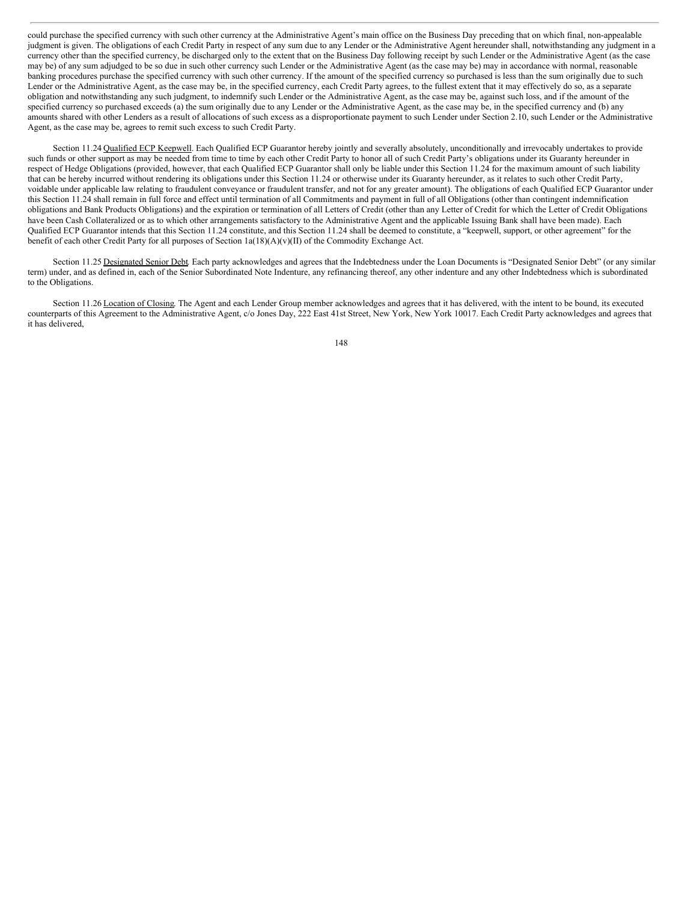could purchase the specified currency with such other currency at the Administrative Agent's main office on the Business Day preceding that on which final, non-appealable judgment is given. The obligations of each Credit Party in respect of any sum due to any Lender or the Administrative Agent hereunder shall, notwithstanding any judgment in a currency other than the specified currency, be discharged only to the extent that on the Business Day following receipt by such Lender or the Administrative Agent (as the case may be) of any sum adjudged to be so due in such other currency such Lender or the Administrative Agent (as the case may be) may in accordance with normal, reasonable banking procedures purchase the specified currency with such other currency. If the amount of the specified currency so purchased is less than the sum originally due to such Lender or the Administrative Agent, as the case may be, in the specified currency, each Credit Party agrees, to the fullest extent that it may effectively do so, as a separate obligation and notwithstanding any such judgment, to indemnify such Lender or the Administrative Agent, as the case may be, against such loss, and if the amount of the specified currency so purchased exceeds (a) the sum originally due to any Lender or the Administrative Agent, as the case may be, in the specified currency and (b) any amounts shared with other Lenders as a result of allocations of such excess as a disproportionate payment to such Lender under Section 2.10, such Lender or the Administrative Agent, as the case may be, agrees to remit such excess to such Credit Party.

Section 11.24 Qualified ECP Keepwell. Each Qualified ECP Guarantor hereby jointly and severally absolutely, unconditionally and irrevocably undertakes to provide such funds or other support as may be needed from time to time by each other Credit Party to honor all of such Credit Party's obligations under its Guaranty hereunder in respect of Hedge Obligations (provided, however, that each Qualified ECP Guarantor shall only be liable under this Section 11.24 for the maximum amount of such liability that can be hereby incurred without rendering its obligations under this Section 11.24 or otherwise under its Guaranty hereunder, as it relates to such other Credit Party, voidable under applicable law relating to fraudulent conveyance or fraudulent transfer, and not for any greater amount). The obligations of each Qualified ECP Guarantor under this Section 11.24 shall remain in full force and effect until termination of all Commitments and payment in full of all Obligations (other than contingent indemnification obligations and Bank Products Obligations) and the expiration or termination of all Letters of Credit (other than any Letter of Credit for which the Letter of Credit Obligations have been Cash Collateralized or as to which other arrangements satisfactory to the Administrative Agent and the applicable Issuing Bank shall have been made). Each Qualified ECP Guarantor intends that this Section 11.24 constitute, and this Section 11.24 shall be deemed to constitute, a "keepwell, support, or other agreement" for the benefit of each other Credit Party for all purposes of Section 1a(18)(A)(v)(II) of the Commodity Exchange Act.

Section 11.25 Designated Senior Debt. Each party acknowledges and agrees that the Indebtedness under the Loan Documents is "Designated Senior Debt" (or any similar term) under, and as defined in, each of the Senior Subordinated Note Indenture, any refinancing thereof, any other indenture and any other Indebtedness which is subordinated to the Obligations.

Section 11.26 Location of Closing. The Agent and each Lender Group member acknowledges and agrees that it has delivered, with the intent to be bound, its executed counterparts of this Agreement to the Administrative Agent, c/o Jones Day, 222 East 41st Street, New York, New York 10017. Each Credit Party acknowledges and agrees that it has delivered,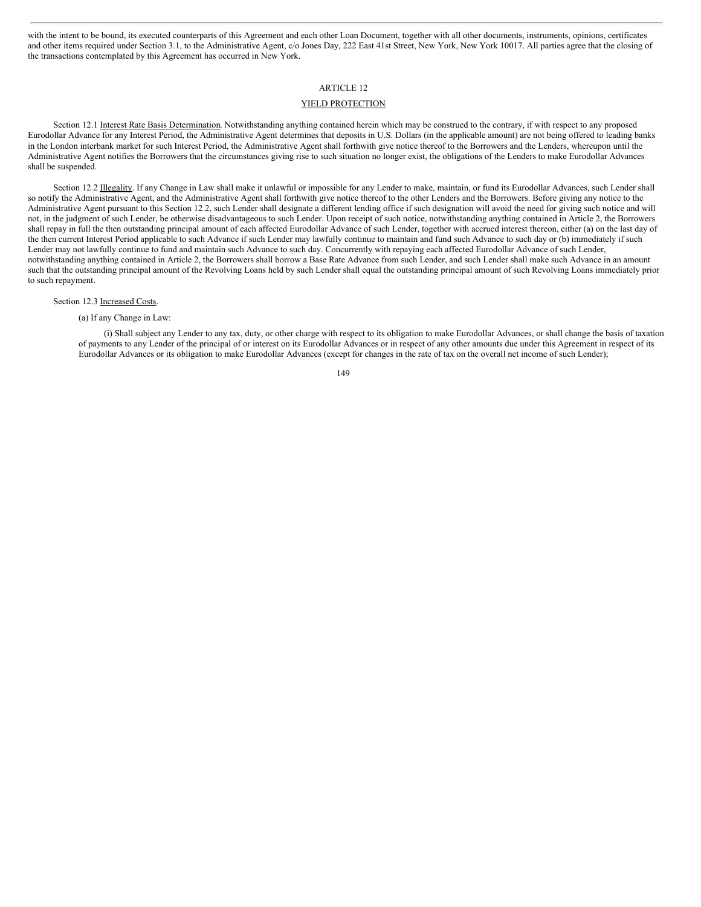with the intent to be bound, its executed counterparts of this Agreement and each other Loan Document, together with all other documents, instruments, opinions, certificates and other items required under Section 3.1, to the Administrative Agent, c/o Jones Day, 222 East 41st Street, New York, New York 10017. All parties agree that the closing of the transactions contemplated by this Agreement has occurred in New York.

## ARTICLE 12

## YIELD PROTECTION

Section 12.1 Interest Rate Basis Determination. Notwithstanding anything contained herein which may be construed to the contrary, if with respect to any proposed Eurodollar Advance for any Interest Period, the Administrative Agent determines that deposits in U.S. Dollars (in the applicable amount) are not being offered to leading banks in the London interbank market for such Interest Period, the Administrative Agent shall forthwith give notice thereof to the Borrowers and the Lenders, whereupon until the Administrative Agent notifies the Borrowers that the circumstances giving rise to such situation no longer exist, the obligations of the Lenders to make Eurodollar Advances shall be suspended.

Section 12.2 Illegality. If any Change in Law shall make it unlawful or impossible for any Lender to make, maintain, or fund its Eurodollar Advances, such Lender shall so notify the Administrative Agent, and the Administrative Agent shall forthwith give notice thereof to the other Lenders and the Borrowers. Before giving any notice to the Administrative Agent pursuant to this Section 12.2, such Lender shall designate a different lending office if such designation will avoid the need for giving such notice and will not, in the judgment of such Lender, be otherwise disadvantageous to such Lender. Upon receipt of such notice, notwithstanding anything contained in Article 2, the Borrowers shall repay in full the then outstanding principal amount of each affected Eurodollar Advance of such Lender, together with accrued interest thereon, either (a) on the last day of the then current Interest Period applicable to such Advance if such Lender may lawfully continue to maintain and fund such Advance to such day or (b) immediately if such Lender may not lawfully continue to fund and maintain such Advance to such day. Concurrently with repaying each affected Eurodollar Advance of such Lender, notwithstanding anything contained in Article 2, the Borrowers shall borrow a Base Rate Advance from such Lender, and such Lender shall make such Advance in an amount such that the outstanding principal amount of the Revolving Loans held by such Lender shall equal the outstanding principal amount of such Revolving Loans immediately prior to such repayment.

Section 12.3 Increased Costs.

(a) If any Change in Law:

(i) Shall subject any Lender to any tax, duty, or other charge with respect to its obligation to make Eurodollar Advances, or shall change the basis of taxation of payments to any Lender of the principal of or interest on its Eurodollar Advances or in respect of any other amounts due under this Agreement in respect of its Eurodollar Advances or its obligation to make Eurodollar Advances (except for changes in the rate of tax on the overall net income of such Lender);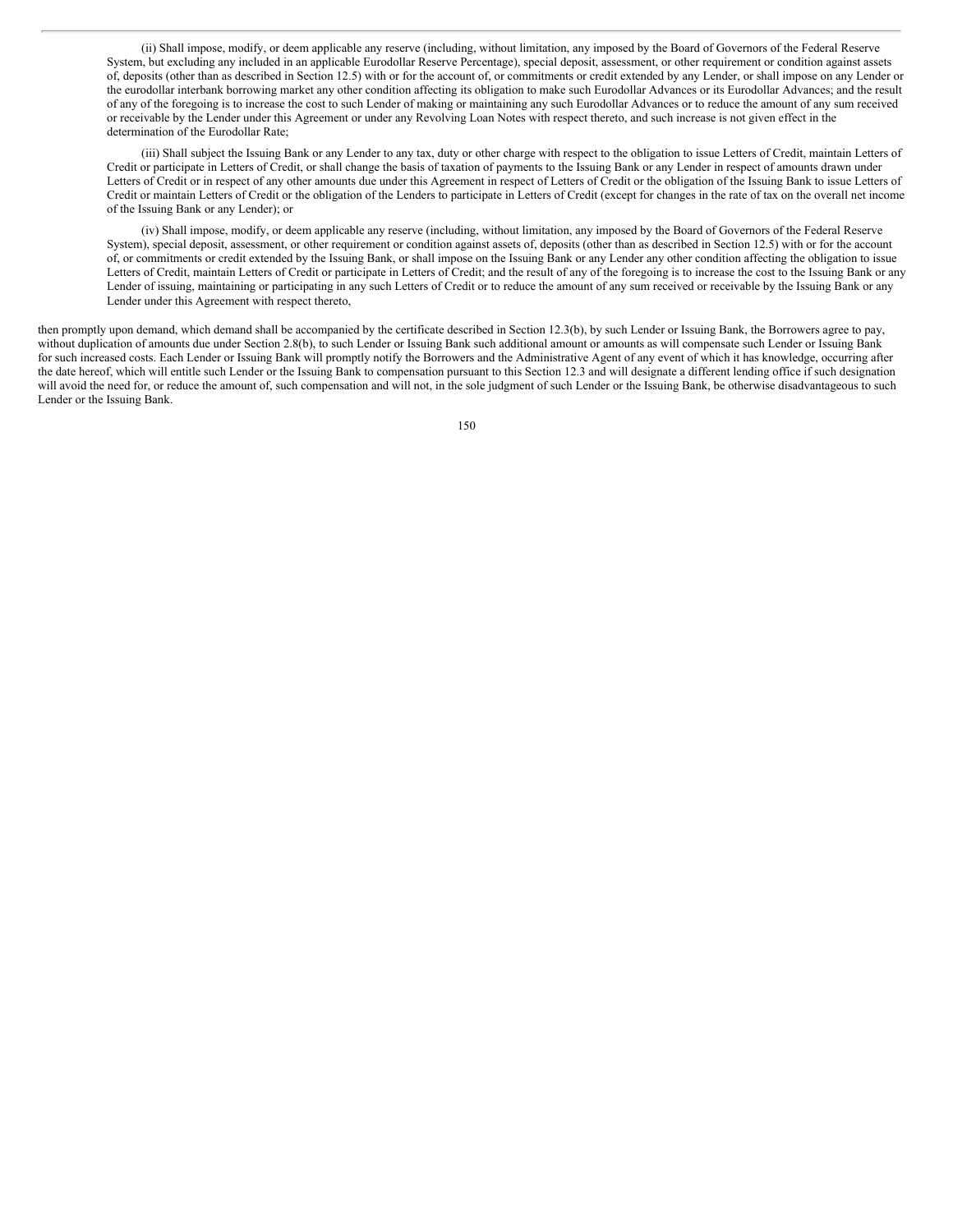(ii) Shall impose, modify, or deem applicable any reserve (including, without limitation, any imposed by the Board of Governors of the Federal Reserve System, but excluding any included in an applicable Eurodollar Reserve Percentage), special deposit, assessment, or other requirement or condition against assets of, deposits (other than as described in Section 12.5) with or for the account of, or commitments or credit extended by any Lender, or shall impose on any Lender or the eurodollar interbank borrowing market any other condition affecting its obligation to make such Eurodollar Advances or its Eurodollar Advances; and the result of any of the foregoing is to increase the cost to such Lender of making or maintaining any such Eurodollar Advances or to reduce the amount of any sum received or receivable by the Lender under this Agreement or under any Revolving Loan Notes with respect thereto, and such increase is not given effect in the determination of the Eurodollar Rate;

(iii) Shall subject the Issuing Bank or any Lender to any tax, duty or other charge with respect to the obligation to issue Letters of Credit, maintain Letters of Credit or participate in Letters of Credit, or shall change the basis of taxation of payments to the Issuing Bank or any Lender in respect of amounts drawn under Letters of Credit or in respect of any other amounts due under this Agreement in respect of Letters of Credit or the obligation of the Issuing Bank to issue Letters of Credit or maintain Letters of Credit or the obligation of the Lenders to participate in Letters of Credit (except for changes in the rate of tax on the overall net income of the Issuing Bank or any Lender); or

(iv) Shall impose, modify, or deem applicable any reserve (including, without limitation, any imposed by the Board of Governors of the Federal Reserve System), special deposit, assessment, or other requirement or condition against assets of, deposits (other than as described in Section 12.5) with or for the account of, or commitments or credit extended by the Issuing Bank, or shall impose on the Issuing Bank or any Lender any other condition affecting the obligation to issue Letters of Credit, maintain Letters of Credit or participate in Letters of Credit; and the result of any of the foregoing is to increase the cost to the Issuing Bank or any Lender of issuing, maintaining or participating in any such Letters of Credit or to reduce the amount of any sum received or receivable by the Issuing Bank or any Lender under this Agreement with respect thereto,

then promptly upon demand, which demand shall be accompanied by the certificate described in Section 12.3(b), by such Lender or Issuing Bank, the Borrowers agree to pay, without duplication of amounts due under Section 2.8(b), to such Lender or Issuing Bank such additional amount or amounts as will compensate such Lender or Issuing Bank for such increased costs. Each Lender or Issuing Bank will promptly notify the Borrowers and the Administrative Agent of any event of which it has knowledge, occurring after the date hereof, which will entitle such Lender or the Issuing Bank to compensation pursuant to this Section 12.3 and will designate a different lending office if such designation will avoid the need for, or reduce the amount of, such compensation and will not, in the sole judgment of such Lender or the Issuing Bank, be otherwise disadvantageous to such Lender or the Issuing Bank.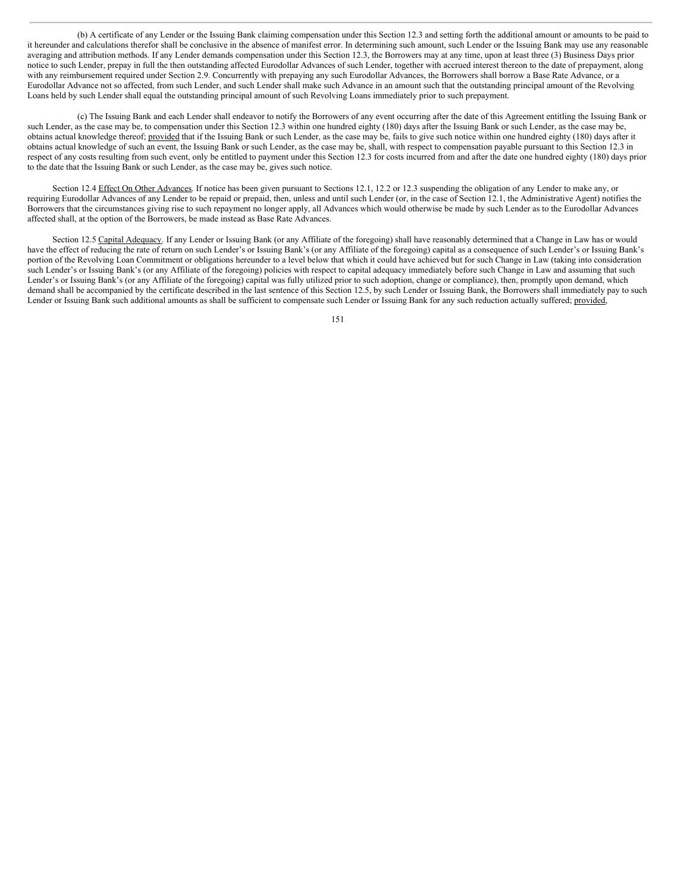(b) A certificate of any Lender or the Issuing Bank claiming compensation under this Section 12.3 and setting forth the additional amount or amounts to be paid to it hereunder and calculations therefor shall be conclusive in the absence of manifest error. In determining such amount, such Lender or the Issuing Bank may use any reasonable averaging and attribution methods. If any Lender demands compensation under this Section 12.3, the Borrowers may at any time, upon at least three (3) Business Days prior notice to such Lender, prepay in full the then outstanding affected Eurodollar Advances of such Lender, together with accrued interest thereon to the date of prepayment, along with any reimbursement required under Section 2.9. Concurrently with prepaying any such Eurodollar Advances, the Borrowers shall borrow a Base Rate Advance, or a Eurodollar Advance not so affected, from such Lender, and such Lender shall make such Advance in an amount such that the outstanding principal amount of the Revolving Loans held by such Lender shall equal the outstanding principal amount of such Revolving Loans immediately prior to such prepayment.

(c) The Issuing Bank and each Lender shall endeavor to notify the Borrowers of any event occurring after the date of this Agreement entitling the Issuing Bank or such Lender, as the case may be, to compensation under this Section 12.3 within one hundred eighty (180) days after the Issuing Bank or such Lender, as the case may be, obtains actual knowledge thereof; provided that if the Issuing Bank or such Lender, as the case may be, fails to give such notice within one hundred eighty (180) days after it obtains actual knowledge of such an event, the Issuing Bank or such Lender, as the case may be, shall, with respect to compensation payable pursuant to this Section 12.3 in respect of any costs resulting from such event, only be entitled to payment under this Section 12.3 for costs incurred from and after the date one hundred eighty (180) days prior to the date that the Issuing Bank or such Lender, as the case may be, gives such notice.

Section 12.4 Effect On Other Advances. If notice has been given pursuant to Sections 12.1, 12.2 or 12.3 suspending the obligation of any Lender to make any, or requiring Eurodollar Advances of any Lender to be repaid or prepaid, then, unless and until such Lender (or, in the case of Section 12.1, the Administrative Agent) notifies the Borrowers that the circumstances giving rise to such repayment no longer apply, all Advances which would otherwise be made by such Lender as to the Eurodollar Advances affected shall, at the option of the Borrowers, be made instead as Base Rate Advances.

Section 12.5 Capital Adequacy. If any Lender or Issuing Bank (or any Affiliate of the foregoing) shall have reasonably determined that a Change in Law has or would have the effect of reducing the rate of return on such Lender's or Issuing Bank's (or any Affiliate of the foregoing) capital as a consequence of such Lender's or Issuing Bank's portion of the Revolving Loan Commitment or obligations hereunder to a level below that which it could have achieved but for such Change in Law (taking into consideration such Lender's or Issuing Bank's (or any Affiliate of the foregoing) policies with respect to capital adequacy immediately before such Change in Law and assuming that such Lender's or Issuing Bank's (or any Affiliate of the foregoing) capital was fully utilized prior to such adoption, change or compliance), then, promptly upon demand, which demand shall be accompanied by the certificate described in the last sentence of this Section 12.5, by such Lender or Issuing Bank, the Borrowers shall immediately pay to such Lender or Issuing Bank such additional amounts as shall be sufficient to compensate such Lender or Issuing Bank for any such reduction actually suffered; provided,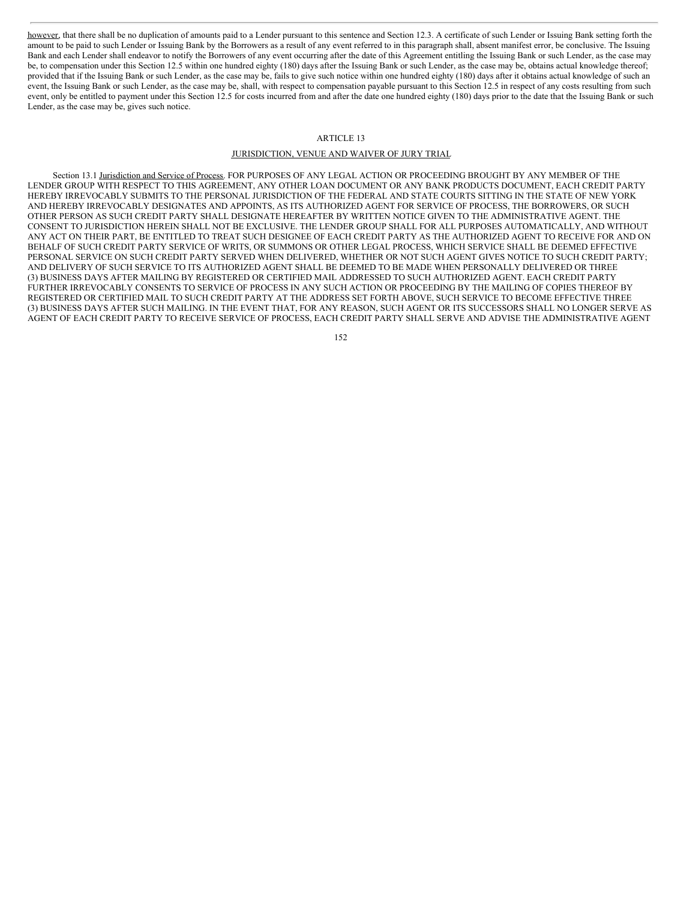however, that there shall be no duplication of amounts paid to a Lender pursuant to this sentence and Section 12.3. A certificate of such Lender or Issuing Bank setting forth the amount to be paid to such Lender or Issuing Bank by the Borrowers as a result of any event referred to in this paragraph shall, absent manifest error, be conclusive. The Issuing Bank and each Lender shall endeavor to notify the Borrowers of any event occurring after the date of this Agreement entitling the Issuing Bank or such Lender, as the case may be, to compensation under this Section 12.5 within one hundred eighty (180) days after the Issuing Bank or such Lender, as the case may be, obtains actual knowledge thereof; provided that if the Issuing Bank or such Lender, as the case may be, fails to give such notice within one hundred eighty (180) days after it obtains actual knowledge of such an event, the Issuing Bank or such Lender, as the case may be, shall, with respect to compensation payable pursuant to this Section 12.5 in respect of any costs resulting from such event, only be entitled to payment under this Section 12.5 for costs incurred from and after the date one hundred eighty (180) days prior to the date that the Issuing Bank or such Lender, as the case may be, gives such notice.

## ARTICLE 13

## JURISDICTION, VENUE AND WAIVER OF JURY TRIAL

Section 13.1 Jurisdiction and Service of Process. FOR PURPOSES OF ANY LEGAL ACTION OR PROCEEDING BROUGHT BY ANY MEMBER OF THE LENDER GROUP WITH RESPECT TO THIS AGREEMENT, ANY OTHER LOAN DOCUMENT OR ANY BANK PRODUCTS DOCUMENT, EACH CREDIT PARTY HEREBY IRREVOCABLY SUBMITS TO THE PERSONAL JURISDICTION OF THE FEDERAL AND STATE COURTS SITTING IN THE STATE OF NEW YORK AND HEREBY IRREVOCABLY DESIGNATES AND APPOINTS, AS ITS AUTHORIZED AGENT FOR SERVICE OF PROCESS, THE BORROWERS, OR SUCH OTHER PERSON AS SUCH CREDIT PARTY SHALL DESIGNATE HEREAFTER BY WRITTEN NOTICE GIVEN TO THE ADMINISTRATIVE AGENT. THE CONSENT TO JURISDICTION HEREIN SHALL NOT BE EXCLUSIVE. THE LENDER GROUP SHALL FOR ALL PURPOSES AUTOMATICALLY, AND WITHOUT ANY ACT ON THEIR PART, BE ENTITLED TO TREAT SUCH DESIGNEE OF EACH CREDIT PARTY AS THE AUTHORIZED AGENT TO RECEIVE FOR AND ON BEHALF OF SUCH CREDIT PARTY SERVICE OF WRITS, OR SUMMONS OR OTHER LEGAL PROCESS, WHICH SERVICE SHALL BE DEEMED EFFECTIVE PERSONAL SERVICE ON SUCH CREDIT PARTY SERVED WHEN DELIVERED, WHETHER OR NOT SUCH AGENT GIVES NOTICE TO SUCH CREDIT PARTY; AND DELIVERY OF SUCH SERVICE TO ITS AUTHORIZED AGENT SHALL BE DEEMED TO BE MADE WHEN PERSONALLY DELIVERED OR THREE (3) BUSINESS DAYS AFTER MAILING BY REGISTERED OR CERTIFIED MAIL ADDRESSED TO SUCH AUTHORIZED AGENT. EACH CREDIT PARTY FURTHER IRREVOCABLY CONSENTS TO SERVICE OF PROCESS IN ANY SUCH ACTION OR PROCEEDING BY THE MAILING OF COPIES THEREOF BY REGISTERED OR CERTIFIED MAIL TO SUCH CREDIT PARTY AT THE ADDRESS SET FORTH ABOVE, SUCH SERVICE TO BECOME EFFECTIVE THREE (3) BUSINESS DAYS AFTER SUCH MAILING. IN THE EVENT THAT, FOR ANY REASON, SUCH AGENT OR ITS SUCCESSORS SHALL NO LONGER SERVE AS AGENT OF EACH CREDIT PARTY TO RECEIVE SERVICE OF PROCESS, EACH CREDIT PARTY SHALL SERVE AND ADVISE THE ADMINISTRATIVE AGENT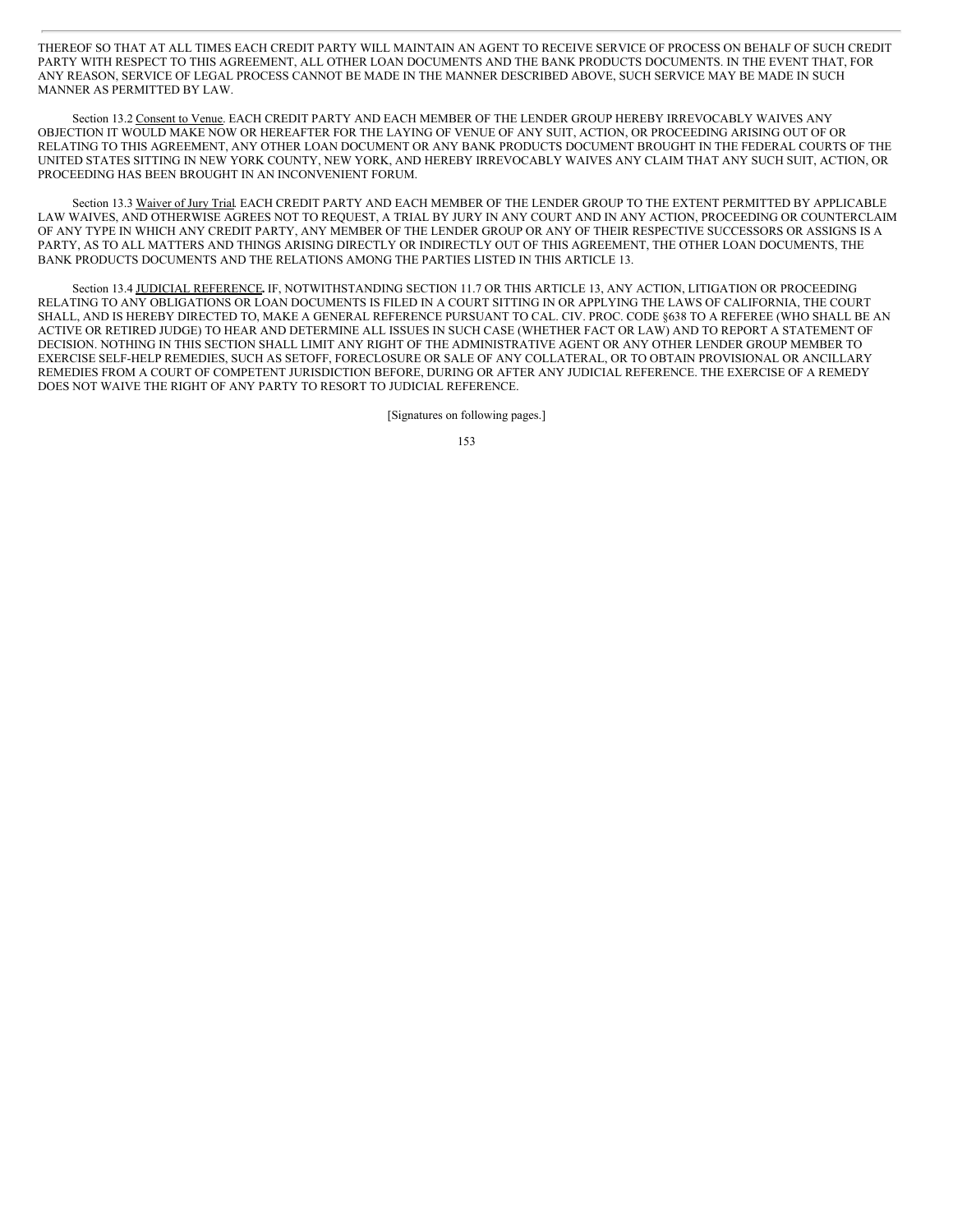THEREOF SO THAT AT ALL TIMES EACH CREDIT PARTY WILL MAINTAIN AN AGENT TO RECEIVE SERVICE OF PROCESS ON BEHALF OF SUCH CREDIT PARTY WITH RESPECT TO THIS AGREEMENT, ALL OTHER LOAN DOCUMENTS AND THE BANK PRODUCTS DOCUMENTS. IN THE EVENT THAT, FOR ANY REASON, SERVICE OF LEGAL PROCESS CANNOT BE MADE IN THE MANNER DESCRIBED ABOVE, SUCH SERVICE MAY BE MADE IN SUCH MANNER AS PERMITTED BY LAW.

Section 13.2 Consent to Venue. EACH CREDIT PARTY AND EACH MEMBER OF THE LENDER GROUP HEREBY IRREVOCABLY WAIVES ANY OBJECTION IT WOULD MAKE NOW OR HEREAFTER FOR THE LAYING OF VENUE OF ANY SUIT, ACTION, OR PROCEEDING ARISING OUT OF OR RELATING TO THIS AGREEMENT, ANY OTHER LOAN DOCUMENT OR ANY BANK PRODUCTS DOCUMENT BROUGHT IN THE FEDERAL COURTS OF THE UNITED STATES SITTING IN NEW YORK COUNTY, NEW YORK, AND HEREBY IRREVOCABLY WAIVES ANY CLAIM THAT ANY SUCH SUIT, ACTION, OR PROCEEDING HAS BEEN BROUGHT IN AN INCONVENIENT FORUM.

Section 13.3 Waiver of Jury Trial. EACH CREDIT PARTY AND EACH MEMBER OF THE LENDER GROUP TO THE EXTENT PERMITTED BY APPLICABLE LAW WAIVES, AND OTHERWISE AGREES NOT TO REQUEST, A TRIAL BY JURY IN ANY COURT AND IN ANY ACTION, PROCEEDING OR COUNTERCLAIM OF ANY TYPE IN WHICH ANY CREDIT PARTY, ANY MEMBER OF THE LENDER GROUP OR ANY OF THEIR RESPECTIVE SUCCESSORS OR ASSIGNS IS A PARTY, AS TO ALL MATTERS AND THINGS ARISING DIRECTLY OR INDIRECTLY OUT OF THIS AGREEMENT, THE OTHER LOAN DOCUMENTS, THE BANK PRODUCTS DOCUMENTS AND THE RELATIONS AMONG THE PARTIES LISTED IN THIS ARTICLE 13.

Section 13.4 JUDICIAL REFERENCE. IF, NOTWITHSTANDING SECTION 11.7 OR THIS ARTICLE 13, ANY ACTION, LITIGATION OR PROCEEDING RELATING TO ANY OBLIGATIONS OR LOAN DOCUMENTS IS FILED IN A COURT SITTING IN OR APPLYING THE LAWS OF CALIFORNIA, THE COURT SHALL, AND IS HEREBY DIRECTED TO, MAKE A GENERAL REFERENCE PURSUANT TO CAL. CIV. PROC. CODE §638 TO A REFEREE (WHO SHALL BE AN ACTIVE OR RETIRED JUDGE) TO HEAR AND DETERMINE ALL ISSUES IN SUCH CASE (WHETHER FACT OR LAW) AND TO REPORT A STATEMENT OF DECISION. NOTHING IN THIS SECTION SHALL LIMIT ANY RIGHT OF THE ADMINISTRATIVE AGENT OR ANY OTHER LENDER GROUP MEMBER TO EXERCISE SELF-HELP REMEDIES, SUCH AS SETOFF, FORECLOSURE OR SALE OF ANY COLLATERAL, OR TO OBTAIN PROVISIONAL OR ANCILLARY REMEDIES FROM A COURT OF COMPETENT JURISDICTION BEFORE, DURING OR AFTER ANY JUDICIAL REFERENCE. THE EXERCISE OF A REMEDY DOES NOT WAIVE THE RIGHT OF ANY PARTY TO RESORT TO JUDICIAL REFERENCE.

[Signatures on following pages.]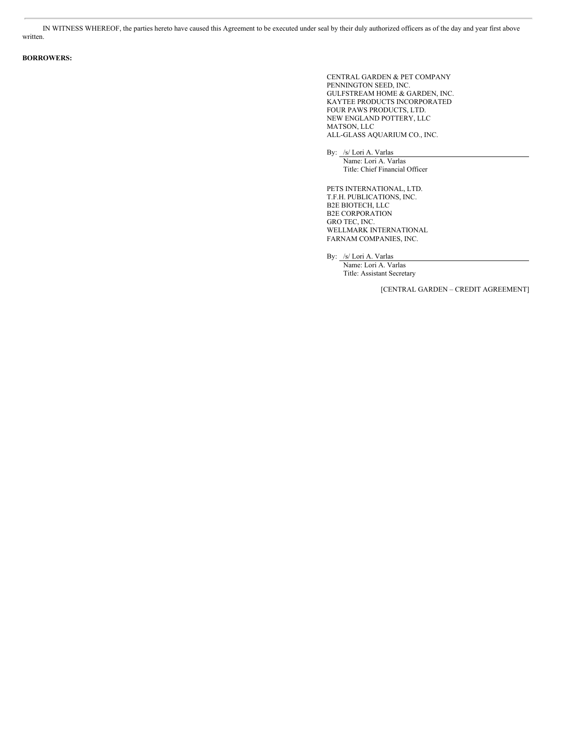IN WITNESS WHEREOF, the parties hereto have caused this Agreement to be executed under seal by their duly authorized officers as of the day and year first above written.

**BORROWERS:**

CENTRAL GARDEN & PET COMPANY
PENNINGTON SEED, INC.
GULFSTREAM HOME & GARDEN, INC.
KAYTEE PRODUCTS INCORPORATED
FOUR PAWS PRODUCTS, LTD.
NEW ENGLAND POTTERY, LLC
MATSON, LLC
ALL-GLASS AQUARIUM CO., INC.

By: /s/ Lori A. Varlas
Name: Lori A. Varlas
Title: Chief Financial Officer

PETS INTERNATIONAL, LTD.
T.F.H. PUBLICATIONS, INC.
B2E BIOTECH, LLC
B2E CORPORATION
GRO TEC, INC.
WELLMARK INTERNATIONAL
FARNAM COMPANIES, INC.

By: /s/ Lori A. Varlas
Name: Lori A. Varlas
Title: Assistant Secretary

[CENTRAL GARDEN – CREDIT AGREEMENT]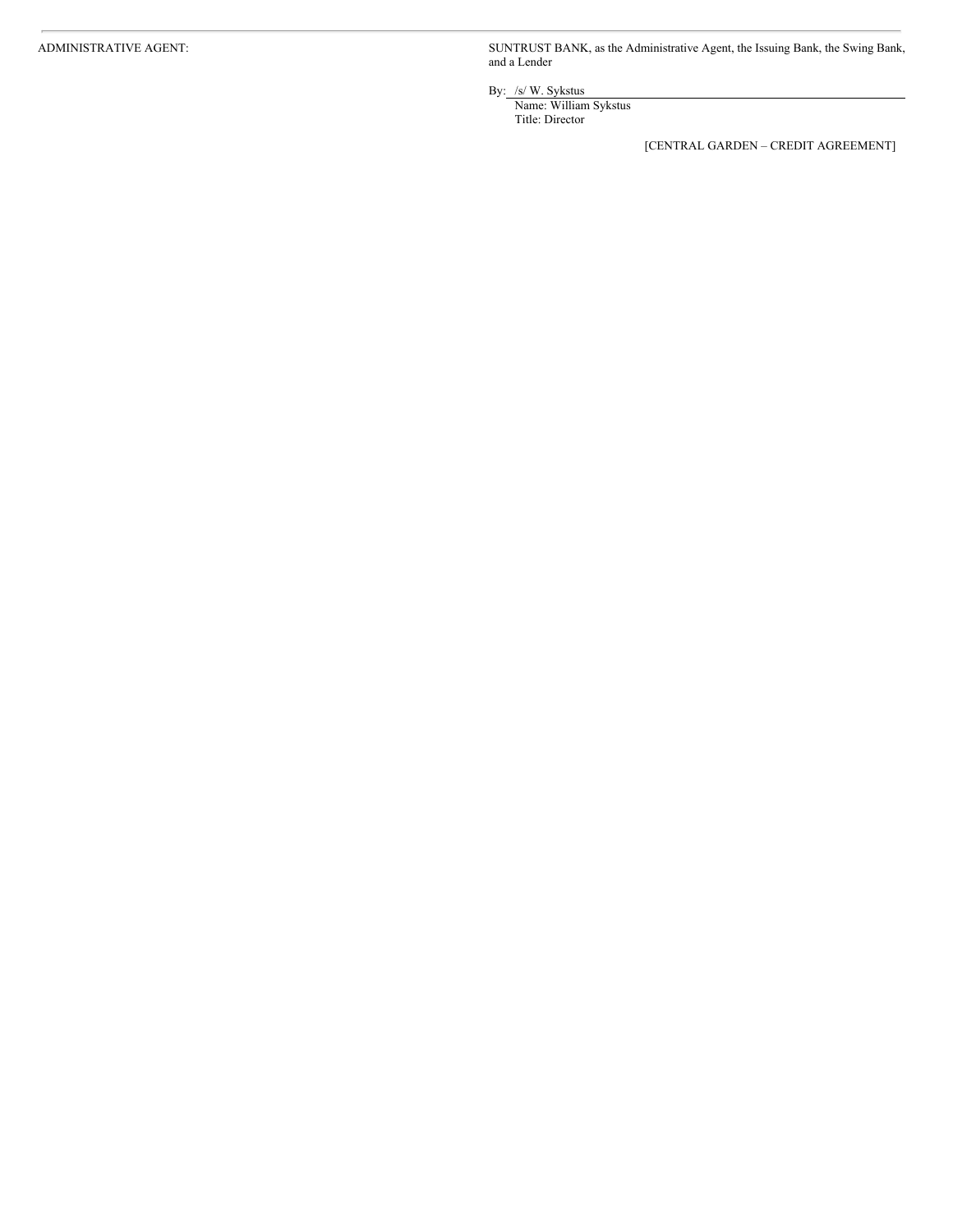ADMINISTRATIVE AGENT:

SUNTRUST BANK, as the Administrative Agent, the Issuing Bank, the Swing Bank, and a Lender

By: /s/ W. Sykstus  
Name: William Sykstus  
Title: Director

[CENTRAL GARDEN – CREDIT AGREEMENT]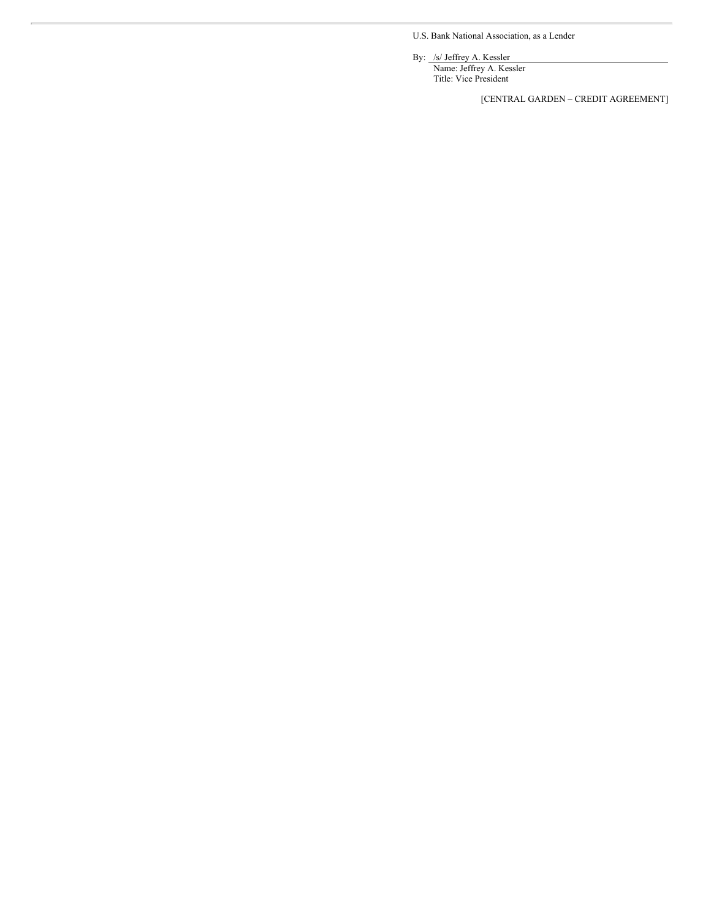U.S. Bank National Association, as a Lender

By: /s/ Jeffrey A. Kessler
Name: Jeffrey A. Kessler
Title: Vice President

[CENTRAL GARDEN – CREDIT AGREEMENT]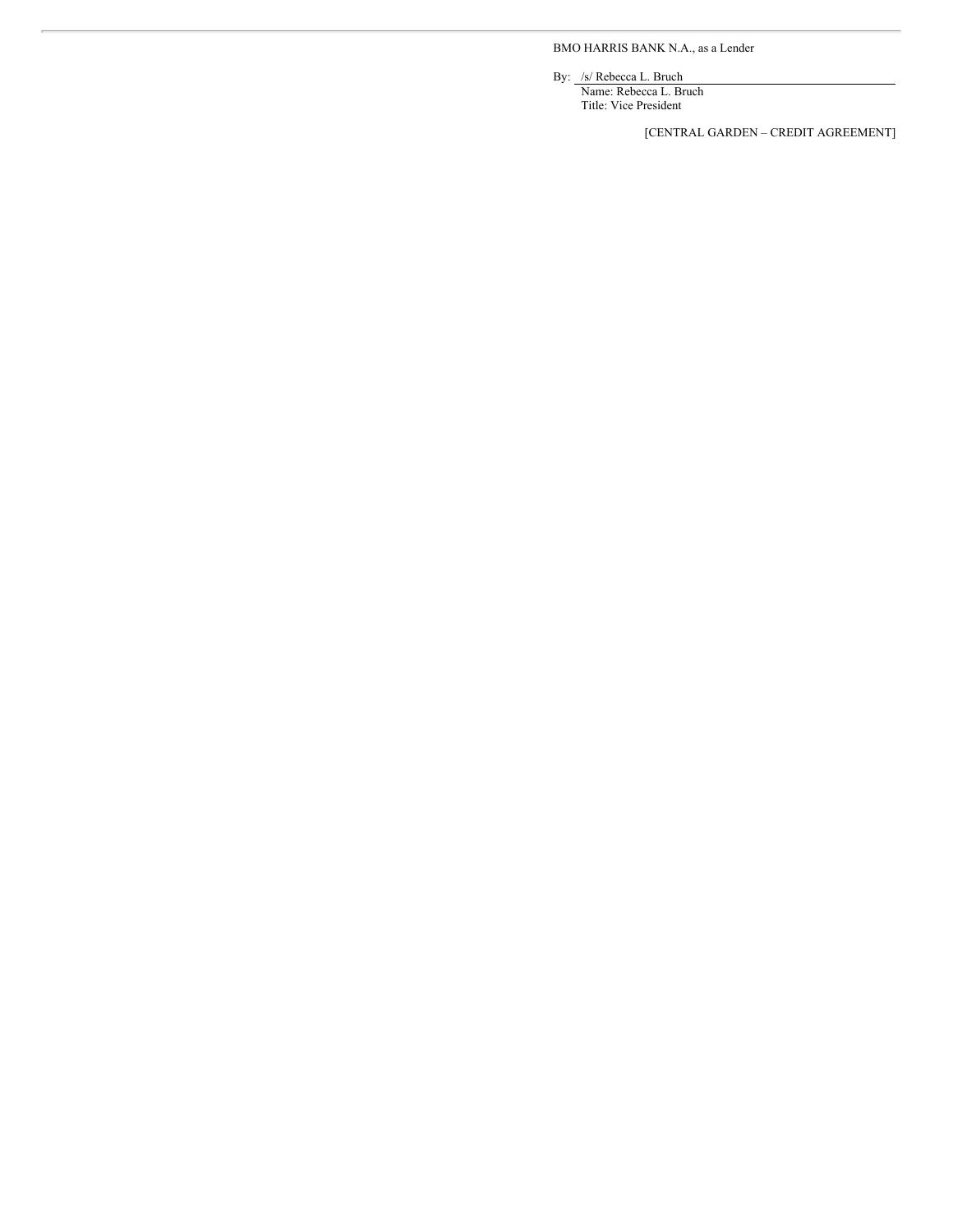BMO HARRIS BANK N.A., as a Lender

By: /s/ Rebecca L. Bruch  
Name: Rebecca L. Bruch  
Title: Vice President

[CENTRAL GARDEN – CREDIT AGREEMENT]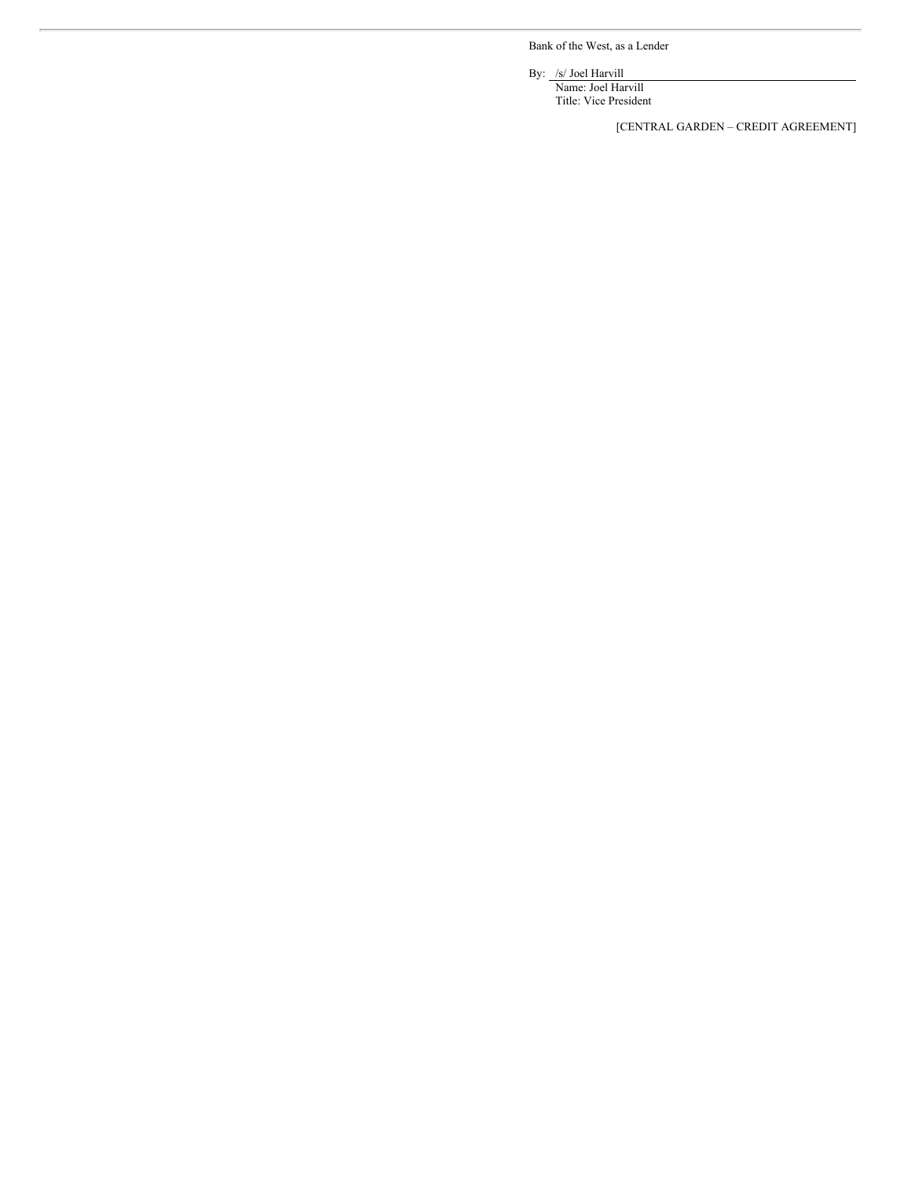Bank of the West, as a Lender

By: /s/ Joel Harvill
Name: Joel Harvill
Title: Vice President

[CENTRAL GARDEN – CREDIT AGREEMENT]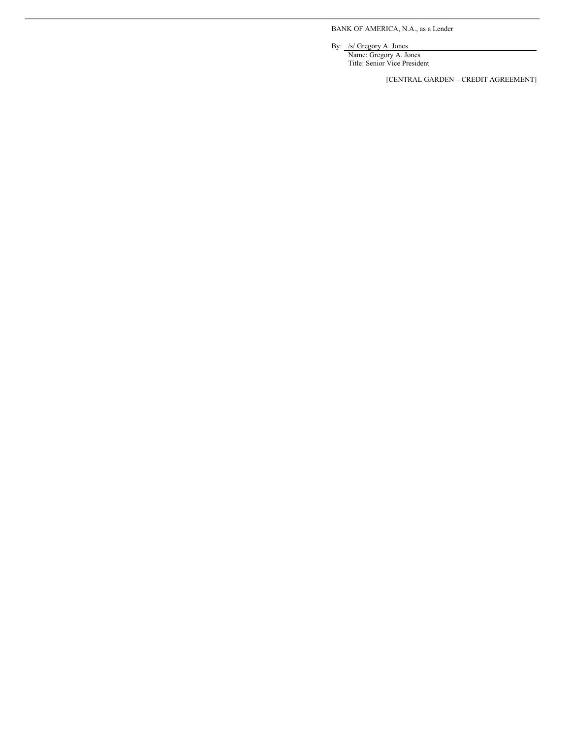BANK OF AMERICA, N.A., as a Lender

By: /s/ Gregory A. Jones  
Name: Gregory A. Jones  
Title: Senior Vice President

[CENTRAL GARDEN – CREDIT AGREEMENT]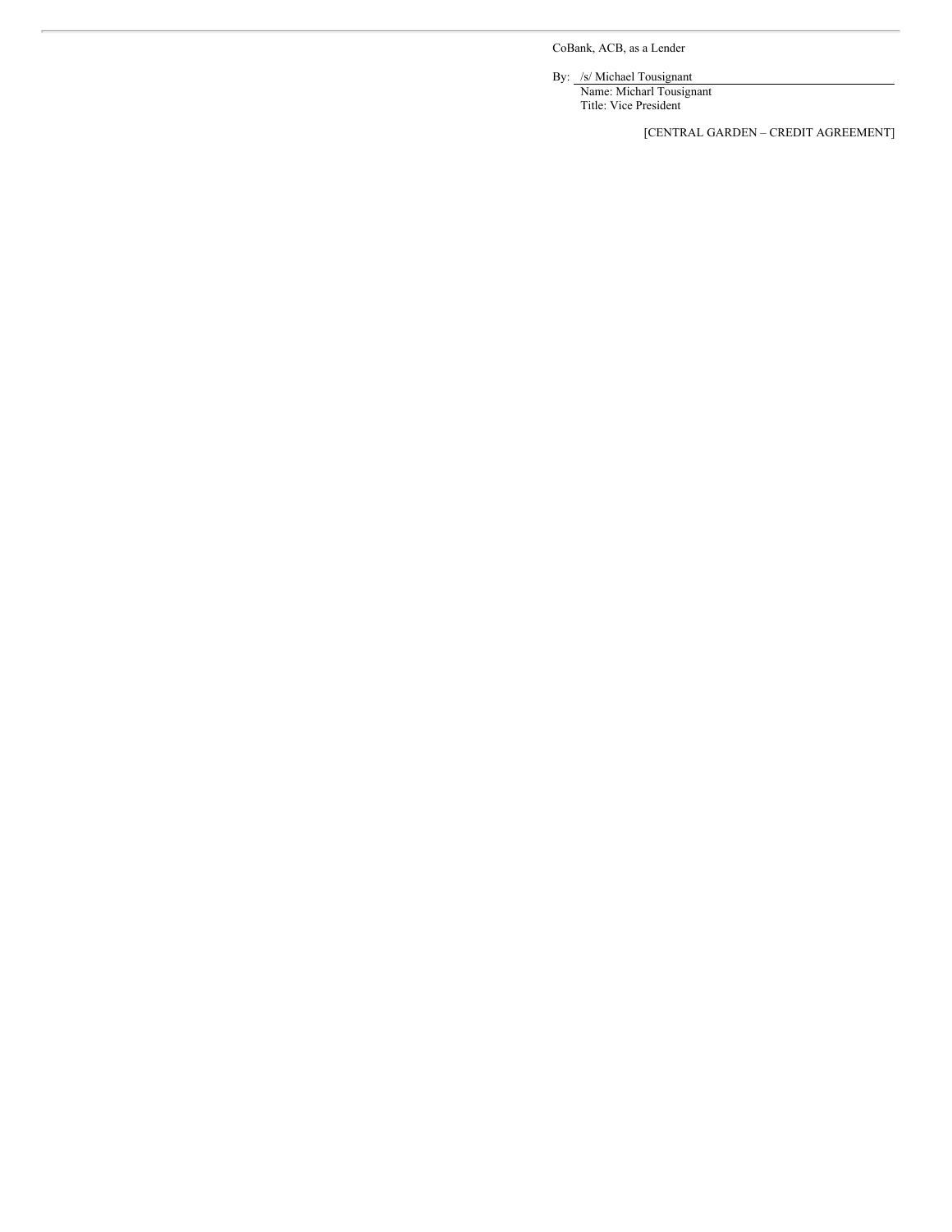CoBank, ACB, as a Lender

By: /s/ Michael Tousignant

Name: Micharl Tousignant

Title: Vice President

[CENTRAL GARDEN – CREDIT AGREEMENT]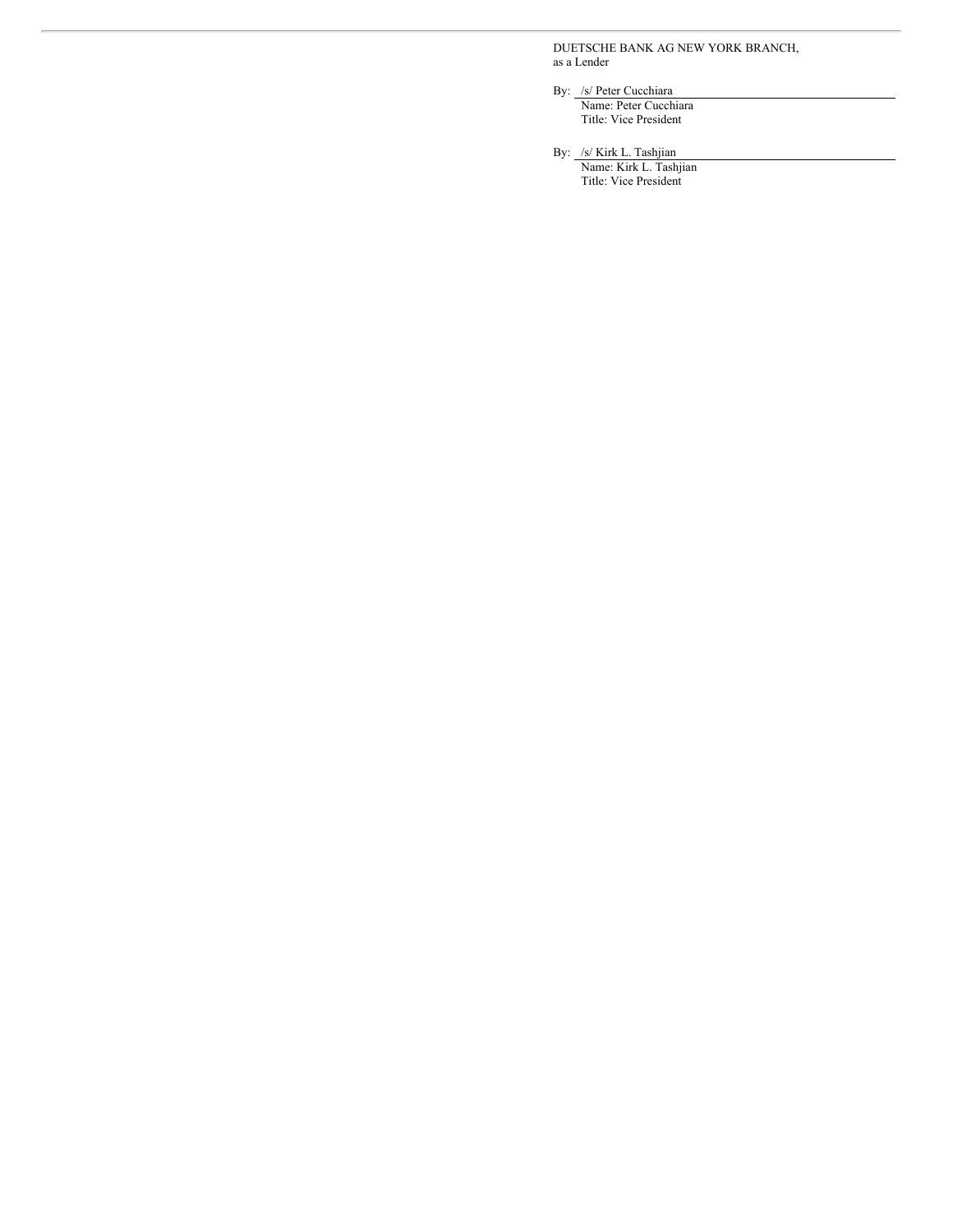DUETSCHE BANK AG NEW YORK BRANCH,
as a Lender

By: /s/ Peter Cucchiara
Name: Peter Cucchiara
Title: Vice President

By: /s/ Kirk L. Tashjian
Name: Kirk L. Tashjian
Title: Vice President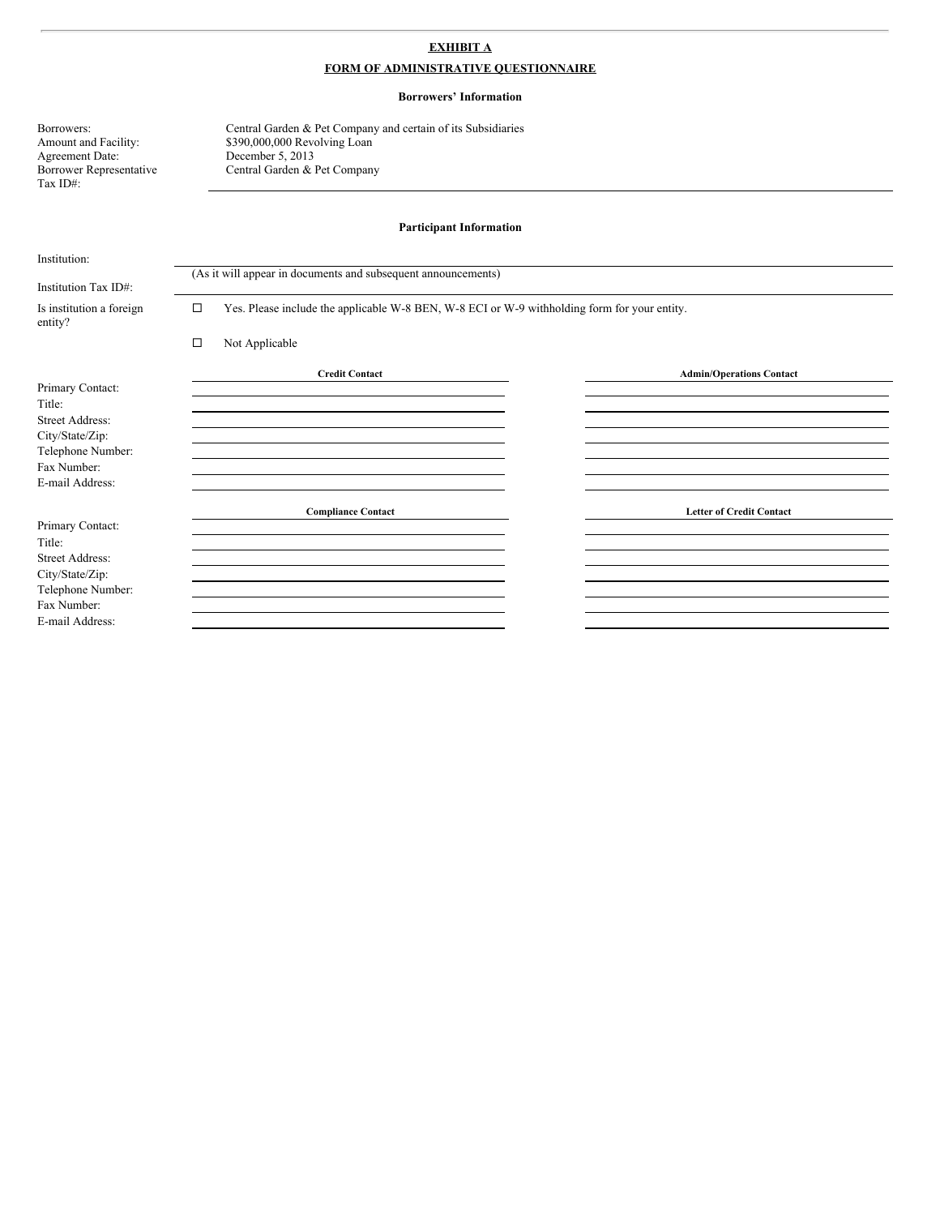**EXHIBIT A**

**FORM OF ADMINISTRATIVE QUESTIONNAIRE**

**Borrowers' Information**

| | |
|---|---|
| Borrowers: | Central Garden & Pet Company and certain of its Subsidiaries |
| Amount and Facility: | $390,000,000 Revolving Loan |
| Agreement Date: | December 5, 2013 |
| Borrower Representative | Central Garden & Pet Company |
| Tax ID#: | |

**Participant Information**

Institution: ______________________________

(As it will appear in documents and subsequent announcements)

Institution Tax ID#: ______________________________

Is institution a foreign entity?

☐ Yes. Please include the applicable W-8 BEN, W-8 ECI or W-9 withholding form for your entity.

☐ Not Applicable

| | Credit Contact | Admin/Operations Contact |
|---|---|---|
| Primary Contact: | | |
| Title: | | |
| Street Address: | | |
| City/State/Zip: | | |
| Telephone Number: | | |
| Fax Number: | | |
| E-mail Address: | | |

| | Compliance Contact | Letter of Credit Contact |
|---|---|---|
| Primary Contact: | | |
| Title: | | |
| Street Address: | | |
| City/State/Zip: | | |
| Telephone Number: | | |
| Fax Number: | | |
| E-mail Address: | | |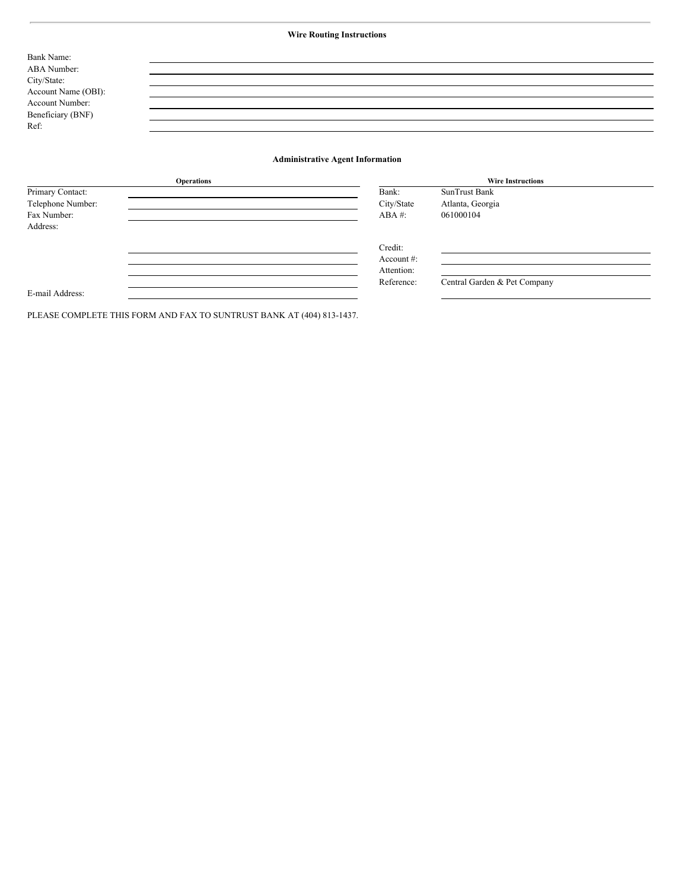**Wire Routing Instructions**

Bank Name:
ABA Number:
City/State:
Account Name (OBI):
Account Number:
Beneficiary (BNF)
Ref:

**Administrative Agent Information**

| **Operations** | | **Wire Instructions** | |
|---|---|---|---|
| Primary Contact: | | Bank: | SunTrust Bank |
| Telephone Number: | | City/State | Atlanta, Georgia |
| Fax Number: | | ABA #: | 061000104 |
| Address: | | | |
| | | Credit: | |
| | | Account #: | |
| | | Attention: | |
| | | Reference: | Central Garden & Pet Company |
| E-mail Address: | | | |

PLEASE COMPLETE THIS FORM AND FAX TO SUNTRUST BANK AT (404) 813-1437.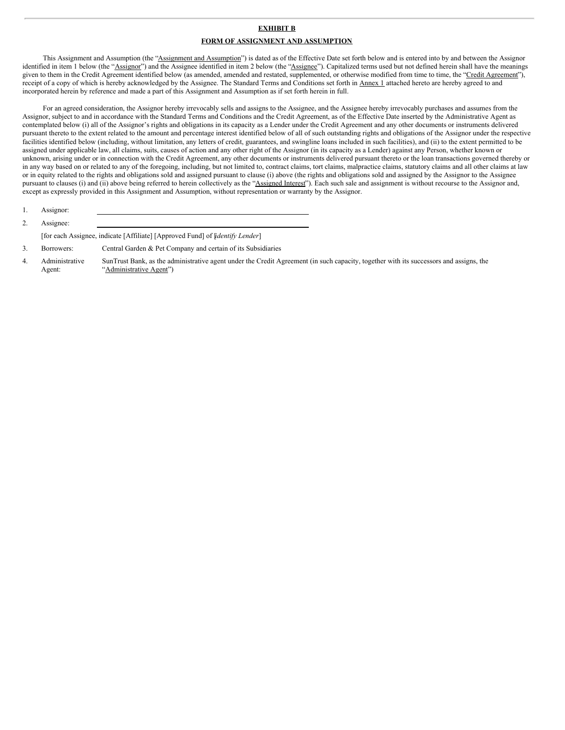**EXHIBIT B**

**FORM OF ASSIGNMENT AND ASSUMPTION**

This Assignment and Assumption (the "Assignment and Assumption") is dated as of the Effective Date set forth below and is entered into by and between the Assignor identified in item 1 below (the "Assignor") and the Assignee identified in item 2 below (the "Assignee"). Capitalized terms used but not defined herein shall have the meanings given to them in the Credit Agreement identified below (as amended, amended and restated, supplemented, or otherwise modified from time to time, the "Credit Agreement"), receipt of a copy of which is hereby acknowledged by the Assignee. The Standard Terms and Conditions set forth in Annex 1 attached hereto are hereby agreed to and incorporated herein by reference and made a part of this Assignment and Assumption as if set forth herein in full.

For an agreed consideration, the Assignor hereby irrevocably sells and assigns to the Assignee, and the Assignee hereby irrevocably purchases and assumes from the Assignor, subject to and in accordance with the Standard Terms and Conditions and the Credit Agreement, as of the Effective Date inserted by the Administrative Agent as contemplated below (i) all of the Assignor's rights and obligations in its capacity as a Lender under the Credit Agreement and any other documents or instruments delivered pursuant thereto to the extent related to the amount and percentage interest identified below of all of such outstanding rights and obligations of the Assignor under the respective facilities identified below (including, without limitation, any letters of credit, guarantees, and swingline loans included in such facilities), and (ii) to the extent permitted to be assigned under applicable law, all claims, suits, causes of action and any other right of the Assignor (in its capacity as a Lender) against any Person, whether known or unknown, arising under or in connection with the Credit Agreement, any other documents or instruments delivered pursuant thereto or the loan transactions governed thereby or in any way based on or related to any of the foregoing, including, but not limited to, contract claims, tort claims, malpractice claims, statutory claims and all other claims at law or in equity related to the rights and obligations sold and assigned pursuant to clause (i) above (the rights and obligations sold and assigned by the Assignor to the Assignee pursuant to clauses (i) and (ii) above being referred to herein collectively as the "Assigned Interest"). Each such sale and assignment is without recourse to the Assignor and, except as expressly provided in this Assignment and Assumption, without representation or warranty by the Assignor.

1. Assignor: \_\_\_\_\_\_\_\_\_\_\_\_\_\_\_\_\_\_\_\_\_\_\_\_\_\_\_\_\_\_\_\_\_\_\_\_\_\_\_\_

2. Assignee: \_\_\_\_\_\_\_\_\_\_\_\_\_\_\_\_\_\_\_\_\_\_\_\_\_\_\_\_\_\_\_\_\_\_\_\_\_\_\_\_

   [for each Assignee, indicate [Affiliate] [Approved Fund] of [*identify Lender*]

3. Borrowers: Central Garden & Pet Company and certain of its Subsidiaries

4. Administrative Agent: SunTrust Bank, as the administrative agent under the Credit Agreement (in such capacity, together with its successors and assigns, the "Administrative Agent")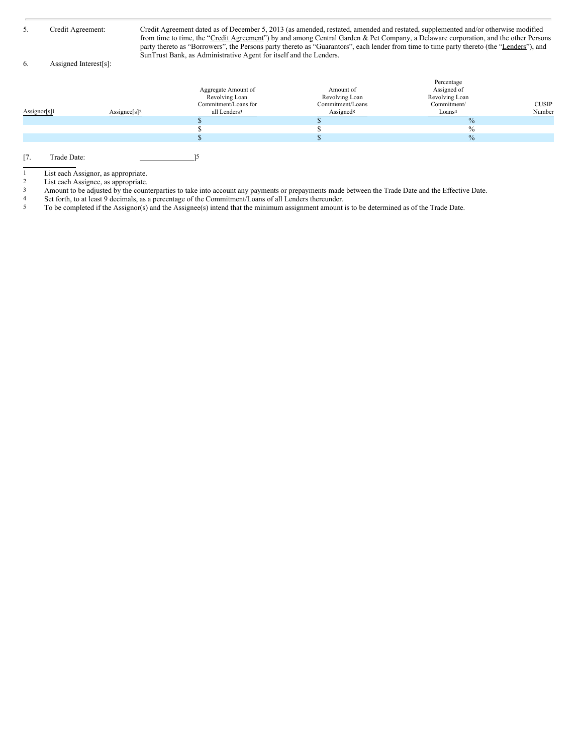5. Credit Agreement: Credit Agreement dated as of December 5, 2013 (as amended, restated, amended and restated, supplemented and/or otherwise modified from time to time, the "Credit Agreement") by and among Central Garden & Pet Company, a Delaware corporation, and the other Persons party thereto as "Borrowers", the Persons party thereto as "Guarantors", each lender from time to time party thereto (the "Lenders"), and SunTrust Bank, as Administrative Agent for itself and the Lenders.

6. Assigned Interest[s]:

| Assignor[s][1] | Assignee[s][2] | Aggregate Amount of Revolving Loan Commitment/Loans for all Lenders[3] | Amount of Revolving Loan Commitment/Loans Assigned[8] | Percentage Assigned of Revolving Loan Commitment/ Loans[4] | CUSIP Number |
|---|---|---|---|---|---|
| | | $ | $ | % | |
| | | $ | $ | % | |
| | | $ | $ | % | |

[7. Trade Date: ______________][5]

---

1 List each Assignor, as appropriate.

2 List each Assignee, as appropriate.

3 Amount to be adjusted by the counterparties to take into account any payments or prepayments made between the Trade Date and the Effective Date.

4 Set forth, to at least 9 decimals, as a percentage of the Commitment/Loans of all Lenders thereunder.

5 To be completed if the Assignor(s) and the Assignee(s) intend that the minimum assignment amount is to be determined as of the Trade Date.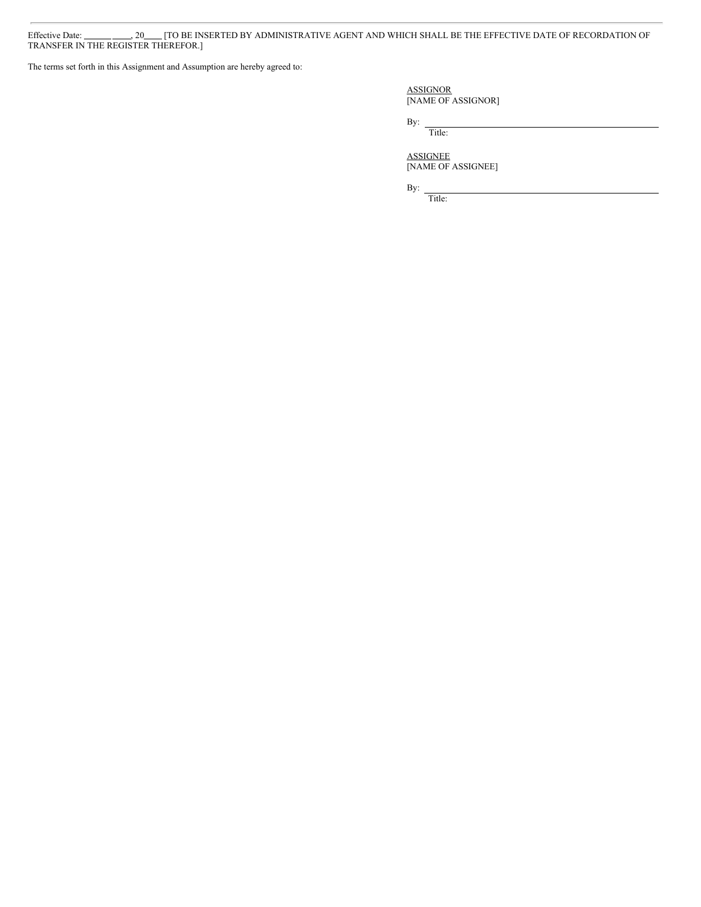Effective Date: ______ ____, 20____ [TO BE INSERTED BY ADMINISTRATIVE AGENT AND WHICH SHALL BE THE EFFECTIVE DATE OF RECORDATION OF TRANSFER IN THE REGISTER THEREFOR.]

The terms set forth in this Assignment and Assumption are hereby agreed to:

ASSIGNOR
[NAME OF ASSIGNOR]

By: ______________________________
Title:

ASSIGNEE
[NAME OF ASSIGNEE]

By: ______________________________
Title: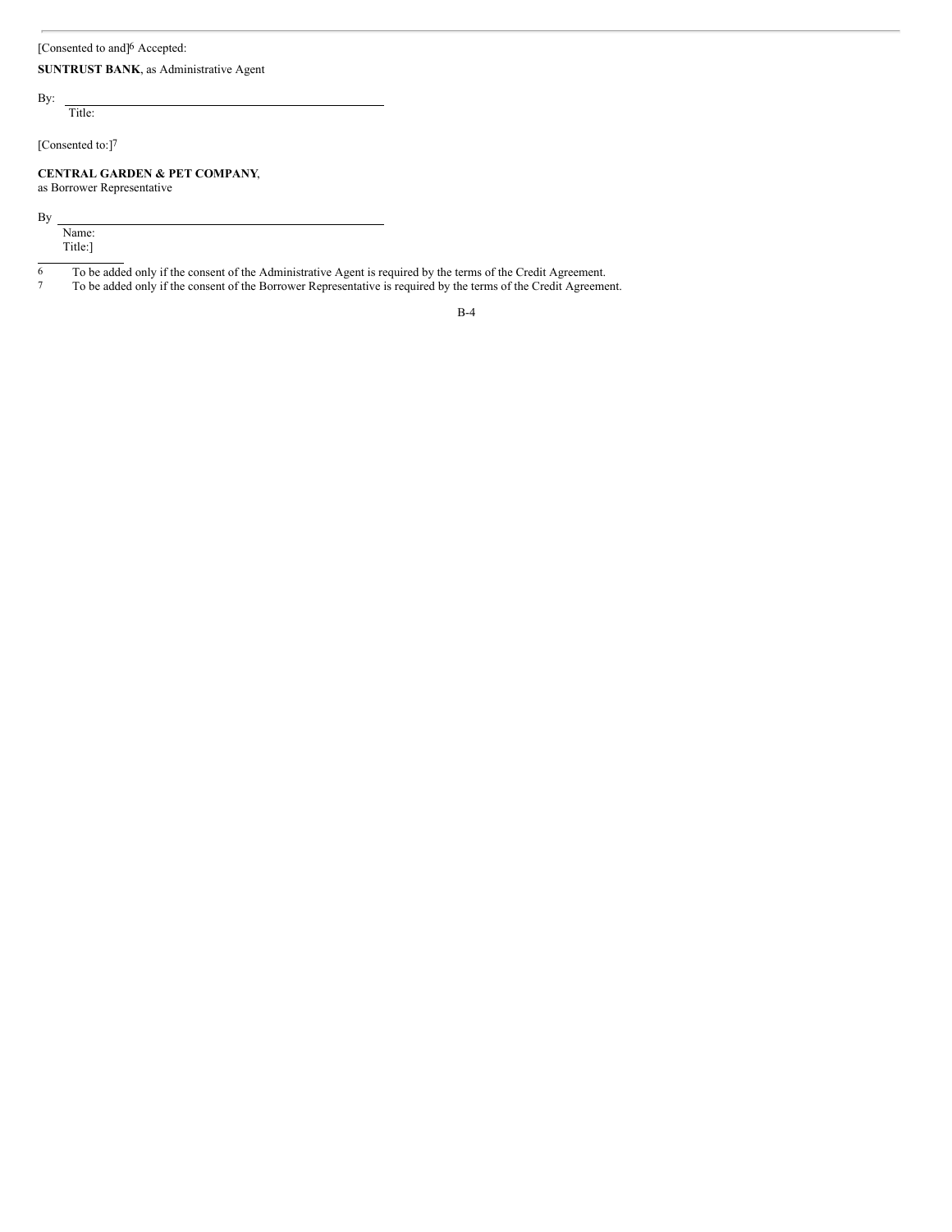[Consented to and][6] Accepted:

**SUNTRUST BANK**, as Administrative Agent

By: \_\_\_\_\_\_\_\_\_\_\_\_\_\_\_\_\_\_\_\_\_\_\_\_\_\_\_\_\_\_\_\_\_\_\_\_\_\_\_\_\_\_
Title:

[Consented to:][7]

**CENTRAL GARDEN & PET COMPANY**,
as Borrower Representative

By \_\_\_\_\_\_\_\_\_\_\_\_\_\_\_\_\_\_\_\_\_\_\_\_\_\_\_\_\_\_\_\_\_\_\_\_\_\_\_\_\_\_
Name:
Title:]

---

6 To be added only if the consent of the Administrative Agent is required by the terms of the Credit Agreement.

7 To be added only if the consent of the Borrower Representative is required by the terms of the Credit Agreement.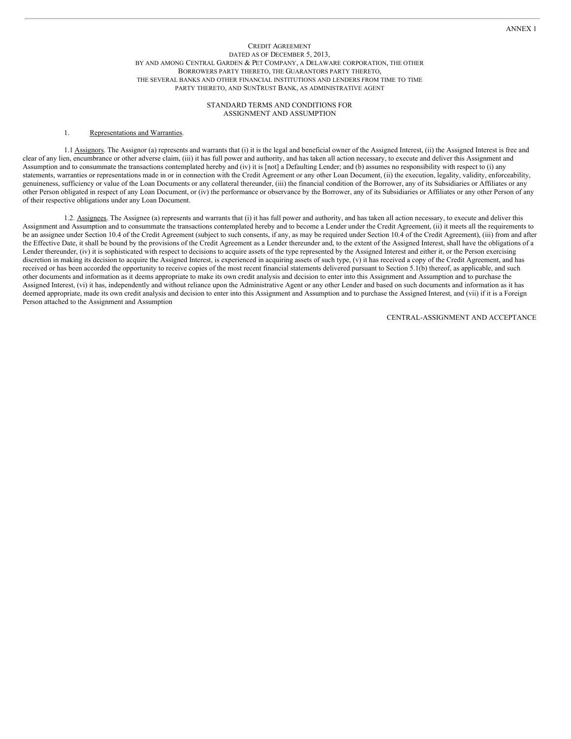ANNEX 1

CREDIT AGREEMENT
DATED AS OF DECEMBER 5, 2013,
BY AND AMONG CENTRAL GARDEN & PET COMPANY, A DELAWARE CORPORATION, THE OTHER
BORROWERS PARTY THERETO, THE GUARANTORS PARTY THERETO,
THE SEVERAL BANKS AND OTHER FINANCIAL INSTITUTIONS AND LENDERS FROM TIME TO TIME
PARTY THERETO, AND SUNTRUST BANK, AS ADMINISTRATIVE AGENT

STANDARD TERMS AND CONDITIONS FOR
ASSIGNMENT AND ASSUMPTION

1. Representations and Warranties.

1.1 Assignors. The Assignor (a) represents and warrants that (i) it is the legal and beneficial owner of the Assigned Interest, (ii) the Assigned Interest is free and clear of any lien, encumbrance or other adverse claim, (iii) it has full power and authority, and has taken all action necessary, to execute and deliver this Assignment and Assumption and to consummate the transactions contemplated hereby and (iv) it is [not] a Defaulting Lender; and (b) assumes no responsibility with respect to (i) any statements, warranties or representations made in or in connection with the Credit Agreement or any other Loan Document, (ii) the execution, legality, validity, enforceability, genuineness, sufficiency or value of the Loan Documents or any collateral thereunder, (iii) the financial condition of the Borrower, any of its Subsidiaries or Affiliates or any other Person obligated in respect of any Loan Document, or (iv) the performance or observance by the Borrower, any of its Subsidiaries or Affiliates or any other Person of any of their respective obligations under any Loan Document.

1.2. Assignees. The Assignee (a) represents and warrants that (i) it has full power and authority, and has taken all action necessary, to execute and deliver this Assignment and Assumption and to consummate the transactions contemplated hereby and to become a Lender under the Credit Agreement, (ii) it meets all the requirements to be an assignee under Section 10.4 of the Credit Agreement (subject to such consents, if any, as may be required under Section 10.4 of the Credit Agreement), (iii) from and after the Effective Date, it shall be bound by the provisions of the Credit Agreement as a Lender thereunder and, to the extent of the Assigned Interest, shall have the obligations of a Lender thereunder, (iv) it is sophisticated with respect to decisions to acquire assets of the type represented by the Assigned Interest and either it, or the Person exercising discretion in making its decision to acquire the Assigned Interest, is experienced in acquiring assets of such type, (v) it has received a copy of the Credit Agreement, and has received or has been accorded the opportunity to receive copies of the most recent financial statements delivered pursuant to Section 5.1(b) thereof, as applicable, and such other documents and information as it deems appropriate to make its own credit analysis and decision to enter into this Assignment and Assumption and to purchase the Assigned Interest, (vi) it has, independently and without reliance upon the Administrative Agent or any other Lender and based on such documents and information as it has deemed appropriate, made its own credit analysis and decision to enter into this Assignment and Assumption and to purchase the Assigned Interest, and (vii) if it is a Foreign Person attached to the Assignment and Assumption

CENTRAL-ASSIGNMENT AND ACCEPTANCE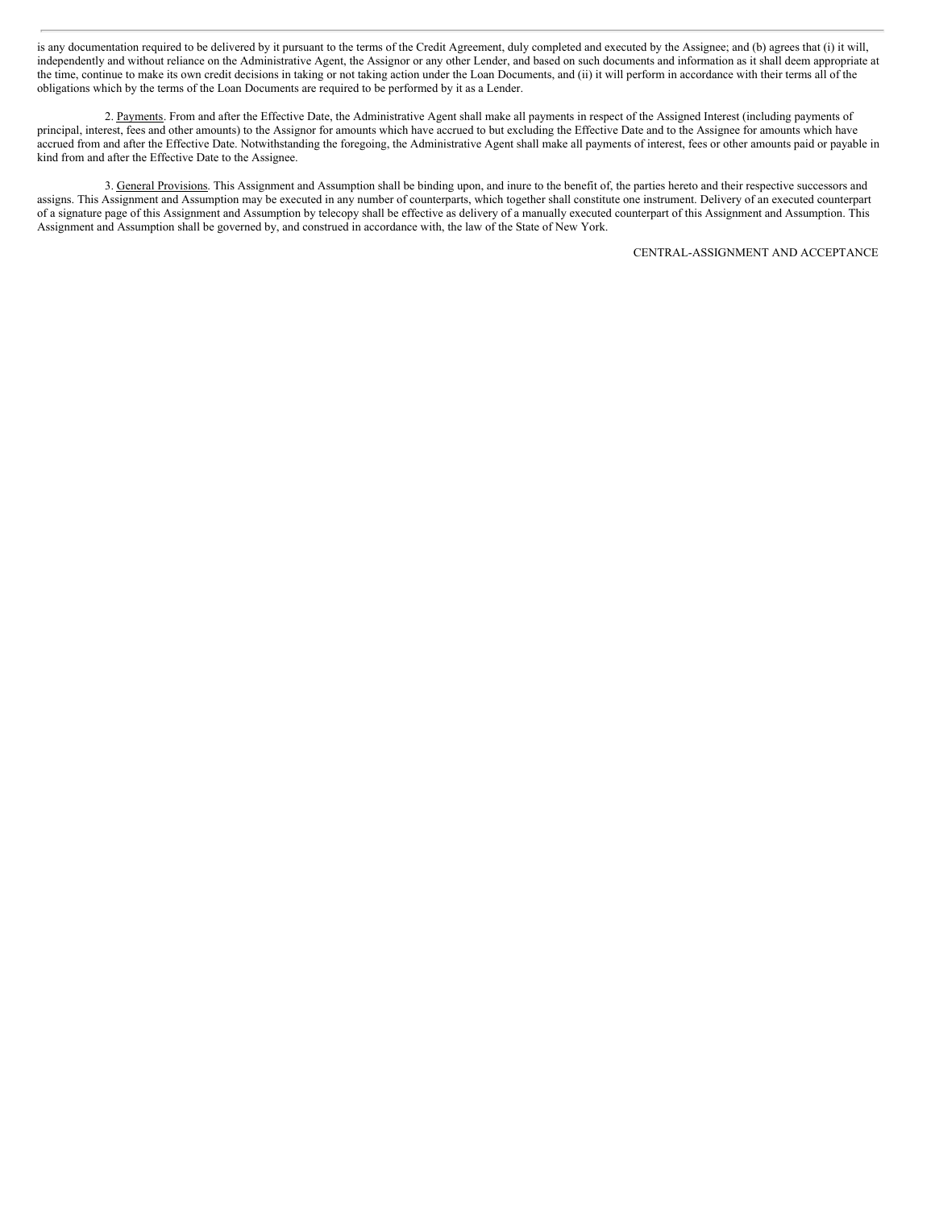is any documentation required to be delivered by it pursuant to the terms of the Credit Agreement, duly completed and executed by the Assignee; and (b) agrees that (i) it will, independently and without reliance on the Administrative Agent, the Assignor or any other Lender, and based on such documents and information as it shall deem appropriate at the time, continue to make its own credit decisions in taking or not taking action under the Loan Documents, and (ii) it will perform in accordance with their terms all of the obligations which by the terms of the Loan Documents are required to be performed by it as a Lender.

2. Payments. From and after the Effective Date, the Administrative Agent shall make all payments in respect of the Assigned Interest (including payments of principal, interest, fees and other amounts) to the Assignor for amounts which have accrued to but excluding the Effective Date and to the Assignee for amounts which have accrued from and after the Effective Date. Notwithstanding the foregoing, the Administrative Agent shall make all payments of interest, fees or other amounts paid or payable in kind from and after the Effective Date to the Assignee.

3. General Provisions. This Assignment and Assumption shall be binding upon, and inure to the benefit of, the parties hereto and their respective successors and assigns. This Assignment and Assumption may be executed in any number of counterparts, which together shall constitute one instrument. Delivery of an executed counterpart of a signature page of this Assignment and Assumption by telecopy shall be effective as delivery of a manually executed counterpart of this Assignment and Assumption. This Assignment and Assumption shall be governed by, and construed in accordance with, the law of the State of New York.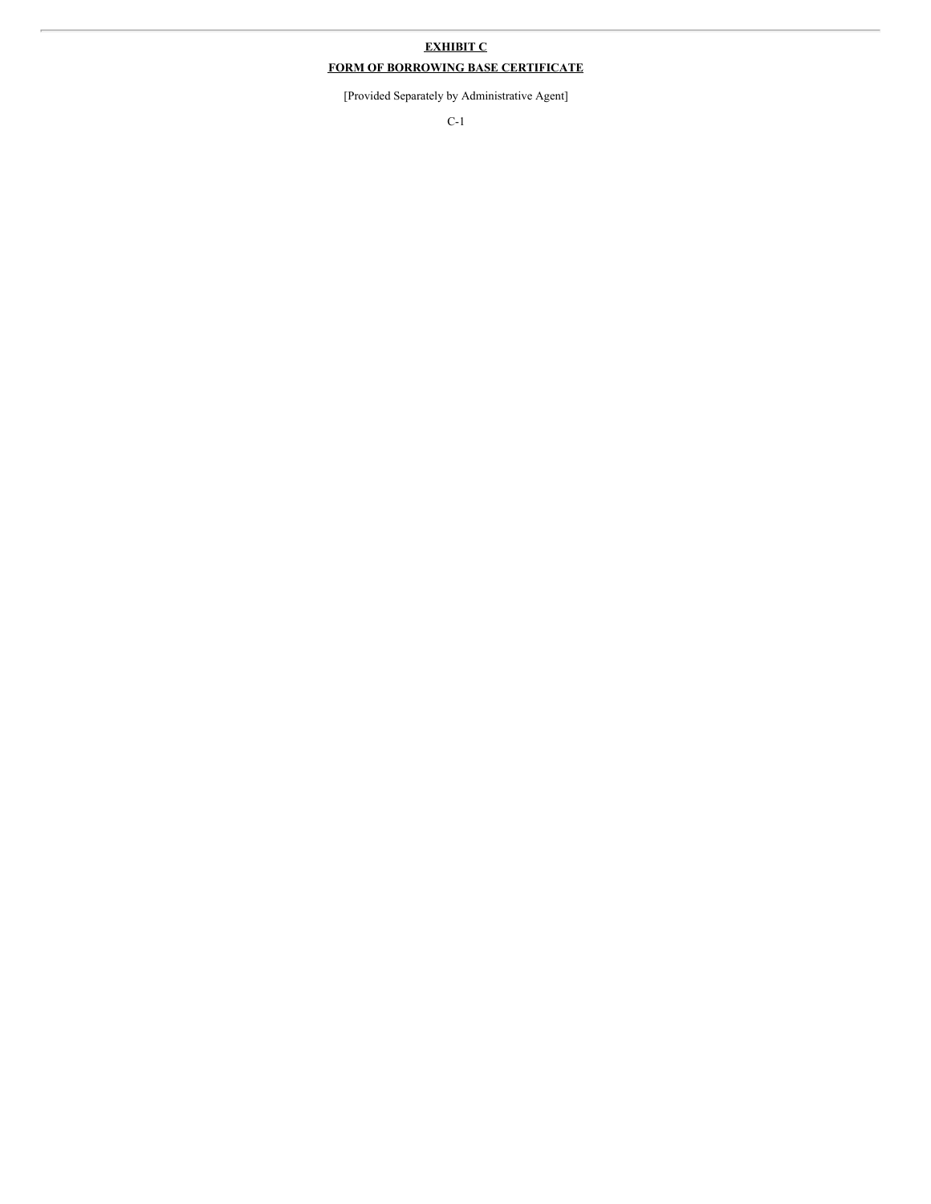**EXHIBIT C**

**FORM OF BORROWING BASE CERTIFICATE**

[Provided Separately by Administrative Agent]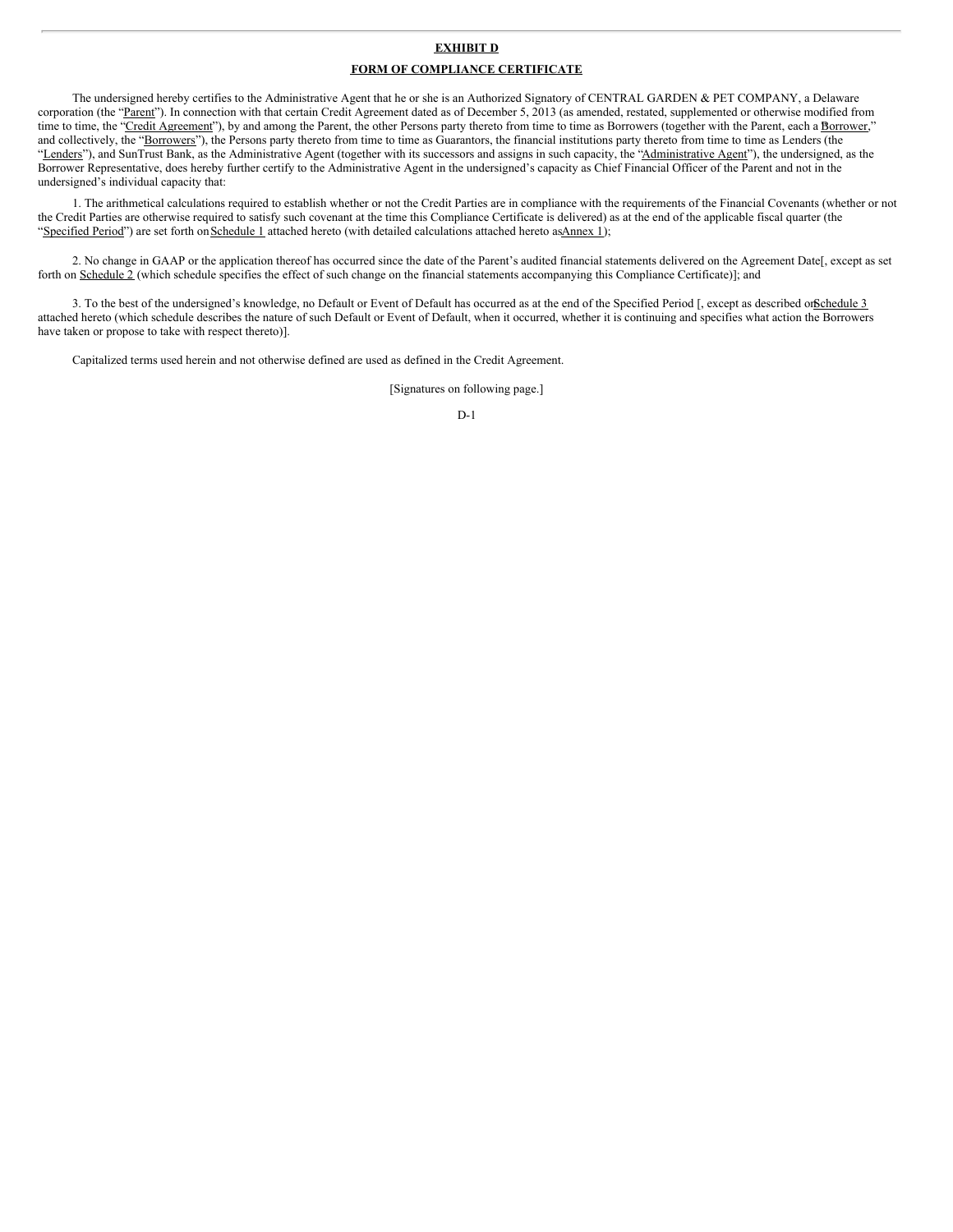**EXHIBIT D**

**FORM OF COMPLIANCE CERTIFICATE**

The undersigned hereby certifies to the Administrative Agent that he or she is an Authorized Signatory of CENTRAL GARDEN & PET COMPANY, a Delaware corporation (the "Parent"). In connection with that certain Credit Agreement dated as of December 5, 2013 (as amended, restated, supplemented or otherwise modified from time to time, the "Credit Agreement"), by and among the Parent, the other Persons party thereto from time to time as Borrowers (together with the Parent, each a "Borrower," and collectively, the "Borrowers"), the Persons party thereto from time to time as Guarantors, the financial institutions party thereto from time to time as Lenders (the "Lenders"), and SunTrust Bank, as the Administrative Agent (together with its successors and assigns in such capacity, the "Administrative Agent"), the undersigned, as the Borrower Representative, does hereby further certify to the Administrative Agent in the undersigned's capacity as Chief Financial Officer of the Parent and not in the undersigned's individual capacity that:

1. The arithmetical calculations required to establish whether or not the Credit Parties are in compliance with the requirements of the Financial Covenants (whether or not the Credit Parties are otherwise required to satisfy such covenant at the time this Compliance Certificate is delivered) as at the end of the applicable fiscal quarter (the "Specified Period") are set forth on Schedule 1 attached hereto (with detailed calculations attached hereto as Annex 1);

2. No change in GAAP or the application thereof has occurred since the date of the Parent's audited financial statements delivered on the Agreement Date[, except as set forth on Schedule 2 (which schedule specifies the effect of such change on the financial statements accompanying this Compliance Certificate)]; and

3. To the best of the undersigned's knowledge, no Default or Event of Default has occurred as at the end of the Specified Period [, except as described on Schedule 3 attached hereto (which schedule describes the nature of such Default or Event of Default, when it occurred, whether it is continuing and specifies what action the Borrowers have taken or propose to take with respect thereto)].

Capitalized terms used herein and not otherwise defined are used as defined in the Credit Agreement.

[Signatures on following page.]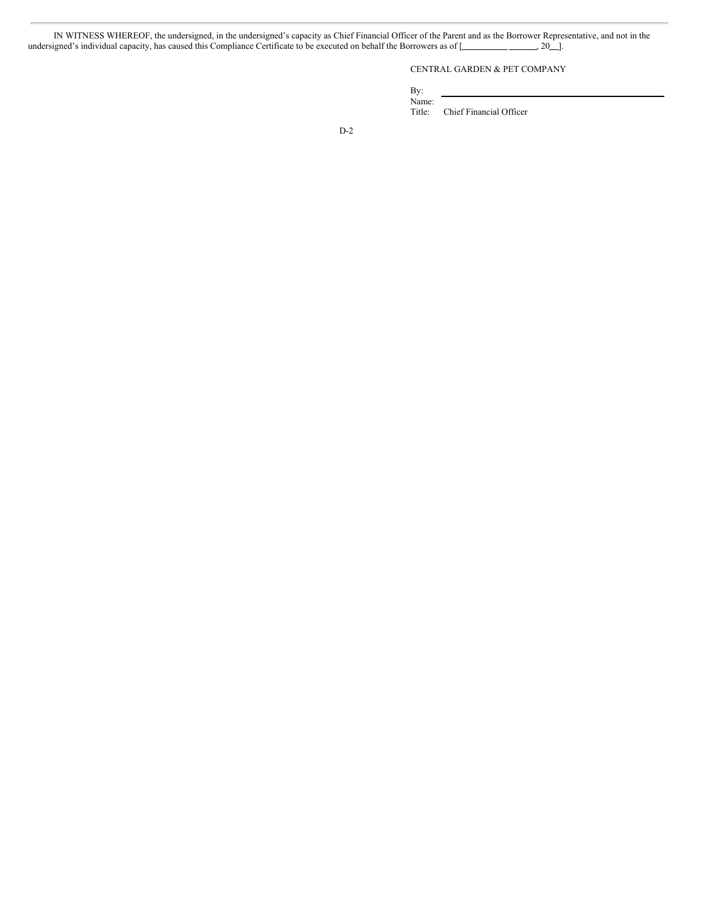IN WITNESS WHEREOF, the undersigned, in the undersigned's capacity as Chief Financial Officer of the Parent and as the Borrower Representative, and not in the undersigned's individual capacity, has caused this Compliance Certificate to be executed on behalf the Borrowers as of [\_\_\_\_\_\_\_\_\_\_\_\_\_\_\_\_\_, 20\_\_].

CENTRAL GARDEN & PET COMPANY

By: \_\_\_\_\_\_\_\_\_\_\_\_\_\_\_\_\_\_\_\_\_\_\_\_\_\_\_\_\_\_\_\_\_\_\_\_\_\_

Name:

Title: Chief Financial Officer

D-2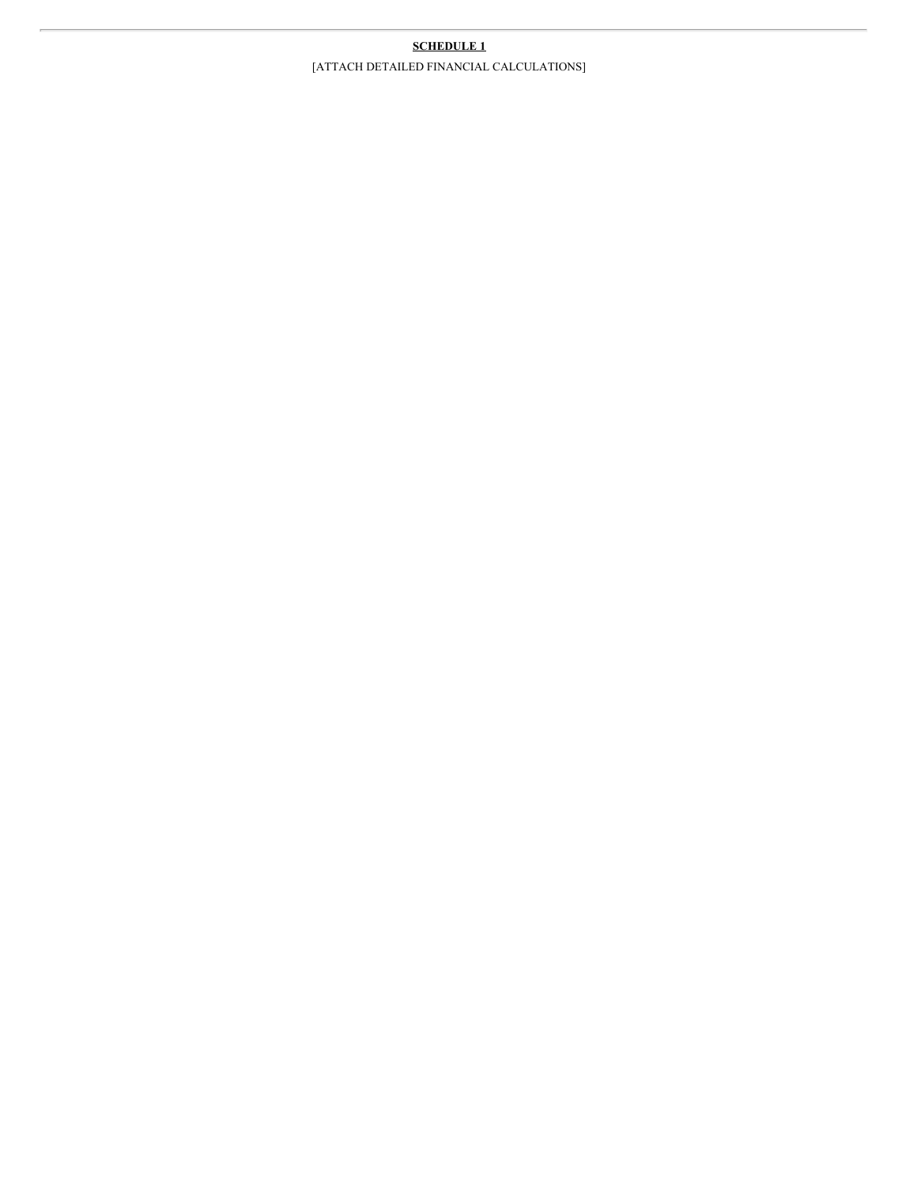**SCHEDULE 1**

[ATTACH DETAILED FINANCIAL CALCULATIONS]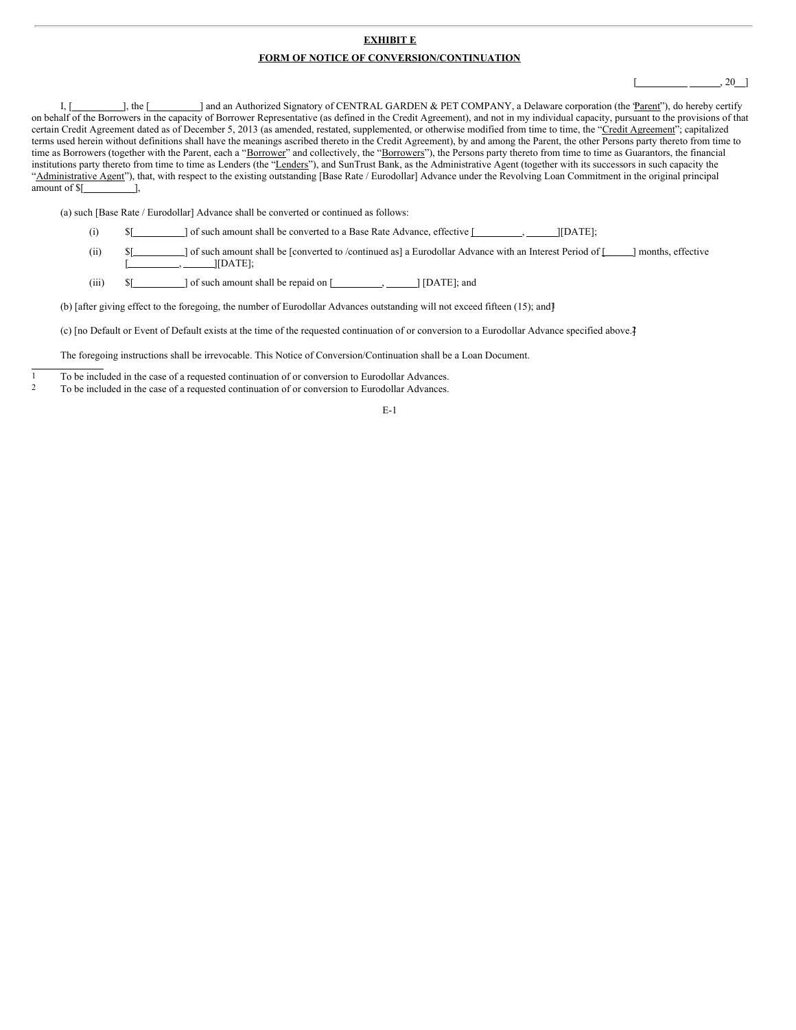**EXHIBIT E**

**FORM OF NOTICE OF CONVERSION/CONTINUATION**

[__________ ______, 20__]

I, [__________], the [__________] and an Authorized Signatory of CENTRAL GARDEN & PET COMPANY, a Delaware corporation (the "Parent"), do hereby certify on behalf of the Borrowers in the capacity of Borrower Representative (as defined in the Credit Agreement), and not in my individual capacity, pursuant to the provisions of that certain Credit Agreement dated as of December 5, 2013 (as amended, restated, supplemented, or otherwise modified from time to time, the "Credit Agreement"; capitalized terms used herein without definitions shall have the meanings ascribed thereto in the Credit Agreement), by and among the Parent, the other Persons party thereto from time to time as Borrowers (together with the Parent, each a "Borrower" and collectively, the "Borrowers"), the Persons party thereto from time to time as Guarantors, the financial institutions party thereto from time to time as Lenders (the "Lenders"), and SunTrust Bank, as the Administrative Agent (together with its successors in such capacity the "Administrative Agent"), that, with respect to the existing outstanding [Base Rate / Eurodollar] Advance under the Revolving Loan Commitment in the original principal amount of $[__________],

(a) such [Base Rate / Eurodollar] Advance shall be converted or continued as follows:

(i) $[__________] of such amount shall be converted to a Base Rate Advance, effective [__________, ______][DATE];

(ii) $[__________] of such amount shall be [converted to /continued as] a Eurodollar Advance with an Interest Period of [______] months, effective [__________, ______][DATE];

(iii) $[__________] of such amount shall be repaid on [__________, ______] [DATE]; and

(b) [after giving effect to the foregoing, the number of Eurodollar Advances outstanding will not exceed fifteen (15); and][1]

(c) [no Default or Event of Default exists at the time of the requested continuation of or conversion to a Eurodollar Advance specified above.][2]

The foregoing instructions shall be irrevocable. This Notice of Conversion/Continuation shall be a Loan Document.

---

1 To be included in the case of a requested continuation of or conversion to Eurodollar Advances.

2 To be included in the case of a requested continuation of or conversion to Eurodollar Advances.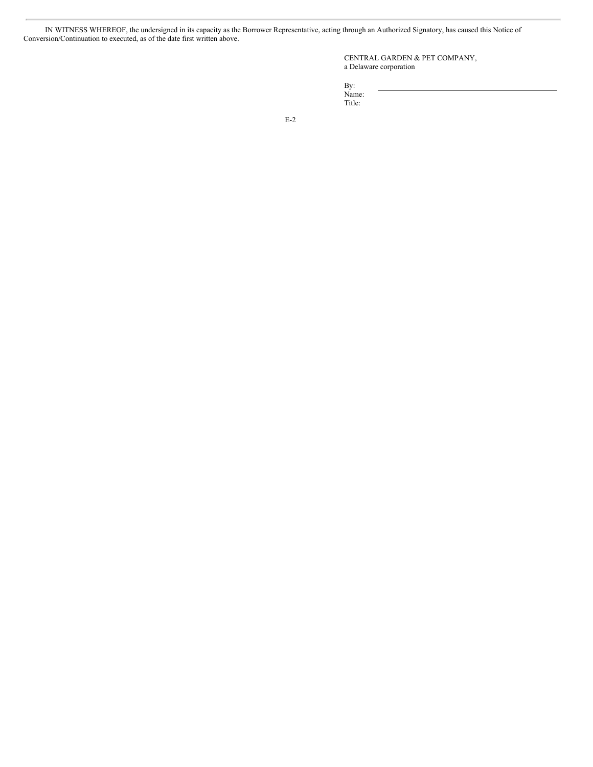IN WITNESS WHEREOF, the undersigned in its capacity as the Borrower Representative, acting through an Authorized Signatory, has caused this Notice of Conversion/Continuation to executed, as of the date first written above.

CENTRAL GARDEN & PET COMPANY,
a Delaware corporation

By: \_\_\_\_\_\_\_\_\_\_\_\_\_\_\_\_\_\_\_\_\_\_\_\_\_\_\_\_\_\_
Name:
Title: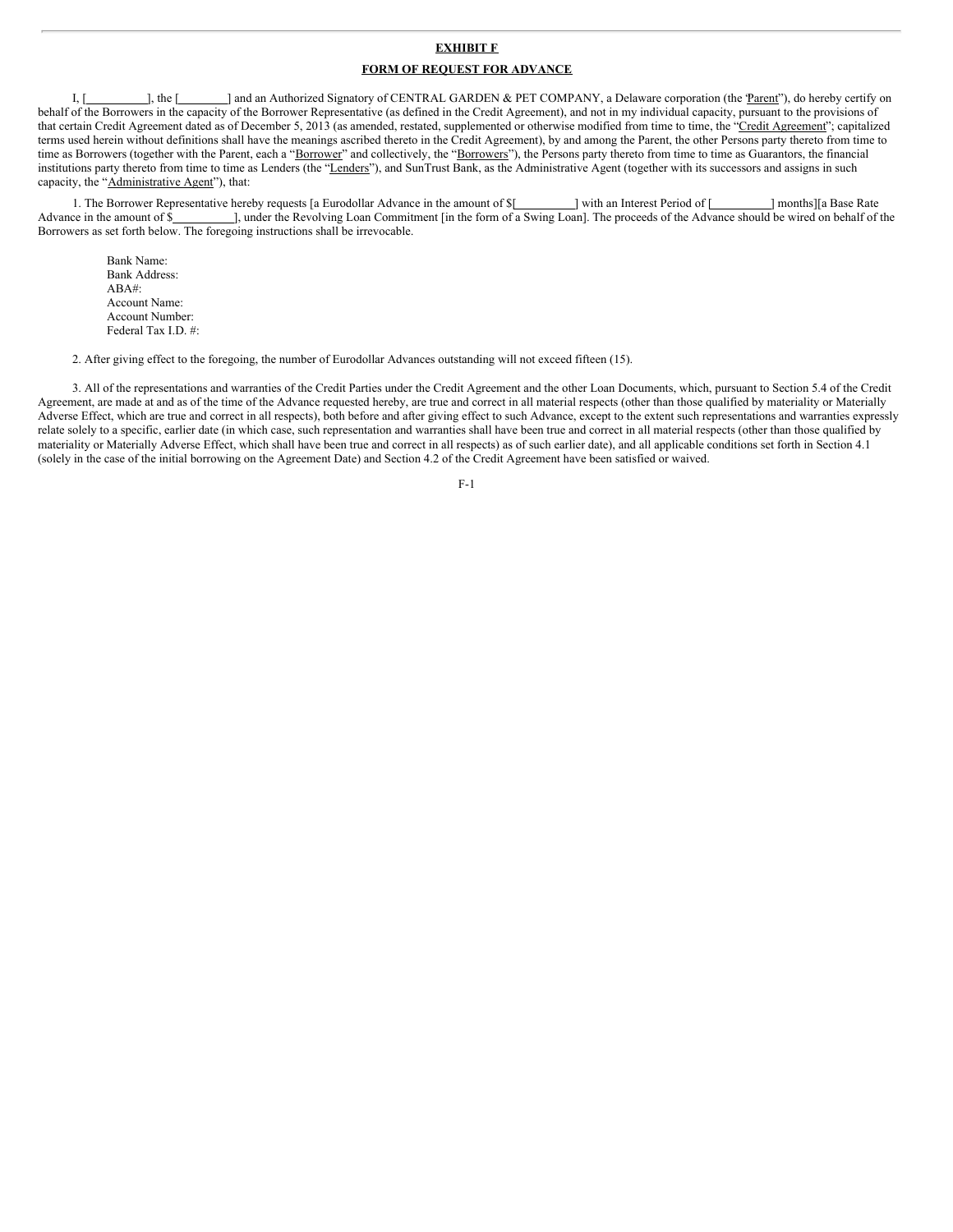**EXHIBIT F**

**FORM OF REQUEST FOR ADVANCE**

I, [__________], the [________] and an Authorized Signatory of CENTRAL GARDEN & PET COMPANY, a Delaware corporation (the "Parent"), do hereby certify on behalf of the Borrowers in the capacity of the Borrower Representative (as defined in the Credit Agreement), and not in my individual capacity, pursuant to the provisions of that certain Credit Agreement dated as of December 5, 2013 (as amended, restated, supplemented or otherwise modified from time to time, the "Credit Agreement"; capitalized terms used herein without definitions shall have the meanings ascribed thereto in the Credit Agreement), by and among the Parent, the other Persons party thereto from time to time as Borrowers (together with the Parent, each a "Borrower" and collectively, the "Borrowers"), the Persons party thereto from time to time as Guarantors, the financial institutions party thereto from time to time as Lenders (the "Lenders"), and SunTrust Bank, as the Administrative Agent (together with its successors and assigns in such capacity, the "Administrative Agent"), that:

1. The Borrower Representative hereby requests [a Eurodollar Advance in the amount of $[__________] with an Interest Period of [__________] months][a Base Rate Advance in the amount of $__________], under the Revolving Loan Commitment [in the form of a Swing Loan]. The proceeds of the Advance should be wired on behalf of the Borrowers as set forth below. The foregoing instructions shall be irrevocable.

Bank Name:
Bank Address:
ABA#:
Account Name:
Account Number:
Federal Tax I.D. #:

2. After giving effect to the foregoing, the number of Eurodollar Advances outstanding will not exceed fifteen (15).

3. All of the representations and warranties of the Credit Parties under the Credit Agreement and the other Loan Documents, which, pursuant to Section 5.4 of the Credit Agreement, are made at and as of the time of the Advance requested hereby, are true and correct in all material respects (other than those qualified by materiality or Materially Adverse Effect, which are true and correct in all respects), both before and after giving effect to such Advance, except to the extent such representations and warranties expressly relate solely to a specific, earlier date (in which case, such representation and warranties shall have been true and correct in all material respects (other than those qualified by materiality or Materially Adverse Effect, which shall have been true and correct in all respects) as of such earlier date), and all applicable conditions set forth in Section 4.1 (solely in the case of the initial borrowing on the Agreement Date) and Section 4.2 of the Credit Agreement have been satisfied or waived.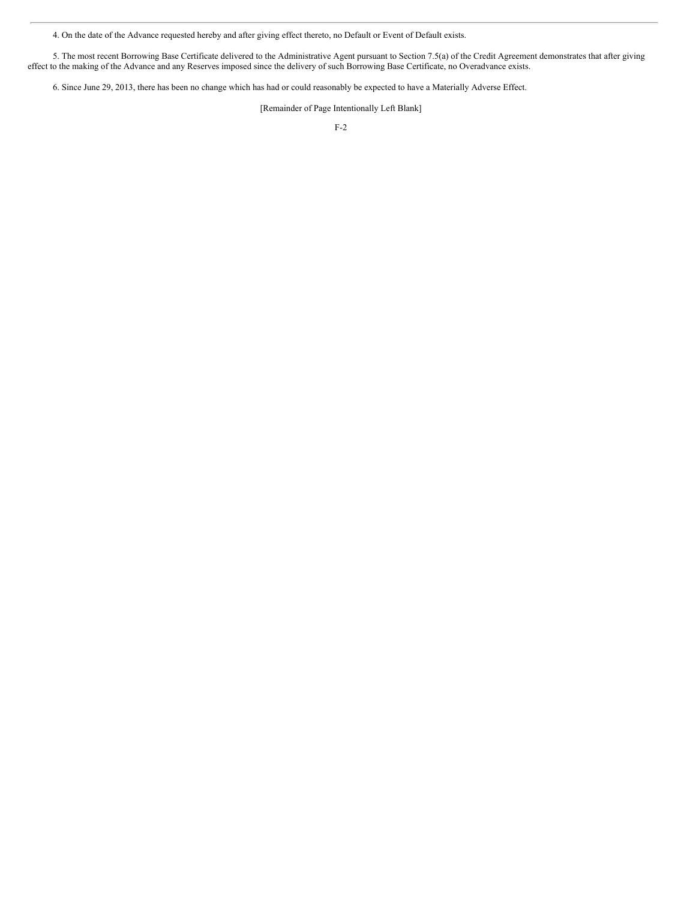4. On the date of the Advance requested hereby and after giving effect thereto, no Default or Event of Default exists.

5. The most recent Borrowing Base Certificate delivered to the Administrative Agent pursuant to Section 7.5(a) of the Credit Agreement demonstrates that after giving effect to the making of the Advance and any Reserves imposed since the delivery of such Borrowing Base Certificate, no Overadvance exists.

6. Since June 29, 2013, there has been no change which has had or could reasonably be expected to have a Materially Adverse Effect.

[Remainder of Page Intentionally Left Blank]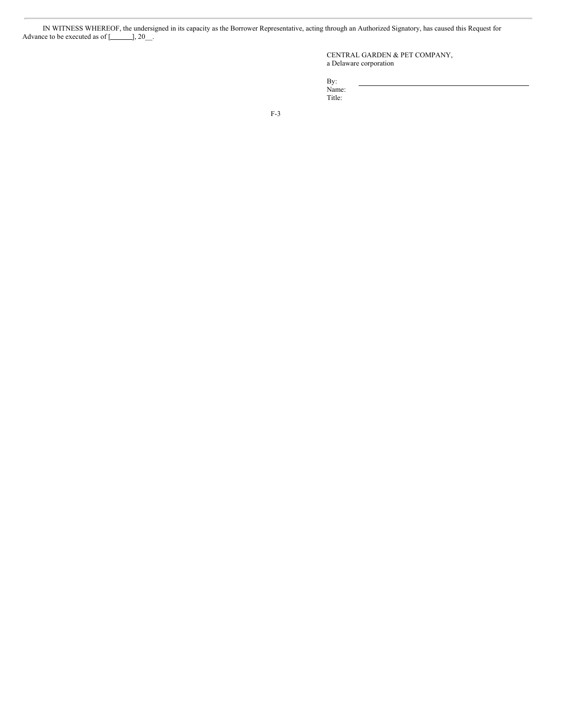IN WITNESS WHEREOF, the undersigned in its capacity as the Borrower Representative, acting through an Authorized Signatory, has caused this Request for Advance to be executed as of [______], 20__.

CENTRAL GARDEN & PET COMPANY,
a Delaware corporation

By: ______________________________
Name:
Title: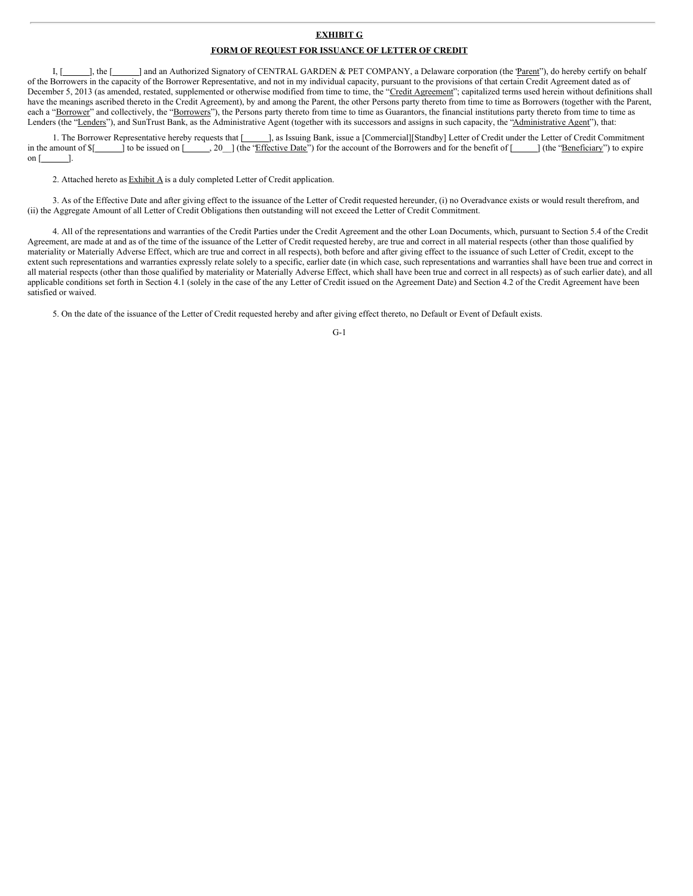**EXHIBIT G**

**FORM OF REQUEST FOR ISSUANCE OF LETTER OF CREDIT**

I, [______], the [______] and an Authorized Signatory of CENTRAL GARDEN & PET COMPANY, a Delaware corporation (the "Parent"), do hereby certify on behalf of the Borrowers in the capacity of the Borrower Representative, and not in my individual capacity, pursuant to the provisions of that certain Credit Agreement dated as of December 5, 2013 (as amended, restated, supplemented or otherwise modified from time to time, the "Credit Agreement"; capitalized terms used herein without definitions shall have the meanings ascribed thereto in the Credit Agreement), by and among the Parent, the other Persons party thereto from time to time as Borrowers (together with the Parent, each a "Borrower" and collectively, the "Borrowers"), the Persons party thereto from time to time as Guarantors, the financial institutions party thereto from time to time as Lenders (the "Lenders"), and SunTrust Bank, as the Administrative Agent (together with its successors and assigns in such capacity, the "Administrative Agent"), that:

1. The Borrower Representative hereby requests that [______], as Issuing Bank, issue a [Commercial][Standby] Letter of Credit under the Letter of Credit Commitment in the amount of $[______] to be issued on [______, 20__] (the "Effective Date") for the account of the Borrowers and for the benefit of [______] (the "Beneficiary") to expire on [______].

2. Attached hereto as Exhibit A is a duly completed Letter of Credit application.

3. As of the Effective Date and after giving effect to the issuance of the Letter of Credit requested hereunder, (i) no Overadvance exists or would result therefrom, and (ii) the Aggregate Amount of all Letter of Credit Obligations then outstanding will not exceed the Letter of Credit Commitment.

4. All of the representations and warranties of the Credit Parties under the Credit Agreement and the other Loan Documents, which, pursuant to Section 5.4 of the Credit Agreement, are made at and as of the time of the issuance of the Letter of Credit requested hereby, are true and correct in all material respects (other than those qualified by materiality or Materially Adverse Effect, which are true and correct in all respects), both before and after giving effect to the issuance of such Letter of Credit, except to the extent such representations and warranties expressly relate solely to a specific, earlier date (in which case, such representations and warranties shall have been true and correct in all material respects (other than those qualified by materiality or Materially Adverse Effect, which shall have been true and correct in all respects) as of such earlier date), and all applicable conditions set forth in Section 4.1 (solely in the case of the any Letter of Credit issued on the Agreement Date) and Section 4.2 of the Credit Agreement have been satisfied or waived.

5. On the date of the issuance of the Letter of Credit requested hereby and after giving effect thereto, no Default or Event of Default exists.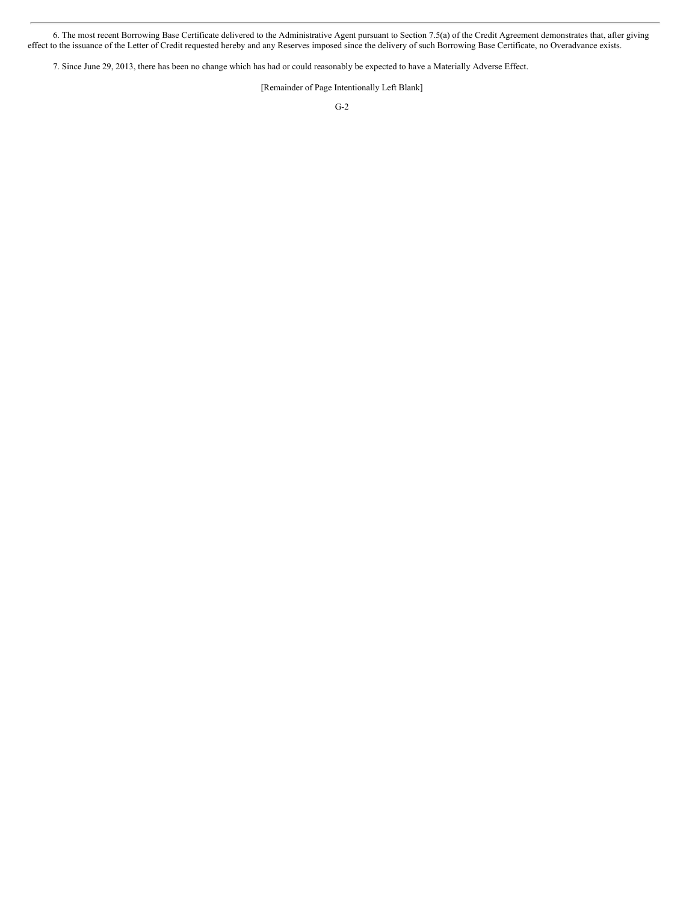6. The most recent Borrowing Base Certificate delivered to the Administrative Agent pursuant to Section 7.5(a) of the Credit Agreement demonstrates that, after giving effect to the issuance of the Letter of Credit requested hereby and any Reserves imposed since the delivery of such Borrowing Base Certificate, no Overadvance exists.

7. Since June 29, 2013, there has been no change which has had or could reasonably be expected to have a Materially Adverse Effect.

[Remainder of Page Intentionally Left Blank]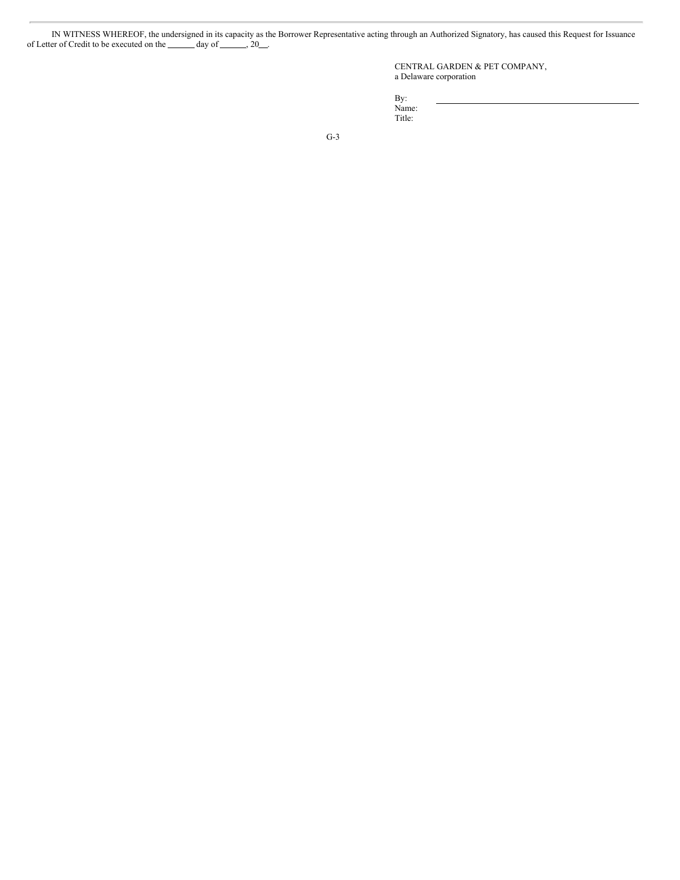IN WITNESS WHEREOF, the undersigned in its capacity as the Borrower Representative acting through an Authorized Signatory, has caused this Request for Issuance of Letter of Credit to be executed on the ______ day of ______, 20__.

CENTRAL GARDEN & PET COMPANY,
a Delaware corporation

By: ______________________________
Name:
Title: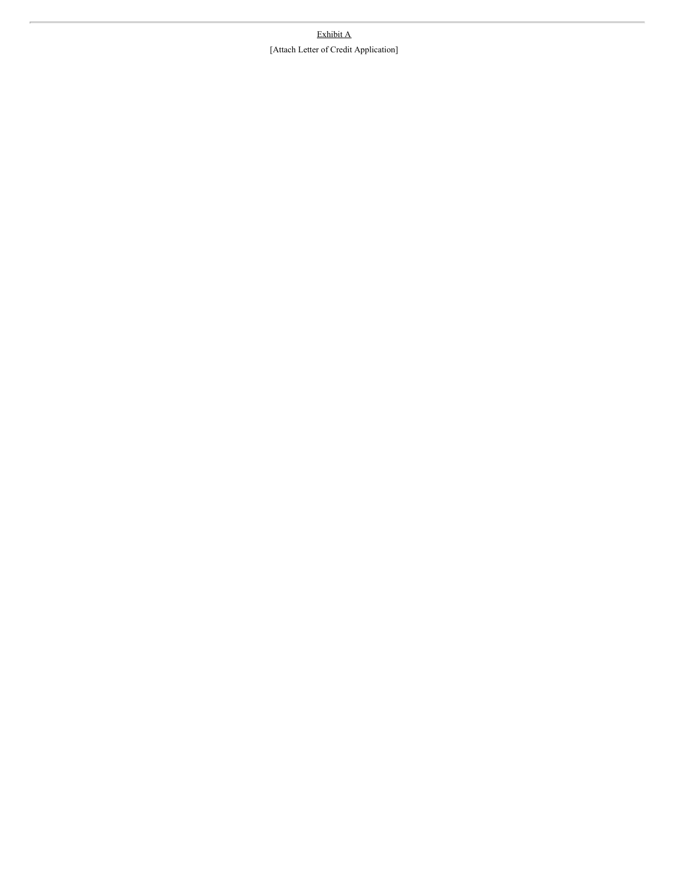<u>Exhibit A</u>

[Attach Letter of Credit Application]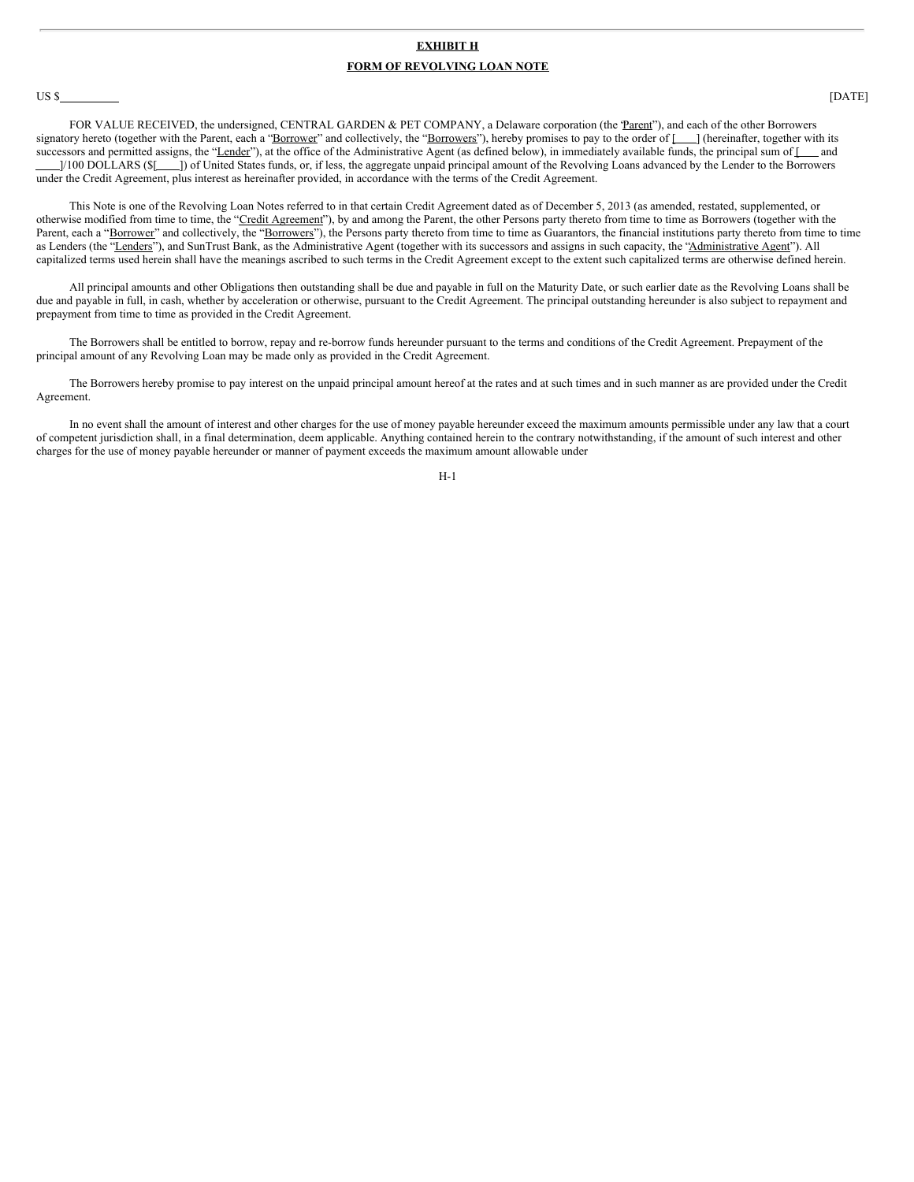**EXHIBIT H**

**FORM OF REVOLVING LOAN NOTE**

US $\_\_\_\_\_\_\_\_\_\_ [DATE]

FOR VALUE RECEIVED, the undersigned, CENTRAL GARDEN & PET COMPANY, a Delaware corporation (the "Parent"), and each of the other Borrowers signatory hereto (together with the Parent, each a "Borrower" and collectively, the "Borrowers"), hereby promises to pay to the order of [\_\_\_\_] (hereinafter, together with its successors and permitted assigns, the "Lender"), at the office of the Administrative Agent (as defined below), in immediately available funds, the principal sum of [\_\_\_\_ and \_\_\_\_]/100 DOLLARS ($[\_\_\_\_]) of United States funds, or, if less, the aggregate unpaid principal amount of the Revolving Loans advanced by the Lender to the Borrowers under the Credit Agreement, plus interest as hereinafter provided, in accordance with the terms of the Credit Agreement.

This Note is one of the Revolving Loan Notes referred to in that certain Credit Agreement dated as of December 5, 2013 (as amended, restated, supplemented, or otherwise modified from time to time, the "Credit Agreement"), by and among the Parent, the other Persons party thereto from time to time as Borrowers (together with the Parent, each a "Borrower" and collectively, the "Borrowers"), the Persons party thereto from time to time as Guarantors, the financial institutions party thereto from time to time as Lenders (the "Lenders"), and SunTrust Bank, as the Administrative Agent (together with its successors and assigns in such capacity, the "Administrative Agent"). All capitalized terms used herein shall have the meanings ascribed to such terms in the Credit Agreement except to the extent such capitalized terms are otherwise defined herein.

All principal amounts and other Obligations then outstanding shall be due and payable in full on the Maturity Date, or such earlier date as the Revolving Loans shall be due and payable in full, in cash, whether by acceleration or otherwise, pursuant to the Credit Agreement. The principal outstanding hereunder is also subject to repayment and prepayment from time to time as provided in the Credit Agreement.

The Borrowers shall be entitled to borrow, repay and re-borrow funds hereunder pursuant to the terms and conditions of the Credit Agreement. Prepayment of the principal amount of any Revolving Loan may be made only as provided in the Credit Agreement.

The Borrowers hereby promise to pay interest on the unpaid principal amount hereof at the rates and at such times and in such manner as are provided under the Credit Agreement.

In no event shall the amount of interest and other charges for the use of money payable hereunder exceed the maximum amounts permissible under any law that a court of competent jurisdiction shall, in a final determination, deem applicable. Anything contained herein to the contrary notwithstanding, if the amount of such interest and other charges for the use of money payable hereunder or manner of payment exceeds the maximum amount allowable under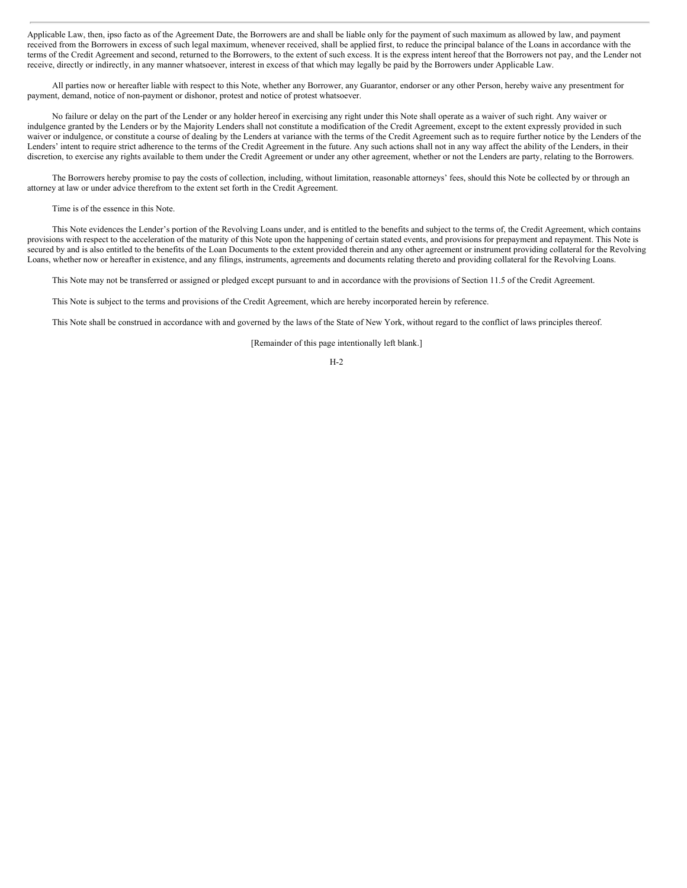Applicable Law, then, ipso facto as of the Agreement Date, the Borrowers are and shall be liable only for the payment of such maximum as allowed by law, and payment received from the Borrowers in excess of such legal maximum, whenever received, shall be applied first, to reduce the principal balance of the Loans in accordance with the terms of the Credit Agreement and second, returned to the Borrowers, to the extent of such excess. It is the express intent hereof that the Borrowers not pay, and the Lender not receive, directly or indirectly, in any manner whatsoever, interest in excess of that which may legally be paid by the Borrowers under Applicable Law.

All parties now or hereafter liable with respect to this Note, whether any Borrower, any Guarantor, endorser or any other Person, hereby waive any presentment for payment, demand, notice of non-payment or dishonor, protest and notice of protest whatsoever.

No failure or delay on the part of the Lender or any holder hereof in exercising any right under this Note shall operate as a waiver of such right. Any waiver or indulgence granted by the Lenders or by the Majority Lenders shall not constitute a modification of the Credit Agreement, except to the extent expressly provided in such waiver or indulgence, or constitute a course of dealing by the Lenders at variance with the terms of the Credit Agreement such as to require further notice by the Lenders of the Lenders' intent to require strict adherence to the terms of the Credit Agreement in the future. Any such actions shall not in any way affect the ability of the Lenders, in their discretion, to exercise any rights available to them under the Credit Agreement or under any other agreement, whether or not the Lenders are party, relating to the Borrowers.

The Borrowers hereby promise to pay the costs of collection, including, without limitation, reasonable attorneys' fees, should this Note be collected by or through an attorney at law or under advice therefrom to the extent set forth in the Credit Agreement.

Time is of the essence in this Note.

This Note evidences the Lender's portion of the Revolving Loans under, and is entitled to the benefits and subject to the terms of, the Credit Agreement, which contains provisions with respect to the acceleration of the maturity of this Note upon the happening of certain stated events, and provisions for prepayment and repayment. This Note is secured by and is also entitled to the benefits of the Loan Documents to the extent provided therein and any other agreement or instrument providing collateral for the Revolving Loans, whether now or hereafter in existence, and any filings, instruments, agreements and documents relating thereto and providing collateral for the Revolving Loans.

This Note may not be transferred or assigned or pledged except pursuant to and in accordance with the provisions of Section 11.5 of the Credit Agreement.

This Note is subject to the terms and provisions of the Credit Agreement, which are hereby incorporated herein by reference.

This Note shall be construed in accordance with and governed by the laws of the State of New York, without regard to the conflict of laws principles thereof.

[Remainder of this page intentionally left blank.]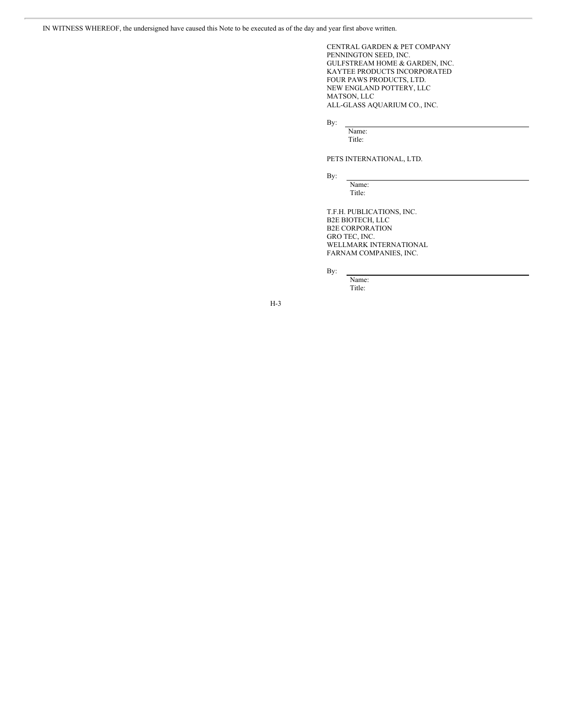IN WITNESS WHEREOF, the undersigned have caused this Note to be executed as of the day and year first above written.

CENTRAL GARDEN & PET COMPANY
PENNINGTON SEED, INC.
GULFSTREAM HOME & GARDEN, INC.
KAYTEE PRODUCTS INCORPORATED
FOUR PAWS PRODUCTS, LTD.
NEW ENGLAND POTTERY, LLC
MATSON, LLC
ALL-GLASS AQUARIUM CO., INC.

By: \_\_\_\_\_\_\_\_\_\_\_\_\_\_\_\_\_\_\_\_\_\_\_\_\_\_\_\_\_\_
Name:
Title:

PETS INTERNATIONAL, LTD.

By: \_\_\_\_\_\_\_\_\_\_\_\_\_\_\_\_\_\_\_\_\_\_\_\_\_\_\_\_\_\_
Name:
Title:

T.F.H. PUBLICATIONS, INC.
B2E BIOTECH, LLC
B2E CORPORATION
GRO TEC, INC.
WELLMARK INTERNATIONAL
FARNAM COMPANIES, INC.

By: \_\_\_\_\_\_\_\_\_\_\_\_\_\_\_\_\_\_\_\_\_\_\_\_\_\_\_\_\_\_
Name:
Title:

H-3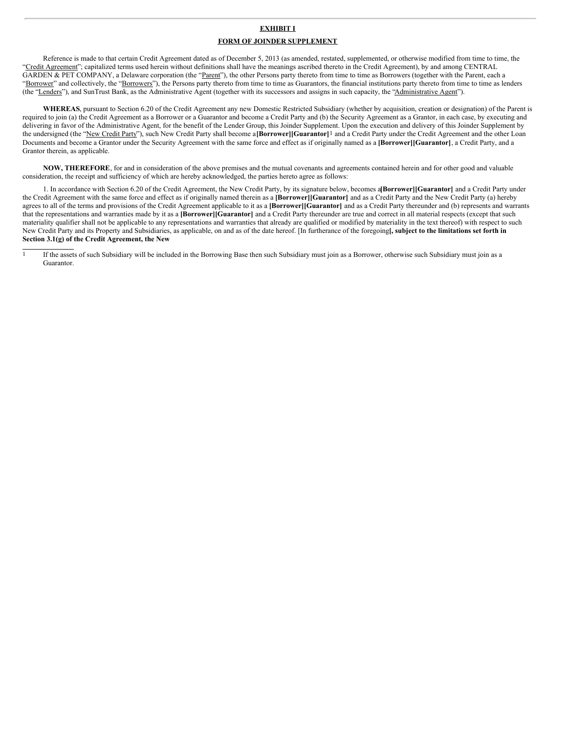**EXHIBIT I**

**FORM OF JOINDER SUPPLEMENT**

Reference is made to that certain Credit Agreement dated as of December 5, 2013 (as amended, restated, supplemented, or otherwise modified from time to time, the "Credit Agreement"; capitalized terms used herein without definitions shall have the meanings ascribed thereto in the Credit Agreement), by and among CENTRAL GARDEN & PET COMPANY, a Delaware corporation (the "Parent"), the other Persons party thereto from time to time as Borrowers (together with the Parent, each a "Borrower" and collectively, the "Borrowers"), the Persons party thereto from time to time as Guarantors, the financial institutions party thereto from time to time as lenders (the "Lenders"), and SunTrust Bank, as the Administrative Agent (together with its successors and assigns in such capacity, the "Administrative Agent").

**WHEREAS**, pursuant to Section 6.20 of the Credit Agreement any new Domestic Restricted Subsidiary (whether by acquisition, creation or designation) of the Parent is required to join (a) the Credit Agreement as a Borrower or a Guarantor and become a Credit Party and (b) the Security Agreement as a Grantor, in each case, by executing and delivering in favor of the Administrative Agent, for the benefit of the Lender Group, this Joinder Supplement. Upon the execution and delivery of this Joinder Supplement by the undersigned (the "New Credit Party"), such New Credit Party shall become a **[Borrower][Guarantor]**[1] and a Credit Party under the Credit Agreement and the other Loan Documents and become a Grantor under the Security Agreement with the same force and effect as if originally named as a **[Borrower][Guarantor]**, a Credit Party, and a Grantor therein, as applicable.

**NOW, THEREFORE**, for and in consideration of the above premises and the mutual covenants and agreements contained herein and for other good and valuable consideration, the receipt and sufficiency of which are hereby acknowledged, the parties hereto agree as follows:

1. In accordance with Section 6.20 of the Credit Agreement, the New Credit Party, by its signature below, becomes a **[Borrower][Guarantor]** and a Credit Party under the Credit Agreement with the same force and effect as if originally named therein as a **[Borrower][Guarantor]** and as a Credit Party and the New Credit Party (a) hereby agrees to all of the terms and provisions of the Credit Agreement applicable to it as a **[Borrower][Guarantor]** and as a Credit Party thereunder and (b) represents and warrants that the representations and warranties made by it as a **[Borrower][Guarantor]** and a Credit Party thereunder are true and correct in all material respects (except that such materiality qualifier shall not be applicable to any representations and warranties that already are qualified or modified by materiality in the text thereof) with respect to such New Credit Party and its Property and Subsidiaries, as applicable, on and as of the date hereof. [In furtherance of the foregoing**[, subject to the limitations set forth in Section 3.1(g) of the Credit Agreement, the New**

---

[1] If the assets of such Subsidiary will be included in the Borrowing Base then such Subsidiary must join as a Borrower, otherwise such Subsidiary must join as a Guarantor.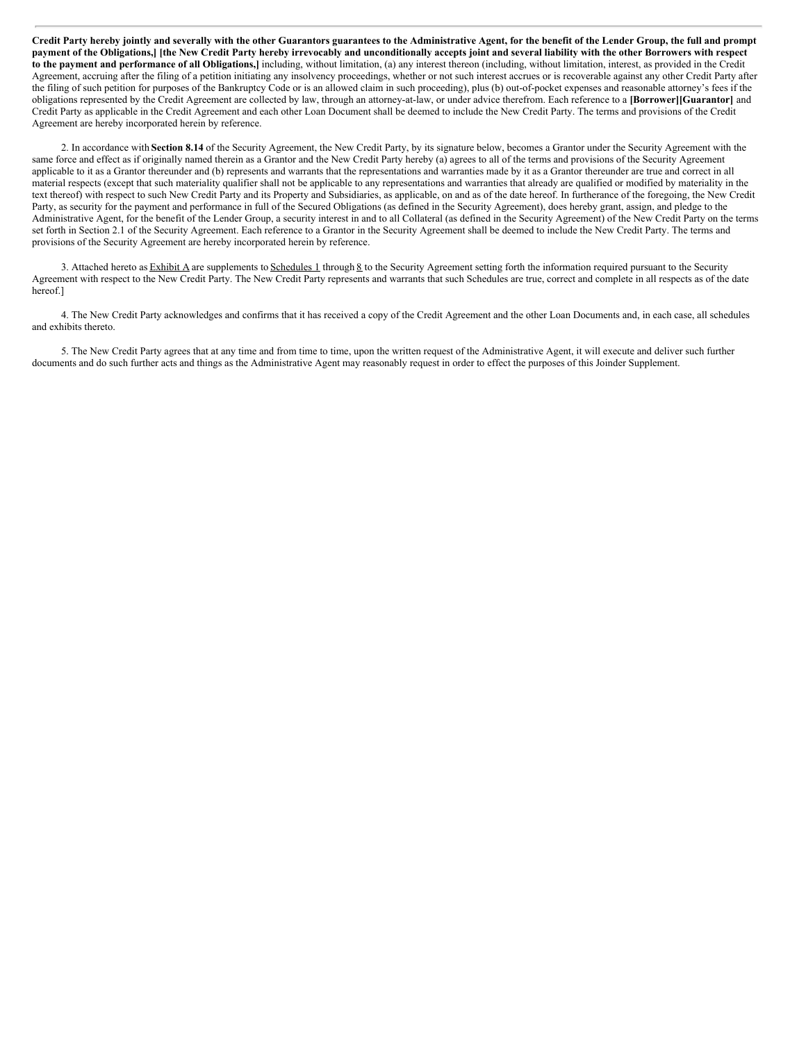**Credit Party hereby jointly and severally with the other Guarantors guarantees to the Administrative Agent, for the benefit of the Lender Group, the full and prompt payment of the Obligations,] [the New Credit Party hereby irrevocably and unconditionally accepts joint and several liability with the other Borrowers with respect to the payment and performance of all Obligations,]** including, without limitation, (a) any interest thereon (including, without limitation, interest, as provided in the Credit Agreement, accruing after the filing of a petition initiating any insolvency proceedings, whether or not such interest accrues or is recoverable against any other Credit Party after the filing of such petition for purposes of the Bankruptcy Code or is an allowed claim in such proceeding), plus (b) out-of-pocket expenses and reasonable attorney's fees if the obligations represented by the Credit Agreement are collected by law, through an attorney-at-law, or under advice therefrom. Each reference to a **[Borrower][Guarantor]** and Credit Party as applicable in the Credit Agreement and each other Loan Document shall be deemed to include the New Credit Party. The terms and provisions of the Credit Agreement are hereby incorporated herein by reference.

2. In accordance with **Section 8.14** of the Security Agreement, the New Credit Party, by its signature below, becomes a Grantor under the Security Agreement with the same force and effect as if originally named therein as a Grantor and the New Credit Party hereby (a) agrees to all of the terms and provisions of the Security Agreement applicable to it as a Grantor thereunder and (b) represents and warrants that the representations and warranties made by it as a Grantor thereunder are true and correct in all material respects (except that such materiality qualifier shall not be applicable to any representations and warranties that already are qualified or modified by materiality in the text thereof) with respect to such New Credit Party and its Property and Subsidiaries, as applicable, on and as of the date hereof. In furtherance of the foregoing, the New Credit Party, as security for the payment and performance in full of the Secured Obligations (as defined in the Security Agreement), does hereby grant, assign, and pledge to the Administrative Agent, for the benefit of the Lender Group, a security interest in and to all Collateral (as defined in the Security Agreement) of the New Credit Party on the terms set forth in Section 2.1 of the Security Agreement. Each reference to a Grantor in the Security Agreement shall be deemed to include the New Credit Party. The terms and provisions of the Security Agreement are hereby incorporated herein by reference.

3. Attached hereto as Exhibit A are supplements to Schedules 1 through 8 to the Security Agreement setting forth the information required pursuant to the Security Agreement with respect to the New Credit Party. The New Credit Party represents and warrants that such Schedules are true, correct and complete in all respects as of the date hereof.]

4. The New Credit Party acknowledges and confirms that it has received a copy of the Credit Agreement and the other Loan Documents and, in each case, all schedules and exhibits thereto.

5. The New Credit Party agrees that at any time and from time to time, upon the written request of the Administrative Agent, it will execute and deliver such further documents and do such further acts and things as the Administrative Agent may reasonably request in order to effect the purposes of this Joinder Supplement.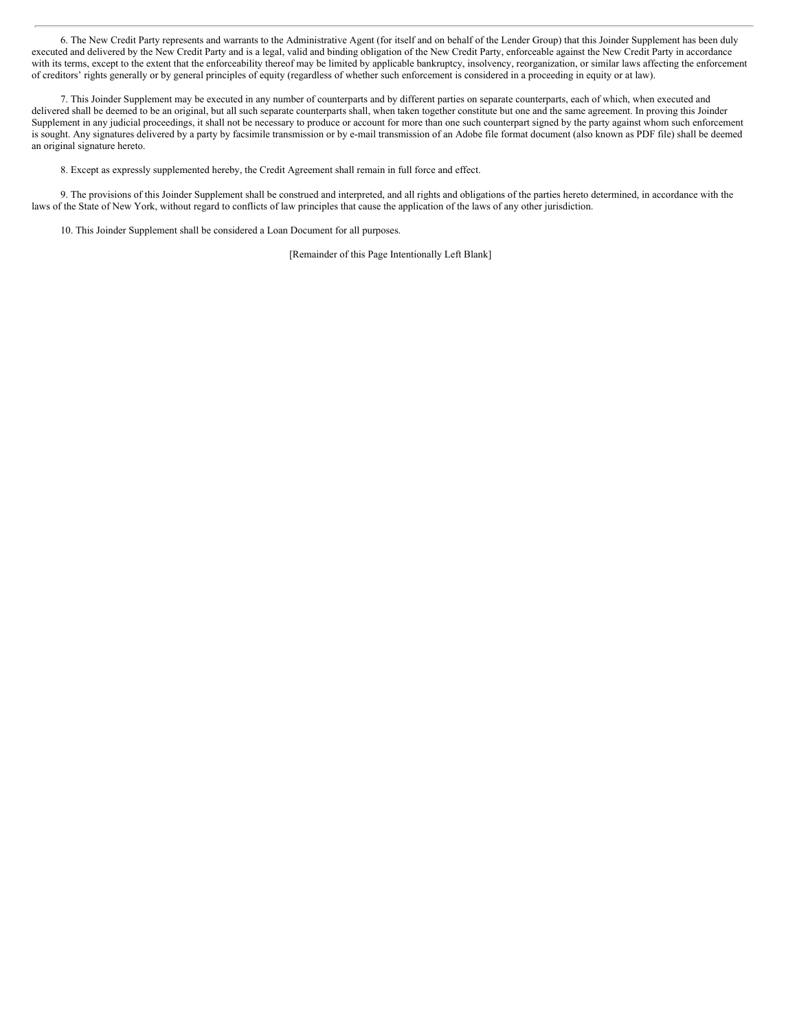6. The New Credit Party represents and warrants to the Administrative Agent (for itself and on behalf of the Lender Group) that this Joinder Supplement has been duly executed and delivered by the New Credit Party and is a legal, valid and binding obligation of the New Credit Party, enforceable against the New Credit Party in accordance with its terms, except to the extent that the enforceability thereof may be limited by applicable bankruptcy, insolvency, reorganization, or similar laws affecting the enforcement of creditors' rights generally or by general principles of equity (regardless of whether such enforcement is considered in a proceeding in equity or at law).

7. This Joinder Supplement may be executed in any number of counterparts and by different parties on separate counterparts, each of which, when executed and delivered shall be deemed to be an original, but all such separate counterparts shall, when taken together constitute but one and the same agreement. In proving this Joinder Supplement in any judicial proceedings, it shall not be necessary to produce or account for more than one such counterpart signed by the party against whom such enforcement is sought. Any signatures delivered by a party by facsimile transmission or by e-mail transmission of an Adobe file format document (also known as PDF file) shall be deemed an original signature hereto.

8. Except as expressly supplemented hereby, the Credit Agreement shall remain in full force and effect.

9. The provisions of this Joinder Supplement shall be construed and interpreted, and all rights and obligations of the parties hereto determined, in accordance with the laws of the State of New York, without regard to conflicts of law principles that cause the application of the laws of any other jurisdiction.

10. This Joinder Supplement shall be considered a Loan Document for all purposes.

[Remainder of this Page Intentionally Left Blank]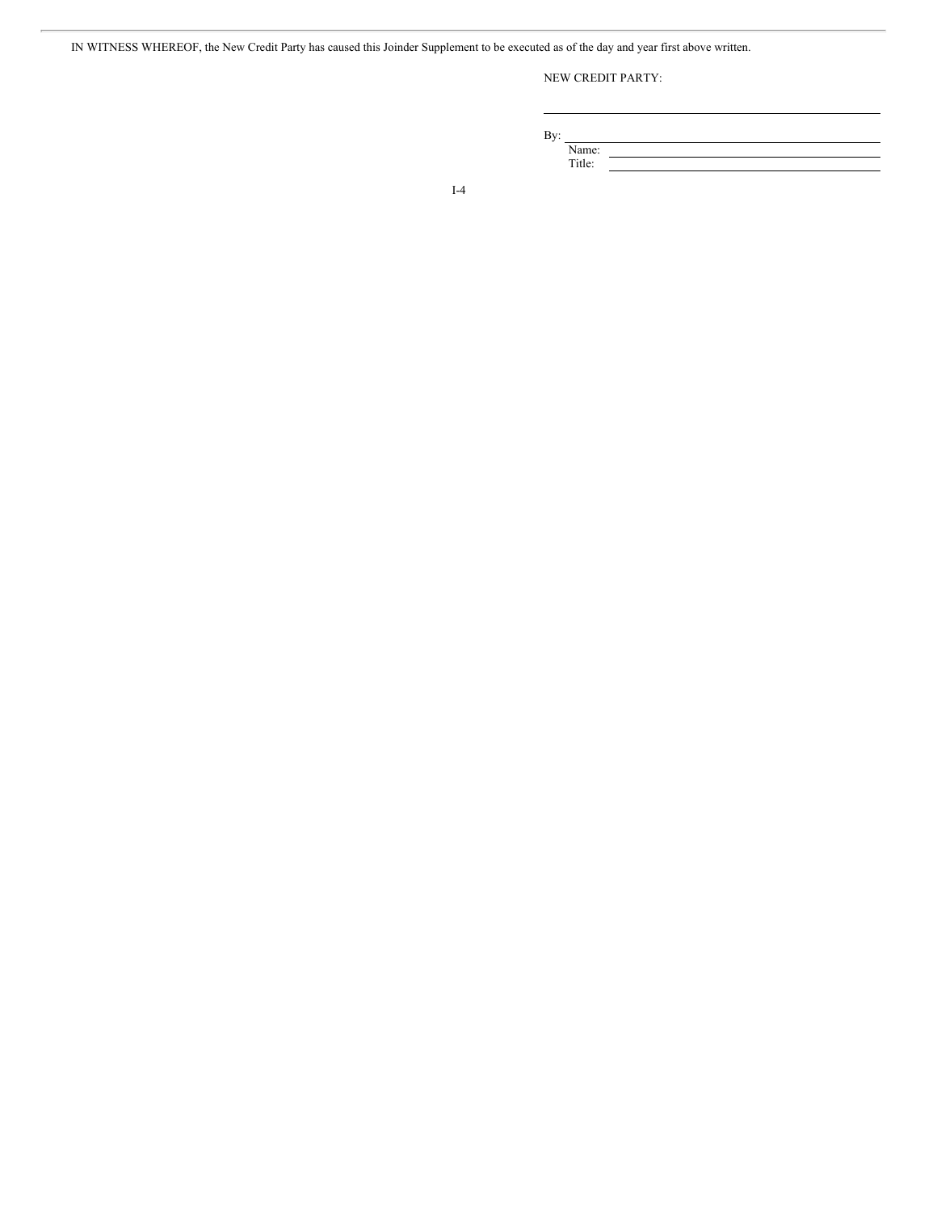IN WITNESS WHEREOF, the New Credit Party has caused this Joinder Supplement to be executed as of the day and year first above written.

NEW CREDIT PARTY:

\_\_\_\_\_\_\_\_\_\_\_\_\_\_\_\_\_\_\_\_\_\_\_\_\_\_\_\_\_\_\_\_\_\_\_\_

By: \_\_\_\_\_\_\_\_\_\_\_\_\_\_\_\_\_\_\_\_\_\_\_\_\_\_\_\_\_\_\_\_\_

Name: \_\_\_\_\_\_\_\_\_\_\_\_\_\_\_\_\_\_\_\_\_\_\_\_\_\_\_\_\_\_

Title: \_\_\_\_\_\_\_\_\_\_\_\_\_\_\_\_\_\_\_\_\_\_\_\_\_\_\_\_\_\_\_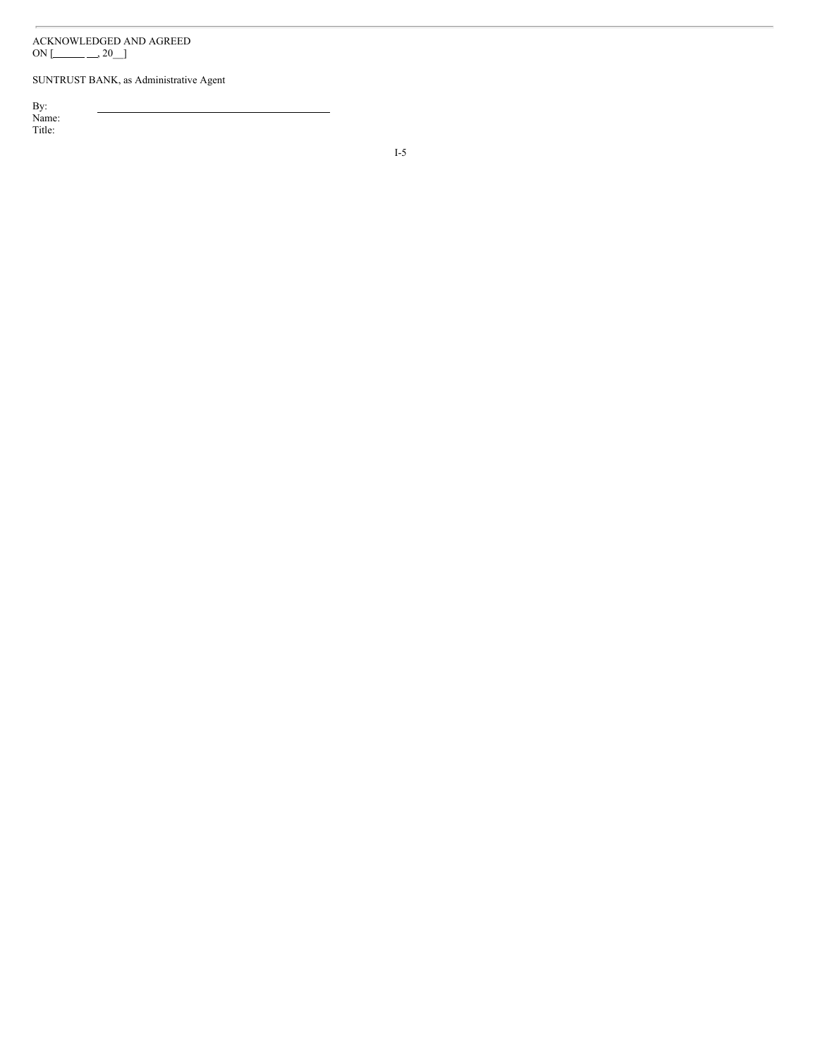ACKNOWLEDGED AND AGREED
ON [\_\_\_\_\_\_ \_\_, 20\_\_]

SUNTRUST BANK, as Administrative Agent

By: \_\_\_\_\_\_\_\_\_\_\_\_\_\_\_\_\_\_\_\_\_\_\_\_\_\_\_\_\_\_\_\_\_\_\_\_\_\_\_\_\_\_
Name:
Title: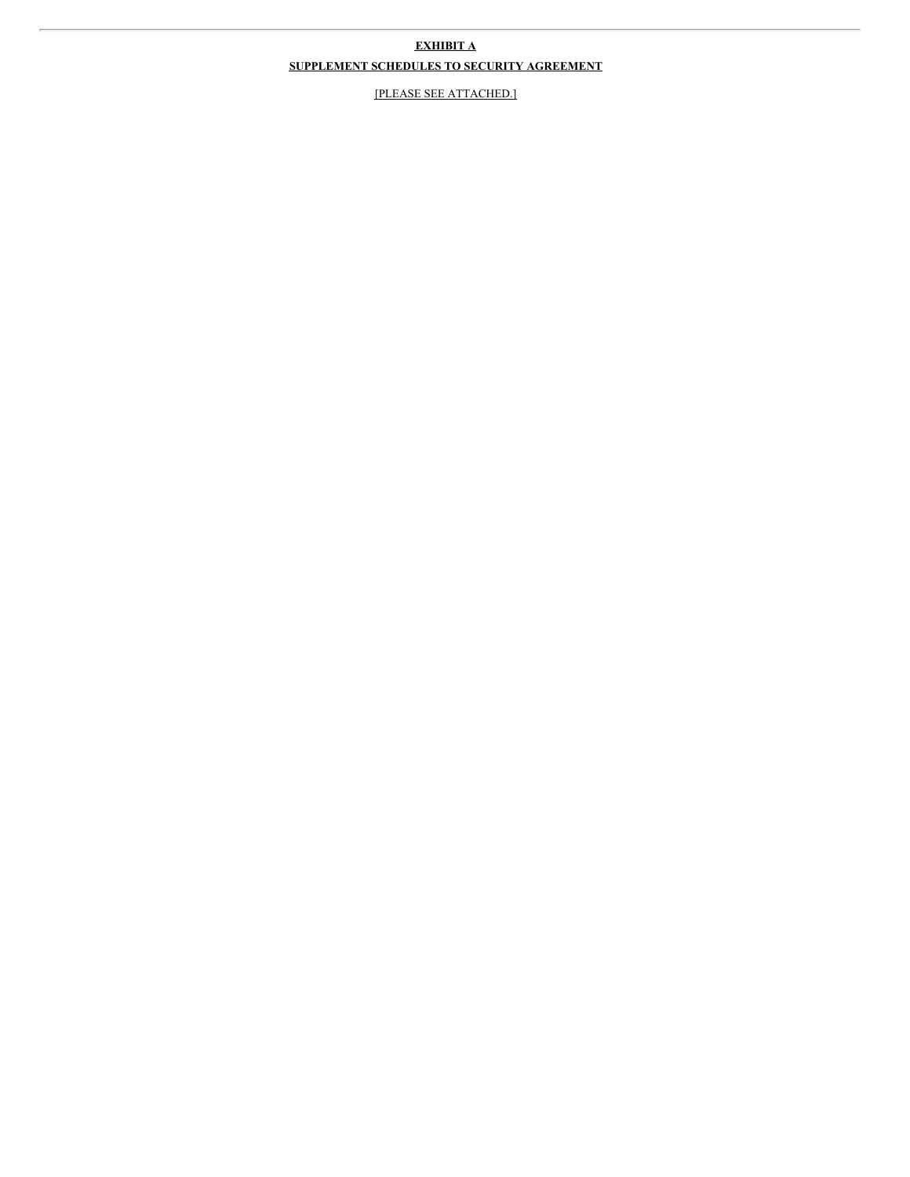**EXHIBIT A**

**SUPPLEMENT SCHEDULES TO SECURITY AGREEMENT**

[PLEASE SEE ATTACHED.]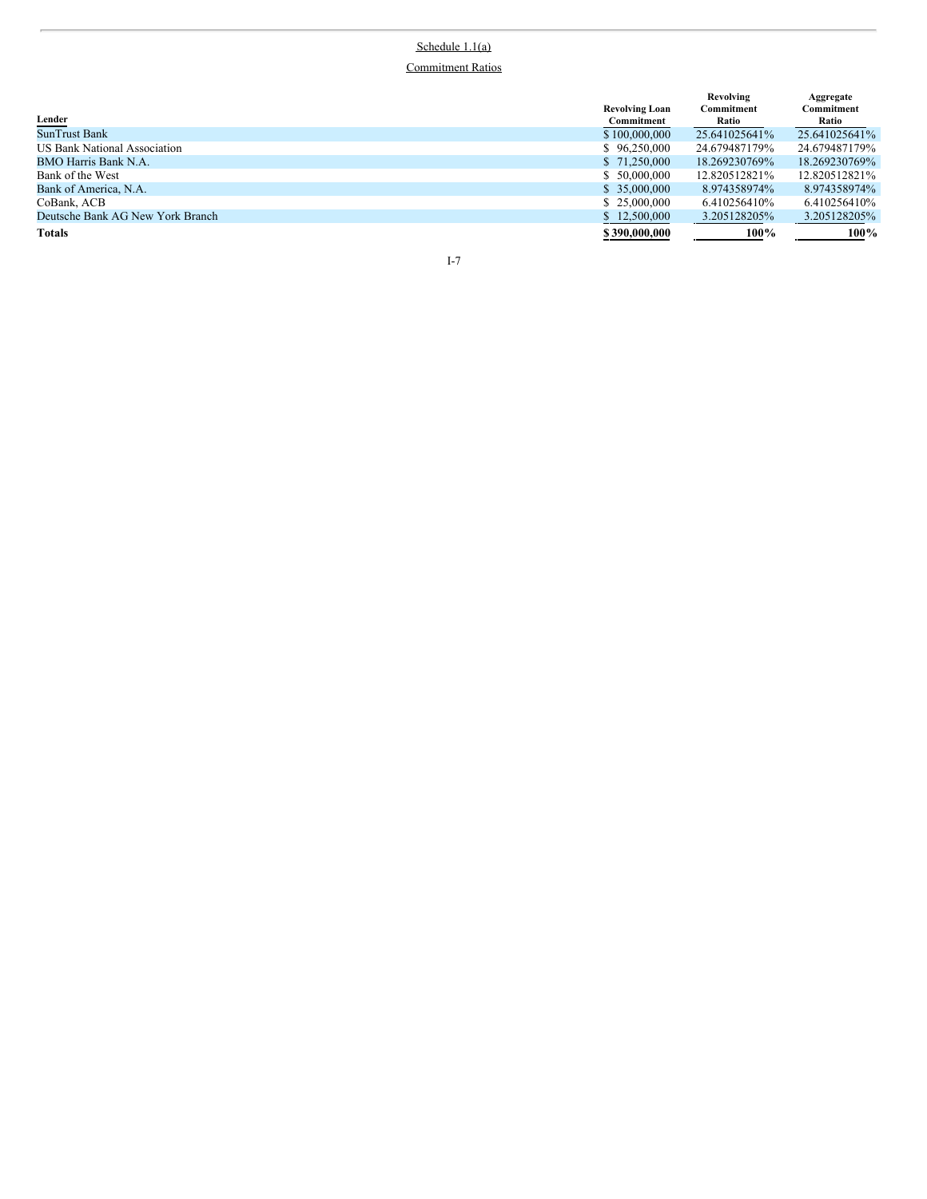Schedule 1.1(a)

Commitment Ratios

| Lender | Revolving Loan Commitment | Revolving Commitment Ratio | Aggregate Commitment Ratio |
|---|---|---|---|
| SunTrust Bank | $ 100,000,000 | 25.641025641% | 25.641025641% |
| US Bank National Association | $ 96,250,000 | 24.679487179% | 24.679487179% |
| BMO Harris Bank N.A. | $ 71,250,000 | 18.269230769% | 18.269230769% |
| Bank of the West | $ 50,000,000 | 12.820512821% | 12.820512821% |
| Bank of America, N.A. | $ 35,000,000 | 8.974358974% | 8.974358974% |
| CoBank, ACB | $ 25,000,000 | 6.410256410% | 6.410256410% |
| Deutsche Bank AG New York Branch | $ 12,500,000 | 3.205128205% | 3.205128205% |
| **Totals** | **$ 390,000,000** | **100%** | **100%** |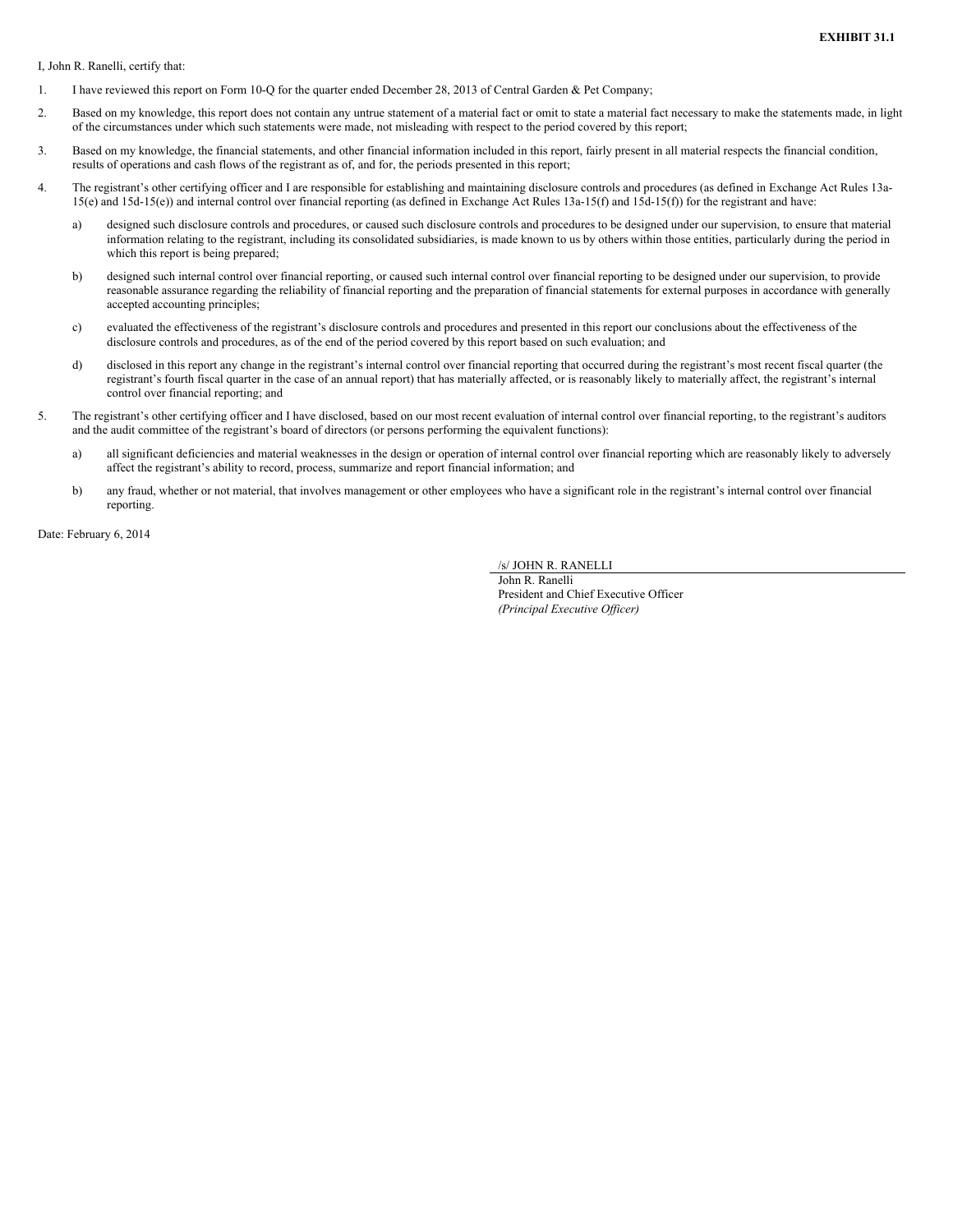**EXHIBIT 31.1**

I, John R. Ranelli, certify that:

1. I have reviewed this report on Form 10-Q for the quarter ended December 28, 2013 of Central Garden & Pet Company;

2. Based on my knowledge, this report does not contain any untrue statement of a material fact or omit to state a material fact necessary to make the statements made, in light of the circumstances under which such statements were made, not misleading with respect to the period covered by this report;

3. Based on my knowledge, the financial statements, and other financial information included in this report, fairly present in all material respects the financial condition, results of operations and cash flows of the registrant as of, and for, the periods presented in this report;

4. The registrant's other certifying officer and I are responsible for establishing and maintaining disclosure controls and procedures (as defined in Exchange Act Rules 13a-15(e) and 15d-15(e)) and internal control over financial reporting (as defined in Exchange Act Rules 13a-15(f) and 15d-15(f)) for the registrant and have:

   a) designed such disclosure controls and procedures, or caused such disclosure controls and procedures to be designed under our supervision, to ensure that material information relating to the registrant, including its consolidated subsidiaries, is made known to us by others within those entities, particularly during the period in which this report is being prepared;

   b) designed such internal control over financial reporting, or caused such internal control over financial reporting to be designed under our supervision, to provide reasonable assurance regarding the reliability of financial reporting and the preparation of financial statements for external purposes in accordance with generally accepted accounting principles;

   c) evaluated the effectiveness of the registrant's disclosure controls and procedures and presented in this report our conclusions about the effectiveness of the disclosure controls and procedures, as of the end of the period covered by this report based on such evaluation; and

   d) disclosed in this report any change in the registrant's internal control over financial reporting that occurred during the registrant's most recent fiscal quarter (the registrant's fourth fiscal quarter in the case of an annual report) that has materially affected, or is reasonably likely to materially affect, the registrant's internal control over financial reporting; and

5. The registrant's other certifying officer and I have disclosed, based on our most recent evaluation of internal control over financial reporting, to the registrant's auditors and the audit committee of the registrant's board of directors (or persons performing the equivalent functions):

   a) all significant deficiencies and material weaknesses in the design or operation of internal control over financial reporting which are reasonably likely to adversely affect the registrant's ability to record, process, summarize and report financial information; and

   b) any fraud, whether or not material, that involves management or other employees who have a significant role in the registrant's internal control over financial reporting.

Date: February 6, 2014

/s/ JOHN R. RANELLI
John R. Ranelli
President and Chief Executive Officer
*(Principal Executive Officer)*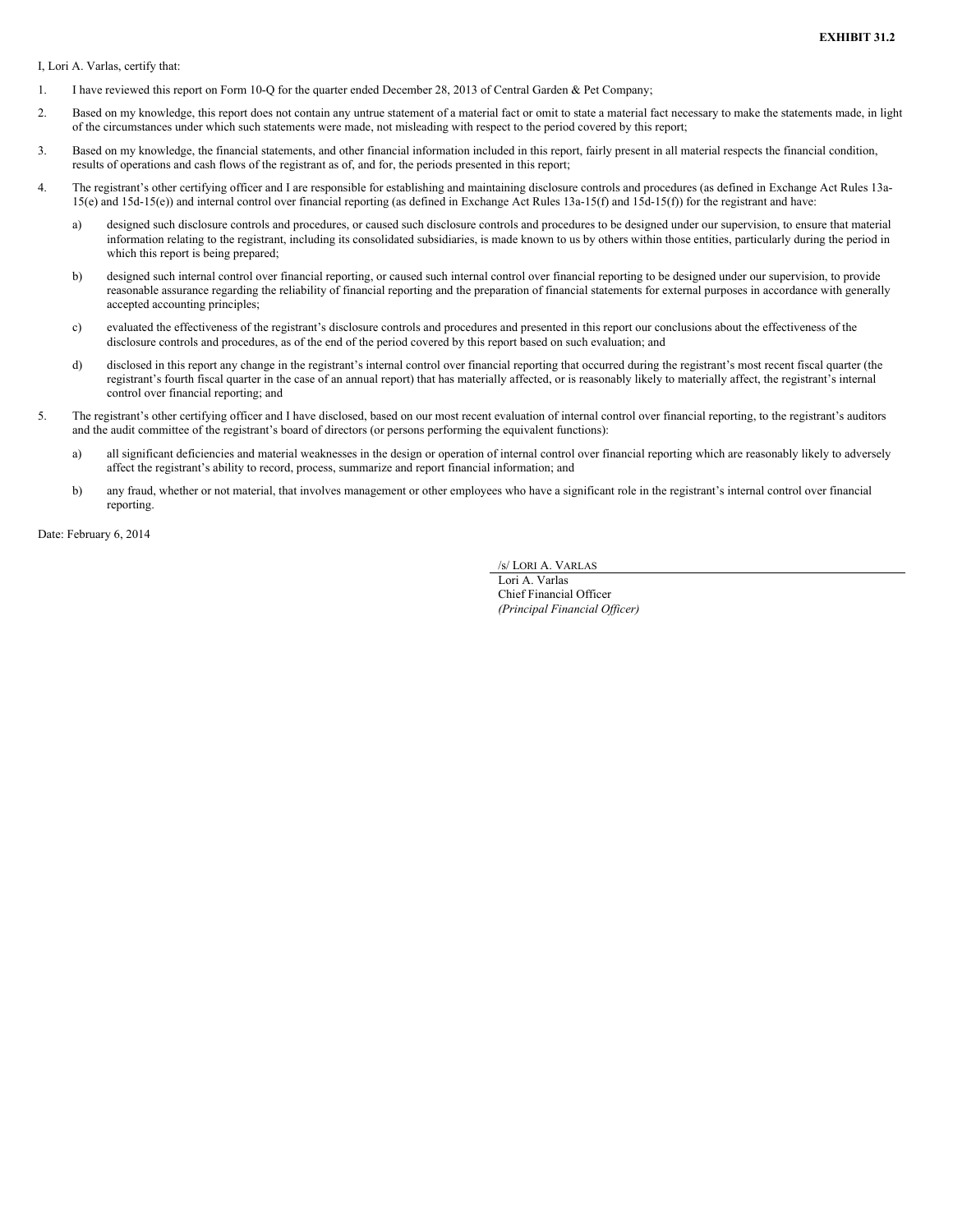**EXHIBIT 31.2**

I, Lori A. Varlas, certify that:

1. I have reviewed this report on Form 10-Q for the quarter ended December 28, 2013 of Central Garden & Pet Company;

2. Based on my knowledge, this report does not contain any untrue statement of a material fact or omit to state a material fact necessary to make the statements made, in light of the circumstances under which such statements were made, not misleading with respect to the period covered by this report;

3. Based on my knowledge, the financial statements, and other financial information included in this report, fairly present in all material respects the financial condition, results of operations and cash flows of the registrant as of, and for, the periods presented in this report;

4. The registrant's other certifying officer and I are responsible for establishing and maintaining disclosure controls and procedures (as defined in Exchange Act Rules 13a-15(e) and 15d-15(e)) and internal control over financial reporting (as defined in Exchange Act Rules 13a-15(f) and 15d-15(f)) for the registrant and have:

   a) designed such disclosure controls and procedures, or caused such disclosure controls and procedures to be designed under our supervision, to ensure that material information relating to the registrant, including its consolidated subsidiaries, is made known to us by others within those entities, particularly during the period in which this report is being prepared;

   b) designed such internal control over financial reporting, or caused such internal control over financial reporting to be designed under our supervision, to provide reasonable assurance regarding the reliability of financial reporting and the preparation of financial statements for external purposes in accordance with generally accepted accounting principles;

   c) evaluated the effectiveness of the registrant's disclosure controls and procedures and presented in this report our conclusions about the effectiveness of the disclosure controls and procedures, as of the end of the period covered by this report based on such evaluation; and

   d) disclosed in this report any change in the registrant's internal control over financial reporting that occurred during the registrant's most recent fiscal quarter (the registrant's fourth fiscal quarter in the case of an annual report) that has materially affected, or is reasonably likely to materially affect, the registrant's internal control over financial reporting; and

5. The registrant's other certifying officer and I have disclosed, based on our most recent evaluation of internal control over financial reporting, to the registrant's auditors and the audit committee of the registrant's board of directors (or persons performing the equivalent functions):

   a) all significant deficiencies and material weaknesses in the design or operation of internal control over financial reporting which are reasonably likely to adversely affect the registrant's ability to record, process, summarize and report financial information; and

   b) any fraud, whether or not material, that involves management or other employees who have a significant role in the registrant's internal control over financial reporting.

Date: February 6, 2014

/s/ LORI A. VARLAS
Lori A. Varlas
Chief Financial Officer
*(Principal Financial Officer)*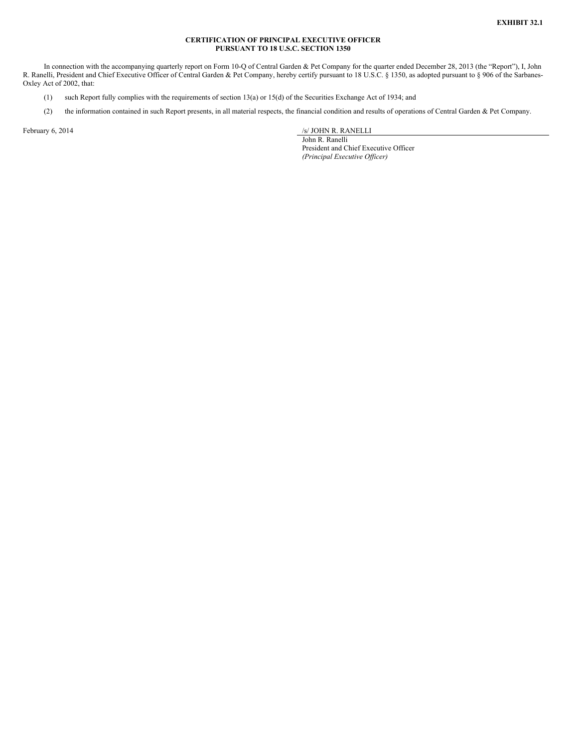**EXHIBIT 32.1**

**CERTIFICATION OF PRINCIPAL EXECUTIVE OFFICER**
**PURSUANT TO 18 U.S.C. SECTION 1350**

In connection with the accompanying quarterly report on Form 10-Q of Central Garden & Pet Company for the quarter ended December 28, 2013 (the "Report"), I, John R. Ranelli, President and Chief Executive Officer of Central Garden & Pet Company, hereby certify pursuant to 18 U.S.C. § 1350, as adopted pursuant to § 906 of the Sarbanes-Oxley Act of 2002, that:

(1) such Report fully complies with the requirements of section 13(a) or 15(d) of the Securities Exchange Act of 1934; and

(2) the information contained in such Report presents, in all material respects, the financial condition and results of operations of Central Garden & Pet Company.

February 6, 2014

/s/ JOHN R. RANELLI
John R. Ranelli
President and Chief Executive Officer
*(Principal Executive Officer)*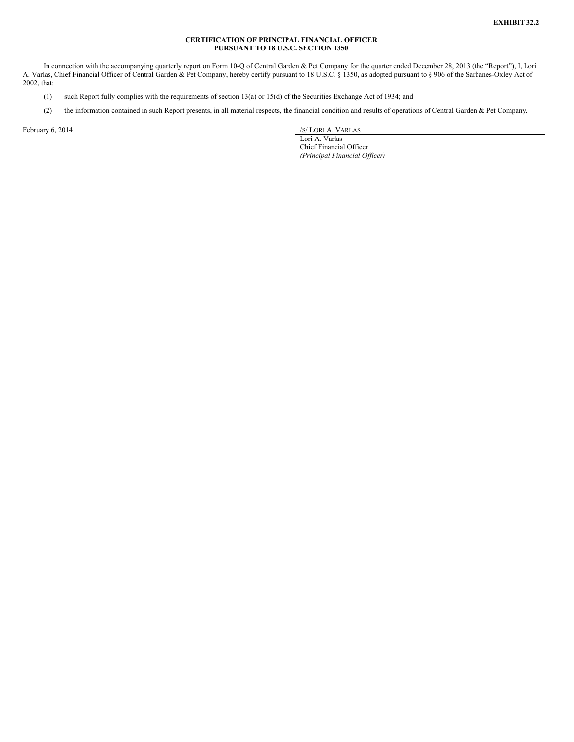**EXHIBIT 32.2**

**CERTIFICATION OF PRINCIPAL FINANCIAL OFFICER**
**PURSUANT TO 18 U.S.C. SECTION 1350**

In connection with the accompanying quarterly report on Form 10-Q of Central Garden & Pet Company for the quarter ended December 28, 2013 (the "Report"), I, Lori A. Varlas, Chief Financial Officer of Central Garden & Pet Company, hereby certify pursuant to 18 U.S.C. § 1350, as adopted pursuant to § 906 of the Sarbanes-Oxley Act of 2002, that:

(1) such Report fully complies with the requirements of section 13(a) or 15(d) of the Securities Exchange Act of 1934; and

(2) the information contained in such Report presents, in all material respects, the financial condition and results of operations of Central Garden & Pet Company.

February 6, 2014

/S/ LORI A. VARLAS
Lori A. Varlas
Chief Financial Officer
*(Principal Financial Officer)*